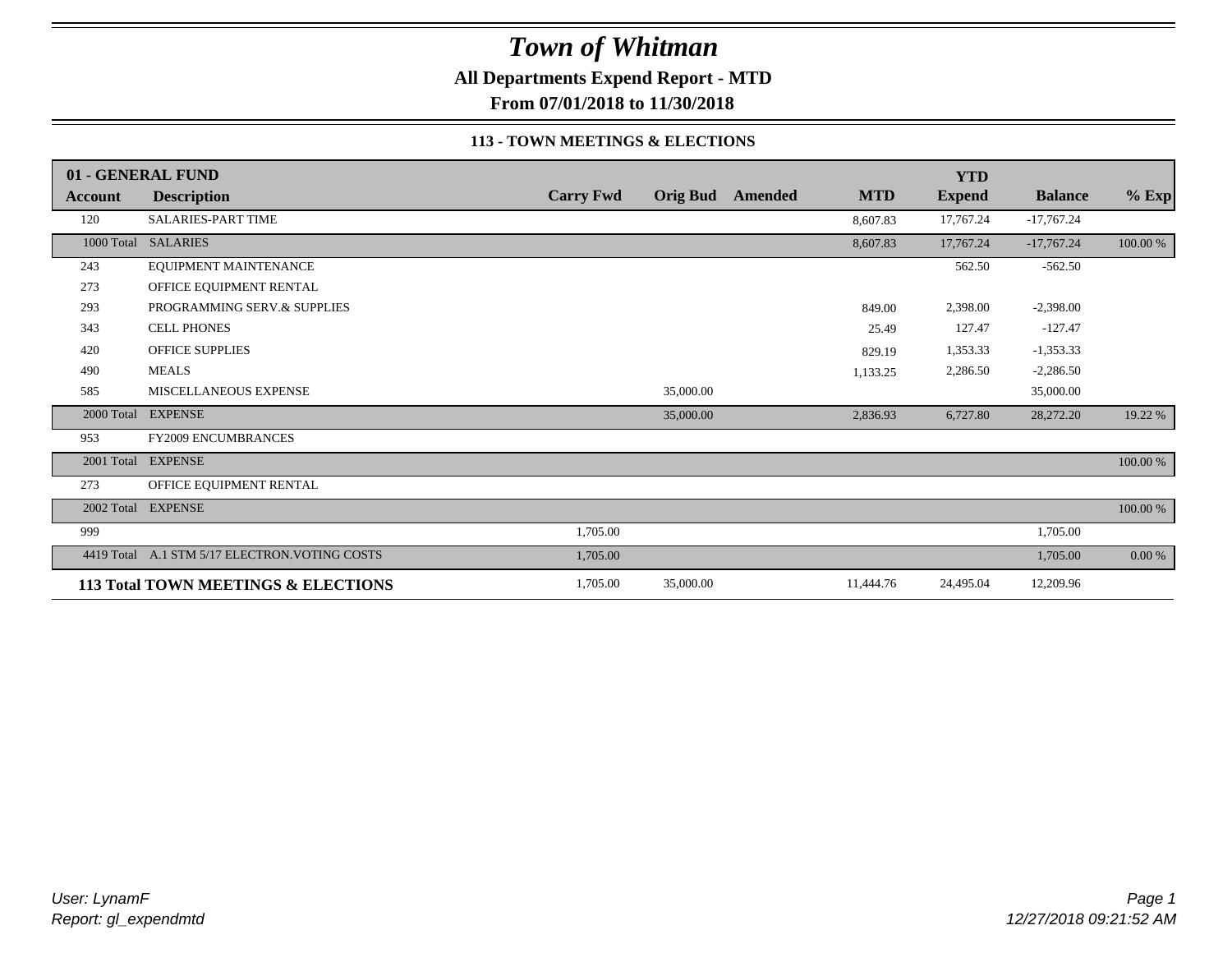# *Town of Whitman*

**All Departments Expend Report - MTD**

**From 07/01/2018 to 11/30/2018**

**113 - TOWN MEETINGS & ELECTIONS**

| **01 - GENERAL FUND** | | | | | | | | |
|---|---|---|---|---|---|---|---|---|
| **Account** | **Description** | **Carry Fwd** | **Orig Bud** | **Amended** | **MTD** | **YTD Expend** | **Balance** | **% Exp** |
| 120 | SALARIES-PART TIME | | | | 8,607.83 | 17,767.24 | -17,767.24 | |
| 1000 Total | SALARIES | | | | 8,607.83 | 17,767.24 | -17,767.24 | 100.00 % |
| 243 | EQUIPMENT MAINTENANCE | | | | | 562.50 | -562.50 | |
| 273 | OFFICE EQUIPMENT RENTAL | | | | | | | |
| 293 | PROGRAMMING SERV.& SUPPLIES | | | | 849.00 | 2,398.00 | -2,398.00 | |
| 343 | CELL PHONES | | | | 25.49 | 127.47 | -127.47 | |
| 420 | OFFICE SUPPLIES | | | | 829.19 | 1,353.33 | -1,353.33 | |
| 490 | MEALS | | | | 1,133.25 | 2,286.50 | -2,286.50 | |
| 585 | MISCELLANEOUS EXPENSE | | 35,000.00 | | | | 35,000.00 | |
| 2000 Total | EXPENSE | | 35,000.00 | | 2,836.93 | 6,727.80 | 28,272.20 | 19.22 % |
| 953 | FY2009 ENCUMBRANCES | | | | | | | |
| 2001 Total | EXPENSE | | | | | | | 100.00 % |
| 273 | OFFICE EQUIPMENT RENTAL | | | | | | | |
| 2002 Total | EXPENSE | | | | | | | 100.00 % |
| 999 | | 1,705.00 | | | | | 1,705.00 | |
| 4419 Total | A.1 STM 5/17 ELECTRON.VOTING COSTS | 1,705.00 | | | | | 1,705.00 | 0.00 % |
| **113 Total** | **TOWN MEETINGS & ELECTIONS** | 1,705.00 | 35,000.00 | | 11,444.76 | 24,495.04 | 12,209.96 | |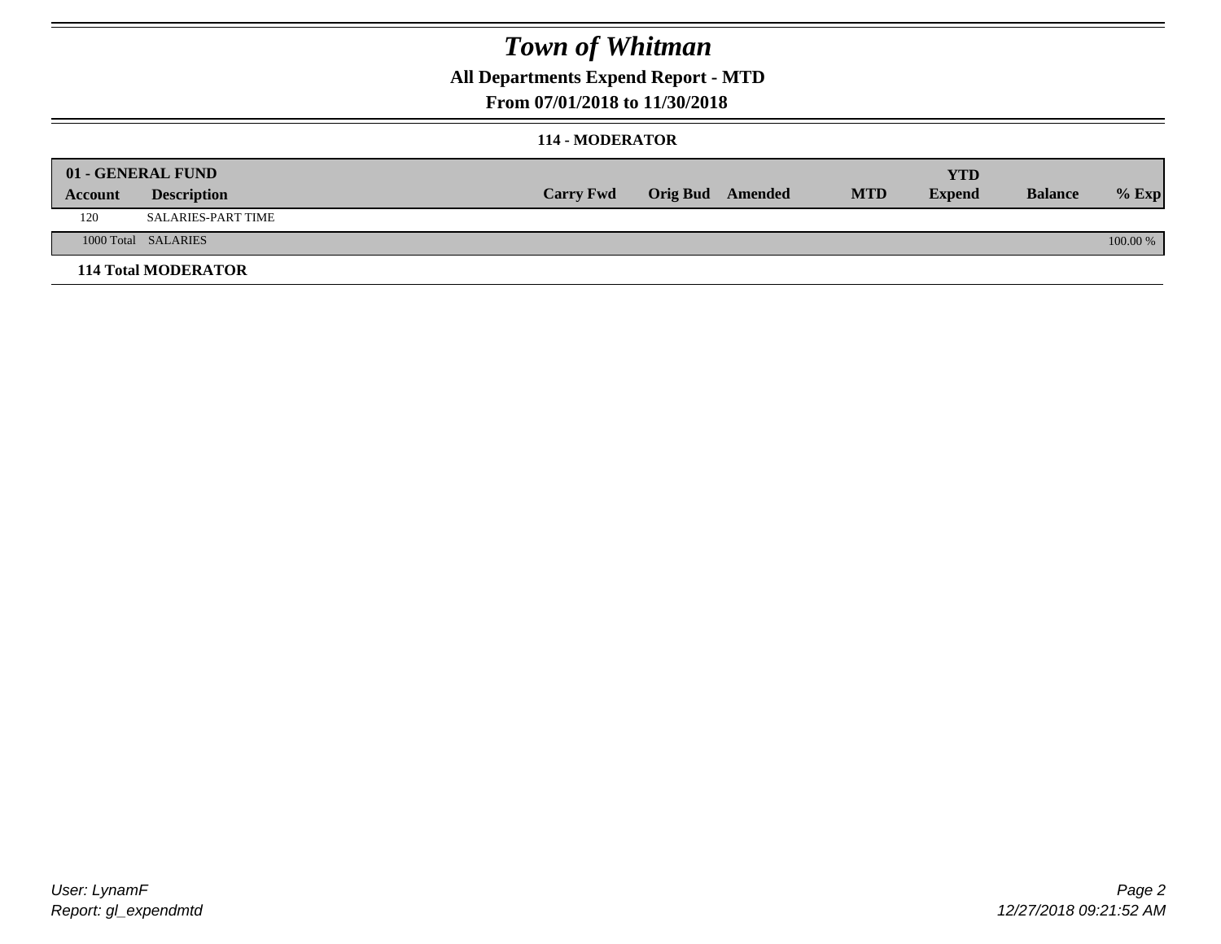# Town of Whitman

## All Departments Expend Report - MTD

### From 07/01/2018 to 11/30/2018

#### 114 - MODERATOR

| 01 - GENERAL FUND | | | | | | YTD | | |
|---|---|---|---|---|---|---|---|---|
| **Account** | **Description** | **Carry Fwd** | **Orig Bud** | **Amended** | **MTD** | **Expend** | **Balance** | **% Exp** |
| 120 | SALARIES-PART TIME | | | | | | | |
| 1000 Total | SALARIES | | | | | | | 100.00 % |

**114 Total MODERATOR**

User: LynamF
Report: gl_expendmtd

12/27/2018 09:21:52 AM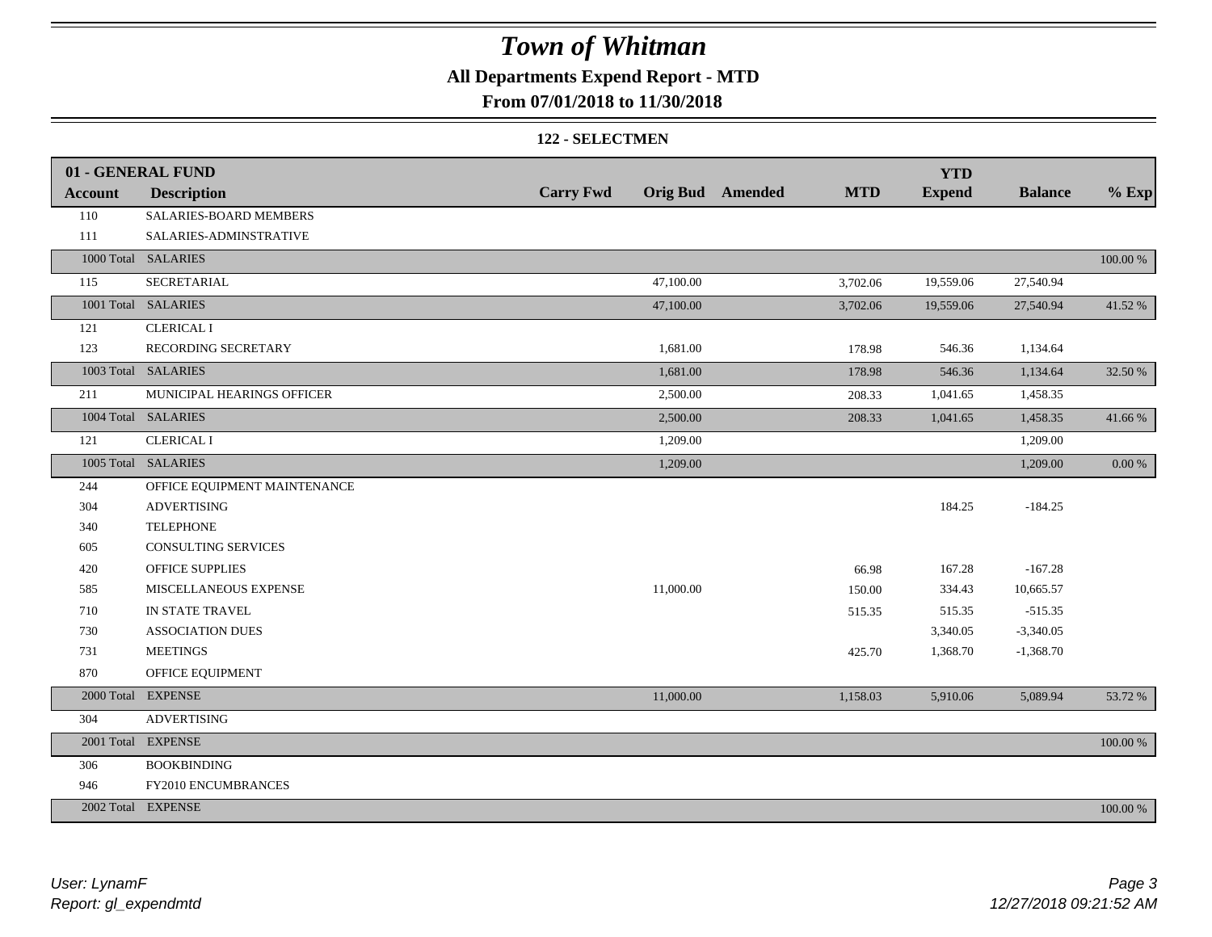# Town of Whitman

## All Departments Expend Report - MTD

### From 07/01/2018 to 11/30/2018

#### 122 - SELECTMEN

| 01 - GENERAL FUND Account | Description | Carry Fwd | Orig Bud | Amended | MTD | YTD Expend | Balance | % Exp |
|---|---|---|---|---|---|---|---|---|
| 110 | SALARIES-BOARD MEMBERS | | | | | | | |
| 111 | SALARIES-ADMINSTRATIVE | | | | | | | |
| 1000 Total | SALARIES | | | | | | | 100.00 % |
| 115 | SECRETARIAL | | 47,100.00 | | 3,702.06 | 19,559.06 | 27,540.94 | |
| 1001 Total | SALARIES | | 47,100.00 | | 3,702.06 | 19,559.06 | 27,540.94 | 41.52 % |
| 121 | CLERICAL I | | | | | | | |
| 123 | RECORDING SECRETARY | | 1,681.00 | | 178.98 | 546.36 | 1,134.64 | |
| 1003 Total | SALARIES | | 1,681.00 | | 178.98 | 546.36 | 1,134.64 | 32.50 % |
| 211 | MUNICIPAL HEARINGS OFFICER | | 2,500.00 | | 208.33 | 1,041.65 | 1,458.35 | |
| 1004 Total | SALARIES | | 2,500.00 | | 208.33 | 1,041.65 | 1,458.35 | 41.66 % |
| 121 | CLERICAL I | | 1,209.00 | | | | 1,209.00 | |
| 1005 Total | SALARIES | | 1,209.00 | | | | 1,209.00 | 0.00 % |
| 244 | OFFICE EQUIPMENT MAINTENANCE | | | | | | | |
| 304 | ADVERTISING | | | | | 184.25 | -184.25 | |
| 340 | TELEPHONE | | | | | | | |
| 605 | CONSULTING SERVICES | | | | | | | |
| 420 | OFFICE SUPPLIES | | | | 66.98 | 167.28 | -167.28 | |
| 585 | MISCELLANEOUS EXPENSE | | 11,000.00 | | 150.00 | 334.43 | 10,665.57 | |
| 710 | IN STATE TRAVEL | | | | 515.35 | 515.35 | -515.35 | |
| 730 | ASSOCIATION DUES | | | | | 3,340.05 | -3,340.05 | |
| 731 | MEETINGS | | | | 425.70 | 1,368.70 | -1,368.70 | |
| 870 | OFFICE EQUIPMENT | | | | | | | |
| 2000 Total | EXPENSE | | 11,000.00 | | 1,158.03 | 5,910.06 | 5,089.94 | 53.72 % |
| 304 | ADVERTISING | | | | | | | |
| 2001 Total | EXPENSE | | | | | | | 100.00 % |
| 306 | BOOKBINDING | | | | | | | |
| 946 | FY2010 ENCUMBRANCES | | | | | | | |
| 2002 Total | EXPENSE | | | | | | | 100.00 % |

User: LynamF
Report: gl_expendmtd

12/27/2018 09:21:52 AM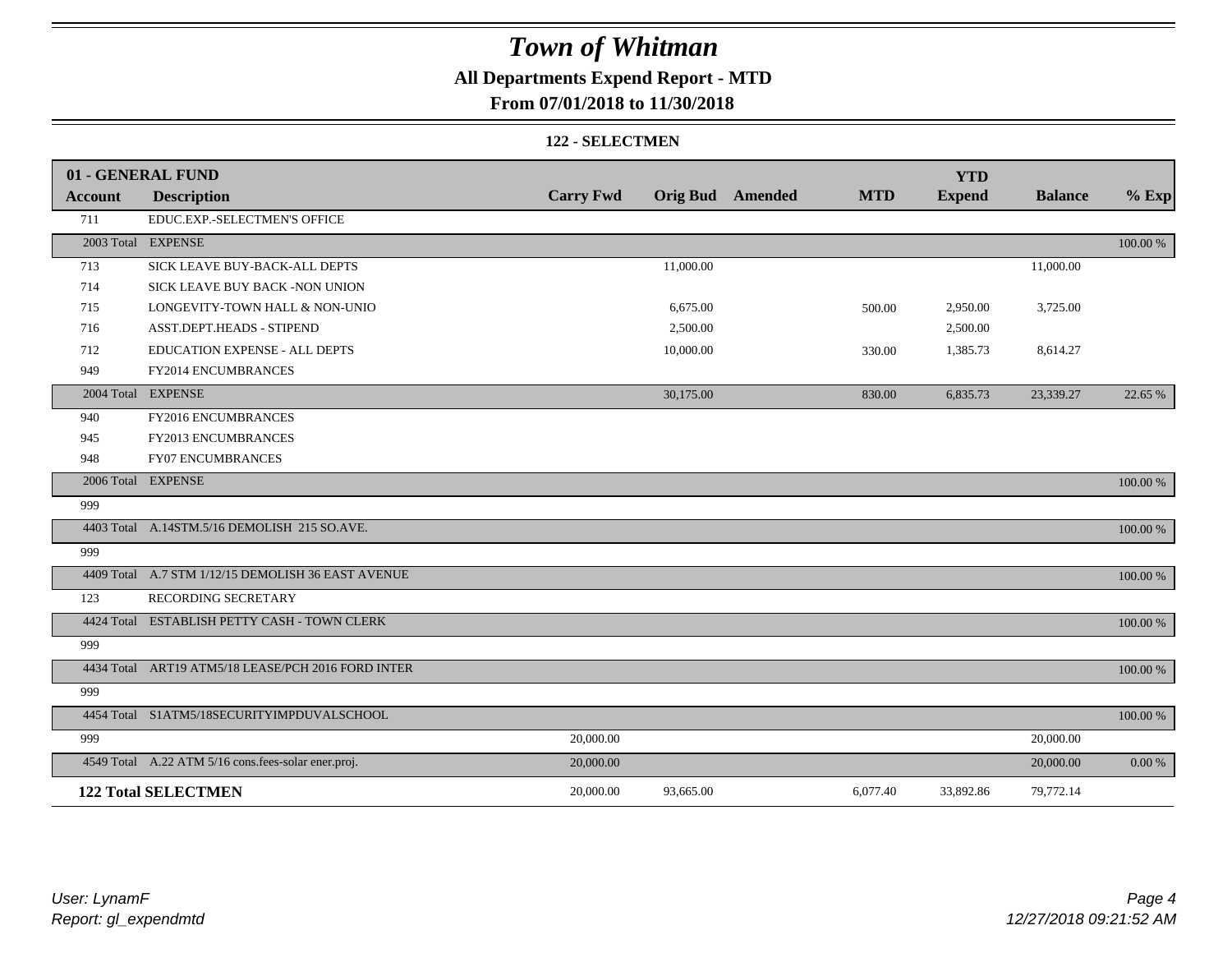# Town of Whitman

## All Departments Expend Report - MTD

### From 07/01/2018 to 11/30/2018

#### 122 - SELECTMEN

| 01 - GENERAL FUND | | | | | | YTD | | |
|---|---|---|---|---|---|---|---|---|
| **Account** | **Description** | **Carry Fwd** | **Orig Bud** | **Amended** | **MTD** | **Expend** | **Balance** | **% Exp** |
| 711 | EDUC.EXP.-SELECTMEN'S OFFICE | | | | | | | |
| 2003 Total | EXPENSE | | | | | | | 100.00 % |
| 713 | SICK LEAVE BUY-BACK-ALL DEPTS | | 11,000.00 | | | | 11,000.00 | |
| 714 | SICK LEAVE BUY BACK -NON UNION | | | | | | | |
| 715 | LONGEVITY-TOWN HALL & NON-UNIO | | 6,675.00 | | 500.00 | 2,950.00 | 3,725.00 | |
| 716 | ASST.DEPT.HEADS - STIPEND | | 2,500.00 | | | 2,500.00 | | |
| 712 | EDUCATION EXPENSE - ALL DEPTS | | 10,000.00 | | 330.00 | 1,385.73 | 8,614.27 | |
| 949 | FY2014 ENCUMBRANCES | | | | | | | |
| 2004 Total | EXPENSE | | 30,175.00 | | 830.00 | 6,835.73 | 23,339.27 | 22.65 % |
| 940 | FY2016 ENCUMBRANCES | | | | | | | |
| 945 | FY2013 ENCUMBRANCES | | | | | | | |
| 948 | FY07 ENCUMBRANCES | | | | | | | |
| 2006 Total | EXPENSE | | | | | | | 100.00 % |
| 999 | | | | | | | | |
| 4403 Total | A.14STM.5/16 DEMOLISH 215 SO.AVE. | | | | | | | 100.00 % |
| 999 | | | | | | | | |
| 4409 Total | A.7 STM 1/12/15 DEMOLISH 36 EAST AVENUE | | | | | | | 100.00 % |
| 123 | RECORDING SECRETARY | | | | | | | |
| 4424 Total | ESTABLISH PETTY CASH - TOWN CLERK | | | | | | | 100.00 % |
| 999 | | | | | | | | |
| 4434 Total | ART19 ATM5/18 LEASE/PCH 2016 FORD INTER | | | | | | | 100.00 % |
| 999 | | | | | | | | |
| 4454 Total | S1ATM5/18SECURITYIMPDUVALSCHOOL | | | | | | | 100.00 % |
| 999 | | 20,000.00 | | | | | 20,000.00 | |
| 4549 Total | A.22 ATM 5/16 cons.fees-solar ener.proj. | 20,000.00 | | | | | 20,000.00 | 0.00 % |
| **122 Total SELECTMEN** | | 20,000.00 | 93,665.00 | | 6,077.40 | 33,892.86 | 79,772.14 | |

User: LynamF
Report: gl_expendmtd

12/27/2018 09:21:52 AM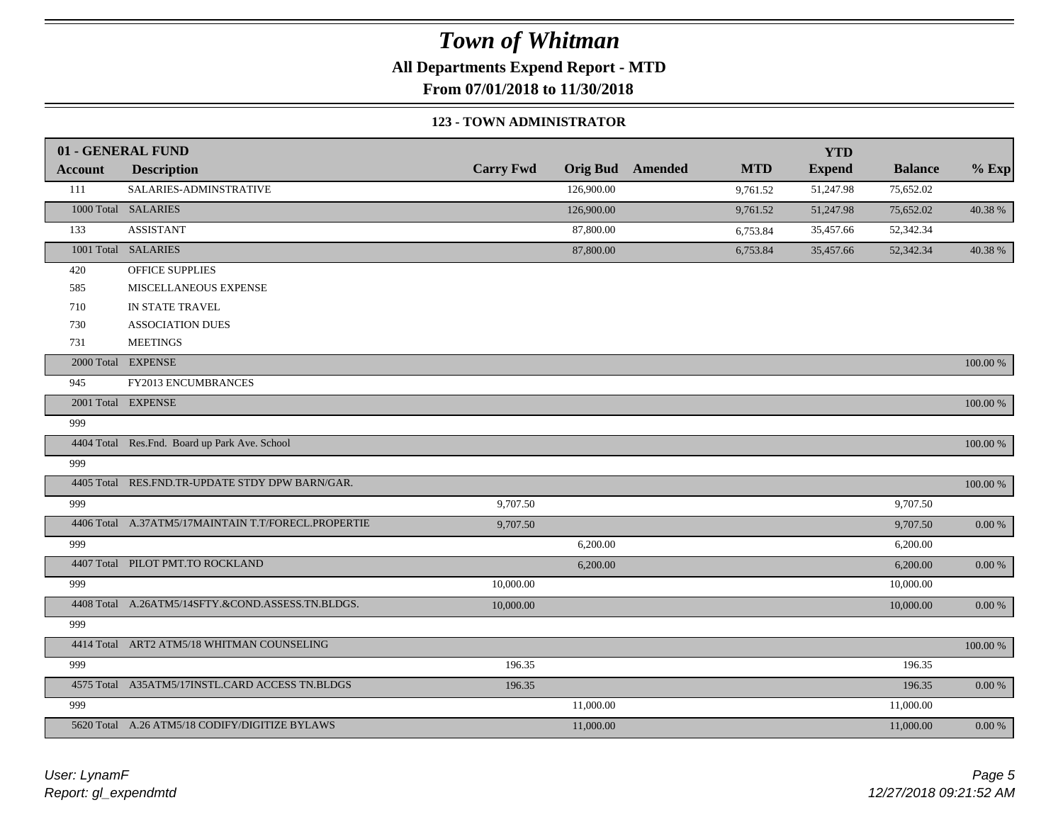# Town of Whitman

**All Departments Expend Report - MTD**

**From 07/01/2018 to 11/30/2018**

### 123 - TOWN ADMINISTRATOR

| 01 - GENERAL FUND | | | | | | YTD | | |
|---|---|---|---|---|---|---|---|---|
| **Account** | **Description** | **Carry Fwd** | **Orig Bud** | **Amended** | **MTD** | **Expend** | **Balance** | **% Exp** |
| 111 | SALARIES-ADMINSTRATIVE | | 126,900.00 | | 9,761.52 | 51,247.98 | 75,652.02 | |
| 1000 Total | SALARIES | | 126,900.00 | | 9,761.52 | 51,247.98 | 75,652.02 | 40.38 % |
| 133 | ASSISTANT | | 87,800.00 | | 6,753.84 | 35,457.66 | 52,342.34 | |
| 1001 Total | SALARIES | | 87,800.00 | | 6,753.84 | 35,457.66 | 52,342.34 | 40.38 % |
| 420 | OFFICE SUPPLIES | | | | | | | |
| 585 | MISCELLANEOUS EXPENSE | | | | | | | |
| 710 | IN STATE TRAVEL | | | | | | | |
| 730 | ASSOCIATION DUES | | | | | | | |
| 731 | MEETINGS | | | | | | | |
| 2000 Total | EXPENSE | | | | | | | 100.00 % |
| 945 | FY2013 ENCUMBRANCES | | | | | | | |
| 2001 Total | EXPENSE | | | | | | | 100.00 % |
| 999 | | | | | | | | |
| 4404 Total | Res.Fnd. Board up Park Ave. School | | | | | | | 100.00 % |
| 999 | | | | | | | | |
| 4405 Total | RES.FND.TR-UPDATE STDY DPW BARN/GAR. | | | | | | | 100.00 % |
| 999 | | 9,707.50 | | | | | 9,707.50 | |
| 4406 Total | A.37ATM5/17MAINTAIN T.T/FORECL.PROPERTIE | 9,707.50 | | | | | 9,707.50 | 0.00 % |
| 999 | | | 6,200.00 | | | | 6,200.00 | |
| 4407 Total | PILOT PMT.TO ROCKLAND | | 6,200.00 | | | | 6,200.00 | 0.00 % |
| 999 | | 10,000.00 | | | | | 10,000.00 | |
| 4408 Total | A.26ATM5/14SFTY.&COND.ASSESS.TN.BLDGS. | 10,000.00 | | | | | 10,000.00 | 0.00 % |
| 999 | | | | | | | | |
| 4414 Total | ART2 ATM5/18 WHITMAN COUNSELING | | | | | | | 100.00 % |
| 999 | | 196.35 | | | | | 196.35 | |
| 4575 Total | A35ATM5/17INSTL.CARD ACCESS TN.BLDGS | 196.35 | | | | | 196.35 | 0.00 % |
| 999 | | | 11,000.00 | | | | 11,000.00 | |
| 5620 Total | A.26 ATM5/18 CODIFY/DIGITIZE BYLAWS | | 11,000.00 | | | | 11,000.00 | 0.00 % |

*User: LynamF*
*Report: gl_expendmtd*

*12/27/2018 09:21:52 AM*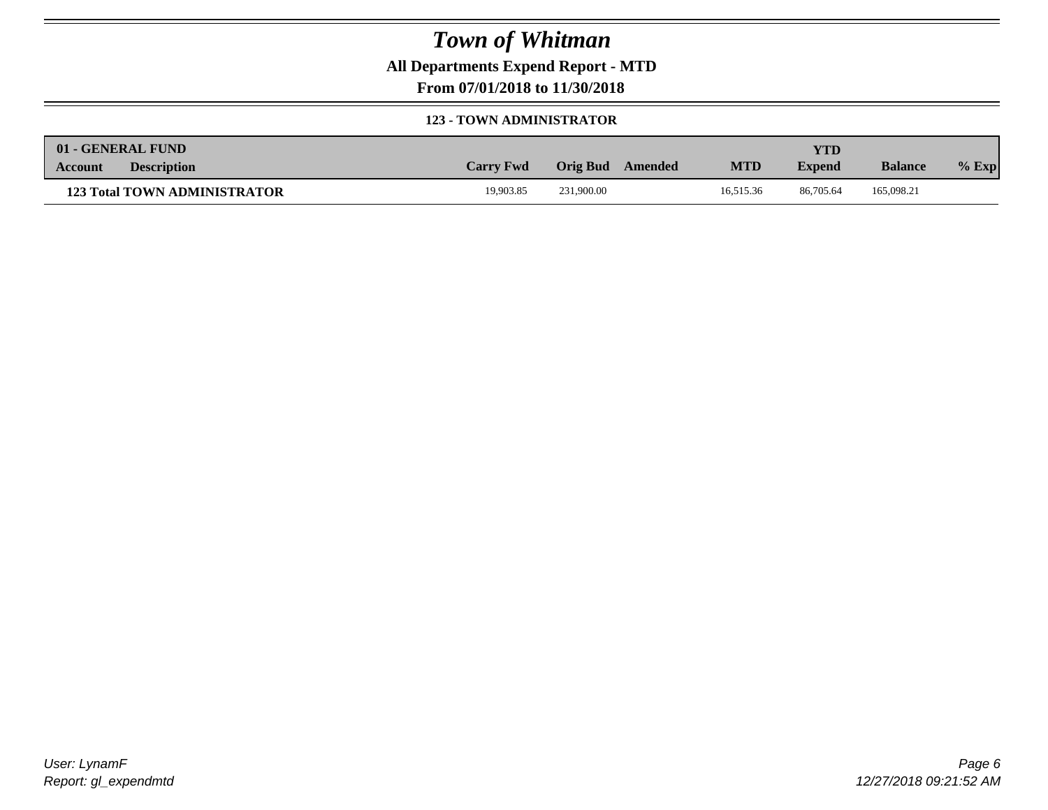# Town of Whitman

**All Departments Expend Report - MTD**

**From 07/01/2018 to 11/30/2018**

**123 - TOWN ADMINISTRATOR**

| 01 - GENERAL FUND Account | Description | Carry Fwd | Orig Bud | Amended | MTD | YTD Expend | Balance | % Exp |
|---|---|---|---|---|---|---|---|---|
| **123 Total TOWN ADMINISTRATOR** | | 19,903.85 | 231,900.00 | | 16,515.36 | 86,705.64 | 165,098.21 | |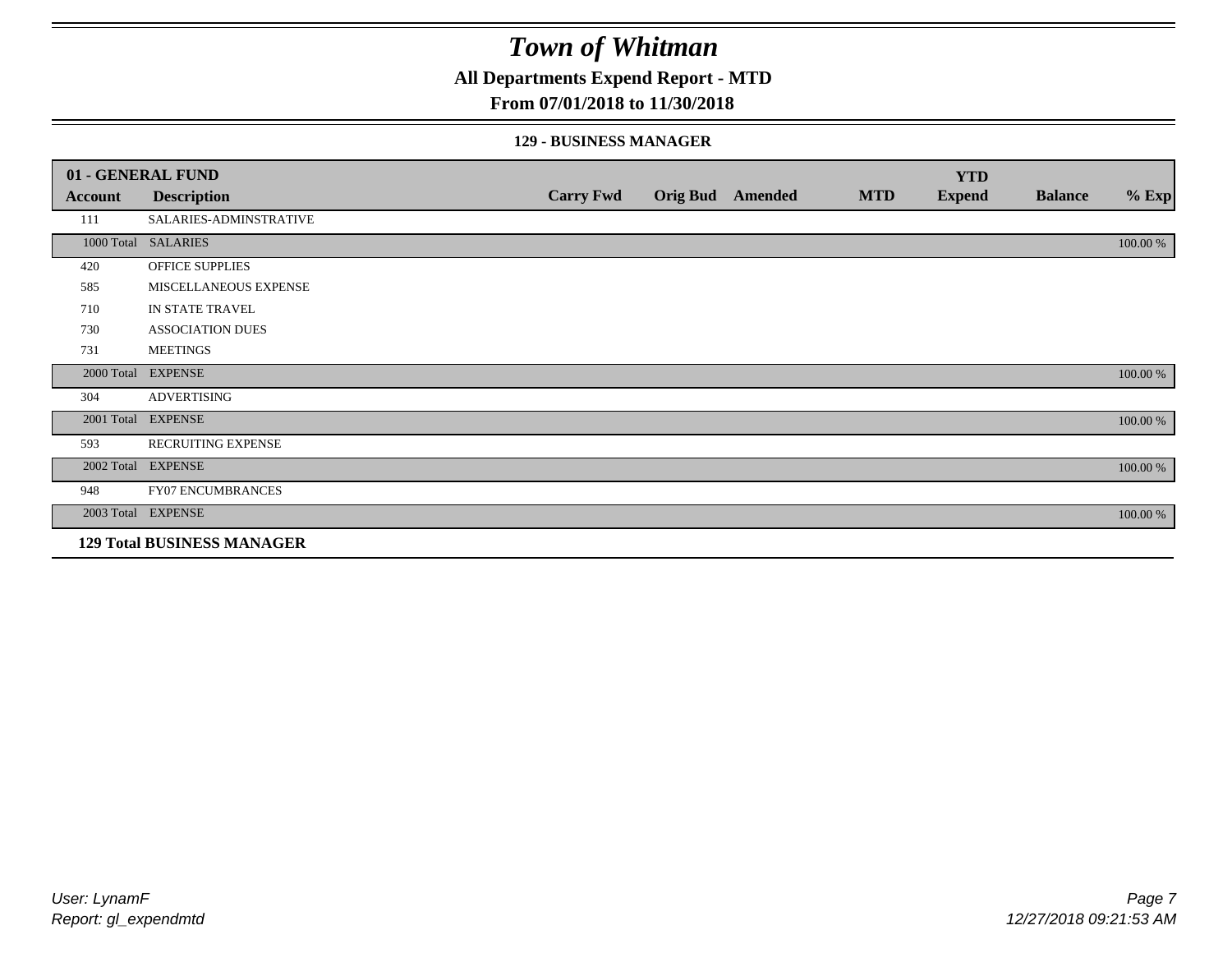# Town of Whitman

## All Departments Expend Report - MTD

### From 07/01/2018 to 11/30/2018

#### 129 - BUSINESS MANAGER

| 01 - GENERAL FUND | | | | | | YTD | | |
|---|---|---|---|---|---|---|---|---|
| Account | Description | Carry Fwd | Orig Bud | Amended | MTD | Expend | Balance | % Exp |
| 111 | SALARIES-ADMINSTRATIVE | | | | | | | |
| 1000 Total | SALARIES | | | | | | | 100.00 % |
| 420 | OFFICE SUPPLIES | | | | | | | |
| 585 | MISCELLANEOUS EXPENSE | | | | | | | |
| 710 | IN STATE TRAVEL | | | | | | | |
| 730 | ASSOCIATION DUES | | | | | | | |
| 731 | MEETINGS | | | | | | | |
| 2000 Total | EXPENSE | | | | | | | 100.00 % |
| 304 | ADVERTISING | | | | | | | |
| 2001 Total | EXPENSE | | | | | | | 100.00 % |
| 593 | RECRUITING EXPENSE | | | | | | | |
| 2002 Total | EXPENSE | | | | | | | 100.00 % |
| 948 | FY07 ENCUMBRANCES | | | | | | | |
| 2003 Total | EXPENSE | | | | | | | 100.00 % |
| **129 Total BUSINESS MANAGER** | | | | | | | | |

User: LynamF
Report: gl_expendmtd

12/27/2018 09:21:53 AM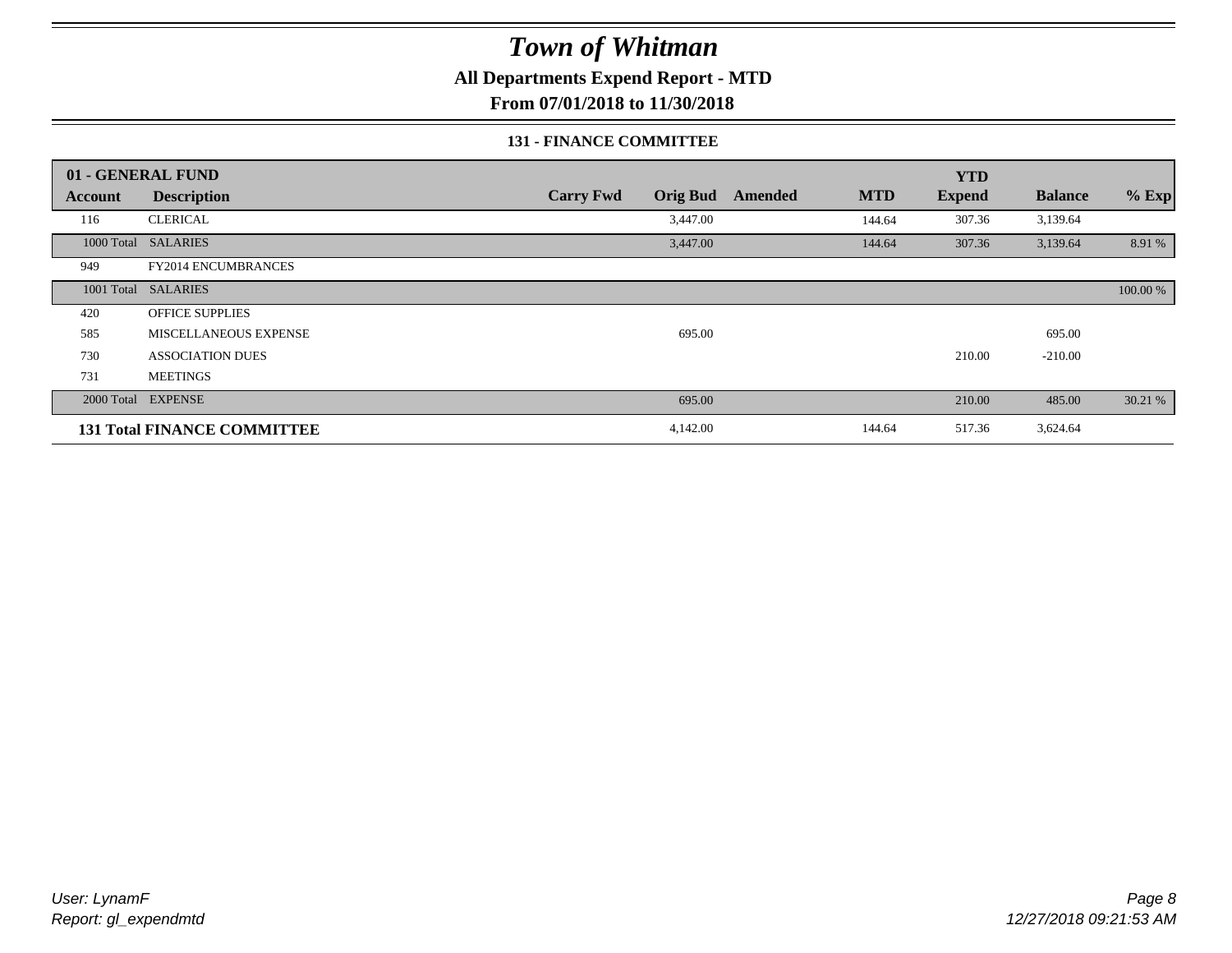# Town of Whitman

## All Departments Expend Report - MTD

## From 07/01/2018 to 11/30/2018

### 131 - FINANCE COMMITTEE

| 01 - GENERAL FUND | | | | | | | | |
|---|---|---|---|---|---|---|---|---|
| **Account** | **Description** | **Carry Fwd** | **Orig Bud** | **Amended** | **MTD** | **YTD Expend** | **Balance** | **% Exp** |
| 116 | CLERICAL | | 3,447.00 | | 144.64 | 307.36 | 3,139.64 | |
| 1000 Total | SALARIES | | 3,447.00 | | 144.64 | 307.36 | 3,139.64 | 8.91 % |
| 949 | FY2014 ENCUMBRANCES | | | | | | | |
| 1001 Total | SALARIES | | | | | | | 100.00 % |
| 420 | OFFICE SUPPLIES | | | | | | | |
| 585 | MISCELLANEOUS EXPENSE | | 695.00 | | | | 695.00 | |
| 730 | ASSOCIATION DUES | | | | | 210.00 | -210.00 | |
| 731 | MEETINGS | | | | | | | |
| 2000 Total | EXPENSE | | 695.00 | | | 210.00 | 485.00 | 30.21 % |
| **131 Total FINANCE COMMITTEE** | | | 4,142.00 | | 144.64 | 517.36 | 3,624.64 | |

User: LynamF
Report: gl_expendmtd

12/27/2018 09:21:53 AM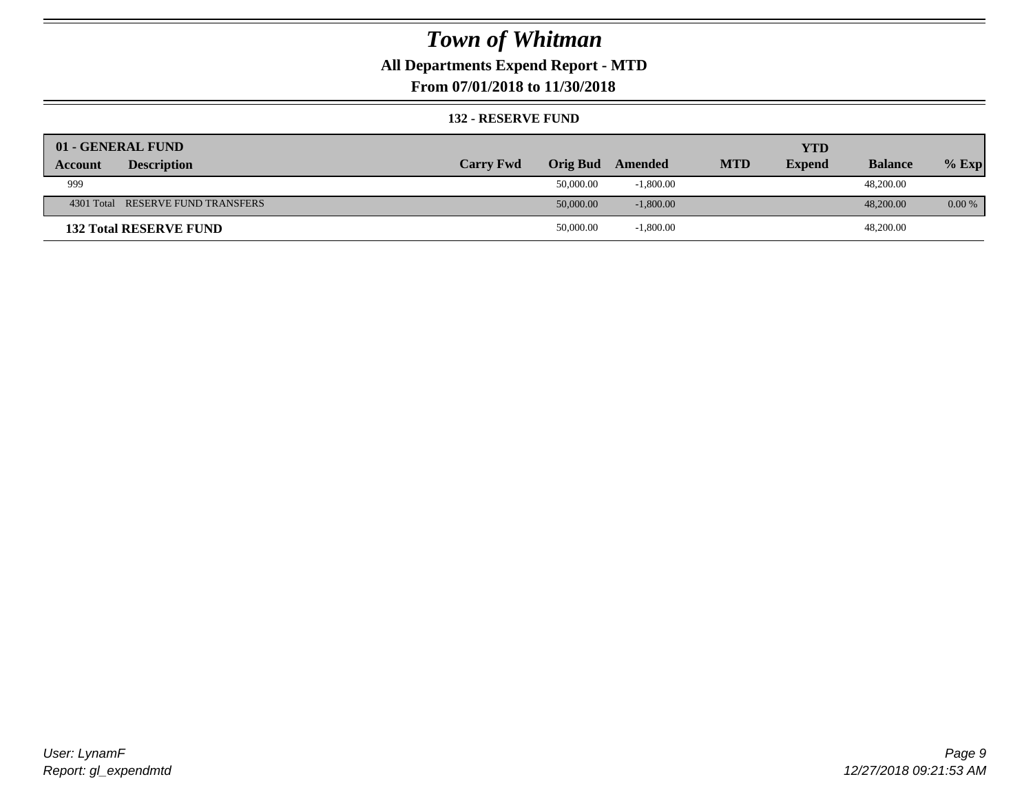# Town of Whitman

## All Departments Expend Report - MTD

### From 07/01/2018 to 11/30/2018

#### 132 - RESERVE FUND

| 01 - GENERAL FUND | | | | | | YTD | | |
|---|---|---|---|---|---|---|---|---|
| **Account** | **Description** | **Carry Fwd** | **Orig Bud** | **Amended** | **MTD** | **Expend** | **Balance** | **% Exp** |
| 999 | | | 50,000.00 | -1,800.00 | | | 48,200.00 | |
| 4301 Total | RESERVE FUND TRANSFERS | | 50,000.00 | -1,800.00 | | | 48,200.00 | 0.00 % |
| **132 Total RESERVE FUND** | | | 50,000.00 | -1,800.00 | | | 48,200.00 | |

User: LynamF
Report: gl_expendmtd

12/27/2018 09:21:53 AM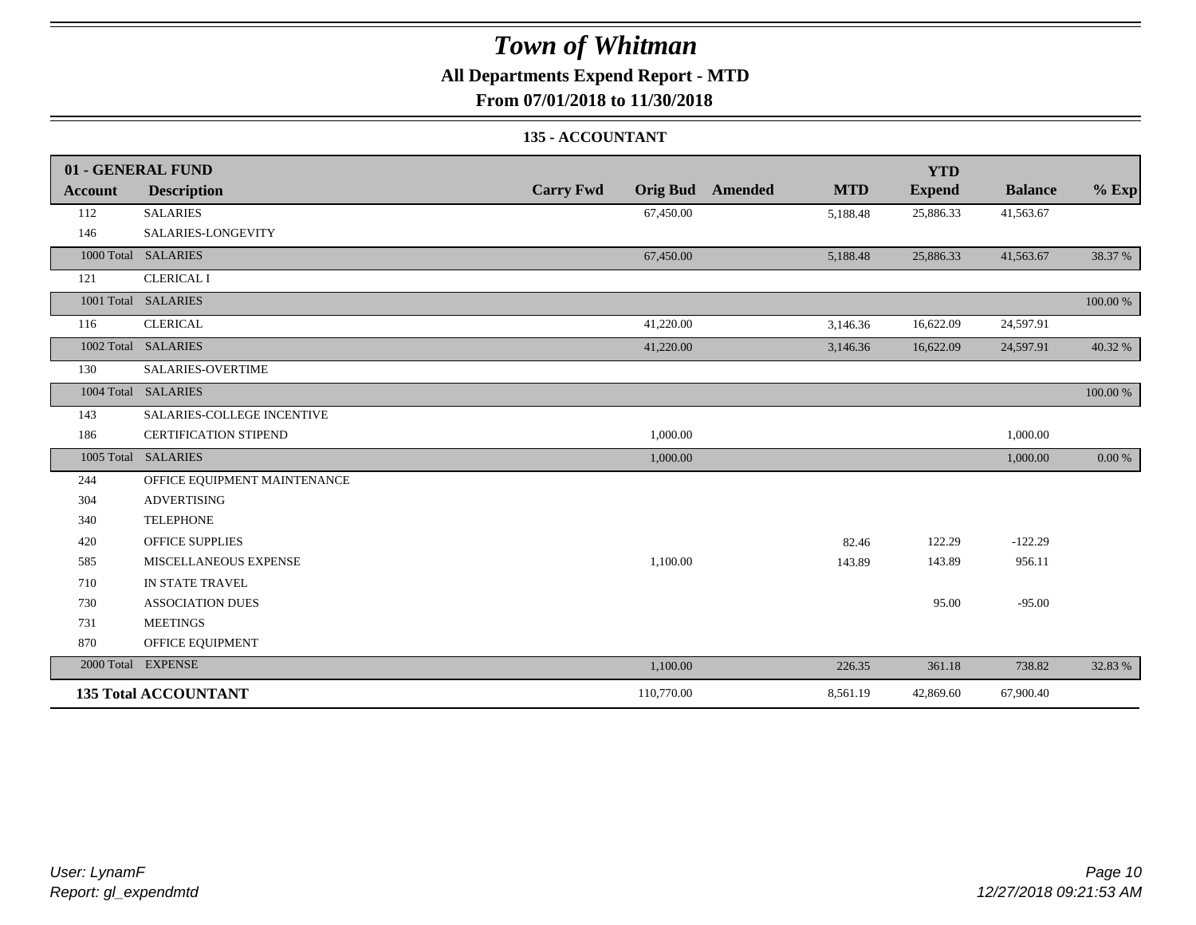# Town of Whitman

## All Departments Expend Report - MTD

### From 07/01/2018 to 11/30/2018

#### 135 - ACCOUNTANT

| 01 - GENERAL FUND | | | | | | YTD | | |
|---|---|---|---|---|---|---|---|---|
| **Account** | **Description** | **Carry Fwd** | **Orig Bud** | **Amended** | **MTD** | **Expend** | **Balance** | **% Exp** |
| 112 | SALARIES | | 67,450.00 | | 5,188.48 | 25,886.33 | 41,563.67 | |
| 146 | SALARIES-LONGEVITY | | | | | | | |
| 1000 Total | SALARIES | | 67,450.00 | | 5,188.48 | 25,886.33 | 41,563.67 | 38.37 % |
| 121 | CLERICAL I | | | | | | | |
| 1001 Total | SALARIES | | | | | | | 100.00 % |
| 116 | CLERICAL | | 41,220.00 | | 3,146.36 | 16,622.09 | 24,597.91 | |
| 1002 Total | SALARIES | | 41,220.00 | | 3,146.36 | 16,622.09 | 24,597.91 | 40.32 % |
| 130 | SALARIES-OVERTIME | | | | | | | |
| 1004 Total | SALARIES | | | | | | | 100.00 % |
| 143 | SALARIES-COLLEGE INCENTIVE | | | | | | | |
| 186 | CERTIFICATION STIPEND | | 1,000.00 | | | | 1,000.00 | |
| 1005 Total | SALARIES | | 1,000.00 | | | | 1,000.00 | 0.00 % |
| 244 | OFFICE EQUIPMENT MAINTENANCE | | | | | | | |
| 304 | ADVERTISING | | | | | | | |
| 340 | TELEPHONE | | | | | | | |
| 420 | OFFICE SUPPLIES | | | | 82.46 | 122.29 | -122.29 | |
| 585 | MISCELLANEOUS EXPENSE | | 1,100.00 | | 143.89 | 143.89 | 956.11 | |
| 710 | IN STATE TRAVEL | | | | | | | |
| 730 | ASSOCIATION DUES | | | | | 95.00 | -95.00 | |
| 731 | MEETINGS | | | | | | | |
| 870 | OFFICE EQUIPMENT | | | | | | | |
| 2000 Total | EXPENSE | | 1,100.00 | | 226.35 | 361.18 | 738.82 | 32.83 % |
| **135 Total ACCOUNTANT** | | | 110,770.00 | | 8,561.19 | 42,869.60 | 67,900.40 | |

*User: LynamF*
*Report: gl_expendmtd*

*12/27/2018 09:21:53 AM*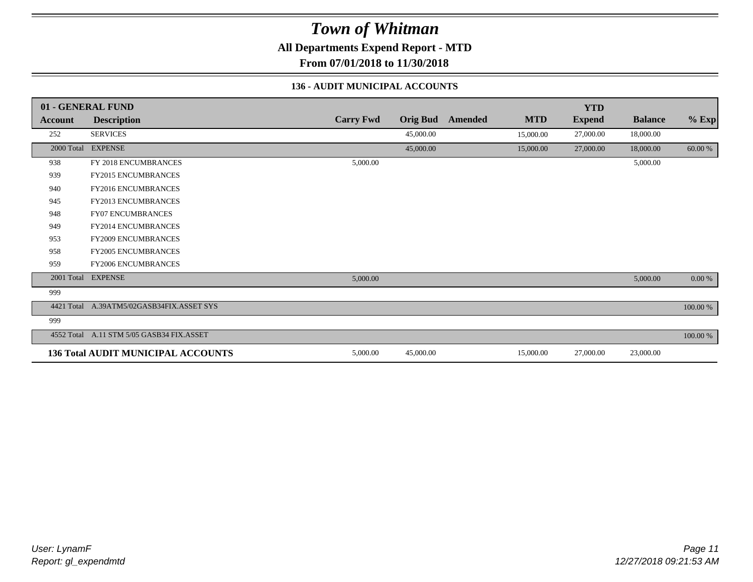# Town of Whitman

**All Departments Expend Report - MTD**

**From 07/01/2018 to 11/30/2018**

### 136 - AUDIT MUNICIPAL ACCOUNTS

| 01 - GENERAL FUND | | | | | | YTD | | |
|---|---|---|---|---|---|---|---|---|
| **Account** | **Description** | **Carry Fwd** | **Orig Bud** | **Amended** | **MTD** | **Expend** | **Balance** | **% Exp** |
| 252 | SERVICES | | 45,000.00 | | 15,000.00 | 27,000.00 | 18,000.00 | |
| 2000 Total | EXPENSE | | 45,000.00 | | 15,000.00 | 27,000.00 | 18,000.00 | 60.00 % |
| 938 | FY 2018 ENCUMBRANCES | 5,000.00 | | | | | 5,000.00 | |
| 939 | FY2015 ENCUMBRANCES | | | | | | | |
| 940 | FY2016 ENCUMBRANCES | | | | | | | |
| 945 | FY2013 ENCUMBRANCES | | | | | | | |
| 948 | FY07 ENCUMBRANCES | | | | | | | |
| 949 | FY2014 ENCUMBRANCES | | | | | | | |
| 953 | FY2009 ENCUMBRANCES | | | | | | | |
| 958 | FY2005 ENCUMBRANCES | | | | | | | |
| 959 | FY2006 ENCUMBRANCES | | | | | | | |
| 2001 Total | EXPENSE | 5,000.00 | | | | | 5,000.00 | 0.00 % |
| 999 | | | | | | | | |
| 4421 Total | A.39ATM5/02GASB34FIX.ASSET SYS | | | | | | | 100.00 % |
| 999 | | | | | | | | |
| 4552 Total | A.11 STM 5/05 GASB34 FIX.ASSET | | | | | | | 100.00 % |
| **136 Total AUDIT MUNICIPAL ACCOUNTS** | | 5,000.00 | 45,000.00 | | 15,000.00 | 27,000.00 | 23,000.00 | |

*User: LynamF*
*Report: gl_expendmtd*

*12/27/2018 09:21:53 AM*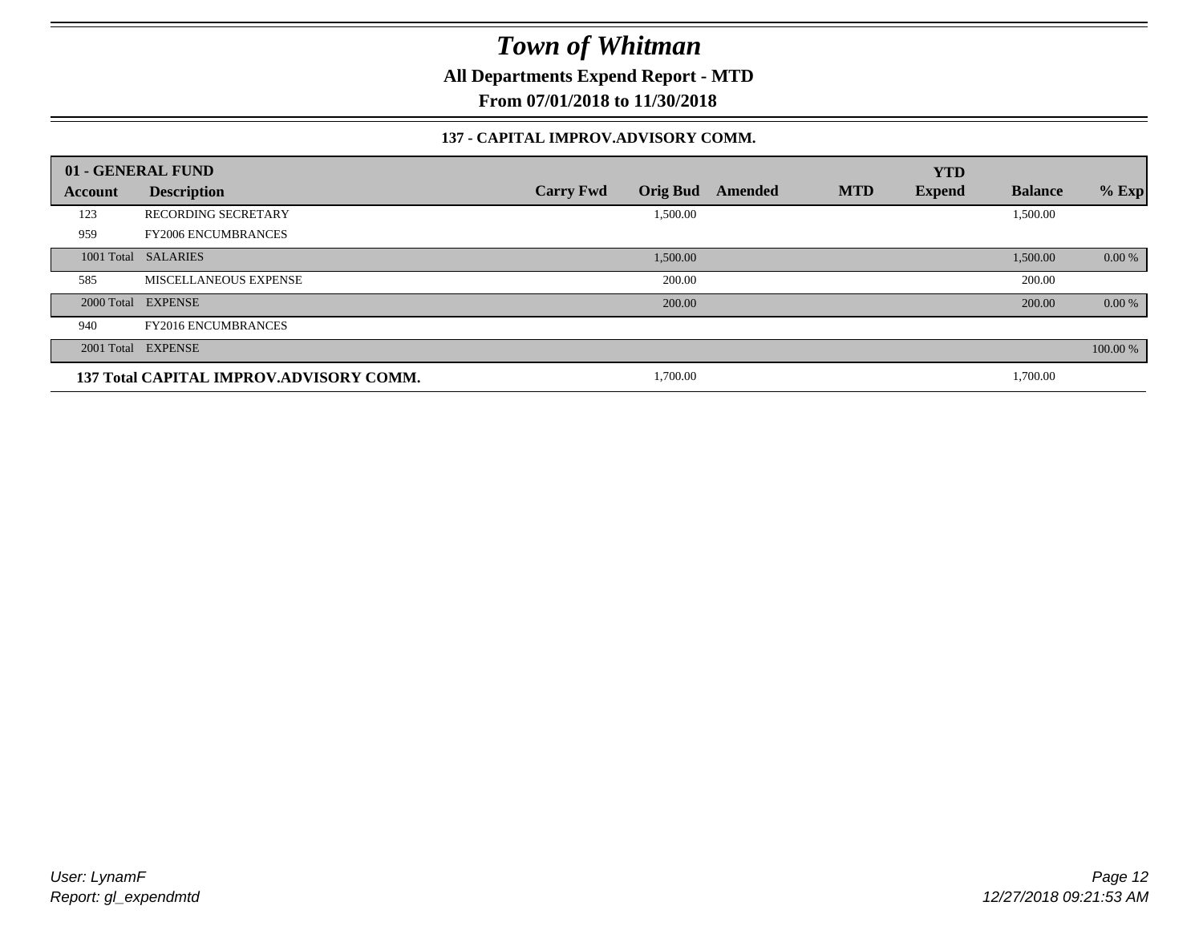# Town of Whitman

**All Departments Expend Report - MTD**

**From 07/01/2018 to 11/30/2018**

### 137 - CAPITAL IMPROV.ADVISORY COMM.

| 01 - GENERAL FUND | | | | | | YTD | | |
|---|---|---|---|---|---|---|---|---|
| **Account** | **Description** | **Carry Fwd** | **Orig Bud** | **Amended** | **MTD** | **Expend** | **Balance** | **% Exp** |
| 123 | RECORDING SECRETARY | | 1,500.00 | | | | 1,500.00 | |
| 959 | FY2006 ENCUMBRANCES | | | | | | | |
| 1001 Total | SALARIES | | 1,500.00 | | | | 1,500.00 | 0.00 % |
| 585 | MISCELLANEOUS EXPENSE | | 200.00 | | | | 200.00 | |
| 2000 Total | EXPENSE | | 200.00 | | | | 200.00 | 0.00 % |
| 940 | FY2016 ENCUMBRANCES | | | | | | | |
| 2001 Total | EXPENSE | | | | | | | 100.00 % |
| **137 Total CAPITAL IMPROV.ADVISORY COMM.** | | | 1,700.00 | | | | 1,700.00 | |

User: LynamF
Report: gl_expendmtd

12/27/2018 09:21:53 AM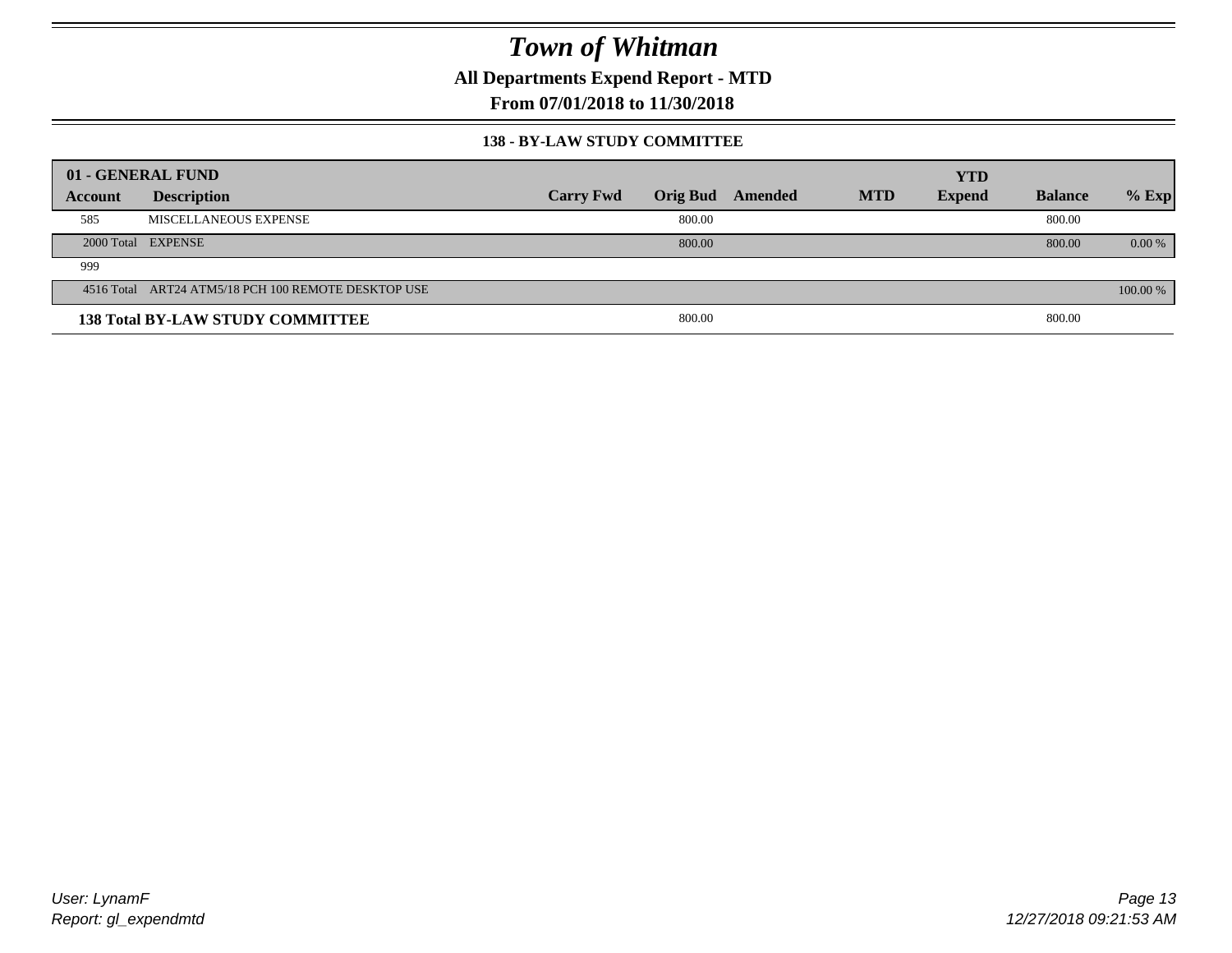# Town of Whitman

**All Departments Expend Report - MTD**

**From 07/01/2018 to 11/30/2018**

### 138 - BY-LAW STUDY COMMITTEE

| 01 - GENERAL FUND | | | | | | YTD | | |
|---|---|---|---|---|---|---|---|---|
| **Account** | **Description** | **Carry Fwd** | **Orig Bud** | **Amended** | **MTD** | **Expend** | **Balance** | **% Exp** |
| 585 | MISCELLANEOUS EXPENSE | | 800.00 | | | | 800.00 | |
| 2000 Total | EXPENSE | | 800.00 | | | | 800.00 | 0.00 % |
| 999 | | | | | | | | |
| 4516 Total | ART24 ATM5/18 PCH 100 REMOTE DESKTOP USE | | | | | | | 100.00 % |
| **138 Total BY-LAW STUDY COMMITTEE** | | | 800.00 | | | | 800.00 | |

*User: LynamF*
*Report: gl_expendmtd*

*12/27/2018 09:21:53 AM*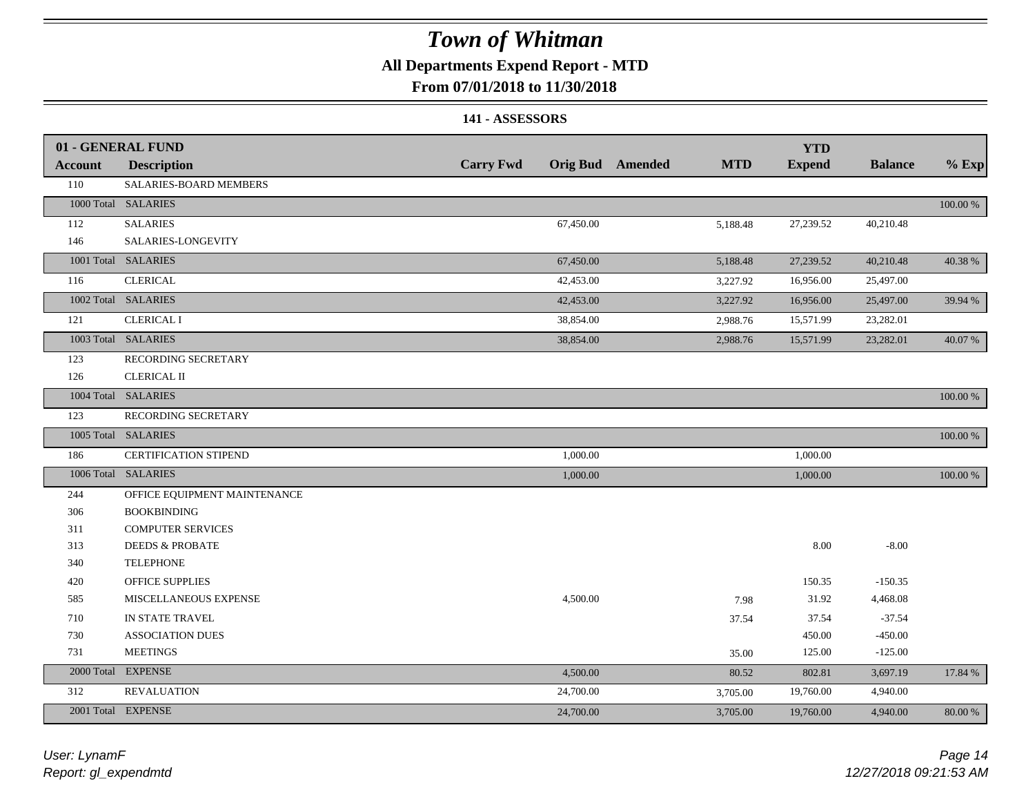# Town of Whitman

**All Departments Expend Report - MTD**

**From 07/01/2018 to 11/30/2018**

**141 - ASSESSORS**

| 01 - GENERAL FUND<br>Account | Description | Carry Fwd | Orig Bud | Amended | MTD | YTD Expend | Balance | % Exp |
|---|---|---|---|---|---|---|---|---|
| 110 | SALARIES-BOARD MEMBERS | | | | | | | |
| 1000 Total | SALARIES | | | | | | | 100.00 % |
| 112 | SALARIES | | 67,450.00 | | 5,188.48 | 27,239.52 | 40,210.48 | |
| 146 | SALARIES-LONGEVITY | | | | | | | |
| 1001 Total | SALARIES | | 67,450.00 | | 5,188.48 | 27,239.52 | 40,210.48 | 40.38 % |
| 116 | CLERICAL | | 42,453.00 | | 3,227.92 | 16,956.00 | 25,497.00 | |
| 1002 Total | SALARIES | | 42,453.00 | | 3,227.92 | 16,956.00 | 25,497.00 | 39.94 % |
| 121 | CLERICAL I | | 38,854.00 | | 2,988.76 | 15,571.99 | 23,282.01 | |
| 1003 Total | SALARIES | | 38,854.00 | | 2,988.76 | 15,571.99 | 23,282.01 | 40.07 % |
| 123 | RECORDING SECRETARY | | | | | | | |
| 126 | CLERICAL II | | | | | | | |
| 1004 Total | SALARIES | | | | | | | 100.00 % |
| 123 | RECORDING SECRETARY | | | | | | | |
| 1005 Total | SALARIES | | | | | | | 100.00 % |
| 186 | CERTIFICATION STIPEND | | 1,000.00 | | | 1,000.00 | | |
| 1006 Total | SALARIES | | 1,000.00 | | | 1,000.00 | | 100.00 % |
| 244 | OFFICE EQUIPMENT MAINTENANCE | | | | | | | |
| 306 | BOOKBINDING | | | | | | | |
| 311 | COMPUTER SERVICES | | | | | | | |
| 313 | DEEDS & PROBATE | | | | | 8.00 | -8.00 | |
| 340 | TELEPHONE | | | | | | | |
| 420 | OFFICE SUPPLIES | | | | | 150.35 | -150.35 | |
| 585 | MISCELLANEOUS EXPENSE | | 4,500.00 | | 7.98 | 31.92 | 4,468.08 | |
| 710 | IN STATE TRAVEL | | | | 37.54 | 37.54 | -37.54 | |
| 730 | ASSOCIATION DUES | | | | | 450.00 | -450.00 | |
| 731 | MEETINGS | | | | 35.00 | 125.00 | -125.00 | |
| 2000 Total | EXPENSE | | 4,500.00 | | 80.52 | 802.81 | 3,697.19 | 17.84 % |
| 312 | REVALUATION | | 24,700.00 | | 3,705.00 | 19,760.00 | 4,940.00 | |
| 2001 Total | EXPENSE | | 24,700.00 | | 3,705.00 | 19,760.00 | 4,940.00 | 80.00 % |

*User: LynamF*
*Report: gl_expendmtd*

*12/27/2018 09:21:53 AM*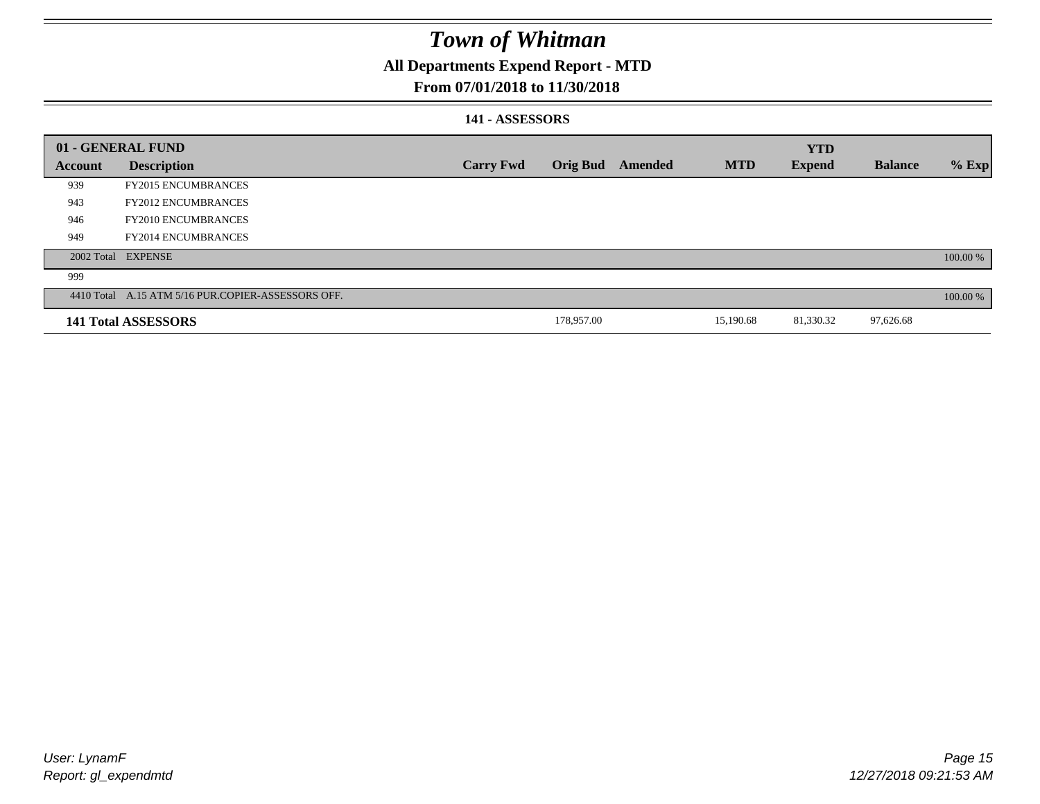# Town of Whitman

## All Departments Expend Report - MTD

### From 07/01/2018 to 11/30/2018

#### 141 - ASSESSORS

| 01 - GENERAL FUND | | | | | | YTD | | |
|---|---|---|---|---|---|---|---|---|
| Account | Description | Carry Fwd | Orig Bud | Amended | MTD | Expend | Balance | % Exp |
| 939 | FY2015 ENCUMBRANCES | | | | | | | |
| 943 | FY2012 ENCUMBRANCES | | | | | | | |
| 946 | FY2010 ENCUMBRANCES | | | | | | | |
| 949 | FY2014 ENCUMBRANCES | | | | | | | |
| 2002 Total | EXPENSE | | | | | | | 100.00 % |
| 999 | | | | | | | | |
| 4410 Total | A.15 ATM 5/16 PUR.COPIER-ASSESSORS OFF. | | | | | | | 100.00 % |
| **141 Total ASSESSORS** | | | 178,957.00 | | 15,190.68 | 81,330.32 | 97,626.68 | |

User: LynamF
Report: gl_expendmtd

12/27/2018 09:21:53 AM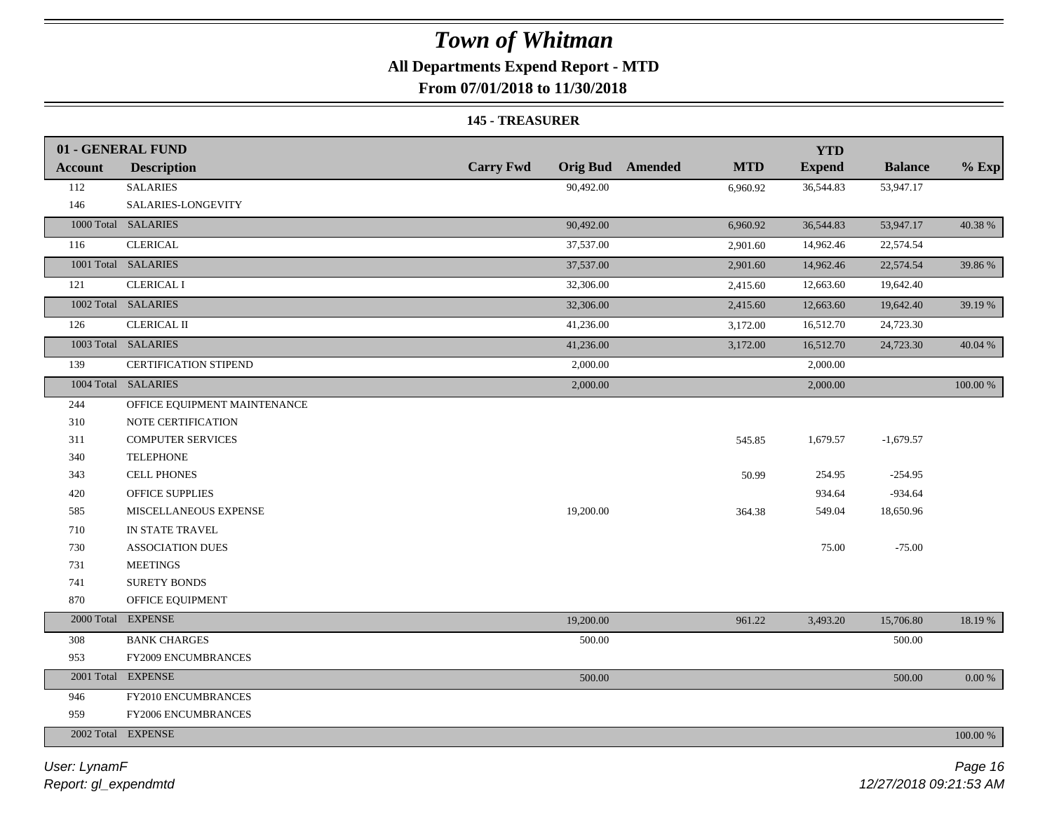# Town of Whitman

**All Departments Expend Report - MTD**

**From 07/01/2018 to 11/30/2018**

**145 - TREASURER**

| 01 - GENERAL FUND | | | | | | | | |
|---|---|---|---|---|---|---|---|---|
| **Account** | **Description** | **Carry Fwd** | **Orig Bud** | **Amended** | **MTD** | **YTD Expend** | **Balance** | **% Exp** |
| 112 | SALARIES | | 90,492.00 | | 6,960.92 | 36,544.83 | 53,947.17 | |
| 146 | SALARIES-LONGEVITY | | | | | | | |
| 1000 Total | SALARIES | | 90,492.00 | | 6,960.92 | 36,544.83 | 53,947.17 | 40.38 % |
| 116 | CLERICAL | | 37,537.00 | | 2,901.60 | 14,962.46 | 22,574.54 | |
| 1001 Total | SALARIES | | 37,537.00 | | 2,901.60 | 14,962.46 | 22,574.54 | 39.86 % |
| 121 | CLERICAL I | | 32,306.00 | | 2,415.60 | 12,663.60 | 19,642.40 | |
| 1002 Total | SALARIES | | 32,306.00 | | 2,415.60 | 12,663.60 | 19,642.40 | 39.19 % |
| 126 | CLERICAL II | | 41,236.00 | | 3,172.00 | 16,512.70 | 24,723.30 | |
| 1003 Total | SALARIES | | 41,236.00 | | 3,172.00 | 16,512.70 | 24,723.30 | 40.04 % |
| 139 | CERTIFICATION STIPEND | | 2,000.00 | | | 2,000.00 | | |
| 1004 Total | SALARIES | | 2,000.00 | | | 2,000.00 | | 100.00 % |
| 244 | OFFICE EQUIPMENT MAINTENANCE | | | | | | | |
| 310 | NOTE CERTIFICATION | | | | | | | |
| 311 | COMPUTER SERVICES | | | | 545.85 | 1,679.57 | -1,679.57 | |
| 340 | TELEPHONE | | | | | | | |
| 343 | CELL PHONES | | | | 50.99 | 254.95 | -254.95 | |
| 420 | OFFICE SUPPLIES | | | | | 934.64 | -934.64 | |
| 585 | MISCELLANEOUS EXPENSE | | 19,200.00 | | 364.38 | 549.04 | 18,650.96 | |
| 710 | IN STATE TRAVEL | | | | | | | |
| 730 | ASSOCIATION DUES | | | | | 75.00 | -75.00 | |
| 731 | MEETINGS | | | | | | | |
| 741 | SURETY BONDS | | | | | | | |
| 870 | OFFICE EQUIPMENT | | | | | | | |
| 2000 Total | EXPENSE | | 19,200.00 | | 961.22 | 3,493.20 | 15,706.80 | 18.19 % |
| 308 | BANK CHARGES | | 500.00 | | | | 500.00 | |
| 953 | FY2009 ENCUMBRANCES | | | | | | | |
| 2001 Total | EXPENSE | | 500.00 | | | | 500.00 | 0.00 % |
| 946 | FY2010 ENCUMBRANCES | | | | | | | |
| 959 | FY2006 ENCUMBRANCES | | | | | | | |
| 2002 Total | EXPENSE | | | | | | | 100.00 % |

*User: LynamF*
*Report: gl_expendmtd*
*12/27/2018 09:21:53 AM*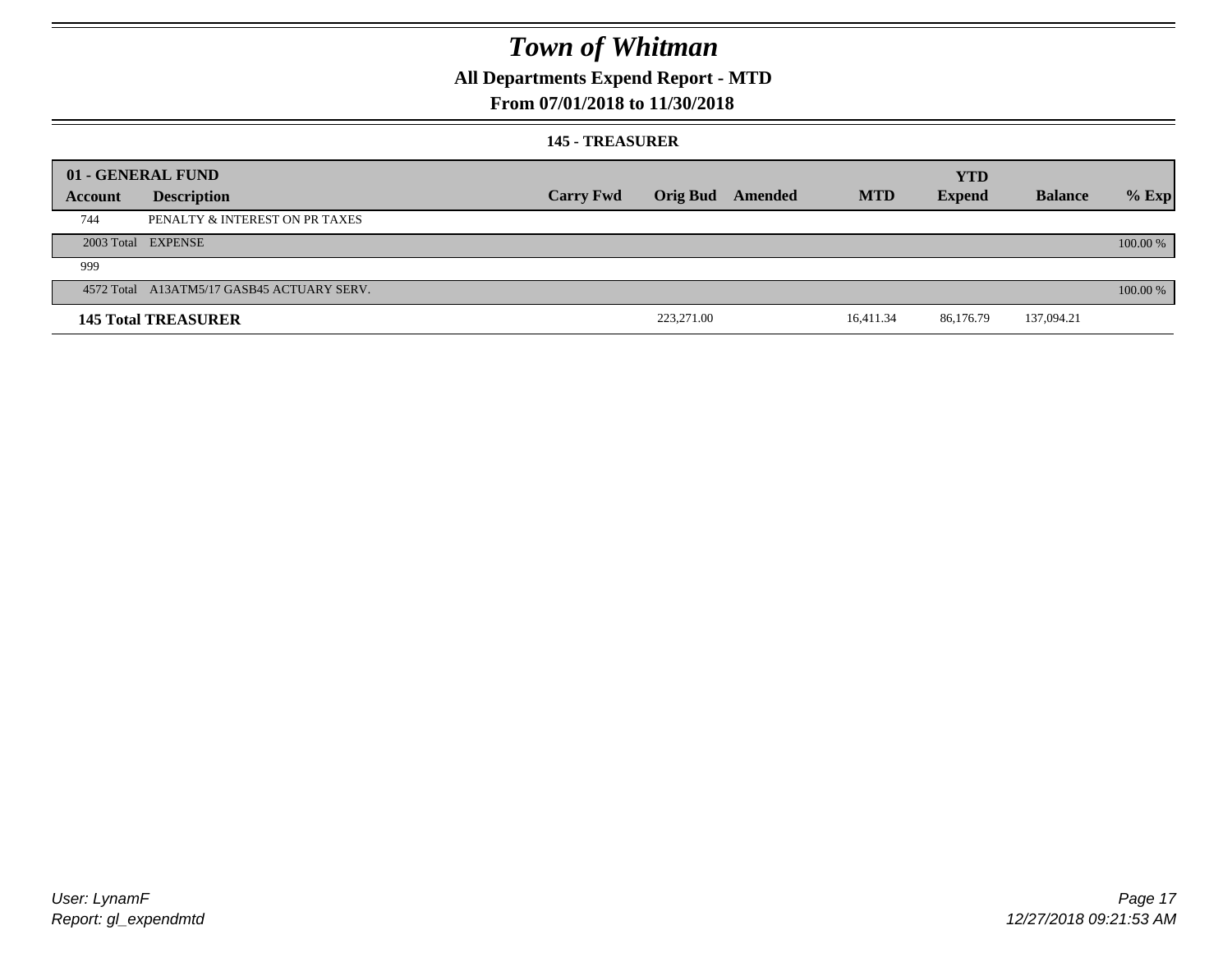# Town of Whitman

## All Departments Expend Report - MTD

### From 07/01/2018 to 11/30/2018

#### 145 - TREASURER

| 01 - GENERAL FUND | | | | | | YTD | | |
|---|---|---|---|---|---|---|---|---|
| **Account** | **Description** | **Carry Fwd** | **Orig Bud** | **Amended** | **MTD** | **Expend** | **Balance** | **% Exp** |
| 744 | PENALTY & INTEREST ON PR TAXES | | | | | | | |
| 2003 Total | EXPENSE | | | | | | | 100.00 % |
| 999 | | | | | | | | |
| 4572 Total | A13ATM5/17 GASB45 ACTUARY SERV. | | | | | | | 100.00 % |
| **145 Total TREASURER** | | | 223,271.00 | | 16,411.34 | 86,176.79 | 137,094.21 | |

User: LynamF
Report: gl_expendmtd

12/27/2018 09:21:53 AM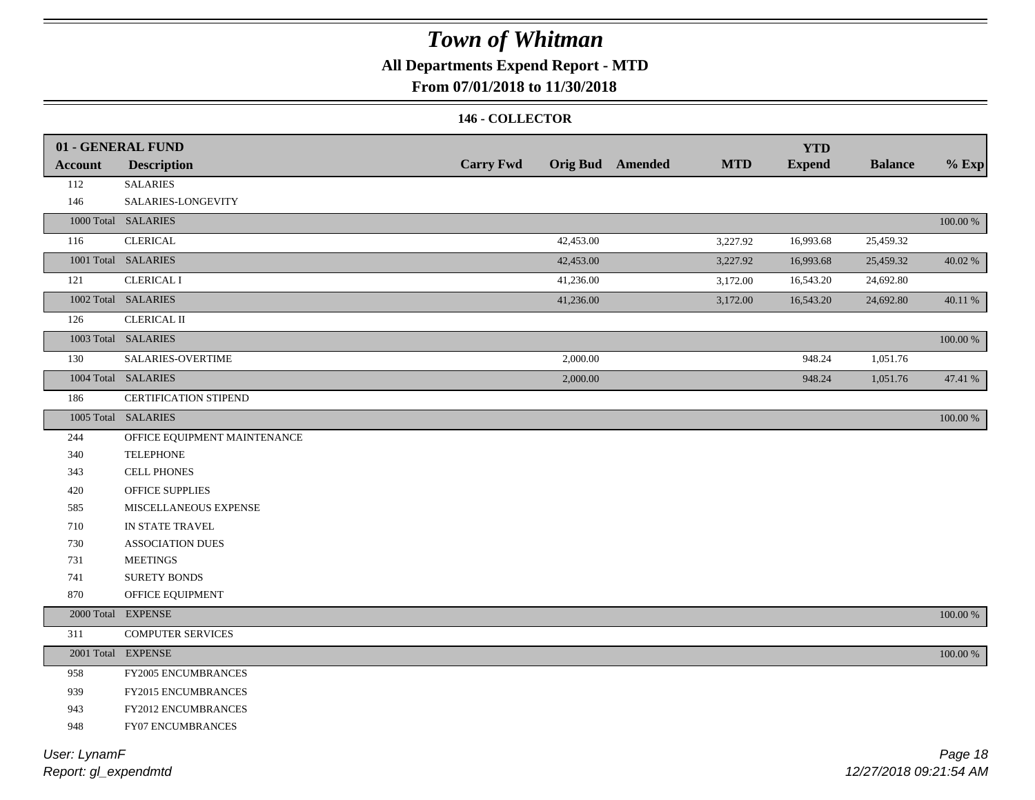# Town of Whitman

## All Departments Expend Report - MTD

### From 07/01/2018 to 11/30/2018

#### 146 - COLLECTOR

| 01 - GENERAL FUND | | | | | | YTD | | |
|---|---|---|---|---|---|---|---|---|
| **Account** | **Description** | **Carry Fwd** | **Orig Bud** | **Amended** | **MTD** | **Expend** | **Balance** | **% Exp** |
| 112 | SALARIES | | | | | | | |
| 146 | SALARIES-LONGEVITY | | | | | | | |
| 1000 Total | SALARIES | | | | | | | 100.00 % |
| 116 | CLERICAL | | 42,453.00 | | 3,227.92 | 16,993.68 | 25,459.32 | |
| 1001 Total | SALARIES | | 42,453.00 | | 3,227.92 | 16,993.68 | 25,459.32 | 40.02 % |
| 121 | CLERICAL I | | 41,236.00 | | 3,172.00 | 16,543.20 | 24,692.80 | |
| 1002 Total | SALARIES | | 41,236.00 | | 3,172.00 | 16,543.20 | 24,692.80 | 40.11 % |
| 126 | CLERICAL II | | | | | | | |
| 1003 Total | SALARIES | | | | | | | 100.00 % |
| 130 | SALARIES-OVERTIME | | 2,000.00 | | | 948.24 | 1,051.76 | |
| 1004 Total | SALARIES | | 2,000.00 | | | 948.24 | 1,051.76 | 47.41 % |
| 186 | CERTIFICATION STIPEND | | | | | | | |
| 1005 Total | SALARIES | | | | | | | 100.00 % |
| 244 | OFFICE EQUIPMENT MAINTENANCE | | | | | | | |
| 340 | TELEPHONE | | | | | | | |
| 343 | CELL PHONES | | | | | | | |
| 420 | OFFICE SUPPLIES | | | | | | | |
| 585 | MISCELLANEOUS EXPENSE | | | | | | | |
| 710 | IN STATE TRAVEL | | | | | | | |
| 730 | ASSOCIATION DUES | | | | | | | |
| 731 | MEETINGS | | | | | | | |
| 741 | SURETY BONDS | | | | | | | |
| 870 | OFFICE EQUIPMENT | | | | | | | |
| 2000 Total | EXPENSE | | | | | | | 100.00 % |
| 311 | COMPUTER SERVICES | | | | | | | |
| 2001 Total | EXPENSE | | | | | | | 100.00 % |
| 958 | FY2005 ENCUMBRANCES | | | | | | | |
| 939 | FY2015 ENCUMBRANCES | | | | | | | |
| 943 | FY2012 ENCUMBRANCES | | | | | | | |
| 948 | FY07 ENCUMBRANCES | | | | | | | |

User: LynamF
Report: gl_expendmtd

12/27/2018 09:21:54 AM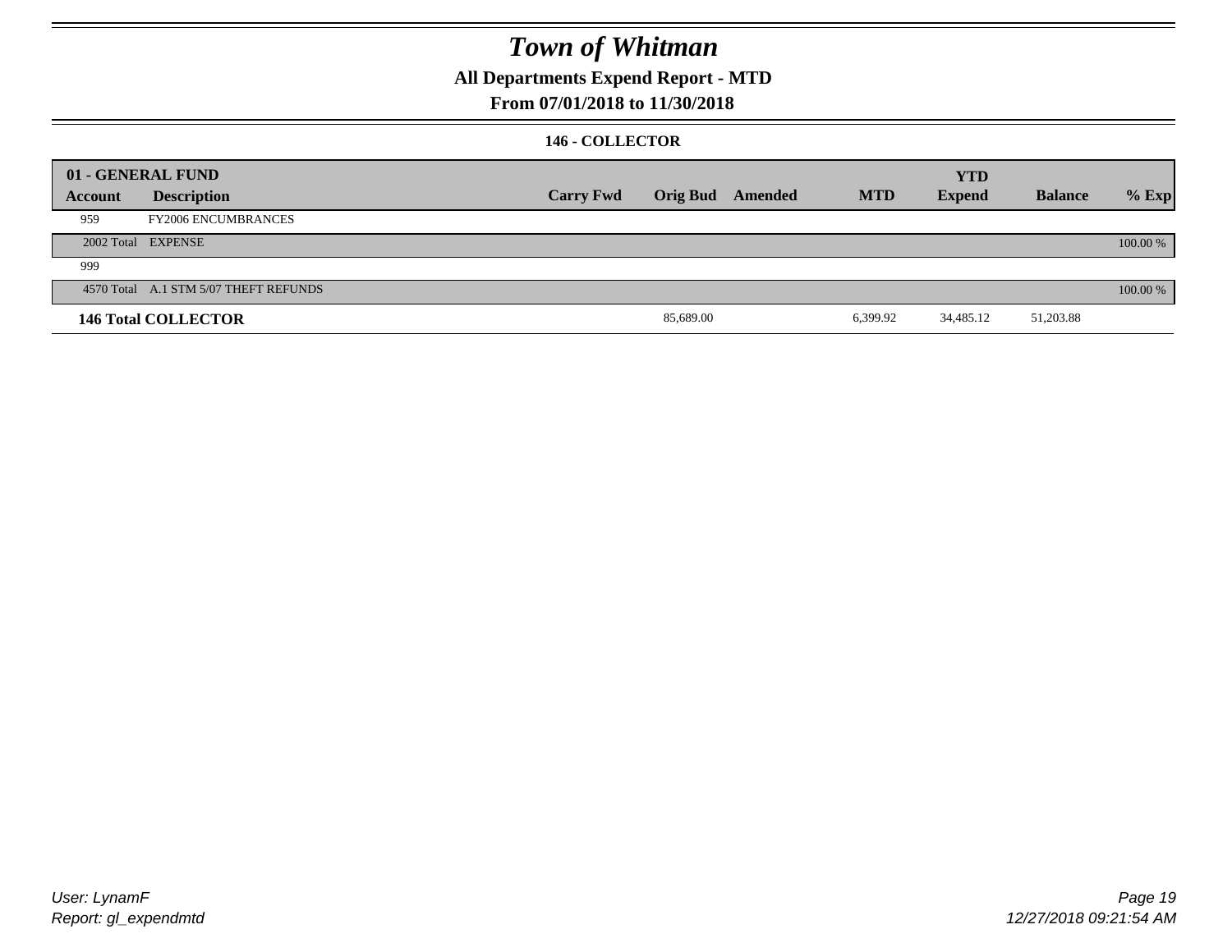# Town of Whitman

## All Departments Expend Report - MTD

### From 07/01/2018 to 11/30/2018

#### 146 - COLLECTOR

| 01 - GENERAL FUND | | | | | | YTD | | |
|---|---|---|---|---|---|---|---|---|
| Account | Description | Carry Fwd | Orig Bud | Amended | MTD | Expend | Balance | % Exp |
| 959 | FY2006 ENCUMBRANCES | | | | | | | |
| 2002 Total | EXPENSE | | | | | | | 100.00 % |
| 999 | | | | | | | | |
| 4570 Total | A.1 STM 5/07 THEFT REFUNDS | | | | | | | 100.00 % |
| **146 Total COLLECTOR** | | | 85,689.00 | | 6,399.92 | 34,485.12 | 51,203.88 | |

User: LynamF
Report: gl_expendmtd

12/27/2018 09:21:54 AM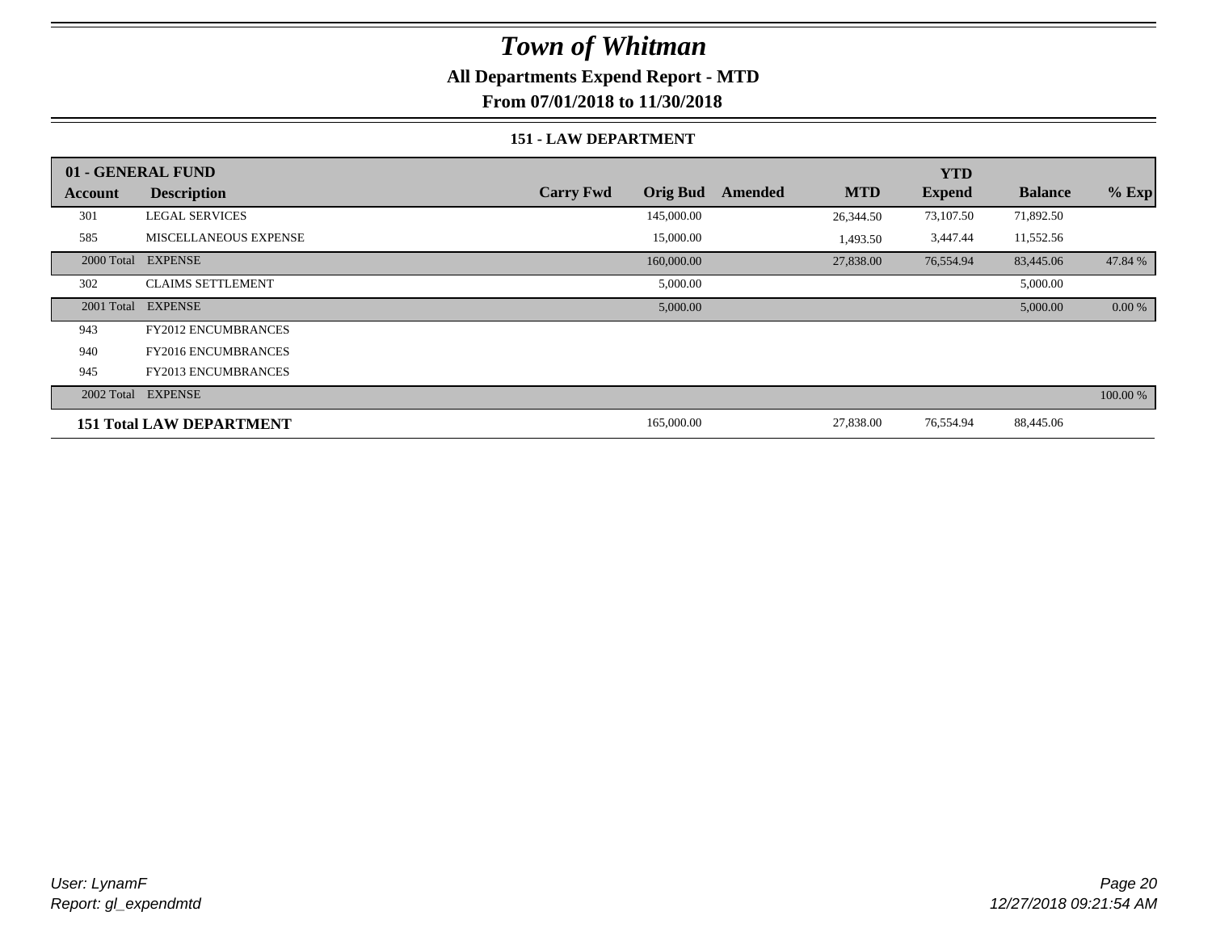# Town of Whitman

## All Departments Expend Report - MTD

### From 07/01/2018 to 11/30/2018

#### 151 - LAW DEPARTMENT

| 01 - GENERAL FUND | | | | | | YTD | | |
|---|---|---|---|---|---|---|---|---|
| Account | Description | Carry Fwd | Orig Bud | Amended | MTD | Expend | Balance | % Exp |
| 301 | LEGAL SERVICES | | 145,000.00 | | 26,344.50 | 73,107.50 | 71,892.50 | |
| 585 | MISCELLANEOUS EXPENSE | | 15,000.00 | | 1,493.50 | 3,447.44 | 11,552.56 | |
| 2000 Total | EXPENSE | | 160,000.00 | | 27,838.00 | 76,554.94 | 83,445.06 | 47.84 % |
| 302 | CLAIMS SETTLEMENT | | 5,000.00 | | | | 5,000.00 | |
| 2001 Total | EXPENSE | | 5,000.00 | | | | 5,000.00 | 0.00 % |
| 943 | FY2012 ENCUMBRANCES | | | | | | | |
| 940 | FY2016 ENCUMBRANCES | | | | | | | |
| 945 | FY2013 ENCUMBRANCES | | | | | | | |
| 2002 Total | EXPENSE | | | | | | | 100.00 % |
| **151 Total LAW DEPARTMENT** | | | 165,000.00 | | 27,838.00 | 76,554.94 | 88,445.06 | |

*User: LynamF*
*Report: gl_expendmtd*

*12/27/2018 09:21:54 AM*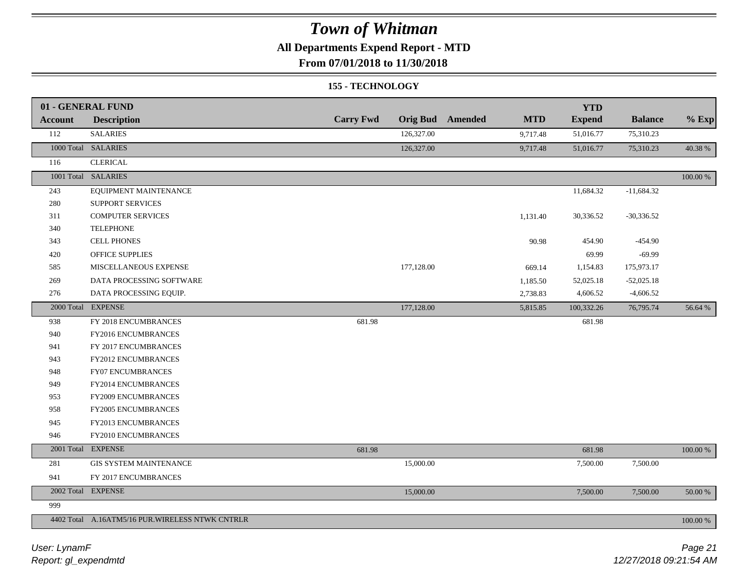# *Town of Whitman*

**All Departments Expend Report - MTD**

**From 07/01/2018 to 11/30/2018**

### 155 - TECHNOLOGY

| 01 - GENERAL FUND | | | | | | | | |
|---|---|---|---|---|---|---|---|---|
| **Account** | **Description** | **Carry Fwd** | **Orig Bud** | **Amended** | **MTD** | **YTD Expend** | **Balance** | **% Exp** |
| 112 | SALARIES | | 126,327.00 | | 9,717.48 | 51,016.77 | 75,310.23 | |
| 1000 Total | SALARIES | | 126,327.00 | | 9,717.48 | 51,016.77 | 75,310.23 | 40.38 % |
| 116 | CLERICAL | | | | | | | |
| 1001 Total | SALARIES | | | | | | | 100.00 % |
| 243 | EQUIPMENT MAINTENANCE | | | | | 11,684.32 | -11,684.32 | |
| 280 | SUPPORT SERVICES | | | | | | | |
| 311 | COMPUTER SERVICES | | | | 1,131.40 | 30,336.52 | -30,336.52 | |
| 340 | TELEPHONE | | | | | | | |
| 343 | CELL PHONES | | | | 90.98 | 454.90 | -454.90 | |
| 420 | OFFICE SUPPLIES | | | | | 69.99 | -69.99 | |
| 585 | MISCELLANEOUS EXPENSE | | 177,128.00 | | 669.14 | 1,154.83 | 175,973.17 | |
| 269 | DATA PROCESSING SOFTWARE | | | | 1,185.50 | 52,025.18 | -52,025.18 | |
| 276 | DATA PROCESSING EQUIP. | | | | 2,738.83 | 4,606.52 | -4,606.52 | |
| 2000 Total | EXPENSE | | 177,128.00 | | 5,815.85 | 100,332.26 | 76,795.74 | 56.64 % |
| 938 | FY 2018 ENCUMBRANCES | 681.98 | | | | 681.98 | | |
| 940 | FY2016 ENCUMBRANCES | | | | | | | |
| 941 | FY 2017 ENCUMBRANCES | | | | | | | |
| 943 | FY2012 ENCUMBRANCES | | | | | | | |
| 948 | FY07 ENCUMBRANCES | | | | | | | |
| 949 | FY2014 ENCUMBRANCES | | | | | | | |
| 953 | FY2009 ENCUMBRANCES | | | | | | | |
| 958 | FY2005 ENCUMBRANCES | | | | | | | |
| 945 | FY2013 ENCUMBRANCES | | | | | | | |
| 946 | FY2010 ENCUMBRANCES | | | | | | | |
| 2001 Total | EXPENSE | 681.98 | | | | 681.98 | | 100.00 % |
| 281 | GIS SYSTEM MAINTENANCE | | 15,000.00 | | | 7,500.00 | 7,500.00 | |
| 941 | FY 2017 ENCUMBRANCES | | | | | | | |
| 2002 Total | EXPENSE | | 15,000.00 | | | 7,500.00 | 7,500.00 | 50.00 % |
| 999 | | | | | | | | |
| 4402 Total | A.16ATM5/16 PUR.WIRELESS NTWK CNTRLR | | | | | | | 100.00 % |

*User: LynamF*
*Report: gl_expendmtd*
*12/27/2018 09:21:54 AM*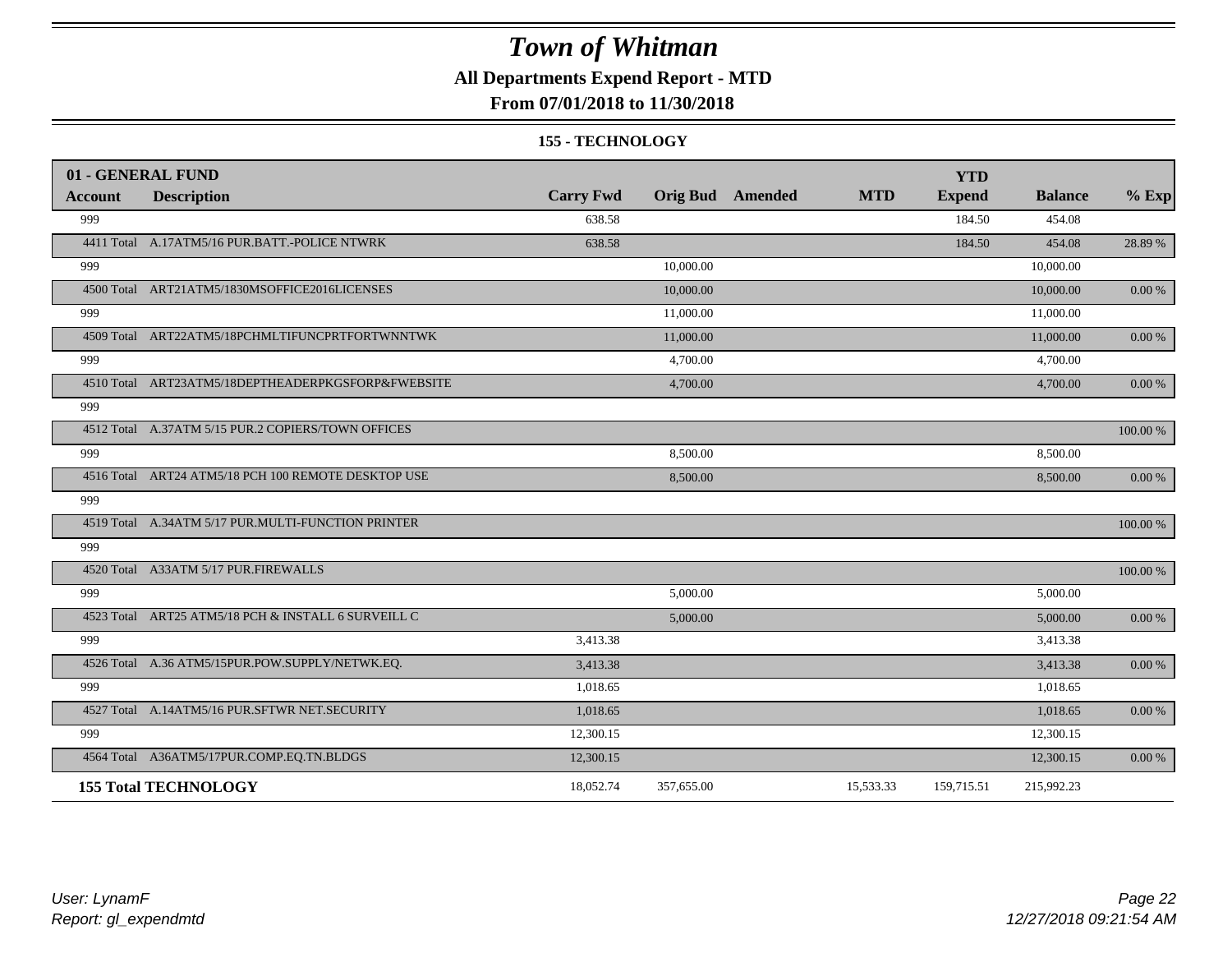# Town of Whitman

**All Departments Expend Report - MTD**

**From 07/01/2018 to 11/30/2018**

**155 - TECHNOLOGY**

| 01 - GENERAL FUND | | | | | | | | |
|---|---|---|---|---|---|---|---|---|
| **Account** | **Description** | **Carry Fwd** | **Orig Bud** | **Amended** | **MTD** | **YTD Expend** | **Balance** | **% Exp** |
| 999 | | 638.58 | | | | 184.50 | 454.08 | |
| 4411 Total | A.17ATM5/16 PUR.BATT.-POLICE NTWRK | 638.58 | | | | 184.50 | 454.08 | 28.89 % |
| 999 | | | 10,000.00 | | | | 10,000.00 | |
| 4500 Total | ART21ATM5/1830MSOFFICE2016LICENSES | | 10,000.00 | | | | 10,000.00 | 0.00 % |
| 999 | | | 11,000.00 | | | | 11,000.00 | |
| 4509 Total | ART22ATM5/18PCHMLTIFUNCPRTFORTWNNTWK | | 11,000.00 | | | | 11,000.00 | 0.00 % |
| 999 | | | 4,700.00 | | | | 4,700.00 | |
| 4510 Total | ART23ATM5/18DEPTHEADERPKGSFORP&FWEBSITE | | 4,700.00 | | | | 4,700.00 | 0.00 % |
| 999 | | | | | | | | |
| 4512 Total | A.37ATM 5/15 PUR.2 COPIERS/TOWN OFFICES | | | | | | | 100.00 % |
| 999 | | | 8,500.00 | | | | 8,500.00 | |
| 4516 Total | ART24 ATM5/18 PCH 100 REMOTE DESKTOP USE | | 8,500.00 | | | | 8,500.00 | 0.00 % |
| 999 | | | | | | | | |
| 4519 Total | A.34ATM 5/17 PUR.MULTI-FUNCTION PRINTER | | | | | | | 100.00 % |
| 999 | | | | | | | | |
| 4520 Total | A33ATM 5/17 PUR.FIREWALLS | | | | | | | 100.00 % |
| 999 | | | 5,000.00 | | | | 5,000.00 | |
| 4523 Total | ART25 ATM5/18 PCH & INSTALL 6 SURVEILL C | | 5,000.00 | | | | 5,000.00 | 0.00 % |
| 999 | | 3,413.38 | | | | | 3,413.38 | |
| 4526 Total | A.36 ATM5/15PUR.POW.SUPPLY/NETWK.EQ. | 3,413.38 | | | | | 3,413.38 | 0.00 % |
| 999 | | 1,018.65 | | | | | 1,018.65 | |
| 4527 Total | A.14ATM5/16 PUR.SFTWR NET.SECURITY | 1,018.65 | | | | | 1,018.65 | 0.00 % |
| 999 | | 12,300.15 | | | | | 12,300.15 | |
| 4564 Total | A36ATM5/17PUR.COMP.EQ.TN.BLDGS | 12,300.15 | | | | | 12,300.15 | 0.00 % |
| **155 Total TECHNOLOGY** | | 18,052.74 | 357,655.00 | | 15,533.33 | 159,715.51 | 215,992.23 | |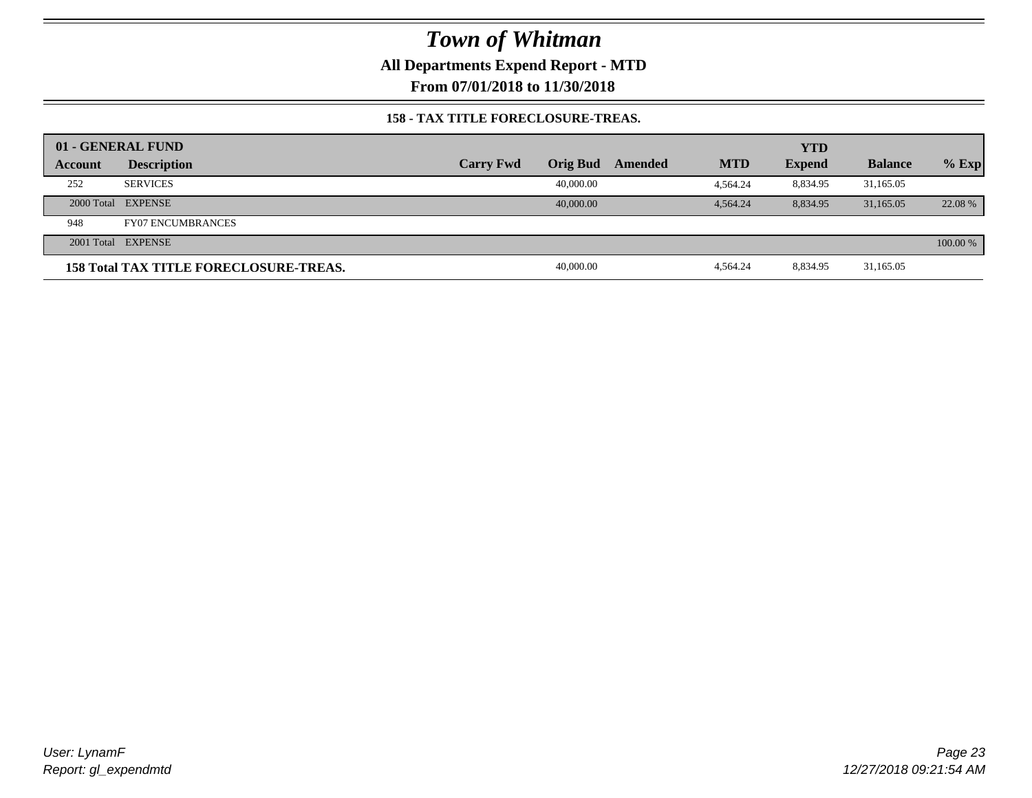# Town of Whitman

**All Departments Expend Report - MTD**

**From 07/01/2018 to 11/30/2018**

### 158 - TAX TITLE FORECLOSURE-TREAS.

| 01 - GENERAL FUND | | | | | | YTD | | |
|---|---|---|---|---|---|---|---|---|
| **Account** | **Description** | **Carry Fwd** | **Orig Bud** | **Amended** | **MTD** | **Expend** | **Balance** | **% Exp** |
| 252 | SERVICES | | 40,000.00 | | 4,564.24 | 8,834.95 | 31,165.05 | |
| 2000 Total | EXPENSE | | 40,000.00 | | 4,564.24 | 8,834.95 | 31,165.05 | 22.08 % |
| 948 | FY07 ENCUMBRANCES | | | | | | | |
| 2001 Total | EXPENSE | | | | | | | 100.00 % |
| **158 Total TAX TITLE FORECLOSURE-TREAS.** | | | 40,000.00 | | 4,564.24 | 8,834.95 | 31,165.05 | |

*User: LynamF*
*Report: gl_expendmtd*

*12/27/2018 09:21:54 AM*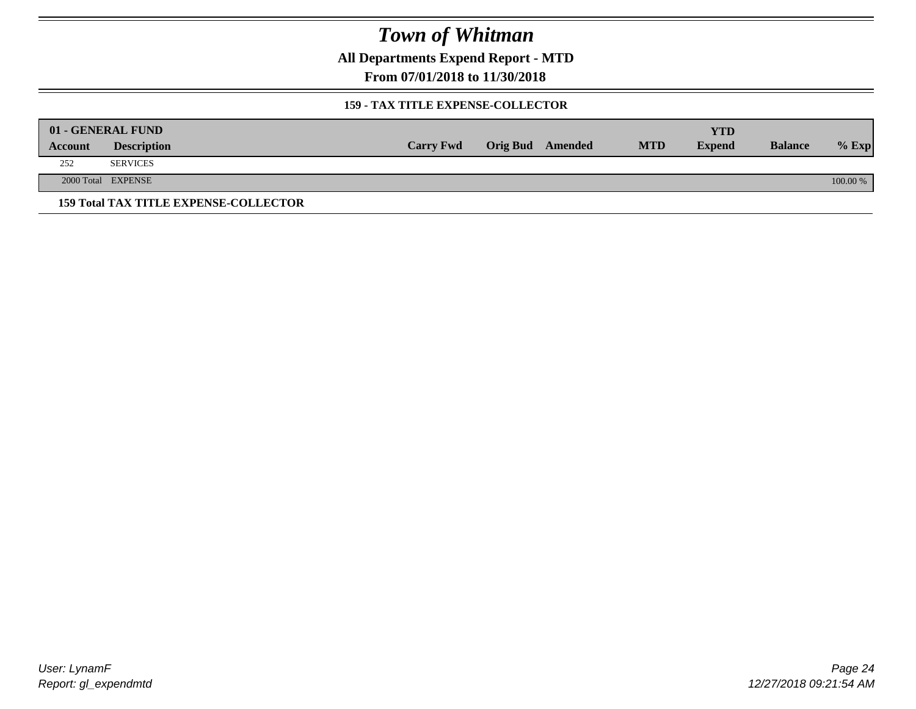# Town of Whitman

## All Departments Expend Report - MTD

### From 07/01/2018 to 11/30/2018

#### 159 - TAX TITLE EXPENSE-COLLECTOR

| 01 - GENERAL FUND | | | | | | | | |
|---|---|---|---|---|---|---|---|---|
| Account | Description | Carry Fwd | Orig Bud | Amended | MTD | YTD Expend | Balance | % Exp |
| 252 | SERVICES | | | | | | | |
| 2000 Total | EXPENSE | | | | | | | 100.00 % |

**159 Total TAX TITLE EXPENSE-COLLECTOR**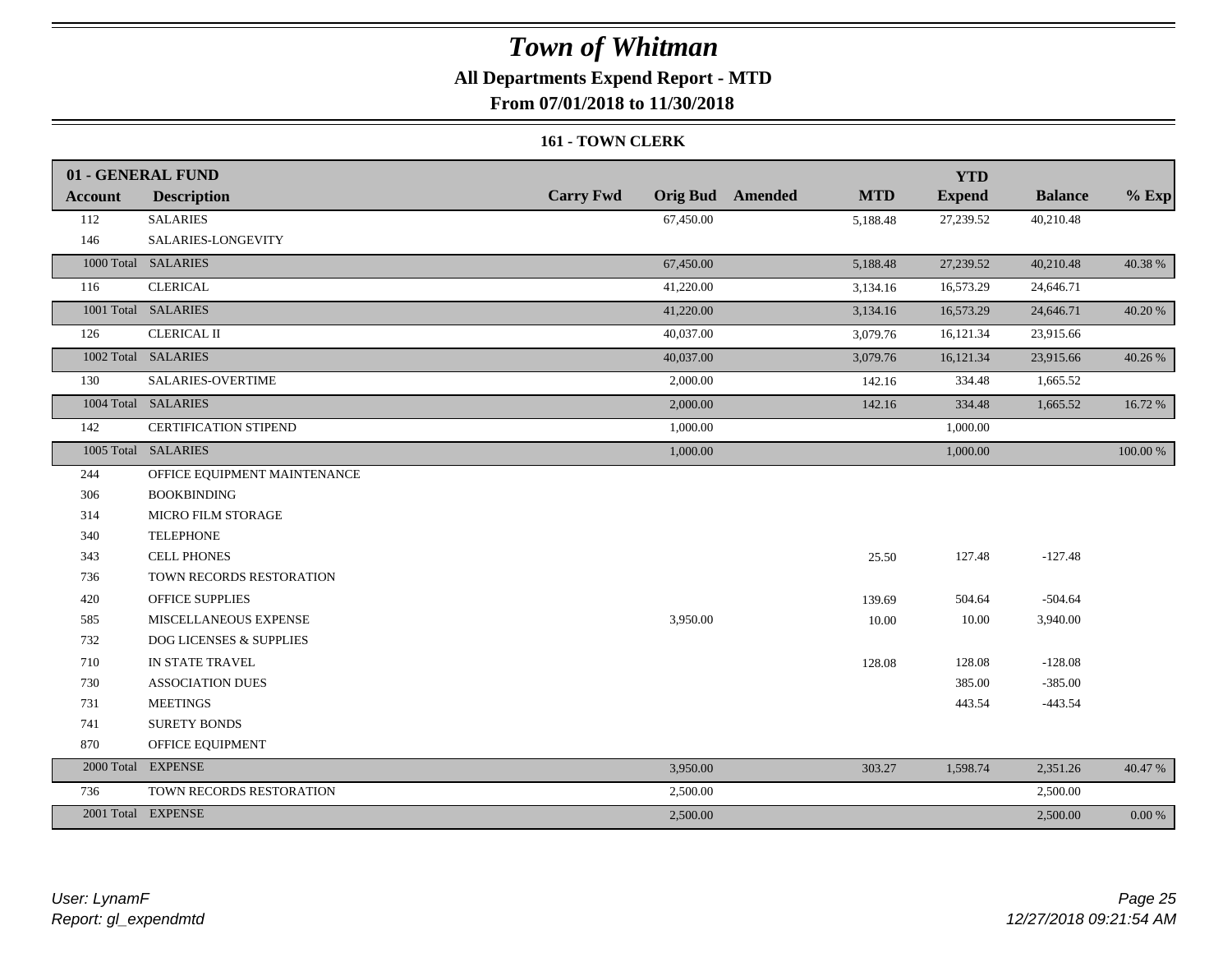# Town of Whitman

## All Departments Expend Report - MTD

### From 07/01/2018 to 11/30/2018

#### 161 - TOWN CLERK

| 01 - GENERAL FUND | | | | | | YTD | | |
|---|---|---|---|---|---|---|---|---|
| **Account** | **Description** | **Carry Fwd** | **Orig Bud** | **Amended** | **MTD** | **Expend** | **Balance** | **% Exp** |
| 112 | SALARIES | | 67,450.00 | | 5,188.48 | 27,239.52 | 40,210.48 | |
| 146 | SALARIES-LONGEVITY | | | | | | | |
| 1000 Total | SALARIES | | 67,450.00 | | 5,188.48 | 27,239.52 | 40,210.48 | 40.38 % |
| 116 | CLERICAL | | 41,220.00 | | 3,134.16 | 16,573.29 | 24,646.71 | |
| 1001 Total | SALARIES | | 41,220.00 | | 3,134.16 | 16,573.29 | 24,646.71 | 40.20 % |
| 126 | CLERICAL II | | 40,037.00 | | 3,079.76 | 16,121.34 | 23,915.66 | |
| 1002 Total | SALARIES | | 40,037.00 | | 3,079.76 | 16,121.34 | 23,915.66 | 40.26 % |
| 130 | SALARIES-OVERTIME | | 2,000.00 | | 142.16 | 334.48 | 1,665.52 | |
| 1004 Total | SALARIES | | 2,000.00 | | 142.16 | 334.48 | 1,665.52 | 16.72 % |
| 142 | CERTIFICATION STIPEND | | 1,000.00 | | | 1,000.00 | | |
| 1005 Total | SALARIES | | 1,000.00 | | | 1,000.00 | | 100.00 % |
| 244 | OFFICE EQUIPMENT MAINTENANCE | | | | | | | |
| 306 | BOOKBINDING | | | | | | | |
| 314 | MICRO FILM STORAGE | | | | | | | |
| 340 | TELEPHONE | | | | | | | |
| 343 | CELL PHONES | | | | 25.50 | 127.48 | -127.48 | |
| 736 | TOWN RECORDS RESTORATION | | | | | | | |
| 420 | OFFICE SUPPLIES | | | | 139.69 | 504.64 | -504.64 | |
| 585 | MISCELLANEOUS EXPENSE | | 3,950.00 | | 10.00 | 10.00 | 3,940.00 | |
| 732 | DOG LICENSES & SUPPLIES | | | | | | | |
| 710 | IN STATE TRAVEL | | | | 128.08 | 128.08 | -128.08 | |
| 730 | ASSOCIATION DUES | | | | | 385.00 | -385.00 | |
| 731 | MEETINGS | | | | | 443.54 | -443.54 | |
| 741 | SURETY BONDS | | | | | | | |
| 870 | OFFICE EQUIPMENT | | | | | | | |
| 2000 Total | EXPENSE | | 3,950.00 | | 303.27 | 1,598.74 | 2,351.26 | 40.47 % |
| 736 | TOWN RECORDS RESTORATION | | 2,500.00 | | | | 2,500.00 | |
| 2001 Total | EXPENSE | | 2,500.00 | | | | 2,500.00 | 0.00 % |

*User: LynamF*
*Report: gl_expendmtd*

*12/27/2018 09:21:54 AM*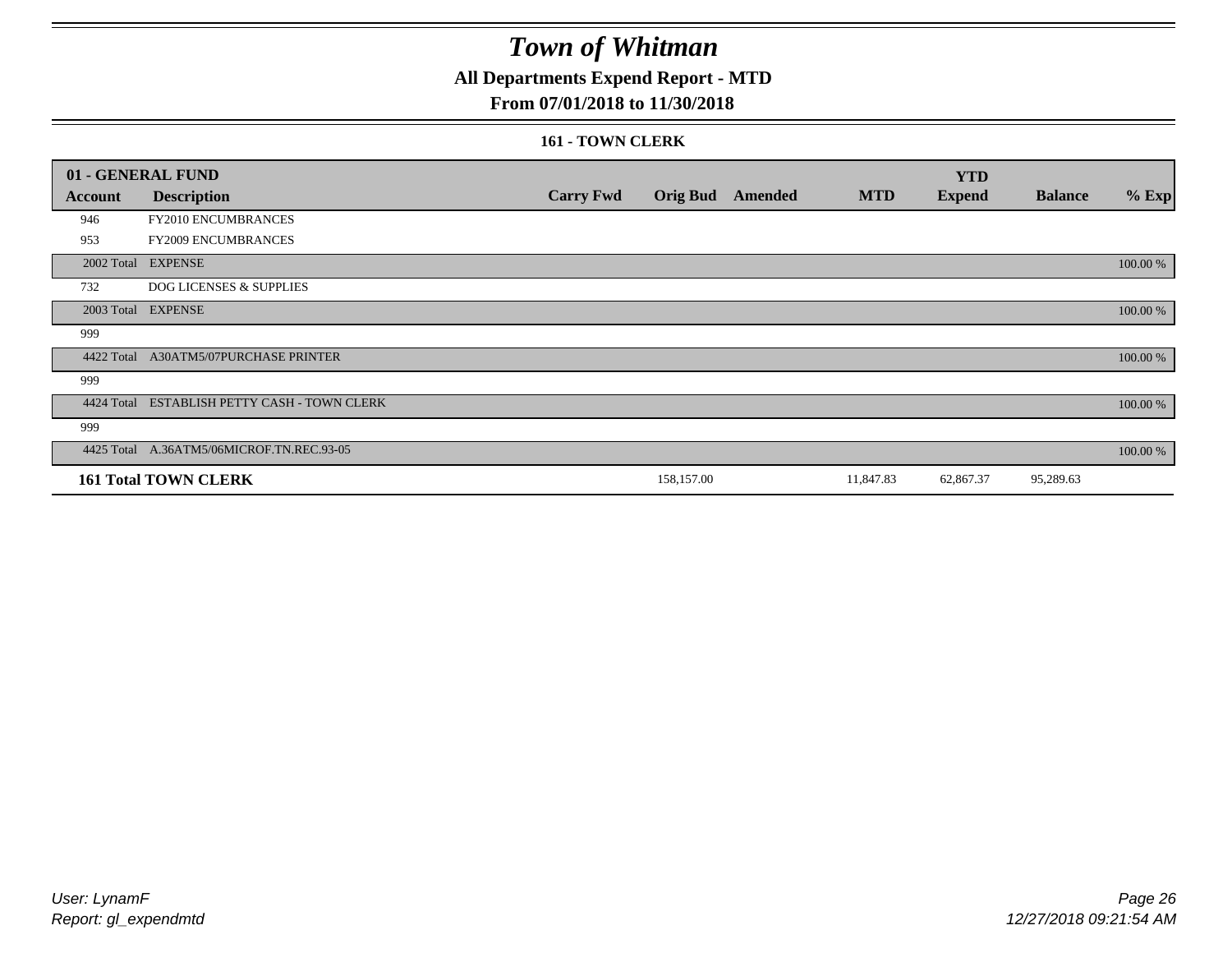# Town of Whitman

## All Departments Expend Report - MTD

## From 07/01/2018 to 11/30/2018

### 161 - TOWN CLERK

| 01 - GENERAL FUND | | | | | | YTD | | |
|---|---|---|---|---|---|---|---|---|
| **Account** | **Description** | **Carry Fwd** | **Orig Bud** | **Amended** | **MTD** | **Expend** | **Balance** | **% Exp** |
| 946 | FY2010 ENCUMBRANCES | | | | | | | |
| 953 | FY2009 ENCUMBRANCES | | | | | | | |
| 2002 Total | EXPENSE | | | | | | | 100.00 % |
| 732 | DOG LICENSES & SUPPLIES | | | | | | | |
| 2003 Total | EXPENSE | | | | | | | 100.00 % |
| 999 | | | | | | | | |
| 4422 Total | A30ATM5/07PURCHASE PRINTER | | | | | | | 100.00 % |
| 999 | | | | | | | | |
| 4424 Total | ESTABLISH PETTY CASH - TOWN CLERK | | | | | | | 100.00 % |
| 999 | | | | | | | | |
| 4425 Total | A.36ATM5/06MICROF.TN.REC.93-05 | | | | | | | 100.00 % |
| **161 Total TOWN CLERK** | | | 158,157.00 | | 11,847.83 | 62,867.37 | 95,289.63 | |

User: LynamF
Report: gl_expendmtd

12/27/2018 09:21:54 AM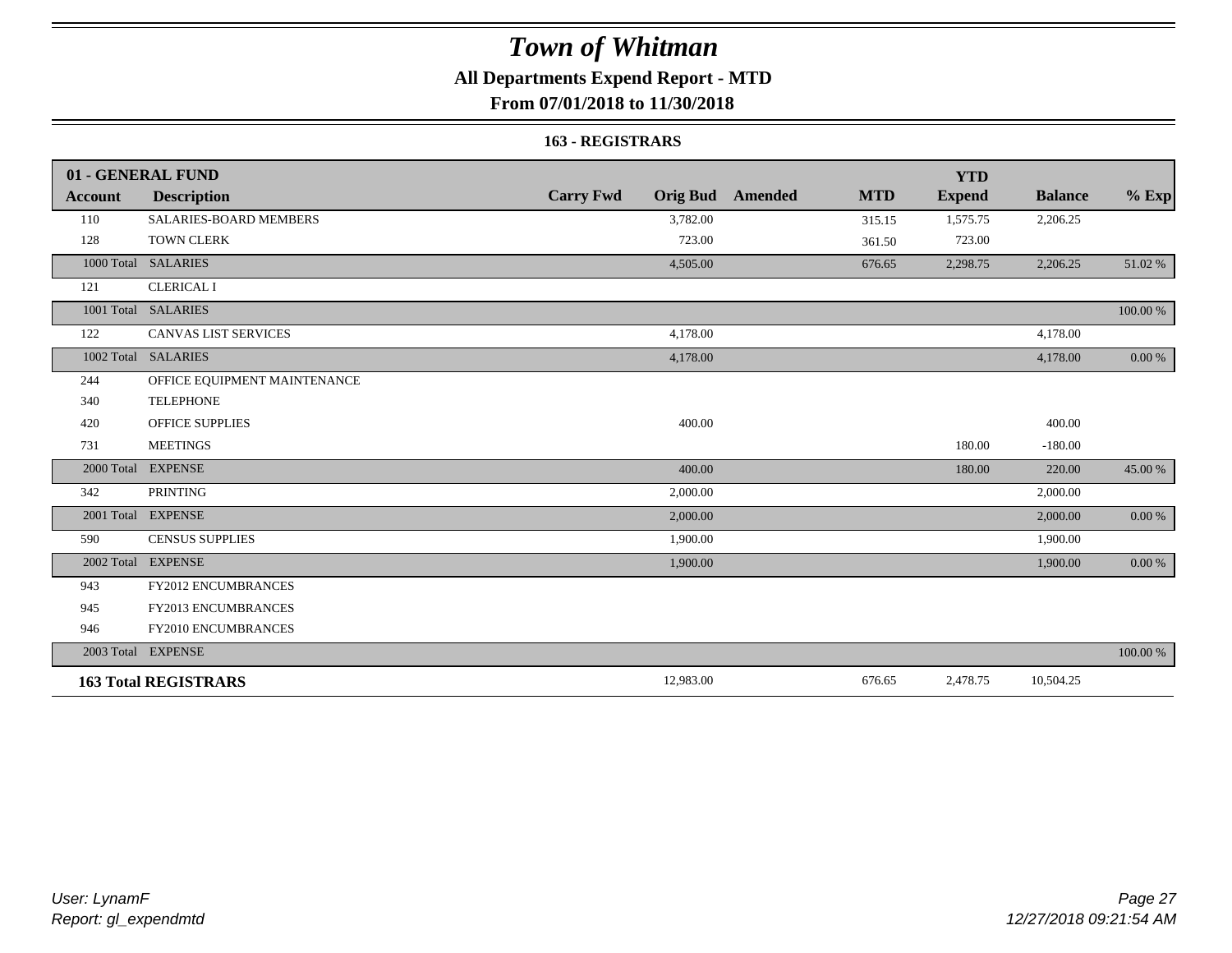# Town of Whitman

## All Departments Expend Report - MTD

### From 07/01/2018 to 11/30/2018

#### 163 - REGISTRARS

| 01 - GENERAL FUND | | | | | | | | |
|---|---|---|---|---|---|---|---|---|
| **Account** | **Description** | **Carry Fwd** | **Orig Bud** | **Amended** | **MTD** | **YTD Expend** | **Balance** | **% Exp** |
| 110 | SALARIES-BOARD MEMBERS | | 3,782.00 | | 315.15 | 1,575.75 | 2,206.25 | |
| 128 | TOWN CLERK | | 723.00 | | 361.50 | 723.00 | | |
| 1000 Total | SALARIES | | 4,505.00 | | 676.65 | 2,298.75 | 2,206.25 | 51.02 % |
| 121 | CLERICAL I | | | | | | | |
| 1001 Total | SALARIES | | | | | | | 100.00 % |
| 122 | CANVAS LIST SERVICES | | 4,178.00 | | | | 4,178.00 | |
| 1002 Total | SALARIES | | 4,178.00 | | | | 4,178.00 | 0.00 % |
| 244 | OFFICE EQUIPMENT MAINTENANCE | | | | | | | |
| 340 | TELEPHONE | | | | | | | |
| 420 | OFFICE SUPPLIES | | 400.00 | | | | 400.00 | |
| 731 | MEETINGS | | | | | 180.00 | -180.00 | |
| 2000 Total | EXPENSE | | 400.00 | | | 180.00 | 220.00 | 45.00 % |
| 342 | PRINTING | | 2,000.00 | | | | 2,000.00 | |
| 2001 Total | EXPENSE | | 2,000.00 | | | | 2,000.00 | 0.00 % |
| 590 | CENSUS SUPPLIES | | 1,900.00 | | | | 1,900.00 | |
| 2002 Total | EXPENSE | | 1,900.00 | | | | 1,900.00 | 0.00 % |
| 943 | FY2012 ENCUMBRANCES | | | | | | | |
| 945 | FY2013 ENCUMBRANCES | | | | | | | |
| 946 | FY2010 ENCUMBRANCES | | | | | | | |
| 2003 Total | EXPENSE | | | | | | | 100.00 % |
| **163 Total REGISTRARS** | | | 12,983.00 | | 676.65 | 2,478.75 | 10,504.25 | |

*User: LynamF*
*Report: gl_expendmtd*

*12/27/2018 09:21:54 AM*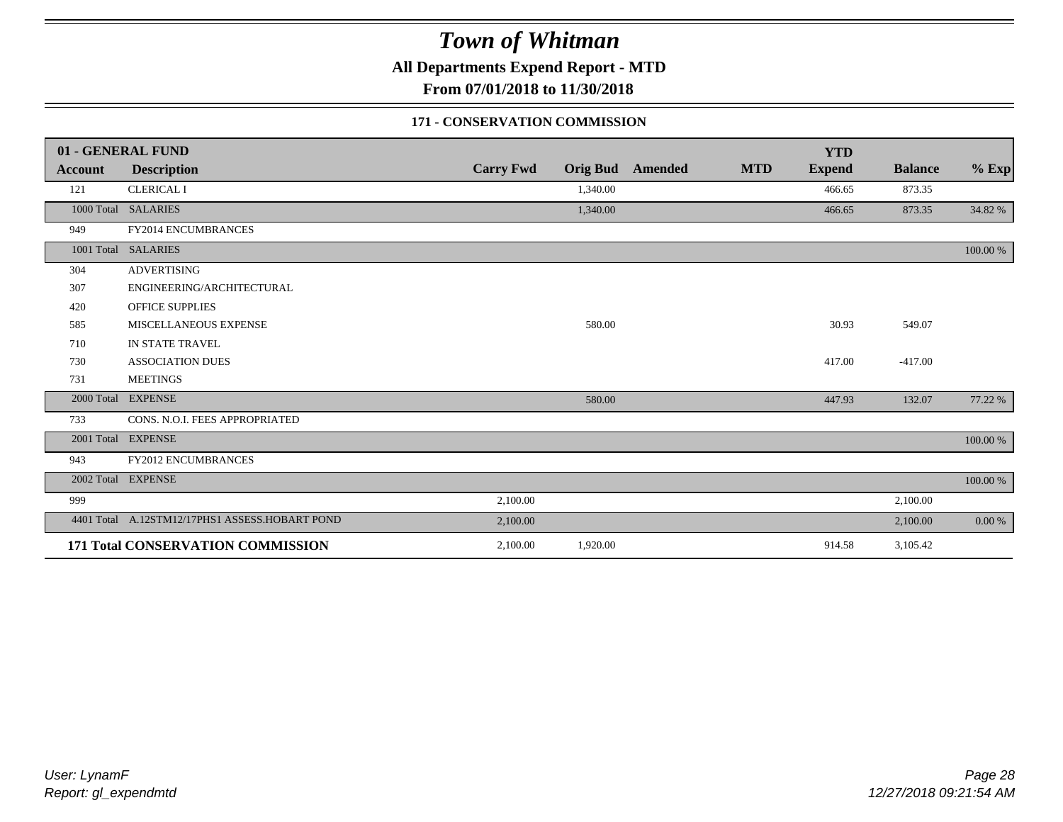# Town of Whitman

**All Departments Expend Report - MTD**

**From 07/01/2018 to 11/30/2018**

**171 - CONSERVATION COMMISSION**

| 01 - GENERAL FUND | | | | | | | | |
|---|---|---|---|---|---|---|---|---|
| **Account** | **Description** | **Carry Fwd** | **Orig Bud** | **Amended** | **MTD** | **YTD Expend** | **Balance** | **% Exp** |
| 121 | CLERICAL I | | 1,340.00 | | | 466.65 | 873.35 | |
| 1000 Total | SALARIES | | 1,340.00 | | | 466.65 | 873.35 | 34.82 % |
| 949 | FY2014 ENCUMBRANCES | | | | | | | |
| 1001 Total | SALARIES | | | | | | | 100.00 % |
| 304 | ADVERTISING | | | | | | | |
| 307 | ENGINEERING/ARCHITECTURAL | | | | | | | |
| 420 | OFFICE SUPPLIES | | | | | | | |
| 585 | MISCELLANEOUS EXPENSE | | 580.00 | | | 30.93 | 549.07 | |
| 710 | IN STATE TRAVEL | | | | | | | |
| 730 | ASSOCIATION DUES | | | | | 417.00 | -417.00 | |
| 731 | MEETINGS | | | | | | | |
| 2000 Total | EXPENSE | | 580.00 | | | 447.93 | 132.07 | 77.22 % |
| 733 | CONS. N.O.I. FEES APPROPRIATED | | | | | | | |
| 2001 Total | EXPENSE | | | | | | | 100.00 % |
| 943 | FY2012 ENCUMBRANCES | | | | | | | |
| 2002 Total | EXPENSE | | | | | | | 100.00 % |
| 999 | | 2,100.00 | | | | | 2,100.00 | |
| 4401 Total | A.12STM12/17PHS1 ASSESS.HOBART POND | 2,100.00 | | | | | 2,100.00 | 0.00 % |
| **171 Total CONSERVATION COMMISSION** | | 2,100.00 | 1,920.00 | | | 914.58 | 3,105.42 | |

*User: LynamF*
*Report: gl_expendmtd*

*12/27/2018 09:21:54 AM*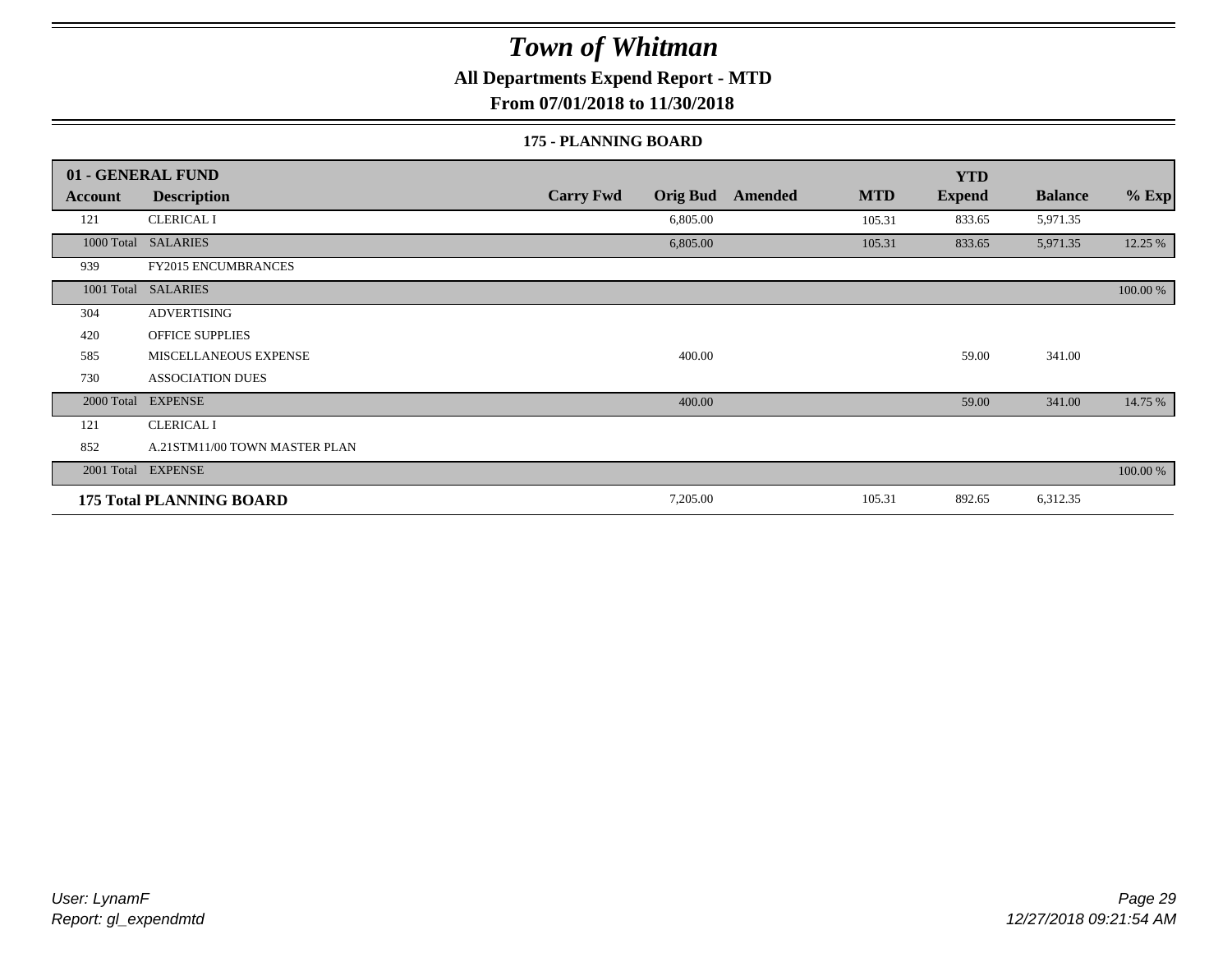# Town of Whitman

## All Departments Expend Report - MTD

## From 07/01/2018 to 11/30/2018

### 175 - PLANNING BOARD

| 01 - GENERAL FUND | | | | | | YTD | | |
|---|---|---|---|---|---|---|---|---|
| Account | Description | Carry Fwd | Orig Bud | Amended | MTD | Expend | Balance | % Exp |
| 121 | CLERICAL I | | 6,805.00 | | 105.31 | 833.65 | 5,971.35 | |
| 1000 Total | SALARIES | | 6,805.00 | | 105.31 | 833.65 | 5,971.35 | 12.25 % |
| 939 | FY2015 ENCUMBRANCES | | | | | | | |
| 1001 Total | SALARIES | | | | | | | 100.00 % |
| 304 | ADVERTISING | | | | | | | |
| 420 | OFFICE SUPPLIES | | | | | | | |
| 585 | MISCELLANEOUS EXPENSE | | 400.00 | | | 59.00 | 341.00 | |
| 730 | ASSOCIATION DUES | | | | | | | |
| 2000 Total | EXPENSE | | 400.00 | | | 59.00 | 341.00 | 14.75 % |
| 121 | CLERICAL I | | | | | | | |
| 852 | A.21STM11/00 TOWN MASTER PLAN | | | | | | | |
| 2001 Total | EXPENSE | | | | | | | 100.00 % |
| **175 Total PLANNING BOARD** | | | 7,205.00 | | 105.31 | 892.65 | 6,312.35 | |

User: LynamF
Report: gl_expendmtd

12/27/2018 09:21:54 AM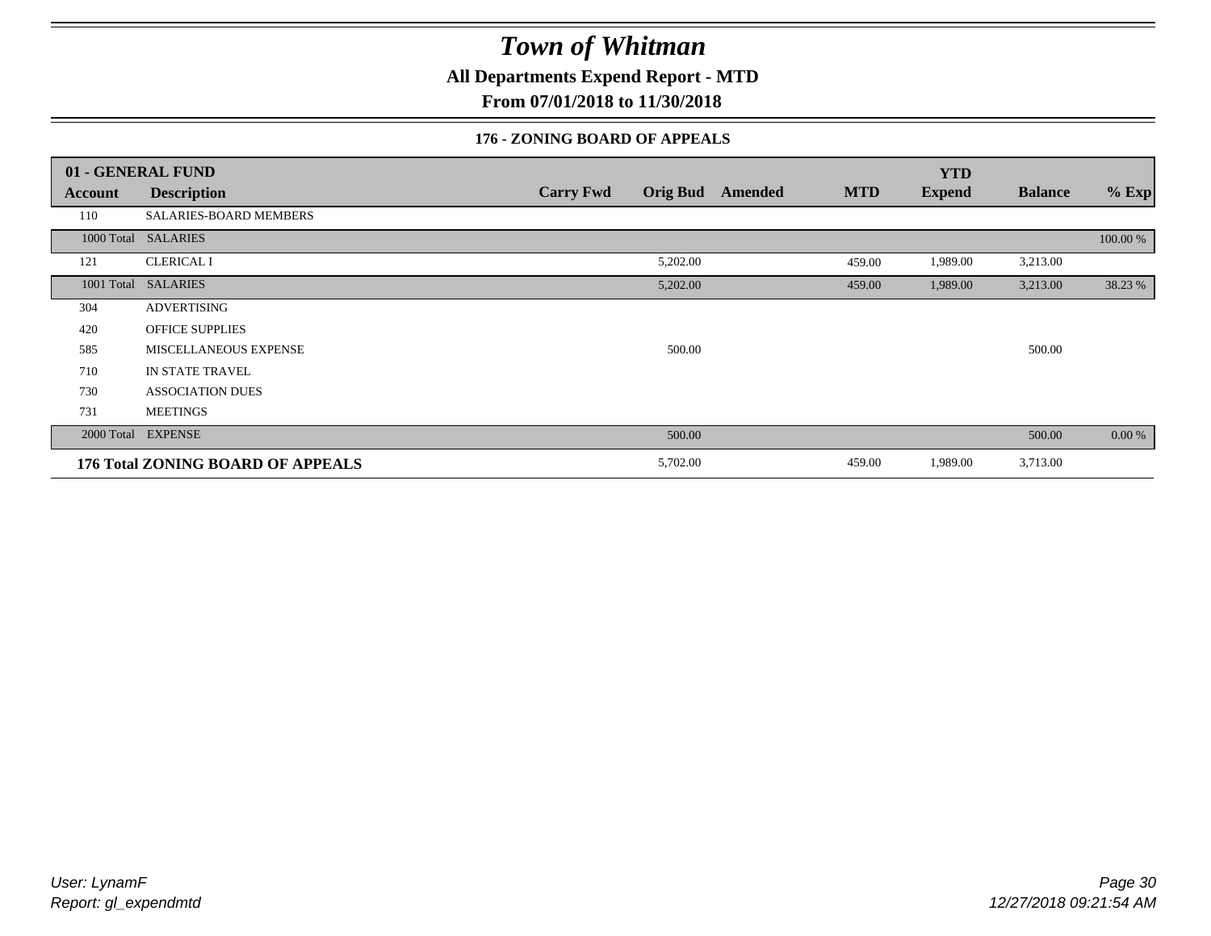# Town of Whitman

**All Departments Expend Report - MTD**

**From 07/01/2018 to 11/30/2018**

### 176 - ZONING BOARD OF APPEALS

| 01 - GENERAL FUND | | | | | | | | |
|---|---|---|---|---|---|---|---|---|
| **Account** | **Description** | **Carry Fwd** | **Orig Bud** | **Amended** | **MTD** | **YTD Expend** | **Balance** | **% Exp** |
| 110 | SALARIES-BOARD MEMBERS | | | | | | | |
| 1000 Total | SALARIES | | | | | | | 100.00 % |
| 121 | CLERICAL I | | 5,202.00 | | 459.00 | 1,989.00 | 3,213.00 | |
| 1001 Total | SALARIES | | 5,202.00 | | 459.00 | 1,989.00 | 3,213.00 | 38.23 % |
| 304 | ADVERTISING | | | | | | | |
| 420 | OFFICE SUPPLIES | | | | | | | |
| 585 | MISCELLANEOUS EXPENSE | | 500.00 | | | | 500.00 | |
| 710 | IN STATE TRAVEL | | | | | | | |
| 730 | ASSOCIATION DUES | | | | | | | |
| 731 | MEETINGS | | | | | | | |
| 2000 Total | EXPENSE | | 500.00 | | | | 500.00 | 0.00 % |
| **176 Total ZONING BOARD OF APPEALS** | | | 5,702.00 | | 459.00 | 1,989.00 | 3,713.00 | |

User: LynamF
Report: gl_expendmtd

12/27/2018 09:21:54 AM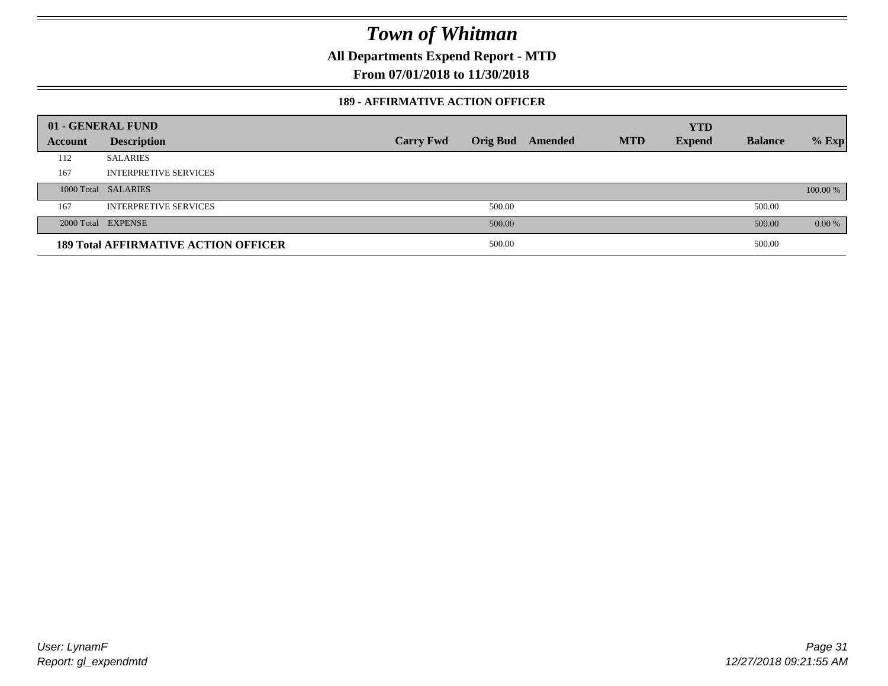# Town of Whitman

**All Departments Expend Report - MTD**

**From 07/01/2018 to 11/30/2018**

### 189 - AFFIRMATIVE ACTION OFFICER

| 01 - GENERAL FUND | | | | | | YTD | | |
|---|---|---|---|---|---|---|---|---|
| **Account** | **Description** | **Carry Fwd** | **Orig Bud** | **Amended** | **MTD** | **Expend** | **Balance** | **% Exp** |
| 112 | SALARIES | | | | | | | |
| 167 | INTERPRETIVE SERVICES | | | | | | | |
| 1000 Total | SALARIES | | | | | | | 100.00 % |
| 167 | INTERPRETIVE SERVICES | | 500.00 | | | | 500.00 | |
| 2000 Total | EXPENSE | | 500.00 | | | | 500.00 | 0.00 % |
| **189 Total AFFIRMATIVE ACTION OFFICER** | | | 500.00 | | | | 500.00 | |

*User: LynamF*
*Report: gl_expendmtd*

*12/27/2018 09:21:55 AM*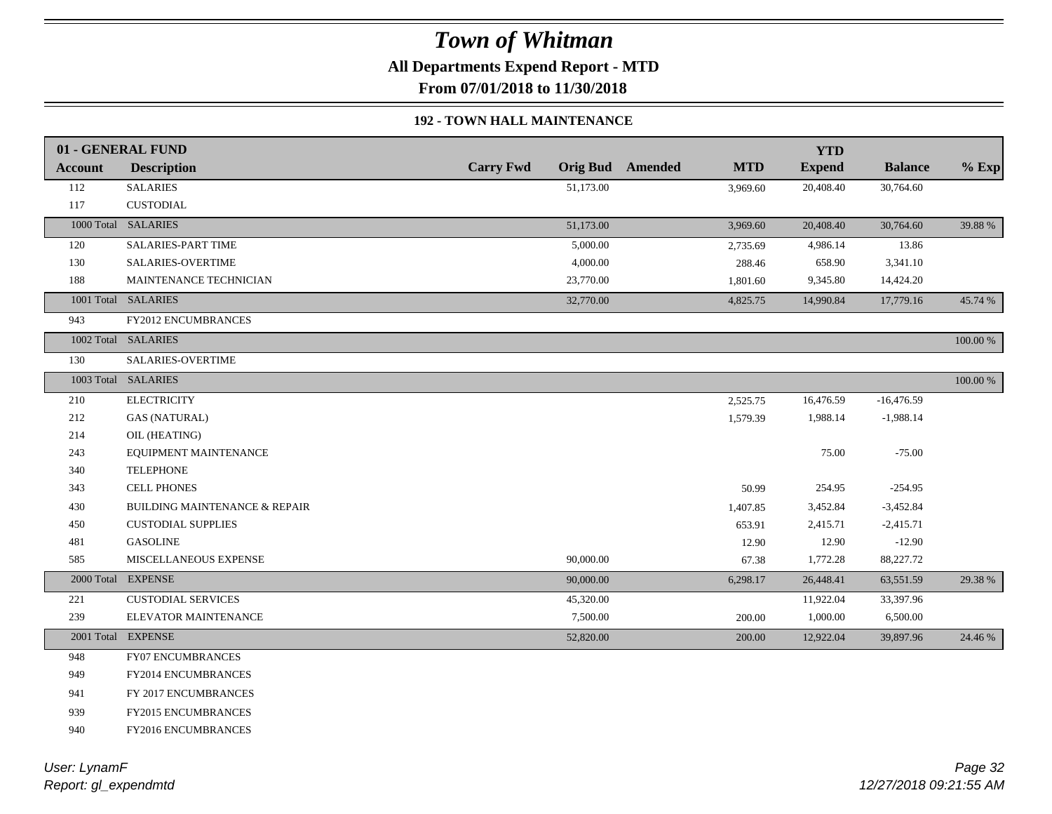# Town of Whitman

**All Departments Expend Report - MTD**

**From 07/01/2018 to 11/30/2018**

**192 - TOWN HALL MAINTENANCE**

| Account | Description | Carry Fwd | Orig Bud | Amended | MTD | YTD Expend | Balance | % Exp |
|---|---|---|---|---|---|---|---|---|
| **01 - GENERAL FUND** | | | | | | | | |
| 112 | SALARIES | | 51,173.00 | | 3,969.60 | 20,408.40 | 30,764.60 | |
| 117 | CUSTODIAL | | | | | | | |
| 1000 Total | SALARIES | | 51,173.00 | | 3,969.60 | 20,408.40 | 30,764.60 | 39.88 % |
| 120 | SALARIES-PART TIME | | 5,000.00 | | 2,735.69 | 4,986.14 | 13.86 | |
| 130 | SALARIES-OVERTIME | | 4,000.00 | | 288.46 | 658.90 | 3,341.10 | |
| 188 | MAINTENANCE TECHNICIAN | | 23,770.00 | | 1,801.60 | 9,345.80 | 14,424.20 | |
| 1001 Total | SALARIES | | 32,770.00 | | 4,825.75 | 14,990.84 | 17,779.16 | 45.74 % |
| 943 | FY2012 ENCUMBRANCES | | | | | | | |
| 1002 Total | SALARIES | | | | | | | 100.00 % |
| 130 | SALARIES-OVERTIME | | | | | | | |
| 1003 Total | SALARIES | | | | | | | 100.00 % |
| 210 | ELECTRICITY | | | | 2,525.75 | 16,476.59 | -16,476.59 | |
| 212 | GAS (NATURAL) | | | | 1,579.39 | 1,988.14 | -1,988.14 | |
| 214 | OIL (HEATING) | | | | | | | |
| 243 | EQUIPMENT MAINTENANCE | | | | | 75.00 | -75.00 | |
| 340 | TELEPHONE | | | | | | | |
| 343 | CELL PHONES | | | | 50.99 | 254.95 | -254.95 | |
| 430 | BUILDING MAINTENANCE & REPAIR | | | | 1,407.85 | 3,452.84 | -3,452.84 | |
| 450 | CUSTODIAL SUPPLIES | | | | 653.91 | 2,415.71 | -2,415.71 | |
| 481 | GASOLINE | | | | 12.90 | 12.90 | -12.90 | |
| 585 | MISCELLANEOUS EXPENSE | | 90,000.00 | | 67.38 | 1,772.28 | 88,227.72 | |
| 2000 Total | EXPENSE | | 90,000.00 | | 6,298.17 | 26,448.41 | 63,551.59 | 29.38 % |
| 221 | CUSTODIAL SERVICES | | 45,320.00 | | | 11,922.04 | 33,397.96 | |
| 239 | ELEVATOR MAINTENANCE | | 7,500.00 | | 200.00 | 1,000.00 | 6,500.00 | |
| 2001 Total | EXPENSE | | 52,820.00 | | 200.00 | 12,922.04 | 39,897.96 | 24.46 % |
| 948 | FY07 ENCUMBRANCES | | | | | | | |
| 949 | FY2014 ENCUMBRANCES | | | | | | | |
| 941 | FY 2017 ENCUMBRANCES | | | | | | | |
| 939 | FY2015 ENCUMBRANCES | | | | | | | |
| 940 | FY2016 ENCUMBRANCES | | | | | | | |

*User: LynamF*
*Report: gl_expendmtd*

*12/27/2018 09:21:55 AM*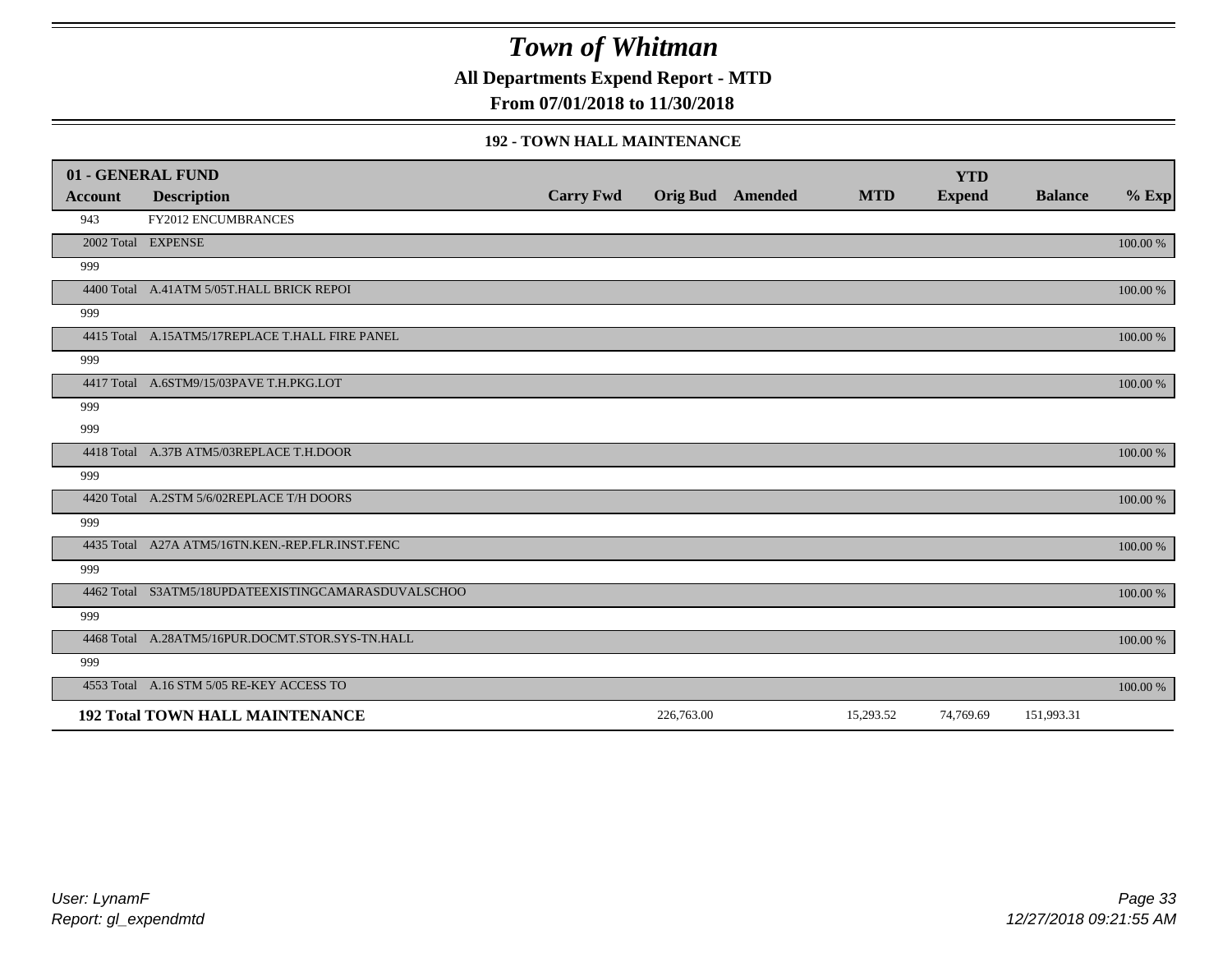# Town of Whitman

## All Departments Expend Report - MTD

### From 07/01/2018 to 11/30/2018

#### 192 - TOWN HALL MAINTENANCE

| 01 - GENERAL FUND | | | | | | YTD | | |
|---|---|---|---|---|---|---|---|---|
| Account | Description | Carry Fwd | Orig Bud | Amended | MTD | Expend | Balance | % Exp |
| 943 | FY2012 ENCUMBRANCES | | | | | | | |
| 2002 Total | EXPENSE | | | | | | | 100.00 % |
| 999 | | | | | | | | |
| 4400 Total | A.41ATM 5/05T.HALL BRICK REPOI | | | | | | | 100.00 % |
| 999 | | | | | | | | |
| 4415 Total | A.15ATM5/17REPLACE T.HALL FIRE PANEL | | | | | | | 100.00 % |
| 999 | | | | | | | | |
| 4417 Total | A.6STM9/15/03PAVE T.H.PKG.LOT | | | | | | | 100.00 % |
| 999 | | | | | | | | |
| 999 | | | | | | | | |
| 4418 Total | A.37B ATM5/03REPLACE T.H.DOOR | | | | | | | 100.00 % |
| 999 | | | | | | | | |
| 4420 Total | A.2STM 5/6/02REPLACE T/H DOORS | | | | | | | 100.00 % |
| 999 | | | | | | | | |
| 4435 Total | A27A ATM5/16TN.KEN.-REP.FLR.INST.FENC | | | | | | | 100.00 % |
| 999 | | | | | | | | |
| 4462 Total | S3ATM5/18UPDATEEXISTINGCAMARASDUVALSCHOO | | | | | | | 100.00 % |
| 999 | | | | | | | | |
| 4468 Total | A.28ATM5/16PUR.DOCMT.STOR.SYS-TN.HALL | | | | | | | 100.00 % |
| 999 | | | | | | | | |
| 4553 Total | A.16 STM 5/05 RE-KEY ACCESS TO | | | | | | | 100.00 % |
| **192 Total TOWN HALL MAINTENANCE** | | | 226,763.00 | | 15,293.52 | 74,769.69 | 151,993.31 | |

*User: LynamF*
*Report: gl_expendmtd*
*12/27/2018 09:21:55 AM*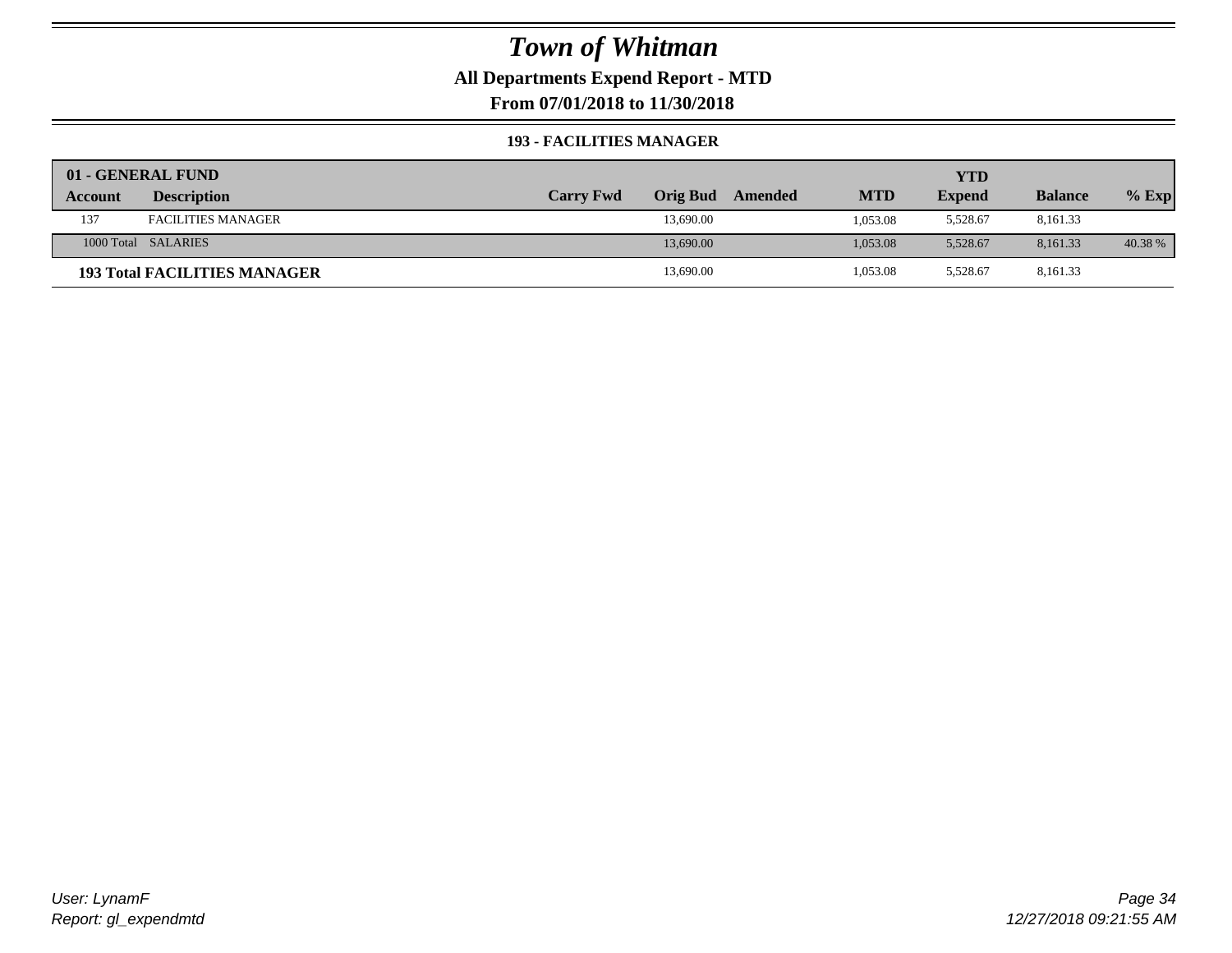# Town of Whitman

**All Departments Expend Report - MTD**

**From 07/01/2018 to 11/30/2018**

### 193 - FACILITIES MANAGER

| 01 - GENERAL FUND | | | | | | YTD | | |
|---|---|---|---|---|---|---|---|---|
| **Account** | **Description** | **Carry Fwd** | **Orig Bud** | **Amended** | **MTD** | **Expend** | **Balance** | **% Exp** |
| 137 | FACILITIES MANAGER | | 13,690.00 | | 1,053.08 | 5,528.67 | 8,161.33 | |
| 1000 Total | SALARIES | | 13,690.00 | | 1,053.08 | 5,528.67 | 8,161.33 | 40.38 % |
| **193 Total FACILITIES MANAGER** | | | 13,690.00 | | 1,053.08 | 5,528.67 | 8,161.33 | |

*User: LynamF*
*Report: gl_expendmtd*

*12/27/2018 09:21:55 AM*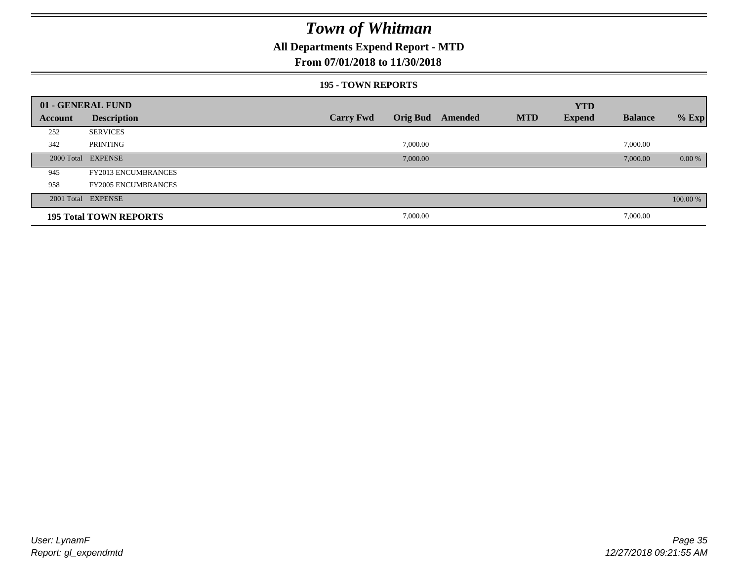# Town of Whitman

## All Departments Expend Report - MTD

### From 07/01/2018 to 11/30/2018

#### 195 - TOWN REPORTS

| 01 - GENERAL FUND | | | | | | YTD | | |
|---|---|---|---|---|---|---|---|---|
| **Account** | **Description** | **Carry Fwd** | **Orig Bud** | **Amended** | **MTD** | **Expend** | **Balance** | **% Exp** |
| 252 | SERVICES | | | | | | | |
| 342 | PRINTING | | 7,000.00 | | | | 7,000.00 | |
| 2000 Total | EXPENSE | | 7,000.00 | | | | 7,000.00 | 0.00 % |
| 945 | FY2013 ENCUMBRANCES | | | | | | | |
| 958 | FY2005 ENCUMBRANCES | | | | | | | |
| 2001 Total | EXPENSE | | | | | | | 100.00 % |
| **195 Total TOWN REPORTS** | | | 7,000.00 | | | | 7,000.00 | |

*User: LynamF*
*Report: gl_expendmtd*

*12/27/2018 09:21:55 AM*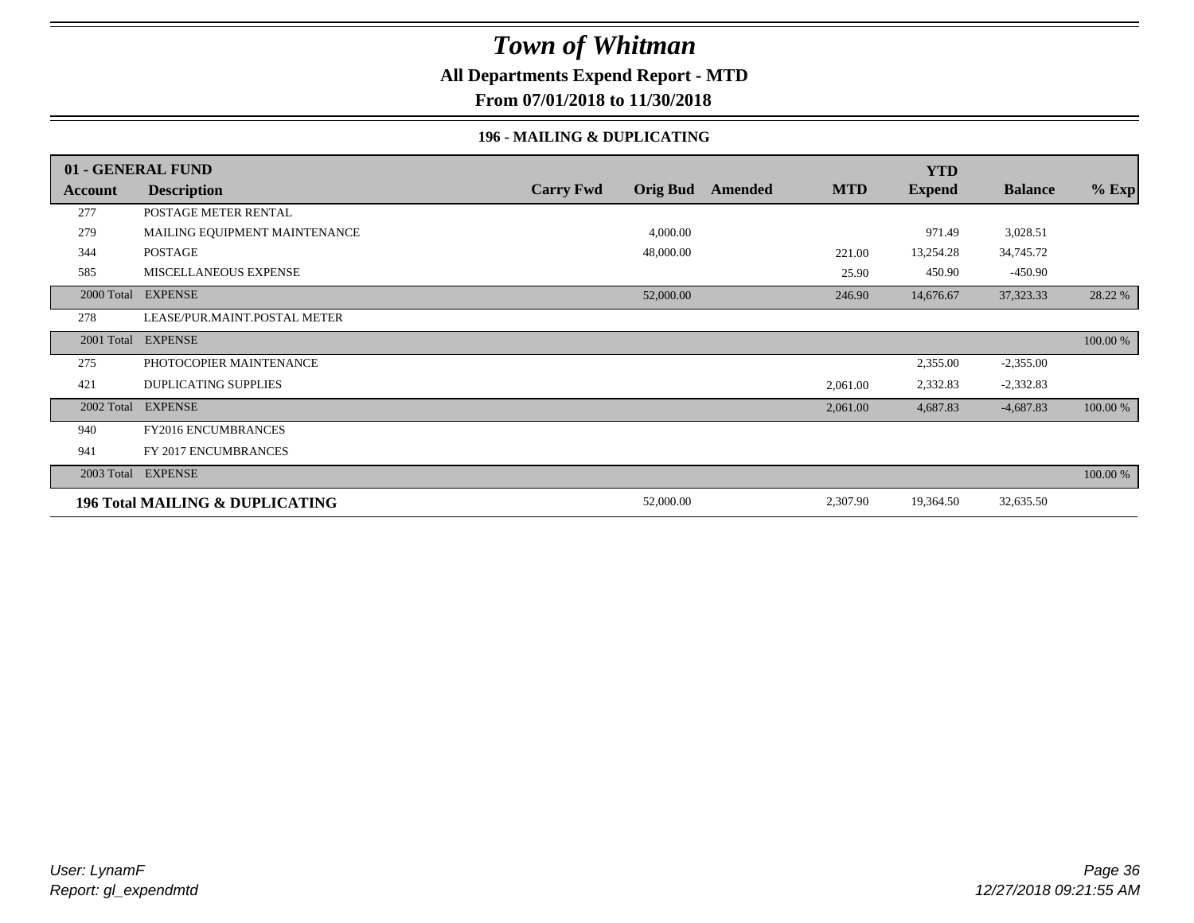# Town of Whitman

**All Departments Expend Report - MTD**

**From 07/01/2018 to 11/30/2018**

### 196 - MAILING & DUPLICATING

| 01 - GENERAL FUND | | | | | | YTD | | |
|---|---|---|---|---|---|---|---|---|
| **Account** | **Description** | **Carry Fwd** | **Orig Bud** | **Amended** | **MTD** | **Expend** | **Balance** | **% Exp** |
| 277 | POSTAGE METER RENTAL | | | | | | | |
| 279 | MAILING EQUIPMENT MAINTENANCE | | 4,000.00 | | | 971.49 | 3,028.51 | |
| 344 | POSTAGE | | 48,000.00 | | 221.00 | 13,254.28 | 34,745.72 | |
| 585 | MISCELLANEOUS EXPENSE | | | | 25.90 | 450.90 | -450.90 | |
| 2000 Total | EXPENSE | | 52,000.00 | | 246.90 | 14,676.67 | 37,323.33 | 28.22 % |
| 278 | LEASE/PUR.MAINT.POSTAL METER | | | | | | | |
| 2001 Total | EXPENSE | | | | | | | 100.00 % |
| 275 | PHOTOCOPIER MAINTENANCE | | | | | 2,355.00 | -2,355.00 | |
| 421 | DUPLICATING SUPPLIES | | | | 2,061.00 | 2,332.83 | -2,332.83 | |
| 2002 Total | EXPENSE | | | | 2,061.00 | 4,687.83 | -4,687.83 | 100.00 % |
| 940 | FY2016 ENCUMBRANCES | | | | | | | |
| 941 | FY 2017 ENCUMBRANCES | | | | | | | |
| 2003 Total | EXPENSE | | | | | | | 100.00 % |
| **196 Total MAILING & DUPLICATING** | | | 52,000.00 | | 2,307.90 | 19,364.50 | 32,635.50 | |

*User: LynamF*
*Report: gl_expendmtd*

*12/27/2018 09:21:55 AM*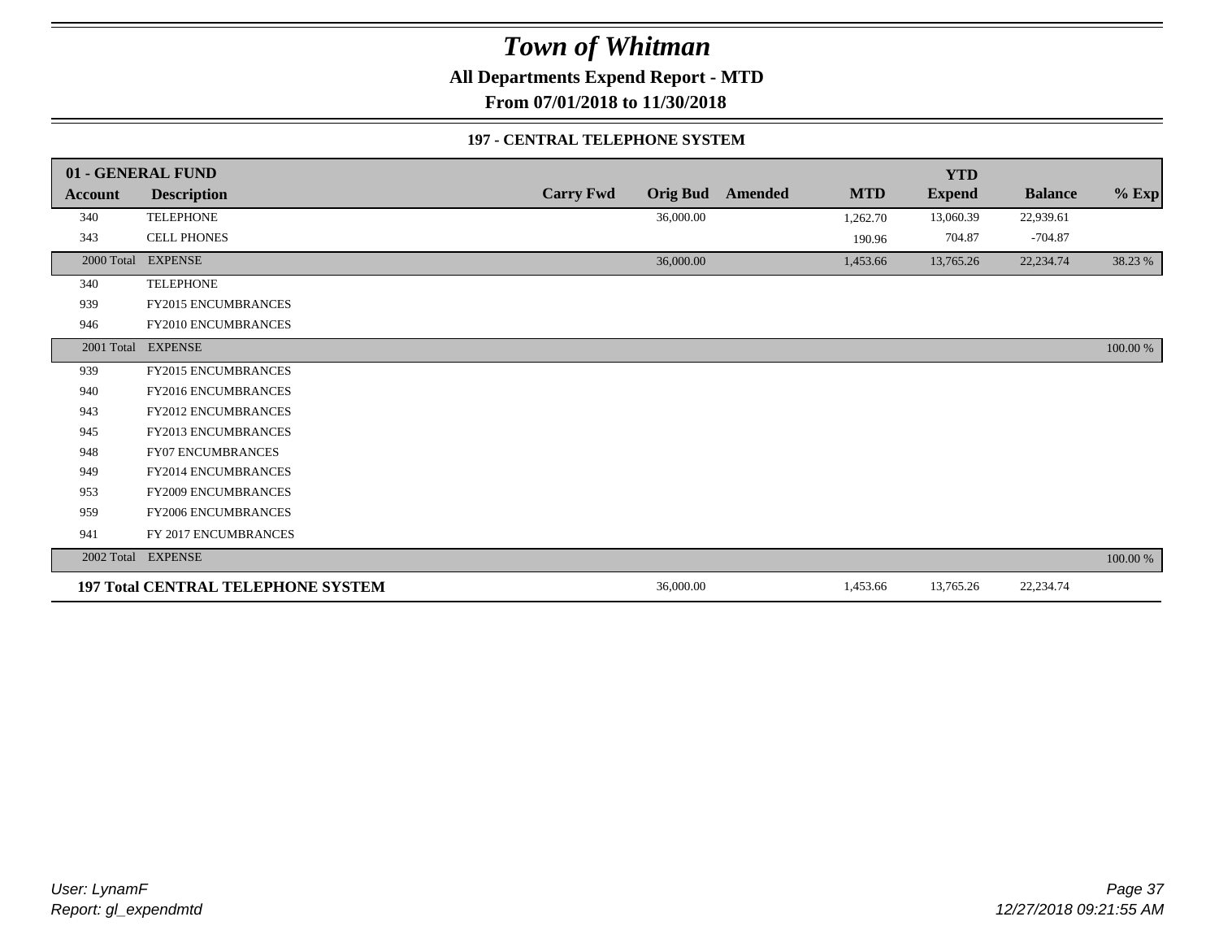# Town of Whitman

**All Departments Expend Report - MTD**

**From 07/01/2018 to 11/30/2018**

**197 - CENTRAL TELEPHONE SYSTEM**

| 01 - GENERAL FUND | | | | | | YTD | | |
|---|---|---|---|---|---|---|---|---|
| **Account** | **Description** | **Carry Fwd** | **Orig Bud** | **Amended** | **MTD** | **Expend** | **Balance** | **% Exp** |
| 340 | TELEPHONE | | 36,000.00 | | 1,262.70 | 13,060.39 | 22,939.61 | |
| 343 | CELL PHONES | | | | 190.96 | 704.87 | -704.87 | |
| 2000 Total | EXPENSE | | 36,000.00 | | 1,453.66 | 13,765.26 | 22,234.74 | 38.23 % |
| 340 | TELEPHONE | | | | | | | |
| 939 | FY2015 ENCUMBRANCES | | | | | | | |
| 946 | FY2010 ENCUMBRANCES | | | | | | | |
| 2001 Total | EXPENSE | | | | | | | 100.00 % |
| 939 | FY2015 ENCUMBRANCES | | | | | | | |
| 940 | FY2016 ENCUMBRANCES | | | | | | | |
| 943 | FY2012 ENCUMBRANCES | | | | | | | |
| 945 | FY2013 ENCUMBRANCES | | | | | | | |
| 948 | FY07 ENCUMBRANCES | | | | | | | |
| 949 | FY2014 ENCUMBRANCES | | | | | | | |
| 953 | FY2009 ENCUMBRANCES | | | | | | | |
| 959 | FY2006 ENCUMBRANCES | | | | | | | |
| 941 | FY 2017 ENCUMBRANCES | | | | | | | |
| 2002 Total | EXPENSE | | | | | | | 100.00 % |
| **197 Total CENTRAL TELEPHONE SYSTEM** | | | 36,000.00 | | 1,453.66 | 13,765.26 | 22,234.74 | |

*User: LynamF*
*Report: gl_expendmtd*

*12/27/2018 09:21:55 AM*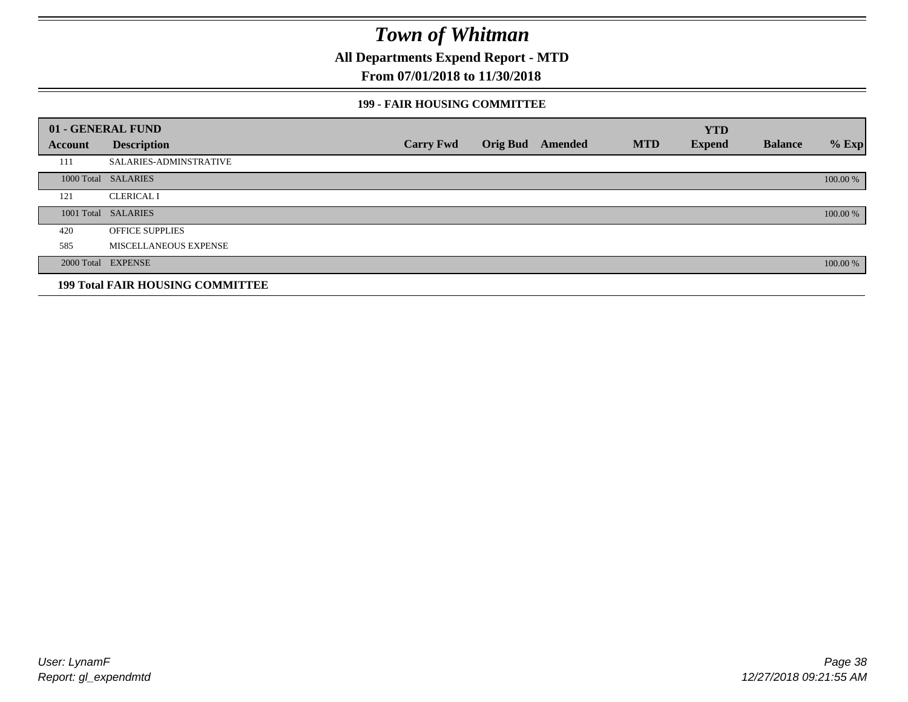# Town of Whitman

## All Departments Expend Report - MTD

## From 07/01/2018 to 11/30/2018

### 199 - FAIR HOUSING COMMITTEE

| 01 - GENERAL FUND | | | | | | YTD | | |
|---|---|---|---|---|---|---|---|---|
| **Account** | **Description** | **Carry Fwd** | **Orig Bud** | **Amended** | **MTD** | **Expend** | **Balance** | **% Exp** |
| 111 | SALARIES-ADMINSTRATIVE | | | | | | | |
| 1000 Total | SALARIES | | | | | | | 100.00 % |
| 121 | CLERICAL I | | | | | | | |
| 1001 Total | SALARIES | | | | | | | 100.00 % |
| 420 | OFFICE SUPPLIES | | | | | | | |
| 585 | MISCELLANEOUS EXPENSE | | | | | | | |
| 2000 Total | EXPENSE | | | | | | | 100.00 % |
| **199 Total FAIR HOUSING COMMITTEE** | | | | | | | | |

User: LynamF

Report: gl_expendmtd

12/27/2018 09:21:55 AM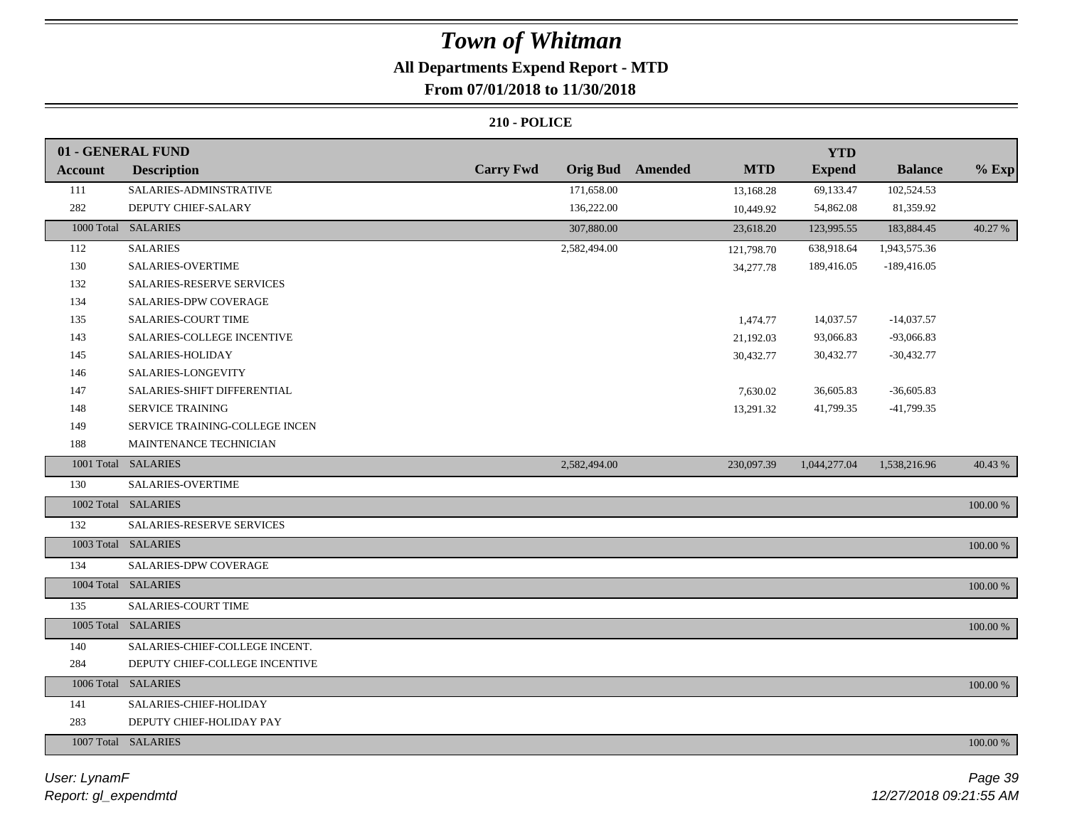# Town of Whitman

## All Departments Expend Report - MTD

### From 07/01/2018 to 11/30/2018

#### 210 - POLICE

| Account | Description | Carry Fwd | Orig Bud | Amended | MTD | YTD Expend | Balance | % Exp |
|---|---|---|---|---|---|---|---|---|
| **01 - GENERAL FUND** | | | | | | | | |
| 111 | SALARIES-ADMINSTRATIVE | | 171,658.00 | | 13,168.28 | 69,133.47 | 102,524.53 | |
| 282 | DEPUTY CHIEF-SALARY | | 136,222.00 | | 10,449.92 | 54,862.08 | 81,359.92 | |
| 1000 Total | SALARIES | | 307,880.00 | | 23,618.20 | 123,995.55 | 183,884.45 | 40.27 % |
| 112 | SALARIES | | 2,582,494.00 | | 121,798.70 | 638,918.64 | 1,943,575.36 | |
| 130 | SALARIES-OVERTIME | | | | 34,277.78 | 189,416.05 | -189,416.05 | |
| 132 | SALARIES-RESERVE SERVICES | | | | | | | |
| 134 | SALARIES-DPW COVERAGE | | | | | | | |
| 135 | SALARIES-COURT TIME | | | | 1,474.77 | 14,037.57 | -14,037.57 | |
| 143 | SALARIES-COLLEGE INCENTIVE | | | | 21,192.03 | 93,066.83 | -93,066.83 | |
| 145 | SALARIES-HOLIDAY | | | | 30,432.77 | 30,432.77 | -30,432.77 | |
| 146 | SALARIES-LONGEVITY | | | | | | | |
| 147 | SALARIES-SHIFT DIFFERENTIAL | | | | 7,630.02 | 36,605.83 | -36,605.83 | |
| 148 | SERVICE TRAINING | | | | 13,291.32 | 41,799.35 | -41,799.35 | |
| 149 | SERVICE TRAINING-COLLEGE INCEN | | | | | | | |
| 188 | MAINTENANCE TECHNICIAN | | | | | | | |
| 1001 Total | SALARIES | | 2,582,494.00 | | 230,097.39 | 1,044,277.04 | 1,538,216.96 | 40.43 % |
| 130 | SALARIES-OVERTIME | | | | | | | |
| 1002 Total | SALARIES | | | | | | | 100.00 % |
| 132 | SALARIES-RESERVE SERVICES | | | | | | | |
| 1003 Total | SALARIES | | | | | | | 100.00 % |
| 134 | SALARIES-DPW COVERAGE | | | | | | | |
| 1004 Total | SALARIES | | | | | | | 100.00 % |
| 135 | SALARIES-COURT TIME | | | | | | | |
| 1005 Total | SALARIES | | | | | | | 100.00 % |
| 140 | SALARIES-CHIEF-COLLEGE INCENT. | | | | | | | |
| 284 | DEPUTY CHIEF-COLLEGE INCENTIVE | | | | | | | |
| 1006 Total | SALARIES | | | | | | | 100.00 % |
| 141 | SALARIES-CHIEF-HOLIDAY | | | | | | | |
| 283 | DEPUTY CHIEF-HOLIDAY PAY | | | | | | | |
| 1007 Total | SALARIES | | | | | | | 100.00 % |

*User: LynamF*
*Report: gl_expendmtd*
*12/27/2018 09:21:55 AM*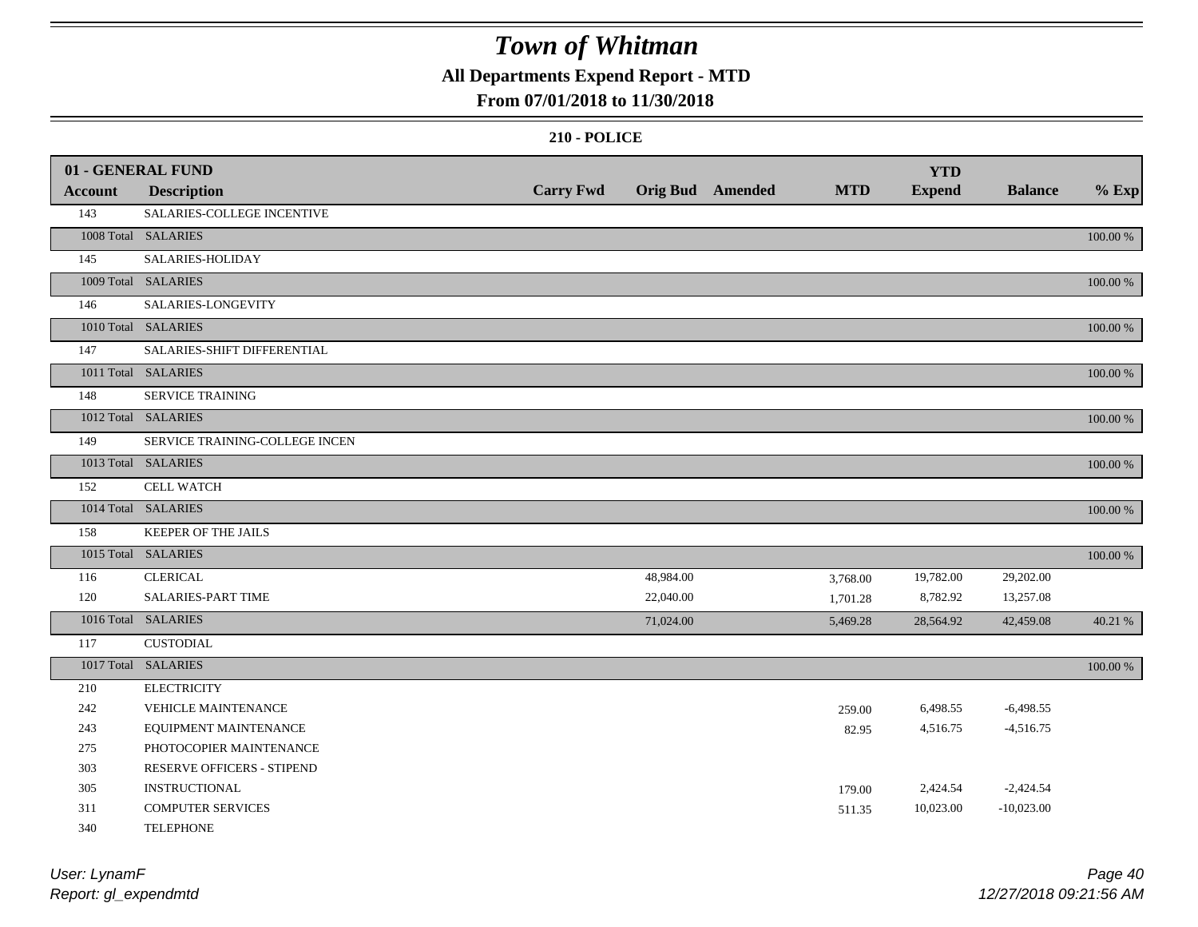# Town of Whitman

**All Departments Expend Report - MTD**

**From 07/01/2018 to 11/30/2018**

**210 - POLICE**

| 01 - GENERAL FUND | | | | | | | | |
|---|---|---|---|---|---|---|---|---|
| **Account** | **Description** | **Carry Fwd** | **Orig Bud** | **Amended** | **MTD** | **YTD Expend** | **Balance** | **% Exp** |
| 143 | SALARIES-COLLEGE INCENTIVE | | | | | | | |
| 1008 Total | SALARIES | | | | | | | 100.00 % |
| 145 | SALARIES-HOLIDAY | | | | | | | |
| 1009 Total | SALARIES | | | | | | | 100.00 % |
| 146 | SALARIES-LONGEVITY | | | | | | | |
| 1010 Total | SALARIES | | | | | | | 100.00 % |
| 147 | SALARIES-SHIFT DIFFERENTIAL | | | | | | | |
| 1011 Total | SALARIES | | | | | | | 100.00 % |
| 148 | SERVICE TRAINING | | | | | | | |
| 1012 Total | SALARIES | | | | | | | 100.00 % |
| 149 | SERVICE TRAINING-COLLEGE INCEN | | | | | | | |
| 1013 Total | SALARIES | | | | | | | 100.00 % |
| 152 | CELL WATCH | | | | | | | |
| 1014 Total | SALARIES | | | | | | | 100.00 % |
| 158 | KEEPER OF THE JAILS | | | | | | | |
| 1015 Total | SALARIES | | | | | | | 100.00 % |
| 116 | CLERICAL | | 48,984.00 | | 3,768.00 | 19,782.00 | 29,202.00 | |
| 120 | SALARIES-PART TIME | | 22,040.00 | | 1,701.28 | 8,782.92 | 13,257.08 | |
| 1016 Total | SALARIES | | 71,024.00 | | 5,469.28 | 28,564.92 | 42,459.08 | 40.21 % |
| 117 | CUSTODIAL | | | | | | | |
| 1017 Total | SALARIES | | | | | | | 100.00 % |
| 210 | ELECTRICITY | | | | | | | |
| 242 | VEHICLE MAINTENANCE | | | | 259.00 | 6,498.55 | -6,498.55 | |
| 243 | EQUIPMENT MAINTENANCE | | | | 82.95 | 4,516.75 | -4,516.75 | |
| 275 | PHOTOCOPIER MAINTENANCE | | | | | | | |
| 303 | RESERVE OFFICERS - STIPEND | | | | | | | |
| 305 | INSTRUCTIONAL | | | | 179.00 | 2,424.54 | -2,424.54 | |
| 311 | COMPUTER SERVICES | | | | 511.35 | 10,023.00 | -10,023.00 | |
| 340 | TELEPHONE | | | | | | | |

*User: LynamF*
*Report: gl_expendmtd*

*12/27/2018 09:21:56 AM*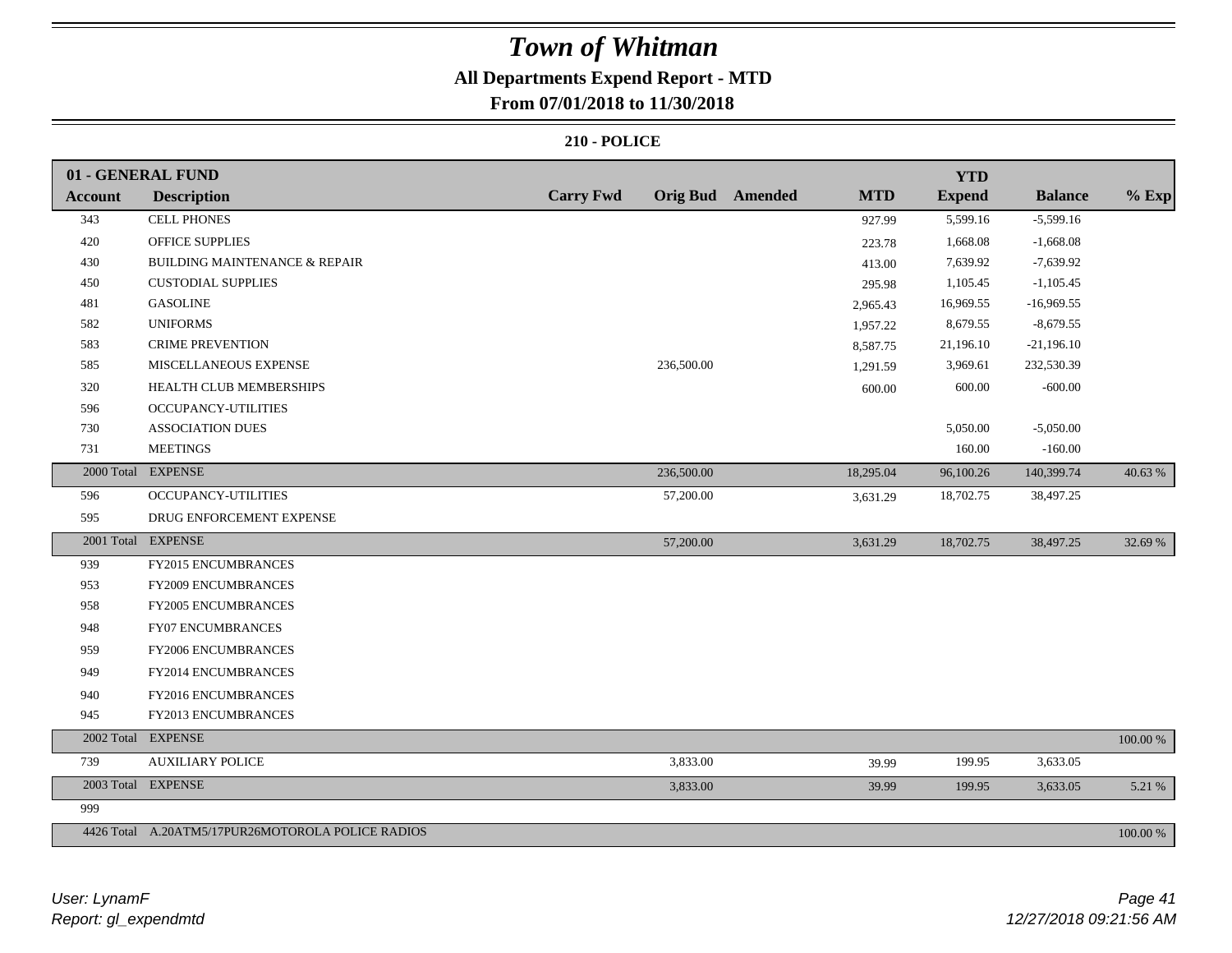# Town of Whitman

## All Departments Expend Report - MTD

### From 07/01/2018 to 11/30/2018

### 210 - POLICE

| 01 - GENERAL FUND Account | Description | Carry Fwd | Orig Bud | Amended | MTD | YTD Expend | Balance | % Exp |
|---|---|---|---|---|---|---|---|---|
| 343 | CELL PHONES | | | | 927.99 | 5,599.16 | -5,599.16 | |
| 420 | OFFICE SUPPLIES | | | | 223.78 | 1,668.08 | -1,668.08 | |
| 430 | BUILDING MAINTENANCE & REPAIR | | | | 413.00 | 7,639.92 | -7,639.92 | |
| 450 | CUSTODIAL SUPPLIES | | | | 295.98 | 1,105.45 | -1,105.45 | |
| 481 | GASOLINE | | | | 2,965.43 | 16,969.55 | -16,969.55 | |
| 582 | UNIFORMS | | | | 1,957.22 | 8,679.55 | -8,679.55 | |
| 583 | CRIME PREVENTION | | | | 8,587.75 | 21,196.10 | -21,196.10 | |
| 585 | MISCELLANEOUS EXPENSE | | 236,500.00 | | 1,291.59 | 3,969.61 | 232,530.39 | |
| 320 | HEALTH CLUB MEMBERSHIPS | | | | 600.00 | 600.00 | -600.00 | |
| 596 | OCCUPANCY-UTILITIES | | | | | | | |
| 730 | ASSOCIATION DUES | | | | | 5,050.00 | -5,050.00 | |
| 731 | MEETINGS | | | | | 160.00 | -160.00 | |
| 2000 Total | EXPENSE | | 236,500.00 | | 18,295.04 | 96,100.26 | 140,399.74 | 40.63 % |
| 596 | OCCUPANCY-UTILITIES | | 57,200.00 | | 3,631.29 | 18,702.75 | 38,497.25 | |
| 595 | DRUG ENFORCEMENT EXPENSE | | | | | | | |
| 2001 Total | EXPENSE | | 57,200.00 | | 3,631.29 | 18,702.75 | 38,497.25 | 32.69 % |
| 939 | FY2015 ENCUMBRANCES | | | | | | | |
| 953 | FY2009 ENCUMBRANCES | | | | | | | |
| 958 | FY2005 ENCUMBRANCES | | | | | | | |
| 948 | FY07 ENCUMBRANCES | | | | | | | |
| 959 | FY2006 ENCUMBRANCES | | | | | | | |
| 949 | FY2014 ENCUMBRANCES | | | | | | | |
| 940 | FY2016 ENCUMBRANCES | | | | | | | |
| 945 | FY2013 ENCUMBRANCES | | | | | | | |
| 2002 Total | EXPENSE | | | | | | | 100.00 % |
| 739 | AUXILIARY POLICE | | 3,833.00 | | 39.99 | 199.95 | 3,633.05 | |
| 2003 Total | EXPENSE | | 3,833.00 | | 39.99 | 199.95 | 3,633.05 | 5.21 % |
| 999 | | | | | | | | |
| 4426 Total | A.20ATM5/17PUR26MOTOROLA POLICE RADIOS | | | | | | | 100.00 % |

User: LynamF
Report: gl_expendmtd

12/27/2018 09:21:56 AM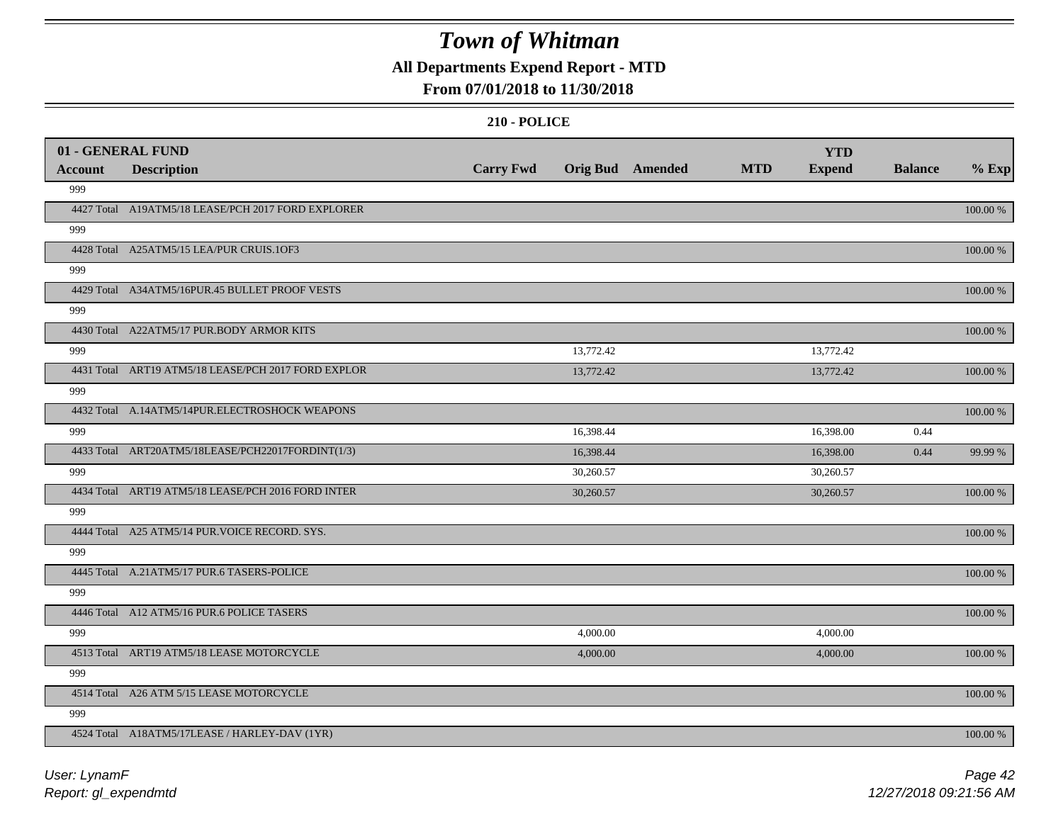# Town of Whitman

**All Departments Expend Report - MTD**

**From 07/01/2018 to 11/30/2018**

**210 - POLICE**

| 01 - GENERAL FUND | | | | | | YTD | | |
|---|---|---|---|---|---|---|---|---|
| Account | Description | Carry Fwd | Orig Bud | Amended | MTD | Expend | Balance | % Exp |
| 999 | | | | | | | | |
| 4427 Total | A19ATM5/18 LEASE/PCH 2017 FORD EXPLORER | | | | | | | 100.00 % |
| 999 | | | | | | | | |
| 4428 Total | A25ATM5/15 LEA/PUR CRUIS.1OF3 | | | | | | | 100.00 % |
| 999 | | | | | | | | |
| 4429 Total | A34ATM5/16PUR.45 BULLET PROOF VESTS | | | | | | | 100.00 % |
| 999 | | | | | | | | |
| 4430 Total | A22ATM5/17 PUR.BODY ARMOR KITS | | | | | | | 100.00 % |
| 999 | | | 13,772.42 | | | 13,772.42 | | |
| 4431 Total | ART19 ATM5/18 LEASE/PCH 2017 FORD EXPLOR | | 13,772.42 | | | 13,772.42 | | 100.00 % |
| 999 | | | | | | | | |
| 4432 Total | A.14ATM5/14PUR.ELECTROSHOCK WEAPONS | | | | | | | 100.00 % |
| 999 | | | 16,398.44 | | | 16,398.00 | 0.44 | |
| 4433 Total | ART20ATM5/18LEASE/PCH22017FORDINT(1/3) | | 16,398.44 | | | 16,398.00 | 0.44 | 99.99 % |
| 999 | | | 30,260.57 | | | 30,260.57 | | |
| 4434 Total | ART19 ATM5/18 LEASE/PCH 2016 FORD INTER | | 30,260.57 | | | 30,260.57 | | 100.00 % |
| 999 | | | | | | | | |
| 4444 Total | A25 ATM5/14 PUR.VOICE RECORD. SYS. | | | | | | | 100.00 % |
| 999 | | | | | | | | |
| 4445 Total | A.21ATM5/17 PUR.6 TASERS-POLICE | | | | | | | 100.00 % |
| 999 | | | | | | | | |
| 4446 Total | A12 ATM5/16 PUR.6 POLICE TASERS | | | | | | | 100.00 % |
| 999 | | | 4,000.00 | | | 4,000.00 | | |
| 4513 Total | ART19 ATM5/18 LEASE MOTORCYCLE | | 4,000.00 | | | 4,000.00 | | 100.00 % |
| 999 | | | | | | | | |
| 4514 Total | A26 ATM 5/15 LEASE MOTORCYCLE | | | | | | | 100.00 % |
| 999 | | | | | | | | |
| 4524 Total | A18ATM5/17LEASE / HARLEY-DAV (1YR) | | | | | | | 100.00 % |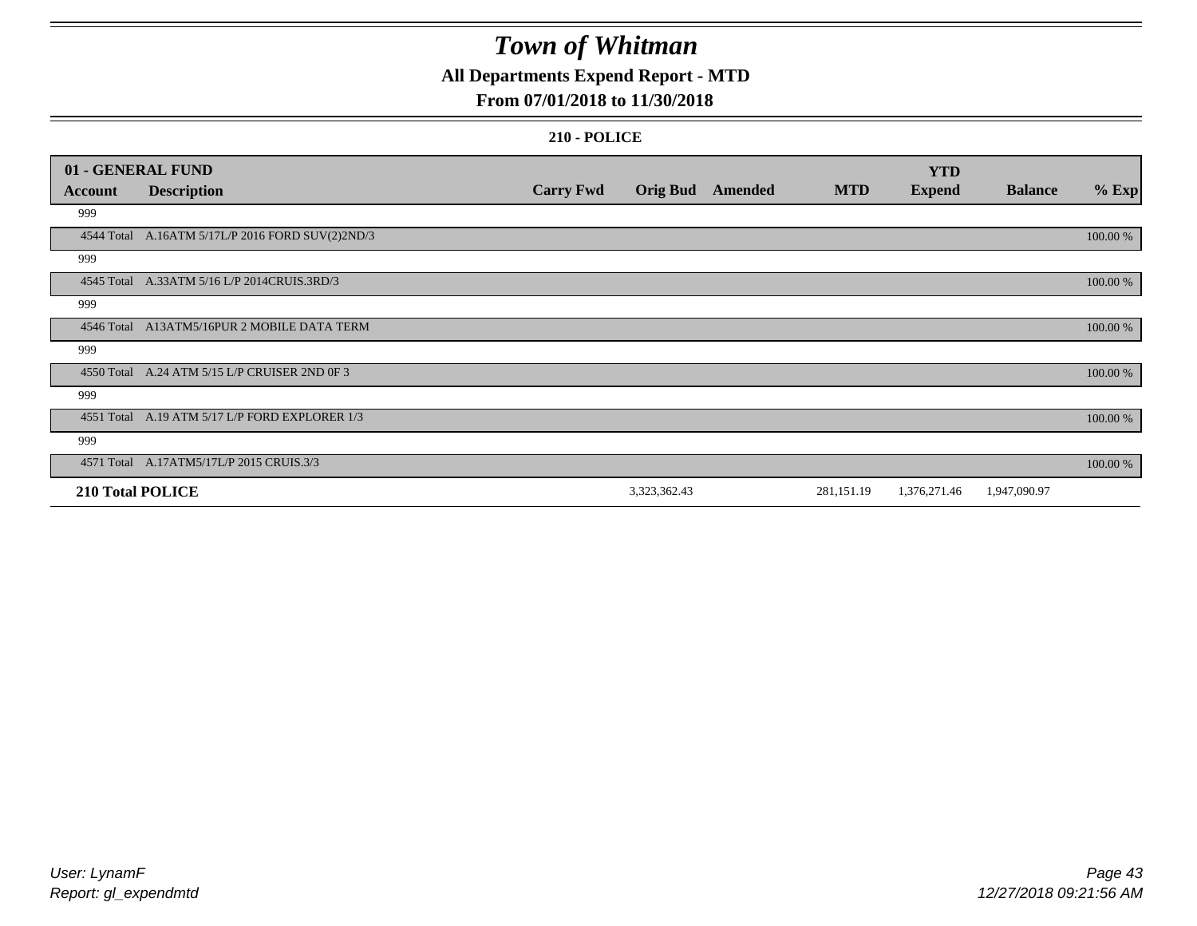# *Town of Whitman*

**All Departments Expend Report - MTD**

**From 07/01/2018 to 11/30/2018**

**210 - POLICE**

| 01 - GENERAL FUND | | | | | | | | |
|---|---|---|---|---|---|---|---|---|
| **Account** | **Description** | **Carry Fwd** | **Orig Bud** | **Amended** | **MTD** | **YTD Expend** | **Balance** | **% Exp** |
| 999 | | | | | | | | |
| 4544 Total | A.16ATM 5/17L/P 2016 FORD SUV(2)2ND/3 | | | | | | | 100.00 % |
| 999 | | | | | | | | |
| 4545 Total | A.33ATM 5/16 L/P 2014CRUIS.3RD/3 | | | | | | | 100.00 % |
| 999 | | | | | | | | |
| 4546 Total | A13ATM5/16PUR 2 MOBILE DATA TERM | | | | | | | 100.00 % |
| 999 | | | | | | | | |
| 4550 Total | A.24 ATM 5/15 L/P CRUISER 2ND 0F 3 | | | | | | | 100.00 % |
| 999 | | | | | | | | |
| 4551 Total | A.19 ATM 5/17 L/P FORD EXPLORER 1/3 | | | | | | | 100.00 % |
| 999 | | | | | | | | |
| 4571 Total | A.17ATM5/17L/P 2015 CRUIS.3/3 | | | | | | | 100.00 % |
| **210 Total POLICE** | | | 3,323,362.43 | | 281,151.19 | 1,376,271.46 | 1,947,090.97 | |

*User: LynamF*
*Report: gl_expendmtd*

*12/27/2018 09:21:56 AM*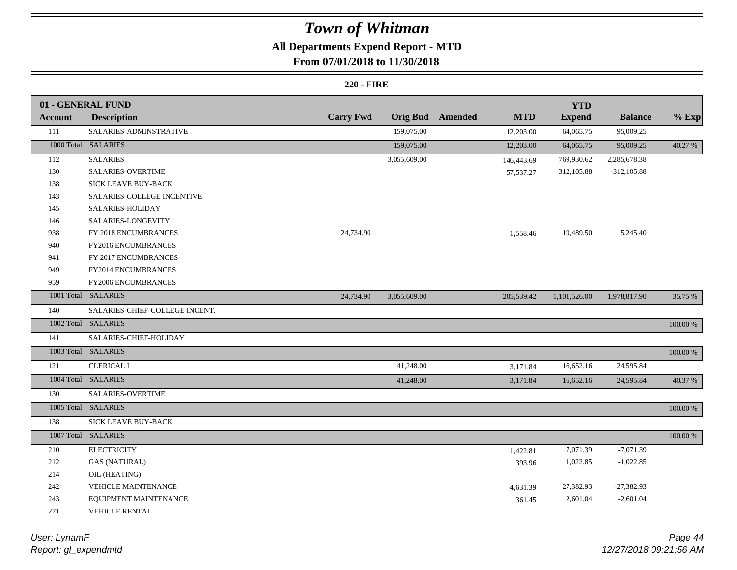# Town of Whitman

## All Departments Expend Report - MTD

### From 07/01/2018 to 11/30/2018

**220 - FIRE**

| 01 - GENERAL FUND | | | | | | | | |
|---|---|---|---|---|---|---|---|---|
| **Account** | **Description** | **Carry Fwd** | **Orig Bud** | **Amended** | **MTD** | **YTD Expend** | **Balance** | **% Exp** |
| 111 | SALARIES-ADMINSTRATIVE | | 159,075.00 | | 12,203.00 | 64,065.75 | 95,009.25 | |
| 1000 Total | SALARIES | | 159,075.00 | | 12,203.00 | 64,065.75 | 95,009.25 | 40.27 % |
| 112 | SALARIES | | 3,055,609.00 | | 146,443.69 | 769,930.62 | 2,285,678.38 | |
| 130 | SALARIES-OVERTIME | | | | 57,537.27 | 312,105.88 | -312,105.88 | |
| 138 | SICK LEAVE BUY-BACK | | | | | | | |
| 143 | SALARIES-COLLEGE INCENTIVE | | | | | | | |
| 145 | SALARIES-HOLIDAY | | | | | | | |
| 146 | SALARIES-LONGEVITY | | | | | | | |
| 938 | FY 2018 ENCUMBRANCES | 24,734.90 | | | 1,558.46 | 19,489.50 | 5,245.40 | |
| 940 | FY2016 ENCUMBRANCES | | | | | | | |
| 941 | FY 2017 ENCUMBRANCES | | | | | | | |
| 949 | FY2014 ENCUMBRANCES | | | | | | | |
| 959 | FY2006 ENCUMBRANCES | | | | | | | |
| 1001 Total | SALARIES | 24,734.90 | 3,055,609.00 | | 205,539.42 | 1,101,526.00 | 1,978,817.90 | 35.75 % |
| 140 | SALARIES-CHIEF-COLLEGE INCENT. | | | | | | | |
| 1002 Total | SALARIES | | | | | | | 100.00 % |
| 141 | SALARIES-CHIEF-HOLIDAY | | | | | | | |
| 1003 Total | SALARIES | | | | | | | 100.00 % |
| 121 | CLERICAL I | | 41,248.00 | | 3,171.84 | 16,652.16 | 24,595.84 | |
| 1004 Total | SALARIES | | 41,248.00 | | 3,171.84 | 16,652.16 | 24,595.84 | 40.37 % |
| 130 | SALARIES-OVERTIME | | | | | | | |
| 1005 Total | SALARIES | | | | | | | 100.00 % |
| 138 | SICK LEAVE BUY-BACK | | | | | | | |
| 1007 Total | SALARIES | | | | | | | 100.00 % |
| 210 | ELECTRICITY | | | | 1,422.81 | 7,071.39 | -7,071.39 | |
| 212 | GAS (NATURAL) | | | | 393.96 | 1,022.85 | -1,022.85 | |
| 214 | OIL (HEATING) | | | | | | | |
| 242 | VEHICLE MAINTENANCE | | | | 4,631.39 | 27,382.93 | -27,382.93 | |
| 243 | EQUIPMENT MAINTENANCE | | | | 361.45 | 2,601.04 | -2,601.04 | |
| 271 | VEHICLE RENTAL | | | | | | | |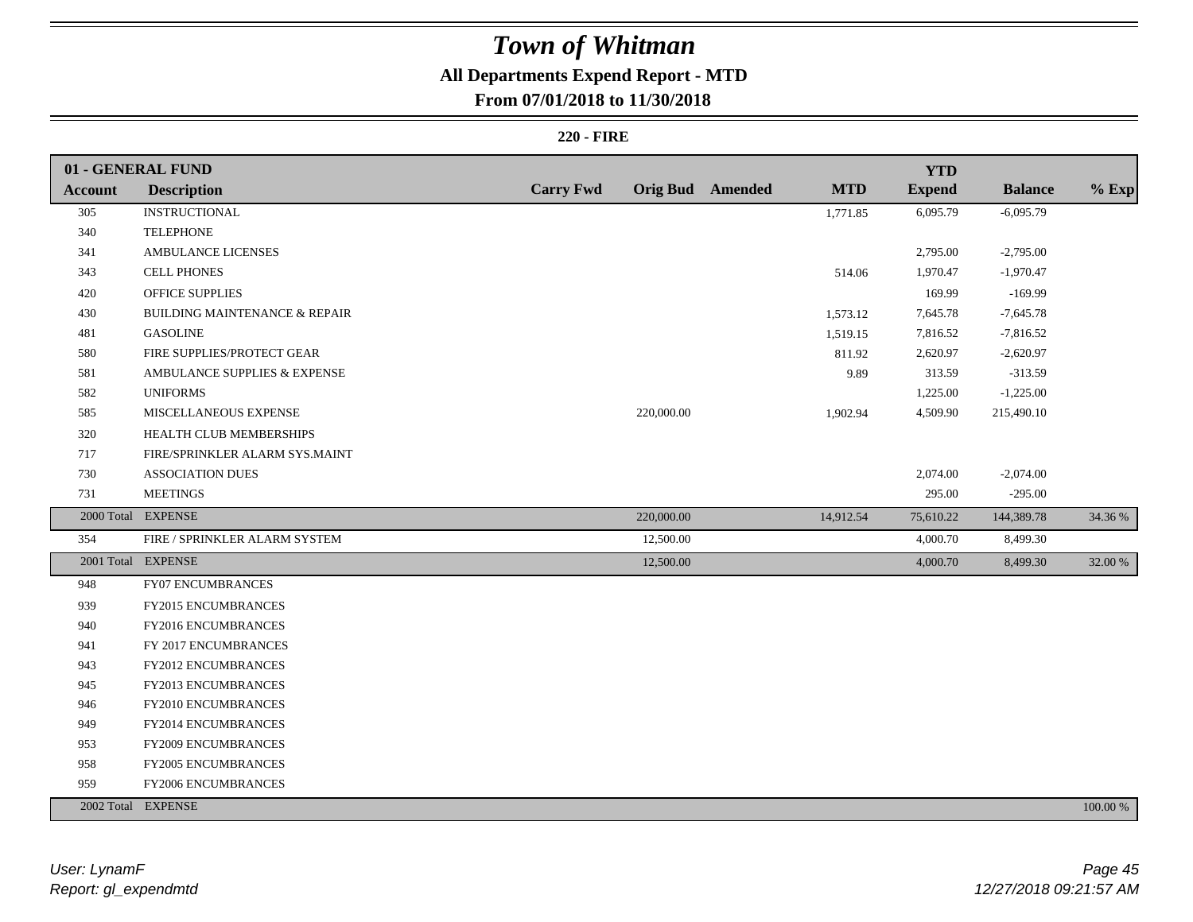# Town of Whitman

## All Departments Expend Report - MTD

### From 07/01/2018 to 11/30/2018

**220 - FIRE**

| 01 - GENERAL FUND | | | | | | YTD | | |
|---|---|---|---|---|---|---|---|---|
| **Account** | **Description** | **Carry Fwd** | **Orig Bud** | **Amended** | **MTD** | **Expend** | **Balance** | **% Exp** |
| 305 | INSTRUCTIONAL | | | | 1,771.85 | 6,095.79 | -6,095.79 | |
| 340 | TELEPHONE | | | | | | | |
| 341 | AMBULANCE LICENSES | | | | | 2,795.00 | -2,795.00 | |
| 343 | CELL PHONES | | | | 514.06 | 1,970.47 | -1,970.47 | |
| 420 | OFFICE SUPPLIES | | | | | 169.99 | -169.99 | |
| 430 | BUILDING MAINTENANCE & REPAIR | | | | 1,573.12 | 7,645.78 | -7,645.78 | |
| 481 | GASOLINE | | | | 1,519.15 | 7,816.52 | -7,816.52 | |
| 580 | FIRE SUPPLIES/PROTECT GEAR | | | | 811.92 | 2,620.97 | -2,620.97 | |
| 581 | AMBULANCE SUPPLIES & EXPENSE | | | | 9.89 | 313.59 | -313.59 | |
| 582 | UNIFORMS | | | | | 1,225.00 | -1,225.00 | |
| 585 | MISCELLANEOUS EXPENSE | | 220,000.00 | | 1,902.94 | 4,509.90 | 215,490.10 | |
| 320 | HEALTH CLUB MEMBERSHIPS | | | | | | | |
| 717 | FIRE/SPRINKLER ALARM SYS.MAINT | | | | | | | |
| 730 | ASSOCIATION DUES | | | | | 2,074.00 | -2,074.00 | |
| 731 | MEETINGS | | | | | 295.00 | -295.00 | |
| 2000 Total | EXPENSE | | 220,000.00 | | 14,912.54 | 75,610.22 | 144,389.78 | 34.36 % |
| 354 | FIRE / SPRINKLER ALARM SYSTEM | | 12,500.00 | | | 4,000.70 | 8,499.30 | |
| 2001 Total | EXPENSE | | 12,500.00 | | | 4,000.70 | 8,499.30 | 32.00 % |
| 948 | FY07 ENCUMBRANCES | | | | | | | |
| 939 | FY2015 ENCUMBRANCES | | | | | | | |
| 940 | FY2016 ENCUMBRANCES | | | | | | | |
| 941 | FY 2017 ENCUMBRANCES | | | | | | | |
| 943 | FY2012 ENCUMBRANCES | | | | | | | |
| 945 | FY2013 ENCUMBRANCES | | | | | | | |
| 946 | FY2010 ENCUMBRANCES | | | | | | | |
| 949 | FY2014 ENCUMBRANCES | | | | | | | |
| 953 | FY2009 ENCUMBRANCES | | | | | | | |
| 958 | FY2005 ENCUMBRANCES | | | | | | | |
| 959 | FY2006 ENCUMBRANCES | | | | | | | |
| 2002 Total | EXPENSE | | | | | | | 100.00 % |

*User: LynamF*
*Report: gl_expendmtd*

*12/27/2018 09:21:57 AM*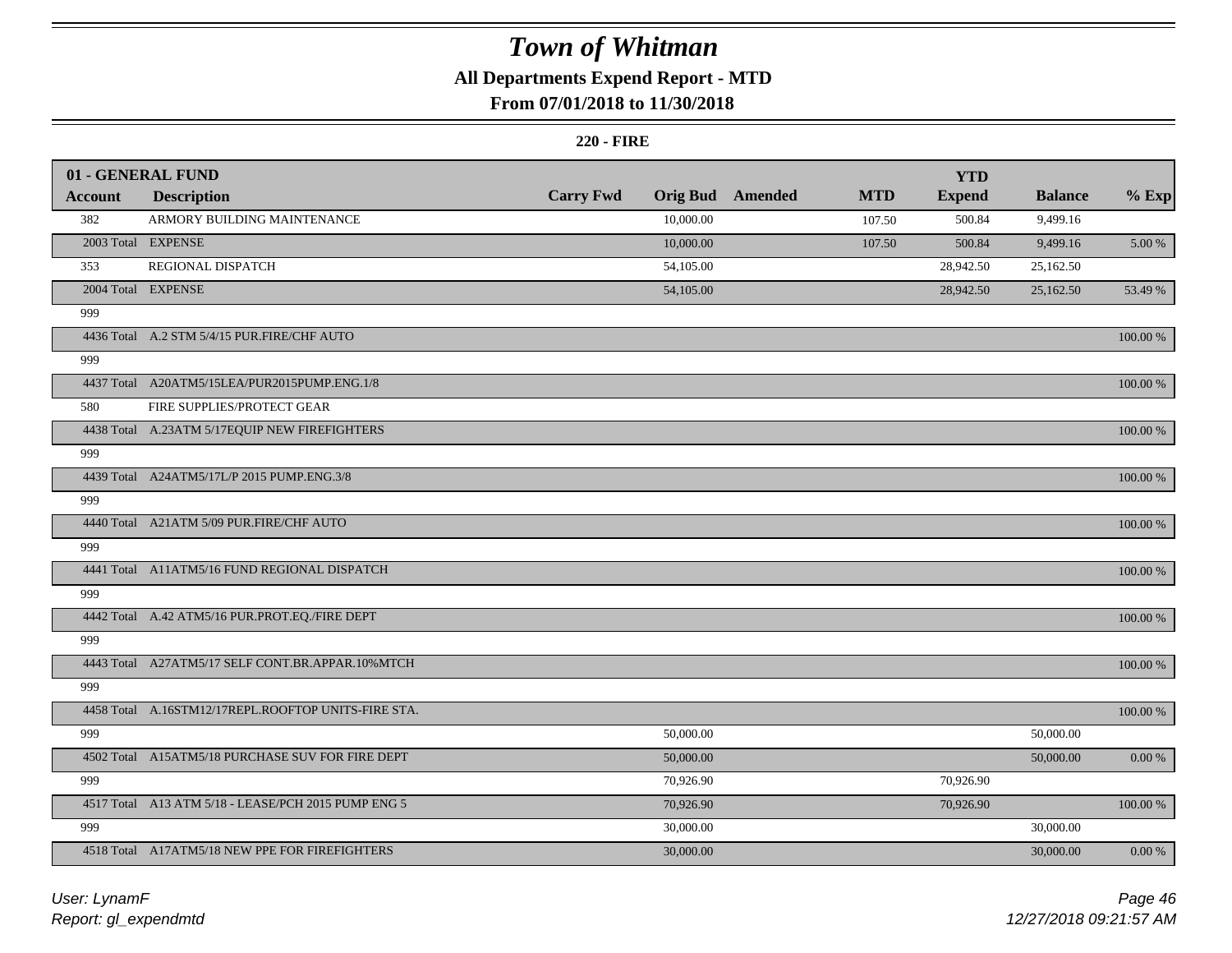# Town of Whitman

## All Departments Expend Report - MTD

### From 07/01/2018 to 11/30/2018

**220 - FIRE**

| 01 - GENERAL FUND | | | | | | | | |
|---|---|---|---|---|---|---|---|---|
| **Account** | **Description** | **Carry Fwd** | **Orig Bud** | **Amended** | **MTD** | **YTD Expend** | **Balance** | **% Exp** |
| 382 | ARMORY BUILDING MAINTENANCE | | 10,000.00 | | 107.50 | 500.84 | 9,499.16 | |
| 2003 Total | EXPENSE | | 10,000.00 | | 107.50 | 500.84 | 9,499.16 | 5.00 % |
| 353 | REGIONAL DISPATCH | | 54,105.00 | | | 28,942.50 | 25,162.50 | |
| 2004 Total | EXPENSE | | 54,105.00 | | | 28,942.50 | 25,162.50 | 53.49 % |
| 999 | | | | | | | | |
| 4436 Total | A.2 STM 5/4/15 PUR.FIRE/CHF AUTO | | | | | | | 100.00 % |
| 999 | | | | | | | | |
| 4437 Total | A20ATM5/15LEA/PUR2015PUMP.ENG.1/8 | | | | | | | 100.00 % |
| 580 | FIRE SUPPLIES/PROTECT GEAR | | | | | | | |
| 4438 Total | A.23ATM 5/17EQUIP NEW FIREFIGHTERS | | | | | | | 100.00 % |
| 999 | | | | | | | | |
| 4439 Total | A24ATM5/17L/P 2015 PUMP.ENG.3/8 | | | | | | | 100.00 % |
| 999 | | | | | | | | |
| 4440 Total | A21ATM 5/09 PUR.FIRE/CHF AUTO | | | | | | | 100.00 % |
| 999 | | | | | | | | |
| 4441 Total | A11ATM5/16 FUND REGIONAL DISPATCH | | | | | | | 100.00 % |
| 999 | | | | | | | | |
| 4442 Total | A.42 ATM5/16 PUR.PROT.EQ./FIRE DEPT | | | | | | | 100.00 % |
| 999 | | | | | | | | |
| 4443 Total | A27ATM5/17 SELF CONT.BR.APPAR.10%MTCH | | | | | | | 100.00 % |
| 999 | | | | | | | | |
| 4458 Total | A.16STM12/17REPL.ROOFTOP UNITS-FIRE STA. | | | | | | | 100.00 % |
| 999 | | | 50,000.00 | | | | 50,000.00 | |
| 4502 Total | A15ATM5/18 PURCHASE SUV FOR FIRE DEPT | | 50,000.00 | | | | 50,000.00 | 0.00 % |
| 999 | | | 70,926.90 | | | 70,926.90 | | |
| 4517 Total | A13 ATM 5/18 - LEASE/PCH 2015 PUMP ENG 5 | | 70,926.90 | | | 70,926.90 | | 100.00 % |
| 999 | | | 30,000.00 | | | | 30,000.00 | |
| 4518 Total | A17ATM5/18 NEW PPE FOR FIREFIGHTERS | | 30,000.00 | | | | 30,000.00 | 0.00 % |

*User: LynamF*
*Report: gl_expendmtd*
*12/27/2018 09:21:57 AM*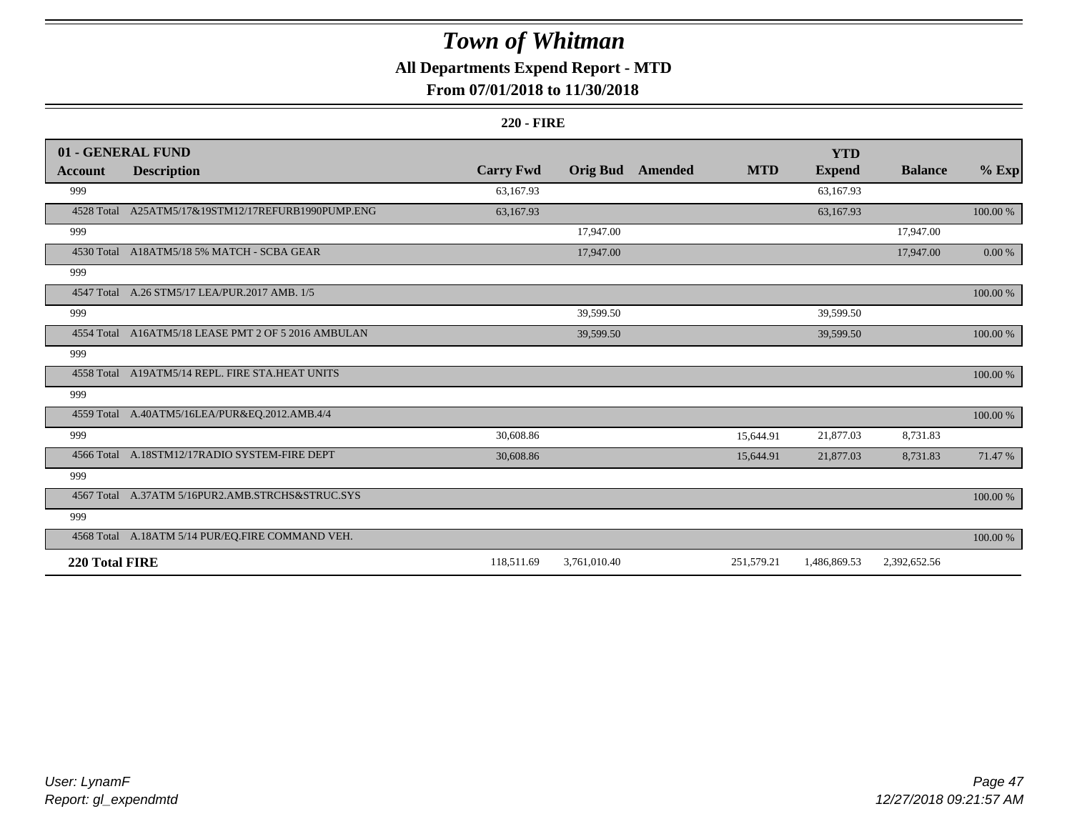# Town of Whitman

## All Departments Expend Report - MTD

### From 07/01/2018 to 11/30/2018

#### 220 - FIRE

| 01 - GENERAL FUND | | | | | | | | |
|---|---|---|---|---|---|---|---|---|
| **Account** | **Description** | **Carry Fwd** | **Orig Bud** | **Amended** | **MTD** | **YTD Expend** | **Balance** | **% Exp** |
| 999 | | 63,167.93 | | | | 63,167.93 | | |
| 4528 Total | A25ATM5/17&19STM12/17REFURB1990PUMP.ENG | 63,167.93 | | | | 63,167.93 | | 100.00 % |
| 999 | | | 17,947.00 | | | | 17,947.00 | |
| 4530 Total | A18ATM5/18 5% MATCH - SCBA GEAR | | 17,947.00 | | | | 17,947.00 | 0.00 % |
| 999 | | | | | | | | |
| 4547 Total | A.26 STM5/17 LEA/PUR.2017 AMB. 1/5 | | | | | | | 100.00 % |
| 999 | | | 39,599.50 | | | 39,599.50 | | |
| 4554 Total | A16ATM5/18 LEASE PMT 2 OF 5 2016 AMBULAN | | 39,599.50 | | | 39,599.50 | | 100.00 % |
| 999 | | | | | | | | |
| 4558 Total | A19ATM5/14 REPL. FIRE STA.HEAT UNITS | | | | | | | 100.00 % |
| 999 | | | | | | | | |
| 4559 Total | A.40ATM5/16LEA/PUR&EQ.2012.AMB.4/4 | | | | | | | 100.00 % |
| 999 | | 30,608.86 | | | 15,644.91 | 21,877.03 | 8,731.83 | |
| 4566 Total | A.18STM12/17RADIO SYSTEM-FIRE DEPT | 30,608.86 | | | 15,644.91 | 21,877.03 | 8,731.83 | 71.47 % |
| 999 | | | | | | | | |
| 4567 Total | A.37ATM 5/16PUR2.AMB.STRCHS&STRUC.SYS | | | | | | | 100.00 % |
| 999 | | | | | | | | |
| 4568 Total | A.18ATM 5/14 PUR/EQ.FIRE COMMAND VEH. | | | | | | | 100.00 % |
| **220 Total FIRE** | | 118,511.69 | 3,761,010.40 | | 251,579.21 | 1,486,869.53 | 2,392,652.56 | |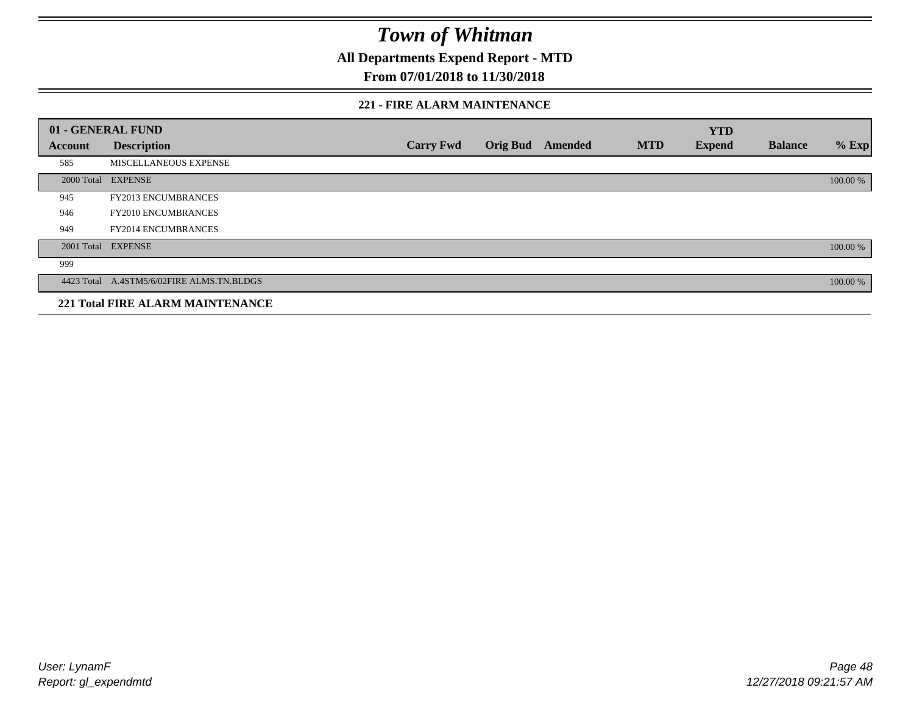# Town of Whitman

## All Departments Expend Report - MTD

## From 07/01/2018 to 11/30/2018

### 221 - FIRE ALARM MAINTENANCE

| 01 - GENERAL FUND | | | | | | YTD | | |
|---|---|---|---|---|---|---|---|---|
| **Account** | **Description** | **Carry Fwd** | **Orig Bud** | **Amended** | **MTD** | **Expend** | **Balance** | **% Exp** |
| 585 | MISCELLANEOUS EXPENSE | | | | | | | |
| 2000 Total | EXPENSE | | | | | | | 100.00 % |
| 945 | FY2013 ENCUMBRANCES | | | | | | | |
| 946 | FY2010 ENCUMBRANCES | | | | | | | |
| 949 | FY2014 ENCUMBRANCES | | | | | | | |
| 2001 Total | EXPENSE | | | | | | | 100.00 % |
| 999 | | | | | | | | |
| 4423 Total | A.4STM5/6/02FIRE ALMS.TN.BLDGS | | | | | | | 100.00 % |

**221 Total FIRE ALARM MAINTENANCE**

*User: LynamF*
*Report: gl_expendmtd*

*12/27/2018 09:21:57 AM*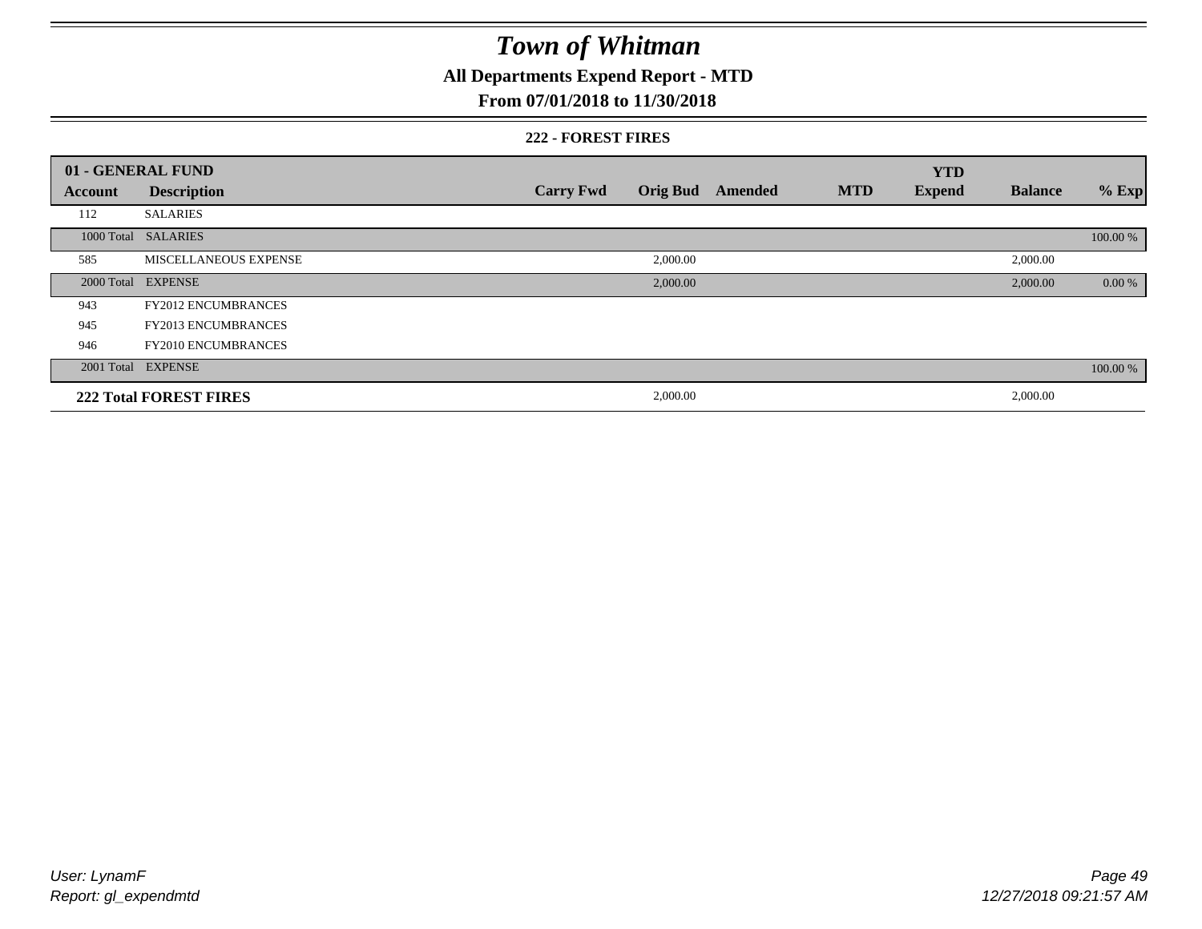# Town of Whitman

## All Departments Expend Report - MTD

### From 07/01/2018 to 11/30/2018

#### 222 - FOREST FIRES

| 01 - GENERAL FUND | | | | | | YTD | | |
|---|---|---|---|---|---|---|---|---|
| **Account** | **Description** | **Carry Fwd** | **Orig Bud** | **Amended** | **MTD** | **Expend** | **Balance** | **% Exp** |
| 112 | SALARIES | | | | | | | |
| 1000 Total | SALARIES | | | | | | | 100.00 % |
| 585 | MISCELLANEOUS EXPENSE | | 2,000.00 | | | | 2,000.00 | |
| 2000 Total | EXPENSE | | 2,000.00 | | | | 2,000.00 | 0.00 % |
| 943 | FY2012 ENCUMBRANCES | | | | | | | |
| 945 | FY2013 ENCUMBRANCES | | | | | | | |
| 946 | FY2010 ENCUMBRANCES | | | | | | | |
| 2001 Total | EXPENSE | | | | | | | 100.00 % |
| **222 Total FOREST FIRES** | | | 2,000.00 | | | | 2,000.00 | |

User: LynamF
Report: gl_expendmtd

12/27/2018 09:21:57 AM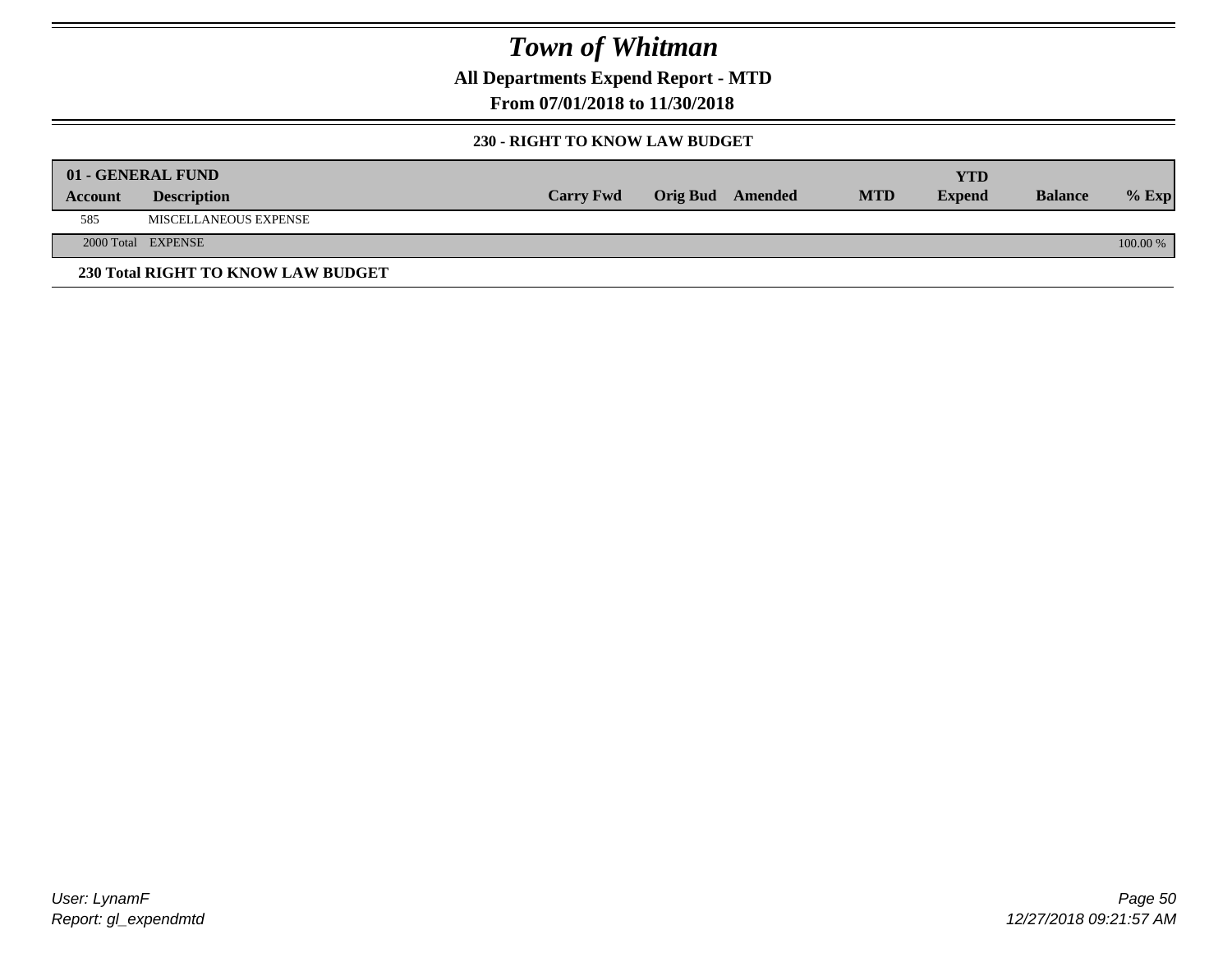# Town of Whitman

**All Departments Expend Report - MTD**

**From 07/01/2018 to 11/30/2018**

**230 - RIGHT TO KNOW LAW BUDGET**

| 01 - GENERAL FUND | | | | | | | | |
|---|---|---|---|---|---|---|---|---|
| **Account** | **Description** | **Carry Fwd** | **Orig Bud** | **Amended** | **MTD** | **YTD Expend** | **Balance** | **% Exp** |
| 585 | MISCELLANEOUS EXPENSE | | | | | | | |
| 2000 Total | EXPENSE | | | | | | | 100.00 % |

**230 Total RIGHT TO KNOW LAW BUDGET**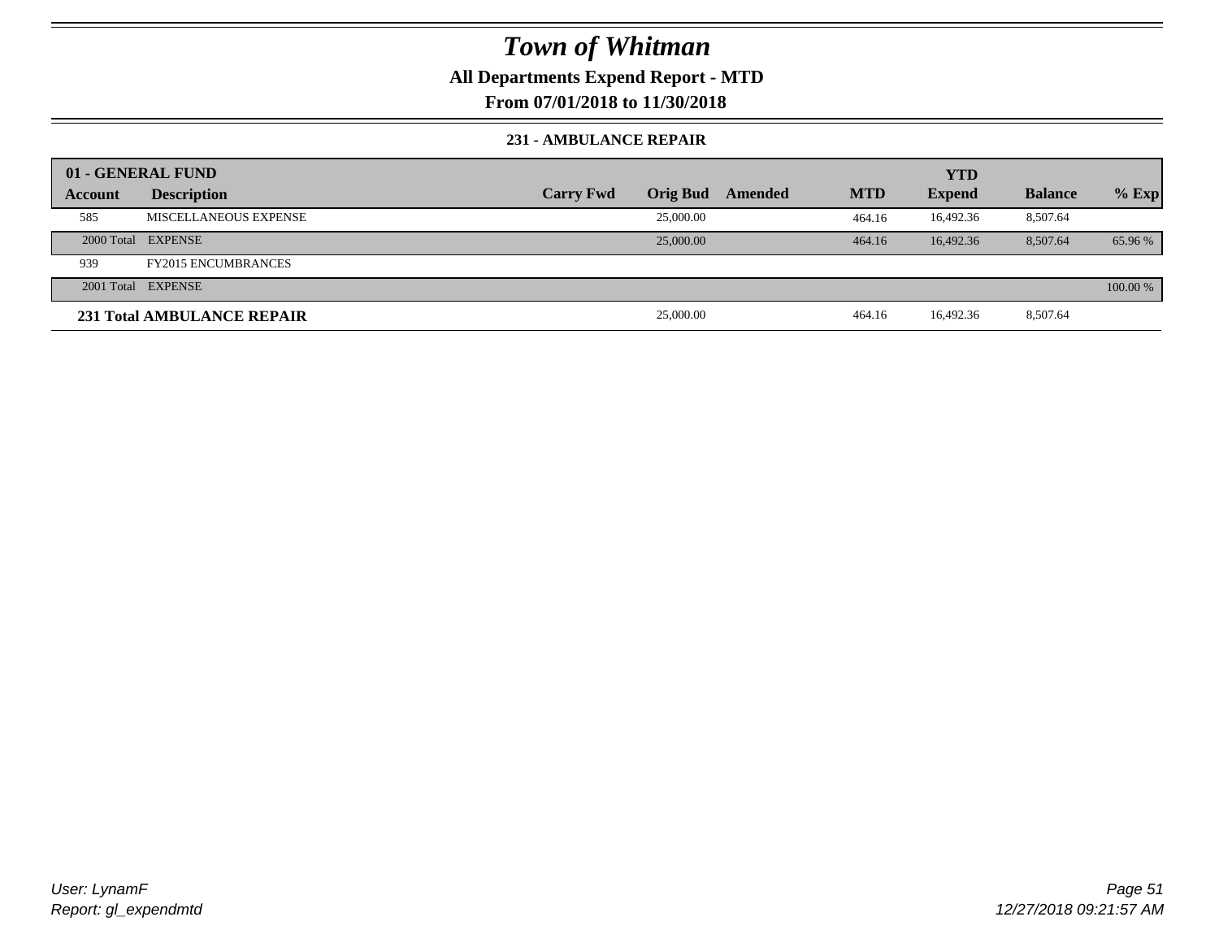# Town of Whitman

## All Departments Expend Report - MTD

### From 07/01/2018 to 11/30/2018

#### 231 - AMBULANCE REPAIR

| 01 - GENERAL FUND | | | | | | YTD | | |
|---|---|---|---|---|---|---|---|---|
| **Account** | **Description** | **Carry Fwd** | **Orig Bud** | **Amended** | **MTD** | **Expend** | **Balance** | **% Exp** |
| 585 | MISCELLANEOUS EXPENSE | | 25,000.00 | | 464.16 | 16,492.36 | 8,507.64 | |
| 2000 Total | EXPENSE | | 25,000.00 | | 464.16 | 16,492.36 | 8,507.64 | 65.96 % |
| 939 | FY2015 ENCUMBRANCES | | | | | | | |
| 2001 Total | EXPENSE | | | | | | | 100.00 % |
| **231 Total AMBULANCE REPAIR** | | | 25,000.00 | | 464.16 | 16,492.36 | 8,507.64 | |

*User: LynamF*
*Report: gl_expendmtd*

*12/27/2018 09:21:57 AM*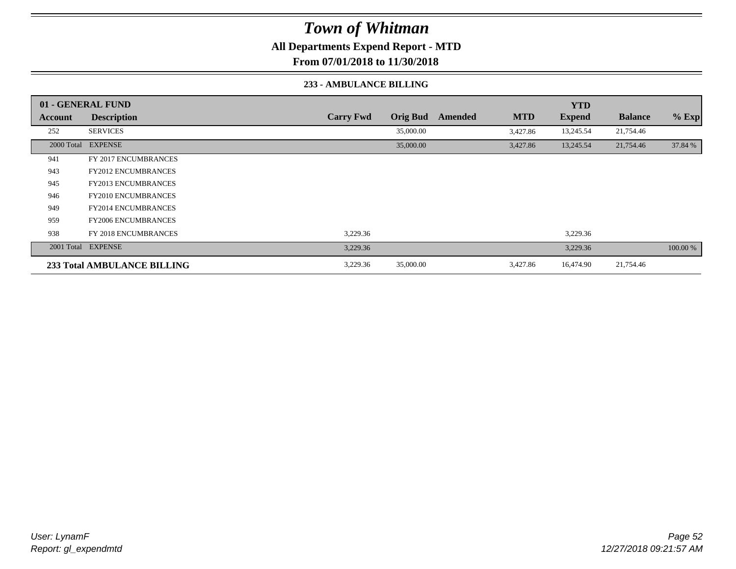# Town of Whitman

**All Departments Expend Report - MTD**

**From 07/01/2018 to 11/30/2018**

### 233 - AMBULANCE BILLING

| 01 - GENERAL FUND | | | | | | YTD | | |
|---|---|---|---|---|---|---|---|---|
| **Account** | **Description** | **Carry Fwd** | **Orig Bud** | **Amended** | **MTD** | **Expend** | **Balance** | **% Exp** |
| 252 | SERVICES | | 35,000.00 | | 3,427.86 | 13,245.54 | 21,754.46 | |
| 2000 Total | EXPENSE | | 35,000.00 | | 3,427.86 | 13,245.54 | 21,754.46 | 37.84 % |
| 941 | FY 2017 ENCUMBRANCES | | | | | | | |
| 943 | FY2012 ENCUMBRANCES | | | | | | | |
| 945 | FY2013 ENCUMBRANCES | | | | | | | |
| 946 | FY2010 ENCUMBRANCES | | | | | | | |
| 949 | FY2014 ENCUMBRANCES | | | | | | | |
| 959 | FY2006 ENCUMBRANCES | | | | | | | |
| 938 | FY 2018 ENCUMBRANCES | 3,229.36 | | | | 3,229.36 | | |
| 2001 Total | EXPENSE | 3,229.36 | | | | 3,229.36 | | 100.00 % |
| **233 Total AMBULANCE BILLING** | | 3,229.36 | 35,000.00 | | 3,427.86 | 16,474.90 | 21,754.46 | |

*User: LynamF*
*Report: gl_expendmtd*

*12/27/2018 09:21:57 AM*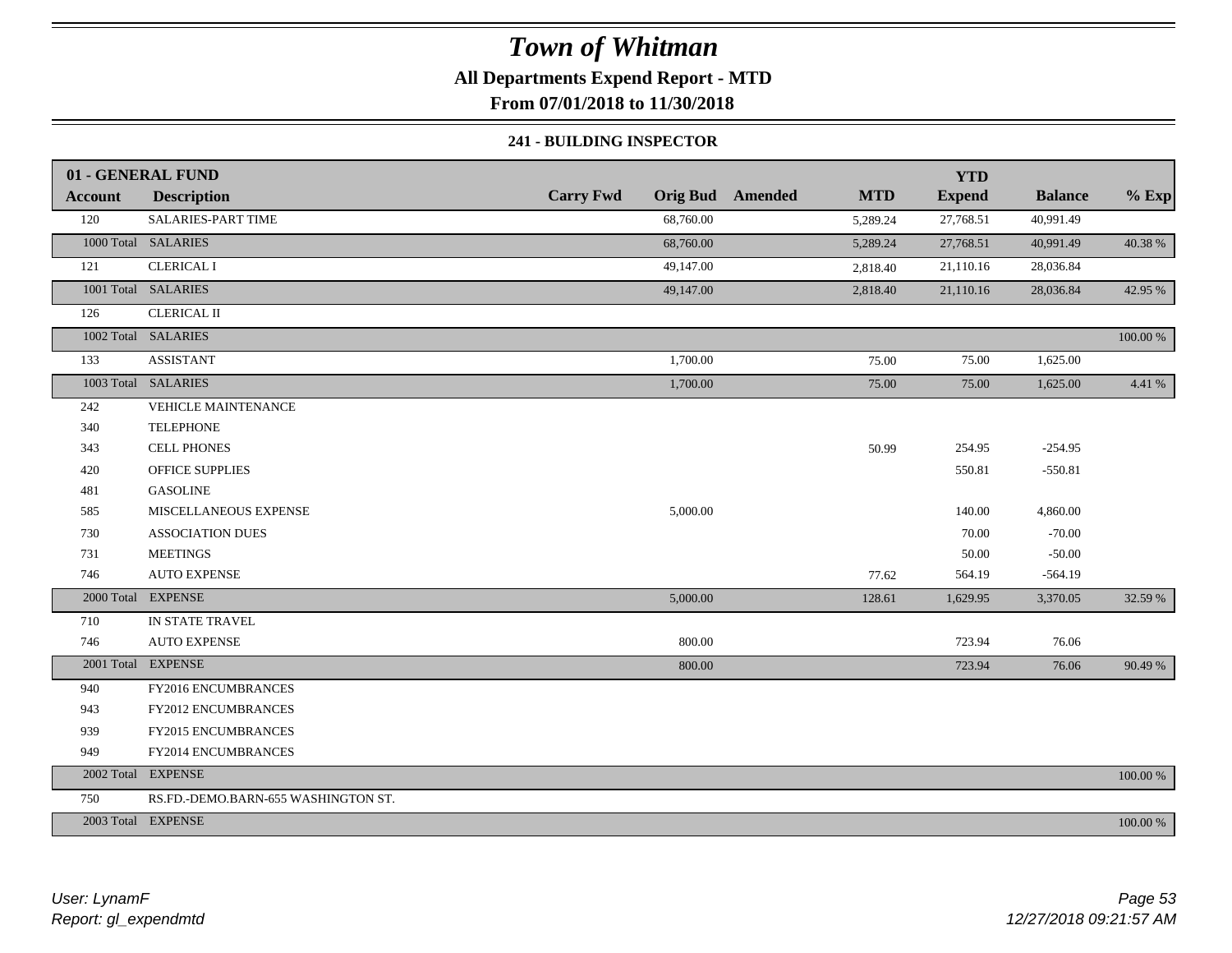# Town of Whitman

## All Departments Expend Report - MTD

## From 07/01/2018 to 11/30/2018

### 241 - BUILDING INSPECTOR

| 01 - GENERAL FUND | | | | | | YTD | | |
|---|---|---|---|---|---|---|---|---|
| **Account** | **Description** | **Carry Fwd** | **Orig Bud** | **Amended** | **MTD** | **Expend** | **Balance** | **% Exp** |
| 120 | SALARIES-PART TIME | | 68,760.00 | | 5,289.24 | 27,768.51 | 40,991.49 | |
| 1000 Total | SALARIES | | 68,760.00 | | 5,289.24 | 27,768.51 | 40,991.49 | 40.38 % |
| 121 | CLERICAL I | | 49,147.00 | | 2,818.40 | 21,110.16 | 28,036.84 | |
| 1001 Total | SALARIES | | 49,147.00 | | 2,818.40 | 21,110.16 | 28,036.84 | 42.95 % |
| 126 | CLERICAL II | | | | | | | |
| 1002 Total | SALARIES | | | | | | | 100.00 % |
| 133 | ASSISTANT | | 1,700.00 | | 75.00 | 75.00 | 1,625.00 | |
| 1003 Total | SALARIES | | 1,700.00 | | 75.00 | 75.00 | 1,625.00 | 4.41 % |
| 242 | VEHICLE MAINTENANCE | | | | | | | |
| 340 | TELEPHONE | | | | | | | |
| 343 | CELL PHONES | | | | 50.99 | 254.95 | -254.95 | |
| 420 | OFFICE SUPPLIES | | | | | 550.81 | -550.81 | |
| 481 | GASOLINE | | | | | | | |
| 585 | MISCELLANEOUS EXPENSE | | 5,000.00 | | | 140.00 | 4,860.00 | |
| 730 | ASSOCIATION DUES | | | | | 70.00 | -70.00 | |
| 731 | MEETINGS | | | | | 50.00 | -50.00 | |
| 746 | AUTO EXPENSE | | | | 77.62 | 564.19 | -564.19 | |
| 2000 Total | EXPENSE | | 5,000.00 | | 128.61 | 1,629.95 | 3,370.05 | 32.59 % |
| 710 | IN STATE TRAVEL | | | | | | | |
| 746 | AUTO EXPENSE | | 800.00 | | | 723.94 | 76.06 | |
| 2001 Total | EXPENSE | | 800.00 | | | 723.94 | 76.06 | 90.49 % |
| 940 | FY2016 ENCUMBRANCES | | | | | | | |
| 943 | FY2012 ENCUMBRANCES | | | | | | | |
| 939 | FY2015 ENCUMBRANCES | | | | | | | |
| 949 | FY2014 ENCUMBRANCES | | | | | | | |
| 2002 Total | EXPENSE | | | | | | | 100.00 % |
| 750 | RS.FD.-DEMO.BARN-655 WASHINGTON ST. | | | | | | | |
| 2003 Total | EXPENSE | | | | | | | 100.00 % |

*User: LynamF*
*Report: gl_expendmtd*

*12/27/2018 09:21:57 AM*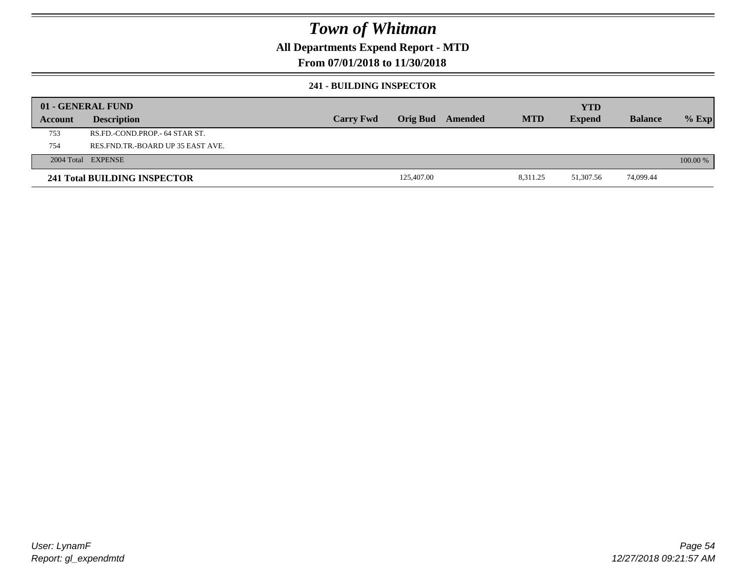# Town of Whitman

**All Departments Expend Report - MTD**

**From 07/01/2018 to 11/30/2018**

**241 - BUILDING INSPECTOR**

| 01 - GENERAL FUND | | | | | | YTD | | |
|---|---|---|---|---|---|---|---|---|
| **Account** | **Description** | **Carry Fwd** | **Orig Bud** | **Amended** | **MTD** | **Expend** | **Balance** | **% Exp** |
| 753 | RS.FD.-COND.PROP.- 64 STAR ST. | | | | | | | |
| 754 | RES.FND.TR.-BOARD UP 35 EAST AVE. | | | | | | | |
| 2004 Total | EXPENSE | | | | | | | 100.00 % |
| **241 Total BUILDING INSPECTOR** | | | 125,407.00 | | 8,311.25 | 51,307.56 | 74,099.44 | |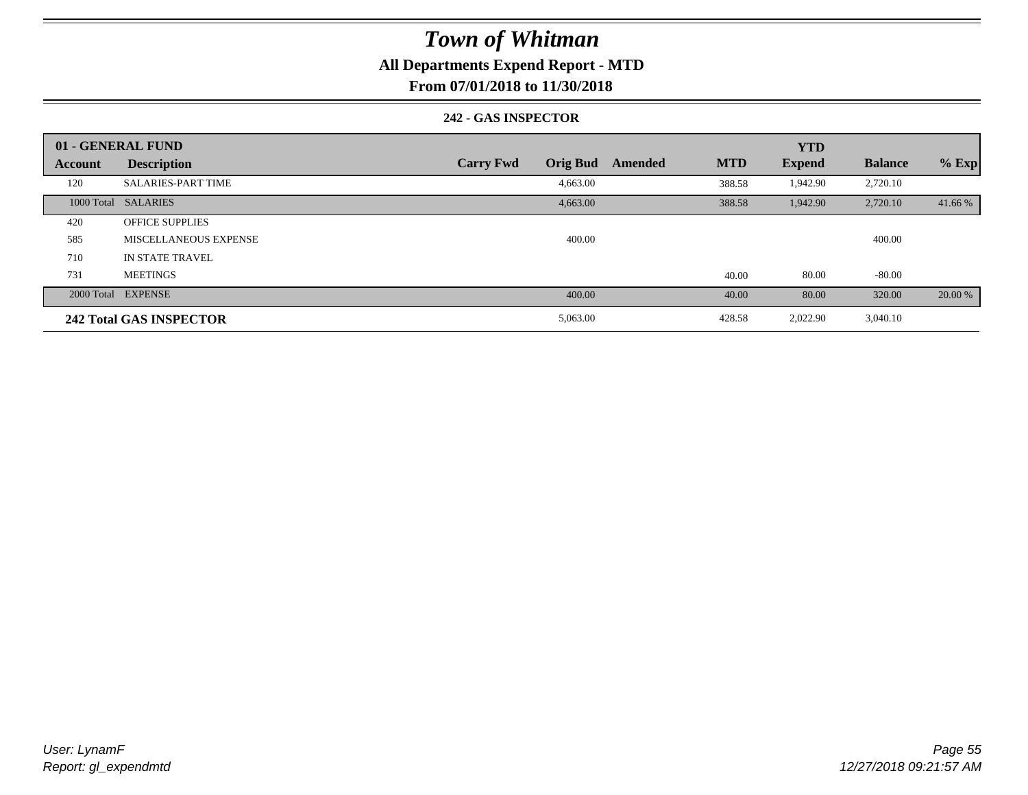# Town of Whitman

## All Departments Expend Report - MTD

### From 07/01/2018 to 11/30/2018

#### 242 - GAS INSPECTOR

| 01 - GENERAL FUND | | | | | | YTD | | |
|---|---|---|---|---|---|---|---|---|
| **Account** | **Description** | **Carry Fwd** | **Orig Bud** | **Amended** | **MTD** | **Expend** | **Balance** | **% Exp** |
| 120 | SALARIES-PART TIME | | 4,663.00 | | 388.58 | 1,942.90 | 2,720.10 | |
| 1000 Total | SALARIES | | 4,663.00 | | 388.58 | 1,942.90 | 2,720.10 | 41.66 % |
| 420 | OFFICE SUPPLIES | | | | | | | |
| 585 | MISCELLANEOUS EXPENSE | | 400.00 | | | | 400.00 | |
| 710 | IN STATE TRAVEL | | | | | | | |
| 731 | MEETINGS | | | | 40.00 | 80.00 | -80.00 | |
| 2000 Total | EXPENSE | | 400.00 | | 40.00 | 80.00 | 320.00 | 20.00 % |
| **242 Total GAS INSPECTOR** | | | 5,063.00 | | 428.58 | 2,022.90 | 3,040.10 | |

User: LynamF
Report: gl_expendmtd

12/27/2018 09:21:57 AM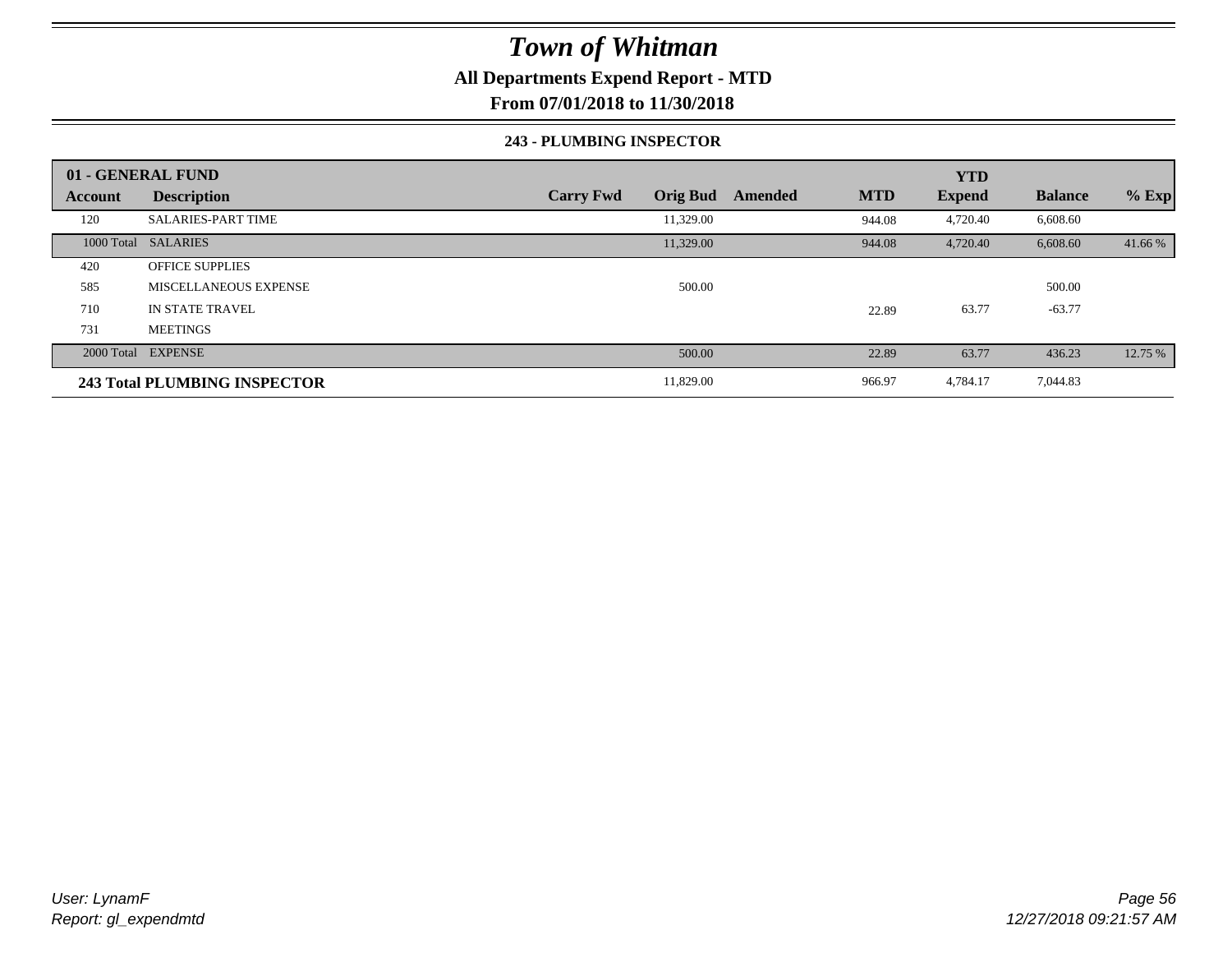# Town of Whitman

## All Departments Expend Report - MTD

### From 07/01/2018 to 11/30/2018

#### 243 - PLUMBING INSPECTOR

| 01 - GENERAL FUND | | | | | | YTD | | |
|---|---|---|---|---|---|---|---|---|
| **Account** | **Description** | **Carry Fwd** | **Orig Bud** | **Amended** | **MTD** | **Expend** | **Balance** | **% Exp** |
| 120 | SALARIES-PART TIME | | 11,329.00 | | 944.08 | 4,720.40 | 6,608.60 | |
| 1000 Total | SALARIES | | 11,329.00 | | 944.08 | 4,720.40 | 6,608.60 | 41.66 % |
| 420 | OFFICE SUPPLIES | | | | | | | |
| 585 | MISCELLANEOUS EXPENSE | | 500.00 | | | | 500.00 | |
| 710 | IN STATE TRAVEL | | | | 22.89 | 63.77 | -63.77 | |
| 731 | MEETINGS | | | | | | | |
| 2000 Total | EXPENSE | | 500.00 | | 22.89 | 63.77 | 436.23 | 12.75 % |
| **243 Total PLUMBING INSPECTOR** | | | 11,829.00 | | 966.97 | 4,784.17 | 7,044.83 | |

*User: LynamF*
*Report: gl_expendmtd*

*12/27/2018 09:21:57 AM*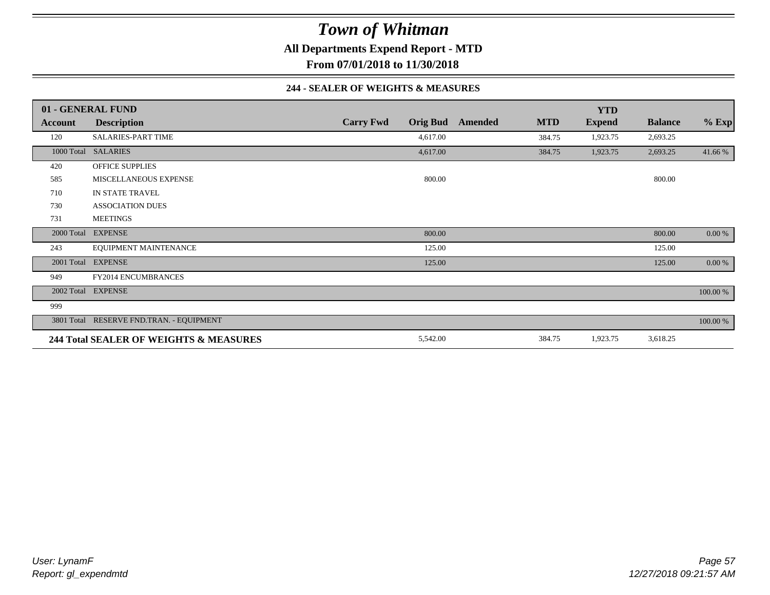# Town of Whitman

**All Departments Expend Report - MTD**

**From 07/01/2018 to 11/30/2018**

### 244 - SEALER OF WEIGHTS & MEASURES

| 01 - GENERAL FUND | | | | | | YTD | | |
|---|---|---|---|---|---|---|---|---|
| **Account** | **Description** | **Carry Fwd** | **Orig Bud** | **Amended** | **MTD** | **Expend** | **Balance** | **% Exp** |
| 120 | SALARIES-PART TIME | | 4,617.00 | | 384.75 | 1,923.75 | 2,693.25 | |
| 1000 Total | SALARIES | | 4,617.00 | | 384.75 | 1,923.75 | 2,693.25 | 41.66 % |
| 420 | OFFICE SUPPLIES | | | | | | | |
| 585 | MISCELLANEOUS EXPENSE | | 800.00 | | | | 800.00 | |
| 710 | IN STATE TRAVEL | | | | | | | |
| 730 | ASSOCIATION DUES | | | | | | | |
| 731 | MEETINGS | | | | | | | |
| 2000 Total | EXPENSE | | 800.00 | | | | 800.00 | 0.00 % |
| 243 | EQUIPMENT MAINTENANCE | | 125.00 | | | | 125.00 | |
| 2001 Total | EXPENSE | | 125.00 | | | | 125.00 | 0.00 % |
| 949 | FY2014 ENCUMBRANCES | | | | | | | |
| 2002 Total | EXPENSE | | | | | | | 100.00 % |
| 999 | | | | | | | | |
| 3801 Total | RESERVE FND.TRAN. - EQUIPMENT | | | | | | | 100.00 % |
| **244 Total SEALER OF WEIGHTS & MEASURES** | | | 5,542.00 | | 384.75 | 1,923.75 | 3,618.25 | |

*User: LynamF*
*Report: gl_expendmtd*

*12/27/2018 09:21:57 AM*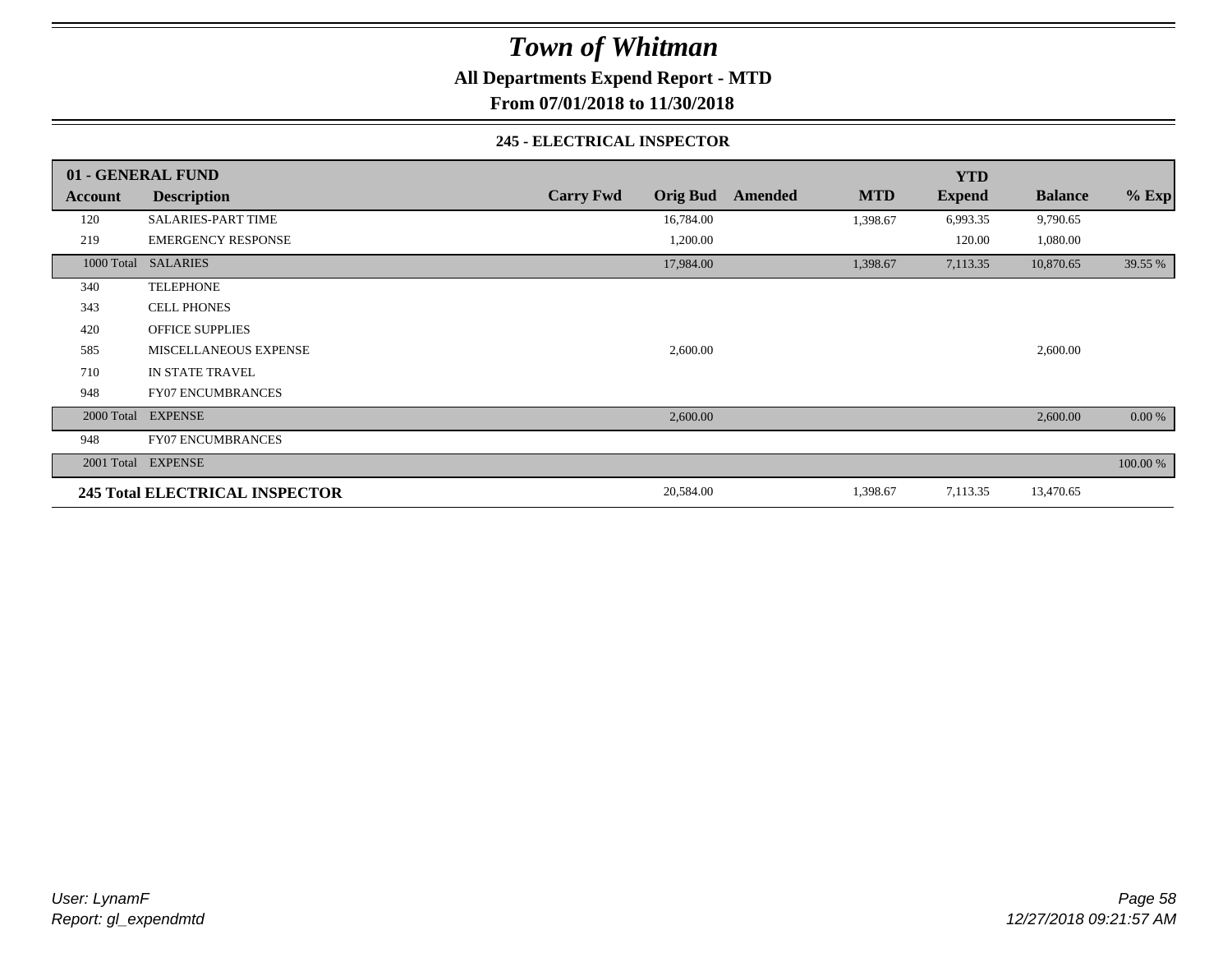# Town of Whitman

## All Departments Expend Report - MTD

## From 07/01/2018 to 11/30/2018

### 245 - ELECTRICAL INSPECTOR

| 01 - GENERAL FUND | | | | | | YTD | | |
|---|---|---|---|---|---|---|---|---|
| **Account** | **Description** | **Carry Fwd** | **Orig Bud** | **Amended** | **MTD** | **Expend** | **Balance** | **% Exp** |
| 120 | SALARIES-PART TIME | | 16,784.00 | | 1,398.67 | 6,993.35 | 9,790.65 | |
| 219 | EMERGENCY RESPONSE | | 1,200.00 | | | 120.00 | 1,080.00 | |
| 1000 Total | SALARIES | | 17,984.00 | | 1,398.67 | 7,113.35 | 10,870.65 | 39.55 % |
| 340 | TELEPHONE | | | | | | | |
| 343 | CELL PHONES | | | | | | | |
| 420 | OFFICE SUPPLIES | | | | | | | |
| 585 | MISCELLANEOUS EXPENSE | | 2,600.00 | | | | 2,600.00 | |
| 710 | IN STATE TRAVEL | | | | | | | |
| 948 | FY07 ENCUMBRANCES | | | | | | | |
| 2000 Total | EXPENSE | | 2,600.00 | | | | 2,600.00 | 0.00 % |
| 948 | FY07 ENCUMBRANCES | | | | | | | |
| 2001 Total | EXPENSE | | | | | | | 100.00 % |
| **245 Total ELECTRICAL INSPECTOR** | | | 20,584.00 | | 1,398.67 | 7,113.35 | 13,470.65 | |

*User: LynamF*
*Report: gl_expendmtd*

*12/27/2018 09:21:57 AM*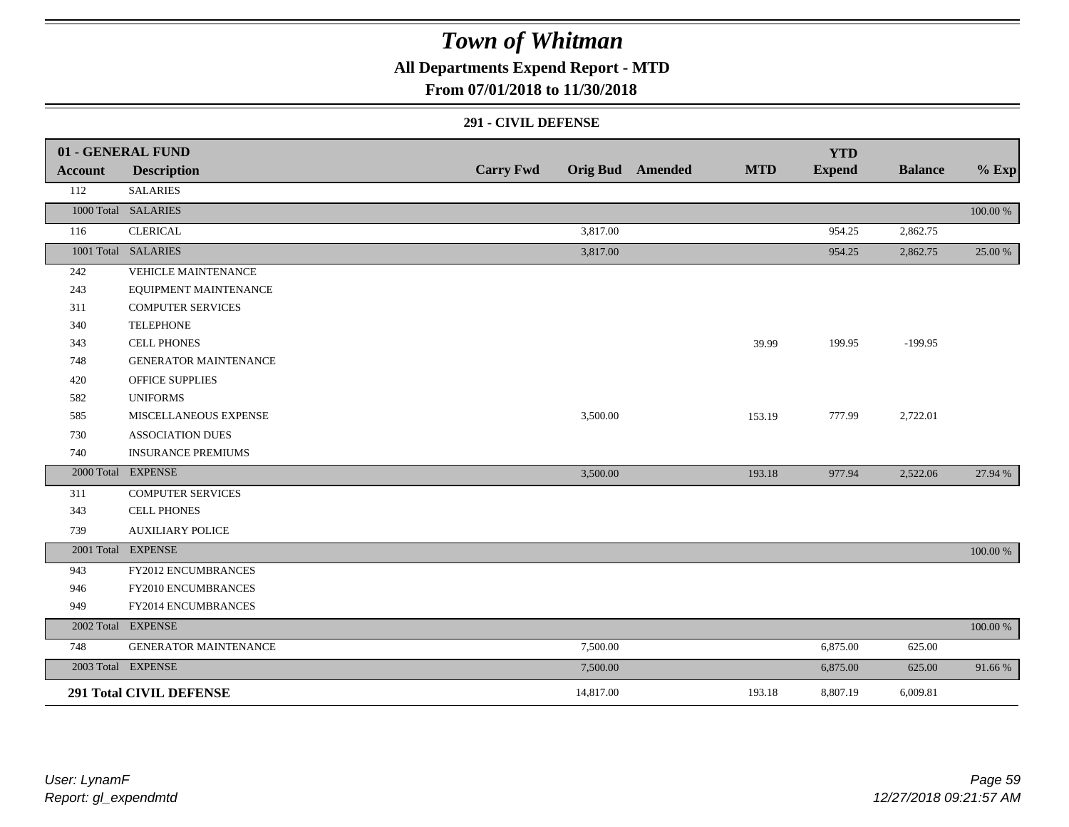# Town of Whitman

## All Departments Expend Report - MTD

### From 07/01/2018 to 11/30/2018

### 291 - CIVIL DEFENSE

| 01 - GENERAL FUND | | | | | | | | | |
|---|---|---|---|---|---|---|---|---|---|
| Account | Description | Carry Fwd | Orig Bud | Amended | MTD | YTD Expend | Balance | % Exp |
| 112 | SALARIES | | | | | | | |
| 1000 Total | SALARIES | | | | | | | 100.00 % |
| 116 | CLERICAL | | 3,817.00 | | | 954.25 | 2,862.75 | |
| 1001 Total | SALARIES | | 3,817.00 | | | 954.25 | 2,862.75 | 25.00 % |
| 242 | VEHICLE MAINTENANCE | | | | | | | |
| 243 | EQUIPMENT MAINTENANCE | | | | | | | |
| 311 | COMPUTER SERVICES | | | | | | | |
| 340 | TELEPHONE | | | | | | | |
| 343 | CELL PHONES | | | | 39.99 | 199.95 | -199.95 | |
| 748 | GENERATOR MAINTENANCE | | | | | | | |
| 420 | OFFICE SUPPLIES | | | | | | | |
| 582 | UNIFORMS | | | | | | | |
| 585 | MISCELLANEOUS EXPENSE | | 3,500.00 | | 153.19 | 777.99 | 2,722.01 | |
| 730 | ASSOCIATION DUES | | | | | | | |
| 740 | INSURANCE PREMIUMS | | | | | | | |
| 2000 Total | EXPENSE | | 3,500.00 | | 193.18 | 977.94 | 2,522.06 | 27.94 % |
| 311 | COMPUTER SERVICES | | | | | | | |
| 343 | CELL PHONES | | | | | | | |
| 739 | AUXILIARY POLICE | | | | | | | |
| 2001 Total | EXPENSE | | | | | | | 100.00 % |
| 943 | FY2012 ENCUMBRANCES | | | | | | | |
| 946 | FY2010 ENCUMBRANCES | | | | | | | |
| 949 | FY2014 ENCUMBRANCES | | | | | | | |
| 2002 Total | EXPENSE | | | | | | | 100.00 % |
| 748 | GENERATOR MAINTENANCE | | 7,500.00 | | | 6,875.00 | 625.00 | |
| 2003 Total | EXPENSE | | 7,500.00 | | | 6,875.00 | 625.00 | 91.66 % |
| **291 Total CIVIL DEFENSE** | | | 14,817.00 | | 193.18 | 8,807.19 | 6,009.81 | |

*User: LynamF*
*Report: gl_expendmtd*

*12/27/2018 09:21:57 AM*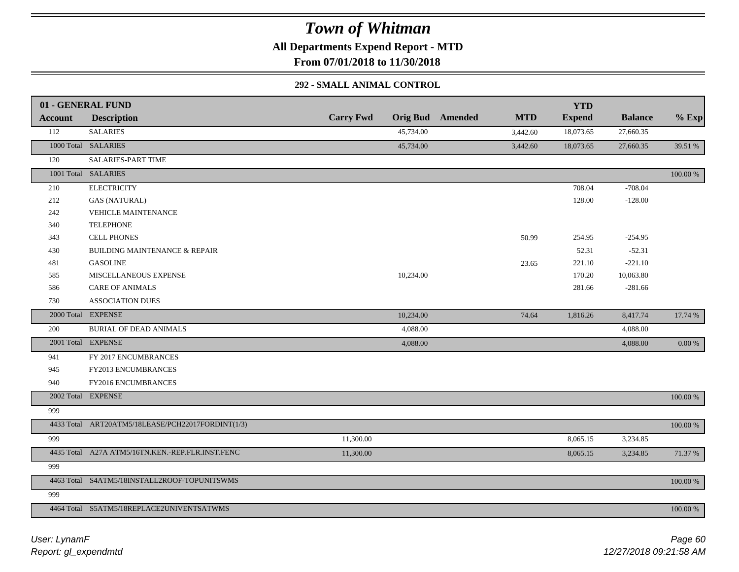# Town of Whitman

**All Departments Expend Report - MTD**

**From 07/01/2018 to 11/30/2018**

### 292 - SMALL ANIMAL CONTROL

| 01 - GENERAL FUND | | | | | | YTD | | |
|---|---|---|---|---|---|---|---|---|
| **Account** | **Description** | **Carry Fwd** | **Orig Bud** | **Amended** | **MTD** | **Expend** | **Balance** | **% Exp** |
| 112 | SALARIES | | 45,734.00 | | 3,442.60 | 18,073.65 | 27,660.35 | |
| 1000 Total | SALARIES | | 45,734.00 | | 3,442.60 | 18,073.65 | 27,660.35 | 39.51 % |
| 120 | SALARIES-PART TIME | | | | | | | |
| 1001 Total | SALARIES | | | | | | | 100.00 % |
| 210 | ELECTRICITY | | | | | 708.04 | -708.04 | |
| 212 | GAS (NATURAL) | | | | | 128.00 | -128.00 | |
| 242 | VEHICLE MAINTENANCE | | | | | | | |
| 340 | TELEPHONE | | | | | | | |
| 343 | CELL PHONES | | | | 50.99 | 254.95 | -254.95 | |
| 430 | BUILDING MAINTENANCE & REPAIR | | | | | 52.31 | -52.31 | |
| 481 | GASOLINE | | | | 23.65 | 221.10 | -221.10 | |
| 585 | MISCELLANEOUS EXPENSE | | 10,234.00 | | | 170.20 | 10,063.80 | |
| 586 | CARE OF ANIMALS | | | | | 281.66 | -281.66 | |
| 730 | ASSOCIATION DUES | | | | | | | |
| 2000 Total | EXPENSE | | 10,234.00 | | 74.64 | 1,816.26 | 8,417.74 | 17.74 % |
| 200 | BURIAL OF DEAD ANIMALS | | 4,088.00 | | | | 4,088.00 | |
| 2001 Total | EXPENSE | | 4,088.00 | | | | 4,088.00 | 0.00 % |
| 941 | FY 2017 ENCUMBRANCES | | | | | | | |
| 945 | FY2013 ENCUMBRANCES | | | | | | | |
| 940 | FY2016 ENCUMBRANCES | | | | | | | |
| 2002 Total | EXPENSE | | | | | | | 100.00 % |
| 999 | | | | | | | | |
| 4433 Total | ART20ATM5/18LEASE/PCH22017FORDINT(1/3) | | | | | | | 100.00 % |
| 999 | | 11,300.00 | | | | 8,065.15 | 3,234.85 | |
| 4435 Total | A27A ATM5/16TN.KEN.-REP.FLR.INST.FENC | 11,300.00 | | | | 8,065.15 | 3,234.85 | 71.37 % |
| 999 | | | | | | | | |
| 4463 Total | S4ATM5/18INSTALL2ROOF-TOPUNITSWMS | | | | | | | 100.00 % |
| 999 | | | | | | | | |
| 4464 Total | S5ATM5/18REPLACE2UNIVENTSATWMS | | | | | | | 100.00 % |

*User: LynamF*
*Report: gl_expendmtd*

*12/27/2018 09:21:58 AM*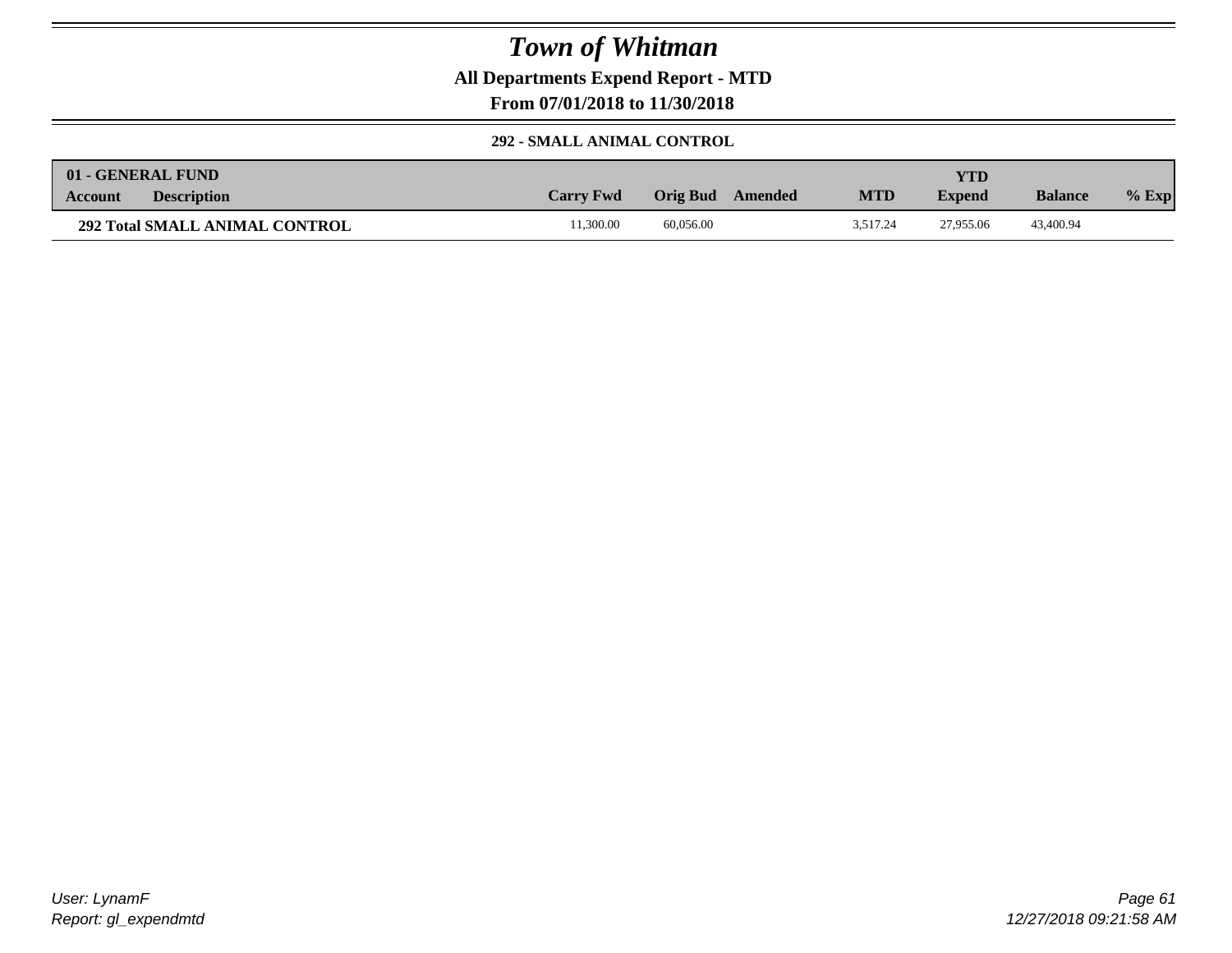# Town of Whitman

**All Departments Expend Report - MTD**

**From 07/01/2018 to 11/30/2018**

**292 - SMALL ANIMAL CONTROL**

| 01 - GENERAL FUND<br>Account | Description | Carry Fwd | Orig Bud | Amended | MTD | YTD<br>Expend | Balance | % Exp |
|---|---|---|---|---|---|---|---|---|
| **292 Total SMALL ANIMAL CONTROL** | | 11,300.00 | 60,056.00 | | 3,517.24 | 27,955.06 | 43,400.94 | |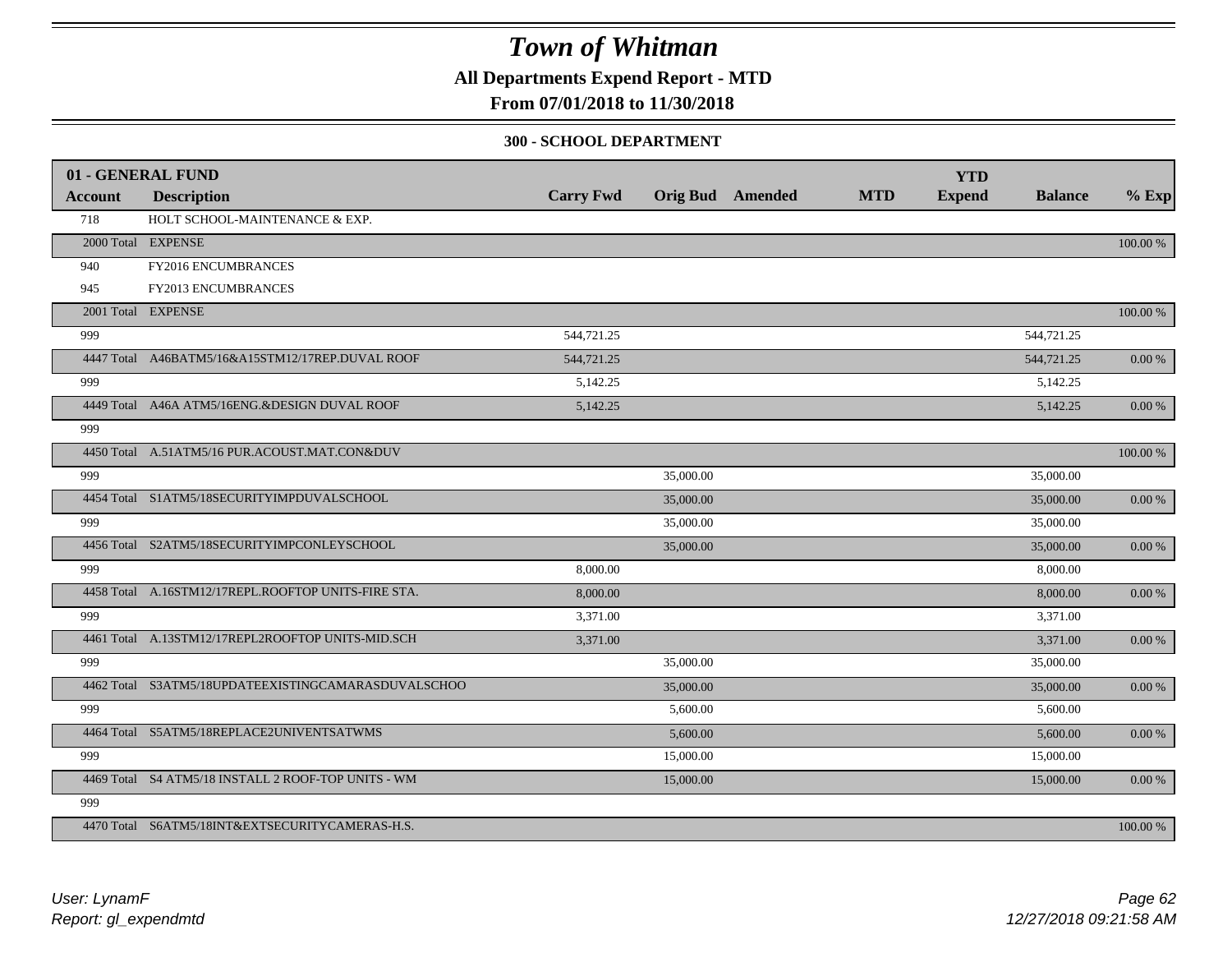# Town of Whitman

**All Departments Expend Report - MTD**

**From 07/01/2018 to 11/30/2018**

**300 - SCHOOL DEPARTMENT**

| 01 - GENERAL FUND | | | | | | YTD | | |
|---|---|---|---|---|---|---|---|---|
| **Account** | **Description** | **Carry Fwd** | **Orig Bud** | **Amended** | **MTD** | **Expend** | **Balance** | **% Exp** |
| 718 | HOLT SCHOOL-MAINTENANCE & EXP. | | | | | | | |
| 2000 Total | EXPENSE | | | | | | | 100.00 % |
| 940 | FY2016 ENCUMBRANCES | | | | | | | |
| 945 | FY2013 ENCUMBRANCES | | | | | | | |
| 2001 Total | EXPENSE | | | | | | | 100.00 % |
| 999 | | 544,721.25 | | | | | 544,721.25 | |
| 4447 Total | A46BATM5/16&A15STM12/17REP.DUVAL ROOF | 544,721.25 | | | | | 544,721.25 | 0.00 % |
| 999 | | 5,142.25 | | | | | 5,142.25 | |
| 4449 Total | A46A ATM5/16ENG.&DESIGN DUVAL ROOF | 5,142.25 | | | | | 5,142.25 | 0.00 % |
| 999 | | | | | | | | |
| 4450 Total | A.51ATM5/16 PUR.ACOUST.MAT.CON&DUV | | | | | | | 100.00 % |
| 999 | | | 35,000.00 | | | | 35,000.00 | |
| 4454 Total | S1ATM5/18SECURITYIMPDUVALSCHOOL | | 35,000.00 | | | | 35,000.00 | 0.00 % |
| 999 | | | 35,000.00 | | | | 35,000.00 | |
| 4456 Total | S2ATM5/18SECURITYIMPCONLEYSCHOOL | | 35,000.00 | | | | 35,000.00 | 0.00 % |
| 999 | | 8,000.00 | | | | | 8,000.00 | |
| 4458 Total | A.16STM12/17REPL.ROOFTOP UNITS-FIRE STA. | 8,000.00 | | | | | 8,000.00 | 0.00 % |
| 999 | | 3,371.00 | | | | | 3,371.00 | |
| 4461 Total | A.13STM12/17REPL2ROOFTOP UNITS-MID.SCH | 3,371.00 | | | | | 3,371.00 | 0.00 % |
| 999 | | | 35,000.00 | | | | 35,000.00 | |
| 4462 Total | S3ATM5/18UPDATEEXISTINGCAMARASDUVALSCHOO | | 35,000.00 | | | | 35,000.00 | 0.00 % |
| 999 | | | 5,600.00 | | | | 5,600.00 | |
| 4464 Total | S5ATM5/18REPLACE2UNIVENTSATWMS | | 5,600.00 | | | | 5,600.00 | 0.00 % |
| 999 | | | 15,000.00 | | | | 15,000.00 | |
| 4469 Total | S4 ATM5/18 INSTALL 2 ROOF-TOP UNITS - WM | | 15,000.00 | | | | 15,000.00 | 0.00 % |
| 999 | | | | | | | | |
| 4470 Total | S6ATM5/18INT&EXTSECURITYCAMERAS-H.S. | | | | | | | 100.00 % |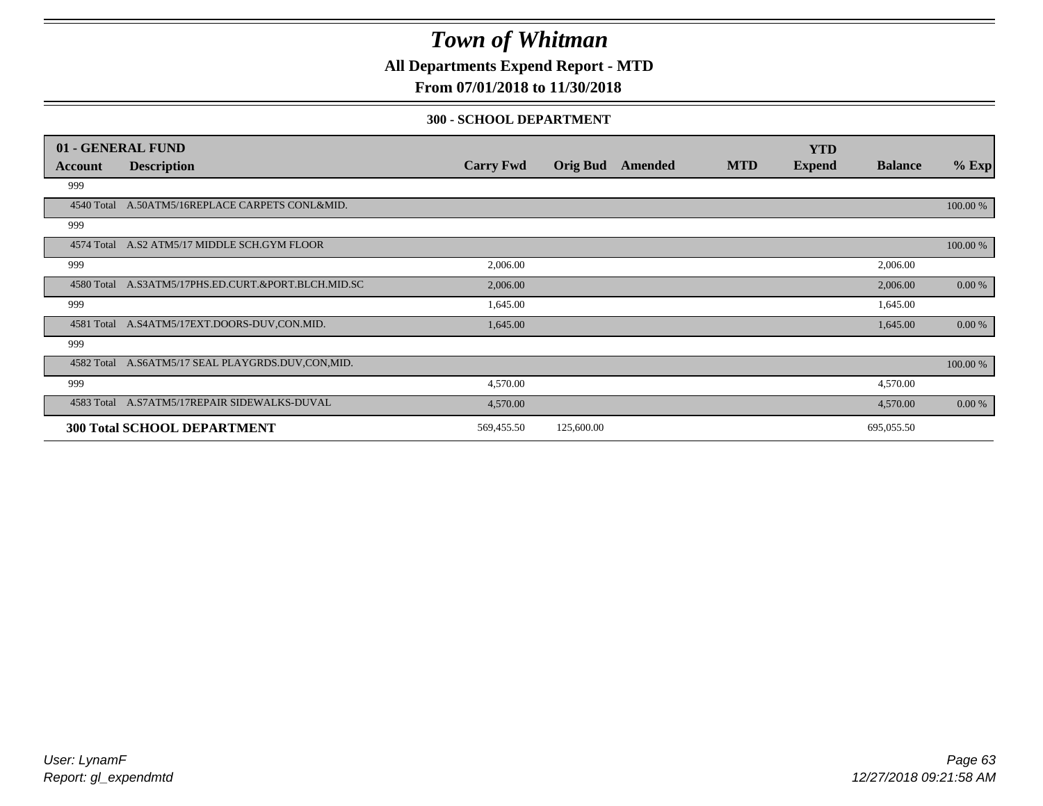# Town of Whitman

**All Departments Expend Report - MTD**

**From 07/01/2018 to 11/30/2018**

**300 - SCHOOL DEPARTMENT**

| 01 - GENERAL FUND | | | | | | YTD | | |
|---|---|---|---|---|---|---|---|---|
| **Account** | **Description** | **Carry Fwd** | **Orig Bud** | **Amended** | **MTD** | **Expend** | **Balance** | **% Exp** |
| 999 | | | | | | | | |
| 4540 Total | A.50ATM5/16REPLACE CARPETS CONL&MID. | | | | | | | 100.00 % |
| 999 | | | | | | | | |
| 4574 Total | A.S2 ATM5/17 MIDDLE SCH.GYM FLOOR | | | | | | | 100.00 % |
| 999 | | 2,006.00 | | | | | 2,006.00 | |
| 4580 Total | A.S3ATM5/17PHS.ED.CURT.&PORT.BLCH.MID.SC | 2,006.00 | | | | | 2,006.00 | 0.00 % |
| 999 | | 1,645.00 | | | | | 1,645.00 | |
| 4581 Total | A.S4ATM5/17EXT.DOORS-DUV,CON.MID. | 1,645.00 | | | | | 1,645.00 | 0.00 % |
| 999 | | | | | | | | |
| 4582 Total | A.S6ATM5/17 SEAL PLAYGRDS.DUV,CON,MID. | | | | | | | 100.00 % |
| 999 | | 4,570.00 | | | | | 4,570.00 | |
| 4583 Total | A.S7ATM5/17REPAIR SIDEWALKS-DUVAL | 4,570.00 | | | | | 4,570.00 | 0.00 % |
| **300 Total SCHOOL DEPARTMENT** | | 569,455.50 | 125,600.00 | | | | 695,055.50 | |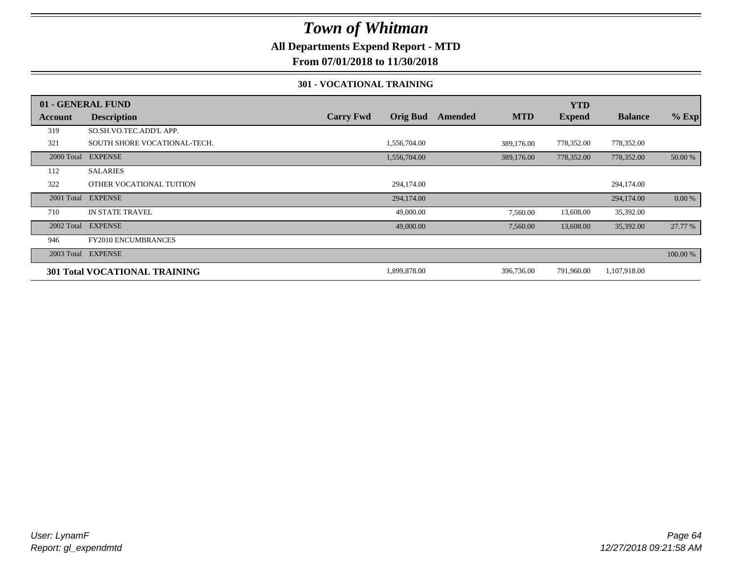# Town of Whitman

**All Departments Expend Report - MTD**

**From 07/01/2018 to 11/30/2018**

### 301 - VOCATIONAL TRAINING

| 01 - GENERAL FUND | | | | | | YTD | | |
|---|---|---|---|---|---|---|---|---|
| **Account** | **Description** | **Carry Fwd** | **Orig Bud** | **Amended** | **MTD** | **Expend** | **Balance** | **% Exp** |
| 319 | SO.SH.VO.TEC.ADD'L APP. | | | | | | | |
| 321 | SOUTH SHORE VOCATIONAL-TECH. | | 1,556,704.00 | | 389,176.00 | 778,352.00 | 778,352.00 | |
| 2000 Total | EXPENSE | | 1,556,704.00 | | 389,176.00 | 778,352.00 | 778,352.00 | 50.00 % |
| 112 | SALARIES | | | | | | | |
| 322 | OTHER VOCATIONAL TUITION | | 294,174.00 | | | | 294,174.00 | |
| 2001 Total | EXPENSE | | 294,174.00 | | | | 294,174.00 | 0.00 % |
| 710 | IN STATE TRAVEL | | 49,000.00 | | 7,560.00 | 13,608.00 | 35,392.00 | |
| 2002 Total | EXPENSE | | 49,000.00 | | 7,560.00 | 13,608.00 | 35,392.00 | 27.77 % |
| 946 | FY2010 ENCUMBRANCES | | | | | | | |
| 2003 Total | EXPENSE | | | | | | | 100.00 % |
| **301 Total VOCATIONAL TRAINING** | | | 1,899,878.00 | | 396,736.00 | 791,960.00 | 1,107,918.00 | |

*User: LynamF*
*Report: gl_expendmtd*

*12/27/2018 09:21:58 AM*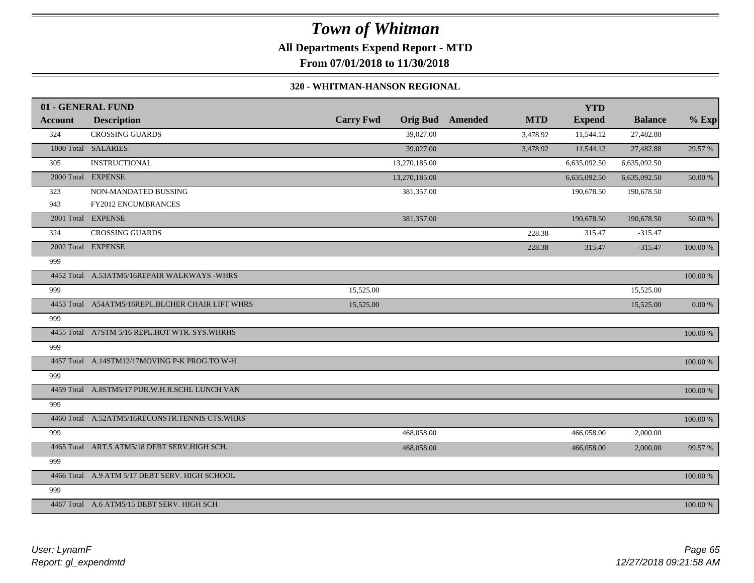# Town of Whitman

**All Departments Expend Report - MTD**

**From 07/01/2018 to 11/30/2018**

**320 - WHITMAN-HANSON REGIONAL**

| 01 - GENERAL FUND | | | | | | YTD | | |
|---|---|---|---|---|---|---|---|---|
| **Account** | **Description** | **Carry Fwd** | **Orig Bud** | **Amended** | **MTD** | **Expend** | **Balance** | **% Exp** |
| 324 | CROSSING GUARDS | | 39,027.00 | | 3,478.92 | 11,544.12 | 27,482.88 | |
| 1000 Total | SALARIES | | 39,027.00 | | 3,478.92 | 11,544.12 | 27,482.88 | 29.57 % |
| 305 | INSTRUCTIONAL | | 13,270,185.00 | | | 6,635,092.50 | 6,635,092.50 | |
| 2000 Total | EXPENSE | | 13,270,185.00 | | | 6,635,092.50 | 6,635,092.50 | 50.00 % |
| 323 | NON-MANDATED BUSSING | | 381,357.00 | | | 190,678.50 | 190,678.50 | |
| 943 | FY2012 ENCUMBRANCES | | | | | | | |
| 2001 Total | EXPENSE | | 381,357.00 | | | 190,678.50 | 190,678.50 | 50.00 % |
| 324 | CROSSING GUARDS | | | | 228.38 | 315.47 | -315.47 | |
| 2002 Total | EXPENSE | | | | 228.38 | 315.47 | -315.47 | 100.00 % |
| 999 | | | | | | | | |
| 4452 Total | A.53ATM5/16REPAIR WALKWAYS -WHRS | | | | | | | 100.00 % |
| 999 | | 15,525.00 | | | | | 15,525.00 | |
| 4453 Total | A54ATM5/16REPL.BLCHER CHAIR LIFT WHRS | 15,525.00 | | | | | 15,525.00 | 0.00 % |
| 999 | | | | | | | | |
| 4455 Total | A7STM 5/16 REPL.HOT WTR. SYS.WHRHS | | | | | | | 100.00 % |
| 999 | | | | | | | | |
| 4457 Total | A.14STM12/17MOVING P-K PROG.TO W-H | | | | | | | 100.00 % |
| 999 | | | | | | | | |
| 4459 Total | A.8STM5/17 PUR.W.H.R.SCHL LUNCH VAN | | | | | | | 100.00 % |
| 999 | | | | | | | | |
| 4460 Total | A.52ATM5/16RECONSTR.TENNIS CTS.WHRS | | | | | | | 100.00 % |
| 999 | | | 468,058.00 | | | 466,058.00 | 2,000.00 | |
| 4465 Total | ART.5 ATM5/18 DEBT SERV.HIGH SCH. | | 468,058.00 | | | 466,058.00 | 2,000.00 | 99.57 % |
| 999 | | | | | | | | |
| 4466 Total | A.9 ATM 5/17 DEBT SERV. HIGH SCHOOL | | | | | | | 100.00 % |
| 999 | | | | | | | | |
| 4467 Total | A.6 ATM5/15 DEBT SERV. HIGH SCH | | | | | | | 100.00 % |

*User: LynamF*
*Report: gl_expendmtd*

*12/27/2018 09:21:58 AM*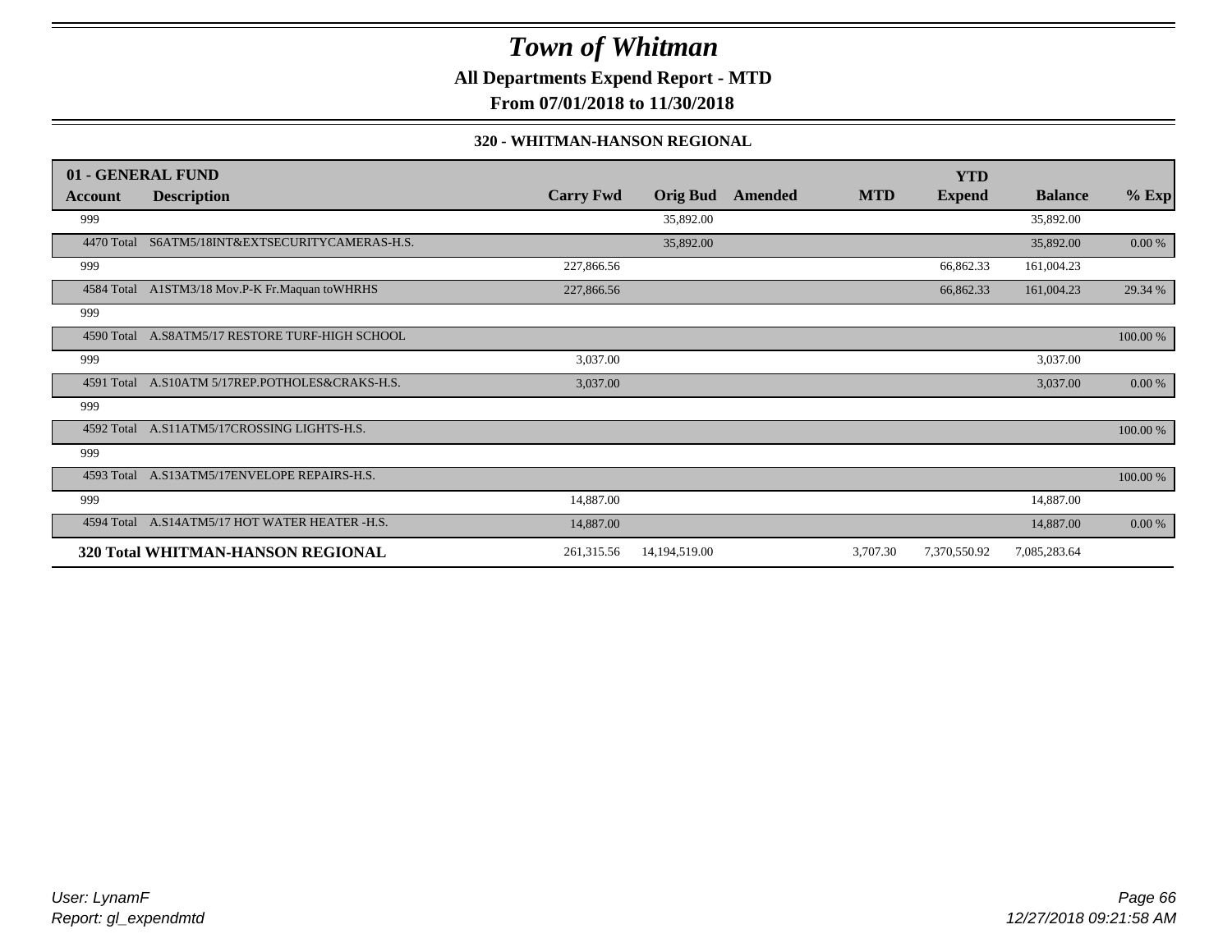# Town of Whitman

**All Departments Expend Report - MTD**

**From 07/01/2018 to 11/30/2018**

**320 - WHITMAN-HANSON REGIONAL**

| 01 - GENERAL FUND | | | | | | YTD | | |
|---|---|---|---|---|---|---|---|---|
| **Account** | **Description** | **Carry Fwd** | **Orig Bud** | **Amended** | **MTD** | **Expend** | **Balance** | **% Exp** |
| 999 | | | 35,892.00 | | | | 35,892.00 | |
| 4470 Total | S6ATM5/18INT&EXTSECURITYCAMERAS-H.S. | | 35,892.00 | | | | 35,892.00 | 0.00 % |
| 999 | | 227,866.56 | | | | 66,862.33 | 161,004.23 | |
| 4584 Total | A1STM3/18 Mov.P-K Fr.Maquan toWHRHS | 227,866.56 | | | | 66,862.33 | 161,004.23 | 29.34 % |
| 999 | | | | | | | | |
| 4590 Total | A.S8ATM5/17 RESTORE TURF-HIGH SCHOOL | | | | | | | 100.00 % |
| 999 | | 3,037.00 | | | | | 3,037.00 | |
| 4591 Total | A.S10ATM 5/17REP.POTHOLES&CRAKS-H.S. | 3,037.00 | | | | | 3,037.00 | 0.00 % |
| 999 | | | | | | | | |
| 4592 Total | A.S11ATM5/17CROSSING LIGHTS-H.S. | | | | | | | 100.00 % |
| 999 | | | | | | | | |
| 4593 Total | A.S13ATM5/17ENVELOPE REPAIRS-H.S. | | | | | | | 100.00 % |
| 999 | | 14,887.00 | | | | | 14,887.00 | |
| 4594 Total | A.S14ATM5/17 HOT WATER HEATER -H.S. | 14,887.00 | | | | | 14,887.00 | 0.00 % |
| **320 Total WHITMAN-HANSON REGIONAL** | | 261,315.56 | 14,194,519.00 | | 3,707.30 | 7,370,550.92 | 7,085,283.64 | |

*User: LynamF*
*Report: gl_expendmtd*

*12/27/2018 09:21:58 AM*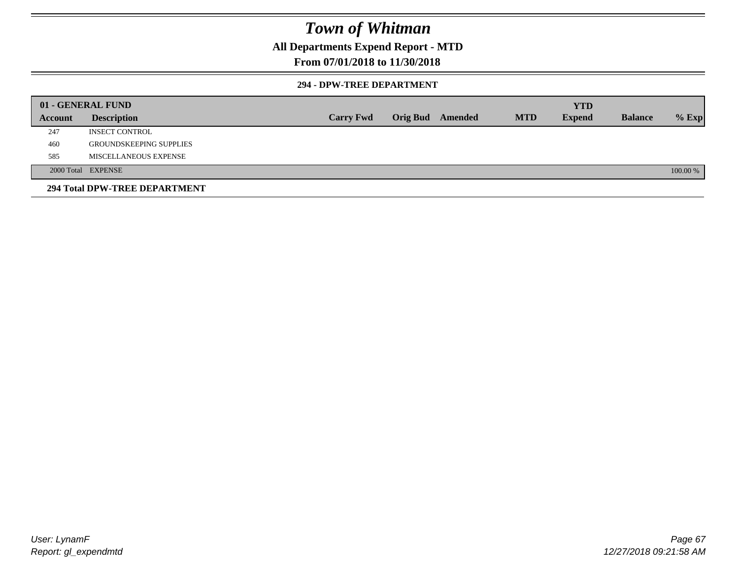# Town of Whitman

**All Departments Expend Report - MTD**

**From 07/01/2018 to 11/30/2018**

### 294 - DPW-TREE DEPARTMENT

| 01 - GENERAL FUND | | | | | | YTD | | |
|---|---|---|---|---|---|---|---|---|
| **Account** | **Description** | **Carry Fwd** | **Orig Bud** | **Amended** | **MTD** | **Expend** | **Balance** | **% Exp** |
| 247 | INSECT CONTROL | | | | | | | |
| 460 | GROUNDSKEEPING SUPPLIES | | | | | | | |
| 585 | MISCELLANEOUS EXPENSE | | | | | | | |
| 2000 Total | EXPENSE | | | | | | | 100.00 % |

**294 Total DPW-TREE DEPARTMENT**

User: LynamF
Report: gl_expendmtd

12/27/2018 09:21:58 AM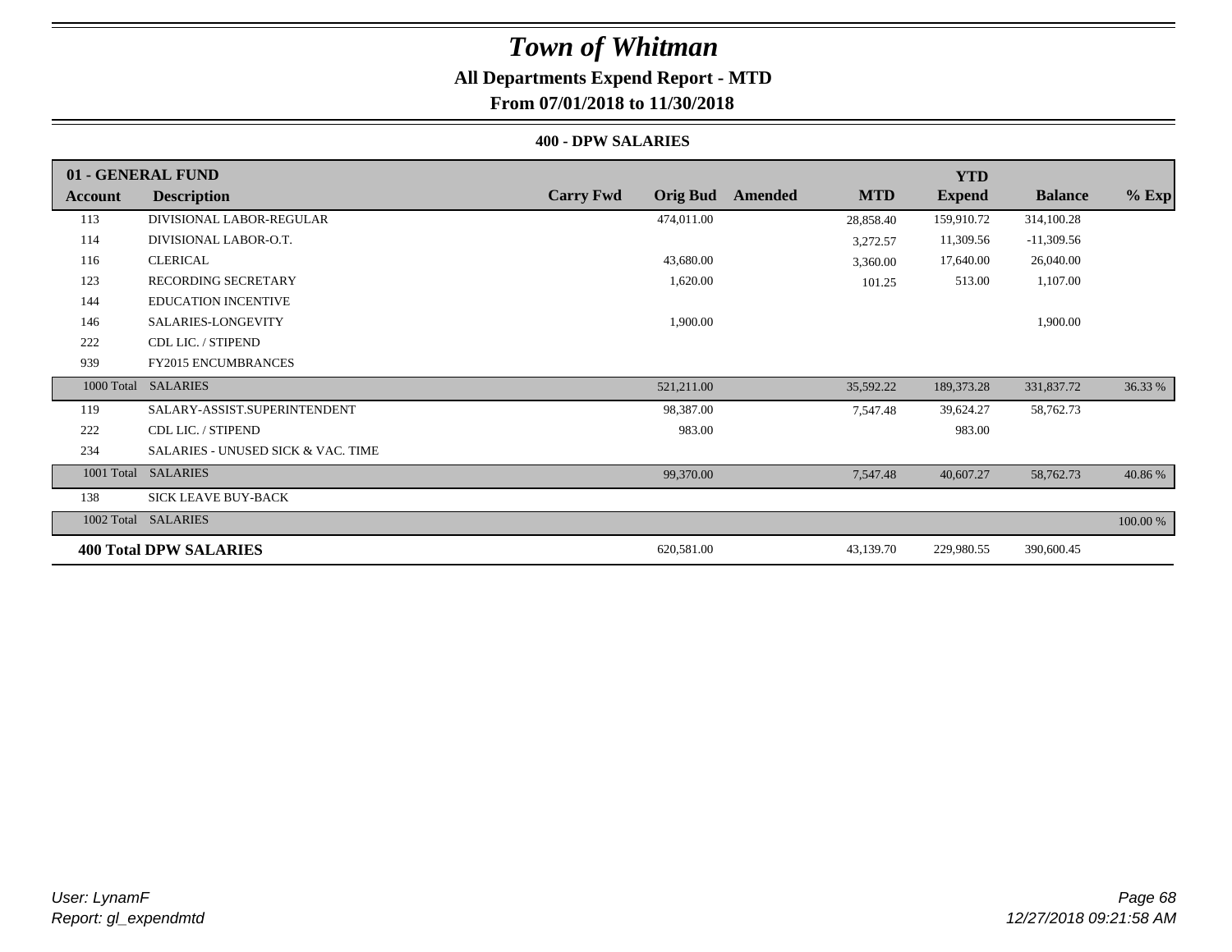# Town of Whitman

## All Departments Expend Report - MTD

### From 07/01/2018 to 11/30/2018

#### 400 - DPW SALARIES

| 01 - GENERAL FUND | | | | | | YTD | | |
|---|---|---|---|---|---|---|---|---|
| **Account** | **Description** | **Carry Fwd** | **Orig Bud** | **Amended** | **MTD** | **Expend** | **Balance** | **% Exp** |
| 113 | DIVISIONAL LABOR-REGULAR | | 474,011.00 | | 28,858.40 | 159,910.72 | 314,100.28 | |
| 114 | DIVISIONAL LABOR-O.T. | | | | 3,272.57 | 11,309.56 | -11,309.56 | |
| 116 | CLERICAL | | 43,680.00 | | 3,360.00 | 17,640.00 | 26,040.00 | |
| 123 | RECORDING SECRETARY | | 1,620.00 | | 101.25 | 513.00 | 1,107.00 | |
| 144 | EDUCATION INCENTIVE | | | | | | | |
| 146 | SALARIES-LONGEVITY | | 1,900.00 | | | | 1,900.00 | |
| 222 | CDL LIC. / STIPEND | | | | | | | |
| 939 | FY2015 ENCUMBRANCES | | | | | | | |
| 1000 Total | SALARIES | | 521,211.00 | | 35,592.22 | 189,373.28 | 331,837.72 | 36.33 % |
| 119 | SALARY-ASSIST.SUPERINTENDENT | | 98,387.00 | | 7,547.48 | 39,624.27 | 58,762.73 | |
| 222 | CDL LIC. / STIPEND | | 983.00 | | | 983.00 | | |
| 234 | SALARIES - UNUSED SICK & VAC. TIME | | | | | | | |
| 1001 Total | SALARIES | | 99,370.00 | | 7,547.48 | 40,607.27 | 58,762.73 | 40.86 % |
| 138 | SICK LEAVE BUY-BACK | | | | | | | |
| 1002 Total | SALARIES | | | | | | | 100.00 % |
| **400 Total DPW SALARIES** | | | 620,581.00 | | 43,139.70 | 229,980.55 | 390,600.45 | |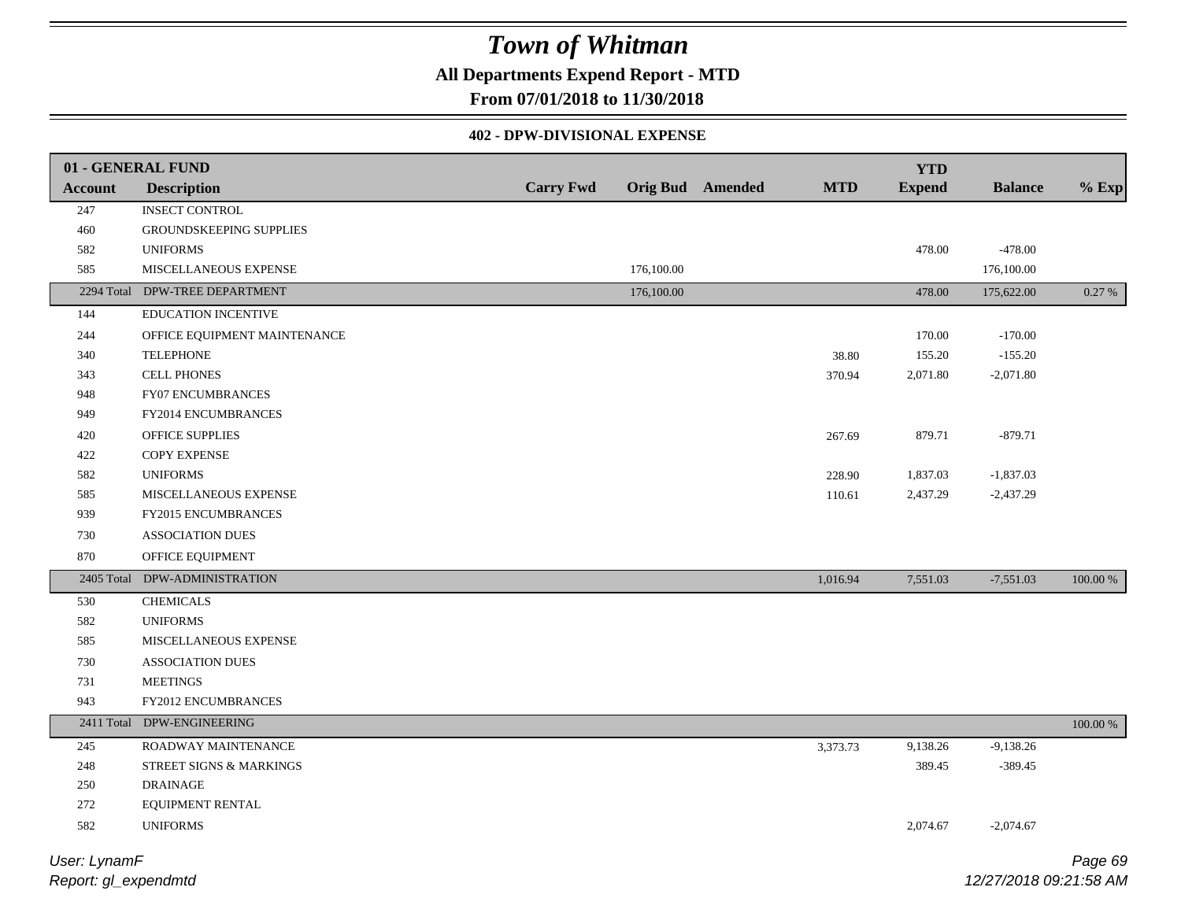# Town of Whitman

**All Departments Expend Report - MTD**

**From 07/01/2018 to 11/30/2018**

**402 - DPW-DIVISIONAL EXPENSE**

| Account | Description | Carry Fwd | Orig Bud | Amended | MTD | YTD Expend | Balance | % Exp |
|---|---|---|---|---|---|---|---|---|
| **01 - GENERAL FUND** | | | | | | | | |
| 247 | INSECT CONTROL | | | | | | | |
| 460 | GROUNDSKEEPING SUPPLIES | | | | | | | |
| 582 | UNIFORMS | | | | | 478.00 | -478.00 | |
| 585 | MISCELLANEOUS EXPENSE | | 176,100.00 | | | | 176,100.00 | |
| 2294 Total | DPW-TREE DEPARTMENT | | 176,100.00 | | | 478.00 | 175,622.00 | 0.27 % |
| 144 | EDUCATION INCENTIVE | | | | | | | |
| 244 | OFFICE EQUIPMENT MAINTENANCE | | | | | 170.00 | -170.00 | |
| 340 | TELEPHONE | | | | 38.80 | 155.20 | -155.20 | |
| 343 | CELL PHONES | | | | 370.94 | 2,071.80 | -2,071.80 | |
| 948 | FY07 ENCUMBRANCES | | | | | | | |
| 949 | FY2014 ENCUMBRANCES | | | | | | | |
| 420 | OFFICE SUPPLIES | | | | 267.69 | 879.71 | -879.71 | |
| 422 | COPY EXPENSE | | | | | | | |
| 582 | UNIFORMS | | | | 228.90 | 1,837.03 | -1,837.03 | |
| 585 | MISCELLANEOUS EXPENSE | | | | 110.61 | 2,437.29 | -2,437.29 | |
| 939 | FY2015 ENCUMBRANCES | | | | | | | |
| 730 | ASSOCIATION DUES | | | | | | | |
| 870 | OFFICE EQUIPMENT | | | | | | | |
| 2405 Total | DPW-ADMINISTRATION | | | | 1,016.94 | 7,551.03 | -7,551.03 | 100.00 % |
| 530 | CHEMICALS | | | | | | | |
| 582 | UNIFORMS | | | | | | | |
| 585 | MISCELLANEOUS EXPENSE | | | | | | | |
| 730 | ASSOCIATION DUES | | | | | | | |
| 731 | MEETINGS | | | | | | | |
| 943 | FY2012 ENCUMBRANCES | | | | | | | |
| 2411 Total | DPW-ENGINEERING | | | | | | | 100.00 % |
| 245 | ROADWAY MAINTENANCE | | | | 3,373.73 | 9,138.26 | -9,138.26 | |
| 248 | STREET SIGNS & MARKINGS | | | | | 389.45 | -389.45 | |
| 250 | DRAINAGE | | | | | | | |
| 272 | EQUIPMENT RENTAL | | | | | | | |
| 582 | UNIFORMS | | | | | 2,074.67 | -2,074.67 | |

User: LynamF
Report: gl_expendmtd

12/27/2018 09:21:58 AM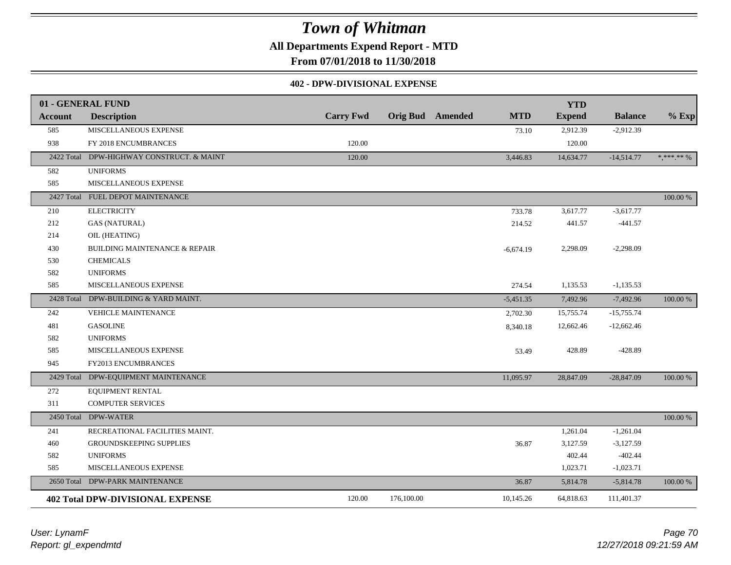# Town of Whitman

**All Departments Expend Report - MTD**

**From 07/01/2018 to 11/30/2018**

**402 - DPW-DIVISIONAL EXPENSE**

| 01 - GENERAL FUND | | | | | | YTD | | |
|---|---|---|---|---|---|---|---|---|
| **Account** | **Description** | **Carry Fwd** | **Orig Bud** | **Amended** | **MTD** | **Expend** | **Balance** | **% Exp** |
| 585 | MISCELLANEOUS EXPENSE | | | | 73.10 | 2,912.39 | -2,912.39 | |
| 938 | FY 2018 ENCUMBRANCES | 120.00 | | | | 120.00 | | |
| 2422 Total | DPW-HIGHWAY CONSTRUCT. & MAINT | 120.00 | | | 3,446.83 | 14,634.77 | -14,514.77 | *,***.** % |
| 582 | UNIFORMS | | | | | | | |
| 585 | MISCELLANEOUS EXPENSE | | | | | | | |
| 2427 Total | FUEL DEPOT MAINTENANCE | | | | | | | 100.00 % |
| 210 | ELECTRICITY | | | | 733.78 | 3,617.77 | -3,617.77 | |
| 212 | GAS (NATURAL) | | | | 214.52 | 441.57 | -441.57 | |
| 214 | OIL (HEATING) | | | | | | | |
| 430 | BUILDING MAINTENANCE & REPAIR | | | | -6,674.19 | 2,298.09 | -2,298.09 | |
| 530 | CHEMICALS | | | | | | | |
| 582 | UNIFORMS | | | | | | | |
| 585 | MISCELLANEOUS EXPENSE | | | | 274.54 | 1,135.53 | -1,135.53 | |
| 2428 Total | DPW-BUILDING & YARD MAINT. | | | | -5,451.35 | 7,492.96 | -7,492.96 | 100.00 % |
| 242 | VEHICLE MAINTENANCE | | | | 2,702.30 | 15,755.74 | -15,755.74 | |
| 481 | GASOLINE | | | | 8,340.18 | 12,662.46 | -12,662.46 | |
| 582 | UNIFORMS | | | | | | | |
| 585 | MISCELLANEOUS EXPENSE | | | | 53.49 | 428.89 | -428.89 | |
| 945 | FY2013 ENCUMBRANCES | | | | | | | |
| 2429 Total | DPW-EQUIPMENT MAINTENANCE | | | | 11,095.97 | 28,847.09 | -28,847.09 | 100.00 % |
| 272 | EQUIPMENT RENTAL | | | | | | | |
| 311 | COMPUTER SERVICES | | | | | | | |
| 2450 Total | DPW-WATER | | | | | | | 100.00 % |
| 241 | RECREATIONAL FACILITIES MAINT. | | | | | 1,261.04 | -1,261.04 | |
| 460 | GROUNDSKEEPING SUPPLIES | | | | 36.87 | 3,127.59 | -3,127.59 | |
| 582 | UNIFORMS | | | | | 402.44 | -402.44 | |
| 585 | MISCELLANEOUS EXPENSE | | | | | 1,023.71 | -1,023.71 | |
| 2650 Total | DPW-PARK MAINTENANCE | | | | 36.87 | 5,814.78 | -5,814.78 | 100.00 % |
| **402 Total DPW-DIVISIONAL EXPENSE** | | 120.00 | 176,100.00 | | 10,145.26 | 64,818.63 | 111,401.37 | |

*User: LynamF*

*Report: gl_expendmtd*

*12/27/2018 09:21:59 AM*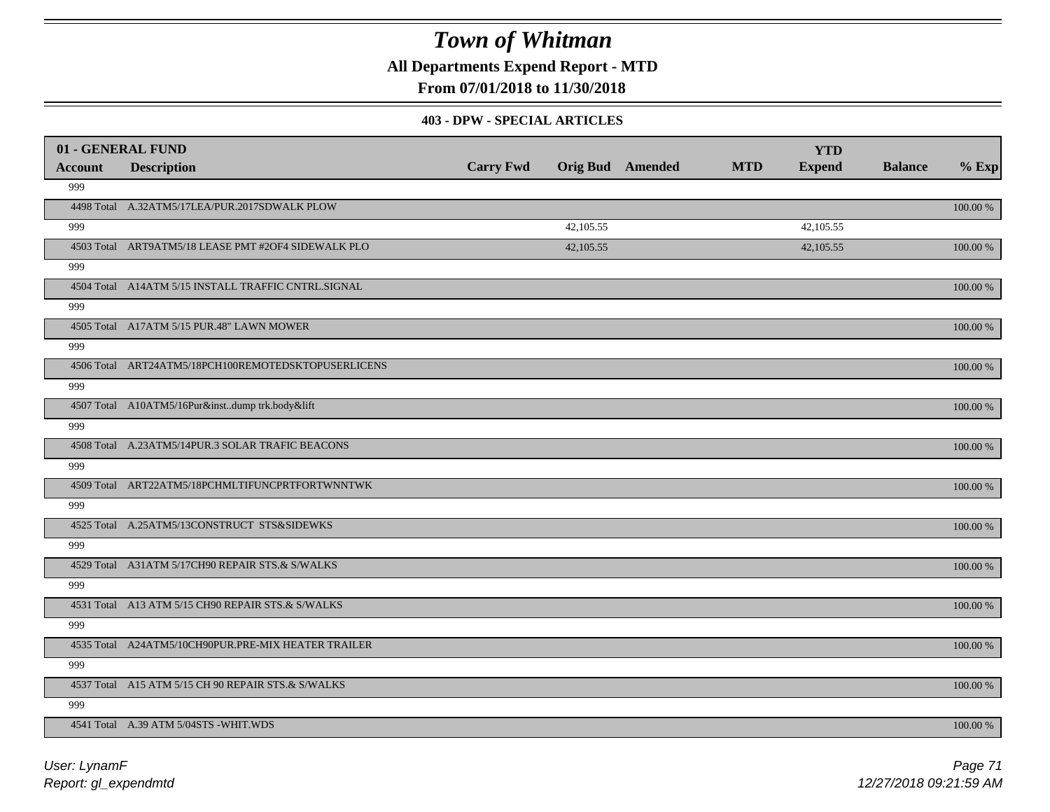# Town of Whitman

**All Departments Expend Report - MTD**

**From 07/01/2018 to 11/30/2018**

**403 - DPW - SPECIAL ARTICLES**

| 01 - GENERAL FUND | | | | | | | | |
|---|---|---|---|---|---|---|---|---|
| **Account** | **Description** | **Carry Fwd** | **Orig Bud** | **Amended** | **MTD** | **YTD Expend** | **Balance** | **% Exp** |
| 999 | | | | | | | | |
| 4498 Total | A.32ATM5/17LEA/PUR.2017SDWALK PLOW | | | | | | | 100.00 % |
| 999 | | | 42,105.55 | | | 42,105.55 | | |
| 4503 Total | ART9ATM5/18 LEASE PMT #2OF4 SIDEWALK PLO | | 42,105.55 | | | 42,105.55 | | 100.00 % |
| 999 | | | | | | | | |
| 4504 Total | A14ATM 5/15 INSTALL TRAFFIC CNTRL.SIGNAL | | | | | | | 100.00 % |
| 999 | | | | | | | | |
| 4505 Total | A17ATM 5/15 PUR.48" LAWN MOWER | | | | | | | 100.00 % |
| 999 | | | | | | | | |
| 4506 Total | ART24ATM5/18PCH100REMOTEDSKTOPUSERLICENS | | | | | | | 100.00 % |
| 999 | | | | | | | | |
| 4507 Total | A10ATM5/16Pur&inst..dump trk.body&lift | | | | | | | 100.00 % |
| 999 | | | | | | | | |
| 4508 Total | A.23ATM5/14PUR.3 SOLAR TRAFIC BEACONS | | | | | | | 100.00 % |
| 999 | | | | | | | | |
| 4509 Total | ART22ATM5/18PCHMLTIFUNCPRTFORTWNNTWK | | | | | | | 100.00 % |
| 999 | | | | | | | | |
| 4525 Total | A.25ATM5/13CONSTRUCT STS&SIDEWKS | | | | | | | 100.00 % |
| 999 | | | | | | | | |
| 4529 Total | A31ATM 5/17CH90 REPAIR STS.& S/WALKS | | | | | | | 100.00 % |
| 999 | | | | | | | | |
| 4531 Total | A13 ATM 5/15 CH90 REPAIR STS.& S/WALKS | | | | | | | 100.00 % |
| 999 | | | | | | | | |
| 4535 Total | A24ATM5/10CH90PUR.PRE-MIX HEATER TRAILER | | | | | | | 100.00 % |
| 999 | | | | | | | | |
| 4537 Total | A15 ATM 5/15 CH 90 REPAIR STS.& S/WALKS | | | | | | | 100.00 % |
| 999 | | | | | | | | |
| 4541 Total | A.39 ATM 5/04STS -WHIT.WDS | | | | | | | 100.00 % |

User: LynamF
Report: gl_expendmtd

12/27/2018 09:21:59 AM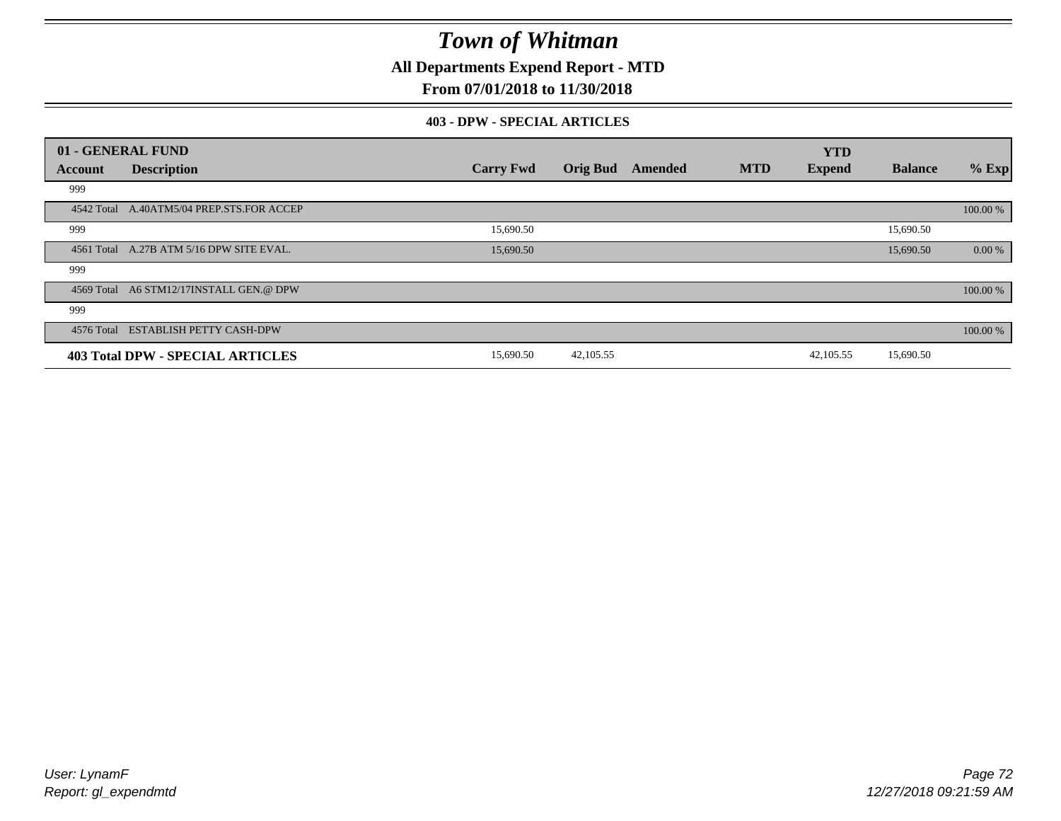# Town of Whitman

**All Departments Expend Report - MTD**

**From 07/01/2018 to 11/30/2018**

### 403 - DPW - SPECIAL ARTICLES

| 01 - GENERAL FUND | | | | | | YTD | | |
|---|---|---|---|---|---|---|---|---|
| **Account** | **Description** | **Carry Fwd** | **Orig Bud** | **Amended** | **MTD** | **Expend** | **Balance** | **% Exp** |
| 999 | | | | | | | | |
| 4542 Total | A.40ATM5/04 PREP.STS.FOR ACCEP | | | | | | | 100.00 % |
| 999 | | 15,690.50 | | | | | 15,690.50 | |
| 4561 Total | A.27B ATM 5/16 DPW SITE EVAL. | 15,690.50 | | | | | 15,690.50 | 0.00 % |
| 999 | | | | | | | | |
| 4569 Total | A6 STM12/17INSTALL GEN.@ DPW | | | | | | | 100.00 % |
| 999 | | | | | | | | |
| 4576 Total | ESTABLISH PETTY CASH-DPW | | | | | | | 100.00 % |
| **403 Total DPW - SPECIAL ARTICLES** | | 15,690.50 | 42,105.55 | | | 42,105.55 | 15,690.50 | |

*User: LynamF*
*Report: gl_expendmtd*
*12/27/2018 09:21:59 AM*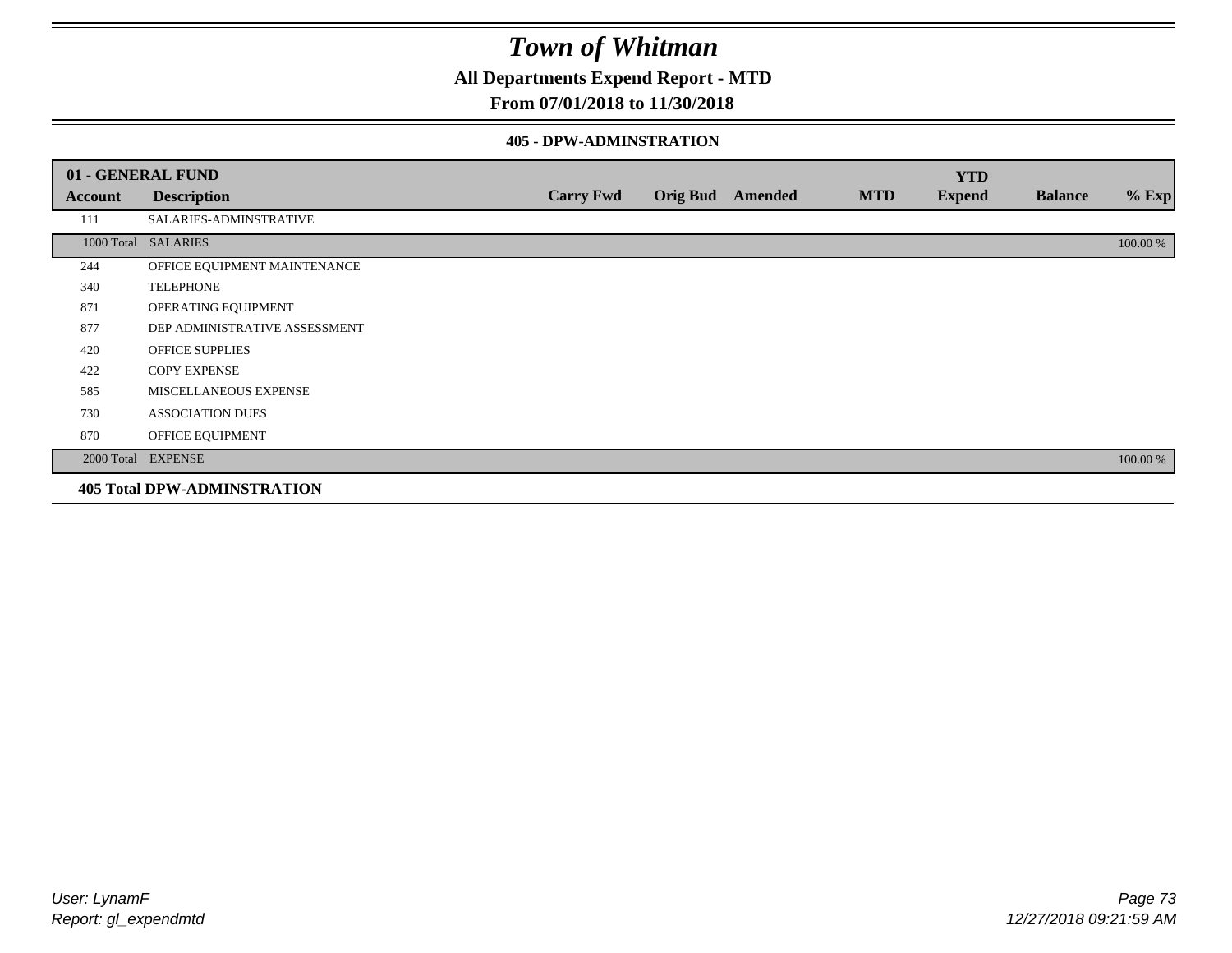# Town of Whitman

## All Departments Expend Report - MTD

### From 07/01/2018 to 11/30/2018

#### 405 - DPW-ADMINSTRATION

| 01 - GENERAL FUND | | | | | | | | |
|---|---|---|---|---|---|---|---|---|
| **Account** | **Description** | **Carry Fwd** | **Orig Bud** | **Amended** | **MTD** | **YTD Expend** | **Balance** | **% Exp** |
| 111 | SALARIES-ADMINSTRATIVE | | | | | | | |
| 1000 Total | SALARIES | | | | | | | 100.00 % |
| 244 | OFFICE EQUIPMENT MAINTENANCE | | | | | | | |
| 340 | TELEPHONE | | | | | | | |
| 871 | OPERATING EQUIPMENT | | | | | | | |
| 877 | DEP ADMINISTRATIVE ASSESSMENT | | | | | | | |
| 420 | OFFICE SUPPLIES | | | | | | | |
| 422 | COPY EXPENSE | | | | | | | |
| 585 | MISCELLANEOUS EXPENSE | | | | | | | |
| 730 | ASSOCIATION DUES | | | | | | | |
| 870 | OFFICE EQUIPMENT | | | | | | | |
| 2000 Total | EXPENSE | | | | | | | 100.00 % |

**405 Total DPW-ADMINSTRATION**

*User: LynamF*
*Report: gl_expendmtd*

*12/27/2018 09:21:59 AM*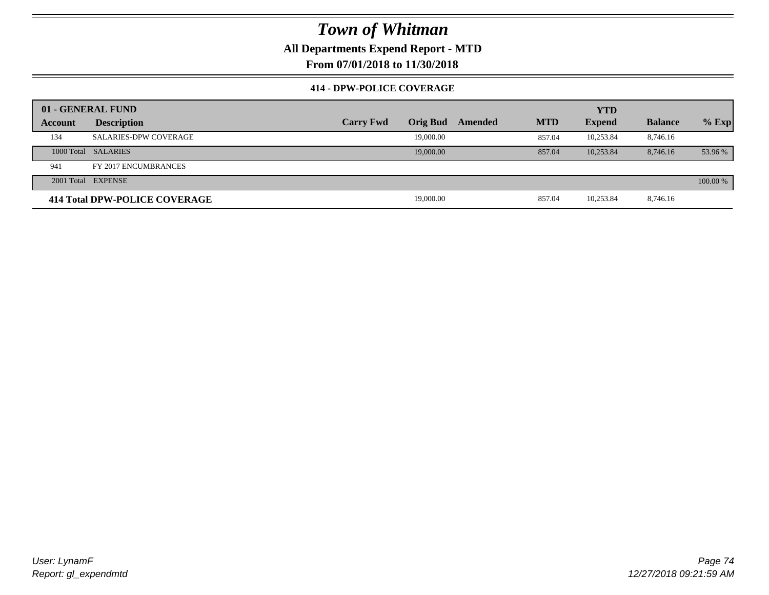# Town of Whitman

**All Departments Expend Report - MTD**

**From 07/01/2018 to 11/30/2018**

### 414 - DPW-POLICE COVERAGE

| 01 - GENERAL FUND | | | | | | YTD | | |
|---|---|---|---|---|---|---|---|---|
| **Account** | **Description** | **Carry Fwd** | **Orig Bud** | **Amended** | **MTD** | **Expend** | **Balance** | **% Exp** |
| 134 | SALARIES-DPW COVERAGE | | 19,000.00 | | 857.04 | 10,253.84 | 8,746.16 | |
| 1000 Total | SALARIES | | 19,000.00 | | 857.04 | 10,253.84 | 8,746.16 | 53.96 % |
| 941 | FY 2017 ENCUMBRANCES | | | | | | | |
| 2001 Total | EXPENSE | | | | | | | 100.00 % |
| **414 Total DPW-POLICE COVERAGE** | | | 19,000.00 | | 857.04 | 10,253.84 | 8,746.16 | |

User: LynamF

Report: gl_expendmtd

12/27/2018 09:21:59 AM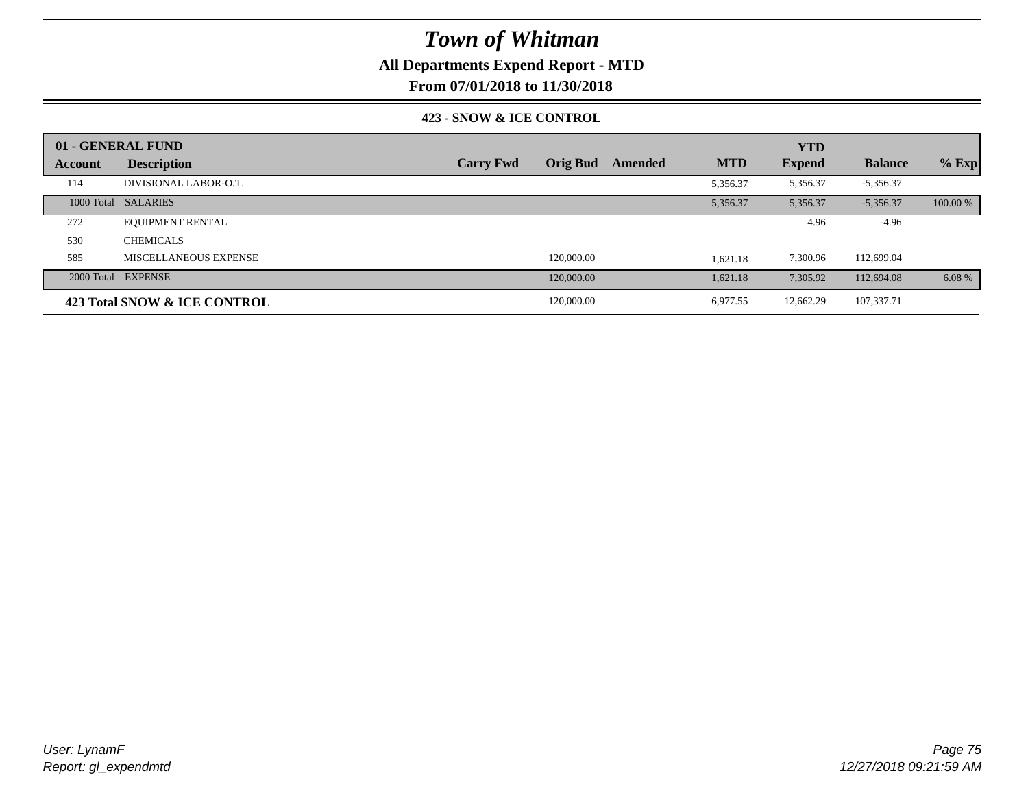# Town of Whitman

## All Departments Expend Report - MTD

## From 07/01/2018 to 11/30/2018

### 423 - SNOW & ICE CONTROL

| 01 - GENERAL FUND | | | | | | YTD | | |
|---|---|---|---|---|---|---|---|---|
| **Account** | **Description** | **Carry Fwd** | **Orig Bud** | **Amended** | **MTD** | **Expend** | **Balance** | **% Exp** |
| 114 | DIVISIONAL LABOR-O.T. | | | | 5,356.37 | 5,356.37 | -5,356.37 | |
| 1000 Total | SALARIES | | | | 5,356.37 | 5,356.37 | -5,356.37 | 100.00 % |
| 272 | EQUIPMENT RENTAL | | | | | 4.96 | -4.96 | |
| 530 | CHEMICALS | | | | | | | |
| 585 | MISCELLANEOUS EXPENSE | | 120,000.00 | | 1,621.18 | 7,300.96 | 112,699.04 | |
| 2000 Total | EXPENSE | | 120,000.00 | | 1,621.18 | 7,305.92 | 112,694.08 | 6.08 % |
| **423 Total SNOW & ICE CONTROL** | | | 120,000.00 | | 6,977.55 | 12,662.29 | 107,337.71 | |

*User: LynamF*
*Report: gl_expendmtd*

*12/27/2018 09:21:59 AM*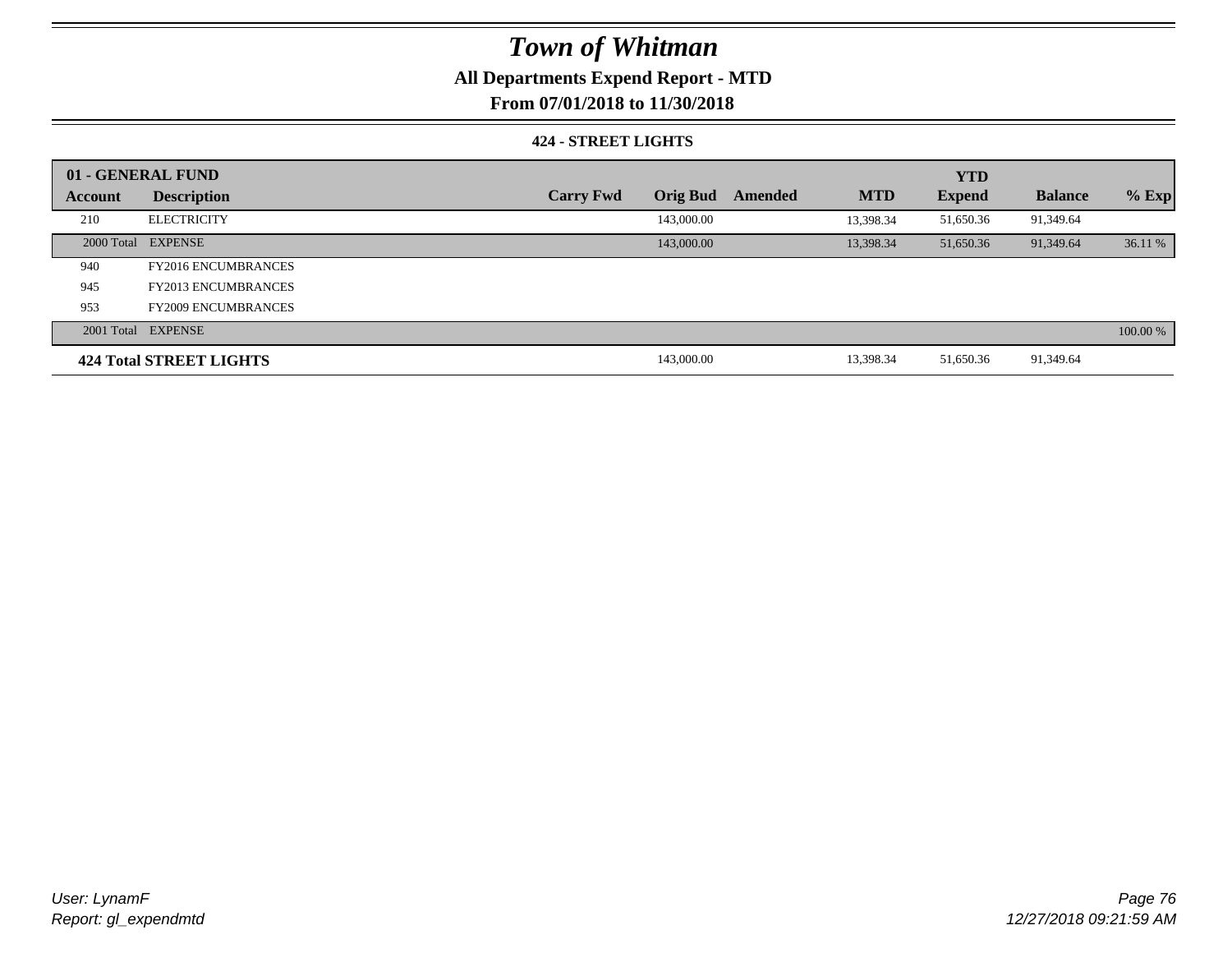# Town of Whitman

## All Departments Expend Report - MTD

### From 07/01/2018 to 11/30/2018

#### 424 - STREET LIGHTS

| 01 - GENERAL FUND | | | | | | YTD | | |
|---|---|---|---|---|---|---|---|---|
| **Account** | **Description** | **Carry Fwd** | **Orig Bud** | **Amended** | **MTD** | **Expend** | **Balance** | **% Exp** |
| 210 | ELECTRICITY | | 143,000.00 | | 13,398.34 | 51,650.36 | 91,349.64 | |
| 2000 Total | EXPENSE | | 143,000.00 | | 13,398.34 | 51,650.36 | 91,349.64 | 36.11 % |
| 940 | FY2016 ENCUMBRANCES | | | | | | | |
| 945 | FY2013 ENCUMBRANCES | | | | | | | |
| 953 | FY2009 ENCUMBRANCES | | | | | | | |
| 2001 Total | EXPENSE | | | | | | | 100.00 % |
| **424 Total STREET LIGHTS** | | | 143,000.00 | | 13,398.34 | 51,650.36 | 91,349.64 | |

*User: LynamF*
*Report: gl_expendmtd*

*12/27/2018 09:21:59 AM*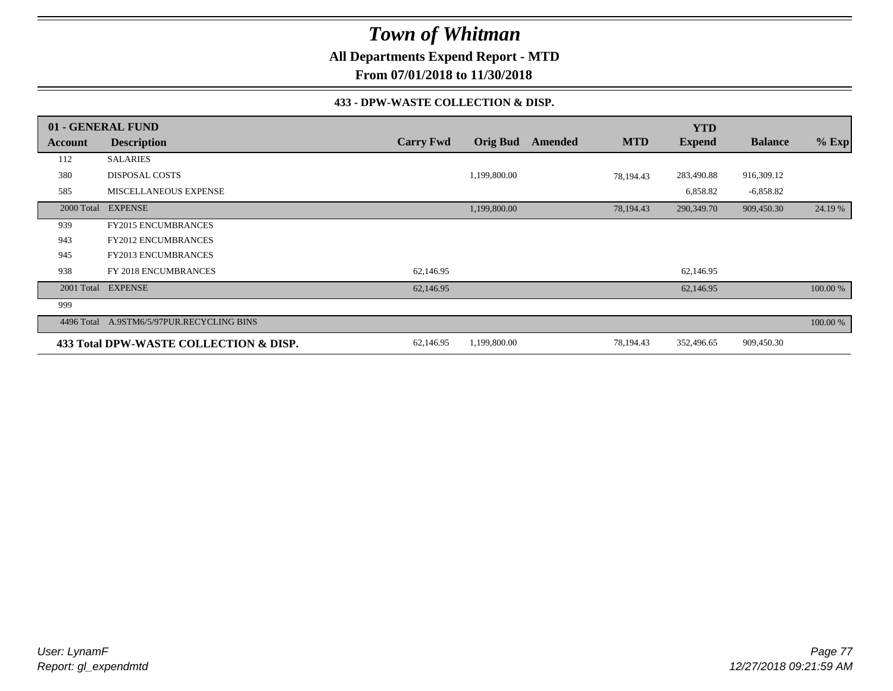# Town of Whitman

## All Departments Expend Report - MTD

### From 07/01/2018 to 11/30/2018

#### 433 - DPW-WASTE COLLECTION & DISP.

| 01 - GENERAL FUND | | | | | | YTD | | |
|---|---|---|---|---|---|---|---|---|
| **Account** | **Description** | **Carry Fwd** | **Orig Bud** | **Amended** | **MTD** | **Expend** | **Balance** | **% Exp** |
| 112 | SALARIES | | | | | | | |
| 380 | DISPOSAL COSTS | | 1,199,800.00 | | 78,194.43 | 283,490.88 | 916,309.12 | |
| 585 | MISCELLANEOUS EXPENSE | | | | | 6,858.82 | -6,858.82 | |
| 2000 Total | EXPENSE | | 1,199,800.00 | | 78,194.43 | 290,349.70 | 909,450.30 | 24.19 % |
| 939 | FY2015 ENCUMBRANCES | | | | | | | |
| 943 | FY2012 ENCUMBRANCES | | | | | | | |
| 945 | FY2013 ENCUMBRANCES | | | | | | | |
| 938 | FY 2018 ENCUMBRANCES | 62,146.95 | | | | 62,146.95 | | |
| 2001 Total | EXPENSE | 62,146.95 | | | | 62,146.95 | | 100.00 % |
| 999 | | | | | | | | |
| 4496 Total | A.9STM6/5/97PUR.RECYCLING BINS | | | | | | | 100.00 % |
| **433 Total DPW-WASTE COLLECTION & DISP.** | | 62,146.95 | 1,199,800.00 | | 78,194.43 | 352,496.65 | 909,450.30 | |

*User: LynamF*
*Report: gl_expendmtd*

*12/27/2018 09:21:59 AM*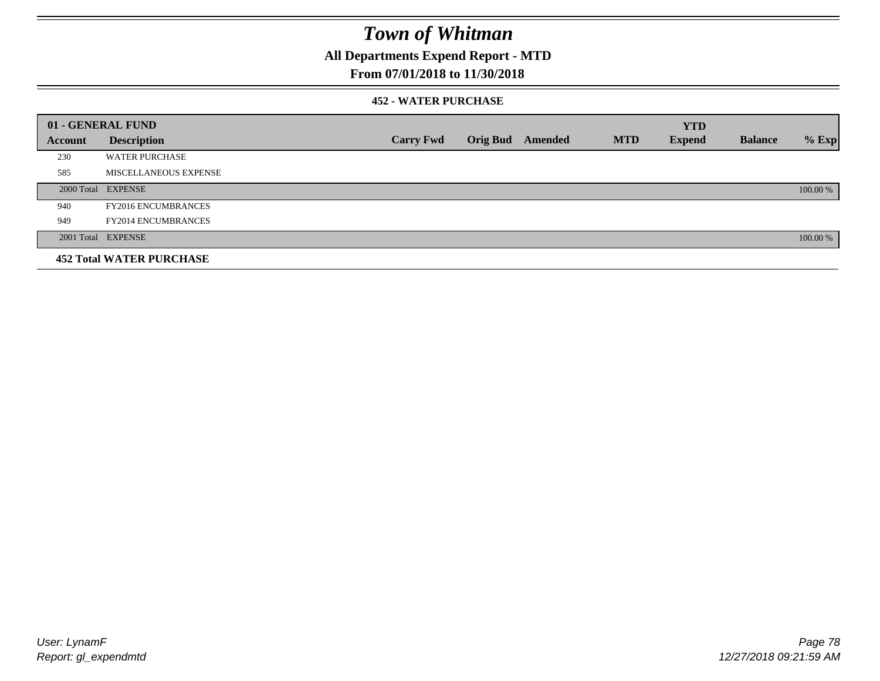# Town of Whitman

## All Departments Expend Report - MTD

### From 07/01/2018 to 11/30/2018

#### 452 - WATER PURCHASE

| 01 - GENERAL FUND | | | | | | YTD | | |
|---|---|---|---|---|---|---|---|---|
| Account | Description | Carry Fwd | Orig Bud | Amended | MTD | Expend | Balance | % Exp |
| 230 | WATER PURCHASE | | | | | | | |
| 585 | MISCELLANEOUS EXPENSE | | | | | | | |
| 2000 Total | EXPENSE | | | | | | | 100.00 % |
| 940 | FY2016 ENCUMBRANCES | | | | | | | |
| 949 | FY2014 ENCUMBRANCES | | | | | | | |
| 2001 Total | EXPENSE | | | | | | | 100.00 % |
| **452 Total WATER PURCHASE** | | | | | | | | |

*User: LynamF*
*Report: gl_expendmtd*
*12/27/2018 09:21:59 AM*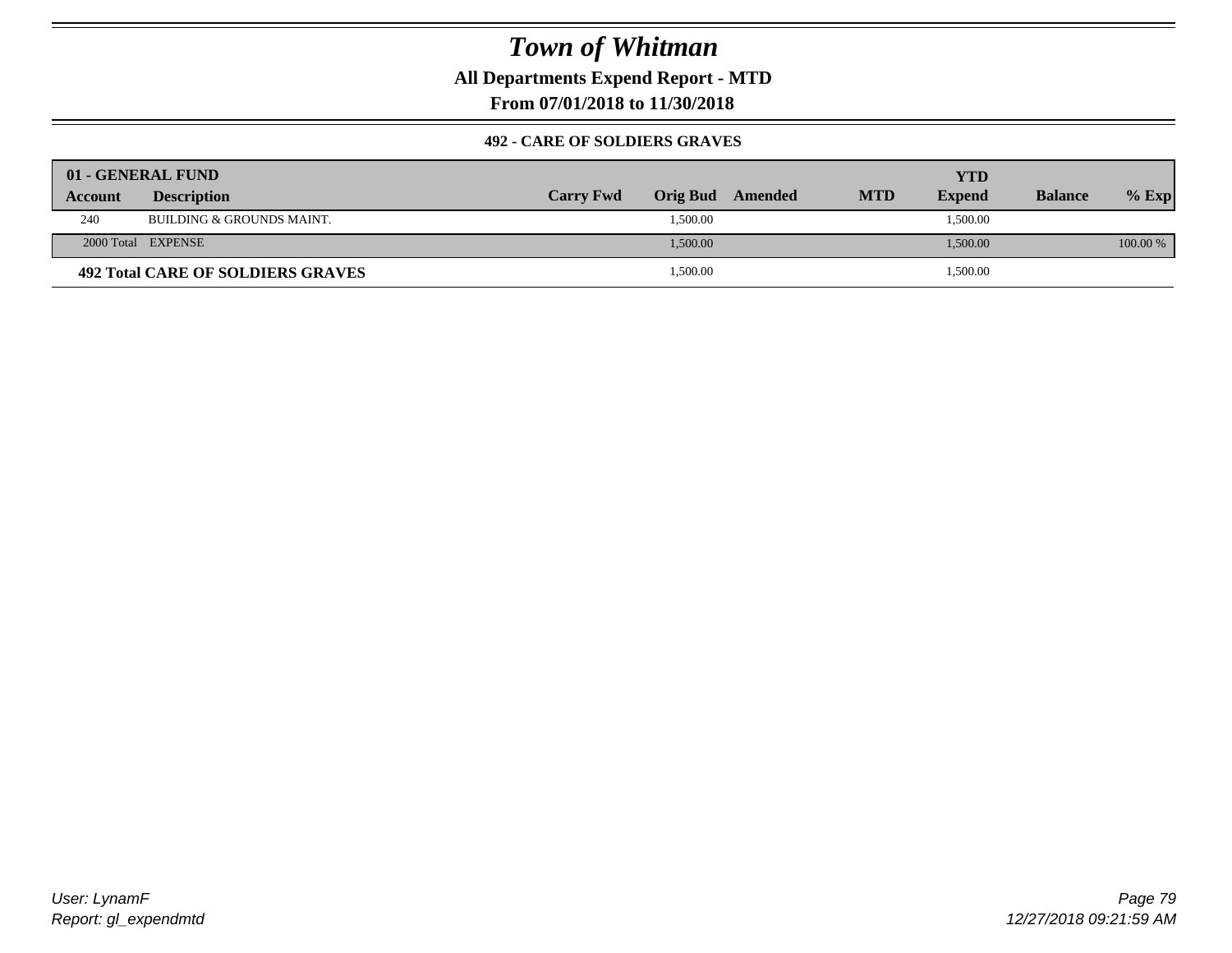# Town of Whitman

**All Departments Expend Report - MTD**

**From 07/01/2018 to 11/30/2018**

### 492 - CARE OF SOLDIERS GRAVES

| 01 - GENERAL FUND | | | | | | | | |
|---|---|---|---|---|---|---|---|---|
| **Account** | **Description** | **Carry Fwd** | **Orig Bud** | **Amended** | **MTD** | **YTD Expend** | **Balance** | **% Exp** |
| 240 | BUILDING & GROUNDS MAINT. | | 1,500.00 | | | 1,500.00 | | |
| 2000 Total | EXPENSE | | 1,500.00 | | | 1,500.00 | | 100.00 % |
| **492 Total CARE OF SOLDIERS GRAVES** | | | 1,500.00 | | | 1,500.00 | | |

User: LynamF
Report: gl_expendmtd

12/27/2018 09:21:59 AM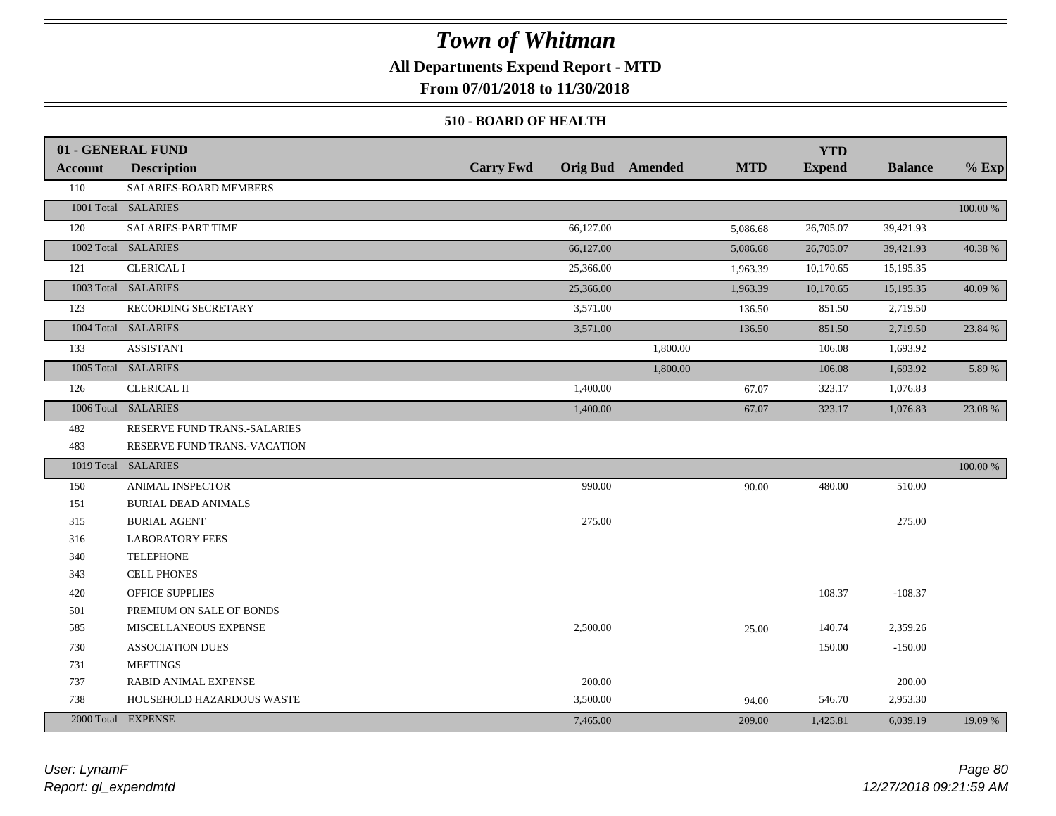# Town of Whitman

**All Departments Expend Report - MTD**

**From 07/01/2018 to 11/30/2018**

### 510 - BOARD OF HEALTH

| 01 - GENERAL FUND | | | | | | YTD | | |
|---|---|---|---|---|---|---|---|---|
| **Account** | **Description** | **Carry Fwd** | **Orig Bud** | **Amended** | **MTD** | **Expend** | **Balance** | **% Exp** |
| 110 | SALARIES-BOARD MEMBERS | | | | | | | |
| 1001 Total | SALARIES | | | | | | | 100.00 % |
| 120 | SALARIES-PART TIME | | 66,127.00 | | 5,086.68 | 26,705.07 | 39,421.93 | |
| 1002 Total | SALARIES | | 66,127.00 | | 5,086.68 | 26,705.07 | 39,421.93 | 40.38 % |
| 121 | CLERICAL I | | 25,366.00 | | 1,963.39 | 10,170.65 | 15,195.35 | |
| 1003 Total | SALARIES | | 25,366.00 | | 1,963.39 | 10,170.65 | 15,195.35 | 40.09 % |
| 123 | RECORDING SECRETARY | | 3,571.00 | | 136.50 | 851.50 | 2,719.50 | |
| 1004 Total | SALARIES | | 3,571.00 | | 136.50 | 851.50 | 2,719.50 | 23.84 % |
| 133 | ASSISTANT | | | 1,800.00 | | 106.08 | 1,693.92 | |
| 1005 Total | SALARIES | | | 1,800.00 | | 106.08 | 1,693.92 | 5.89 % |
| 126 | CLERICAL II | | 1,400.00 | | 67.07 | 323.17 | 1,076.83 | |
| 1006 Total | SALARIES | | 1,400.00 | | 67.07 | 323.17 | 1,076.83 | 23.08 % |
| 482 | RESERVE FUND TRANS.-SALARIES | | | | | | | |
| 483 | RESERVE FUND TRANS.-VACATION | | | | | | | |
| 1019 Total | SALARIES | | | | | | | 100.00 % |
| 150 | ANIMAL INSPECTOR | | 990.00 | | 90.00 | 480.00 | 510.00 | |
| 151 | BURIAL DEAD ANIMALS | | | | | | | |
| 315 | BURIAL AGENT | | 275.00 | | | | 275.00 | |
| 316 | LABORATORY FEES | | | | | | | |
| 340 | TELEPHONE | | | | | | | |
| 343 | CELL PHONES | | | | | | | |
| 420 | OFFICE SUPPLIES | | | | | 108.37 | -108.37 | |
| 501 | PREMIUM ON SALE OF BONDS | | | | | | | |
| 585 | MISCELLANEOUS EXPENSE | | 2,500.00 | | 25.00 | 140.74 | 2,359.26 | |
| 730 | ASSOCIATION DUES | | | | | 150.00 | -150.00 | |
| 731 | MEETINGS | | | | | | | |
| 737 | RABID ANIMAL EXPENSE | | 200.00 | | | | 200.00 | |
| 738 | HOUSEHOLD HAZARDOUS WASTE | | 3,500.00 | | 94.00 | 546.70 | 2,953.30 | |
| 2000 Total | EXPENSE | | 7,465.00 | | 209.00 | 1,425.81 | 6,039.19 | 19.09 % |

*User: LynamF*
*Report: gl_expendmtd*

*12/27/2018 09:21:59 AM*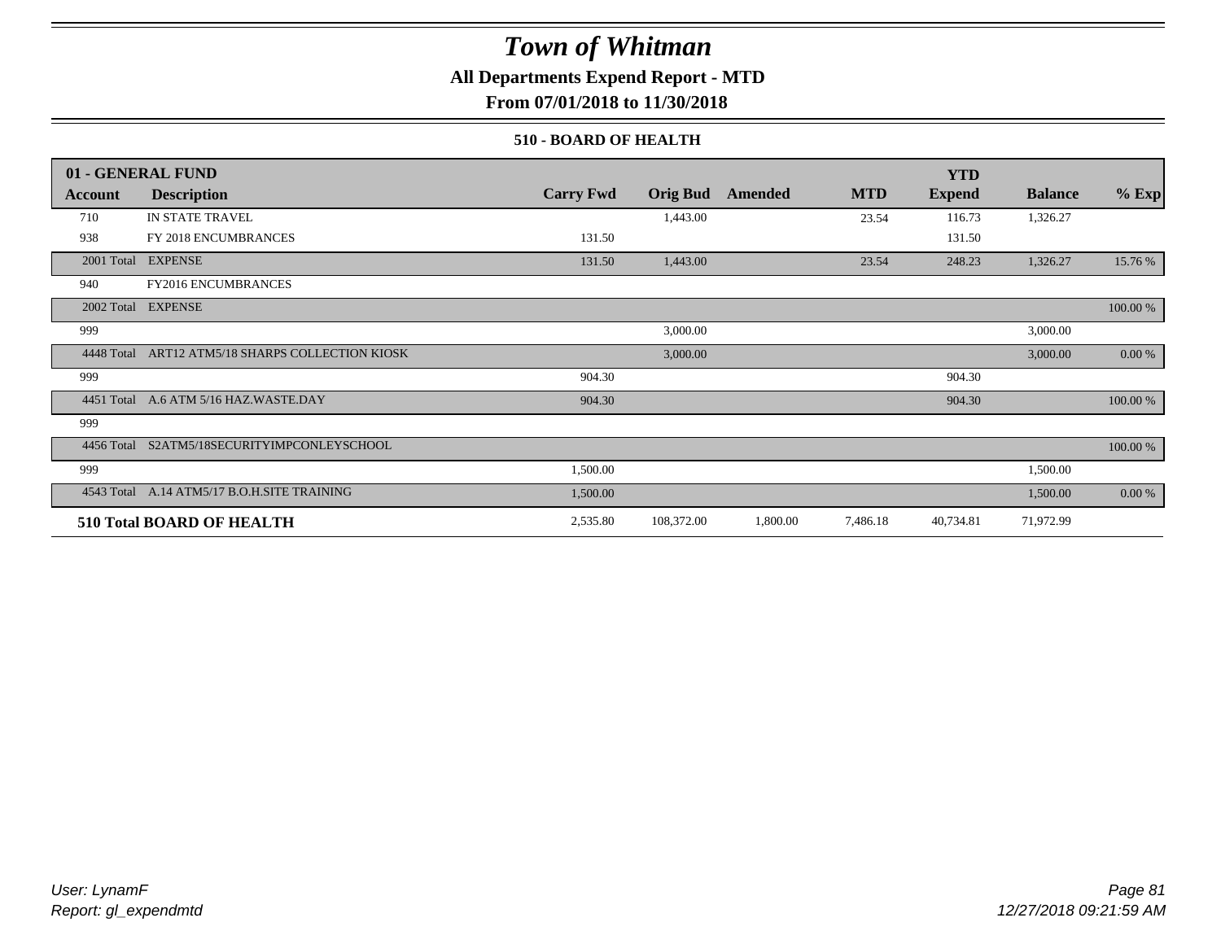# Town of Whitman

## All Departments Expend Report - MTD

### From 07/01/2018 to 11/30/2018

#### 510 - BOARD OF HEALTH

| 01 - GENERAL FUND | | | | | | YTD | | |
|---|---|---|---|---|---|---|---|---|
| Account | Description | Carry Fwd | Orig Bud | Amended | MTD | Expend | Balance | % Exp |
| 710 | IN STATE TRAVEL | | 1,443.00 | | 23.54 | 116.73 | 1,326.27 | |
| 938 | FY 2018 ENCUMBRANCES | 131.50 | | | | 131.50 | | |
| 2001 Total | EXPENSE | 131.50 | 1,443.00 | | 23.54 | 248.23 | 1,326.27 | 15.76 % |
| 940 | FY2016 ENCUMBRANCES | | | | | | | |
| 2002 Total | EXPENSE | | | | | | | 100.00 % |
| 999 | | | 3,000.00 | | | | 3,000.00 | |
| 4448 Total | ART12 ATM5/18 SHARPS COLLECTION KIOSK | | 3,000.00 | | | | 3,000.00 | 0.00 % |
| 999 | | 904.30 | | | | 904.30 | | |
| 4451 Total | A.6 ATM 5/16 HAZ.WASTE.DAY | 904.30 | | | | 904.30 | | 100.00 % |
| 999 | | | | | | | | |
| 4456 Total | S2ATM5/18SECURITYIMPCONLEYSCHOOL | | | | | | | 100.00 % |
| 999 | | 1,500.00 | | | | | 1,500.00 | |
| 4543 Total | A.14 ATM5/17 B.O.H.SITE TRAINING | 1,500.00 | | | | | 1,500.00 | 0.00 % |
| **510 Total BOARD OF HEALTH** | | 2,535.80 | 108,372.00 | 1,800.00 | 7,486.18 | 40,734.81 | 71,972.99 | |

*User: LynamF*
*Report: gl_expendmtd*

*12/27/2018 09:21:59 AM*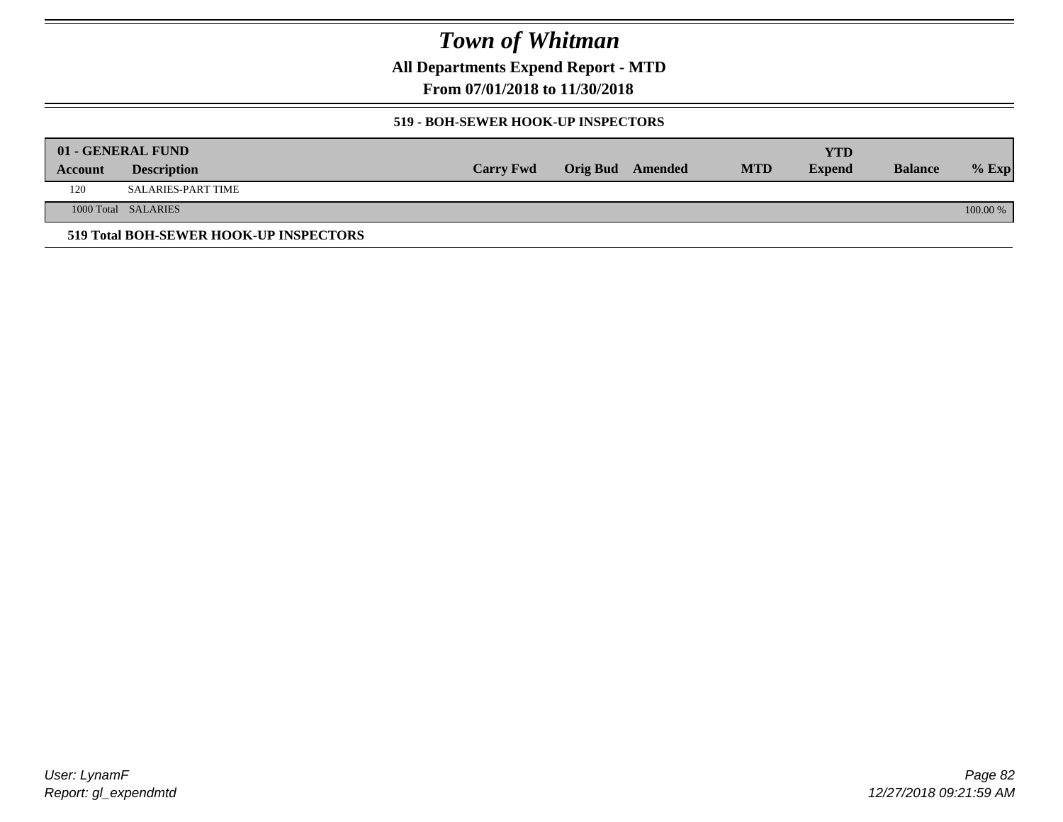# Town of Whitman

**All Departments Expend Report - MTD**

**From 07/01/2018 to 11/30/2018**

**519 - BOH-SEWER HOOK-UP INSPECTORS**

| 01 - GENERAL FUND | | | | | | | | |
|---|---|---|---|---|---|---|---|---|
| Account | Description | Carry Fwd | Orig Bud | Amended | MTD | YTD Expend | Balance | % Exp |
| 120 | SALARIES-PART TIME | | | | | | | |
| 1000 Total | SALARIES | | | | | | | 100.00 % |

**519 Total BOH-SEWER HOOK-UP INSPECTORS**

User: LynamF
Report: gl_expendmtd

12/27/2018 09:21:59 AM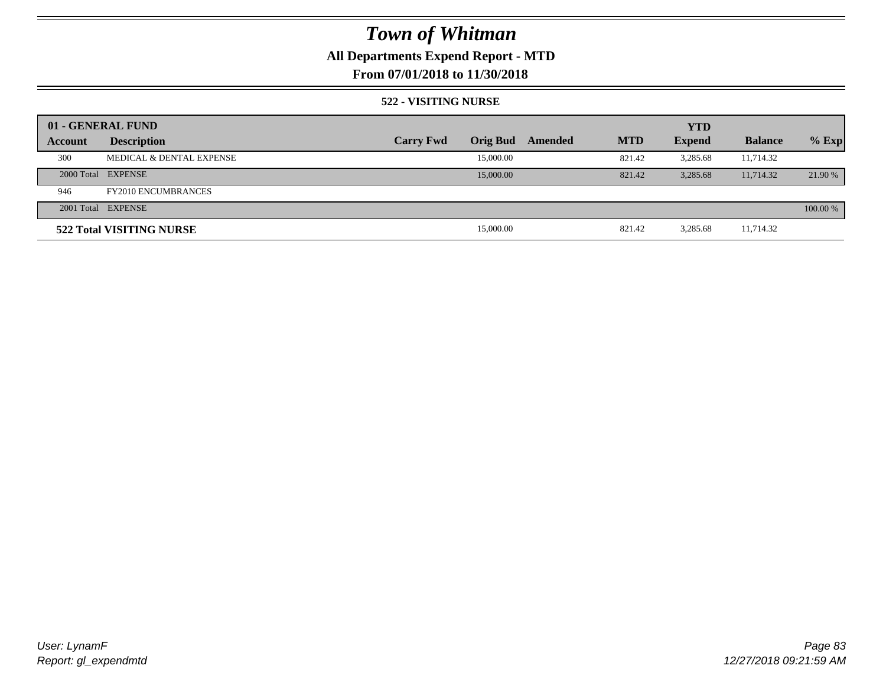# Town of Whitman

## All Departments Expend Report - MTD

## From 07/01/2018 to 11/30/2018

### 522 - VISITING NURSE

| 01 - GENERAL FUND | | | | | | YTD | | |
|---|---|---|---|---|---|---|---|---|
| Account | Description | Carry Fwd | Orig Bud | Amended | MTD | Expend | Balance | % Exp |
| 300 | MEDICAL & DENTAL EXPENSE | | 15,000.00 | | 821.42 | 3,285.68 | 11,714.32 | |
| 2000 Total | EXPENSE | | 15,000.00 | | 821.42 | 3,285.68 | 11,714.32 | 21.90 % |
| 946 | FY2010 ENCUMBRANCES | | | | | | | |
| 2001 Total | EXPENSE | | | | | | | 100.00 % |
| **522 Total VISITING NURSE** | | | 15,000.00 | | 821.42 | 3,285.68 | 11,714.32 | |

*User: LynamF*
*Report: gl_expendmtd*

*12/27/2018 09:21:59 AM*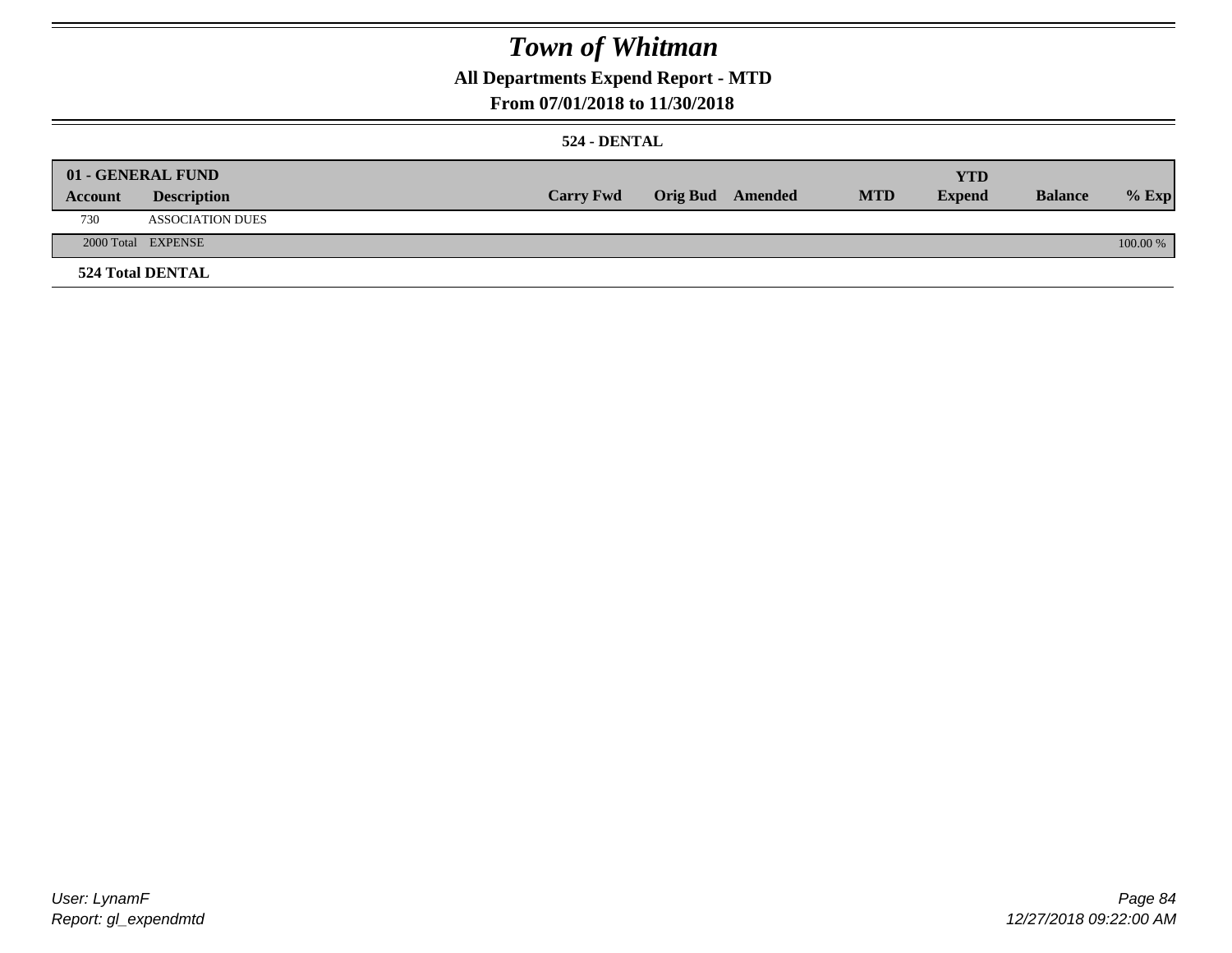# Town of Whitman

## All Departments Expend Report - MTD

### From 07/01/2018 to 11/30/2018

#### 524 - DENTAL

| 01 - GENERAL FUND | | | | | | YTD | | |
|---|---|---|---|---|---|---|---|---|
| Account | Description | Carry Fwd | Orig Bud | Amended | MTD | Expend | Balance | % Exp |
| 730 | ASSOCIATION DUES | | | | | | | |
| 2000 Total | EXPENSE | | | | | | | 100.00 % |

**524 Total DENTAL**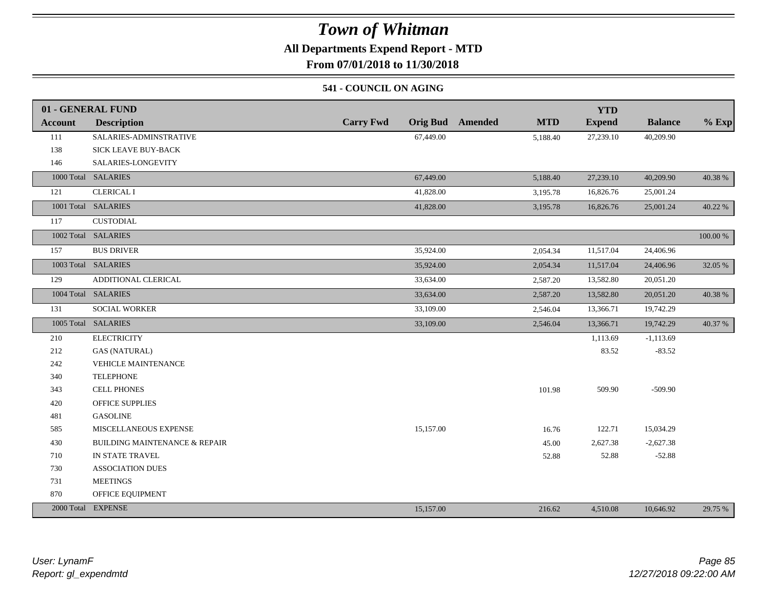# Town of Whitman

## All Departments Expend Report - MTD

## From 07/01/2018 to 11/30/2018

### 541 - COUNCIL ON AGING

| 01 - GENERAL FUND | | | | | | YTD | | |
|---|---|---|---|---|---|---|---|---|
| **Account** | **Description** | **Carry Fwd** | **Orig Bud** | **Amended** | **MTD** | **Expend** | **Balance** | **% Exp** |
| 111 | SALARIES-ADMINSTRATIVE | | 67,449.00 | | 5,188.40 | 27,239.10 | 40,209.90 | |
| 138 | SICK LEAVE BUY-BACK | | | | | | | |
| 146 | SALARIES-LONGEVITY | | | | | | | |
| 1000 Total | SALARIES | | 67,449.00 | | 5,188.40 | 27,239.10 | 40,209.90 | 40.38 % |
| 121 | CLERICAL I | | 41,828.00 | | 3,195.78 | 16,826.76 | 25,001.24 | |
| 1001 Total | SALARIES | | 41,828.00 | | 3,195.78 | 16,826.76 | 25,001.24 | 40.22 % |
| 117 | CUSTODIAL | | | | | | | |
| 1002 Total | SALARIES | | | | | | | 100.00 % |
| 157 | BUS DRIVER | | 35,924.00 | | 2,054.34 | 11,517.04 | 24,406.96 | |
| 1003 Total | SALARIES | | 35,924.00 | | 2,054.34 | 11,517.04 | 24,406.96 | 32.05 % |
| 129 | ADDITIONAL CLERICAL | | 33,634.00 | | 2,587.20 | 13,582.80 | 20,051.20 | |
| 1004 Total | SALARIES | | 33,634.00 | | 2,587.20 | 13,582.80 | 20,051.20 | 40.38 % |
| 131 | SOCIAL WORKER | | 33,109.00 | | 2,546.04 | 13,366.71 | 19,742.29 | |
| 1005 Total | SALARIES | | 33,109.00 | | 2,546.04 | 13,366.71 | 19,742.29 | 40.37 % |
| 210 | ELECTRICITY | | | | | 1,113.69 | -1,113.69 | |
| 212 | GAS (NATURAL) | | | | | 83.52 | -83.52 | |
| 242 | VEHICLE MAINTENANCE | | | | | | | |
| 340 | TELEPHONE | | | | | | | |
| 343 | CELL PHONES | | | | 101.98 | 509.90 | -509.90 | |
| 420 | OFFICE SUPPLIES | | | | | | | |
| 481 | GASOLINE | | | | | | | |
| 585 | MISCELLANEOUS EXPENSE | | 15,157.00 | | 16.76 | 122.71 | 15,034.29 | |
| 430 | BUILDING MAINTENANCE & REPAIR | | | | 45.00 | 2,627.38 | -2,627.38 | |
| 710 | IN STATE TRAVEL | | | | 52.88 | 52.88 | -52.88 | |
| 730 | ASSOCIATION DUES | | | | | | | |
| 731 | MEETINGS | | | | | | | |
| 870 | OFFICE EQUIPMENT | | | | | | | |
| 2000 Total | EXPENSE | | 15,157.00 | | 216.62 | 4,510.08 | 10,646.92 | 29.75 % |

*User: LynamF*
*Report: gl_expendmtd*

*12/27/2018 09:22:00 AM*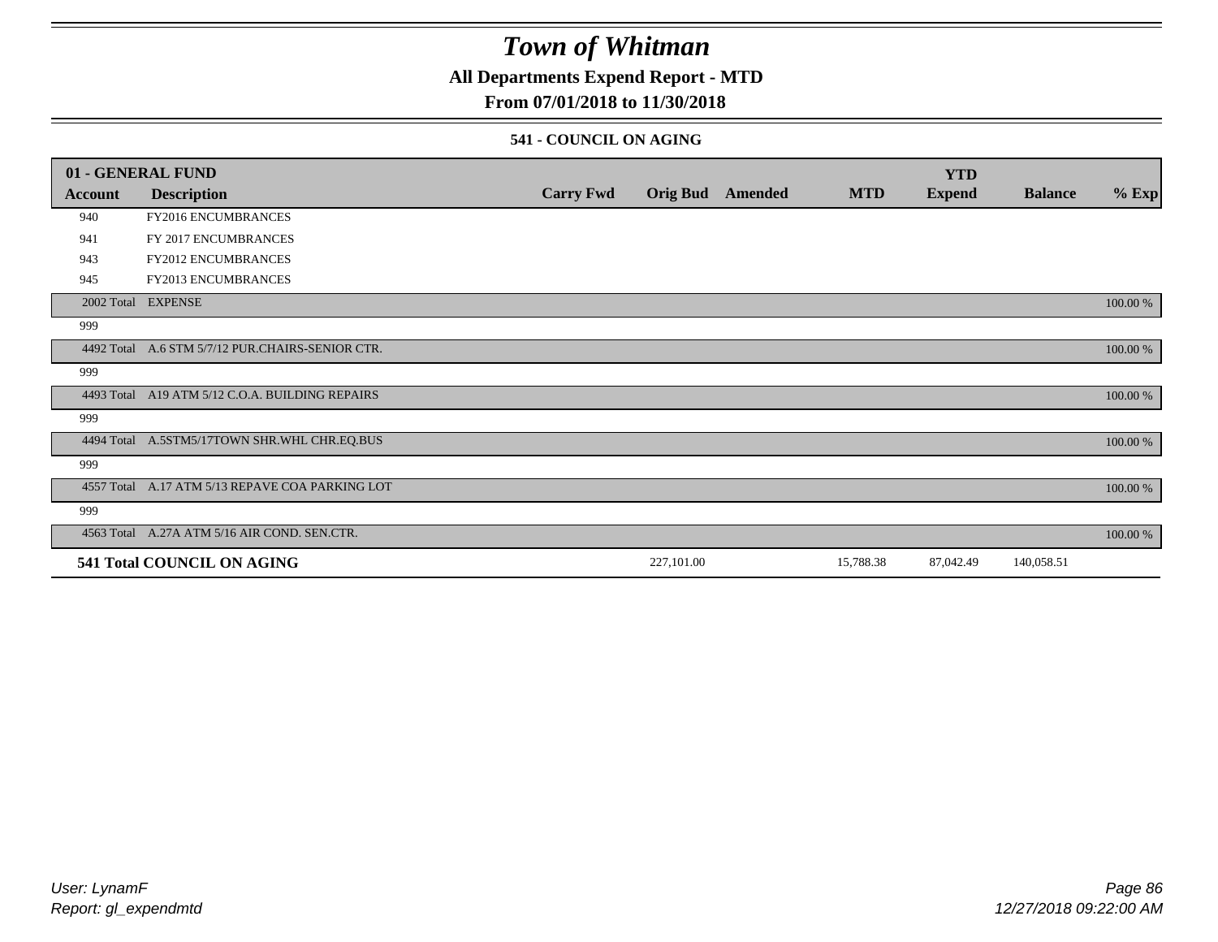# *Town of Whitman*

## All Departments Expend Report - MTD

### From 07/01/2018 to 11/30/2018

#### 541 - COUNCIL ON AGING

| 01 - GENERAL FUND | | | | | | YTD | | |
|---|---|---|---|---|---|---|---|---|
| **Account** | **Description** | **Carry Fwd** | **Orig Bud** | **Amended** | **MTD** | **Expend** | **Balance** | **% Exp** |
| 940 | FY2016 ENCUMBRANCES | | | | | | | |
| 941 | FY 2017 ENCUMBRANCES | | | | | | | |
| 943 | FY2012 ENCUMBRANCES | | | | | | | |
| 945 | FY2013 ENCUMBRANCES | | | | | | | |
| 2002 Total | EXPENSE | | | | | | | 100.00 % |
| 999 | | | | | | | | |
| 4492 Total | A.6 STM 5/7/12 PUR.CHAIRS-SENIOR CTR. | | | | | | | 100.00 % |
| 999 | | | | | | | | |
| 4493 Total | A19 ATM 5/12 C.O.A. BUILDING REPAIRS | | | | | | | 100.00 % |
| 999 | | | | | | | | |
| 4494 Total | A.5STM5/17TOWN SHR.WHL CHR.EQ.BUS | | | | | | | 100.00 % |
| 999 | | | | | | | | |
| 4557 Total | A.17 ATM 5/13 REPAVE COA PARKING LOT | | | | | | | 100.00 % |
| 999 | | | | | | | | |
| 4563 Total | A.27A ATM 5/16 AIR COND. SEN.CTR. | | | | | | | 100.00 % |
| **541 Total COUNCIL ON AGING** | | | 227,101.00 | | 15,788.38 | 87,042.49 | 140,058.51 | |

*User: LynamF*
*Report: gl_expendmtd*

*12/27/2018 09:22:00 AM*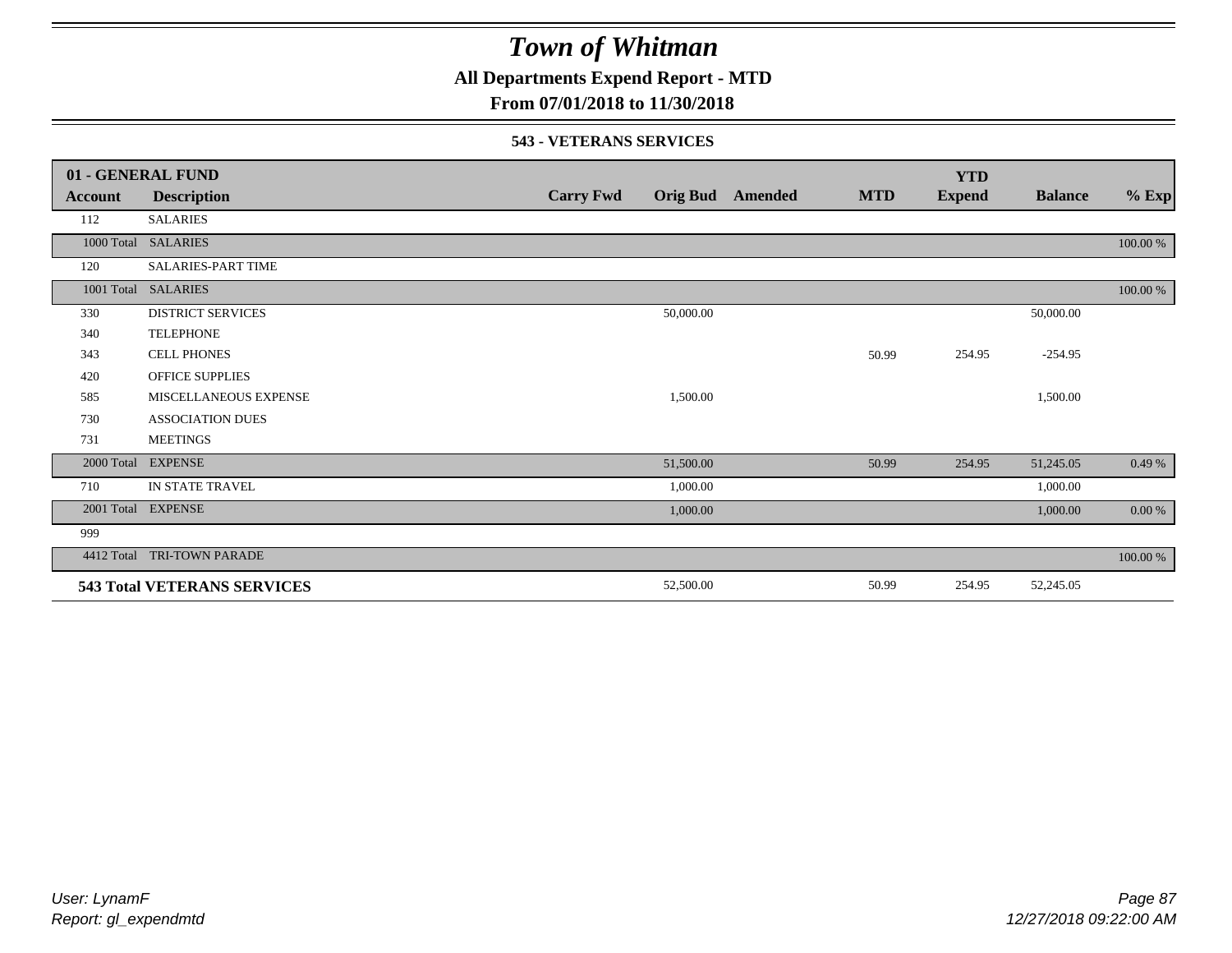# Town of Whitman

**All Departments Expend Report - MTD**

**From 07/01/2018 to 11/30/2018**

### 543 - VETERANS SERVICES

| 01 - GENERAL FUND | | | | | | | | |
|---|---|---|---|---|---|---|---|---|
| **Account** | **Description** | **Carry Fwd** | **Orig Bud** | **Amended** | **MTD** | **YTD Expend** | **Balance** | **% Exp** |
| 112 | SALARIES | | | | | | | |
| 1000 Total | SALARIES | | | | | | | 100.00 % |
| 120 | SALARIES-PART TIME | | | | | | | |
| 1001 Total | SALARIES | | | | | | | 100.00 % |
| 330 | DISTRICT SERVICES | | 50,000.00 | | | | 50,000.00 | |
| 340 | TELEPHONE | | | | | | | |
| 343 | CELL PHONES | | | | 50.99 | 254.95 | -254.95 | |
| 420 | OFFICE SUPPLIES | | | | | | | |
| 585 | MISCELLANEOUS EXPENSE | | 1,500.00 | | | | 1,500.00 | |
| 730 | ASSOCIATION DUES | | | | | | | |
| 731 | MEETINGS | | | | | | | |
| 2000 Total | EXPENSE | | 51,500.00 | | 50.99 | 254.95 | 51,245.05 | 0.49 % |
| 710 | IN STATE TRAVEL | | 1,000.00 | | | | 1,000.00 | |
| 2001 Total | EXPENSE | | 1,000.00 | | | | 1,000.00 | 0.00 % |
| 999 | | | | | | | | |
| 4412 Total | TRI-TOWN PARADE | | | | | | | 100.00 % |
| **543 Total VETERANS SERVICES** | | | 52,500.00 | | 50.99 | 254.95 | 52,245.05 | |

*User: LynamF*
*Report: gl_expendmtd*

*12/27/2018 09:22:00 AM*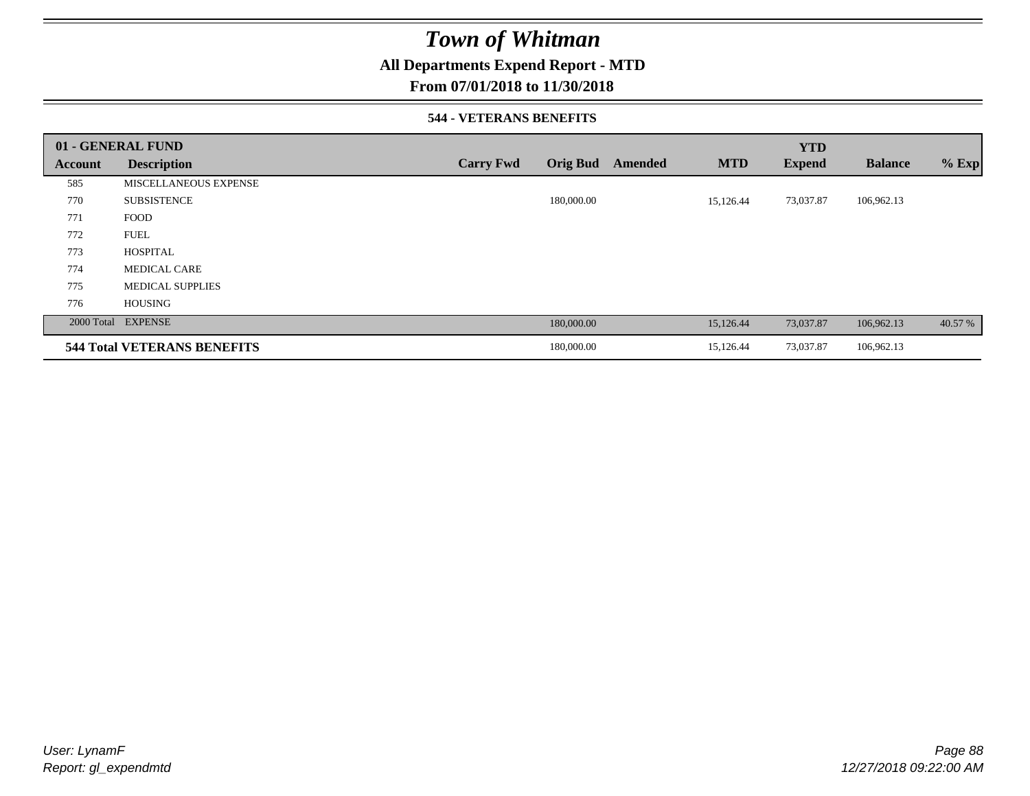# Town of Whitman

## All Departments Expend Report - MTD

### From 07/01/2018 to 11/30/2018

#### 544 - VETERANS BENEFITS

| 01 - GENERAL FUND | | | | | | YTD | | |
|---|---|---|---|---|---|---|---|---|
| Account | Description | Carry Fwd | Orig Bud | Amended | MTD | Expend | Balance | % Exp |
| 585 | MISCELLANEOUS EXPENSE | | | | | | | |
| 770 | SUBSISTENCE | | 180,000.00 | | 15,126.44 | 73,037.87 | 106,962.13 | |
| 771 | FOOD | | | | | | | |
| 772 | FUEL | | | | | | | |
| 773 | HOSPITAL | | | | | | | |
| 774 | MEDICAL CARE | | | | | | | |
| 775 | MEDICAL SUPPLIES | | | | | | | |
| 776 | HOUSING | | | | | | | |
| 2000 Total | EXPENSE | | 180,000.00 | | 15,126.44 | 73,037.87 | 106,962.13 | 40.57 % |
| **544 Total VETERANS BENEFITS** | | | 180,000.00 | | 15,126.44 | 73,037.87 | 106,962.13 | |

User: LynamF
Report: gl_expendmtd

12/27/2018 09:22:00 AM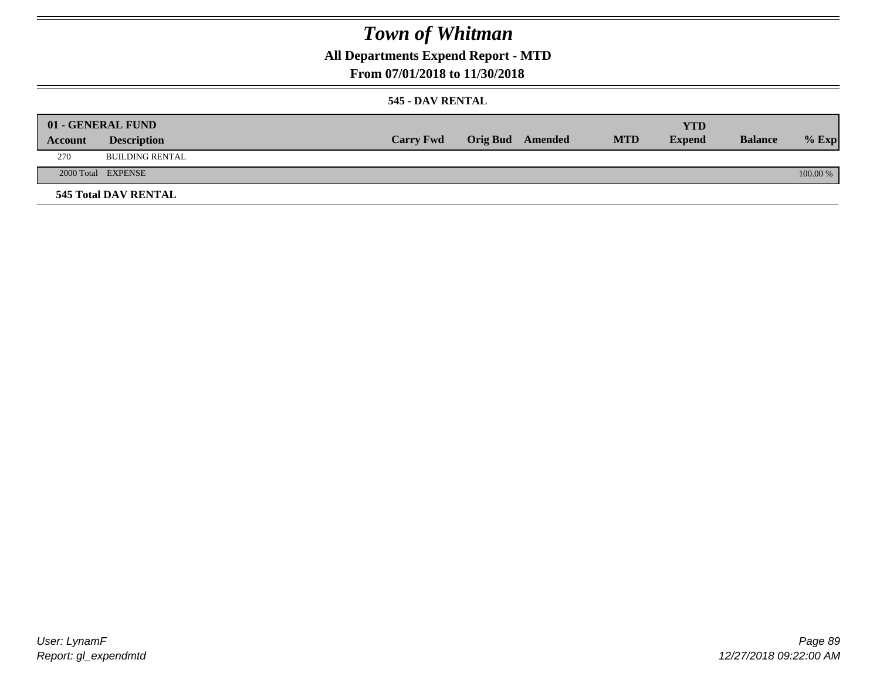# Town of Whitman

## All Departments Expend Report - MTD

## From 07/01/2018 to 11/30/2018

### 545 - DAV RENTAL

| 01 - GENERAL FUND | | | | | | | | |
|---|---|---|---|---|---|---|---|---|
| **Account** | **Description** | **Carry Fwd** | **Orig Bud** | **Amended** | **MTD** | **YTD Expend** | **Balance** | **% Exp** |
| 270 | BUILDING RENTAL | | | | | | | |
| 2000 Total | EXPENSE | | | | | | | 100.00 % |

**545 Total DAV RENTAL**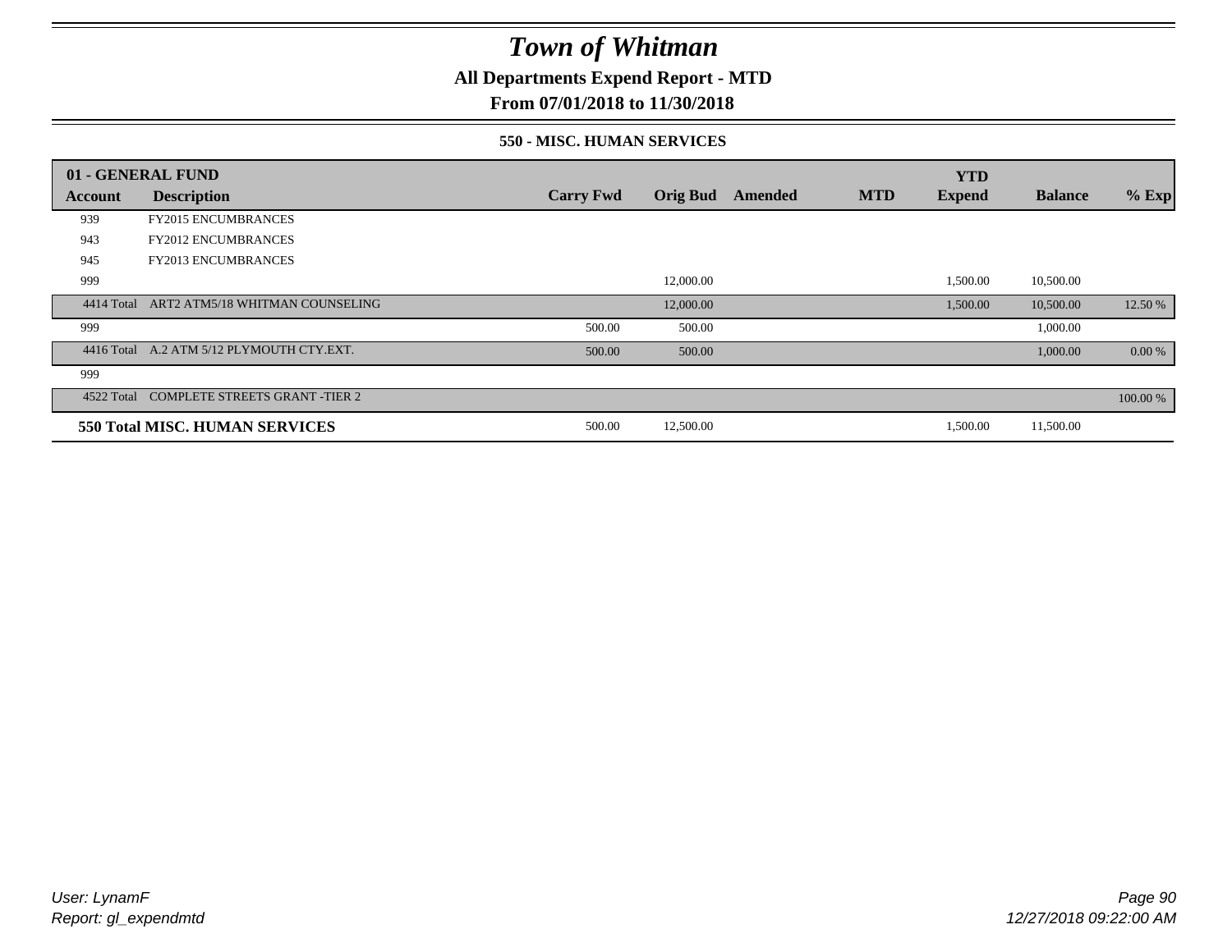# Town of Whitman

## All Departments Expend Report - MTD

## From 07/01/2018 to 11/30/2018

### 550 - MISC. HUMAN SERVICES

| 01 - GENERAL FUND | | | | | | YTD | | |
|---|---|---|---|---|---|---|---|---|
| **Account** | **Description** | **Carry Fwd** | **Orig Bud** | **Amended** | **MTD** | **Expend** | **Balance** | **% Exp** |
| 939 | FY2015 ENCUMBRANCES | | | | | | | |
| 943 | FY2012 ENCUMBRANCES | | | | | | | |
| 945 | FY2013 ENCUMBRANCES | | | | | | | |
| 999 | | | 12,000.00 | | | 1,500.00 | 10,500.00 | |
| 4414 Total | ART2 ATM5/18 WHITMAN COUNSELING | | 12,000.00 | | | 1,500.00 | 10,500.00 | 12.50 % |
| 999 | | 500.00 | 500.00 | | | | 1,000.00 | |
| 4416 Total | A.2 ATM 5/12 PLYMOUTH CTY.EXT. | 500.00 | 500.00 | | | | 1,000.00 | 0.00 % |
| 999 | | | | | | | | |
| 4522 Total | COMPLETE STREETS GRANT -TIER 2 | | | | | | | 100.00 % |
| **550 Total MISC. HUMAN SERVICES** | | 500.00 | 12,500.00 | | | 1,500.00 | 11,500.00 | |

User: LynamF

Report: gl_expendmtd

12/27/2018 09:22:00 AM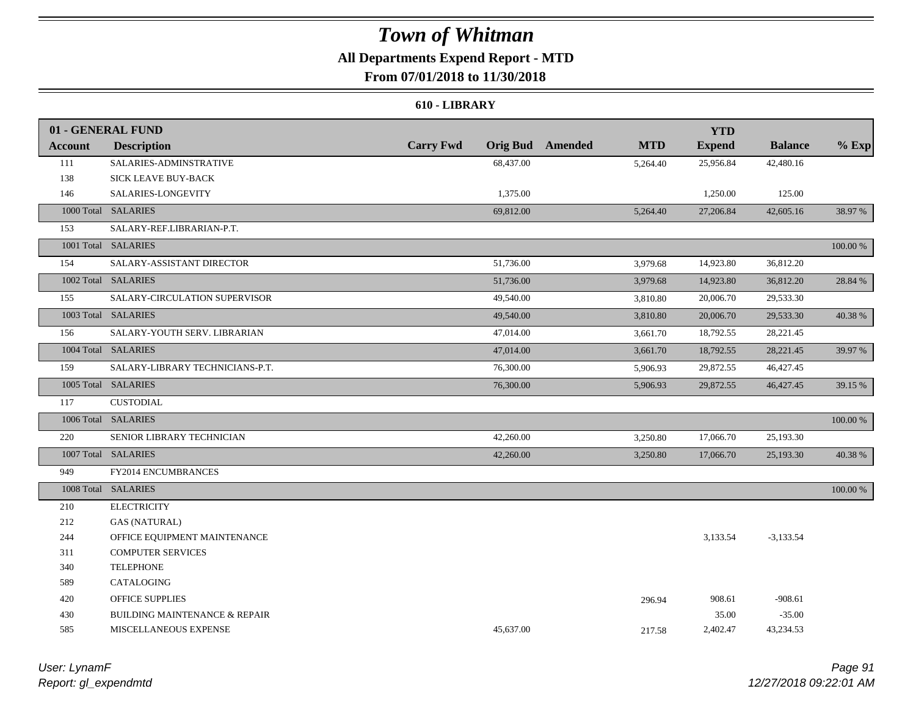# Town of Whitman

## All Departments Expend Report - MTD

### From 07/01/2018 to 11/30/2018

### 610 - LIBRARY

| Account | Description | Carry Fwd | Orig Bud | Amended | MTD | YTD Expend | Balance | % Exp |
|---|---|---|---|---|---|---|---|---|
| **01 - GENERAL FUND** | | | | | | | | |
| 111 | SALARIES-ADMINSTRATIVE | | 68,437.00 | | 5,264.40 | 25,956.84 | 42,480.16 | |
| 138 | SICK LEAVE BUY-BACK | | | | | | | |
| 146 | SALARIES-LONGEVITY | | 1,375.00 | | | 1,250.00 | 125.00 | |
| 1000 Total | SALARIES | | 69,812.00 | | 5,264.40 | 27,206.84 | 42,605.16 | 38.97 % |
| 153 | SALARY-REF.LIBRARIAN-P.T. | | | | | | | |
| 1001 Total | SALARIES | | | | | | | 100.00 % |
| 154 | SALARY-ASSISTANT DIRECTOR | | 51,736.00 | | 3,979.68 | 14,923.80 | 36,812.20 | |
| 1002 Total | SALARIES | | 51,736.00 | | 3,979.68 | 14,923.80 | 36,812.20 | 28.84 % |
| 155 | SALARY-CIRCULATION SUPERVISOR | | 49,540.00 | | 3,810.80 | 20,006.70 | 29,533.30 | |
| 1003 Total | SALARIES | | 49,540.00 | | 3,810.80 | 20,006.70 | 29,533.30 | 40.38 % |
| 156 | SALARY-YOUTH SERV. LIBRARIAN | | 47,014.00 | | 3,661.70 | 18,792.55 | 28,221.45 | |
| 1004 Total | SALARIES | | 47,014.00 | | 3,661.70 | 18,792.55 | 28,221.45 | 39.97 % |
| 159 | SALARY-LIBRARY TECHNICIANS-P.T. | | 76,300.00 | | 5,906.93 | 29,872.55 | 46,427.45 | |
| 1005 Total | SALARIES | | 76,300.00 | | 5,906.93 | 29,872.55 | 46,427.45 | 39.15 % |
| 117 | CUSTODIAL | | | | | | | |
| 1006 Total | SALARIES | | | | | | | 100.00 % |
| 220 | SENIOR LIBRARY TECHNICIAN | | 42,260.00 | | 3,250.80 | 17,066.70 | 25,193.30 | |
| 1007 Total | SALARIES | | 42,260.00 | | 3,250.80 | 17,066.70 | 25,193.30 | 40.38 % |
| 949 | FY2014 ENCUMBRANCES | | | | | | | |
| 1008 Total | SALARIES | | | | | | | 100.00 % |
| 210 | ELECTRICITY | | | | | | | |
| 212 | GAS (NATURAL) | | | | | | | |
| 244 | OFFICE EQUIPMENT MAINTENANCE | | | | | 3,133.54 | -3,133.54 | |
| 311 | COMPUTER SERVICES | | | | | | | |
| 340 | TELEPHONE | | | | | | | |
| 589 | CATALOGING | | | | | | | |
| 420 | OFFICE SUPPLIES | | | | 296.94 | 908.61 | -908.61 | |
| 430 | BUILDING MAINTENANCE & REPAIR | | | | | 35.00 | -35.00 | |
| 585 | MISCELLANEOUS EXPENSE | | 45,637.00 | | 217.58 | 2,402.47 | 43,234.53 | |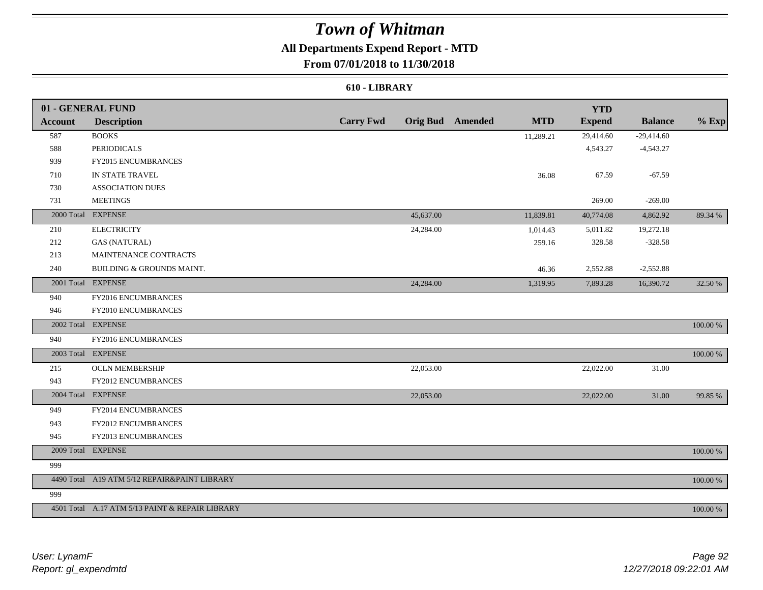# Town of Whitman

## All Departments Expend Report - MTD

### From 07/01/2018 to 11/30/2018

#### 610 - LIBRARY

| 01 - GENERAL FUND | | | | | | YTD | | |
|---|---|---|---|---|---|---|---|---|
| **Account** | **Description** | **Carry Fwd** | **Orig Bud** | **Amended** | **MTD** | **Expend** | **Balance** | **% Exp** |
| 587 | BOOKS | | | | 11,289.21 | 29,414.60 | -29,414.60 | |
| 588 | PERIODICALS | | | | | 4,543.27 | -4,543.27 | |
| 939 | FY2015 ENCUMBRANCES | | | | | | | |
| 710 | IN STATE TRAVEL | | | | 36.08 | 67.59 | -67.59 | |
| 730 | ASSOCIATION DUES | | | | | | | |
| 731 | MEETINGS | | | | | 269.00 | -269.00 | |
| 2000 Total | EXPENSE | | 45,637.00 | | 11,839.81 | 40,774.08 | 4,862.92 | 89.34 % |
| 210 | ELECTRICITY | | 24,284.00 | | 1,014.43 | 5,011.82 | 19,272.18 | |
| 212 | GAS (NATURAL) | | | | 259.16 | 328.58 | -328.58 | |
| 213 | MAINTENANCE CONTRACTS | | | | | | | |
| 240 | BUILDING & GROUNDS MAINT. | | | | 46.36 | 2,552.88 | -2,552.88 | |
| 2001 Total | EXPENSE | | 24,284.00 | | 1,319.95 | 7,893.28 | 16,390.72 | 32.50 % |
| 940 | FY2016 ENCUMBRANCES | | | | | | | |
| 946 | FY2010 ENCUMBRANCES | | | | | | | |
| 2002 Total | EXPENSE | | | | | | | 100.00 % |
| 940 | FY2016 ENCUMBRANCES | | | | | | | |
| 2003 Total | EXPENSE | | | | | | | 100.00 % |
| 215 | OCLN MEMBERSHIP | | 22,053.00 | | | 22,022.00 | 31.00 | |
| 943 | FY2012 ENCUMBRANCES | | | | | | | |
| 2004 Total | EXPENSE | | 22,053.00 | | | 22,022.00 | 31.00 | 99.85 % |
| 949 | FY2014 ENCUMBRANCES | | | | | | | |
| 943 | FY2012 ENCUMBRANCES | | | | | | | |
| 945 | FY2013 ENCUMBRANCES | | | | | | | |
| 2009 Total | EXPENSE | | | | | | | 100.00 % |
| 999 | | | | | | | | |
| 4490 Total | A19 ATM 5/12 REPAIR&PAINT LIBRARY | | | | | | | 100.00 % |
| 999 | | | | | | | | |
| 4501 Total | A.17 ATM 5/13 PAINT & REPAIR LIBRARY | | | | | | | 100.00 % |

*User: LynamF*
*Report: gl_expendmtd*

*12/27/2018 09:22:01 AM*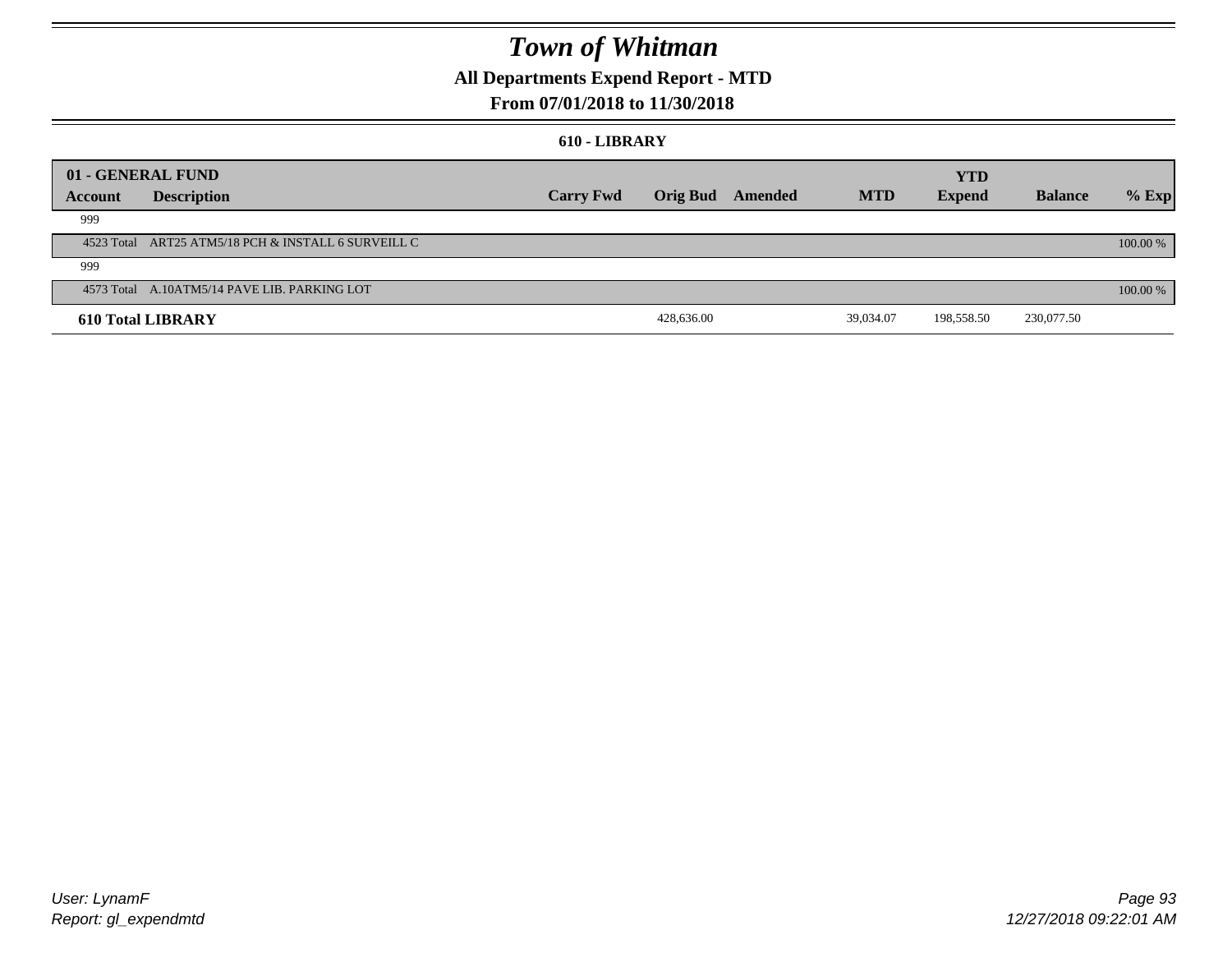# Town of Whitman

## All Departments Expend Report - MTD

### From 07/01/2018 to 11/30/2018

#### 610 - LIBRARY

| 01 - GENERAL FUND | | | | | | | | | |
|---|---|---|---|---|---|---|---|---|---|
| **Account** | **Description** | **Carry Fwd** | **Orig Bud** | **Amended** | **MTD** | **YTD Expend** | **Balance** | **% Exp** |
| 999 | | | | | | | | |
| 4523 Total | ART25 ATM5/18 PCH & INSTALL 6 SURVEILL C | | | | | | | 100.00 % |
| 999 | | | | | | | | |
| 4573 Total | A.10ATM5/14 PAVE LIB. PARKING LOT | | | | | | | 100.00 % |
| **610 Total LIBRARY** | | | 428,636.00 | | 39,034.07 | 198,558.50 | 230,077.50 | |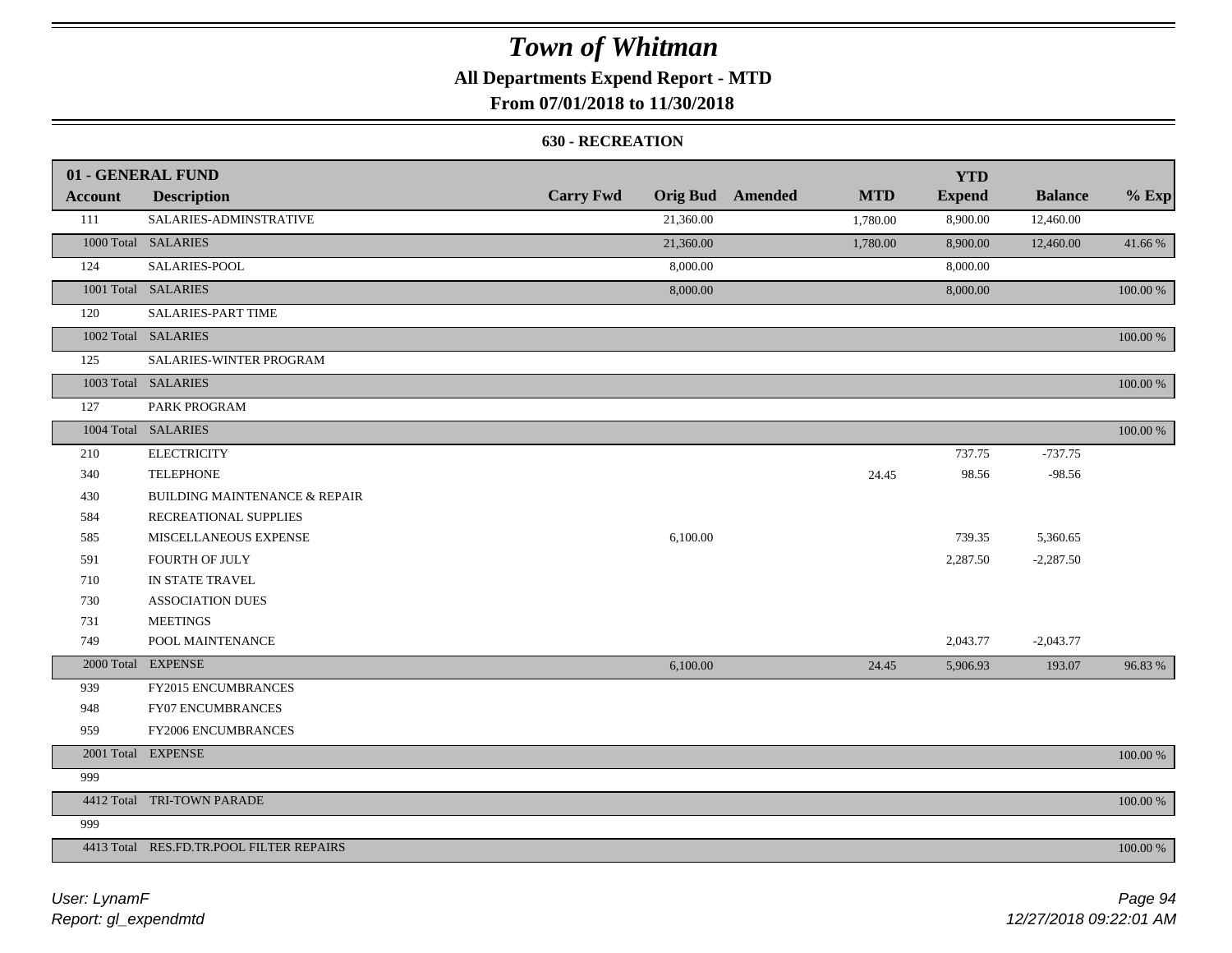# Town of Whitman

## All Departments Expend Report - MTD

### From 07/01/2018 to 11/30/2018

#### 630 - RECREATION

| 01 - GENERAL FUND | | | | | | YTD | | |
|---|---|---|---|---|---|---|---|---|
| **Account** | **Description** | **Carry Fwd** | **Orig Bud** | **Amended** | **MTD** | **Expend** | **Balance** | **% Exp** |
| 111 | SALARIES-ADMINSTRATIVE | | 21,360.00 | | 1,780.00 | 8,900.00 | 12,460.00 | |
| 1000 Total | SALARIES | | 21,360.00 | | 1,780.00 | 8,900.00 | 12,460.00 | 41.66 % |
| 124 | SALARIES-POOL | | 8,000.00 | | | 8,000.00 | | |
| 1001 Total | SALARIES | | 8,000.00 | | | 8,000.00 | | 100.00 % |
| 120 | SALARIES-PART TIME | | | | | | | |
| 1002 Total | SALARIES | | | | | | | 100.00 % |
| 125 | SALARIES-WINTER PROGRAM | | | | | | | |
| 1003 Total | SALARIES | | | | | | | 100.00 % |
| 127 | PARK PROGRAM | | | | | | | |
| 1004 Total | SALARIES | | | | | | | 100.00 % |
| 210 | ELECTRICITY | | | | | 737.75 | -737.75 | |
| 340 | TELEPHONE | | | | 24.45 | 98.56 | -98.56 | |
| 430 | BUILDING MAINTENANCE & REPAIR | | | | | | | |
| 584 | RECREATIONAL SUPPLIES | | | | | | | |
| 585 | MISCELLANEOUS EXPENSE | | 6,100.00 | | | 739.35 | 5,360.65 | |
| 591 | FOURTH OF JULY | | | | | 2,287.50 | -2,287.50 | |
| 710 | IN STATE TRAVEL | | | | | | | |
| 730 | ASSOCIATION DUES | | | | | | | |
| 731 | MEETINGS | | | | | | | |
| 749 | POOL MAINTENANCE | | | | | 2,043.77 | -2,043.77 | |
| 2000 Total | EXPENSE | | 6,100.00 | | 24.45 | 5,906.93 | 193.07 | 96.83 % |
| 939 | FY2015 ENCUMBRANCES | | | | | | | |
| 948 | FY07 ENCUMBRANCES | | | | | | | |
| 959 | FY2006 ENCUMBRANCES | | | | | | | |
| 2001 Total | EXPENSE | | | | | | | 100.00 % |
| 999 | | | | | | | | |
| 4412 Total | TRI-TOWN PARADE | | | | | | | 100.00 % |
| 999 | | | | | | | | |
| 4413 Total | RES.FD.TR.POOL FILTER REPAIRS | | | | | | | 100.00 % |

*User: LynamF*
*Report: gl_expendmtd*

*12/27/2018 09:22:01 AM*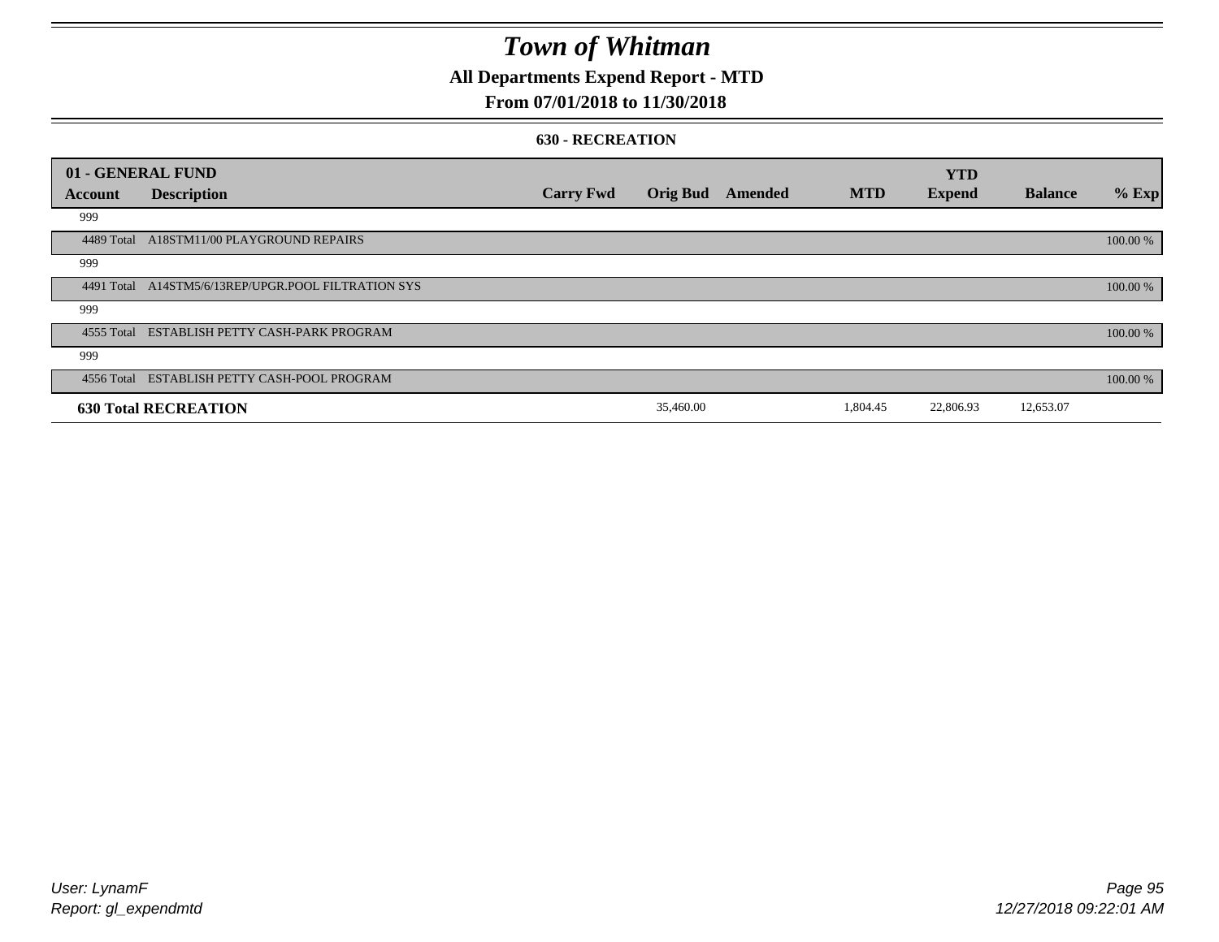# Town of Whitman

## All Departments Expend Report - MTD

### From 07/01/2018 to 11/30/2018

#### 630 - RECREATION

| 01 - GENERAL FUND | | | | | | YTD | | |
|---|---|---|---|---|---|---|---|---|
| **Account** | **Description** | **Carry Fwd** | **Orig Bud** | **Amended** | **MTD** | **Expend** | **Balance** | **% Exp** |
| 999 | | | | | | | | |
| 4489 Total | A18STM11/00 PLAYGROUND REPAIRS | | | | | | | 100.00 % |
| 999 | | | | | | | | |
| 4491 Total | A14STM5/6/13REP/UPGR.POOL FILTRATION SYS | | | | | | | 100.00 % |
| 999 | | | | | | | | |
| 4555 Total | ESTABLISH PETTY CASH-PARK PROGRAM | | | | | | | 100.00 % |
| 999 | | | | | | | | |
| 4556 Total | ESTABLISH PETTY CASH-POOL PROGRAM | | | | | | | 100.00 % |
| **630 Total RECREATION** | | | 35,460.00 | | 1,804.45 | 22,806.93 | 12,653.07 | |

User: LynamF
Report: gl_expendmtd

12/27/2018 09:22:01 AM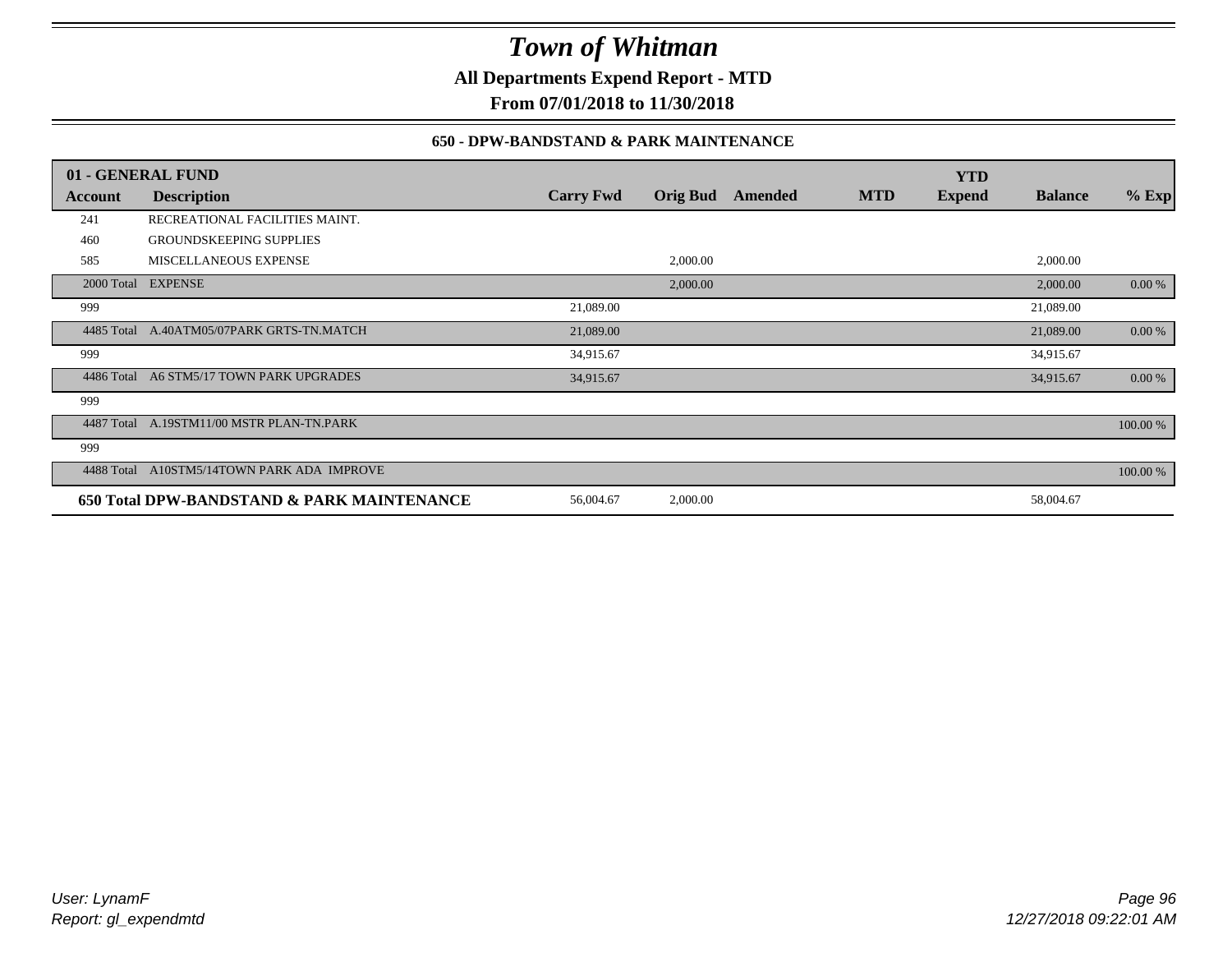# Town of Whitman

**All Departments Expend Report - MTD**

**From 07/01/2018 to 11/30/2018**

### 650 - DPW-BANDSTAND & PARK MAINTENANCE

| 01 - GENERAL FUND | | | | | | YTD | | |
|---|---|---|---|---|---|---|---|---|
| **Account** | **Description** | **Carry Fwd** | **Orig Bud** | **Amended** | **MTD** | **Expend** | **Balance** | **% Exp** |
| 241 | RECREATIONAL FACILITIES MAINT. | | | | | | | |
| 460 | GROUNDSKEEPING SUPPLIES | | | | | | | |
| 585 | MISCELLANEOUS EXPENSE | | 2,000.00 | | | | 2,000.00 | |
| 2000 Total | EXPENSE | | 2,000.00 | | | | 2,000.00 | 0.00 % |
| 999 | | 21,089.00 | | | | | 21,089.00 | |
| 4485 Total | A.40ATM05/07PARK GRTS-TN.MATCH | 21,089.00 | | | | | 21,089.00 | 0.00 % |
| 999 | | 34,915.67 | | | | | 34,915.67 | |
| 4486 Total | A6 STM5/17 TOWN PARK UPGRADES | 34,915.67 | | | | | 34,915.67 | 0.00 % |
| 999 | | | | | | | | |
| 4487 Total | A.19STM11/00 MSTR PLAN-TN.PARK | | | | | | | 100.00 % |
| 999 | | | | | | | | |
| 4488 Total | A10STM5/14TOWN PARK ADA IMPROVE | | | | | | | 100.00 % |
| **650 Total DPW-BANDSTAND & PARK MAINTENANCE** | | 56,004.67 | 2,000.00 | | | | 58,004.67 | |

User: LynamF

Report: gl_expendmtd

12/27/2018 09:22:01 AM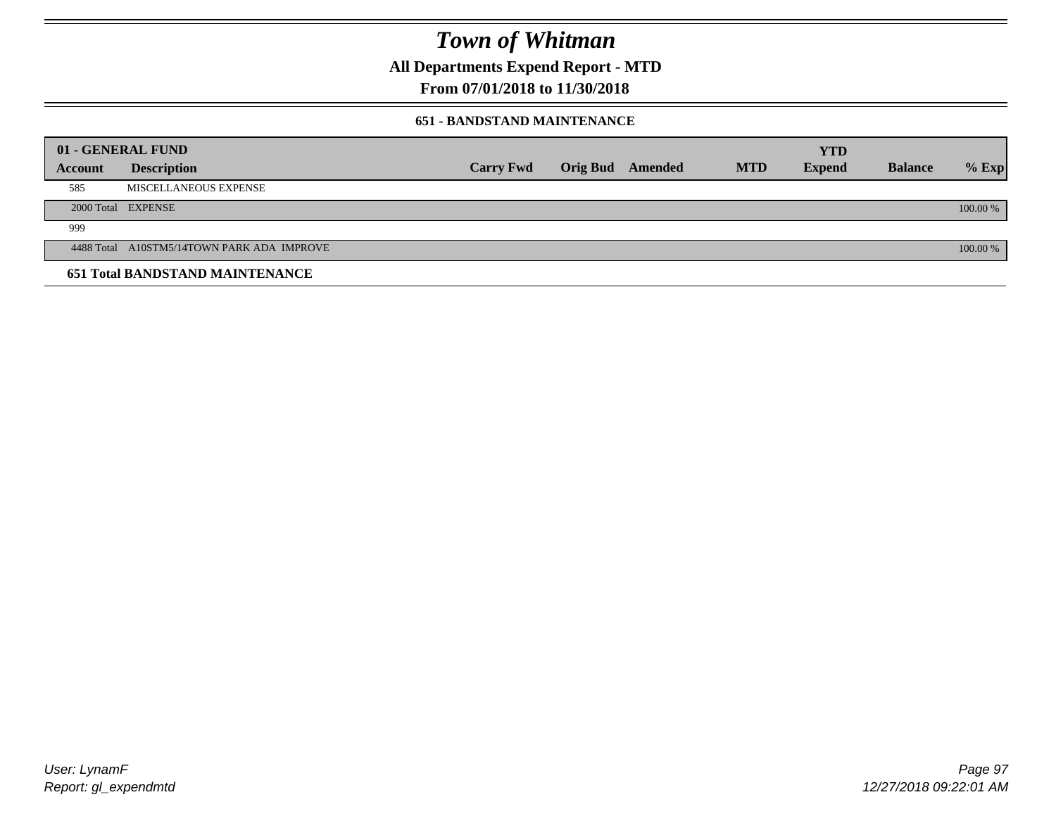# Town of Whitman

## All Departments Expend Report - MTD

## From 07/01/2018 to 11/30/2018

### 651 - BANDSTAND MAINTENANCE

| 01 - GENERAL FUND | | | | | | YTD | | |
|---|---|---|---|---|---|---|---|---|
| Account | Description | Carry Fwd | Orig Bud | Amended | MTD | Expend | Balance | % Exp |
| 585 | MISCELLANEOUS EXPENSE | | | | | | | |
| 2000 Total | EXPENSE | | | | | | | 100.00 % |
| 999 | | | | | | | | |
| 4488 Total | A10STM5/14TOWN PARK ADA IMPROVE | | | | | | | 100.00 % |
| **651 Total BANDSTAND MAINTENANCE** | | | | | | | | |

User: LynamF
Report: gl_expendmtd

12/27/2018 09:22:01 AM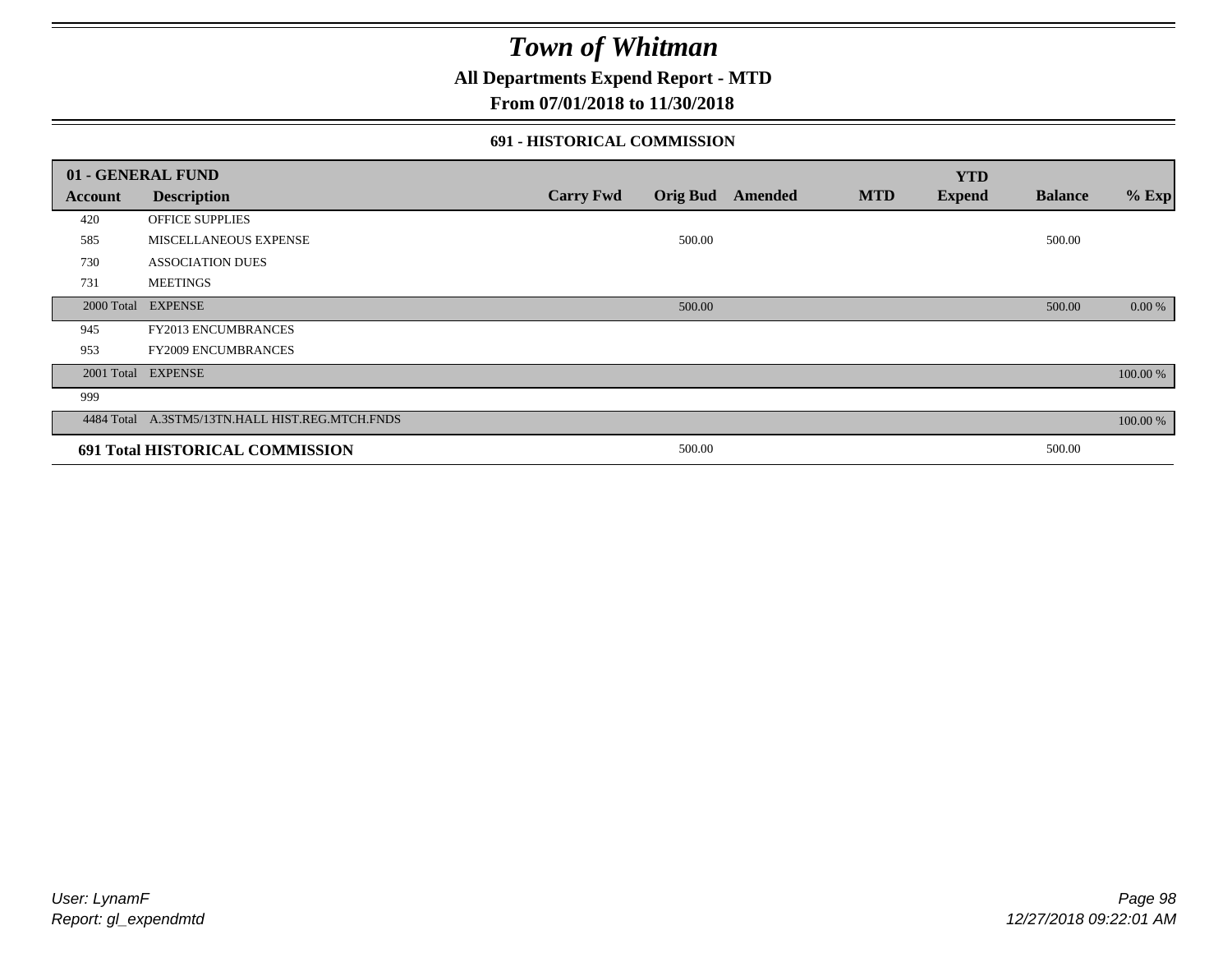# Town of Whitman

**All Departments Expend Report - MTD**

**From 07/01/2018 to 11/30/2018**

### 691 - HISTORICAL COMMISSION

| 01 - GENERAL FUND | | | | | | YTD | | |
|---|---|---|---|---|---|---|---|---|
| Account | Description | Carry Fwd | Orig Bud | Amended | MTD | Expend | Balance | % Exp |
| 420 | OFFICE SUPPLIES | | | | | | | |
| 585 | MISCELLANEOUS EXPENSE | | 500.00 | | | | 500.00 | |
| 730 | ASSOCIATION DUES | | | | | | | |
| 731 | MEETINGS | | | | | | | |
| 2000 Total | EXPENSE | | 500.00 | | | | 500.00 | 0.00 % |
| 945 | FY2013 ENCUMBRANCES | | | | | | | |
| 953 | FY2009 ENCUMBRANCES | | | | | | | |
| 2001 Total | EXPENSE | | | | | | | 100.00 % |
| 999 | | | | | | | | |
| 4484 Total | A.3STM5/13TN.HALL HIST.REG.MTCH.FNDS | | | | | | | 100.00 % |
| **691 Total HISTORICAL COMMISSION** | | | 500.00 | | | | 500.00 | |

*User: LynamF*

*Report: gl_expendmtd*

*12/27/2018 09:22:01 AM*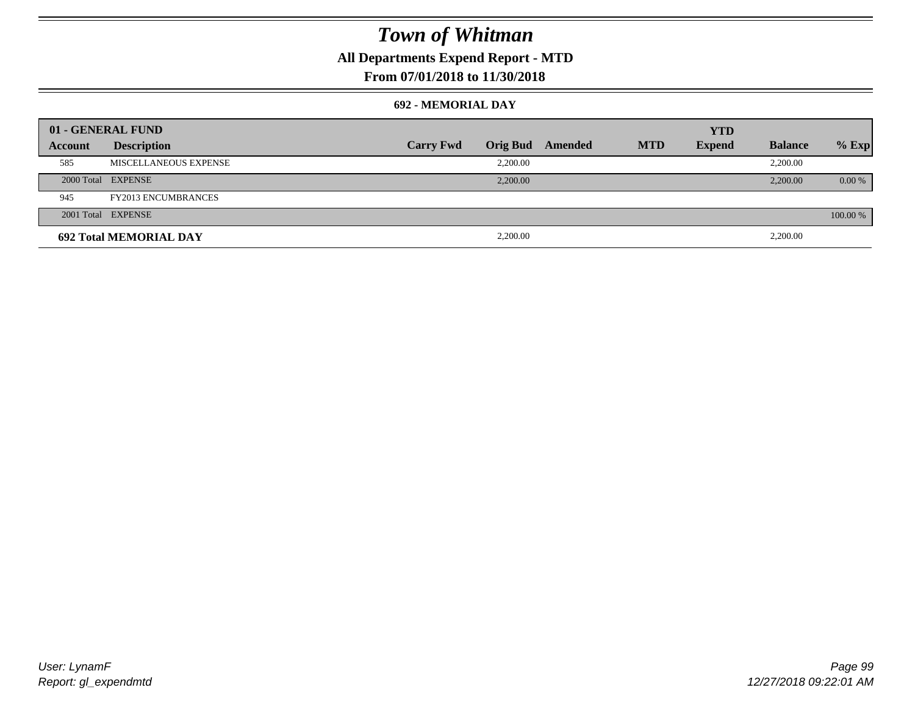# Town of Whitman

**All Departments Expend Report - MTD**

**From 07/01/2018 to 11/30/2018**

**692 - MEMORIAL DAY**

| 01 - GENERAL FUND | | | | | | | | |
|---|---|---|---|---|---|---|---|---|
| **Account** | **Description** | **Carry Fwd** | **Orig Bud** | **Amended** | **MTD** | **YTD Expend** | **Balance** | **% Exp** |
| 585 | MISCELLANEOUS EXPENSE | | 2,200.00 | | | | 2,200.00 | |
| 2000 Total | EXPENSE | | 2,200.00 | | | | 2,200.00 | 0.00 % |
| 945 | FY2013 ENCUMBRANCES | | | | | | | |
| 2001 Total | EXPENSE | | | | | | | 100.00 % |
| **692 Total MEMORIAL DAY** | | | 2,200.00 | | | | 2,200.00 | |

User: LynamF
Report: gl_expendmtd

12/27/2018 09:22:01 AM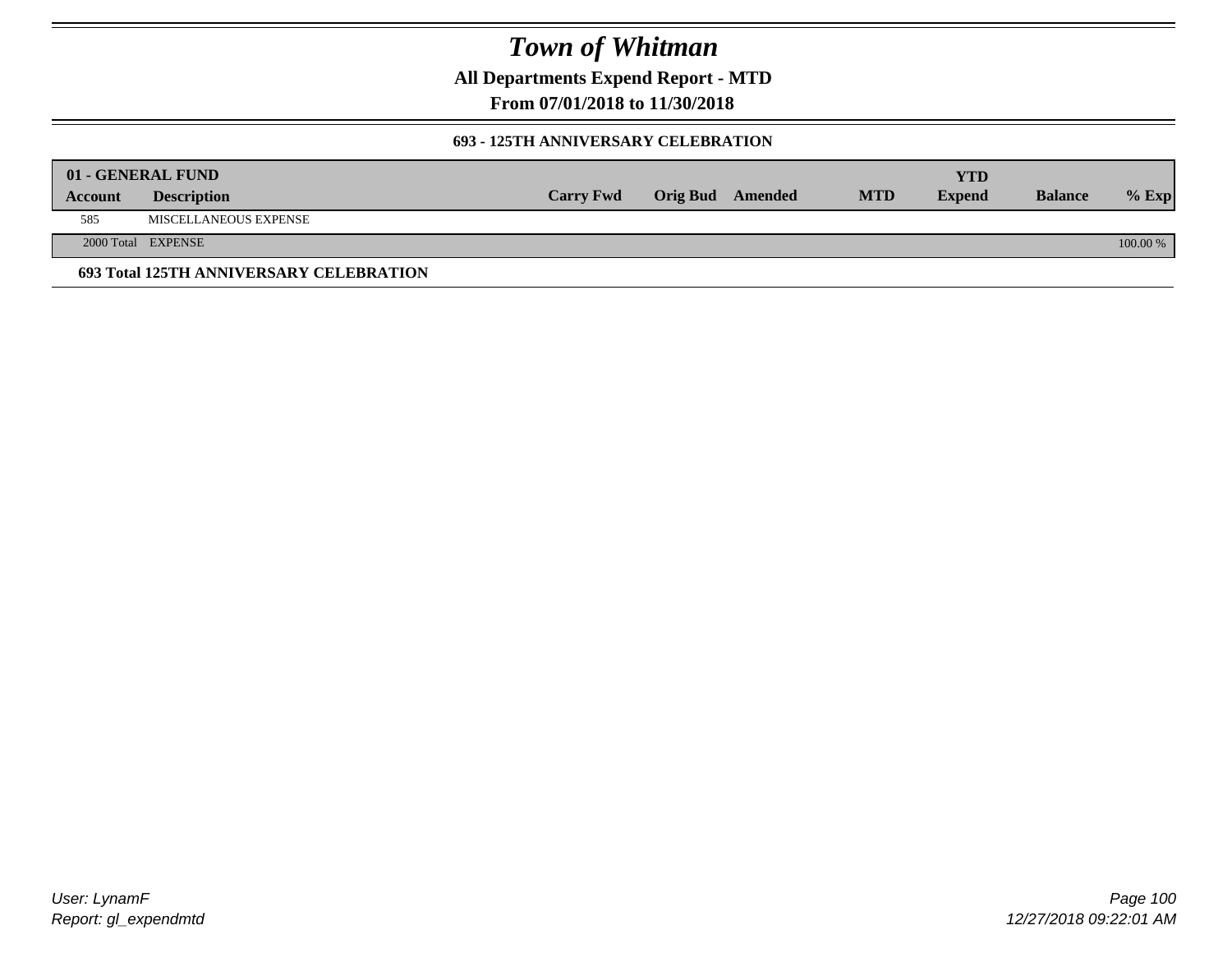# Town of Whitman

**All Departments Expend Report - MTD**

**From 07/01/2018 to 11/30/2018**

### 693 - 125TH ANNIVERSARY CELEBRATION

| 01 - GENERAL FUND | | | | | | | | |
|---|---|---|---|---|---|---|---|---|
| **Account** | **Description** | **Carry Fwd** | **Orig Bud** | **Amended** | **MTD** | **YTD Expend** | **Balance** | **% Exp** |
| 585 | MISCELLANEOUS EXPENSE | | | | | | | |
| 2000 Total | EXPENSE | | | | | | | 100.00 % |

**693 Total 125TH ANNIVERSARY CELEBRATION**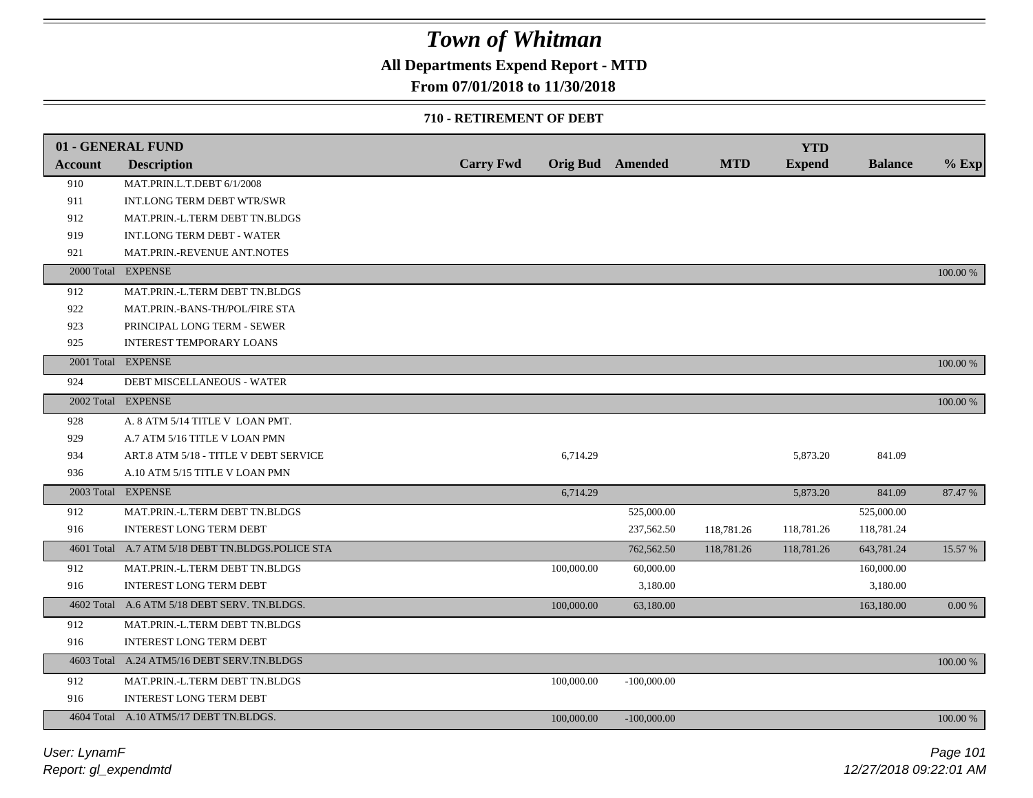# Town of Whitman

**All Departments Expend Report - MTD**

**From 07/01/2018 to 11/30/2018**

**710 - RETIREMENT OF DEBT**

| Account | Description | Carry Fwd | Orig Bud | Amended | MTD | YTD Expend | Balance | % Exp |
|---|---|---|---|---|---|---|---|---|
| **01 - GENERAL FUND** | | | | | | | | |
| 910 | MAT.PRIN.L.T.DEBT 6/1/2008 | | | | | | | |
| 911 | INT.LONG TERM DEBT WTR/SWR | | | | | | | |
| 912 | MAT.PRIN.-L.TERM DEBT TN.BLDGS | | | | | | | |
| 919 | INT.LONG TERM DEBT - WATER | | | | | | | |
| 921 | MAT.PRIN.-REVENUE ANT.NOTES | | | | | | | |
| 2000 Total | EXPENSE | | | | | | | 100.00 % |
| 912 | MAT.PRIN.-L.TERM DEBT TN.BLDGS | | | | | | | |
| 922 | MAT.PRIN.-BANS-TH/POL/FIRE STA | | | | | | | |
| 923 | PRINCIPAL LONG TERM - SEWER | | | | | | | |
| 925 | INTEREST TEMPORARY LOANS | | | | | | | |
| 2001 Total | EXPENSE | | | | | | | 100.00 % |
| 924 | DEBT MISCELLANEOUS - WATER | | | | | | | |
| 2002 Total | EXPENSE | | | | | | | 100.00 % |
| 928 | A. 8 ATM 5/14 TITLE V LOAN PMT. | | | | | | | |
| 929 | A.7 ATM 5/16 TITLE V LOAN PMN | | | | | | | |
| 934 | ART.8 ATM 5/18 - TITLE V DEBT SERVICE | | 6,714.29 | | | 5,873.20 | 841.09 | |
| 936 | A.10 ATM 5/15 TITLE V LOAN PMN | | | | | | | |
| 2003 Total | EXPENSE | | 6,714.29 | | | 5,873.20 | 841.09 | 87.47 % |
| 912 | MAT.PRIN.-L.TERM DEBT TN.BLDGS | | | 525,000.00 | | | 525,000.00 | |
| 916 | INTEREST LONG TERM DEBT | | | 237,562.50 | 118,781.26 | 118,781.26 | 118,781.24 | |
| 4601 Total | A.7 ATM 5/18 DEBT TN.BLDGS.POLICE STA | | | 762,562.50 | 118,781.26 | 118,781.26 | 643,781.24 | 15.57 % |
| 912 | MAT.PRIN.-L.TERM DEBT TN.BLDGS | | 100,000.00 | 60,000.00 | | | 160,000.00 | |
| 916 | INTEREST LONG TERM DEBT | | | 3,180.00 | | | 3,180.00 | |
| 4602 Total | A.6 ATM 5/18 DEBT SERV. TN.BLDGS. | | 100,000.00 | 63,180.00 | | | 163,180.00 | 0.00 % |
| 912 | MAT.PRIN.-L.TERM DEBT TN.BLDGS | | | | | | | |
| 916 | INTEREST LONG TERM DEBT | | | | | | | |
| 4603 Total | A.24 ATM5/16 DEBT SERV.TN.BLDGS | | | | | | | 100.00 % |
| 912 | MAT.PRIN.-L.TERM DEBT TN.BLDGS | | 100,000.00 | -100,000.00 | | | | |
| 916 | INTEREST LONG TERM DEBT | | | | | | | |
| 4604 Total | A.10 ATM5/17 DEBT TN.BLDGS. | | 100,000.00 | -100,000.00 | | | | 100.00 % |

User: LynamF

Report: gl_expendmtd

12/27/2018 09:22:01 AM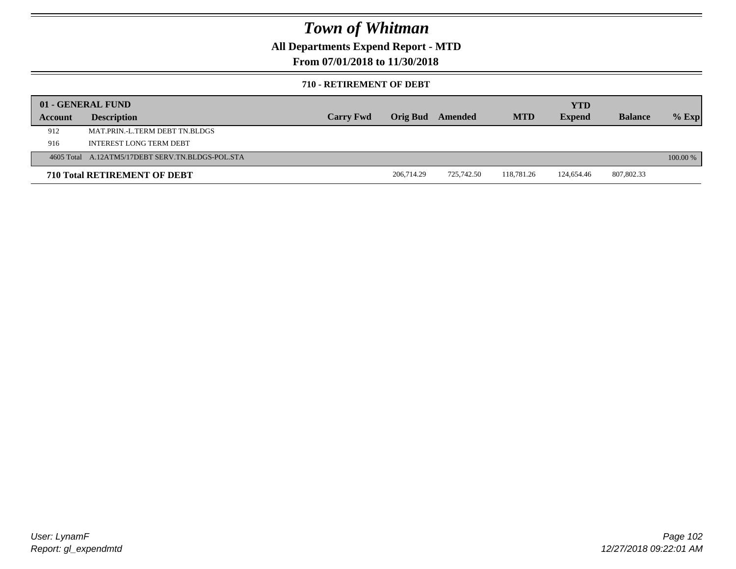# Town of Whitman

**All Departments Expend Report - MTD**

**From 07/01/2018 to 11/30/2018**

**710 - RETIREMENT OF DEBT**

| 01 - GENERAL FUND | | | | | | YTD | | |
|---|---|---|---|---|---|---|---|---|
| **Account** | **Description** | **Carry Fwd** | **Orig Bud** | **Amended** | **MTD** | **Expend** | **Balance** | **% Exp** |
| 912 | MAT.PRIN.-L.TERM DEBT TN.BLDGS | | | | | | | |
| 916 | INTEREST LONG TERM DEBT | | | | | | | |
| 4605 Total | A.12ATM5/17DEBT SERV.TN.BLDGS-POL.STA | | | | | | | 100.00 % |
| **710 Total RETIREMENT OF DEBT** | | | 206,714.29 | 725,742.50 | 118,781.26 | 124,654.46 | 807,802.33 | |

*User: LynamF*
*Report: gl_expendmtd*

*12/27/2018 09:22:01 AM*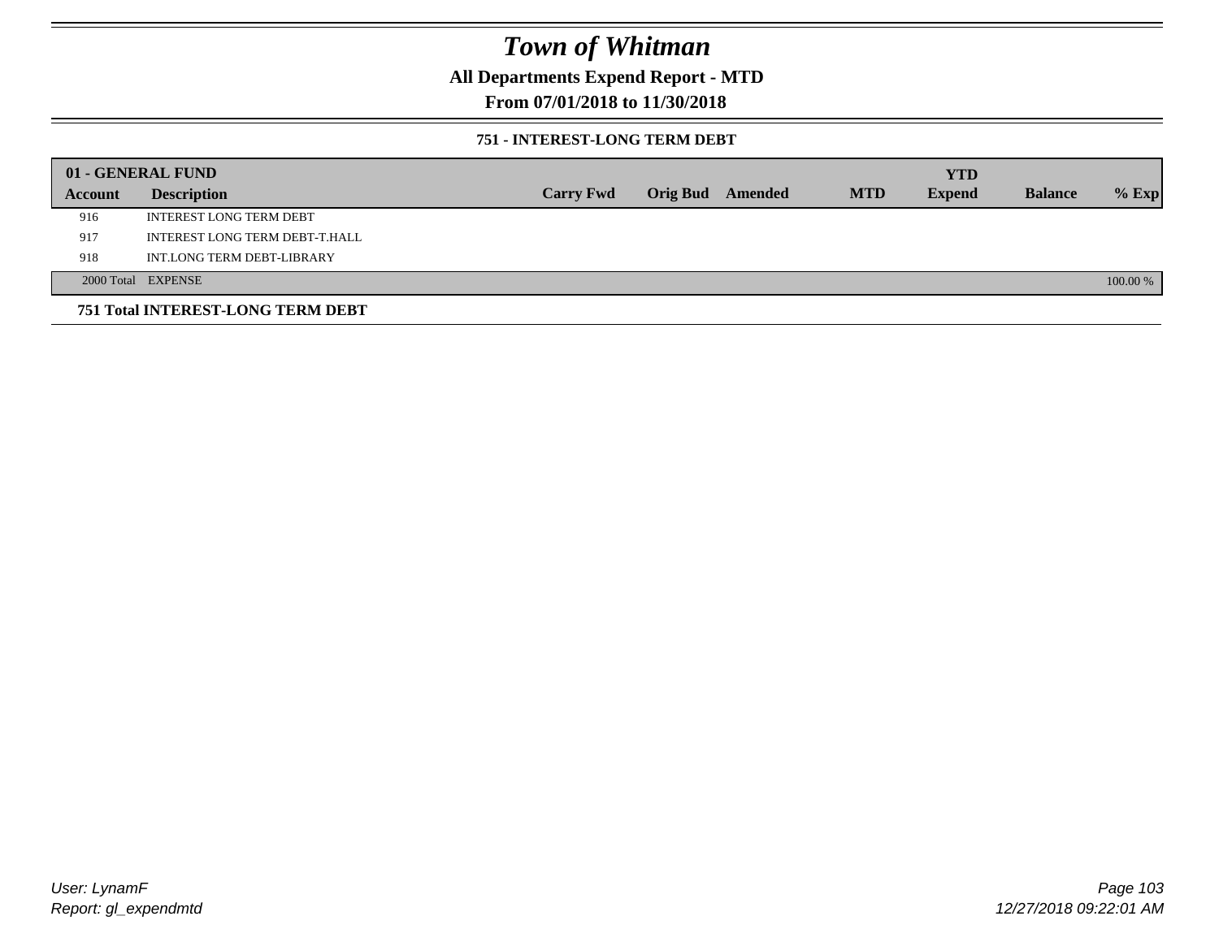# Town of Whitman

## All Departments Expend Report - MTD

## From 07/01/2018 to 11/30/2018

### 751 - INTEREST-LONG TERM DEBT

| 01 - GENERAL FUND | | | | | | YTD | | |
|---|---|---|---|---|---|---|---|---|
| Account | Description | Carry Fwd | Orig Bud | Amended | MTD | Expend | Balance | % Exp |
| 916 | INTEREST LONG TERM DEBT | | | | | | | |
| 917 | INTEREST LONG TERM DEBT-T.HALL | | | | | | | |
| 918 | INT.LONG TERM DEBT-LIBRARY | | | | | | | |
| 2000 Total | EXPENSE | | | | | | | 100.00 % |

**751 Total INTEREST-LONG TERM DEBT**

User: LynamF

Report: gl_expendmtd

12/27/2018 09:22:01 AM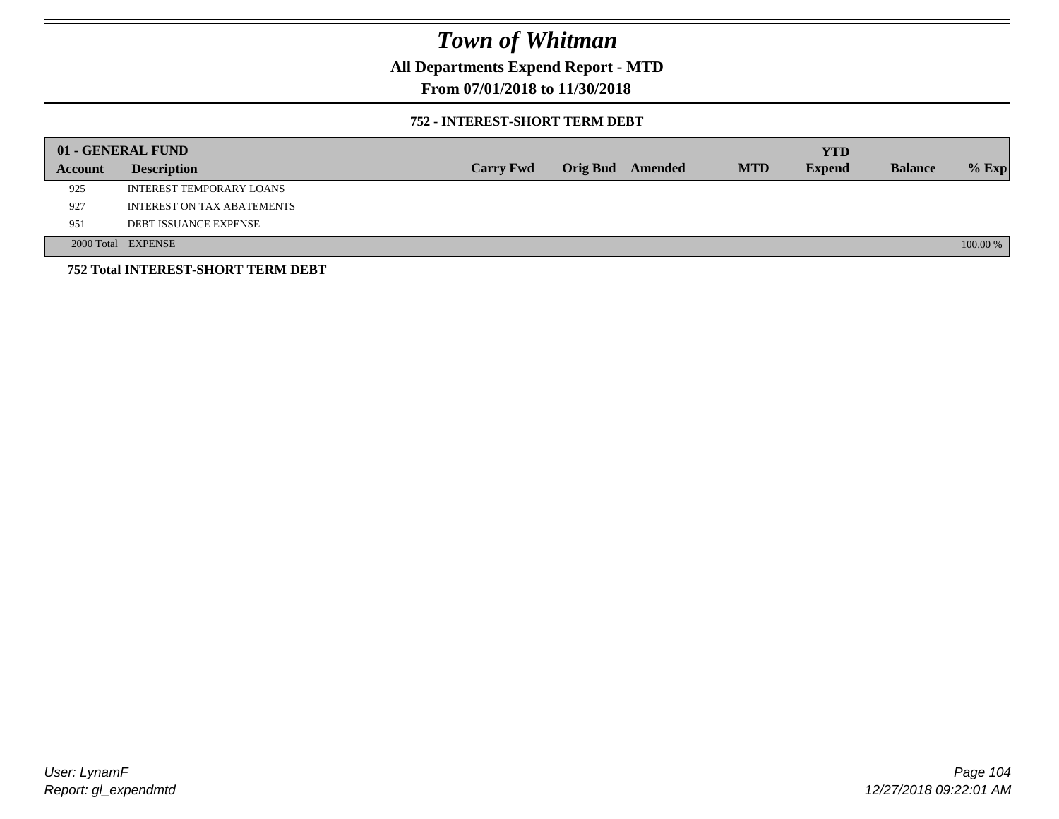# Town of Whitman

## All Departments Expend Report - MTD

## From 07/01/2018 to 11/30/2018

### 752 - INTEREST-SHORT TERM DEBT

| 01 - GENERAL FUND | | | | | | YTD | | |
|---|---|---|---|---|---|---|---|---|
| Account | Description | Carry Fwd | Orig Bud | Amended | MTD | Expend | Balance | % Exp |
| 925 | INTEREST TEMPORARY LOANS | | | | | | | |
| 927 | INTEREST ON TAX ABATEMENTS | | | | | | | |
| 951 | DEBT ISSUANCE EXPENSE | | | | | | | |
| 2000 Total | EXPENSE | | | | | | | 100.00 % |

**752 Total INTEREST-SHORT TERM DEBT**

*User: LynamF*
*Report: gl_expendmtd*

*12/27/2018 09:22:01 AM*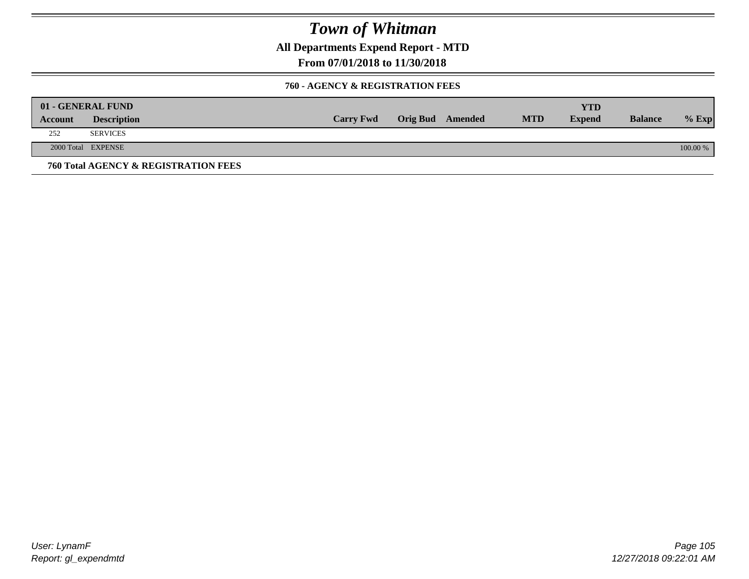# Town of Whitman

**All Departments Expend Report - MTD**

**From 07/01/2018 to 11/30/2018**

### 760 - AGENCY & REGISTRATION FEES

| 01 - GENERAL FUND | | | | | | YTD | | |
|---|---|---|---|---|---|---|---|---|
| **Account** | **Description** | **Carry Fwd** | **Orig Bud** | **Amended** | **MTD** | **Expend** | **Balance** | **% Exp** |
| 252 | SERVICES | | | | | | | |
| 2000 Total | EXPENSE | | | | | | | 100.00 % |

**760 Total AGENCY & REGISTRATION FEES**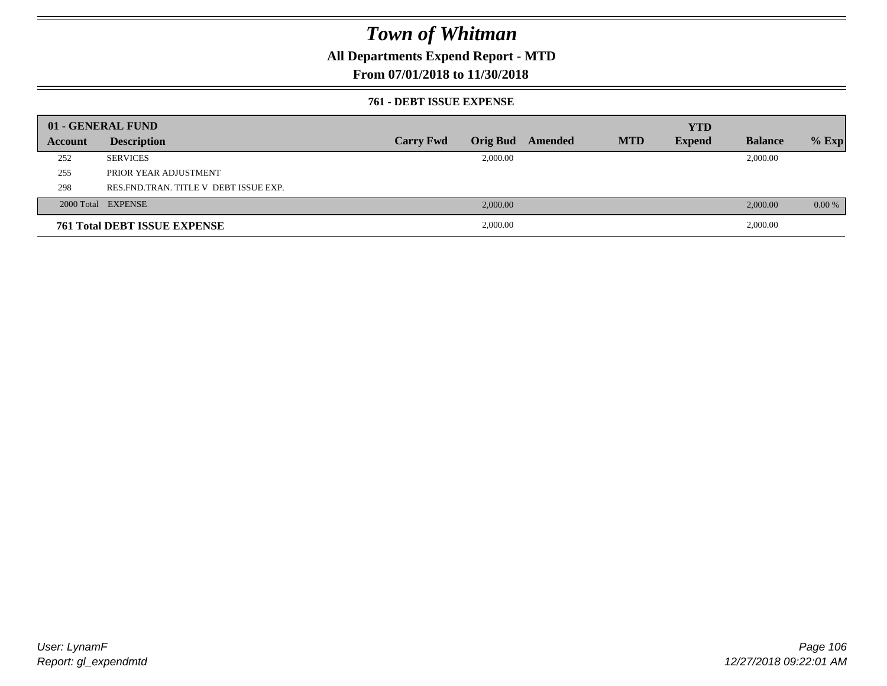# Town of Whitman

## All Departments Expend Report - MTD

## From 07/01/2018 to 11/30/2018

### 761 - DEBT ISSUE EXPENSE

| 01 - GENERAL FUND | | | | | | YTD | | |
|---|---|---|---|---|---|---|---|---|
| **Account** | **Description** | **Carry Fwd** | **Orig Bud** | **Amended** | **MTD** | **Expend** | **Balance** | **% Exp** |
| 252 | SERVICES | | 2,000.00 | | | | 2,000.00 | |
| 255 | PRIOR YEAR ADJUSTMENT | | | | | | | |
| 298 | RES.FND.TRAN. TITLE V DEBT ISSUE EXP. | | | | | | | |
| 2000 Total | EXPENSE | | 2,000.00 | | | | 2,000.00 | 0.00 % |
| **761 Total DEBT ISSUE EXPENSE** | | | 2,000.00 | | | | 2,000.00 | |

User: LynamF
Report: gl_expendmtd

12/27/2018 09:22:01 AM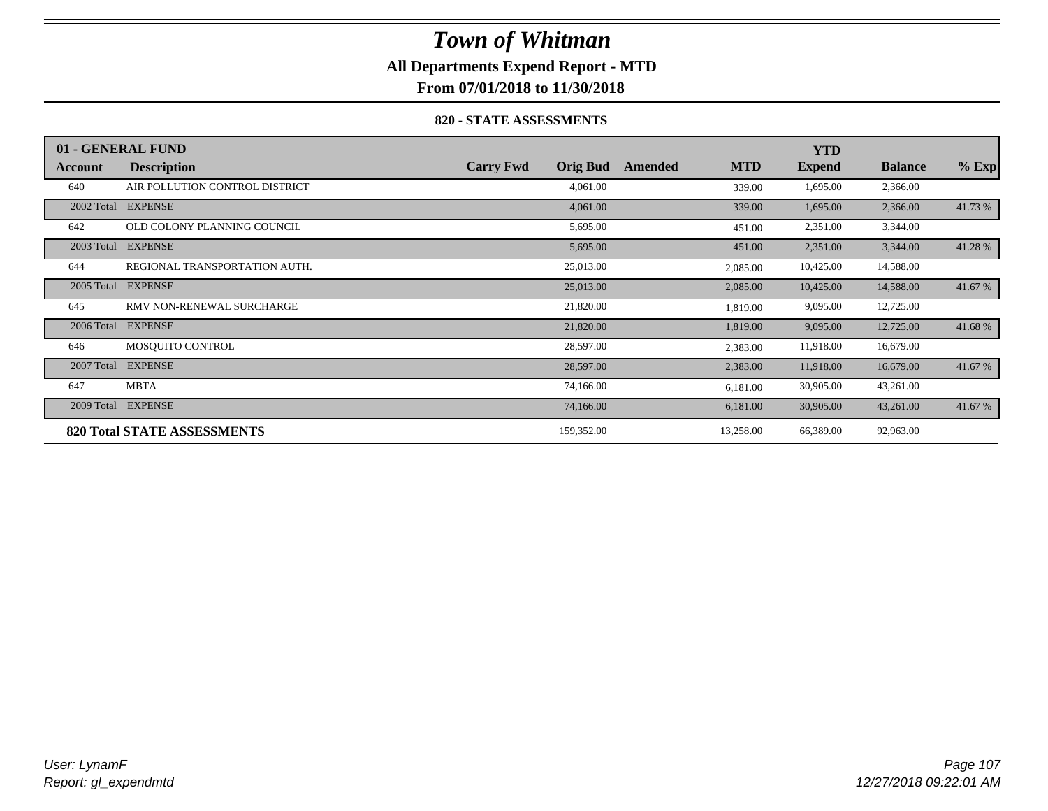# Town of Whitman

**All Departments Expend Report - MTD**

**From 07/01/2018 to 11/30/2018**

**820 - STATE ASSESSMENTS**

| 01 - GENERAL FUND | | | | | | | | | |
|---|---|---|---|---|---|---|---|---|---|
| **Account** | **Description** | **Carry Fwd** | **Orig Bud** | **Amended** | **MTD** | **YTD Expend** | **Balance** | **% Exp** |
| 640 | AIR POLLUTION CONTROL DISTRICT | | 4,061.00 | | 339.00 | 1,695.00 | 2,366.00 | |
| 2002 Total | EXPENSE | | 4,061.00 | | 339.00 | 1,695.00 | 2,366.00 | 41.73 % |
| 642 | OLD COLONY PLANNING COUNCIL | | 5,695.00 | | 451.00 | 2,351.00 | 3,344.00 | |
| 2003 Total | EXPENSE | | 5,695.00 | | 451.00 | 2,351.00 | 3,344.00 | 41.28 % |
| 644 | REGIONAL TRANSPORTATION AUTH. | | 25,013.00 | | 2,085.00 | 10,425.00 | 14,588.00 | |
| 2005 Total | EXPENSE | | 25,013.00 | | 2,085.00 | 10,425.00 | 14,588.00 | 41.67 % |
| 645 | RMV NON-RENEWAL SURCHARGE | | 21,820.00 | | 1,819.00 | 9,095.00 | 12,725.00 | |
| 2006 Total | EXPENSE | | 21,820.00 | | 1,819.00 | 9,095.00 | 12,725.00 | 41.68 % |
| 646 | MOSQUITO CONTROL | | 28,597.00 | | 2,383.00 | 11,918.00 | 16,679.00 | |
| 2007 Total | EXPENSE | | 28,597.00 | | 2,383.00 | 11,918.00 | 16,679.00 | 41.67 % |
| 647 | MBTA | | 74,166.00 | | 6,181.00 | 30,905.00 | 43,261.00 | |
| 2009 Total | EXPENSE | | 74,166.00 | | 6,181.00 | 30,905.00 | 43,261.00 | 41.67 % |
| **820 Total STATE ASSESSMENTS** | | | 159,352.00 | | 13,258.00 | 66,389.00 | 92,963.00 | |

*User: LynamF*
*Report: gl_expendmtd*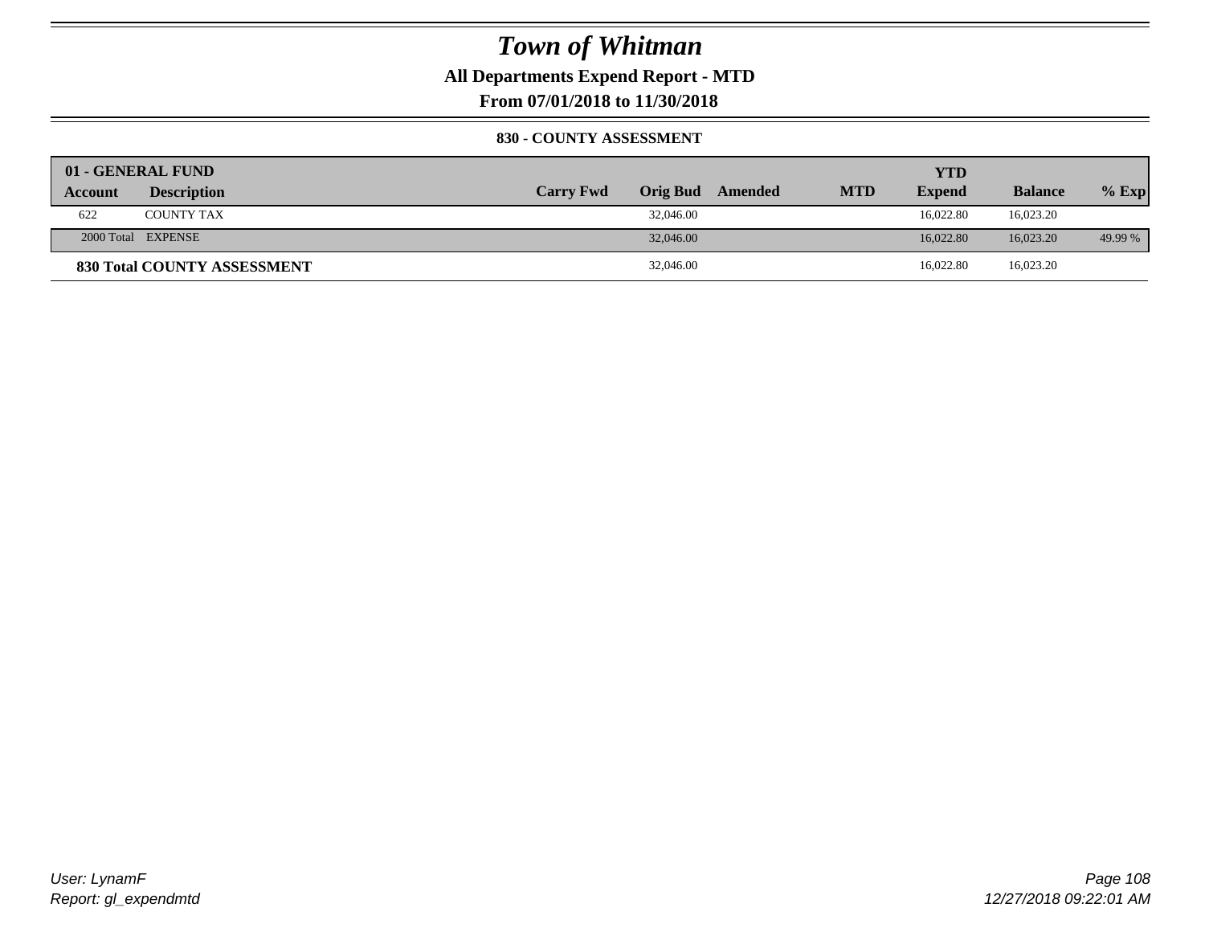# Town of Whitman

**All Departments Expend Report - MTD**

**From 07/01/2018 to 11/30/2018**

### 830 - COUNTY ASSESSMENT

| 01 - GENERAL FUND | | | | | | YTD | | |
|---|---|---|---|---|---|---|---|---|
| **Account** | **Description** | **Carry Fwd** | **Orig Bud** | **Amended** | **MTD** | **Expend** | **Balance** | **% Exp** |
| 622 | COUNTY TAX | | 32,046.00 | | | 16,022.80 | 16,023.20 | |
| 2000 Total | EXPENSE | | 32,046.00 | | | 16,022.80 | 16,023.20 | 49.99 % |
| **830 Total COUNTY ASSESSMENT** | | | 32,046.00 | | | 16,022.80 | 16,023.20 | |

User: LynamF
Report: gl_expendmtd

12/27/2018 09:22:01 AM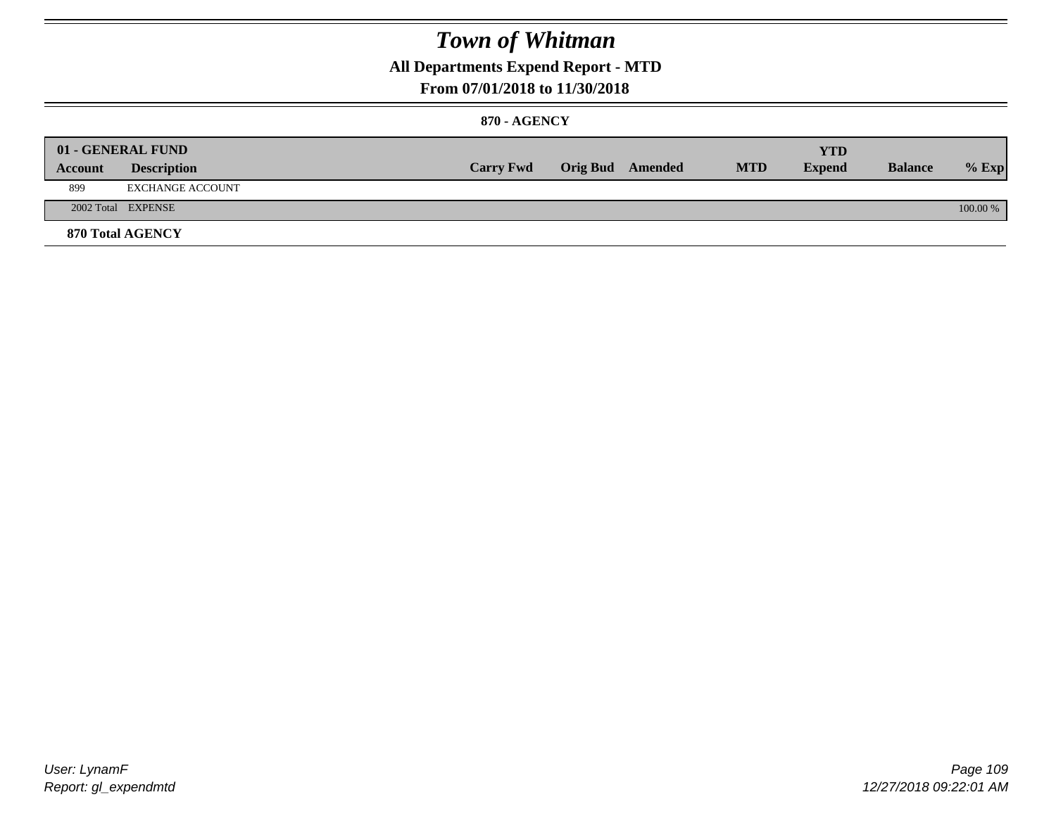# Town of Whitman

## All Departments Expend Report - MTD

### From 07/01/2018 to 11/30/2018

### 870 - AGENCY

| 01 - GENERAL FUND | | | | | | YTD | | |
|---|---|---|---|---|---|---|---|---|
| Account | Description | Carry Fwd | Orig Bud | Amended | MTD | Expend | Balance | % Exp |
| 899 | EXCHANGE ACCOUNT | | | | | | | |
| 2002 Total | EXPENSE | | | | | | | 100.00 % |

**870 Total AGENCY**

User: LynamF
Report: gl_expendmtd
12/27/2018 09:22:01 AM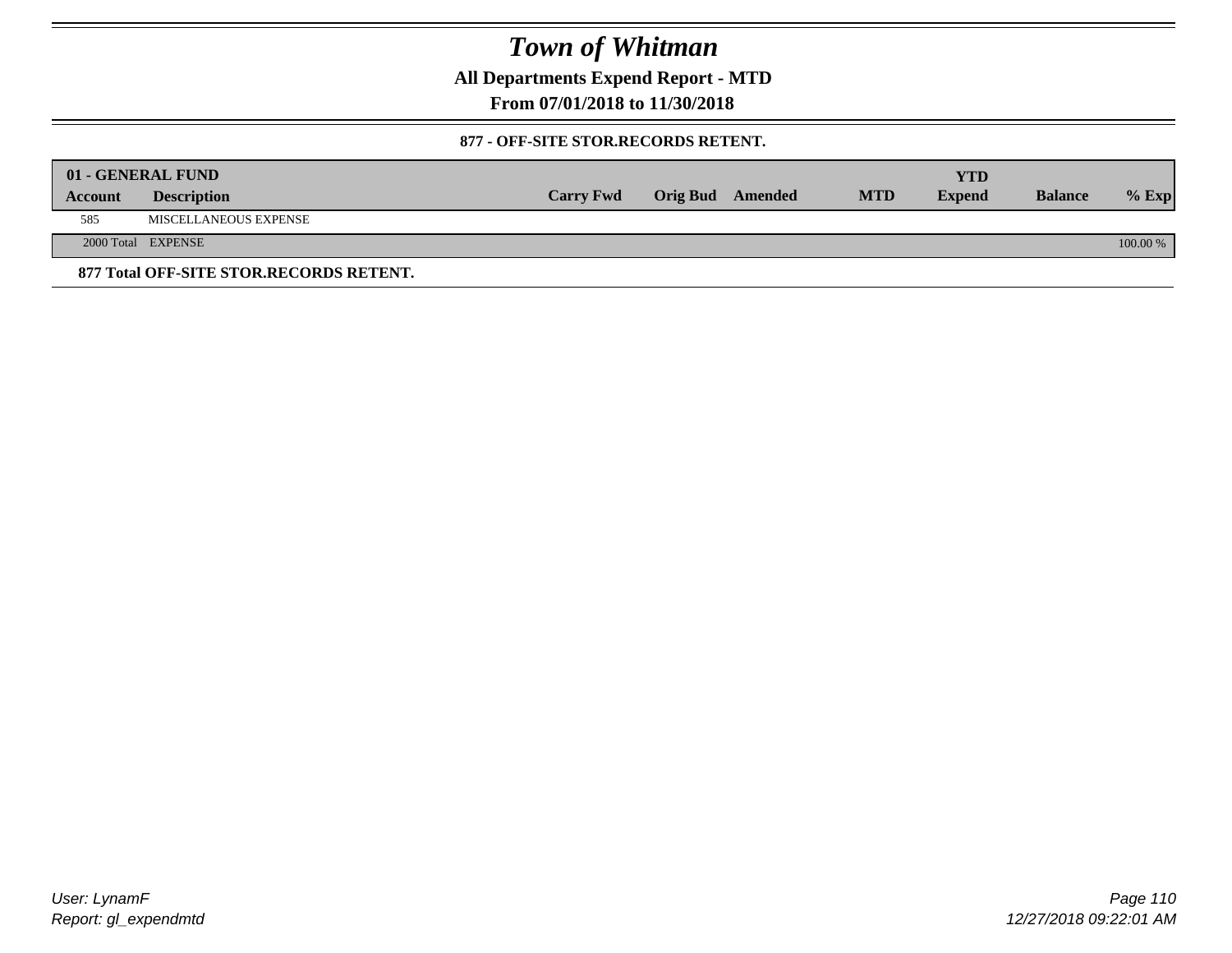# Town of Whitman

**All Departments Expend Report - MTD**

**From 07/01/2018 to 11/30/2018**

**877 - OFF-SITE STOR.RECORDS RETENT.**

| **01 - GENERAL FUND** | | | | | | | | |
|---|---|---|---|---|---|---|---|---|
| **Account** | **Description** | **Carry Fwd** | **Orig Bud** | **Amended** | **MTD** | **YTD Expend** | **Balance** | **% Exp** |
| 585 | MISCELLANEOUS EXPENSE | | | | | | | |
| 2000 Total | EXPENSE | | | | | | | 100.00 % |

**877 Total OFF-SITE STOR.RECORDS RETENT.**

User: LynamF

Report: gl_expendmtd

12/27/2018 09:22:01 AM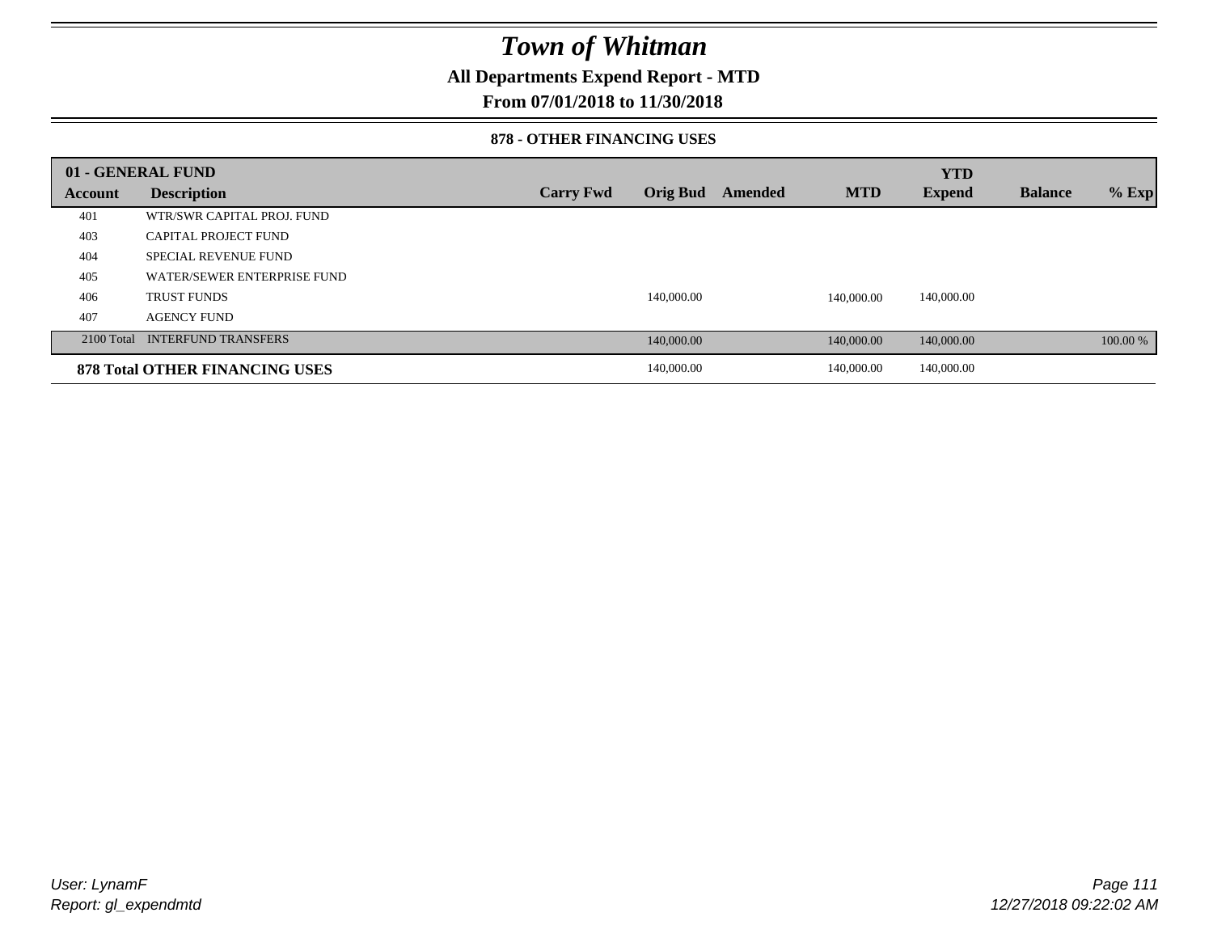# Town of Whitman

**All Departments Expend Report - MTD**

**From 07/01/2018 to 11/30/2018**

**878 - OTHER FINANCING USES**

| 01 - GENERAL FUND | | | | | | YTD | | |
|---|---|---|---|---|---|---|---|---|
| **Account** | **Description** | **Carry Fwd** | **Orig Bud** | **Amended** | **MTD** | **Expend** | **Balance** | **% Exp** |
| 401 | WTR/SWR CAPITAL PROJ. FUND | | | | | | | |
| 403 | CAPITAL PROJECT FUND | | | | | | | |
| 404 | SPECIAL REVENUE FUND | | | | | | | |
| 405 | WATER/SEWER ENTERPRISE FUND | | | | | | | |
| 406 | TRUST FUNDS | | 140,000.00 | | 140,000.00 | 140,000.00 | | |
| 407 | AGENCY FUND | | | | | | | |
| 2100 Total | INTERFUND TRANSFERS | | 140,000.00 | | 140,000.00 | 140,000.00 | | 100.00 % |
| **878 Total OTHER FINANCING USES** | | | 140,000.00 | | 140,000.00 | 140,000.00 | | |

*User: LynamF*
*Report: gl_expendmtd*

*12/27/2018 09:22:02 AM*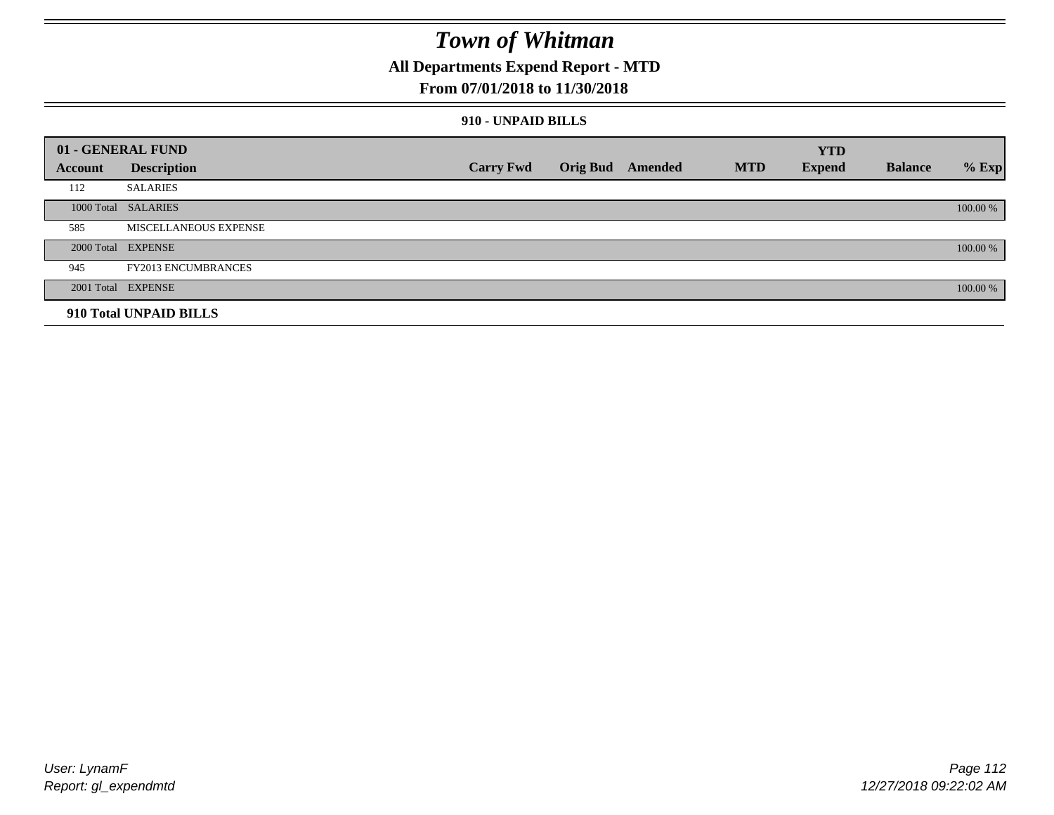# Town of Whitman

## All Departments Expend Report - MTD

### From 07/01/2018 to 11/30/2018

#### 910 - UNPAID BILLS

| 01 - GENERAL FUND | | | | | | YTD | | |
|---|---|---|---|---|---|---|---|---|
| Account | Description | Carry Fwd | Orig Bud | Amended | MTD | Expend | Balance | % Exp |
| 112 | SALARIES | | | | | | | |
| 1000 Total | SALARIES | | | | | | | 100.00 % |
| 585 | MISCELLANEOUS EXPENSE | | | | | | | |
| 2000 Total | EXPENSE | | | | | | | 100.00 % |
| 945 | FY2013 ENCUMBRANCES | | | | | | | |
| 2001 Total | EXPENSE | | | | | | | 100.00 % |
| **910 Total UNPAID BILLS** | | | | | | | | |

User: LynamF
Report: gl_expendmtd

12/27/2018 09:22:02 AM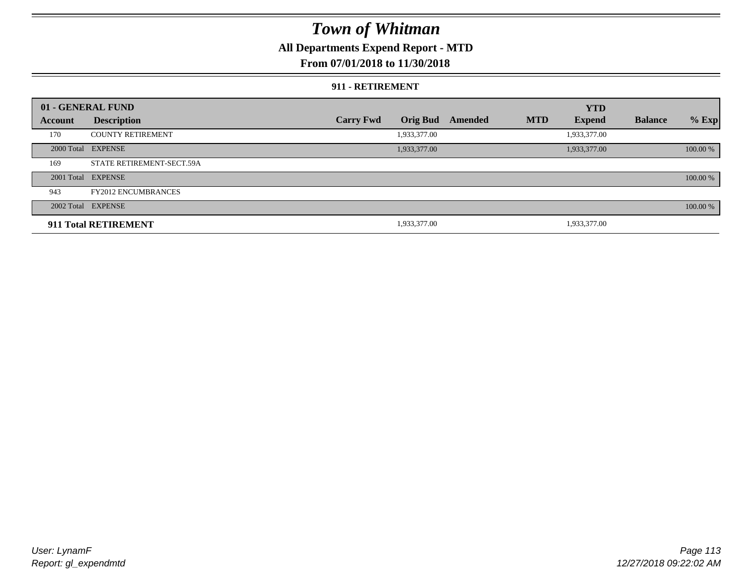# Town of Whitman

## All Departments Expend Report - MTD

## From 07/01/2018 to 11/30/2018

### 911 - RETIREMENT

| 01 - GENERAL FUND | | | | | | | | |
|---|---|---|---|---|---|---|---|---|
| **Account** | **Description** | **Carry Fwd** | **Orig Bud** | **Amended** | **MTD** | **YTD Expend** | **Balance** | **% Exp** |
| 170 | COUNTY RETIREMENT | | 1,933,377.00 | | | 1,933,377.00 | | |
| 2000 Total | EXPENSE | | 1,933,377.00 | | | 1,933,377.00 | | 100.00 % |
| 169 | STATE RETIREMENT-SECT.59A | | | | | | | |
| 2001 Total | EXPENSE | | | | | | | 100.00 % |
| 943 | FY2012 ENCUMBRANCES | | | | | | | |
| 2002 Total | EXPENSE | | | | | | | 100.00 % |
| **911 Total RETIREMENT** | | | 1,933,377.00 | | | 1,933,377.00 | | |

*User: LynamF*
*Report: gl_expendmtd*

*12/27/2018 09:22:02 AM*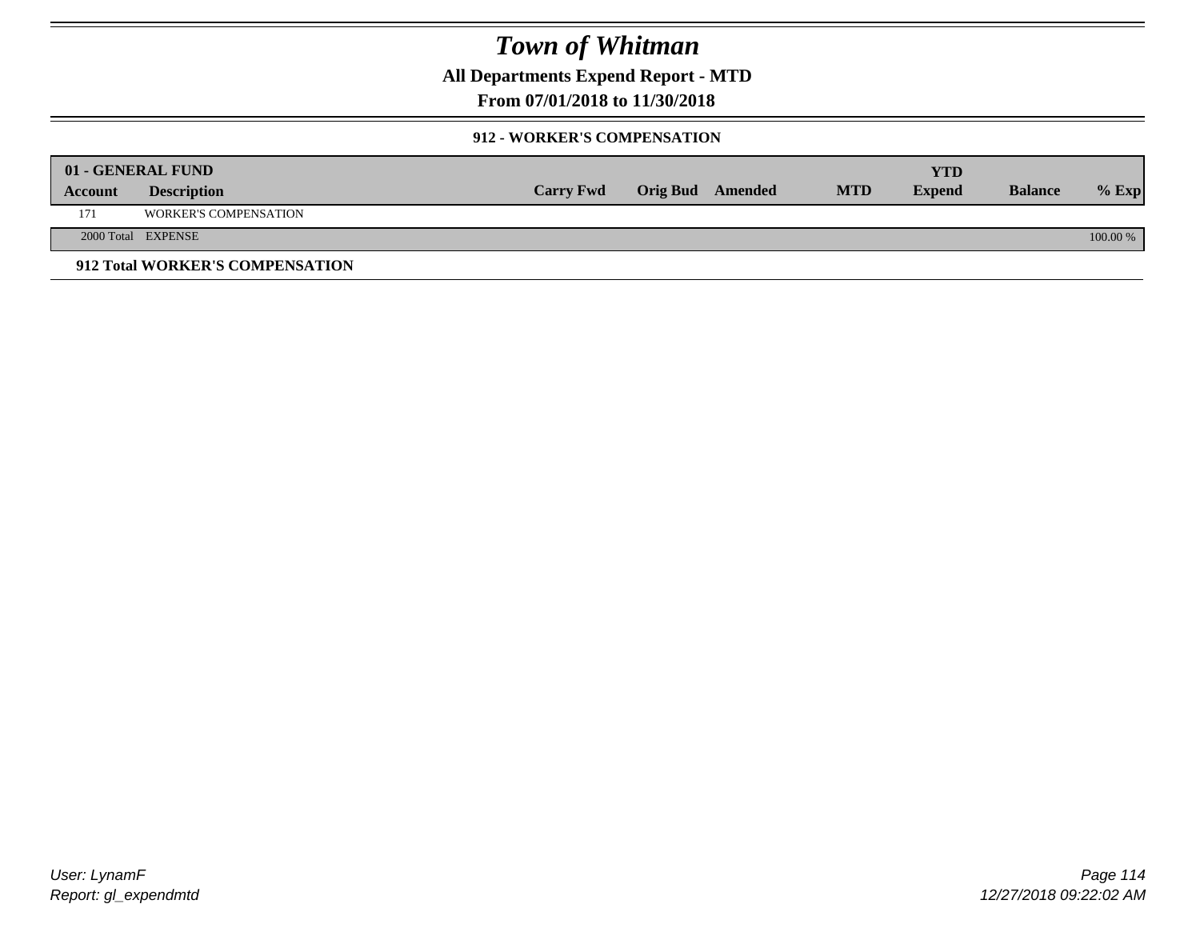# Town of Whitman

## All Departments Expend Report - MTD

### From 07/01/2018 to 11/30/2018

#### 912 - WORKER'S COMPENSATION

| 01 - GENERAL FUND | | | | | | YTD | | |
|---|---|---|---|---|---|---|---|---|
| **Account** | **Description** | **Carry Fwd** | **Orig Bud** | **Amended** | **MTD** | **Expend** | **Balance** | **% Exp** |
| 171 | WORKER'S COMPENSATION | | | | | | | |
| 2000 Total | EXPENSE | | | | | | | 100.00 % |

**912 Total WORKER'S COMPENSATION**

User: LynamF
Report: gl_expendmtd

12/27/2018 09:22:02 AM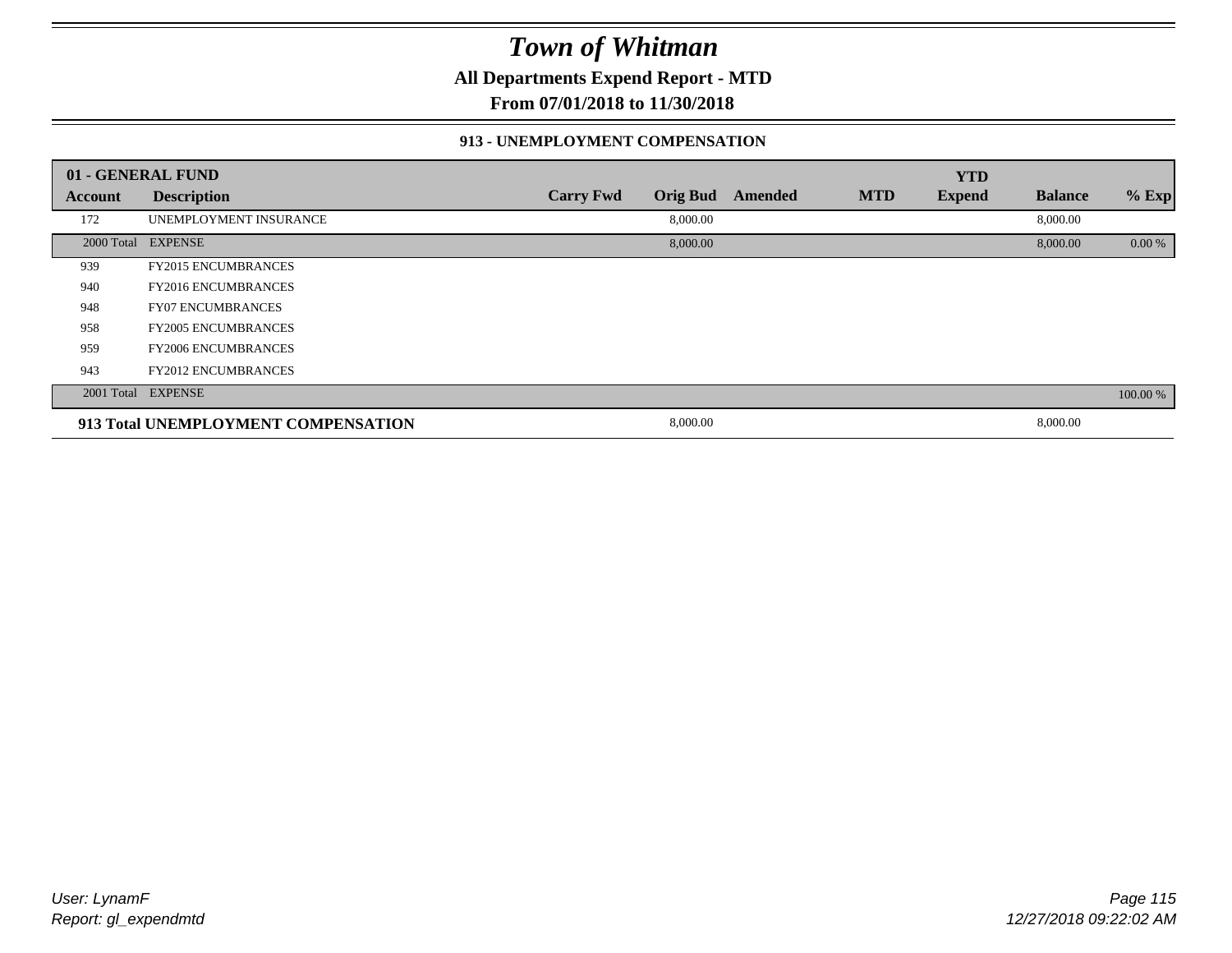# Town of Whitman

**All Departments Expend Report - MTD**

**From 07/01/2018 to 11/30/2018**

### 913 - UNEMPLOYMENT COMPENSATION

| 01 - GENERAL FUND | | | | | | YTD | | |
|---|---|---|---|---|---|---|---|---|
| **Account** | **Description** | **Carry Fwd** | **Orig Bud** | **Amended** | **MTD** | **Expend** | **Balance** | **% Exp** |
| 172 | UNEMPLOYMENT INSURANCE | | 8,000.00 | | | | 8,000.00 | |
| 2000 Total | EXPENSE | | 8,000.00 | | | | 8,000.00 | 0.00 % |
| 939 | FY2015 ENCUMBRANCES | | | | | | | |
| 940 | FY2016 ENCUMBRANCES | | | | | | | |
| 948 | FY07 ENCUMBRANCES | | | | | | | |
| 958 | FY2005 ENCUMBRANCES | | | | | | | |
| 959 | FY2006 ENCUMBRANCES | | | | | | | |
| 943 | FY2012 ENCUMBRANCES | | | | | | | |
| 2001 Total | EXPENSE | | | | | | | 100.00 % |
| **913 Total UNEMPLOYMENT COMPENSATION** | | | 8,000.00 | | | | 8,000.00 | |

*User: LynamF*
*Report: gl_expendmtd*

*12/27/2018 09:22:02 AM*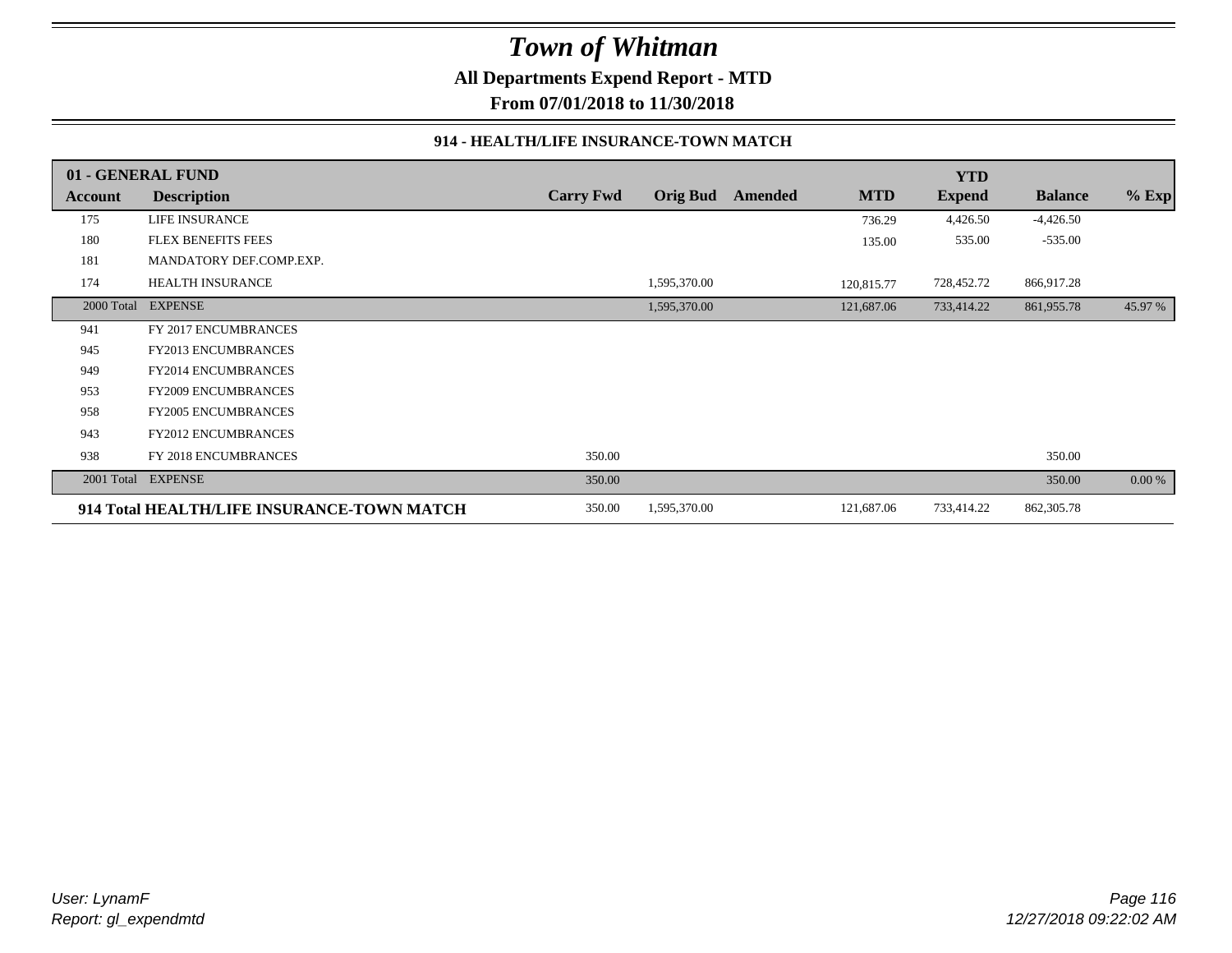# Town of Whitman

**All Departments Expend Report - MTD**

**From 07/01/2018 to 11/30/2018**

### 914 - HEALTH/LIFE INSURANCE-TOWN MATCH

| 01 - GENERAL FUND | | | | | | YTD | | |
|---|---|---|---|---|---|---|---|---|
| **Account** | **Description** | **Carry Fwd** | **Orig Bud** | **Amended** | **MTD** | **Expend** | **Balance** | **% Exp** |
| 175 | LIFE INSURANCE | | | | 736.29 | 4,426.50 | -4,426.50 | |
| 180 | FLEX BENEFITS FEES | | | | 135.00 | 535.00 | -535.00 | |
| 181 | MANDATORY DEF.COMP.EXP. | | | | | | | |
| 174 | HEALTH INSURANCE | | 1,595,370.00 | | 120,815.77 | 728,452.72 | 866,917.28 | |
| 2000 Total | EXPENSE | | 1,595,370.00 | | 121,687.06 | 733,414.22 | 861,955.78 | 45.97 % |
| 941 | FY 2017 ENCUMBRANCES | | | | | | | |
| 945 | FY2013 ENCUMBRANCES | | | | | | | |
| 949 | FY2014 ENCUMBRANCES | | | | | | | |
| 953 | FY2009 ENCUMBRANCES | | | | | | | |
| 958 | FY2005 ENCUMBRANCES | | | | | | | |
| 943 | FY2012 ENCUMBRANCES | | | | | | | |
| 938 | FY 2018 ENCUMBRANCES | 350.00 | | | | | 350.00 | |
| 2001 Total | EXPENSE | 350.00 | | | | | 350.00 | 0.00 % |
| **914 Total HEALTH/LIFE INSURANCE-TOWN MATCH** | | 350.00 | 1,595,370.00 | | 121,687.06 | 733,414.22 | 862,305.78 | |

*User: LynamF*
*Report: gl_expendmtd*

*12/27/2018 09:22:02 AM*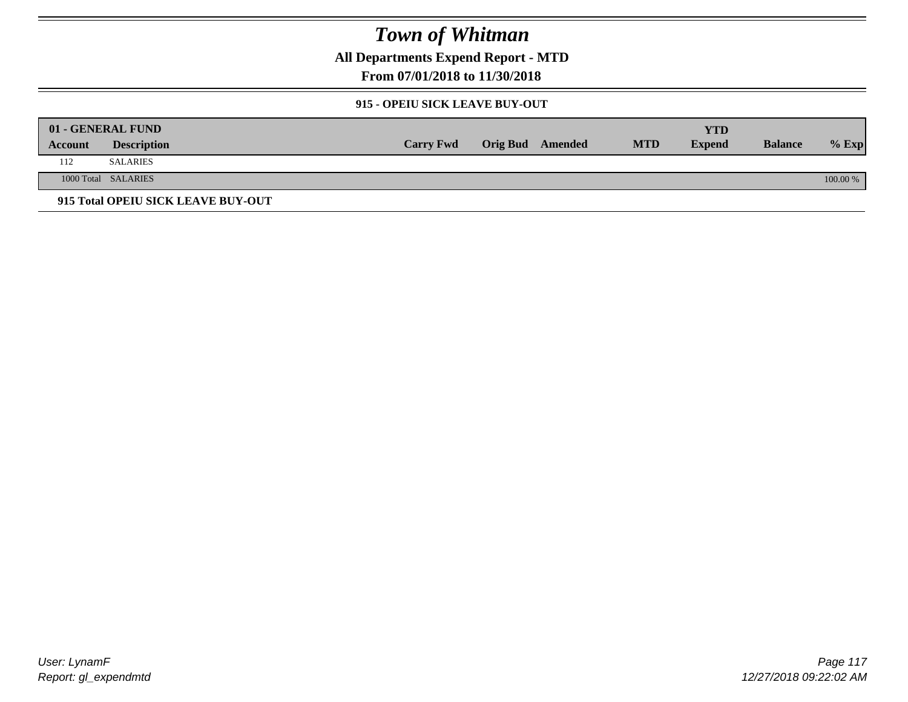# Town of Whitman

## All Departments Expend Report - MTD

### From 07/01/2018 to 11/30/2018

#### 915 - OPEIU SICK LEAVE BUY-OUT

| 01 - GENERAL FUND | | | | | | | | |
|---|---|---|---|---|---|---|---|---|
| **Account** | **Description** | **Carry Fwd** | **Orig Bud** | **Amended** | **MTD** | **YTD Expend** | **Balance** | **% Exp** |
| 112 | SALARIES | | | | | | | |
| 1000 Total | SALARIES | | | | | | | 100.00 % |

**915 Total OPEIU SICK LEAVE BUY-OUT**

*User: LynamF*
*Report: gl_expendmtd*

*12/27/2018 09:22:02 AM*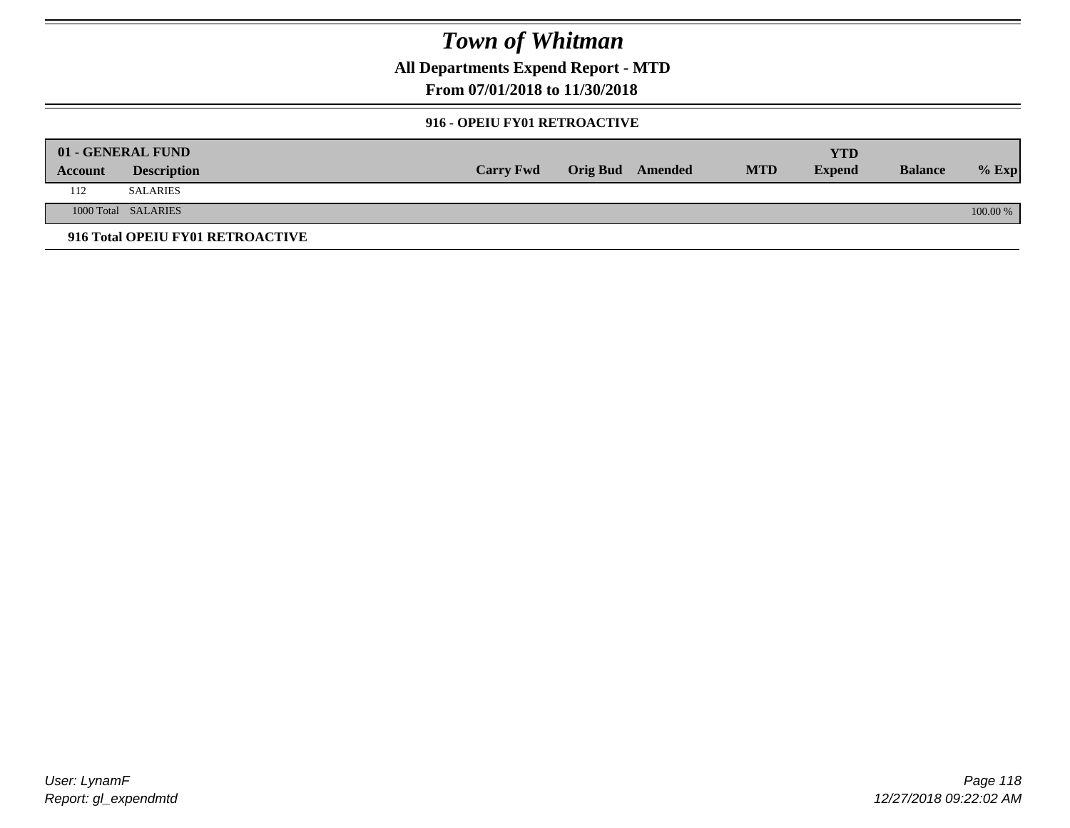# *Town of Whitman*

**All Departments Expend Report - MTD**

**From 07/01/2018 to 11/30/2018**

### 916 - OPEIU FY01 RETROACTIVE

| 01 - GENERAL FUND<br>Account | Description | Carry Fwd | Orig Bud | Amended | MTD | YTD<br>Expend | Balance | % Exp |
|---|---|---|---|---|---|---|---|---|
| 112 | SALARIES | | | | | | | |
| 1000 Total | SALARIES | | | | | | | 100.00 % |

**916 Total OPEIU FY01 RETROACTIVE**

*User: LynamF*
*Report: gl_expendmtd*

*12/27/2018 09:22:02 AM*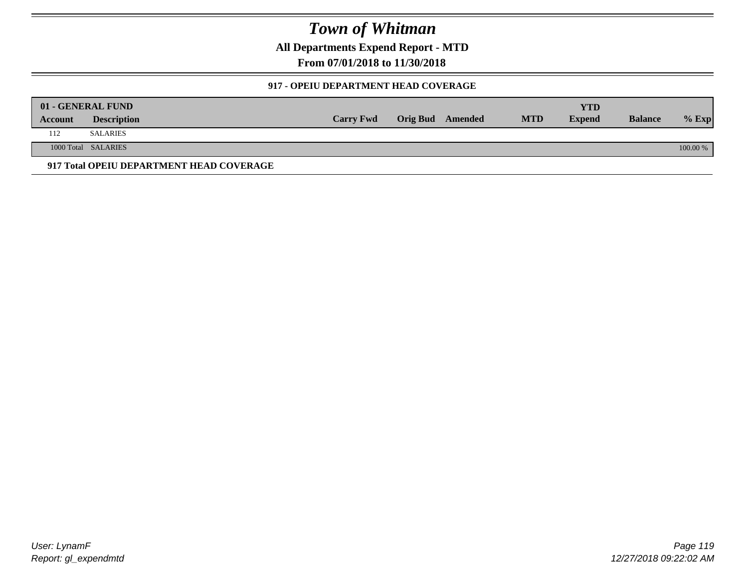# Town of Whitman

**All Departments Expend Report - MTD**

**From 07/01/2018 to 11/30/2018**

### 917 - OPEIU DEPARTMENT HEAD COVERAGE

| 01 - GENERAL FUND | | | | | | YTD | | |
|---|---|---|---|---|---|---|---|---|
| **Account** | **Description** | **Carry Fwd** | **Orig Bud** | **Amended** | **MTD** | **Expend** | **Balance** | **% Exp** |
| 112 | SALARIES | | | | | | | |
| 1000 Total | SALARIES | | | | | | | 100.00 % |

**917 Total OPEIU DEPARTMENT HEAD COVERAGE**

*User: LynamF*
*Report: gl_expendmtd*

*12/27/2018 09:22:02 AM*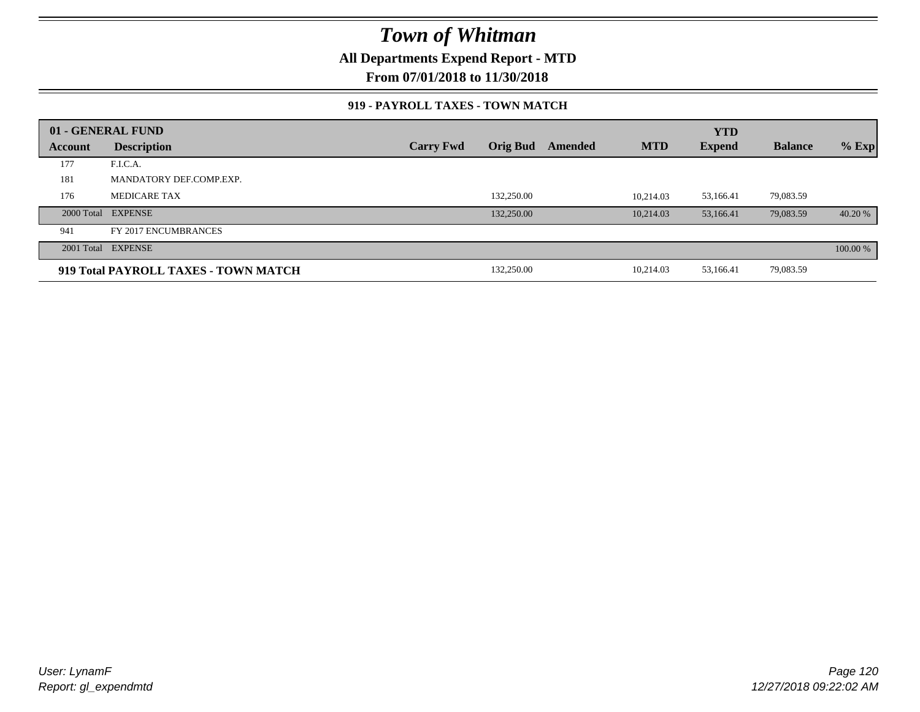# Town of Whitman

**All Departments Expend Report - MTD**

**From 07/01/2018 to 11/30/2018**

### 919 - PAYROLL TAXES - TOWN MATCH

| 01 - GENERAL FUND | | | | | | YTD | | |
|---|---|---|---|---|---|---|---|---|
| **Account** | **Description** | **Carry Fwd** | **Orig Bud** | **Amended** | **MTD** | **Expend** | **Balance** | **% Exp** |
| 177 | F.I.C.A. | | | | | | | |
| 181 | MANDATORY DEF.COMP.EXP. | | | | | | | |
| 176 | MEDICARE TAX | | 132,250.00 | | 10,214.03 | 53,166.41 | 79,083.59 | |
| 2000 Total | EXPENSE | | 132,250.00 | | 10,214.03 | 53,166.41 | 79,083.59 | 40.20 % |
| 941 | FY 2017 ENCUMBRANCES | | | | | | | |
| 2001 Total | EXPENSE | | | | | | | 100.00 % |
| **919 Total PAYROLL TAXES - TOWN MATCH** | | | 132,250.00 | | 10,214.03 | 53,166.41 | 79,083.59 | |

*User: LynamF*
*Report: gl_expendmtd*

*12/27/2018 09:22:02 AM*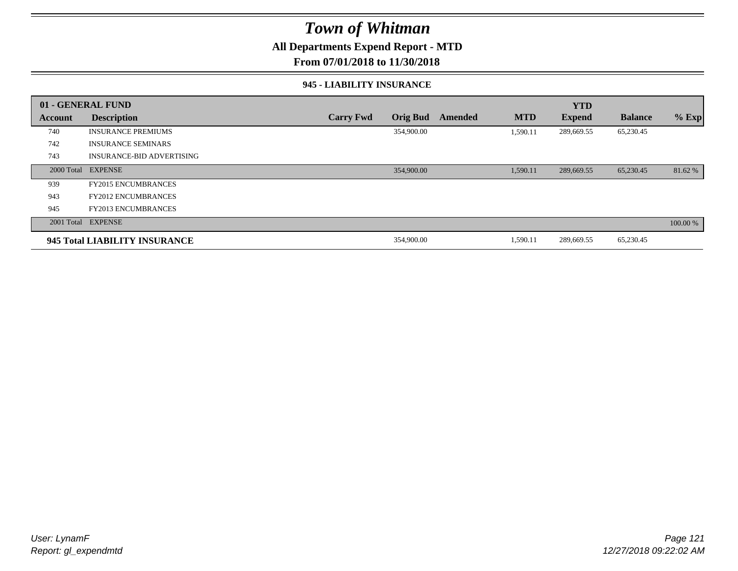# Town of Whitman

**All Departments Expend Report - MTD**

**From 07/01/2018 to 11/30/2018**

### 945 - LIABILITY INSURANCE

| 01 - GENERAL FUND | | | | | | YTD | | |
|---|---|---|---|---|---|---|---|---|
| **Account** | **Description** | **Carry Fwd** | **Orig Bud** | **Amended** | **MTD** | **Expend** | **Balance** | **% Exp** |
| 740 | INSURANCE PREMIUMS | | 354,900.00 | | 1,590.11 | 289,669.55 | 65,230.45 | |
| 742 | INSURANCE SEMINARS | | | | | | | |
| 743 | INSURANCE-BID ADVERTISING | | | | | | | |
| 2000 Total | EXPENSE | | 354,900.00 | | 1,590.11 | 289,669.55 | 65,230.45 | 81.62 % |
| 939 | FY2015 ENCUMBRANCES | | | | | | | |
| 943 | FY2012 ENCUMBRANCES | | | | | | | |
| 945 | FY2013 ENCUMBRANCES | | | | | | | |
| 2001 Total | EXPENSE | | | | | | | 100.00 % |
| **945 Total LIABILITY INSURANCE** | | | 354,900.00 | | 1,590.11 | 289,669.55 | 65,230.45 | |

*User: LynamF*
*Report: gl_expendmtd*

*12/27/2018 09:22:02 AM*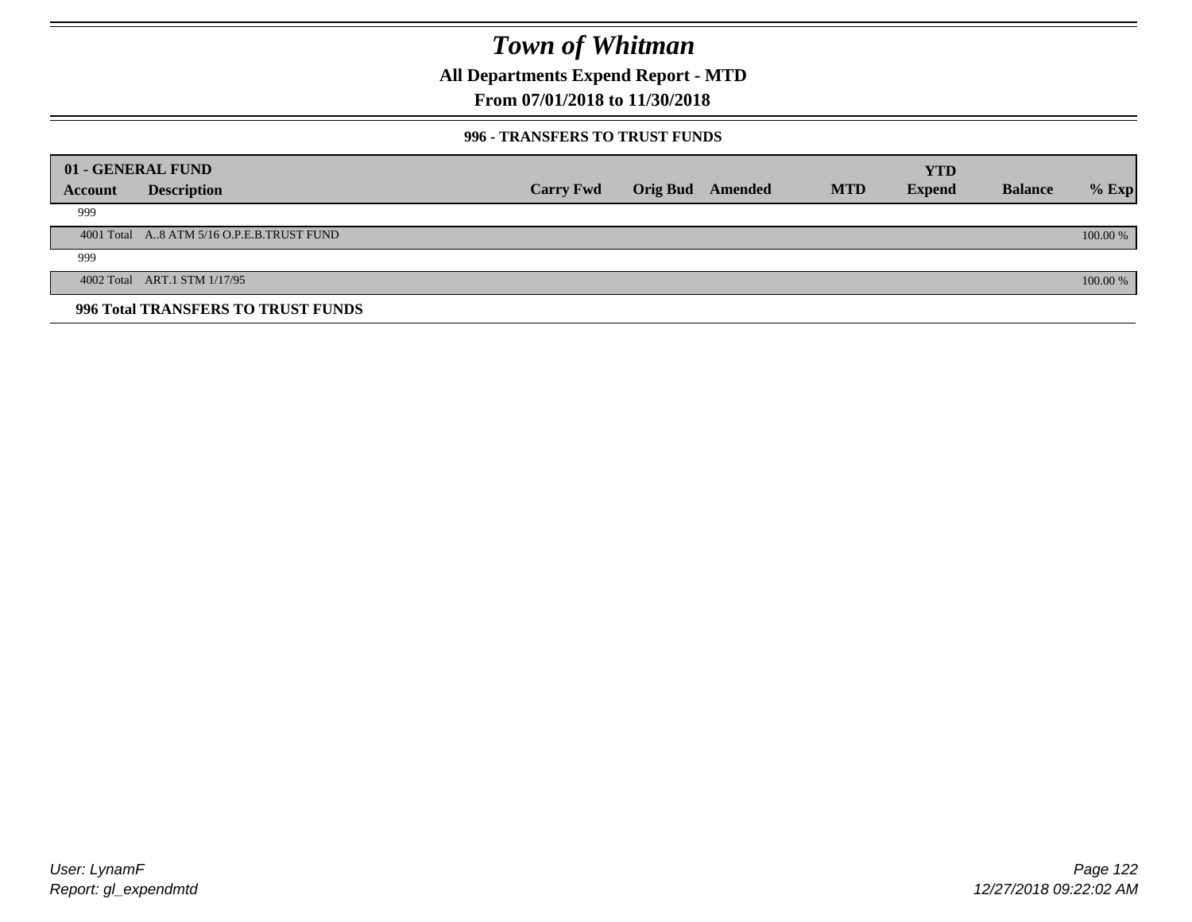# Town of Whitman

## All Departments Expend Report - MTD

## From 07/01/2018 to 11/30/2018

### 996 - TRANSFERS TO TRUST FUNDS

| 01 - GENERAL FUND | | | | | | YTD | | |
|---|---|---|---|---|---|---|---|---|
| **Account** | **Description** | **Carry Fwd** | **Orig Bud** | **Amended** | **MTD** | **Expend** | **Balance** | **% Exp** |
| 999 | | | | | | | | |
| 4001 Total | A..8 ATM 5/16 O.P.E.B.TRUST FUND | | | | | | | 100.00 % |
| 999 | | | | | | | | |
| 4002 Total | ART.1 STM 1/17/95 | | | | | | | 100.00 % |

**996 Total TRANSFERS TO TRUST FUNDS**

*User: LynamF*
*Report: gl_expendmtd*

*12/27/2018 09:22:02 AM*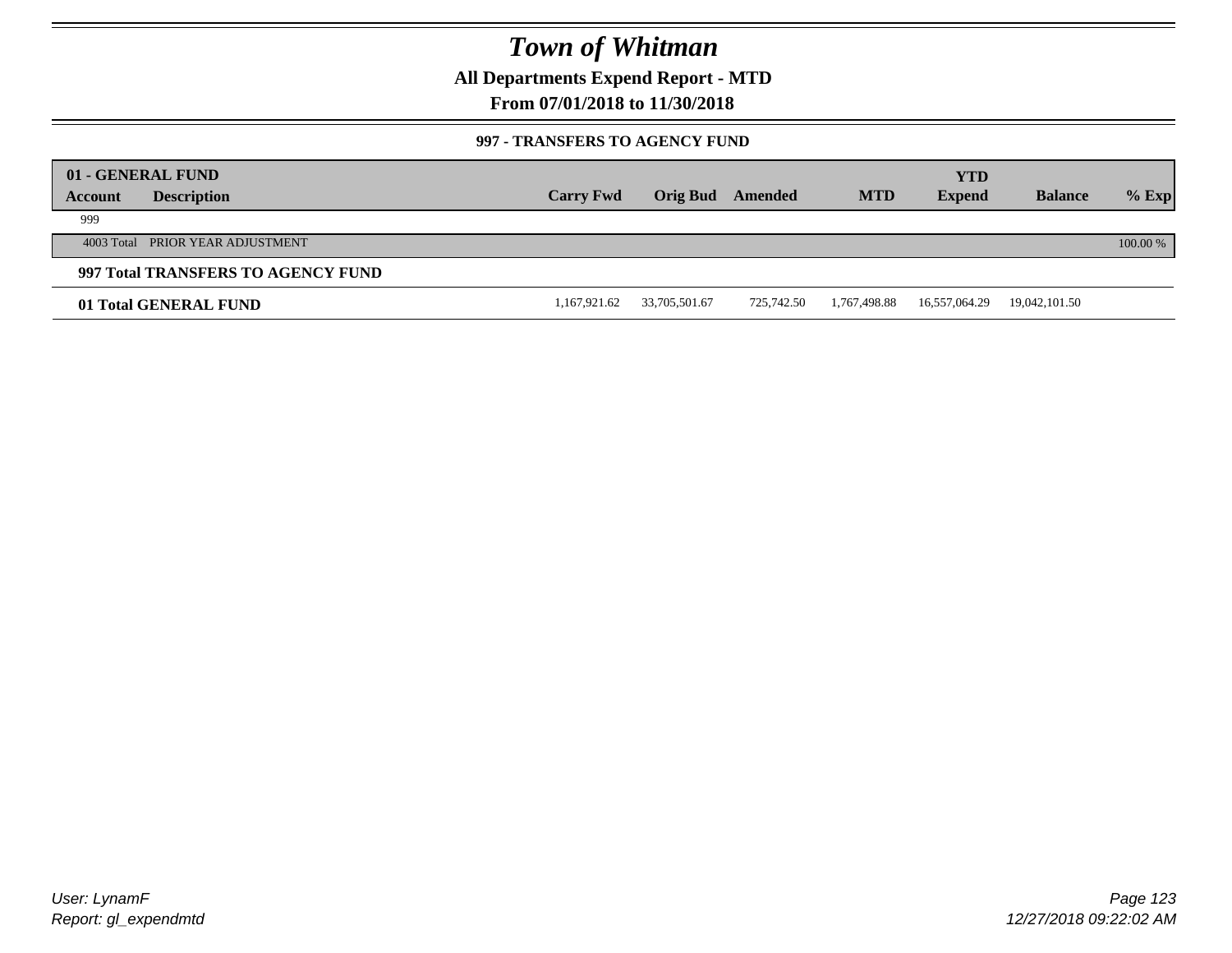# Town of Whitman

**All Departments Expend Report - MTD**

**From 07/01/2018 to 11/30/2018**

**997 - TRANSFERS TO AGENCY FUND**

| 01 - GENERAL FUND | | | | | | | | |
|---|---|---|---|---|---|---|---|---|
| **Account** | **Description** | **Carry Fwd** | **Orig Bud** | **Amended** | **MTD** | **YTD Expend** | **Balance** | **% Exp** |
| 999 | | | | | | | | |
| 4003 Total | PRIOR YEAR ADJUSTMENT | | | | | | | 100.00 % |
| **997 Total TRANSFERS TO AGENCY FUND** | | | | | | | | |
| **01 Total GENERAL FUND** | | 1,167,921.62 | 33,705,501.67 | 725,742.50 | 1,767,498.88 | 16,557,064.29 | 19,042,101.50 | |

User: LynamF
Report: gl_expendmtd

12/27/2018 09:22:02 AM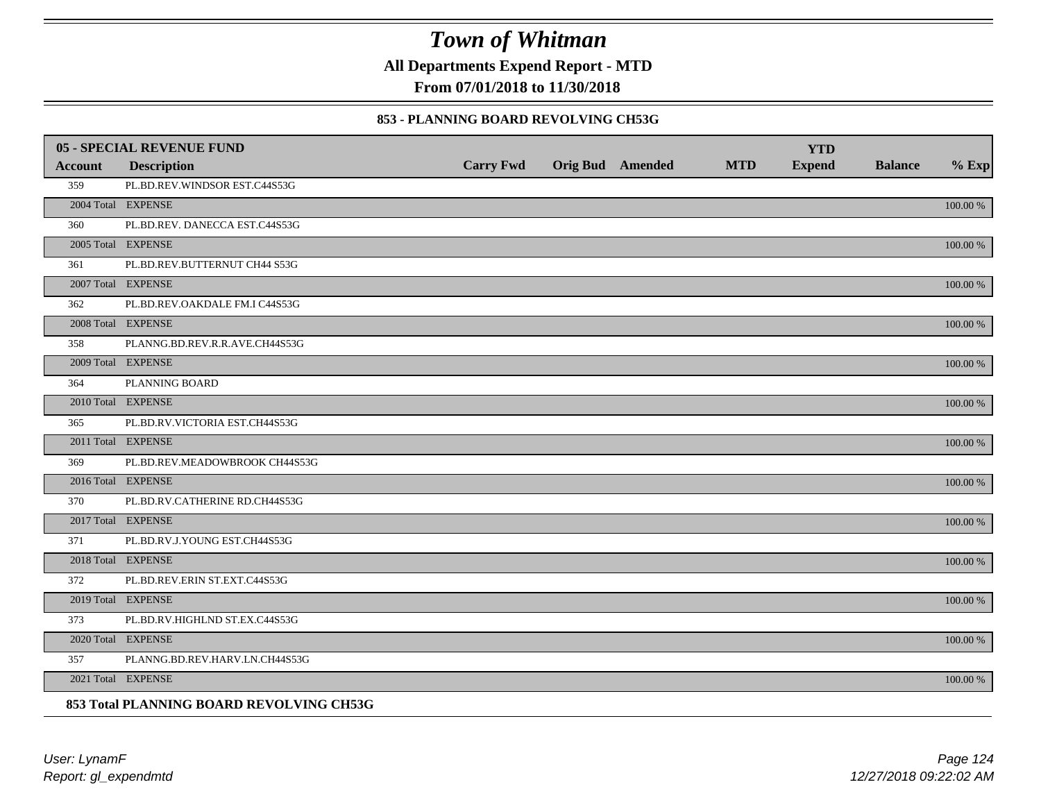# Town of Whitman

**All Departments Expend Report - MTD**

**From 07/01/2018 to 11/30/2018**

**853 - PLANNING BOARD REVOLVING CH53G**

| 05 - SPECIAL REVENUE FUND | | | | | | | | | |
|---|---|---|---|---|---|---|---|---|---|
| **Account** | **Description** | **Carry Fwd** | **Orig Bud** | **Amended** | **MTD** | **YTD Expend** | **Balance** | **% Exp** |
| 359 | PL.BD.REV.WINDSOR EST.C44S53G | | | | | | | |
| 2004 Total | EXPENSE | | | | | | | 100.00 % |
| 360 | PL.BD.REV. DANECCA EST.C44S53G | | | | | | | |
| 2005 Total | EXPENSE | | | | | | | 100.00 % |
| 361 | PL.BD.REV.BUTTERNUT CH44 S53G | | | | | | | |
| 2007 Total | EXPENSE | | | | | | | 100.00 % |
| 362 | PL.BD.REV.OAKDALE FM.I C44S53G | | | | | | | |
| 2008 Total | EXPENSE | | | | | | | 100.00 % |
| 358 | PLANNG.BD.REV.R.R.AVE.CH44S53G | | | | | | | |
| 2009 Total | EXPENSE | | | | | | | 100.00 % |
| 364 | PLANNING BOARD | | | | | | | |
| 2010 Total | EXPENSE | | | | | | | 100.00 % |
| 365 | PL.BD.RV.VICTORIA EST.CH44S53G | | | | | | | |
| 2011 Total | EXPENSE | | | | | | | 100.00 % |
| 369 | PL.BD.REV.MEADOWBROOK CH44S53G | | | | | | | |
| 2016 Total | EXPENSE | | | | | | | 100.00 % |
| 370 | PL.BD.RV.CATHERINE RD.CH44S53G | | | | | | | |
| 2017 Total | EXPENSE | | | | | | | 100.00 % |
| 371 | PL.BD.RV.J.YOUNG EST.CH44S53G | | | | | | | |
| 2018 Total | EXPENSE | | | | | | | 100.00 % |
| 372 | PL.BD.REV.ERIN ST.EXT.C44S53G | | | | | | | |
| 2019 Total | EXPENSE | | | | | | | 100.00 % |
| 373 | PL.BD.RV.HIGHLND ST.EX.C44S53G | | | | | | | |
| 2020 Total | EXPENSE | | | | | | | 100.00 % |
| 357 | PLANNG.BD.REV.HARV.LN.CH44S53G | | | | | | | |
| 2021 Total | EXPENSE | | | | | | | 100.00 % |

**853 Total PLANNING BOARD REVOLVING CH53G**

User: LynamF
Report: gl_expendmtd

12/27/2018 09:22:02 AM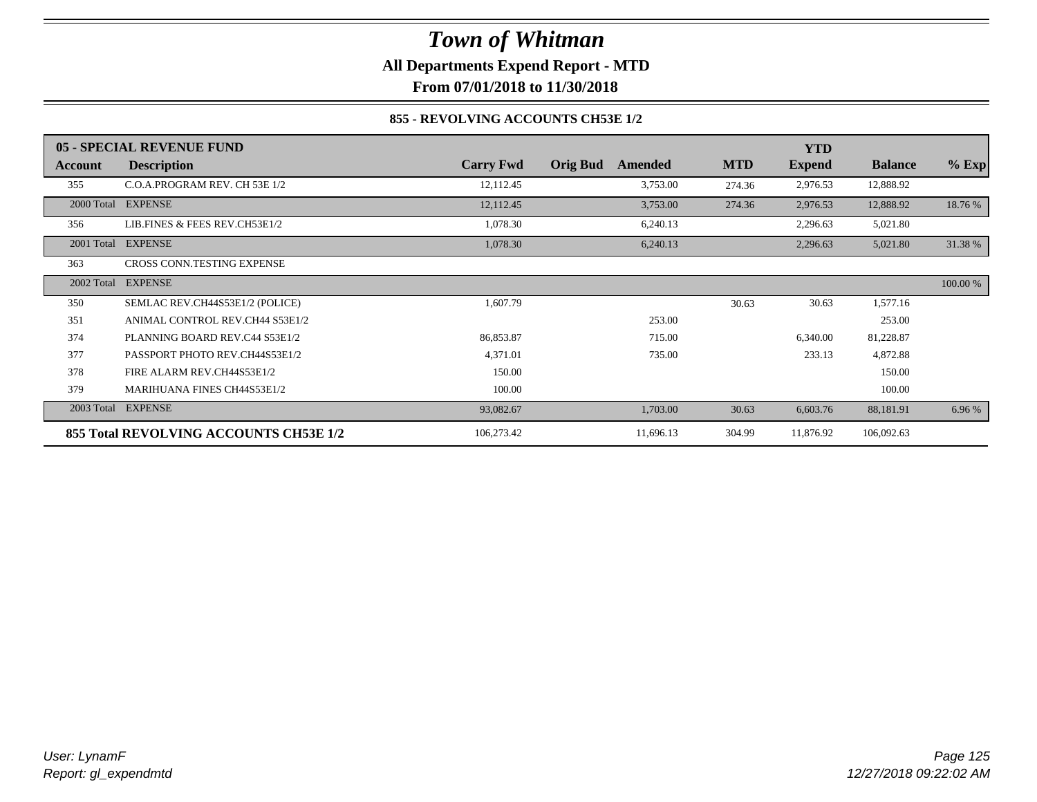# Town of Whitman

**All Departments Expend Report - MTD**

**From 07/01/2018 to 11/30/2018**

**855 - REVOLVING ACCOUNTS CH53E 1/2**

| 05 - SPECIAL REVENUE FUND | | | | | | YTD | | |
|---|---|---|---|---|---|---|---|---|
| **Account** | **Description** | **Carry Fwd** | **Orig Bud** | **Amended** | **MTD** | **Expend** | **Balance** | **% Exp** |
| 355 | C.O.A.PROGRAM REV. CH 53E 1/2 | 12,112.45 | | 3,753.00 | 274.36 | 2,976.53 | 12,888.92 | |
| 2000 Total | EXPENSE | 12,112.45 | | 3,753.00 | 274.36 | 2,976.53 | 12,888.92 | 18.76 % |
| 356 | LIB.FINES & FEES REV.CH53E1/2 | 1,078.30 | | 6,240.13 | | 2,296.63 | 5,021.80 | |
| 2001 Total | EXPENSE | 1,078.30 | | 6,240.13 | | 2,296.63 | 5,021.80 | 31.38 % |
| 363 | CROSS CONN.TESTING EXPENSE | | | | | | | |
| 2002 Total | EXPENSE | | | | | | | 100.00 % |
| 350 | SEMLAC REV.CH44S53E1/2 (POLICE) | 1,607.79 | | | 30.63 | 30.63 | 1,577.16 | |
| 351 | ANIMAL CONTROL REV.CH44 S53E1/2 | | | 253.00 | | | 253.00 | |
| 374 | PLANNING BOARD REV.C44 S53E1/2 | 86,853.87 | | 715.00 | | 6,340.00 | 81,228.87 | |
| 377 | PASSPORT PHOTO REV.CH44S53E1/2 | 4,371.01 | | 735.00 | | 233.13 | 4,872.88 | |
| 378 | FIRE ALARM REV.CH44S53E1/2 | 150.00 | | | | | 150.00 | |
| 379 | MARIHUANA FINES CH44S53E1/2 | 100.00 | | | | | 100.00 | |
| 2003 Total | EXPENSE | 93,082.67 | | 1,703.00 | 30.63 | 6,603.76 | 88,181.91 | 6.96 % |
| **855 Total REVOLVING ACCOUNTS CH53E 1/2** | | 106,273.42 | | 11,696.13 | 304.99 | 11,876.92 | 106,092.63 | |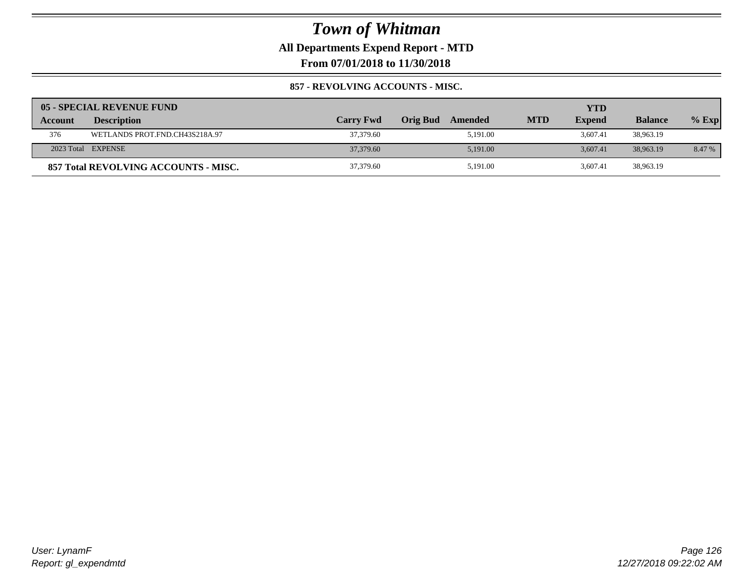# Town of Whitman

**All Departments Expend Report - MTD**

**From 07/01/2018 to 11/30/2018**

**857 - REVOLVING ACCOUNTS - MISC.**

| **05 - SPECIAL REVENUE FUND** | | | | | | | | |
|---|---|---|---|---|---|---|---|---|
| **Account** | **Description** | **Carry Fwd** | **Orig Bud** | **Amended** | **MTD** | **YTD Expend** | **Balance** | **% Exp** |
| 376 | WETLANDS PROT.FND.CH43S218A.97 | 37,379.60 | | 5,191.00 | | 3,607.41 | 38,963.19 | |
| 2023 Total | EXPENSE | 37,379.60 | | 5,191.00 | | 3,607.41 | 38,963.19 | 8.47 % |
| **857 Total REVOLVING ACCOUNTS - MISC.** | | 37,379.60 | | 5,191.00 | | 3,607.41 | 38,963.19 | |

*User: LynamF*
*Report: gl_expendmtd*

*12/27/2018 09:22:02 AM*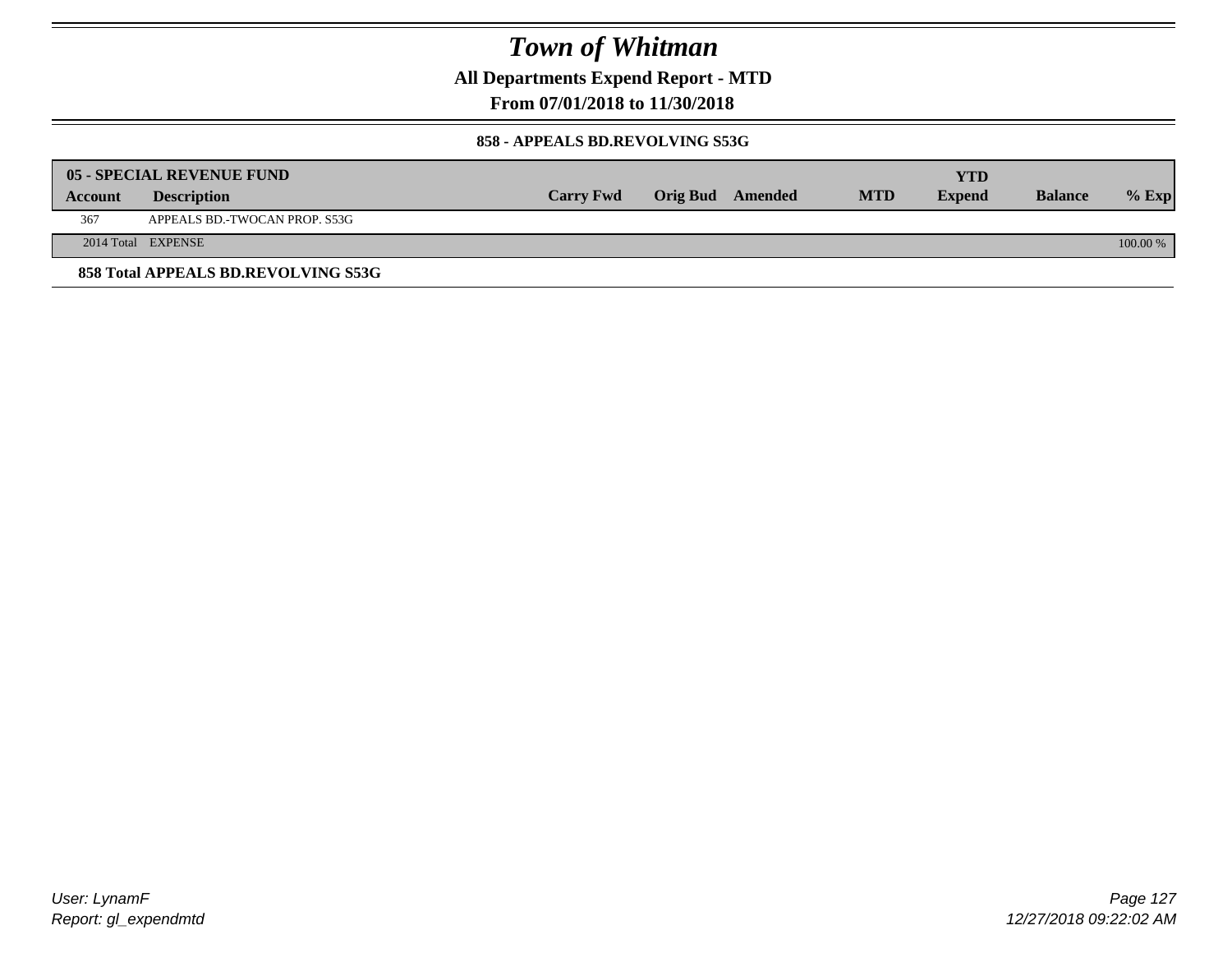# Town of Whitman

## All Departments Expend Report - MTD

### From 07/01/2018 to 11/30/2018

#### 858 - APPEALS BD.REVOLVING S53G

| Account | Description | Carry Fwd | Orig Bud | Amended | MTD | YTD Expend | Balance | % Exp |
|---|---|---|---|---|---|---|---|---|
| **05 - SPECIAL REVENUE FUND** | | | | | | | | |
| 367 | APPEALS BD.-TWOCAN PROP. S53G | | | | | | | |
| 2014 Total | EXPENSE | | | | | | | 100.00 % |
| **858 Total APPEALS BD.REVOLVING S53G** | | | | | | | | |

User: LynamF
Report: gl_expendmtd

12/27/2018 09:22:02 AM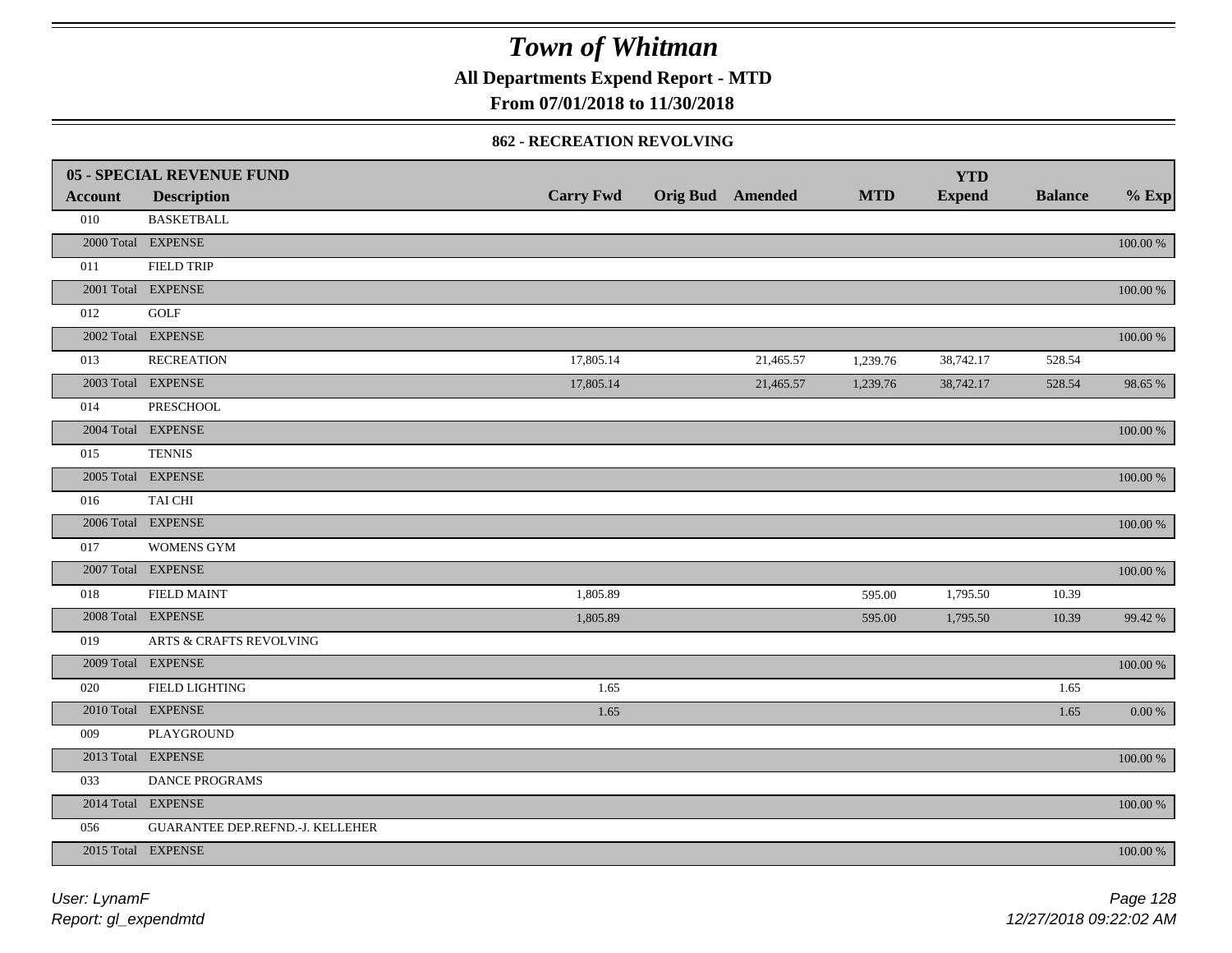# Town of Whitman

**All Departments Expend Report - MTD**

**From 07/01/2018 to 11/30/2018**

### 862 - RECREATION REVOLVING

| Account | Description | Carry Fwd | Orig Bud | Amended | MTD | YTD Expend | Balance | % Exp |
|---|---|---|---|---|---|---|---|---|
| **05 - SPECIAL REVENUE FUND** | | | | | | | | |
| 010 | BASKETBALL | | | | | | | |
| 2000 Total | EXPENSE | | | | | | | 100.00 % |
| 011 | FIELD TRIP | | | | | | | |
| 2001 Total | EXPENSE | | | | | | | 100.00 % |
| 012 | GOLF | | | | | | | |
| 2002 Total | EXPENSE | | | | | | | 100.00 % |
| 013 | RECREATION | 17,805.14 | | 21,465.57 | 1,239.76 | 38,742.17 | 528.54 | |
| 2003 Total | EXPENSE | 17,805.14 | | 21,465.57 | 1,239.76 | 38,742.17 | 528.54 | 98.65 % |
| 014 | PRESCHOOL | | | | | | | |
| 2004 Total | EXPENSE | | | | | | | 100.00 % |
| 015 | TENNIS | | | | | | | |
| 2005 Total | EXPENSE | | | | | | | 100.00 % |
| 016 | TAI CHI | | | | | | | |
| 2006 Total | EXPENSE | | | | | | | 100.00 % |
| 017 | WOMENS GYM | | | | | | | |
| 2007 Total | EXPENSE | | | | | | | 100.00 % |
| 018 | FIELD MAINT | 1,805.89 | | | 595.00 | 1,795.50 | 10.39 | |
| 2008 Total | EXPENSE | 1,805.89 | | | 595.00 | 1,795.50 | 10.39 | 99.42 % |
| 019 | ARTS & CRAFTS REVOLVING | | | | | | | |
| 2009 Total | EXPENSE | | | | | | | 100.00 % |
| 020 | FIELD LIGHTING | 1.65 | | | | | 1.65 | |
| 2010 Total | EXPENSE | 1.65 | | | | | 1.65 | 0.00 % |
| 009 | PLAYGROUND | | | | | | | |
| 2013 Total | EXPENSE | | | | | | | 100.00 % |
| 033 | DANCE PROGRAMS | | | | | | | |
| 2014 Total | EXPENSE | | | | | | | 100.00 % |
| 056 | GUARANTEE DEP.REFND.-J. KELLEHER | | | | | | | |
| 2015 Total | EXPENSE | | | | | | | 100.00 % |

User: LynamF
Report: gl_expendmtd

12/27/2018 09:22:02 AM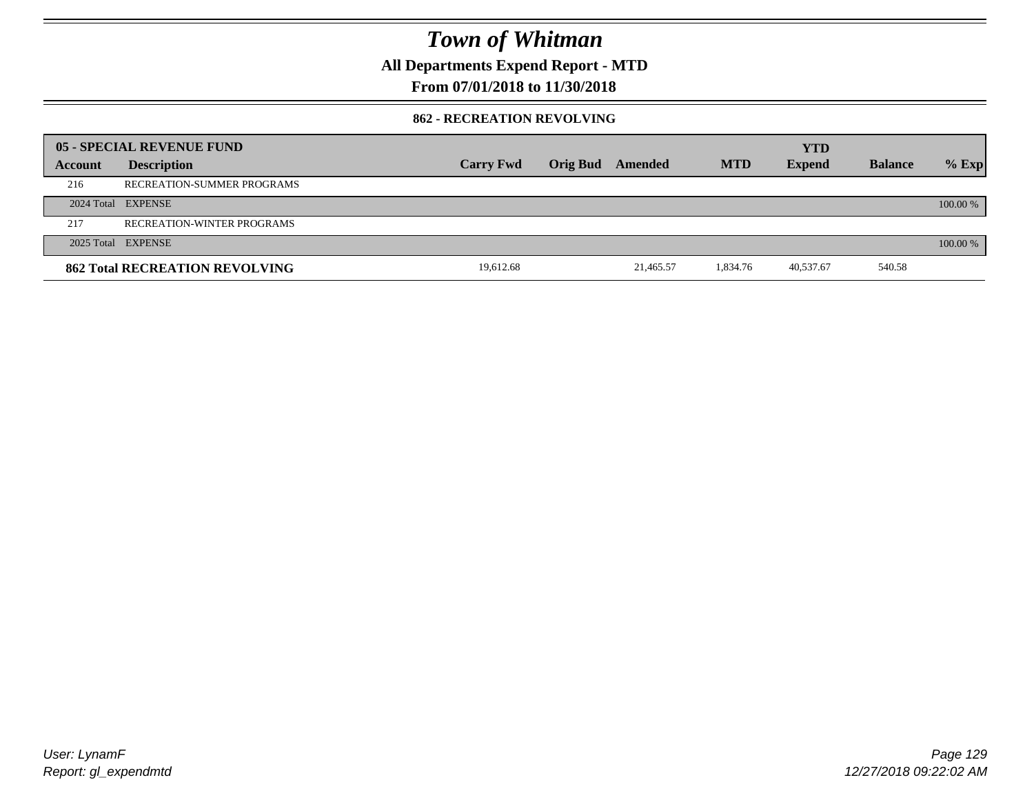# Town of Whitman

## All Departments Expend Report - MTD

### From 07/01/2018 to 11/30/2018

#### 862 - RECREATION REVOLVING

| 05 - SPECIAL REVENUE FUND | | | | | | YTD | | |
|---|---|---|---|---|---|---|---|---|
| **Account** | **Description** | **Carry Fwd** | **Orig Bud** | **Amended** | **MTD** | **Expend** | **Balance** | **% Exp** |
| 216 | RECREATION-SUMMER PROGRAMS | | | | | | | |
| 2024 Total | EXPENSE | | | | | | | 100.00 % |
| 217 | RECREATION-WINTER PROGRAMS | | | | | | | |
| 2025 Total | EXPENSE | | | | | | | 100.00 % |
| **862 Total RECREATION REVOLVING** | | 19,612.68 | | 21,465.57 | 1,834.76 | 40,537.67 | 540.58 | |

User: LynamF
Report: gl_expendmtd

12/27/2018 09:22:02 AM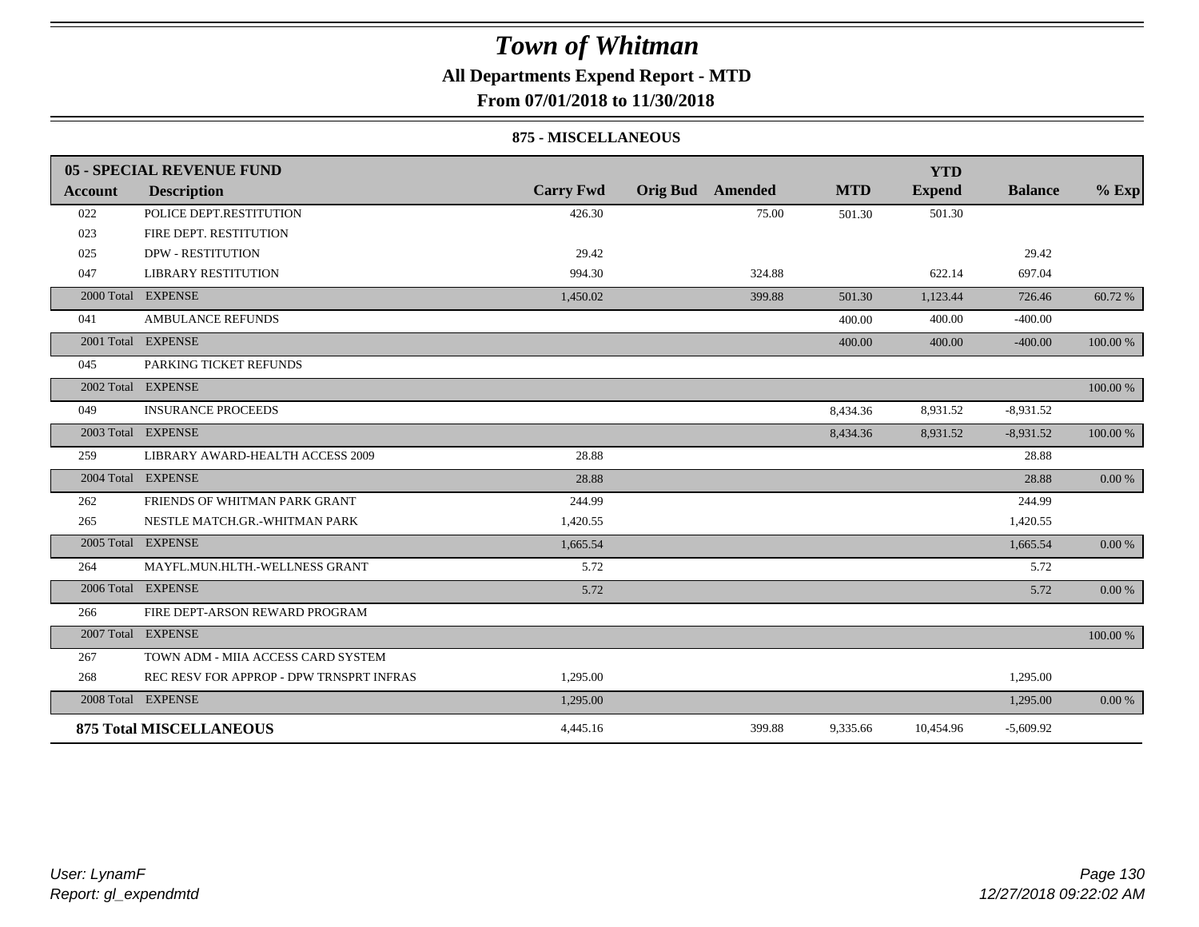# Town of Whitman

## All Departments Expend Report - MTD

### From 07/01/2018 to 11/30/2018

#### 875 - MISCELLANEOUS

| Account | Description | Carry Fwd | Orig Bud | Amended | MTD | YTD Expend | Balance | % Exp |
|---|---|---|---|---|---|---|---|---|
| **05 - SPECIAL REVENUE FUND** | | | | | | | | |
| 022 | POLICE DEPT.RESTITUTION | 426.30 | | 75.00 | 501.30 | 501.30 | | |
| 023 | FIRE DEPT. RESTITUTION | | | | | | | |
| 025 | DPW - RESTITUTION | 29.42 | | | | | 29.42 | |
| 047 | LIBRARY RESTITUTION | 994.30 | | 324.88 | | 622.14 | 697.04 | |
| 2000 Total | EXPENSE | 1,450.02 | | 399.88 | 501.30 | 1,123.44 | 726.46 | 60.72 % |
| 041 | AMBULANCE REFUNDS | | | | 400.00 | 400.00 | -400.00 | |
| 2001 Total | EXPENSE | | | | 400.00 | 400.00 | -400.00 | 100.00 % |
| 045 | PARKING TICKET REFUNDS | | | | | | | |
| 2002 Total | EXPENSE | | | | | | | 100.00 % |
| 049 | INSURANCE PROCEEDS | | | | 8,434.36 | 8,931.52 | -8,931.52 | |
| 2003 Total | EXPENSE | | | | 8,434.36 | 8,931.52 | -8,931.52 | 100.00 % |
| 259 | LIBRARY AWARD-HEALTH ACCESS 2009 | 28.88 | | | | | 28.88 | |
| 2004 Total | EXPENSE | 28.88 | | | | | 28.88 | 0.00 % |
| 262 | FRIENDS OF WHITMAN PARK GRANT | 244.99 | | | | | 244.99 | |
| 265 | NESTLE MATCH.GR.-WHITMAN PARK | 1,420.55 | | | | | 1,420.55 | |
| 2005 Total | EXPENSE | 1,665.54 | | | | | 1,665.54 | 0.00 % |
| 264 | MAYFL.MUN.HLTH.-WELLNESS GRANT | 5.72 | | | | | 5.72 | |
| 2006 Total | EXPENSE | 5.72 | | | | | 5.72 | 0.00 % |
| 266 | FIRE DEPT-ARSON REWARD PROGRAM | | | | | | | |
| 2007 Total | EXPENSE | | | | | | | 100.00 % |
| 267 | TOWN ADM - MIIA ACCESS CARD SYSTEM | | | | | | | |
| 268 | REC RESV FOR APPROP - DPW TRNSPRT INFRAS | 1,295.00 | | | | | 1,295.00 | |
| 2008 Total | EXPENSE | 1,295.00 | | | | | 1,295.00 | 0.00 % |
| **875 Total MISCELLANEOUS** | | 4,445.16 | | 399.88 | 9,335.66 | 10,454.96 | -5,609.92 | |

User: LynamF
Report: gl_expendmtd

12/27/2018 09:22:02 AM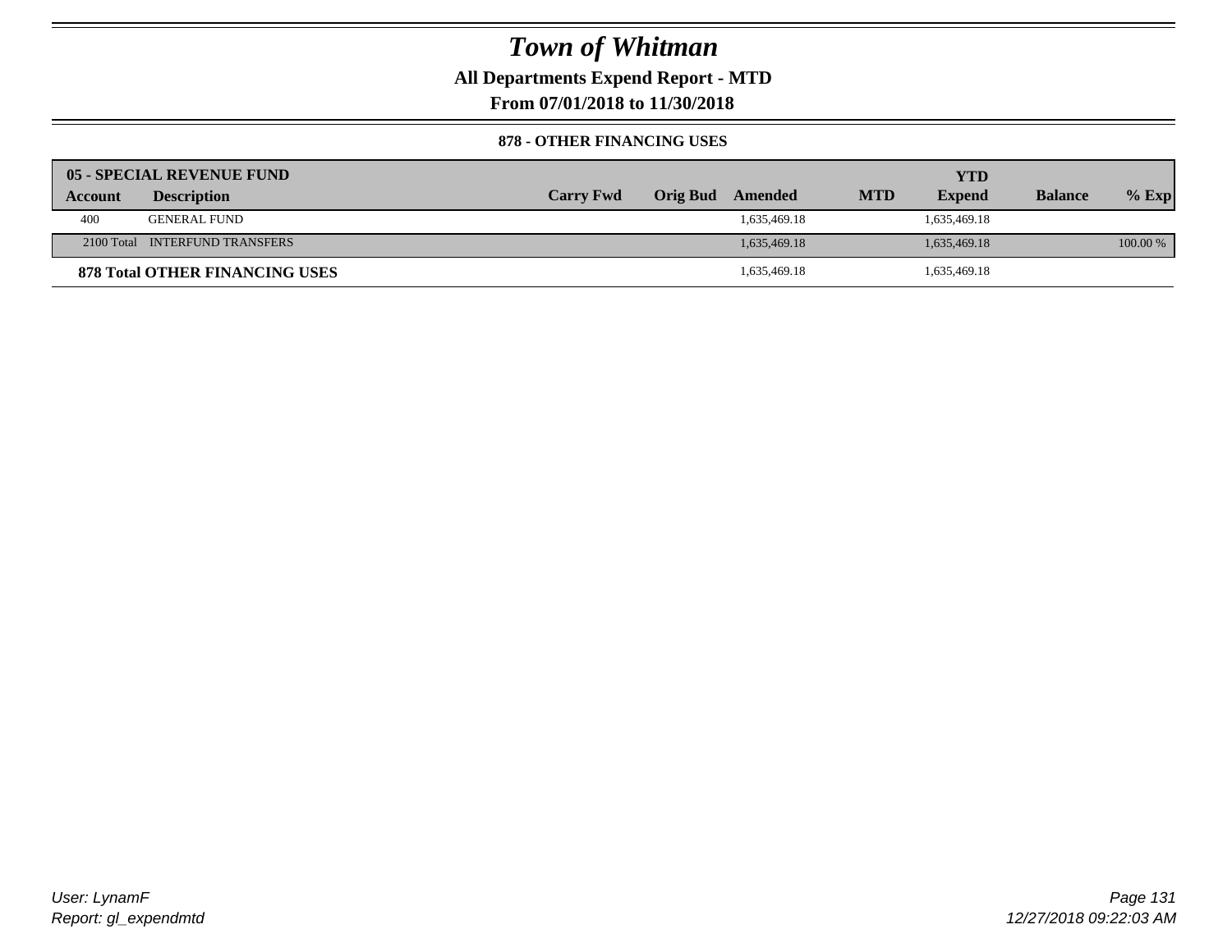# Town of Whitman

## All Departments Expend Report - MTD

### From 07/01/2018 to 11/30/2018

#### 878 - OTHER FINANCING USES

| 05 - SPECIAL REVENUE FUND | | | | | | | | |
|---|---|---|---|---|---|---|---|---|
| Account | Description | Carry Fwd | Orig Bud | Amended | MTD | YTD Expend | Balance | % Exp |
| 400 | GENERAL FUND | | | 1,635,469.18 | | 1,635,469.18 | | |
| 2100 Total | INTERFUND TRANSFERS | | | 1,635,469.18 | | 1,635,469.18 | | 100.00 % |
| **878 Total OTHER FINANCING USES** | | | | 1,635,469.18 | | 1,635,469.18 | | |

User: LynamF
Report: gl_expendmtd

12/27/2018 09:22:03 AM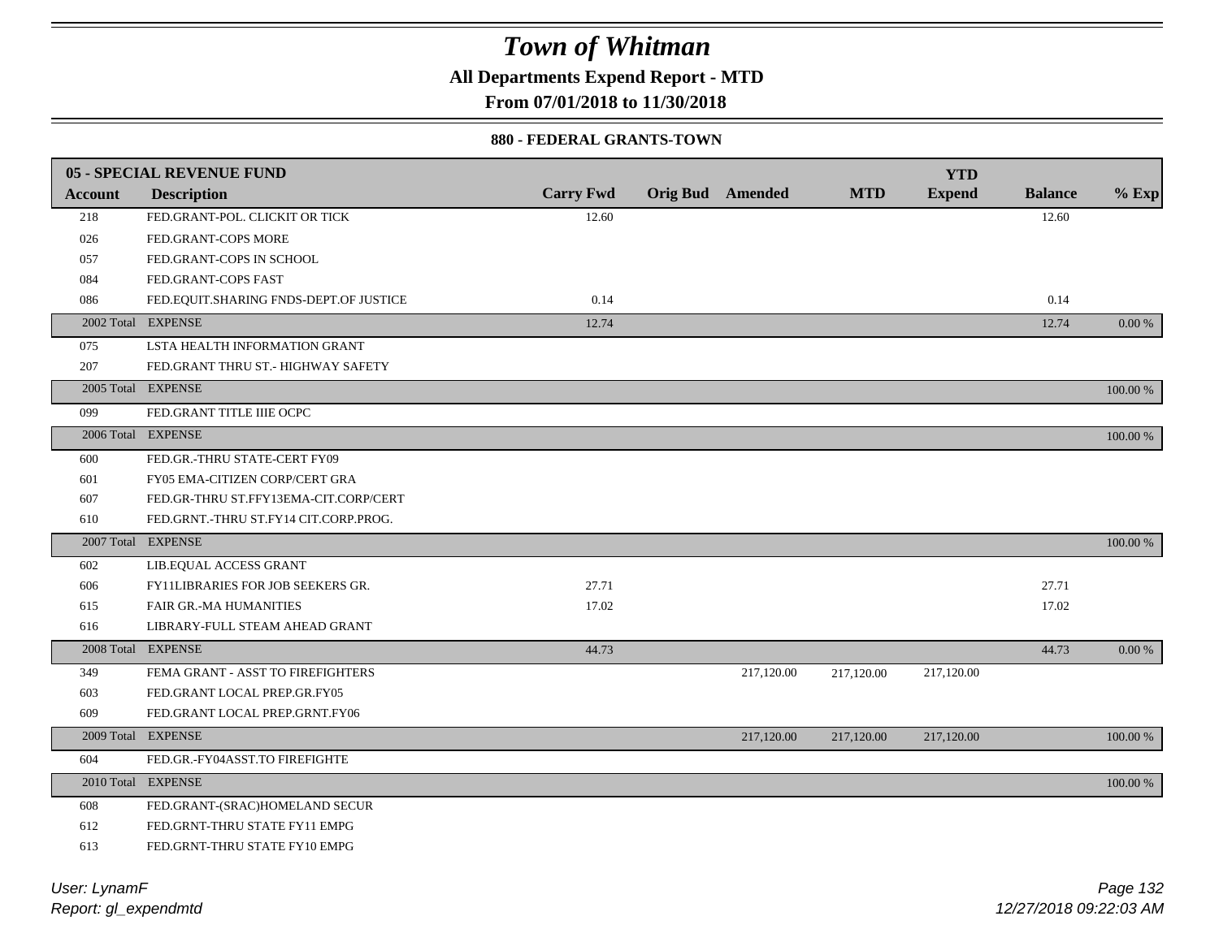# Town of Whitman

## All Departments Expend Report - MTD

### From 07/01/2018 to 11/30/2018

#### 880 - FEDERAL GRANTS-TOWN

| 05 - SPECIAL REVENUE FUND | | | | | | YTD | | |
|---|---|---|---|---|---|---|---|---|
| **Account** | **Description** | **Carry Fwd** | **Orig Bud** | **Amended** | **MTD** | **Expend** | **Balance** | **% Exp** |
| 218 | FED.GRANT-POL. CLICKIT OR TICK | 12.60 | | | | | 12.60 | |
| 026 | FED.GRANT-COPS MORE | | | | | | | |
| 057 | FED.GRANT-COPS IN SCHOOL | | | | | | | |
| 084 | FED.GRANT-COPS FAST | | | | | | | |
| 086 | FED.EQUIT.SHARING FNDS-DEPT.OF JUSTICE | 0.14 | | | | | 0.14 | |
| 2002 Total | EXPENSE | 12.74 | | | | | 12.74 | 0.00 % |
| 075 | LSTA HEALTH INFORMATION GRANT | | | | | | | |
| 207 | FED.GRANT THRU ST.- HIGHWAY SAFETY | | | | | | | |
| 2005 Total | EXPENSE | | | | | | | 100.00 % |
| 099 | FED.GRANT TITLE IIIE OCPC | | | | | | | |
| 2006 Total | EXPENSE | | | | | | | 100.00 % |
| 600 | FED.GR.-THRU STATE-CERT FY09 | | | | | | | |
| 601 | FY05 EMA-CITIZEN CORP/CERT GRA | | | | | | | |
| 607 | FED.GR-THRU ST.FFY13EMA-CIT.CORP/CERT | | | | | | | |
| 610 | FED.GRNT.-THRU ST.FY14 CIT.CORP.PROG. | | | | | | | |
| 2007 Total | EXPENSE | | | | | | | 100.00 % |
| 602 | LIB.EQUAL ACCESS GRANT | | | | | | | |
| 606 | FY11LIBRARIES FOR JOB SEEKERS GR. | 27.71 | | | | | 27.71 | |
| 615 | FAIR GR.-MA HUMANITIES | 17.02 | | | | | 17.02 | |
| 616 | LIBRARY-FULL STEAM AHEAD GRANT | | | | | | | |
| 2008 Total | EXPENSE | 44.73 | | | | | 44.73 | 0.00 % |
| 349 | FEMA GRANT - ASST TO FIREFIGHTERS | | | 217,120.00 | 217,120.00 | 217,120.00 | | |
| 603 | FED.GRANT LOCAL PREP.GR.FY05 | | | | | | | |
| 609 | FED.GRANT LOCAL PREP.GRNT.FY06 | | | | | | | |
| 2009 Total | EXPENSE | | | 217,120.00 | 217,120.00 | 217,120.00 | | 100.00 % |
| 604 | FED.GR.-FY04ASST.TO FIREFIGHTE | | | | | | | |
| 2010 Total | EXPENSE | | | | | | | 100.00 % |
| 608 | FED.GRANT-(SRAC)HOMELAND SECUR | | | | | | | |
| 612 | FED.GRNT-THRU STATE FY11 EMPG | | | | | | | |
| 613 | FED.GRNT-THRU STATE FY10 EMPG | | | | | | | |

*User: LynamF*
*Report: gl_expendmtd*
*12/27/2018 09:22:03 AM*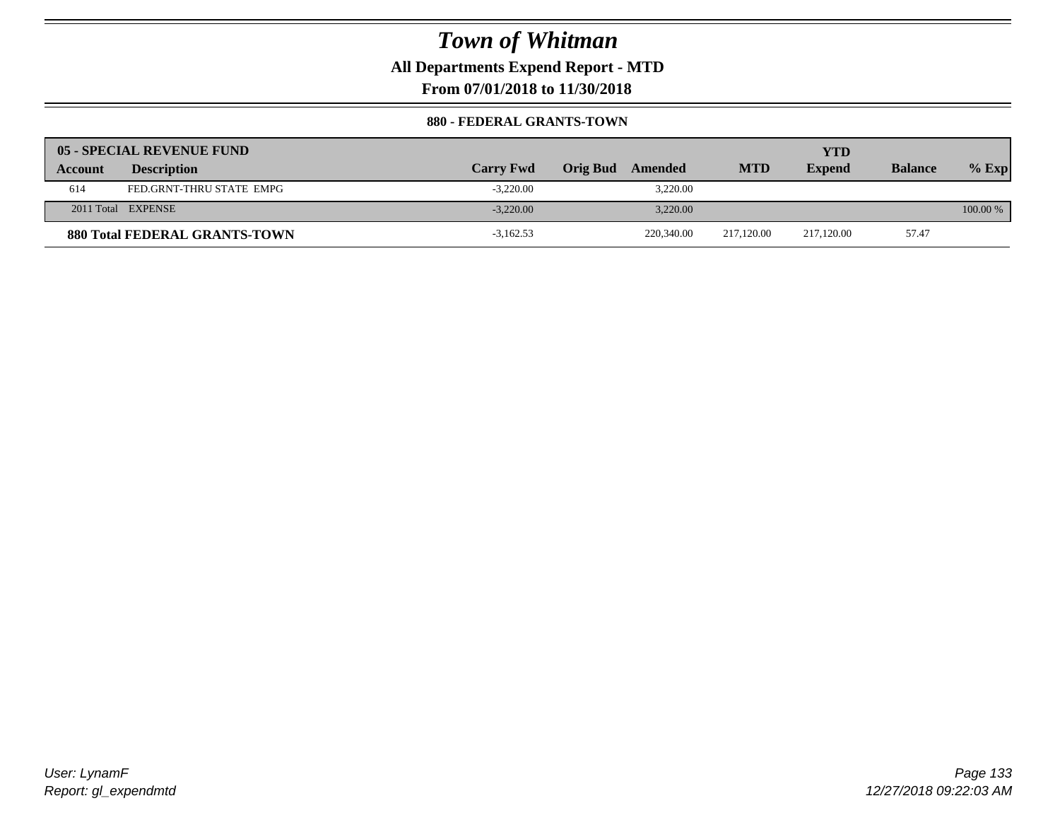# Town of Whitman

**All Departments Expend Report - MTD**

**From 07/01/2018 to 11/30/2018**

**880 - FEDERAL GRANTS-TOWN**

| **05 - SPECIAL REVENUE FUND** | | | | | | | | |
|---|---|---|---|---|---|---|---|---|
| **Account** | **Description** | **Carry Fwd** | **Orig Bud** | **Amended** | **MTD** | **YTD Expend** | **Balance** | **% Exp** |
| 614 | FED.GRNT-THRU STATE EMPG | -3,220.00 | | 3,220.00 | | | | |
| 2011 Total | EXPENSE | -3,220.00 | | 3,220.00 | | | | 100.00 % |
| **880 Total FEDERAL GRANTS-TOWN** | | -3,162.53 | | 220,340.00 | 217,120.00 | 217,120.00 | 57.47 | |

User: LynamF
Report: gl_expendmtd

12/27/2018 09:22:03 AM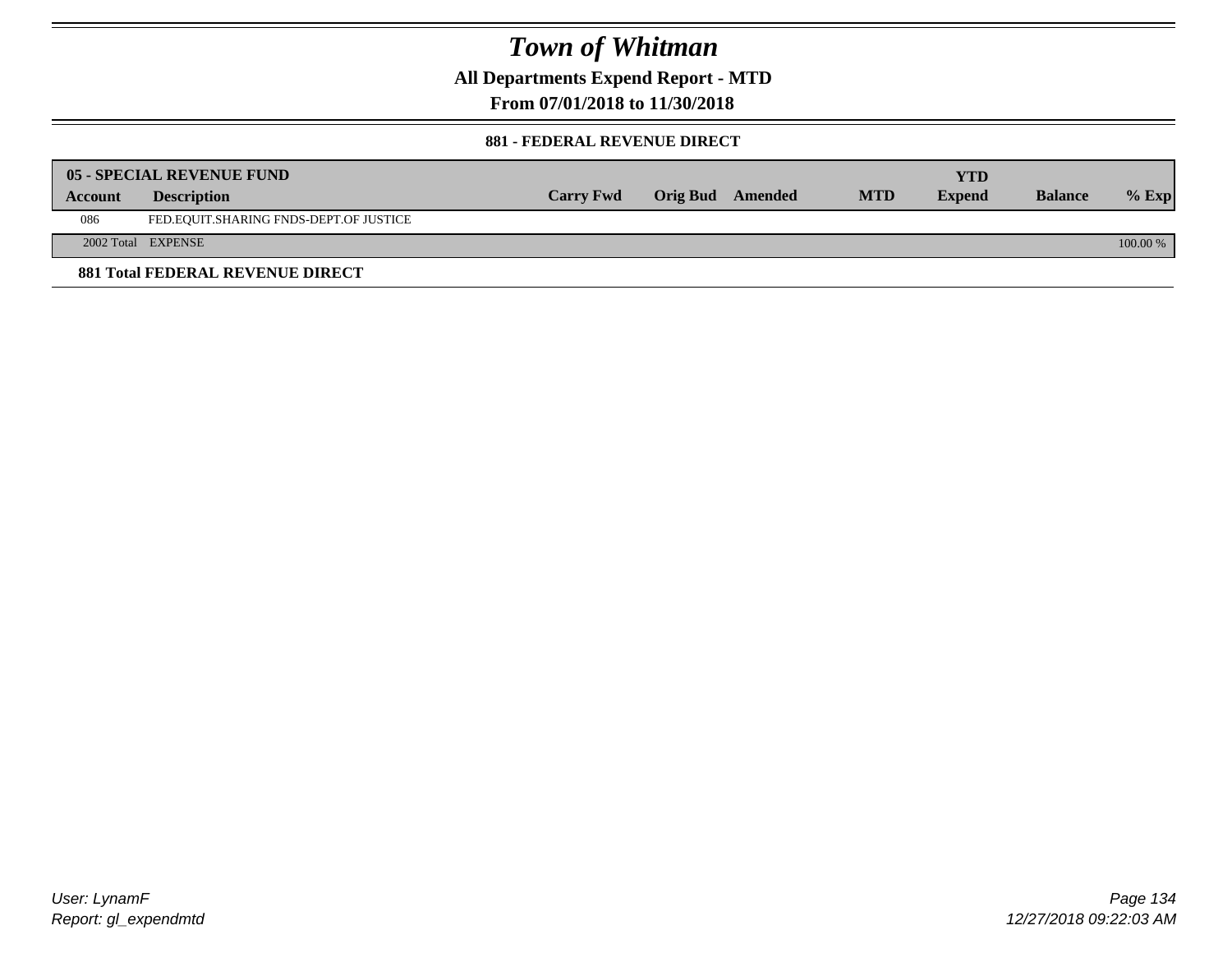# Town of Whitman

## All Departments Expend Report - MTD

## From 07/01/2018 to 11/30/2018

### 881 - FEDERAL REVENUE DIRECT

| 05 - SPECIAL REVENUE FUND | | | | | | YTD | | |
|---|---|---|---|---|---|---|---|---|
| **Account** | **Description** | **Carry Fwd** | **Orig Bud** | **Amended** | **MTD** | **Expend** | **Balance** | **% Exp** |
| 086 | FED.EQUIT.SHARING FNDS-DEPT.OF JUSTICE | | | | | | | |
| 2002 Total | EXPENSE | | | | | | | 100.00 % |

**881 Total FEDERAL REVENUE DIRECT**

User: LynamF
Report: gl_expendmtd

12/27/2018 09:22:03 AM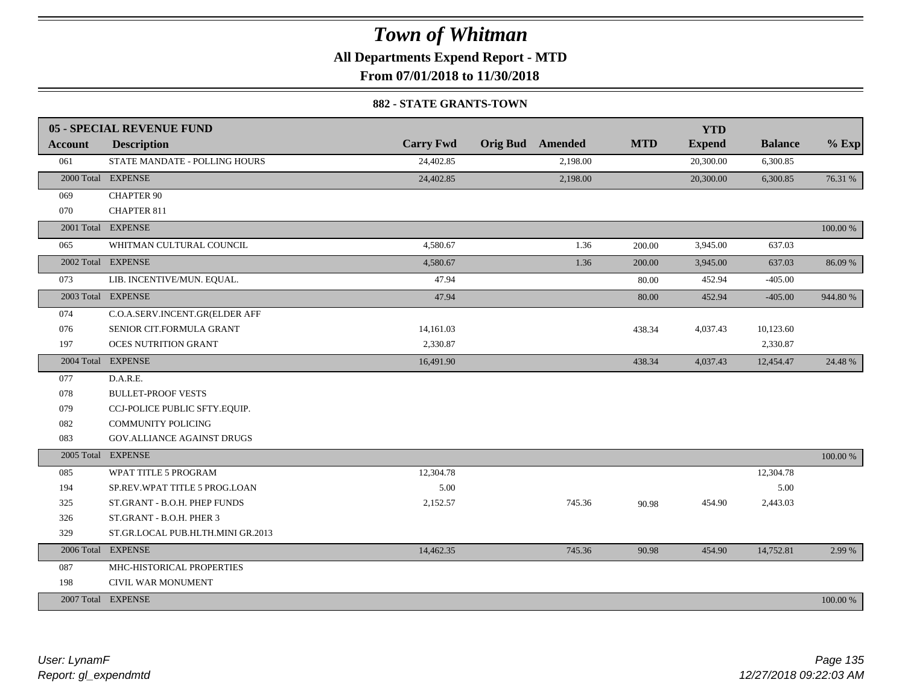# Town of Whitman

**All Departments Expend Report - MTD**

**From 07/01/2018 to 11/30/2018**

### 882 - STATE GRANTS-TOWN

| 05 - SPECIAL REVENUE FUND | | | | | | YTD | | |
|---|---|---|---|---|---|---|---|---|
| **Account** | **Description** | **Carry Fwd** | **Orig Bud** | **Amended** | **MTD** | **Expend** | **Balance** | **% Exp** |
| 061 | STATE MANDATE - POLLING HOURS | 24,402.85 | | 2,198.00 | | 20,300.00 | 6,300.85 | |
| 2000 Total | EXPENSE | 24,402.85 | | 2,198.00 | | 20,300.00 | 6,300.85 | 76.31 % |
| 069 | CHAPTER 90 | | | | | | | |
| 070 | CHAPTER 811 | | | | | | | |
| 2001 Total | EXPENSE | | | | | | | 100.00 % |
| 065 | WHITMAN CULTURAL COUNCIL | 4,580.67 | | 1.36 | 200.00 | 3,945.00 | 637.03 | |
| 2002 Total | EXPENSE | 4,580.67 | | 1.36 | 200.00 | 3,945.00 | 637.03 | 86.09 % |
| 073 | LIB. INCENTIVE/MUN. EQUAL. | 47.94 | | | 80.00 | 452.94 | -405.00 | |
| 2003 Total | EXPENSE | 47.94 | | | 80.00 | 452.94 | -405.00 | 944.80 % |
| 074 | C.O.A.SERV.INCENT.GR(ELDER AFF | | | | | | | |
| 076 | SENIOR CIT.FORMULA GRANT | 14,161.03 | | | 438.34 | 4,037.43 | 10,123.60 | |
| 197 | OCES NUTRITION GRANT | 2,330.87 | | | | | 2,330.87 | |
| 2004 Total | EXPENSE | 16,491.90 | | | 438.34 | 4,037.43 | 12,454.47 | 24.48 % |
| 077 | D.A.R.E. | | | | | | | |
| 078 | BULLET-PROOF VESTS | | | | | | | |
| 079 | CCJ-POLICE PUBLIC SFTY.EQUIP. | | | | | | | |
| 082 | COMMUNITY POLICING | | | | | | | |
| 083 | GOV.ALLIANCE AGAINST DRUGS | | | | | | | |
| 2005 Total | EXPENSE | | | | | | | 100.00 % |
| 085 | WPAT TITLE 5 PROGRAM | 12,304.78 | | | | | 12,304.78 | |
| 194 | SP.REV.WPAT TITLE 5 PROG.LOAN | 5.00 | | | | | 5.00 | |
| 325 | ST.GRANT - B.O.H. PHEP FUNDS | 2,152.57 | | 745.36 | 90.98 | 454.90 | 2,443.03 | |
| 326 | ST.GRANT - B.O.H. PHER 3 | | | | | | | |
| 329 | ST.GR.LOCAL PUB.HLTH.MINI GR.2013 | | | | | | | |
| 2006 Total | EXPENSE | 14,462.35 | | 745.36 | 90.98 | 454.90 | 14,752.81 | 2.99 % |
| 087 | MHC-HISTORICAL PROPERTIES | | | | | | | |
| 198 | CIVIL WAR MONUMENT | | | | | | | |
| 2007 Total | EXPENSE | | | | | | | 100.00 % |

*User: LynamF*
*Report: gl_expendmtd*

*12/27/2018 09:22:03 AM*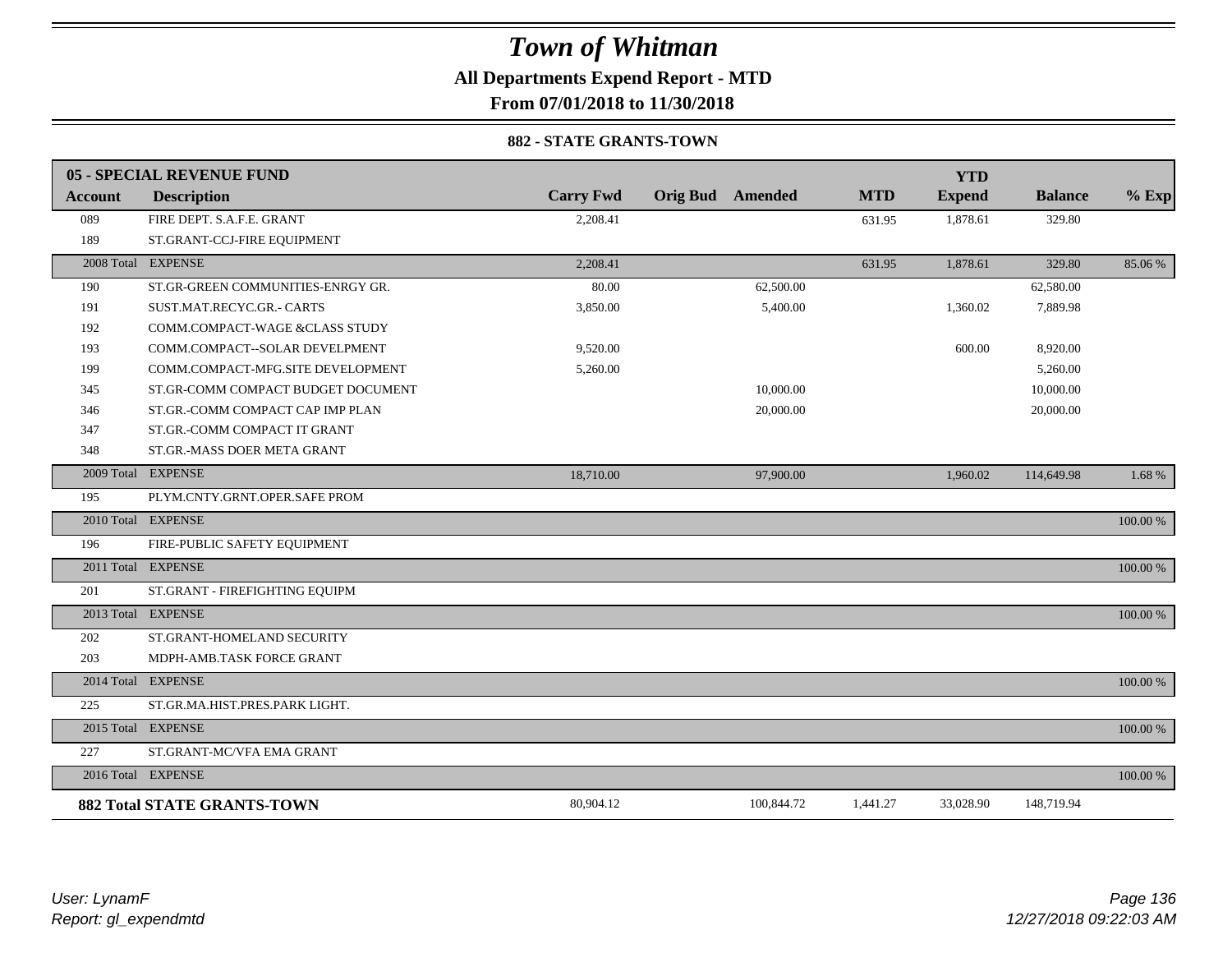# Town of Whitman

**All Departments Expend Report - MTD**

**From 07/01/2018 to 11/30/2018**

### 882 - STATE GRANTS-TOWN

| Account | Description | Carry Fwd | Orig Bud | Amended | MTD | YTD Expend | Balance | % Exp |
|---|---|---|---|---|---|---|---|---|
| **05 - SPECIAL REVENUE FUND** | | | | | | | | |
| 089 | FIRE DEPT. S.A.F.E. GRANT | 2,208.41 | | | 631.95 | 1,878.61 | 329.80 | |
| 189 | ST.GRANT-CCJ-FIRE EQUIPMENT | | | | | | | |
| 2008 Total | EXPENSE | 2,208.41 | | | 631.95 | 1,878.61 | 329.80 | 85.06 % |
| 190 | ST.GR-GREEN COMMUNITIES-ENRGY GR. | 80.00 | | 62,500.00 | | | 62,580.00 | |
| 191 | SUST.MAT.RECYC.GR.- CARTS | 3,850.00 | | 5,400.00 | | 1,360.02 | 7,889.98 | |
| 192 | COMM.COMPACT-WAGE &CLASS STUDY | | | | | | | |
| 193 | COMM.COMPACT--SOLAR DEVELPMENT | 9,520.00 | | | | 600.00 | 8,920.00 | |
| 199 | COMM.COMPACT-MFG.SITE DEVELOPMENT | 5,260.00 | | | | | 5,260.00 | |
| 345 | ST.GR-COMM COMPACT BUDGET DOCUMENT | | | 10,000.00 | | | 10,000.00 | |
| 346 | ST.GR.-COMM COMPACT CAP IMP PLAN | | | 20,000.00 | | | 20,000.00 | |
| 347 | ST.GR.-COMM COMPACT IT GRANT | | | | | | | |
| 348 | ST.GR.-MASS DOER META GRANT | | | | | | | |
| 2009 Total | EXPENSE | 18,710.00 | | 97,900.00 | | 1,960.02 | 114,649.98 | 1.68 % |
| 195 | PLYM.CNTY.GRNT.OPER.SAFE PROM | | | | | | | |
| 2010 Total | EXPENSE | | | | | | | 100.00 % |
| 196 | FIRE-PUBLIC SAFETY EQUIPMENT | | | | | | | |
| 2011 Total | EXPENSE | | | | | | | 100.00 % |
| 201 | ST.GRANT - FIREFIGHTING EQUIPM | | | | | | | |
| 2013 Total | EXPENSE | | | | | | | 100.00 % |
| 202 | ST.GRANT-HOMELAND SECURITY | | | | | | | |
| 203 | MDPH-AMB.TASK FORCE GRANT | | | | | | | |
| 2014 Total | EXPENSE | | | | | | | 100.00 % |
| 225 | ST.GR.MA.HIST.PRES.PARK LIGHT. | | | | | | | |
| 2015 Total | EXPENSE | | | | | | | 100.00 % |
| 227 | ST.GRANT-MC/VFA EMA GRANT | | | | | | | |
| 2016 Total | EXPENSE | | | | | | | 100.00 % |
| **882 Total STATE GRANTS-TOWN** | | 80,904.12 | | 100,844.72 | 1,441.27 | 33,028.90 | 148,719.94 | |

*User: LynamF*
*Report: gl_expendmtd*

*12/27/2018 09:22:03 AM*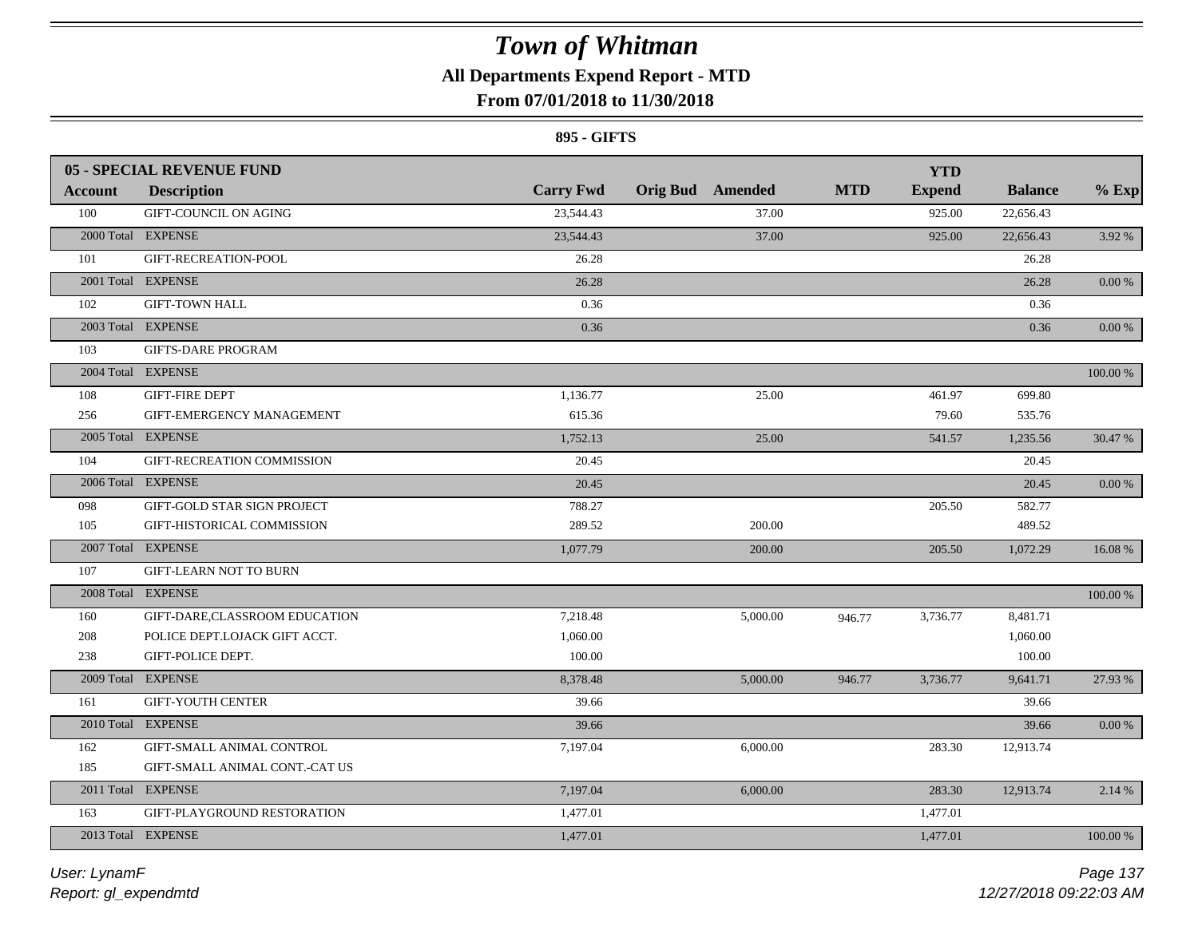# Town of Whitman

## All Departments Expend Report - MTD

### From 07/01/2018 to 11/30/2018

### 895 - GIFTS

| 05 - SPECIAL REVENUE FUND | | | | | | YTD | | |
|---|---|---|---|---|---|---|---|---|
| **Account** | **Description** | **Carry Fwd** | **Orig Bud** | **Amended** | **MTD** | **Expend** | **Balance** | **% Exp** |
| 100 | GIFT-COUNCIL ON AGING | 23,544.43 | | 37.00 | | 925.00 | 22,656.43 | |
| 2000 Total | EXPENSE | 23,544.43 | | 37.00 | | 925.00 | 22,656.43 | 3.92 % |
| 101 | GIFT-RECREATION-POOL | 26.28 | | | | | 26.28 | |
| 2001 Total | EXPENSE | 26.28 | | | | | 26.28 | 0.00 % |
| 102 | GIFT-TOWN HALL | 0.36 | | | | | 0.36 | |
| 2003 Total | EXPENSE | 0.36 | | | | | 0.36 | 0.00 % |
| 103 | GIFTS-DARE PROGRAM | | | | | | | |
| 2004 Total | EXPENSE | | | | | | | 100.00 % |
| 108 | GIFT-FIRE DEPT | 1,136.77 | | 25.00 | | 461.97 | 699.80 | |
| 256 | GIFT-EMERGENCY MANAGEMENT | 615.36 | | | | 79.60 | 535.76 | |
| 2005 Total | EXPENSE | 1,752.13 | | 25.00 | | 541.57 | 1,235.56 | 30.47 % |
| 104 | GIFT-RECREATION COMMISSION | 20.45 | | | | | 20.45 | |
| 2006 Total | EXPENSE | 20.45 | | | | | 20.45 | 0.00 % |
| 098 | GIFT-GOLD STAR SIGN PROJECT | 788.27 | | | | 205.50 | 582.77 | |
| 105 | GIFT-HISTORICAL COMMISSION | 289.52 | | 200.00 | | | 489.52 | |
| 2007 Total | EXPENSE | 1,077.79 | | 200.00 | | 205.50 | 1,072.29 | 16.08 % |
| 107 | GIFT-LEARN NOT TO BURN | | | | | | | |
| 2008 Total | EXPENSE | | | | | | | 100.00 % |
| 160 | GIFT-DARE,CLASSROOM EDUCATION | 7,218.48 | | 5,000.00 | 946.77 | 3,736.77 | 8,481.71 | |
| 208 | POLICE DEPT.LOJACK GIFT ACCT. | 1,060.00 | | | | | 1,060.00 | |
| 238 | GIFT-POLICE DEPT. | 100.00 | | | | | 100.00 | |
| 2009 Total | EXPENSE | 8,378.48 | | 5,000.00 | 946.77 | 3,736.77 | 9,641.71 | 27.93 % |
| 161 | GIFT-YOUTH CENTER | 39.66 | | | | | 39.66 | |
| 2010 Total | EXPENSE | 39.66 | | | | | 39.66 | 0.00 % |
| 162 | GIFT-SMALL ANIMAL CONTROL | 7,197.04 | | 6,000.00 | | 283.30 | 12,913.74 | |
| 185 | GIFT-SMALL ANIMAL CONT.-CAT US | | | | | | | |
| 2011 Total | EXPENSE | 7,197.04 | | 6,000.00 | | 283.30 | 12,913.74 | 2.14 % |
| 163 | GIFT-PLAYGROUND RESTORATION | 1,477.01 | | | | 1,477.01 | | |
| 2013 Total | EXPENSE | 1,477.01 | | | | 1,477.01 | | 100.00 % |

User: LynamF

Report: gl_expendmtd

12/27/2018 09:22:03 AM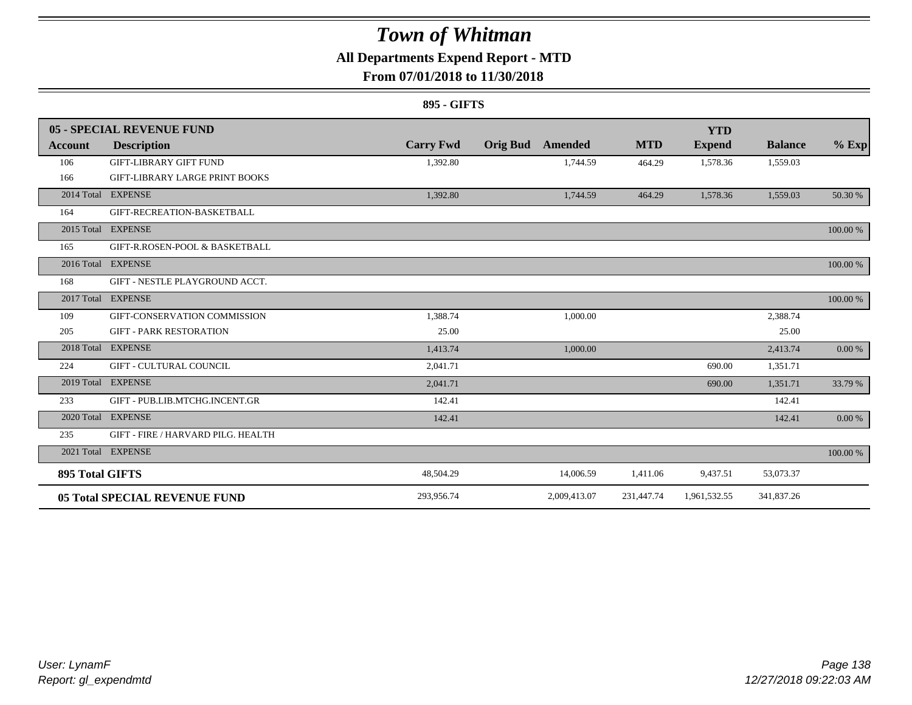# Town of Whitman

## All Departments Expend Report - MTD

### From 07/01/2018 to 11/30/2018

#### 895 - GIFTS

| Account | Description | Carry Fwd | Orig Bud | Amended | MTD | YTD Expend | Balance | % Exp |
|---|---|---|---|---|---|---|---|---|
| **05 - SPECIAL REVENUE FUND** | | | | | | | | |
| 106 | GIFT-LIBRARY GIFT FUND | 1,392.80 | | 1,744.59 | 464.29 | 1,578.36 | 1,559.03 | |
| 166 | GIFT-LIBRARY LARGE PRINT BOOKS | | | | | | | |
| 2014 Total | EXPENSE | 1,392.80 | | 1,744.59 | 464.29 | 1,578.36 | 1,559.03 | 50.30 % |
| 164 | GIFT-RECREATION-BASKETBALL | | | | | | | |
| 2015 Total | EXPENSE | | | | | | | 100.00 % |
| 165 | GIFT-R.ROSEN-POOL & BASKETBALL | | | | | | | |
| 2016 Total | EXPENSE | | | | | | | 100.00 % |
| 168 | GIFT - NESTLE PLAYGROUND ACCT. | | | | | | | |
| 2017 Total | EXPENSE | | | | | | | 100.00 % |
| 109 | GIFT-CONSERVATION COMMISSION | 1,388.74 | | 1,000.00 | | | 2,388.74 | |
| 205 | GIFT - PARK RESTORATION | 25.00 | | | | | 25.00 | |
| 2018 Total | EXPENSE | 1,413.74 | | 1,000.00 | | | 2,413.74 | 0.00 % |
| 224 | GIFT - CULTURAL COUNCIL | 2,041.71 | | | | 690.00 | 1,351.71 | |
| 2019 Total | EXPENSE | 2,041.71 | | | | 690.00 | 1,351.71 | 33.79 % |
| 233 | GIFT - PUB.LIB.MTCHG.INCENT.GR | 142.41 | | | | | 142.41 | |
| 2020 Total | EXPENSE | 142.41 | | | | | 142.41 | 0.00 % |
| 235 | GIFT - FIRE / HARVARD PILG. HEALTH | | | | | | | |
| 2021 Total | EXPENSE | | | | | | | 100.00 % |
| **895 Total GIFTS** | | 48,504.29 | | 14,006.59 | 1,411.06 | 9,437.51 | 53,073.37 | |
| **05 Total SPECIAL REVENUE FUND** | | 293,956.74 | | 2,009,413.07 | 231,447.74 | 1,961,532.55 | 341,837.26 | |

*User: LynamF*
*Report: gl_expendmtd*
*12/27/2018 09:22:03 AM*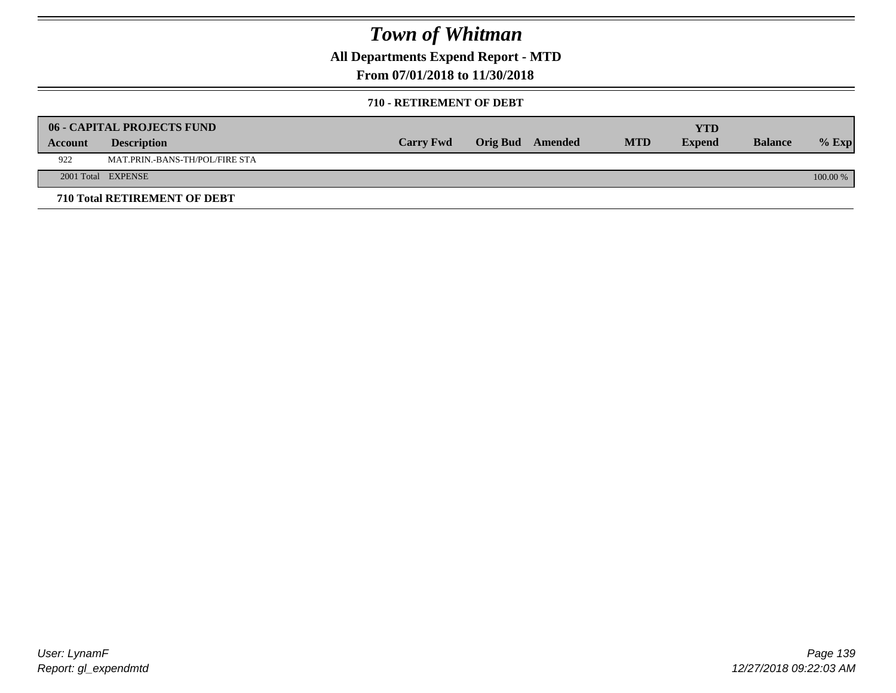# Town of Whitman

**All Departments Expend Report - MTD**

**From 07/01/2018 to 11/30/2018**

**710 - RETIREMENT OF DEBT**

| **06 - CAPITAL PROJECTS FUND** | | | | | | | | |
|---|---|---|---|---|---|---|---|---|
| **Account** | **Description** | **Carry Fwd** | **Orig Bud** | **Amended** | **MTD** | **YTD Expend** | **Balance** | **% Exp** |
| 922 | MAT.PRIN.-BANS-TH/POL/FIRE STA | | | | | | | |
| 2001 Total | EXPENSE | | | | | | | 100.00 % |

**710 Total RETIREMENT OF DEBT**

User: LynamF
Report: gl_expendmtd

12/27/2018 09:22:03 AM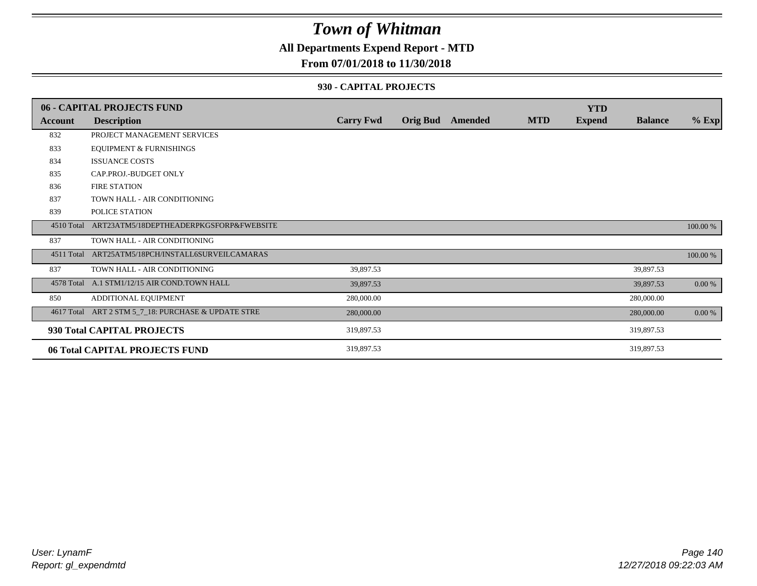# Town of Whitman

**All Departments Expend Report - MTD**

**From 07/01/2018 to 11/30/2018**

**930 - CAPITAL PROJECTS**

| 06 - CAPITAL PROJECTS FUND | | | | | | YTD | | |
|---|---|---|---|---|---|---|---|---|
| Account | Description | Carry Fwd | Orig Bud | Amended | MTD | Expend | Balance | % Exp |
| 832 | PROJECT MANAGEMENT SERVICES | | | | | | | |
| 833 | EQUIPMENT & FURNISHINGS | | | | | | | |
| 834 | ISSUANCE COSTS | | | | | | | |
| 835 | CAP.PROJ.-BUDGET ONLY | | | | | | | |
| 836 | FIRE STATION | | | | | | | |
| 837 | TOWN HALL - AIR CONDITIONING | | | | | | | |
| 839 | POLICE STATION | | | | | | | |
| 4510 Total | ART23ATM5/18DEPTHEADERPKGSFORP&FWEBSITE | | | | | | | 100.00 % |
| 837 | TOWN HALL - AIR CONDITIONING | | | | | | | |
| 4511 Total | ART25ATM5/18PCH/INSTALL6SURVEILCAMARAS | | | | | | | 100.00 % |
| 837 | TOWN HALL - AIR CONDITIONING | 39,897.53 | | | | | 39,897.53 | |
| 4578 Total | A.1 STM1/12/15 AIR COND.TOWN HALL | 39,897.53 | | | | | 39,897.53 | 0.00 % |
| 850 | ADDITIONAL EQUIPMENT | 280,000.00 | | | | | 280,000.00 | |
| 4617 Total | ART 2 STM 5_7_18: PURCHASE & UPDATE STRE | 280,000.00 | | | | | 280,000.00 | 0.00 % |
| **930 Total CAPITAL PROJECTS** | | 319,897.53 | | | | | 319,897.53 | |
| **06 Total CAPITAL PROJECTS FUND** | | 319,897.53 | | | | | 319,897.53 | |

*User: LynamF*
*Report: gl_expendmtd*

*12/27/2018 09:22:03 AM*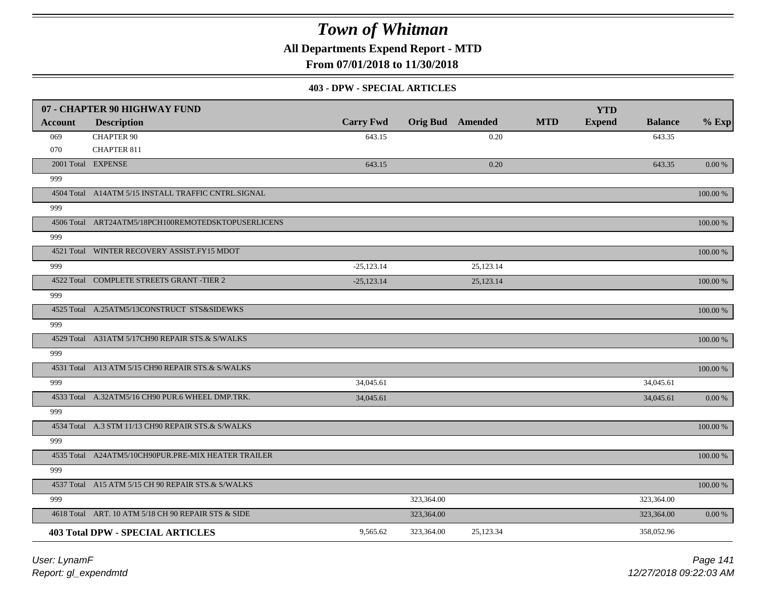# Town of Whitman

**All Departments Expend Report - MTD**

**From 07/01/2018 to 11/30/2018**

**403 - DPW - SPECIAL ARTICLES**

| **07 - CHAPTER 90 HIGHWAY FUND** | | | | | | **YTD** | | |
|---|---|---|---|---|---|---|---|---|
| **Account** | **Description** | **Carry Fwd** | **Orig Bud** | **Amended** | **MTD** | **Expend** | **Balance** | **% Exp** |
| 069 | CHAPTER 90 | 643.15 | | 0.20 | | | 643.35 | |
| 070 | CHAPTER 811 | | | | | | | |
| 2001 Total | EXPENSE | 643.15 | | 0.20 | | | 643.35 | 0.00 % |
| 999 | | | | | | | | |
| 4504 Total | A14ATM 5/15 INSTALL TRAFFIC CNTRL.SIGNAL | | | | | | | 100.00 % |
| 999 | | | | | | | | |
| 4506 Total | ART24ATM5/18PCH100REMOTEDSKTOPUSERLICENS | | | | | | | 100.00 % |
| 999 | | | | | | | | |
| 4521 Total | WINTER RECOVERY ASSIST.FY15 MDOT | | | | | | | 100.00 % |
| 999 | | -25,123.14 | | 25,123.14 | | | | |
| 4522 Total | COMPLETE STREETS GRANT -TIER 2 | -25,123.14 | | 25,123.14 | | | | 100.00 % |
| 999 | | | | | | | | |
| 4525 Total | A.25ATM5/13CONSTRUCT STS&SIDEWKS | | | | | | | 100.00 % |
| 999 | | | | | | | | |
| 4529 Total | A31ATM 5/17CH90 REPAIR STS.& S/WALKS | | | | | | | 100.00 % |
| 999 | | | | | | | | |
| 4531 Total | A13 ATM 5/15 CH90 REPAIR STS.& S/WALKS | | | | | | | 100.00 % |
| 999 | | 34,045.61 | | | | | 34,045.61 | |
| 4533 Total | A.32ATM5/16 CH90 PUR.6 WHEEL DMP.TRK. | 34,045.61 | | | | | 34,045.61 | 0.00 % |
| 999 | | | | | | | | |
| 4534 Total | A.3 STM 11/13 CH90 REPAIR STS.& S/WALKS | | | | | | | 100.00 % |
| 999 | | | | | | | | |
| 4535 Total | A24ATM5/10CH90PUR.PRE-MIX HEATER TRAILER | | | | | | | 100.00 % |
| 999 | | | | | | | | |
| 4537 Total | A15 ATM 5/15 CH 90 REPAIR STS.& S/WALKS | | | | | | | 100.00 % |
| 999 | | | 323,364.00 | | | | 323,364.00 | |
| 4618 Total | ART. 10 ATM 5/18 CH 90 REPAIR STS & SIDE | | 323,364.00 | | | | 323,364.00 | 0.00 % |
| **403 Total DPW - SPECIAL ARTICLES** | | 9,565.62 | 323,364.00 | 25,123.34 | | | 358,052.96 | |

*User: LynamF*
*Report: gl_expendmtd*
*12/27/2018 09:22:03 AM*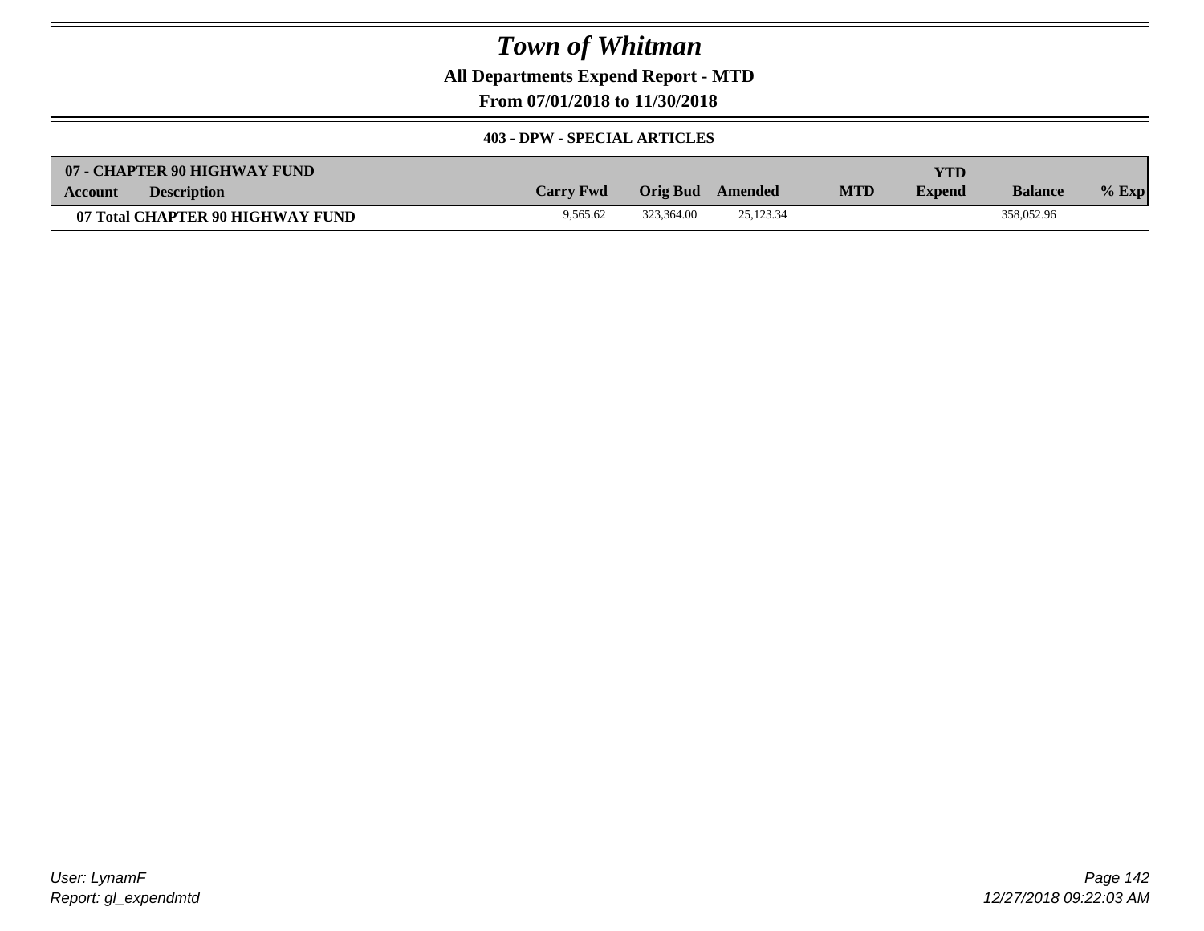# Town of Whitman

**All Departments Expend Report - MTD**

**From 07/01/2018 to 11/30/2018**

**403 - DPW - SPECIAL ARTICLES**

| 07 - CHAPTER 90 HIGHWAY FUND | | | | | | | | |
|---|---|---|---|---|---|---|---|---|
| **Account** | **Description** | **Carry Fwd** | **Orig Bud** | **Amended** | **MTD** | **YTD Expend** | **Balance** | **% Exp** |
| **07 Total CHAPTER 90 HIGHWAY FUND** | | 9,565.62 | 323,364.00 | 25,123.34 | | | 358,052.96 | |

*User: LynamF*
*Report: gl_expendmtd*

*12/27/2018 09:22:03 AM*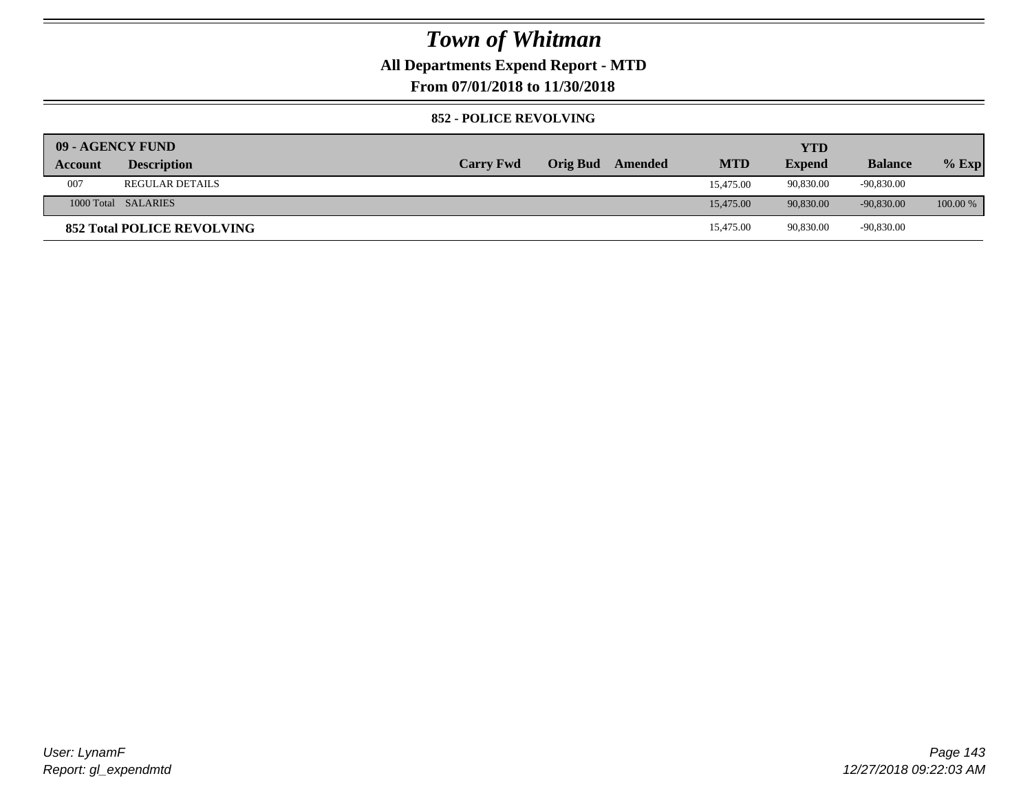# Town of Whitman

**All Departments Expend Report - MTD**

**From 07/01/2018 to 11/30/2018**

### 852 - POLICE REVOLVING

| 09 - AGENCY FUND | | | | | | YTD | | |
|---|---|---|---|---|---|---|---|---|
| Account | Description | Carry Fwd | Orig Bud | Amended | MTD | Expend | Balance | % Exp |
| 007 | REGULAR DETAILS | | | | 15,475.00 | 90,830.00 | -90,830.00 | |
| 1000 Total | SALARIES | | | | 15,475.00 | 90,830.00 | -90,830.00 | 100.00 % |
| **852 Total POLICE REVOLVING** | | | | | 15,475.00 | 90,830.00 | -90,830.00 | |

*User: LynamF*

*Report: gl_expendmtd*

*12/27/2018 09:22:03 AM*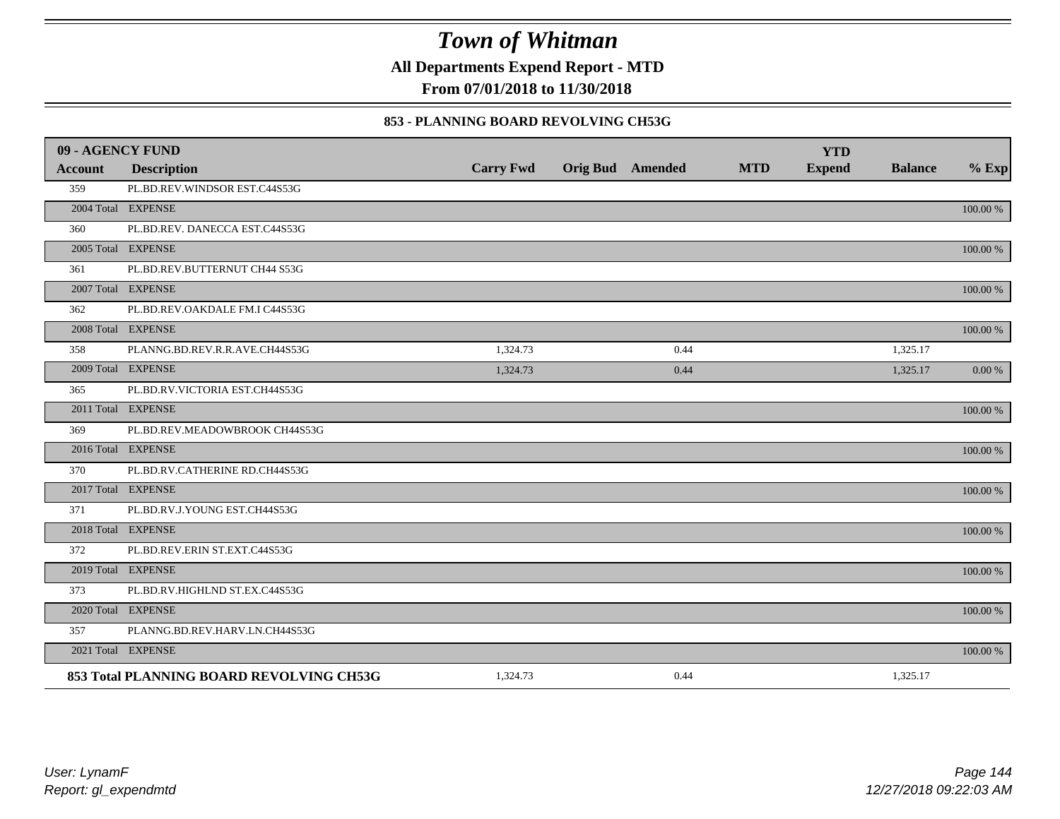# Town of Whitman

**All Departments Expend Report - MTD**

**From 07/01/2018 to 11/30/2018**

### 853 - PLANNING BOARD REVOLVING CH53G

| 09 - AGENCY FUND | | | | | | | | |
|---|---|---|---|---|---|---|---|---|
| **Account** | **Description** | **Carry Fwd** | **Orig Bud** | **Amended** | **MTD** | **YTD Expend** | **Balance** | **% Exp** |
| 359 | PL.BD.REV.WINDSOR EST.C44S53G | | | | | | | |
| 2004 Total | EXPENSE | | | | | | | 100.00 % |
| 360 | PL.BD.REV. DANECCA EST.C44S53G | | | | | | | |
| 2005 Total | EXPENSE | | | | | | | 100.00 % |
| 361 | PL.BD.REV.BUTTERNUT CH44 S53G | | | | | | | |
| 2007 Total | EXPENSE | | | | | | | 100.00 % |
| 362 | PL.BD.REV.OAKDALE FM.I C44S53G | | | | | | | |
| 2008 Total | EXPENSE | | | | | | | 100.00 % |
| 358 | PLANNG.BD.REV.R.R.AVE.CH44S53G | 1,324.73 | | 0.44 | | | 1,325.17 | |
| 2009 Total | EXPENSE | 1,324.73 | | 0.44 | | | 1,325.17 | 0.00 % |
| 365 | PL.BD.RV.VICTORIA EST.CH44S53G | | | | | | | |
| 2011 Total | EXPENSE | | | | | | | 100.00 % |
| 369 | PL.BD.REV.MEADOWBROOK CH44S53G | | | | | | | |
| 2016 Total | EXPENSE | | | | | | | 100.00 % |
| 370 | PL.BD.RV.CATHERINE RD.CH44S53G | | | | | | | |
| 2017 Total | EXPENSE | | | | | | | 100.00 % |
| 371 | PL.BD.RV.J.YOUNG EST.CH44S53G | | | | | | | |
| 2018 Total | EXPENSE | | | | | | | 100.00 % |
| 372 | PL.BD.REV.ERIN ST.EXT.C44S53G | | | | | | | |
| 2019 Total | EXPENSE | | | | | | | 100.00 % |
| 373 | PL.BD.RV.HIGHLND ST.EX.C44S53G | | | | | | | |
| 2020 Total | EXPENSE | | | | | | | 100.00 % |
| 357 | PLANNG.BD.REV.HARV.LN.CH44S53G | | | | | | | |
| 2021 Total | EXPENSE | | | | | | | 100.00 % |
| **853 Total PLANNING BOARD REVOLVING CH53G** | | 1,324.73 | | 0.44 | | | 1,325.17 | |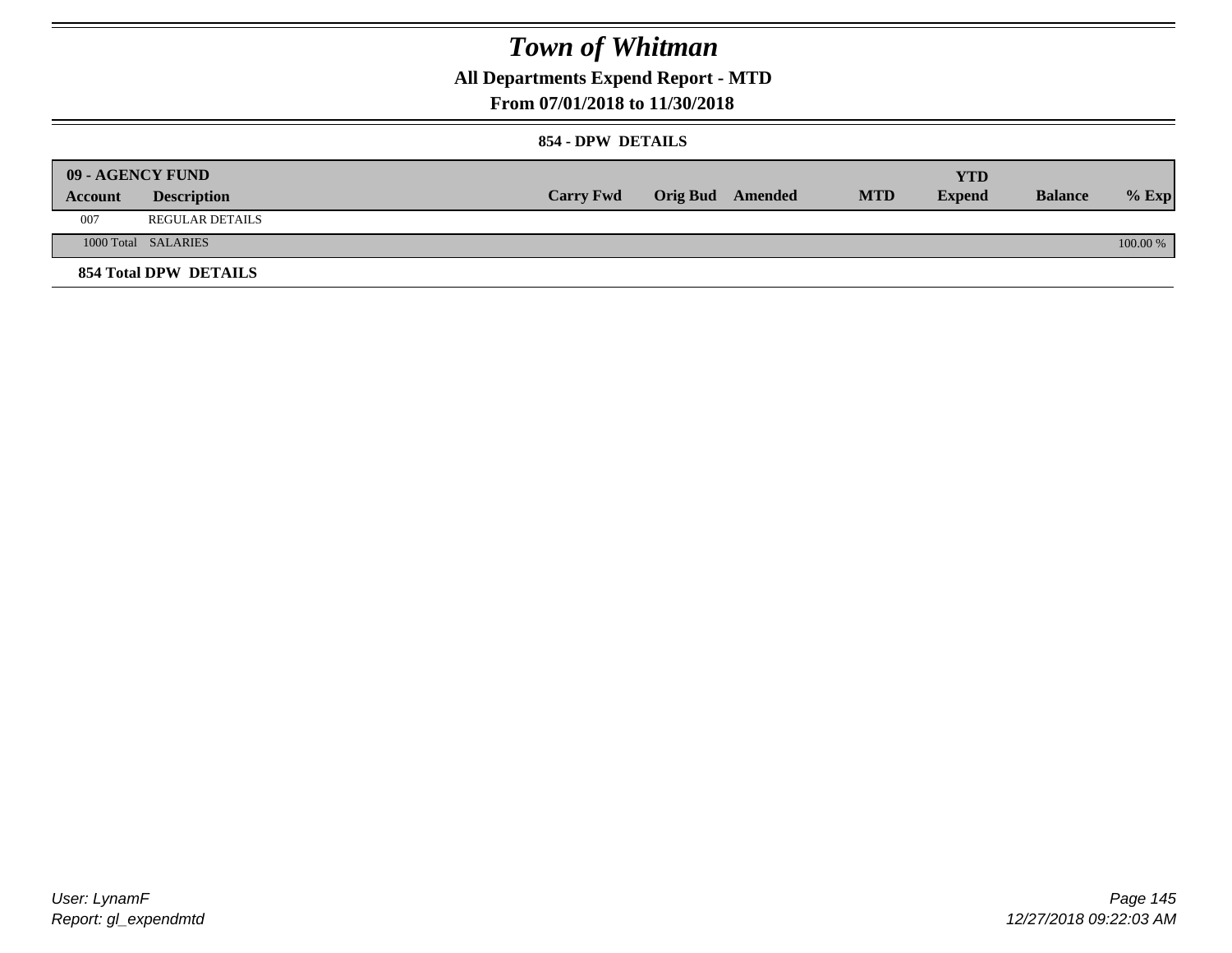# *Town of Whitman*

## All Departments Expend Report - MTD

### From 07/01/2018 to 11/30/2018

#### 854 - DPW DETAILS

| 09 - AGENCY FUND | | | | | | YTD | | |
|---|---|---|---|---|---|---|---|---|
| **Account** | **Description** | **Carry Fwd** | **Orig Bud** | **Amended** | **MTD** | **Expend** | **Balance** | **% Exp** |
| 007 | REGULAR DETAILS | | | | | | | |
| 1000 Total | SALARIES | | | | | | | 100.00 % |
| **854 Total DPW DETAILS** | | | | | | | | |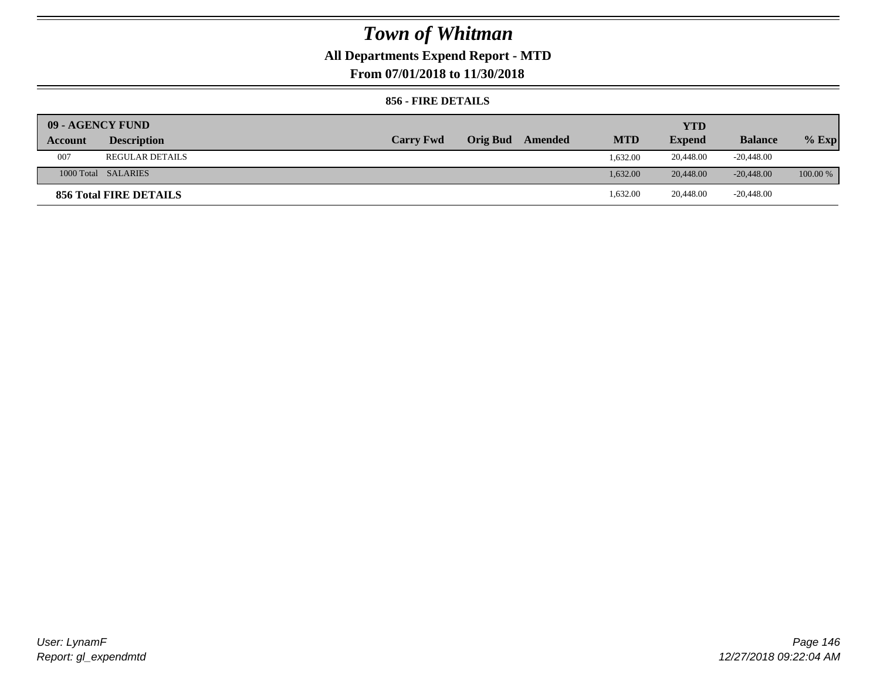# Town of Whitman

## All Departments Expend Report - MTD

## From 07/01/2018 to 11/30/2018

### 856 - FIRE DETAILS

| 09 - AGENCY FUND | | | | | | YTD | | |
|---|---|---|---|---|---|---|---|---|
| **Account** | **Description** | **Carry Fwd** | **Orig Bud** | **Amended** | **MTD** | **Expend** | **Balance** | **% Exp** |
| 007 | REGULAR DETAILS | | | | 1,632.00 | 20,448.00 | -20,448.00 | |
| 1000 Total | SALARIES | | | | 1,632.00 | 20,448.00 | -20,448.00 | 100.00 % |
| **856 Total FIRE DETAILS** | | | | | 1,632.00 | 20,448.00 | -20,448.00 | |

*User: LynamF*
*Report: gl_expendmtd*

*12/27/2018 09:22:04 AM*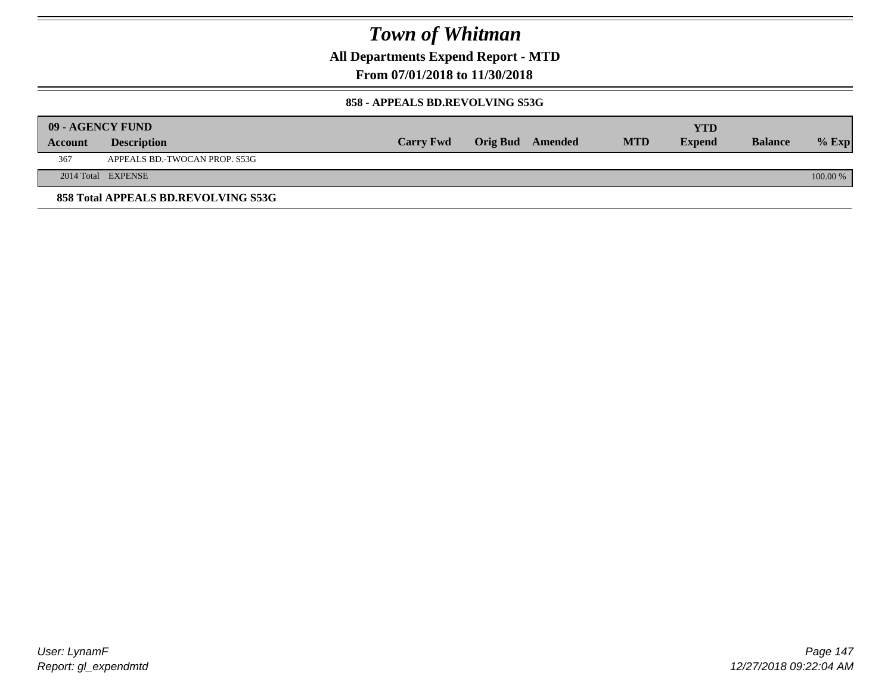# Town of Whitman

**All Departments Expend Report - MTD**

**From 07/01/2018 to 11/30/2018**

**858 - APPEALS BD.REVOLVING S53G**

| 09 - AGENCY FUND | | | | | | | | |
|---|---|---|---|---|---|---|---|---|
| **Account** | **Description** | **Carry Fwd** | **Orig Bud** | **Amended** | **MTD** | **YTD Expend** | **Balance** | **% Exp** |
| 367 | APPEALS BD.-TWOCAN PROP. S53G | | | | | | | |
| 2014 Total | EXPENSE | | | | | | | 100.00 % |

**858 Total APPEALS BD.REVOLVING S53G**

User: LynamF
Report: gl_expendmtd

12/27/2018 09:22:04 AM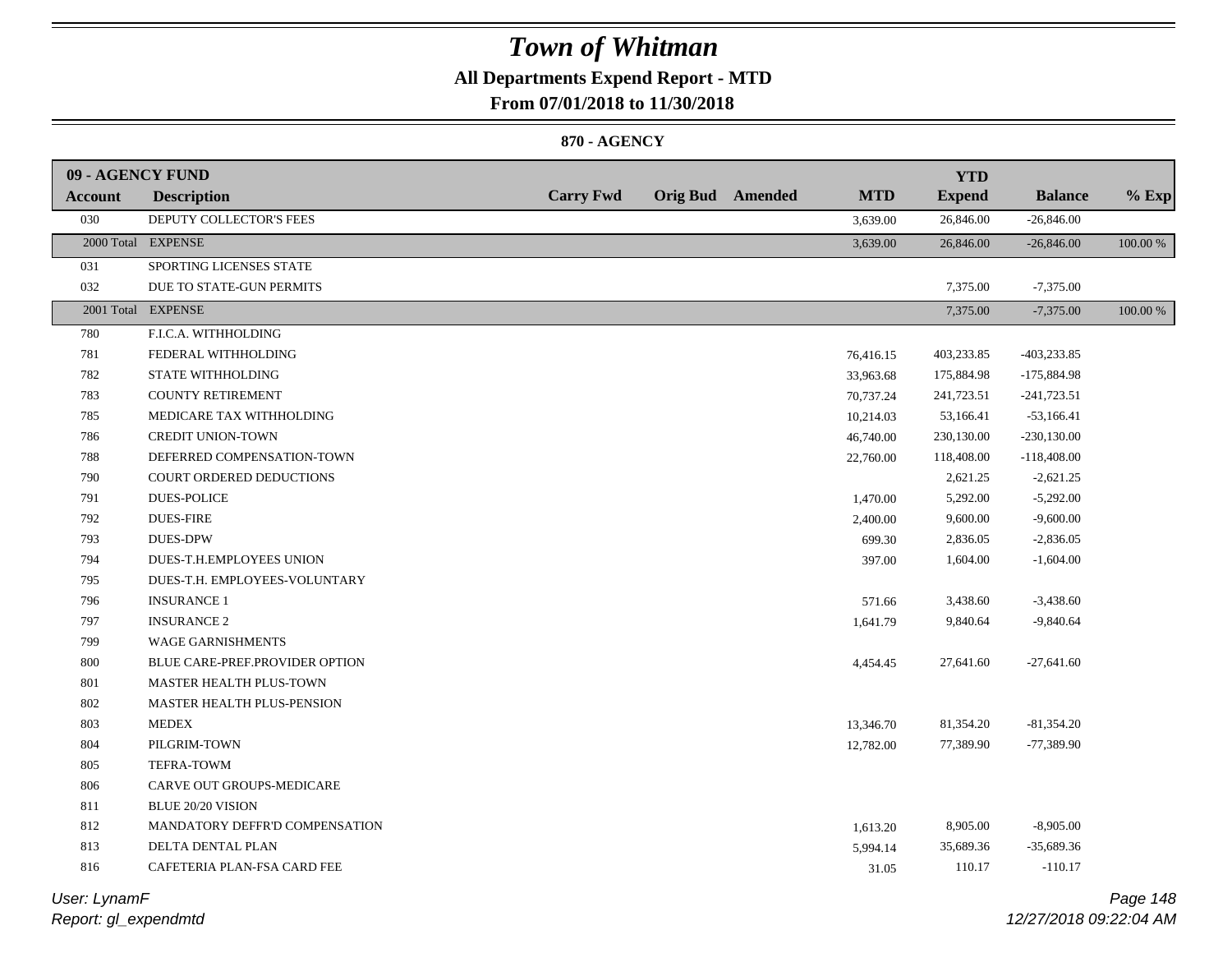# Town of Whitman

## All Departments Expend Report - MTD

### From 07/01/2018 to 11/30/2018

#### 870 - AGENCY

| 09 - AGENCY FUND<br>Account | Description | Carry Fwd | Orig Bud | Amended | MTD | YTD Expend | Balance | % Exp |
|---|---|---|---|---|---|---|---|---|
| 030 | DEPUTY COLLECTOR'S FEES | | | | 3,639.00 | 26,846.00 | -26,846.00 | |
| 2000 Total | EXPENSE | | | | 3,639.00 | 26,846.00 | -26,846.00 | 100.00 % |
| 031 | SPORTING LICENSES STATE | | | | | | | |
| 032 | DUE TO STATE-GUN PERMITS | | | | | 7,375.00 | -7,375.00 | |
| 2001 Total | EXPENSE | | | | | 7,375.00 | -7,375.00 | 100.00 % |
| 780 | F.I.C.A. WITHHOLDING | | | | | | | |
| 781 | FEDERAL WITHHOLDING | | | | 76,416.15 | 403,233.85 | -403,233.85 | |
| 782 | STATE WITHHOLDING | | | | 33,963.68 | 175,884.98 | -175,884.98 | |
| 783 | COUNTY RETIREMENT | | | | 70,737.24 | 241,723.51 | -241,723.51 | |
| 785 | MEDICARE TAX WITHHOLDING | | | | 10,214.03 | 53,166.41 | -53,166.41 | |
| 786 | CREDIT UNION-TOWN | | | | 46,740.00 | 230,130.00 | -230,130.00 | |
| 788 | DEFERRED COMPENSATION-TOWN | | | | 22,760.00 | 118,408.00 | -118,408.00 | |
| 790 | COURT ORDERED DEDUCTIONS | | | | | 2,621.25 | -2,621.25 | |
| 791 | DUES-POLICE | | | | 1,470.00 | 5,292.00 | -5,292.00 | |
| 792 | DUES-FIRE | | | | 2,400.00 | 9,600.00 | -9,600.00 | |
| 793 | DUES-DPW | | | | 699.30 | 2,836.05 | -2,836.05 | |
| 794 | DUES-T.H.EMPLOYEES UNION | | | | 397.00 | 1,604.00 | -1,604.00 | |
| 795 | DUES-T.H. EMPLOYEES-VOLUNTARY | | | | | | | |
| 796 | INSURANCE 1 | | | | 571.66 | 3,438.60 | -3,438.60 | |
| 797 | INSURANCE 2 | | | | 1,641.79 | 9,840.64 | -9,840.64 | |
| 799 | WAGE GARNISHMENTS | | | | | | | |
| 800 | BLUE CARE-PREF.PROVIDER OPTION | | | | 4,454.45 | 27,641.60 | -27,641.60 | |
| 801 | MASTER HEALTH PLUS-TOWN | | | | | | | |
| 802 | MASTER HEALTH PLUS-PENSION | | | | | | | |
| 803 | MEDEX | | | | 13,346.70 | 81,354.20 | -81,354.20 | |
| 804 | PILGRIM-TOWN | | | | 12,782.00 | 77,389.90 | -77,389.90 | |
| 805 | TEFRA-TOWM | | | | | | | |
| 806 | CARVE OUT GROUPS-MEDICARE | | | | | | | |
| 811 | BLUE 20/20 VISION | | | | | | | |
| 812 | MANDATORY DEFFR'D COMPENSATION | | | | 1,613.20 | 8,905.00 | -8,905.00 | |
| 813 | DELTA DENTAL PLAN | | | | 5,994.14 | 35,689.36 | -35,689.36 | |
| 816 | CAFETERIA PLAN-FSA CARD FEE | | | | 31.05 | 110.17 | -110.17 | |

User: LynamF
Report: gl_expendmtd

12/27/2018 09:22:04 AM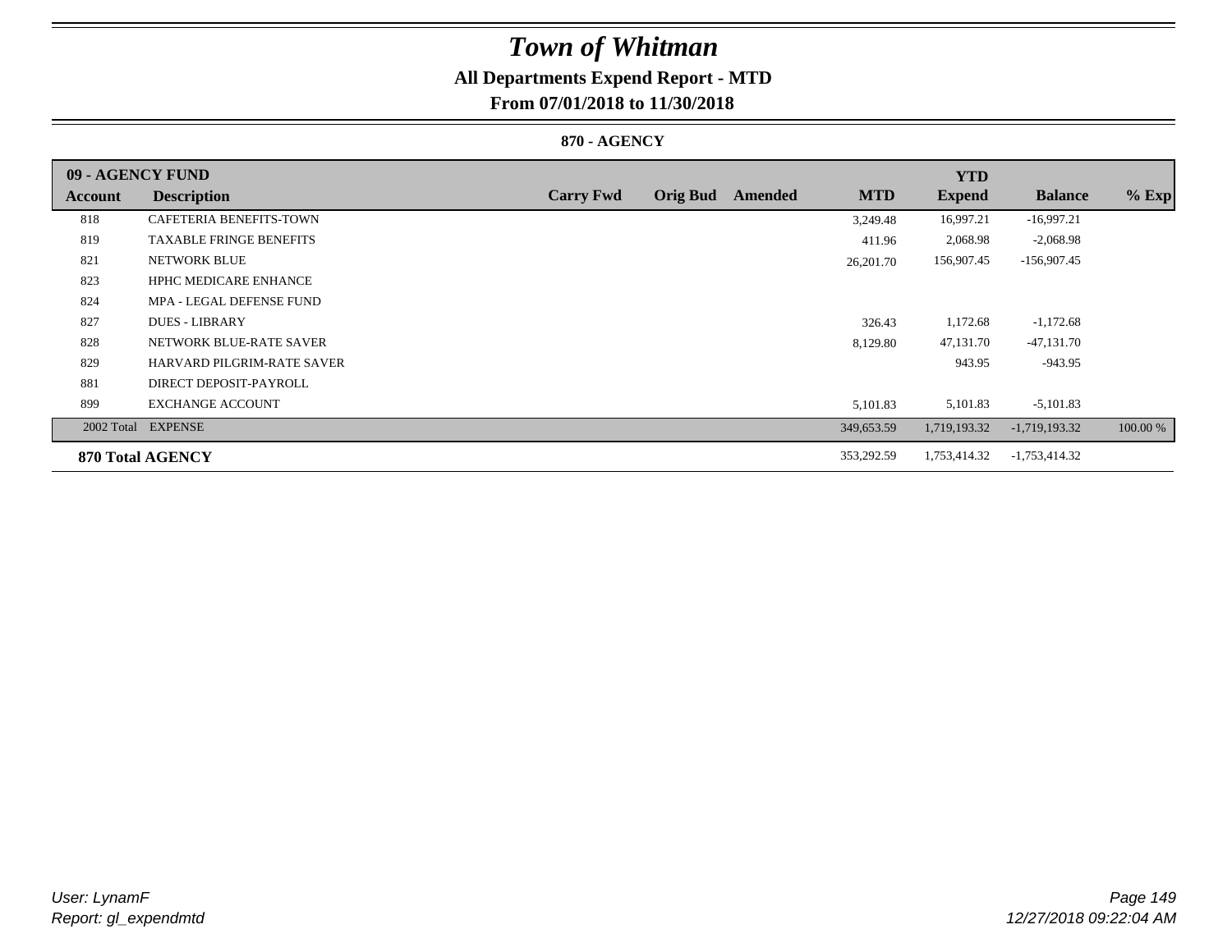# Town of Whitman

## All Departments Expend Report - MTD

### From 07/01/2018 to 11/30/2018

### 870 - AGENCY

| 09 - AGENCY FUND | | | | | | YTD | | |
|---|---|---|---|---|---|---|---|---|
| Account | Description | Carry Fwd | Orig Bud | Amended | MTD | Expend | Balance | % Exp |
| 818 | CAFETERIA BENEFITS-TOWN | | | | 3,249.48 | 16,997.21 | -16,997.21 | |
| 819 | TAXABLE FRINGE BENEFITS | | | | 411.96 | 2,068.98 | -2,068.98 | |
| 821 | NETWORK BLUE | | | | 26,201.70 | 156,907.45 | -156,907.45 | |
| 823 | HPHC MEDICARE ENHANCE | | | | | | | |
| 824 | MPA - LEGAL DEFENSE FUND | | | | | | | |
| 827 | DUES - LIBRARY | | | | 326.43 | 1,172.68 | -1,172.68 | |
| 828 | NETWORK BLUE-RATE SAVER | | | | 8,129.80 | 47,131.70 | -47,131.70 | |
| 829 | HARVARD PILGRIM-RATE SAVER | | | | | 943.95 | -943.95 | |
| 881 | DIRECT DEPOSIT-PAYROLL | | | | | | | |
| 899 | EXCHANGE ACCOUNT | | | | 5,101.83 | 5,101.83 | -5,101.83 | |
| 2002 Total | EXPENSE | | | | 349,653.59 | 1,719,193.32 | -1,719,193.32 | 100.00 % |
| **870 Total AGENCY** | | | | | 353,292.59 | 1,753,414.32 | -1,753,414.32 | |

User: LynamF
Report: gl_expendmtd

12/27/2018 09:22:04 AM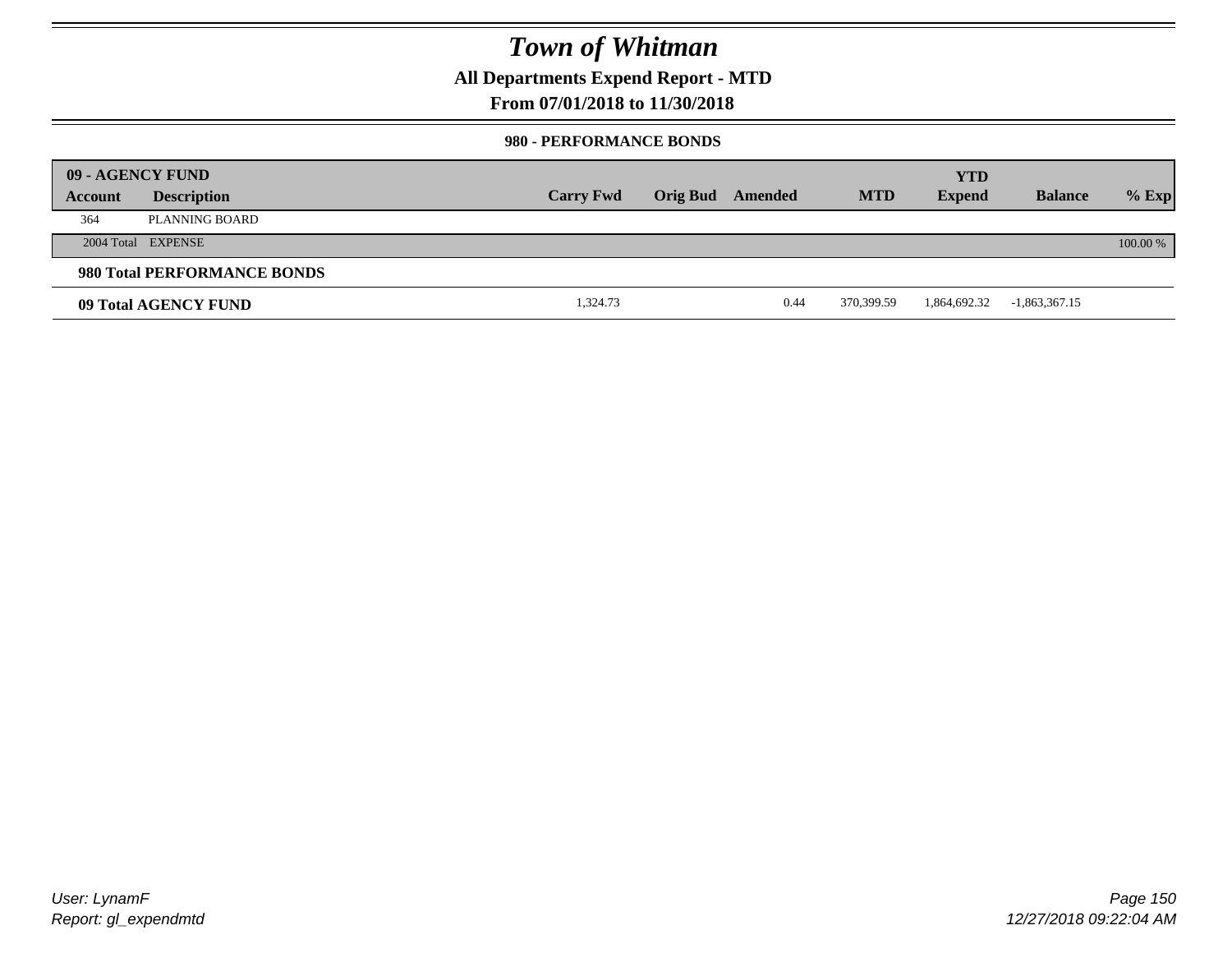# Town of Whitman

**All Departments Expend Report - MTD**

**From 07/01/2018 to 11/30/2018**

**980 - PERFORMANCE BONDS**

| 09 - AGENCY FUND | | | | | | | | |
|---|---|---|---|---|---|---|---|---|
| **Account** | **Description** | **Carry Fwd** | **Orig Bud** | **Amended** | **MTD** | **YTD Expend** | **Balance** | **% Exp** |
| 364 | PLANNING BOARD | | | | | | | |
| 2004 Total | EXPENSE | | | | | | | 100.00 % |
| **980 Total PERFORMANCE BONDS** | | | | | | | | |
| **09 Total AGENCY FUND** | | 1,324.73 | | 0.44 | 370,399.59 | 1,864,692.32 | -1,863,367.15 | |

*User: LynamF*
*Report: gl_expendmtd*

*12/27/2018 09:22:04 AM*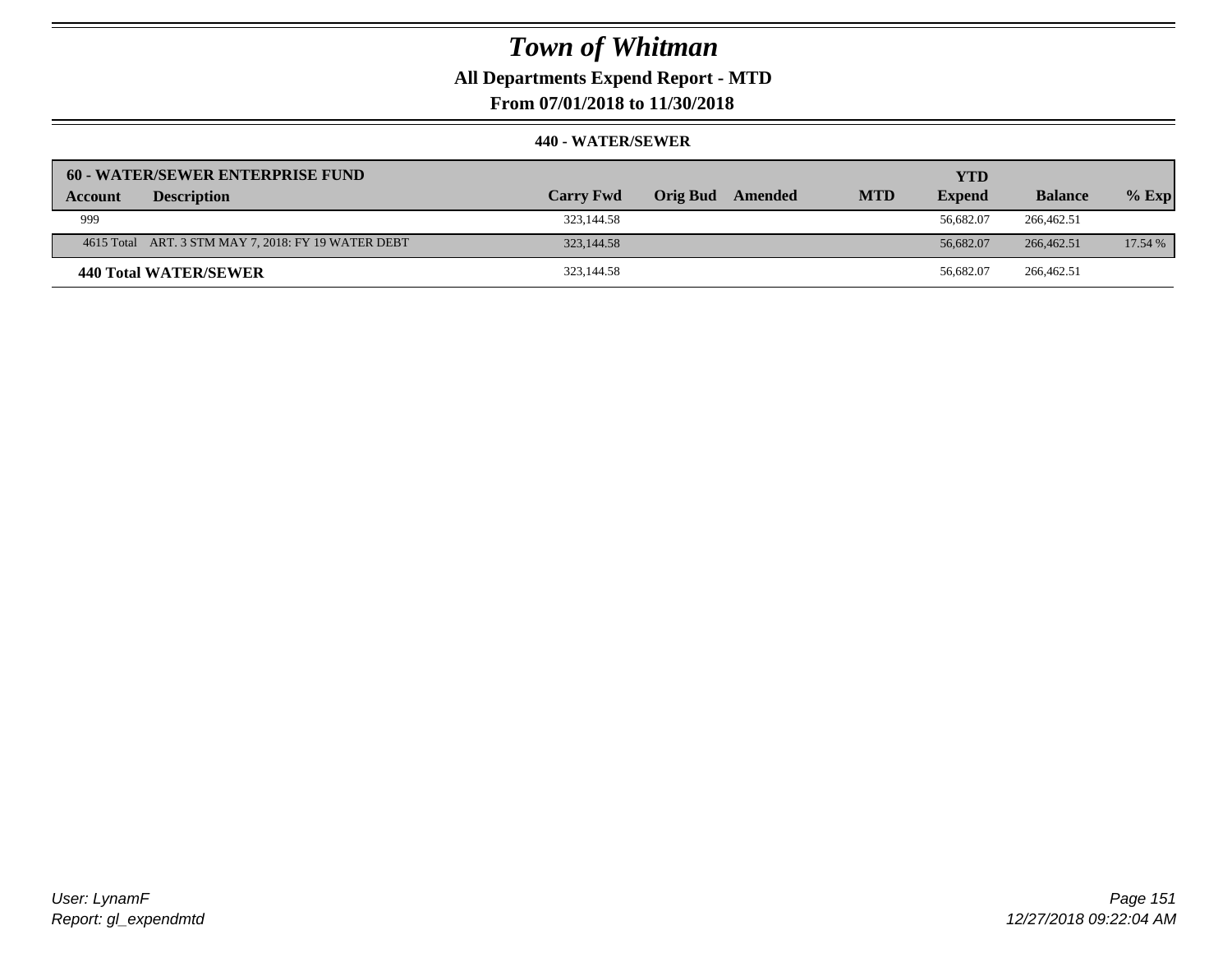# Town of Whitman

**All Departments Expend Report - MTD**

**From 07/01/2018 to 11/30/2018**

**440 - WATER/SEWER**

| 60 - WATER/SEWER ENTERPRISE FUND | | | | | | | | |
|---|---|---|---|---|---|---|---|---|
| **Account** | **Description** | **Carry Fwd** | **Orig Bud** | **Amended** | **MTD** | **YTD Expend** | **Balance** | **% Exp** |
| 999 | | 323,144.58 | | | | 56,682.07 | 266,462.51 | |
| 4615 Total | ART. 3 STM MAY 7, 2018: FY 19 WATER DEBT | 323,144.58 | | | | 56,682.07 | 266,462.51 | 17.54 % |
| **440 Total WATER/SEWER** | | 323,144.58 | | | | 56,682.07 | 266,462.51 | |

*User: LynamF*
*Report: gl_expendmtd*

*12/27/2018 09:22:04 AM*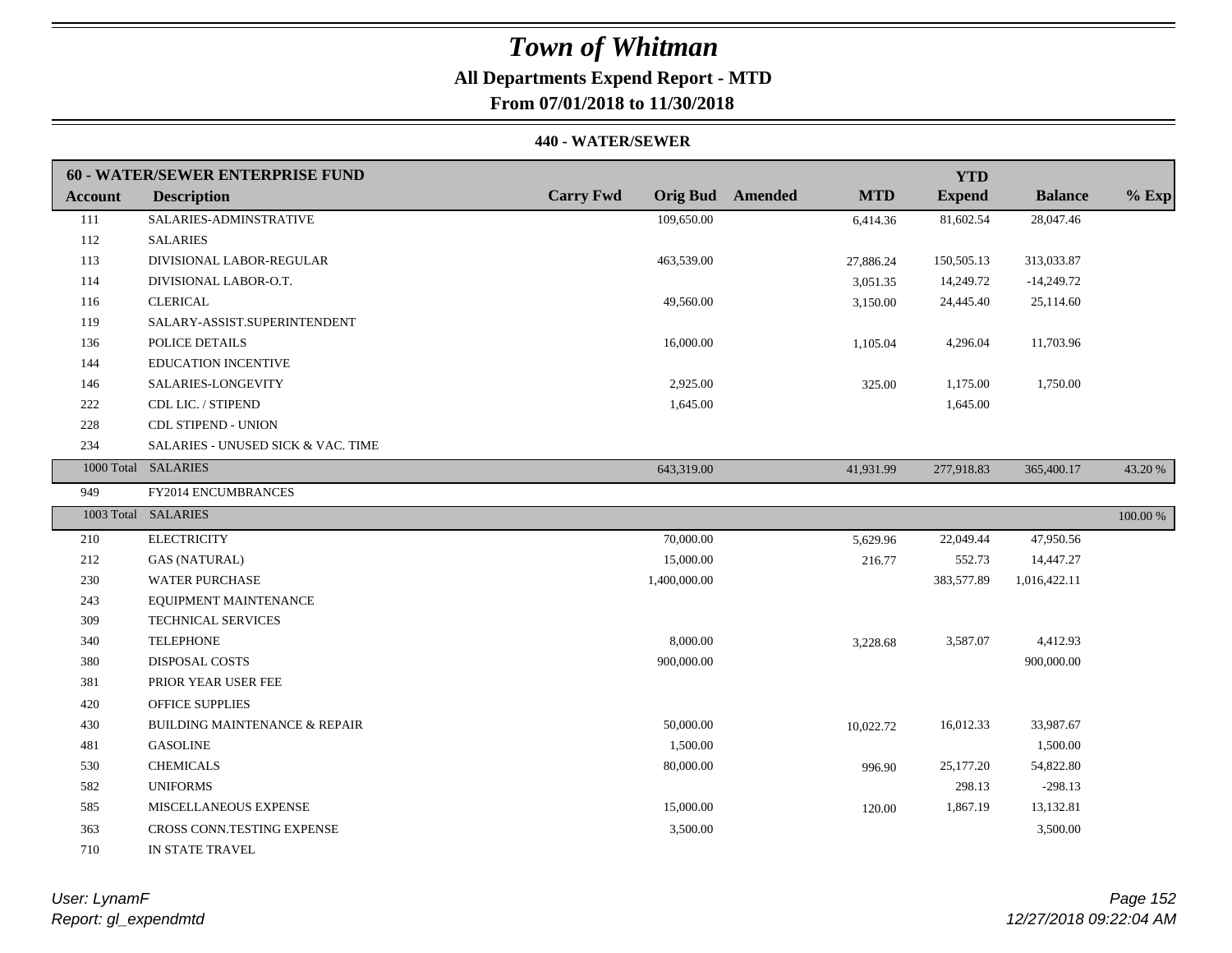# Town of Whitman

## All Departments Expend Report - MTD

**From 07/01/2018 to 11/30/2018**

### 440 - WATER/SEWER

| 60 - WATER/SEWER ENTERPRISE FUND | | | | | | YTD | | |
|---|---|---|---|---|---|---|---|---|
| **Account** | **Description** | **Carry Fwd** | **Orig Bud** | **Amended** | **MTD** | **Expend** | **Balance** | **% Exp** |
| 111 | SALARIES-ADMINSTRATIVE | | 109,650.00 | | 6,414.36 | 81,602.54 | 28,047.46 | |
| 112 | SALARIES | | | | | | | |
| 113 | DIVISIONAL LABOR-REGULAR | | 463,539.00 | | 27,886.24 | 150,505.13 | 313,033.87 | |
| 114 | DIVISIONAL LABOR-O.T. | | | | 3,051.35 | 14,249.72 | -14,249.72 | |
| 116 | CLERICAL | | 49,560.00 | | 3,150.00 | 24,445.40 | 25,114.60 | |
| 119 | SALARY-ASSIST.SUPERINTENDENT | | | | | | | |
| 136 | POLICE DETAILS | | 16,000.00 | | 1,105.04 | 4,296.04 | 11,703.96 | |
| 144 | EDUCATION INCENTIVE | | | | | | | |
| 146 | SALARIES-LONGEVITY | | 2,925.00 | | 325.00 | 1,175.00 | 1,750.00 | |
| 222 | CDL LIC. / STIPEND | | 1,645.00 | | | 1,645.00 | | |
| 228 | CDL STIPEND - UNION | | | | | | | |
| 234 | SALARIES - UNUSED SICK & VAC. TIME | | | | | | | |
| 1000 Total | SALARIES | | 643,319.00 | | 41,931.99 | 277,918.83 | 365,400.17 | 43.20 % |
| 949 | FY2014 ENCUMBRANCES | | | | | | | |
| 1003 Total | SALARIES | | | | | | | 100.00 % |
| 210 | ELECTRICITY | | 70,000.00 | | 5,629.96 | 22,049.44 | 47,950.56 | |
| 212 | GAS (NATURAL) | | 15,000.00 | | 216.77 | 552.73 | 14,447.27 | |
| 230 | WATER PURCHASE | | 1,400,000.00 | | | 383,577.89 | 1,016,422.11 | |
| 243 | EQUIPMENT MAINTENANCE | | | | | | | |
| 309 | TECHNICAL SERVICES | | | | | | | |
| 340 | TELEPHONE | | 8,000.00 | | 3,228.68 | 3,587.07 | 4,412.93 | |
| 380 | DISPOSAL COSTS | | 900,000.00 | | | | 900,000.00 | |
| 381 | PRIOR YEAR USER FEE | | | | | | | |
| 420 | OFFICE SUPPLIES | | | | | | | |
| 430 | BUILDING MAINTENANCE & REPAIR | | 50,000.00 | | 10,022.72 | 16,012.33 | 33,987.67 | |
| 481 | GASOLINE | | 1,500.00 | | | | 1,500.00 | |
| 530 | CHEMICALS | | 80,000.00 | | 996.90 | 25,177.20 | 54,822.80 | |
| 582 | UNIFORMS | | | | | 298.13 | -298.13 | |
| 585 | MISCELLANEOUS EXPENSE | | 15,000.00 | | 120.00 | 1,867.19 | 13,132.81 | |
| 363 | CROSS CONN.TESTING EXPENSE | | 3,500.00 | | | | 3,500.00 | |
| 710 | IN STATE TRAVEL | | | | | | | |

*User: LynamF*
*Report: gl_expendmtd*

*12/27/2018 09:22:04 AM*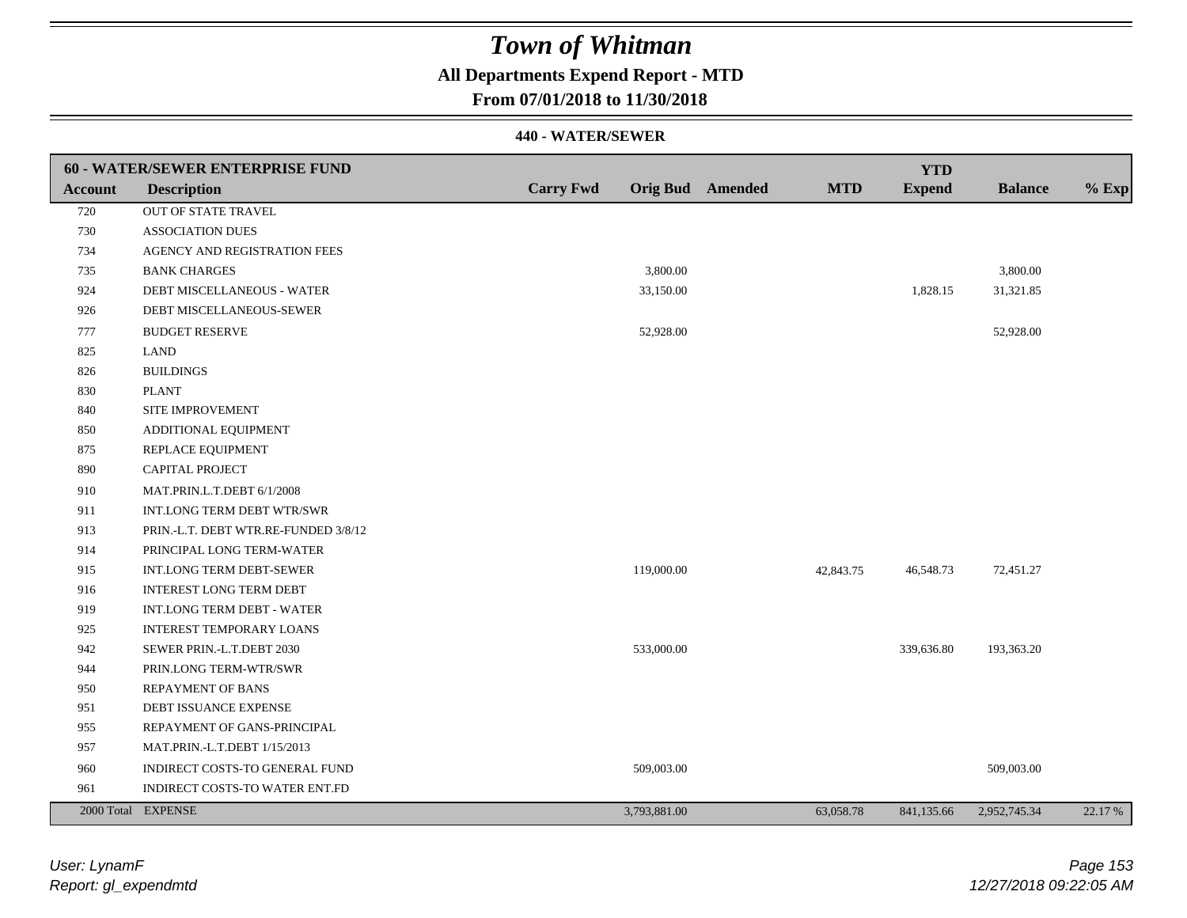# Town of Whitman

**All Departments Expend Report - MTD**

**From 07/01/2018 to 11/30/2018**

**440 - WATER/SEWER**

| 60 - WATER/SEWER ENTERPRISE FUND | | | | | | YTD | | |
|---|---|---|---|---|---|---|---|---|
| **Account** | **Description** | **Carry Fwd** | **Orig Bud** | **Amended** | **MTD** | **Expend** | **Balance** | **% Exp** |
| 720 | OUT OF STATE TRAVEL | | | | | | | |
| 730 | ASSOCIATION DUES | | | | | | | |
| 734 | AGENCY AND REGISTRATION FEES | | | | | | | |
| 735 | BANK CHARGES | | 3,800.00 | | | | 3,800.00 | |
| 924 | DEBT MISCELLANEOUS - WATER | | 33,150.00 | | | 1,828.15 | 31,321.85 | |
| 926 | DEBT MISCELLANEOUS-SEWER | | | | | | | |
| 777 | BUDGET RESERVE | | 52,928.00 | | | | 52,928.00 | |
| 825 | LAND | | | | | | | |
| 826 | BUILDINGS | | | | | | | |
| 830 | PLANT | | | | | | | |
| 840 | SITE IMPROVEMENT | | | | | | | |
| 850 | ADDITIONAL EQUIPMENT | | | | | | | |
| 875 | REPLACE EQUIPMENT | | | | | | | |
| 890 | CAPITAL PROJECT | | | | | | | |
| 910 | MAT.PRIN.L.T.DEBT 6/1/2008 | | | | | | | |
| 911 | INT.LONG TERM DEBT WTR/SWR | | | | | | | |
| 913 | PRIN.-L.T. DEBT WTR.RE-FUNDED 3/8/12 | | | | | | | |
| 914 | PRINCIPAL LONG TERM-WATER | | | | | | | |
| 915 | INT.LONG TERM DEBT-SEWER | | 119,000.00 | | 42,843.75 | 46,548.73 | 72,451.27 | |
| 916 | INTEREST LONG TERM DEBT | | | | | | | |
| 919 | INT.LONG TERM DEBT - WATER | | | | | | | |
| 925 | INTEREST TEMPORARY LOANS | | | | | | | |
| 942 | SEWER PRIN.-L.T.DEBT 2030 | | 533,000.00 | | | 339,636.80 | 193,363.20 | |
| 944 | PRIN.LONG TERM-WTR/SWR | | | | | | | |
| 950 | REPAYMENT OF BANS | | | | | | | |
| 951 | DEBT ISSUANCE EXPENSE | | | | | | | |
| 955 | REPAYMENT OF GANS-PRINCIPAL | | | | | | | |
| 957 | MAT.PRIN.-L.T.DEBT 1/15/2013 | | | | | | | |
| 960 | INDIRECT COSTS-TO GENERAL FUND | | 509,003.00 | | | | 509,003.00 | |
| 961 | INDIRECT COSTS-TO WATER ENT.FD | | | | | | | |
| 2000 Total | EXPENSE | | 3,793,881.00 | | 63,058.78 | 841,135.66 | 2,952,745.34 | 22.17 % |

*User: LynamF*
*Report: gl_expendmtd*

*12/27/2018 09:22:05 AM*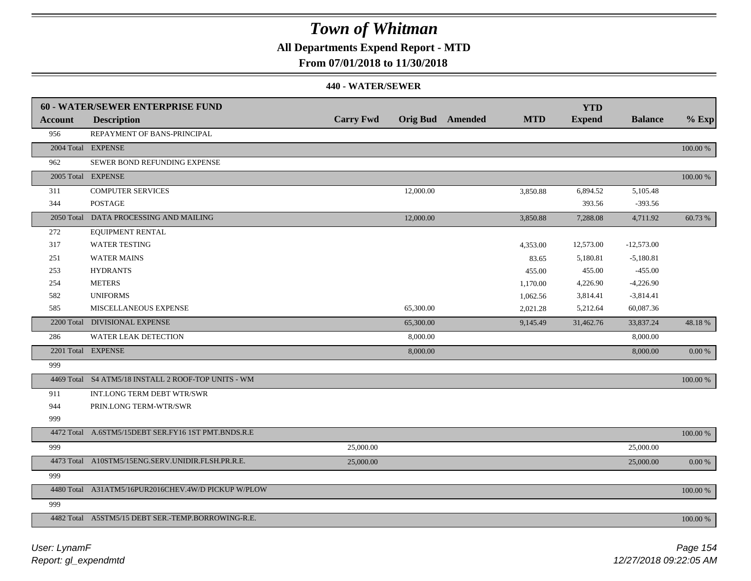# Town of Whitman

**All Departments Expend Report - MTD**

**From 07/01/2018 to 11/30/2018**

**440 - WATER/SEWER**

| **60 - WATER/SEWER ENTERPRISE FUND** | | | | | | | | |
|---|---|---|---|---|---|---|---|---|
| **Account** | **Description** | **Carry Fwd** | **Orig Bud** | **Amended** | **MTD** | **YTD Expend** | **Balance** | **% Exp** |
| 956 | REPAYMENT OF BANS-PRINCIPAL | | | | | | | |
| 2004 Total | EXPENSE | | | | | | | 100.00 % |
| 962 | SEWER BOND REFUNDING EXPENSE | | | | | | | |
| 2005 Total | EXPENSE | | | | | | | 100.00 % |
| 311 | COMPUTER SERVICES | | 12,000.00 | | 3,850.88 | 6,894.52 | 5,105.48 | |
| 344 | POSTAGE | | | | | 393.56 | -393.56 | |
| 2050 Total | DATA PROCESSING AND MAILING | | 12,000.00 | | 3,850.88 | 7,288.08 | 4,711.92 | 60.73 % |
| 272 | EQUIPMENT RENTAL | | | | | | | |
| 317 | WATER TESTING | | | | 4,353.00 | 12,573.00 | -12,573.00 | |
| 251 | WATER MAINS | | | | 83.65 | 5,180.81 | -5,180.81 | |
| 253 | HYDRANTS | | | | 455.00 | 455.00 | -455.00 | |
| 254 | METERS | | | | 1,170.00 | 4,226.90 | -4,226.90 | |
| 582 | UNIFORMS | | | | 1,062.56 | 3,814.41 | -3,814.41 | |
| 585 | MISCELLANEOUS EXPENSE | | 65,300.00 | | 2,021.28 | 5,212.64 | 60,087.36 | |
| 2200 Total | DIVISIONAL EXPENSE | | 65,300.00 | | 9,145.49 | 31,462.76 | 33,837.24 | 48.18 % |
| 286 | WATER LEAK DETECTION | | 8,000.00 | | | | 8,000.00 | |
| 2201 Total | EXPENSE | | 8,000.00 | | | | 8,000.00 | 0.00 % |
| 999 | | | | | | | | |
| 4469 Total | S4 ATM5/18 INSTALL 2 ROOF-TOP UNITS - WM | | | | | | | 100.00 % |
| 911 | INT.LONG TERM DEBT WTR/SWR | | | | | | | |
| 944 | PRIN.LONG TERM-WTR/SWR | | | | | | | |
| 999 | | | | | | | | |
| 4472 Total | A.6STM5/15DEBT SER.FY16 1ST PMT.BNDS.R.E | | | | | | | 100.00 % |
| 999 | | 25,000.00 | | | | | 25,000.00 | |
| 4473 Total | A10STM5/15ENG.SERV.UNIDIR.FLSH.PR.R.E. | 25,000.00 | | | | | 25,000.00 | 0.00 % |
| 999 | | | | | | | | |
| 4480 Total | A31ATM5/16PUR2016CHEV.4W/D PICKUP W/PLOW | | | | | | | 100.00 % |
| 999 | | | | | | | | |
| 4482 Total | A5STM5/15 DEBT SER.-TEMP.BORROWING-R.E. | | | | | | | 100.00 % |

*User: LynamF*
*Report: gl_expendmtd*

*12/27/2018 09:22:05 AM*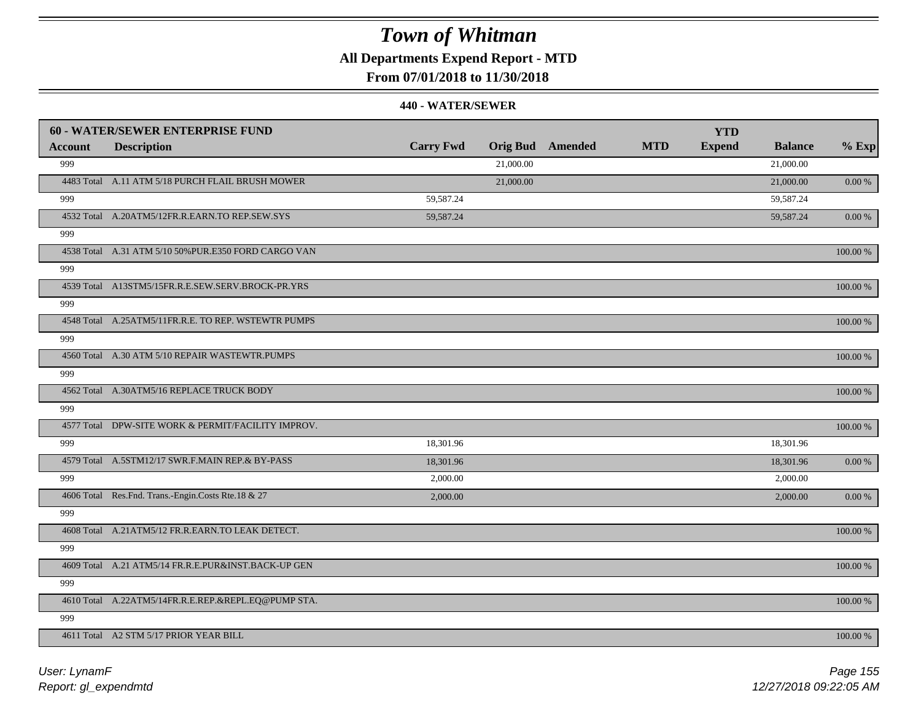# Town of Whitman

**All Departments Expend Report - MTD**

**From 07/01/2018 to 11/30/2018**

**440 - WATER/SEWER**

| **60 - WATER/SEWER ENTERPRISE FUND** | | | | | | | | |
|---|---|---|---|---|---|---|---|---|
| **Account** | **Description** | **Carry Fwd** | **Orig Bud** | **Amended** | **MTD** | **YTD Expend** | **Balance** | **% Exp** |
| 999 | | | 21,000.00 | | | | 21,000.00 | |
| 4483 Total | A.11 ATM 5/18 PURCH FLAIL BRUSH MOWER | | 21,000.00 | | | | 21,000.00 | 0.00 % |
| 999 | | 59,587.24 | | | | | 59,587.24 | |
| 4532 Total | A.20ATM5/12FR.R.EARN.TO REP.SEW.SYS | 59,587.24 | | | | | 59,587.24 | 0.00 % |
| 999 | | | | | | | | |
| 4538 Total | A.31 ATM 5/10 50%PUR.E350 FORD CARGO VAN | | | | | | | 100.00 % |
| 999 | | | | | | | | |
| 4539 Total | A13STM5/15FR.R.E.SEW.SERV.BROCK-PR.YRS | | | | | | | 100.00 % |
| 999 | | | | | | | | |
| 4548 Total | A.25ATM5/11FR.R.E. TO REP. WSTEWTR PUMPS | | | | | | | 100.00 % |
| 999 | | | | | | | | |
| 4560 Total | A.30 ATM 5/10 REPAIR WASTEWTR.PUMPS | | | | | | | 100.00 % |
| 999 | | | | | | | | |
| 4562 Total | A.30ATM5/16 REPLACE TRUCK BODY | | | | | | | 100.00 % |
| 999 | | | | | | | | |
| 4577 Total | DPW-SITE WORK & PERMIT/FACILITY IMPROV. | | | | | | | 100.00 % |
| 999 | | 18,301.96 | | | | | 18,301.96 | |
| 4579 Total | A.5STM12/17 SWR.F.MAIN REP.& BY-PASS | 18,301.96 | | | | | 18,301.96 | 0.00 % |
| 999 | | 2,000.00 | | | | | 2,000.00 | |
| 4606 Total | Res.Fnd. Trans.-Engin.Costs Rte.18 & 27 | 2,000.00 | | | | | 2,000.00 | 0.00 % |
| 999 | | | | | | | | |
| 4608 Total | A.21ATM5/12 FR.R.EARN.TO LEAK DETECT. | | | | | | | 100.00 % |
| 999 | | | | | | | | |
| 4609 Total | A.21 ATM5/14 FR.R.E.PUR&INST.BACK-UP GEN | | | | | | | 100.00 % |
| 999 | | | | | | | | |
| 4610 Total | A.22ATM5/14FR.R.E.REP.&REPL.EQ@PUMP STA. | | | | | | | 100.00 % |
| 999 | | | | | | | | |
| 4611 Total | A2 STM 5/17 PRIOR YEAR BILL | | | | | | | 100.00 % |

*User: LynamF*
*Report: gl_expendmtd*

*12/27/2018 09:22:05 AM*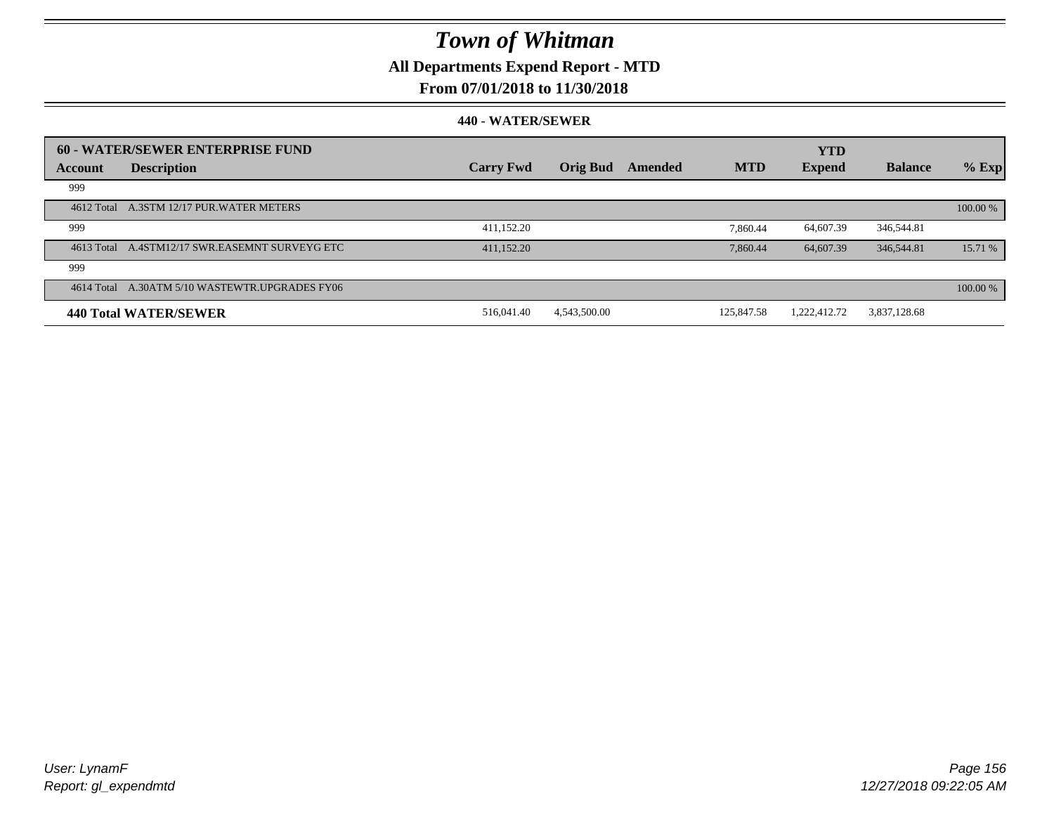# Town of Whitman

**All Departments Expend Report - MTD**

**From 07/01/2018 to 11/30/2018**

**440 - WATER/SEWER**

| 60 - WATER/SEWER ENTERPRISE FUND | | | | | | YTD | | |
|---|---|---|---|---|---|---|---|---|
| Account | Description | Carry Fwd | Orig Bud | Amended | MTD | Expend | Balance | % Exp |
| 999 | | | | | | | | |
| 4612 Total | A.3STM 12/17 PUR.WATER METERS | | | | | | | 100.00 % |
| 999 | | 411,152.20 | | | 7,860.44 | 64,607.39 | 346,544.81 | |
| 4613 Total | A.4STM12/17 SWR.EASEMNT SURVEYG ETC | 411,152.20 | | | 7,860.44 | 64,607.39 | 346,544.81 | 15.71 % |
| 999 | | | | | | | | |
| 4614 Total | A.30ATM 5/10 WASTEWTR.UPGRADES FY06 | | | | | | | 100.00 % |
| **440 Total WATER/SEWER** | | 516,041.40 | 4,543,500.00 | | 125,847.58 | 1,222,412.72 | 3,837,128.68 | |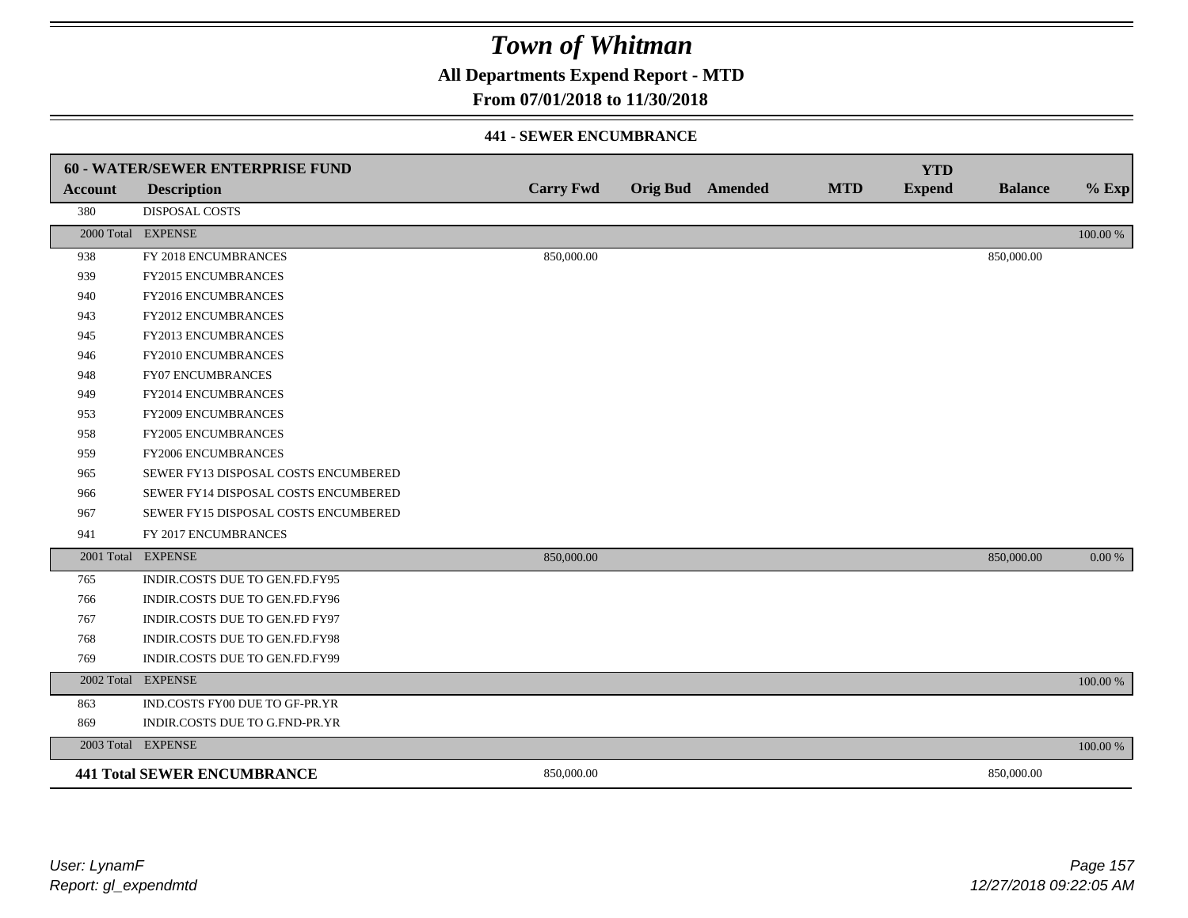# Town of Whitman

**All Departments Expend Report - MTD**

**From 07/01/2018 to 11/30/2018**

**441 - SEWER ENCUMBRANCE**

| Account | Description | Carry Fwd | Orig Bud | Amended | MTD | YTD Expend | Balance | % Exp |
|---|---|---|---|---|---|---|---|---|
| **60 - WATER/SEWER ENTERPRISE FUND** | | | | | | | | |
| 380 | DISPOSAL COSTS | | | | | | | |
| 2000 Total | EXPENSE | | | | | | | 100.00 % |
| 938 | FY 2018 ENCUMBRANCES | 850,000.00 | | | | | 850,000.00 | |
| 939 | FY2015 ENCUMBRANCES | | | | | | | |
| 940 | FY2016 ENCUMBRANCES | | | | | | | |
| 943 | FY2012 ENCUMBRANCES | | | | | | | |
| 945 | FY2013 ENCUMBRANCES | | | | | | | |
| 946 | FY2010 ENCUMBRANCES | | | | | | | |
| 948 | FY07 ENCUMBRANCES | | | | | | | |
| 949 | FY2014 ENCUMBRANCES | | | | | | | |
| 953 | FY2009 ENCUMBRANCES | | | | | | | |
| 958 | FY2005 ENCUMBRANCES | | | | | | | |
| 959 | FY2006 ENCUMBRANCES | | | | | | | |
| 965 | SEWER FY13 DISPOSAL COSTS ENCUMBERED | | | | | | | |
| 966 | SEWER FY14 DISPOSAL COSTS ENCUMBERED | | | | | | | |
| 967 | SEWER FY15 DISPOSAL COSTS ENCUMBERED | | | | | | | |
| 941 | FY 2017 ENCUMBRANCES | | | | | | | |
| 2001 Total | EXPENSE | 850,000.00 | | | | | 850,000.00 | 0.00 % |
| 765 | INDIR.COSTS DUE TO GEN.FD.FY95 | | | | | | | |
| 766 | INDIR.COSTS DUE TO GEN.FD.FY96 | | | | | | | |
| 767 | INDIR.COSTS DUE TO GEN.FD FY97 | | | | | | | |
| 768 | INDIR.COSTS DUE TO GEN.FD.FY98 | | | | | | | |
| 769 | INDIR.COSTS DUE TO GEN.FD.FY99 | | | | | | | |
| 2002 Total | EXPENSE | | | | | | | 100.00 % |
| 863 | IND.COSTS FY00 DUE TO GF-PR.YR | | | | | | | |
| 869 | INDIR.COSTS DUE TO G.FND-PR.YR | | | | | | | |
| 2003 Total | EXPENSE | | | | | | | 100.00 % |
| **441 Total SEWER ENCUMBRANCE** | | 850,000.00 | | | | | 850,000.00 | |

*User: LynamF*
*Report: gl_expendmtd*

*12/27/2018 09:22:05 AM*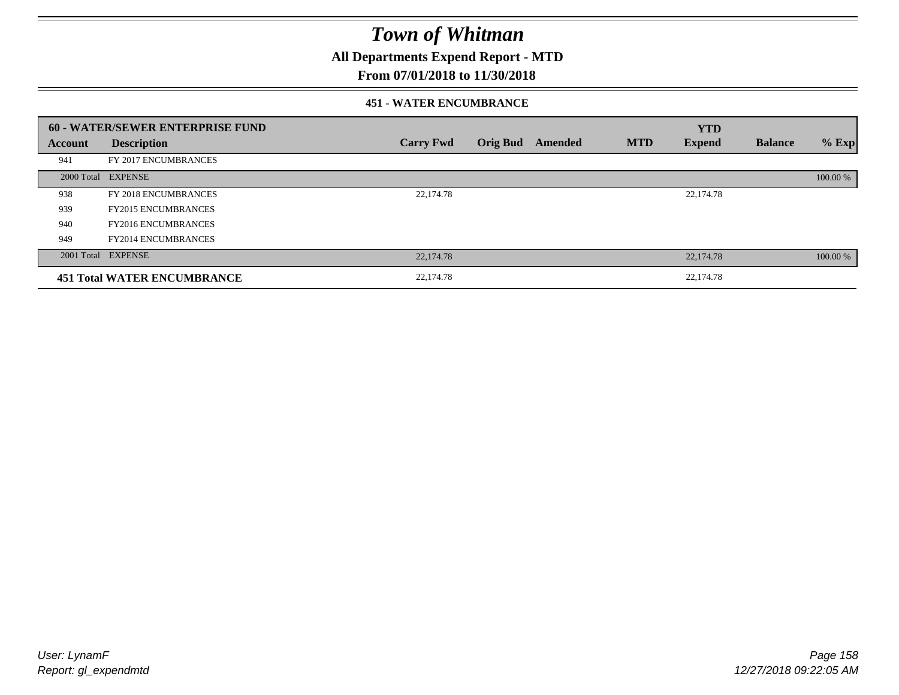# Town of Whitman

## All Departments Expend Report - MTD

## From 07/01/2018 to 11/30/2018

### 451 - WATER ENCUMBRANCE

| 60 - WATER/SEWER ENTERPRISE FUND | | | | | | YTD | | |
|---|---|---|---|---|---|---|---|---|
| **Account** | **Description** | **Carry Fwd** | **Orig Bud** | **Amended** | **MTD** | **Expend** | **Balance** | **% Exp** |
| 941 | FY 2017 ENCUMBRANCES | | | | | | | |
| 2000 Total | EXPENSE | | | | | | | 100.00 % |
| 938 | FY 2018 ENCUMBRANCES | 22,174.78 | | | | 22,174.78 | | |
| 939 | FY2015 ENCUMBRANCES | | | | | | | |
| 940 | FY2016 ENCUMBRANCES | | | | | | | |
| 949 | FY2014 ENCUMBRANCES | | | | | | | |
| 2001 Total | EXPENSE | 22,174.78 | | | | 22,174.78 | | 100.00 % |
| **451 Total WATER ENCUMBRANCE** | | 22,174.78 | | | | 22,174.78 | | |

*User: LynamF*
*Report: gl_expendmtd*
*12/27/2018 09:22:05 AM*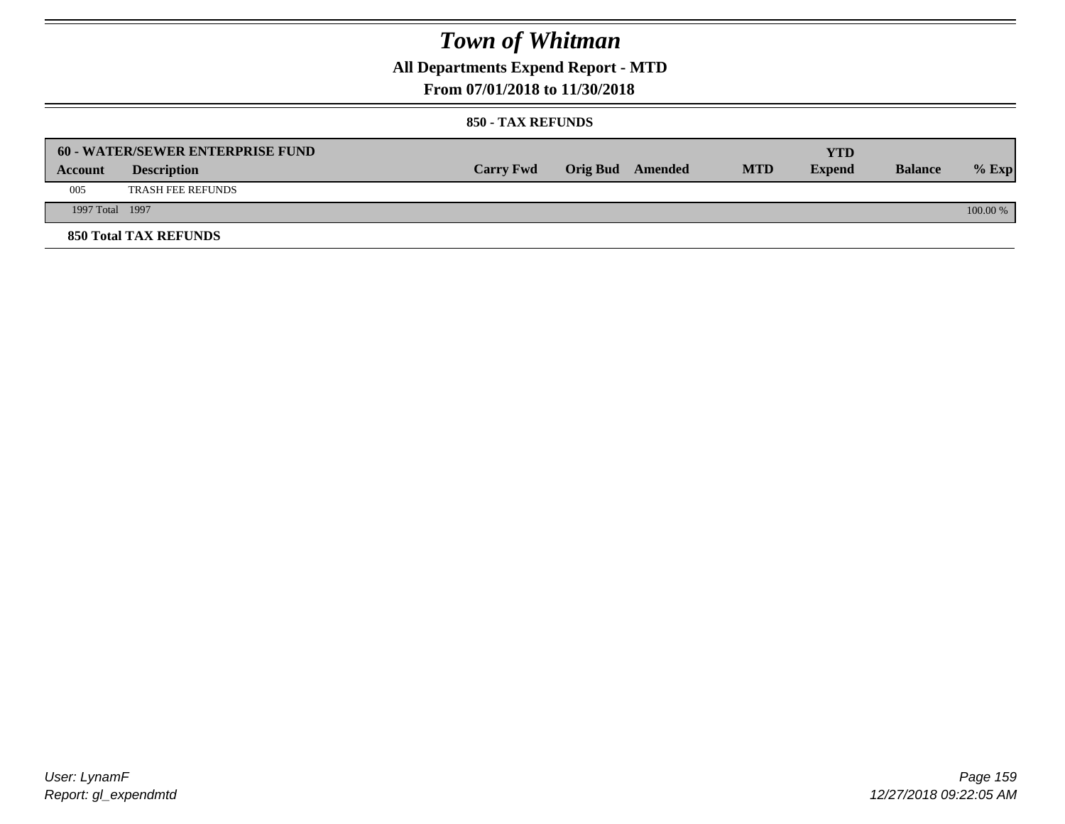# Town of Whitman

## All Departments Expend Report - MTD

### From 07/01/2018 to 11/30/2018

#### 850 - TAX REFUNDS

| 60 - WATER/SEWER ENTERPRISE FUND | | | | | | | | |
|---|---|---|---|---|---|---|---|---|
| **Account** | **Description** | **Carry Fwd** | **Orig Bud** | **Amended** | **MTD** | **YTD Expend** | **Balance** | **% Exp** |
| 005 | TRASH FEE REFUNDS | | | | | | | |
| 1997 Total | 1997 | | | | | | | 100.00 % |

**850 Total TAX REFUNDS**

User: LynamF
Report: gl_expendmtd

12/27/2018 09:22:05 AM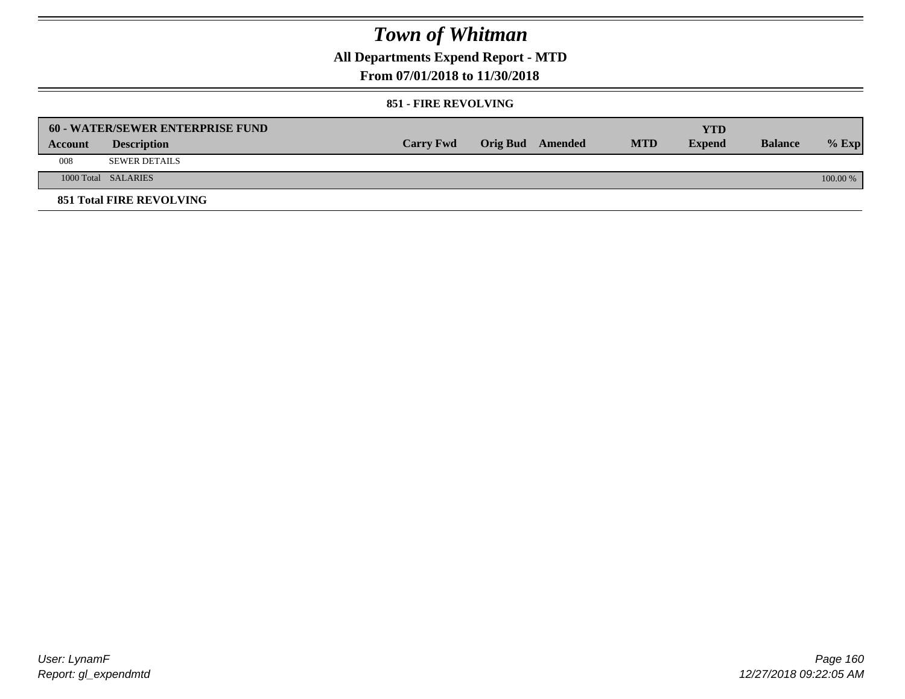# Town of Whitman

## All Departments Expend Report - MTD

### From 07/01/2018 to 11/30/2018

#### 851 - FIRE REVOLVING

| 60 - WATER/SEWER ENTERPRISE FUND | | | | | | YTD | | |
|---|---|---|---|---|---|---|---|---|
| **Account** | **Description** | **Carry Fwd** | **Orig Bud** | **Amended** | **MTD** | **Expend** | **Balance** | **% Exp** |
| 008 | SEWER DETAILS | | | | | | | |
| 1000 Total | SALARIES | | | | | | | 100.00 % |

**851 Total FIRE REVOLVING**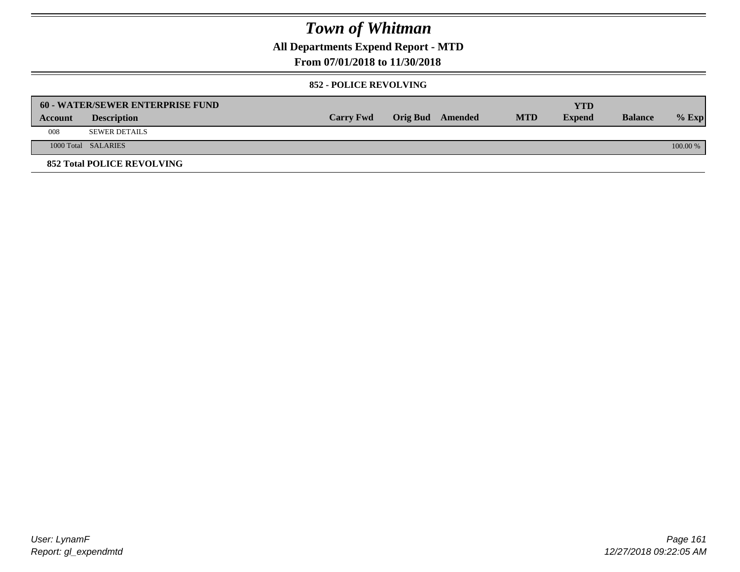# Town of Whitman

**All Departments Expend Report - MTD**

**From 07/01/2018 to 11/30/2018**

**852 - POLICE REVOLVING**

| **60 - WATER/SEWER ENTERPRISE FUND** | | | | | | **YTD** | | |
|---|---|---|---|---|---|---|---|---|
| **Account** | **Description** | **Carry Fwd** | **Orig Bud** | **Amended** | **MTD** | **Expend** | **Balance** | **% Exp** |
| 008 | SEWER DETAILS | | | | | | | |
| 1000 Total | SALARIES | | | | | | | 100.00 % |
| **852 Total POLICE REVOLVING** | | | | | | | | |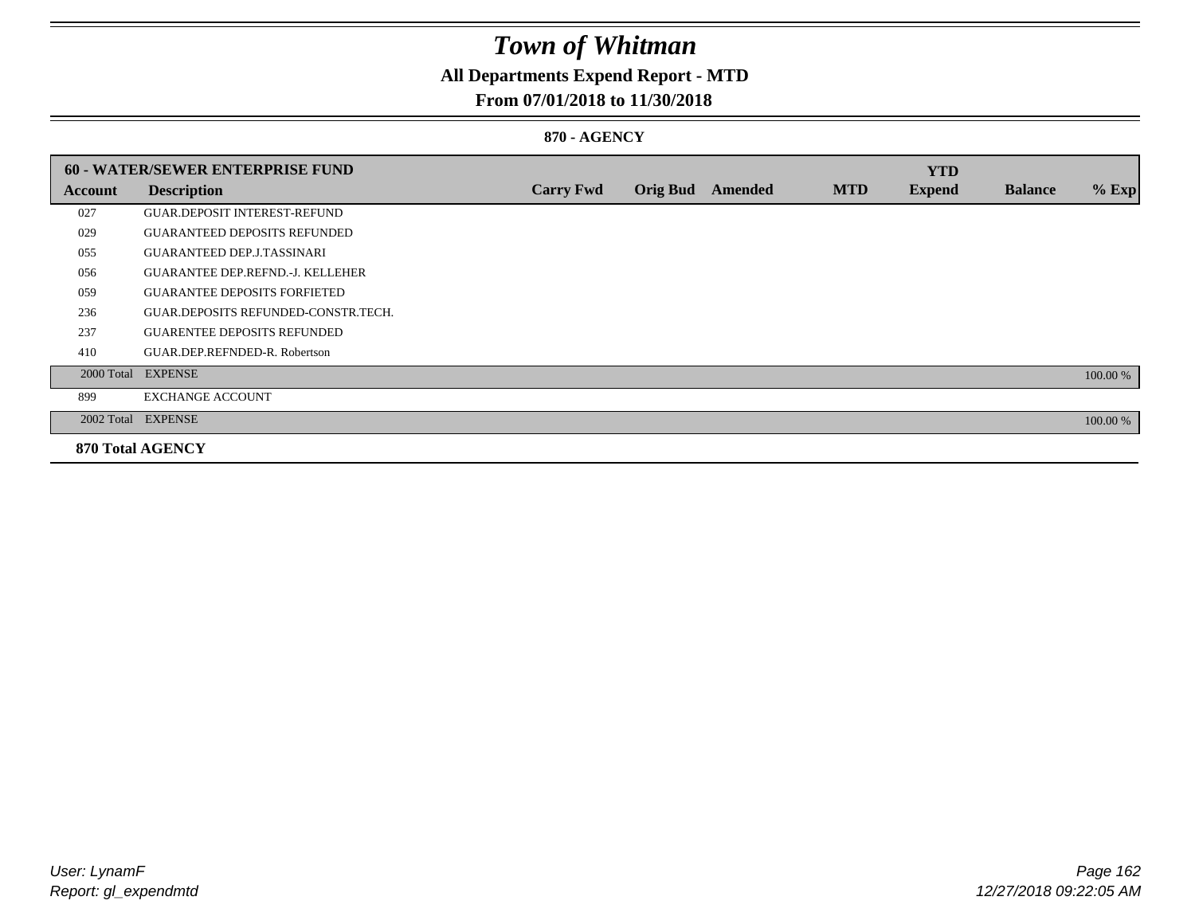# Town of Whitman

## All Departments Expend Report - MTD

## From 07/01/2018 to 11/30/2018

### 870 - AGENCY

| 60 - WATER/SEWER ENTERPRISE FUND | | | | | | YTD | | |
|---|---|---|---|---|---|---|---|---|
| Account | Description | Carry Fwd | Orig Bud | Amended | MTD | Expend | Balance | % Exp |
| 027 | GUAR.DEPOSIT INTEREST-REFUND | | | | | | | |
| 029 | GUARANTEED DEPOSITS REFUNDED | | | | | | | |
| 055 | GUARANTEED DEP.J.TASSINARI | | | | | | | |
| 056 | GUARANTEE DEP.REFND.-J. KELLEHER | | | | | | | |
| 059 | GUARANTEE DEPOSITS FORFIETED | | | | | | | |
| 236 | GUAR.DEPOSITS REFUNDED-CONSTR.TECH. | | | | | | | |
| 237 | GUARENTEE DEPOSITS REFUNDED | | | | | | | |
| 410 | GUAR.DEP.REFNDED-R. Robertson | | | | | | | |
| 2000 Total | EXPENSE | | | | | | | 100.00 % |
| 899 | EXCHANGE ACCOUNT | | | | | | | |
| 2002 Total | EXPENSE | | | | | | | 100.00 % |
| **870 Total AGENCY** | | | | | | | | |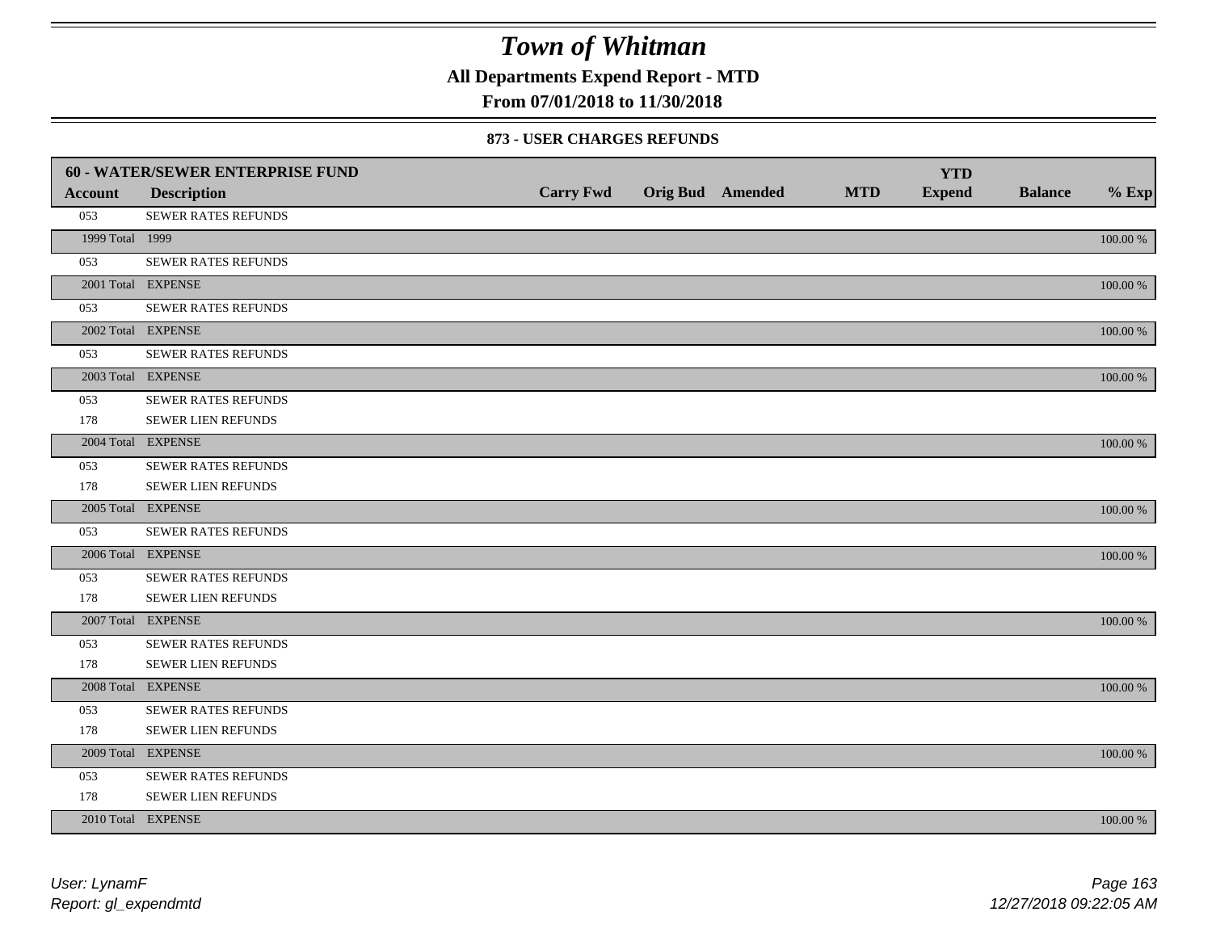# Town of Whitman

## All Departments Expend Report - MTD

## From 07/01/2018 to 11/30/2018

### 873 - USER CHARGES REFUNDS

| 60 - WATER/SEWER ENTERPRISE FUND | | | | | | YTD | | |
|---|---|---|---|---|---|---|---|---|
| **Account** | **Description** | **Carry Fwd** | **Orig Bud** | **Amended** | **MTD** | **Expend** | **Balance** | **% Exp** |
| 053 | SEWER RATES REFUNDS | | | | | | | |
| 1999 Total | 1999 | | | | | | | 100.00 % |
| 053 | SEWER RATES REFUNDS | | | | | | | |
| 2001 Total | EXPENSE | | | | | | | 100.00 % |
| 053 | SEWER RATES REFUNDS | | | | | | | |
| 2002 Total | EXPENSE | | | | | | | 100.00 % |
| 053 | SEWER RATES REFUNDS | | | | | | | |
| 2003 Total | EXPENSE | | | | | | | 100.00 % |
| 053 | SEWER RATES REFUNDS | | | | | | | |
| 178 | SEWER LIEN REFUNDS | | | | | | | |
| 2004 Total | EXPENSE | | | | | | | 100.00 % |
| 053 | SEWER RATES REFUNDS | | | | | | | |
| 178 | SEWER LIEN REFUNDS | | | | | | | |
| 2005 Total | EXPENSE | | | | | | | 100.00 % |
| 053 | SEWER RATES REFUNDS | | | | | | | |
| 2006 Total | EXPENSE | | | | | | | 100.00 % |
| 053 | SEWER RATES REFUNDS | | | | | | | |
| 178 | SEWER LIEN REFUNDS | | | | | | | |
| 2007 Total | EXPENSE | | | | | | | 100.00 % |
| 053 | SEWER RATES REFUNDS | | | | | | | |
| 178 | SEWER LIEN REFUNDS | | | | | | | |
| 2008 Total | EXPENSE | | | | | | | 100.00 % |
| 053 | SEWER RATES REFUNDS | | | | | | | |
| 178 | SEWER LIEN REFUNDS | | | | | | | |
| 2009 Total | EXPENSE | | | | | | | 100.00 % |
| 053 | SEWER RATES REFUNDS | | | | | | | |
| 178 | SEWER LIEN REFUNDS | | | | | | | |
| 2010 Total | EXPENSE | | | | | | | 100.00 % |

User: LynamF
Report: gl_expendmtd

12/27/2018 09:22:05 AM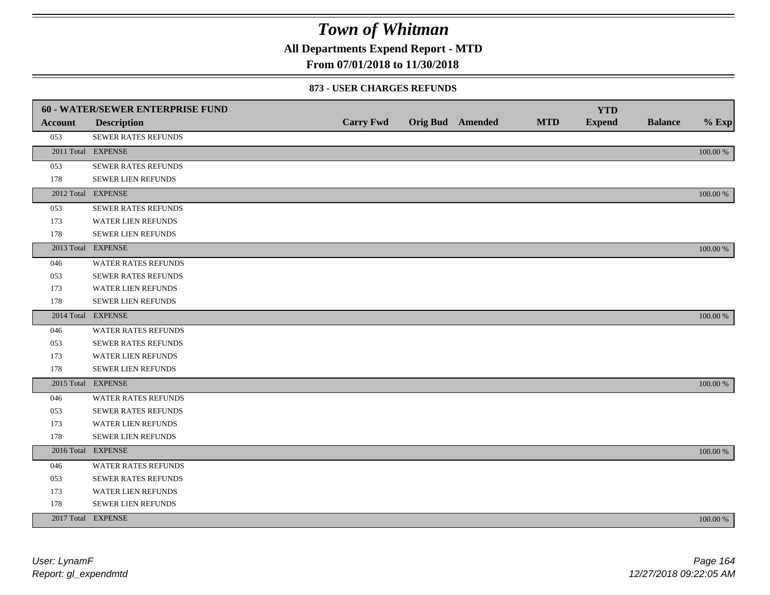# Town of Whitman

**All Departments Expend Report - MTD**

**From 07/01/2018 to 11/30/2018**

### 873 - USER CHARGES REFUNDS

| 60 - WATER/SEWER ENTERPRISE FUND | | | | | | | | |
|---|---|---|---|---|---|---|---|---|
| **Account** | **Description** | **Carry Fwd** | **Orig Bud** | **Amended** | **MTD** | **YTD Expend** | **Balance** | **% Exp** |
| 053 | SEWER RATES REFUNDS | | | | | | | |
| 2011 Total | EXPENSE | | | | | | | 100.00 % |
| 053 | SEWER RATES REFUNDS | | | | | | | |
| 178 | SEWER LIEN REFUNDS | | | | | | | |
| 2012 Total | EXPENSE | | | | | | | 100.00 % |
| 053 | SEWER RATES REFUNDS | | | | | | | |
| 173 | WATER LIEN REFUNDS | | | | | | | |
| 178 | SEWER LIEN REFUNDS | | | | | | | |
| 2013 Total | EXPENSE | | | | | | | 100.00 % |
| 046 | WATER RATES REFUNDS | | | | | | | |
| 053 | SEWER RATES REFUNDS | | | | | | | |
| 173 | WATER LIEN REFUNDS | | | | | | | |
| 178 | SEWER LIEN REFUNDS | | | | | | | |
| 2014 Total | EXPENSE | | | | | | | 100.00 % |
| 046 | WATER RATES REFUNDS | | | | | | | |
| 053 | SEWER RATES REFUNDS | | | | | | | |
| 173 | WATER LIEN REFUNDS | | | | | | | |
| 178 | SEWER LIEN REFUNDS | | | | | | | |
| 2015 Total | EXPENSE | | | | | | | 100.00 % |
| 046 | WATER RATES REFUNDS | | | | | | | |
| 053 | SEWER RATES REFUNDS | | | | | | | |
| 173 | WATER LIEN REFUNDS | | | | | | | |
| 178 | SEWER LIEN REFUNDS | | | | | | | |
| 2016 Total | EXPENSE | | | | | | | 100.00 % |
| 046 | WATER RATES REFUNDS | | | | | | | |
| 053 | SEWER RATES REFUNDS | | | | | | | |
| 173 | WATER LIEN REFUNDS | | | | | | | |
| 178 | SEWER LIEN REFUNDS | | | | | | | |
| 2017 Total | EXPENSE | | | | | | | 100.00 % |

*User: LynamF*
*Report: gl_expendmtd*

*12/27/2018 09:22:05 AM*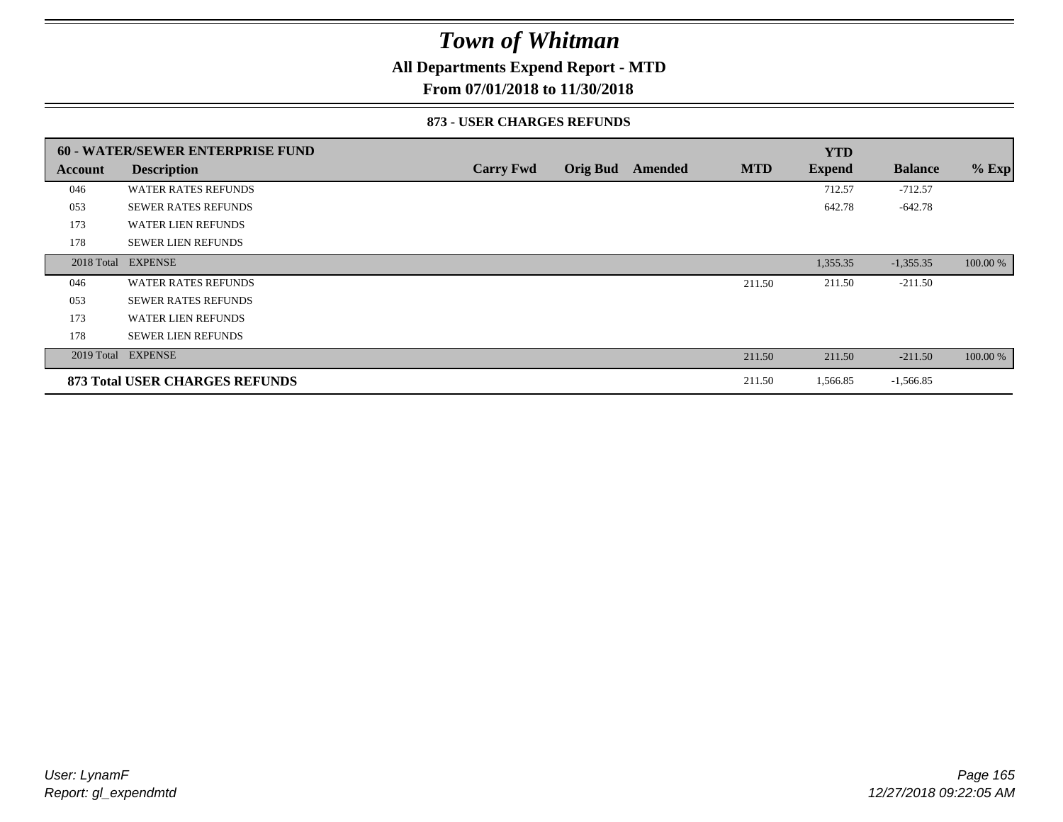# Town of Whitman

## All Departments Expend Report - MTD

### From 07/01/2018 to 11/30/2018

#### 873 - USER CHARGES REFUNDS

| 60 - WATER/SEWER ENTERPRISE FUND | | | | | | YTD | | |
|---|---|---|---|---|---|---|---|---|
| Account | Description | Carry Fwd | Orig Bud | Amended | MTD | Expend | Balance | % Exp |
| 046 | WATER RATES REFUNDS | | | | | 712.57 | -712.57 | |
| 053 | SEWER RATES REFUNDS | | | | | 642.78 | -642.78 | |
| 173 | WATER LIEN REFUNDS | | | | | | | |
| 178 | SEWER LIEN REFUNDS | | | | | | | |
| 2018 Total | EXPENSE | | | | | 1,355.35 | -1,355.35 | 100.00 % |
| 046 | WATER RATES REFUNDS | | | | 211.50 | 211.50 | -211.50 | |
| 053 | SEWER RATES REFUNDS | | | | | | | |
| 173 | WATER LIEN REFUNDS | | | | | | | |
| 178 | SEWER LIEN REFUNDS | | | | | | | |
| 2019 Total | EXPENSE | | | | 211.50 | 211.50 | -211.50 | 100.00 % |
| **873 Total USER CHARGES REFUNDS** | | | | | 211.50 | 1,566.85 | -1,566.85 | |

User: LynamF
Report: gl_expendmtd

12/27/2018 09:22:05 AM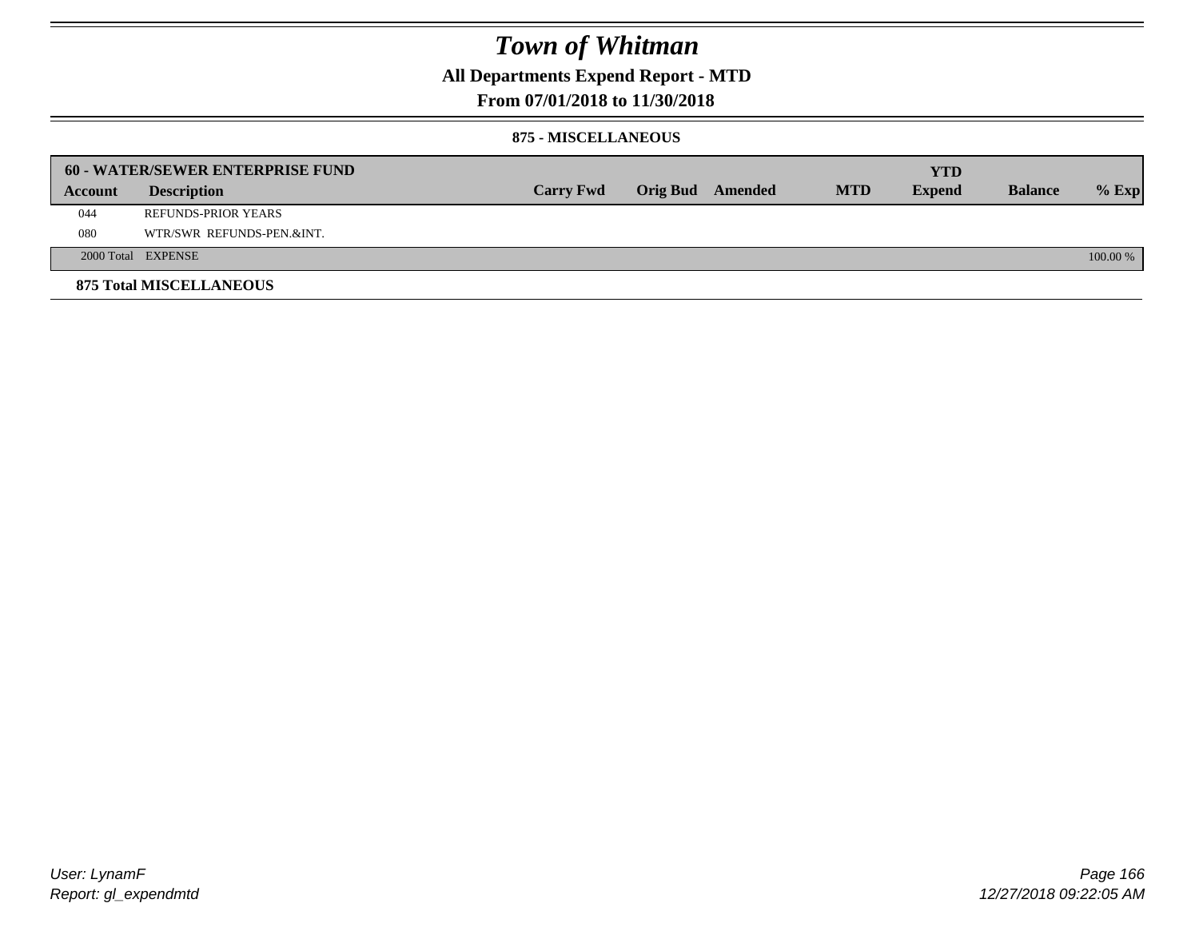# Town of Whitman

## All Departments Expend Report - MTD

### From 07/01/2018 to 11/30/2018

#### 875 - MISCELLANEOUS

| 60 - WATER/SEWER ENTERPRISE FUND | | | | | | YTD | | |
|---|---|---|---|---|---|---|---|---|
| **Account** | **Description** | **Carry Fwd** | **Orig Bud** | **Amended** | **MTD** | **Expend** | **Balance** | **% Exp** |
| 044 | REFUNDS-PRIOR YEARS | | | | | | | |
| 080 | WTR/SWR REFUNDS-PEN.&INT. | | | | | | | |
| 2000 Total | EXPENSE | | | | | | | 100.00 % |

**875 Total MISCELLANEOUS**

User: LynamF
Report: gl_expendmtd

12/27/2018 09:22:05 AM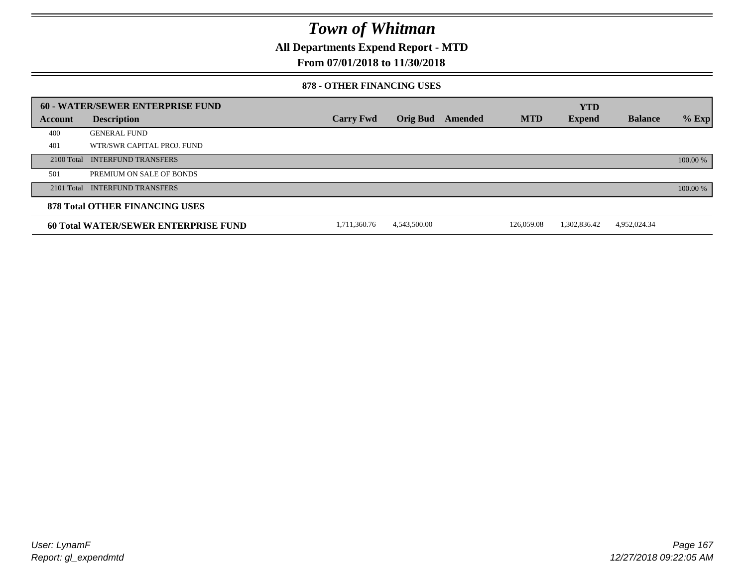# Town of Whitman

## All Departments Expend Report - MTD

## From 07/01/2018 to 11/30/2018

### 878 - OTHER FINANCING USES

| 60 - WATER/SEWER ENTERPRISE FUND | | | | | | YTD | | |
|---|---|---|---|---|---|---|---|---|
| Account | Description | Carry Fwd | Orig Bud | Amended | MTD | Expend | Balance | % Exp |
| 400 | GENERAL FUND | | | | | | | |
| 401 | WTR/SWR CAPITAL PROJ. FUND | | | | | | | |
| 2100 Total | INTERFUND TRANSFERS | | | | | | | 100.00 % |
| 501 | PREMIUM ON SALE OF BONDS | | | | | | | |
| 2101 Total | INTERFUND TRANSFERS | | | | | | | 100.00 % |
| **878 Total OTHER FINANCING USES** | | | | | | | | |
| **60 Total WATER/SEWER ENTERPRISE FUND** | | 1,711,360.76 | 4,543,500.00 | | 126,059.08 | 1,302,836.42 | 4,952,024.34 | |

*User: LynamF*
*Report: gl_expendmtd*

*12/27/2018 09:22:05 AM*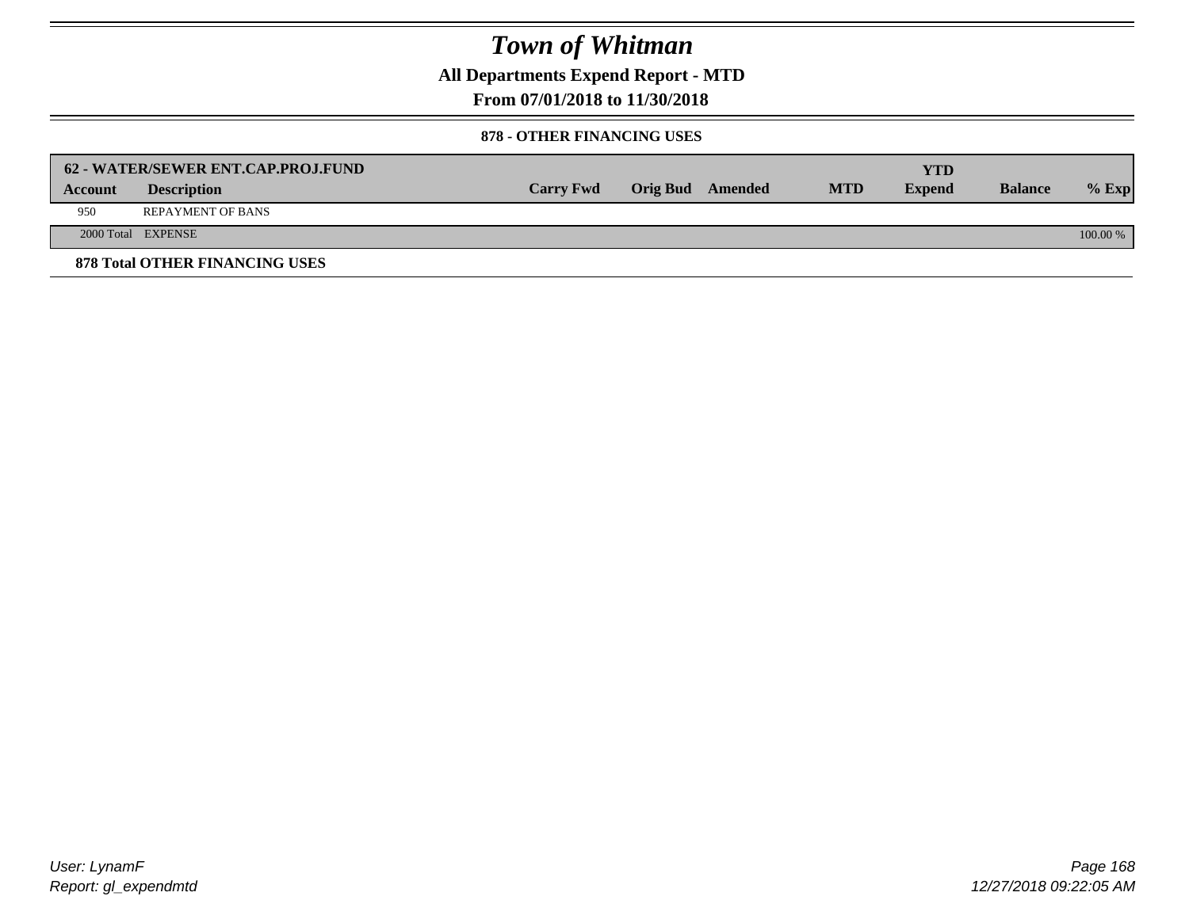# Town of Whitman

**All Departments Expend Report - MTD**

**From 07/01/2018 to 11/30/2018**

**878 - OTHER FINANCING USES**

| **62 - WATER/SEWER ENT.CAP.PROJ.FUND** | | | | | | | | |
|---|---|---|---|---|---|---|---|---|
| **Account** | **Description** | **Carry Fwd** | **Orig Bud** | **Amended** | **MTD** | **YTD Expend** | **Balance** | **% Exp** |
| 950 | REPAYMENT OF BANS | | | | | | | |
| 2000 Total | EXPENSE | | | | | | | 100.00 % |

**878 Total OTHER FINANCING USES**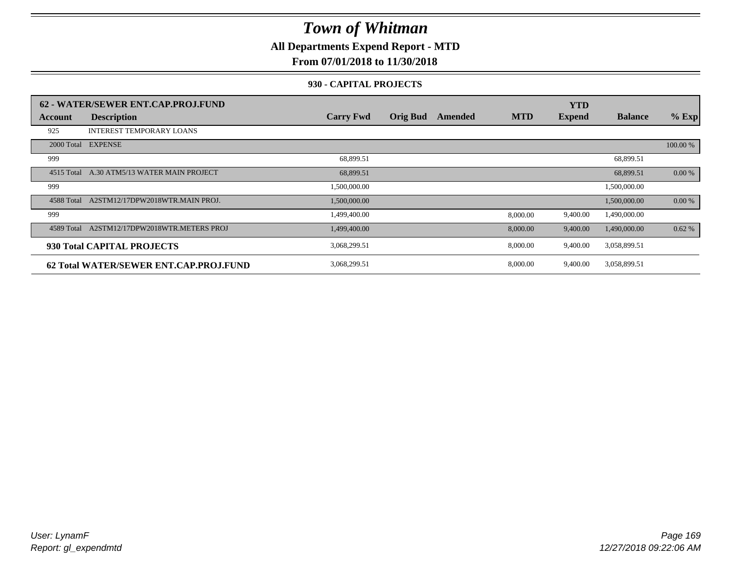# Town of Whitman

**All Departments Expend Report - MTD**

**From 07/01/2018 to 11/30/2018**

**930 - CAPITAL PROJECTS**

| 62 - WATER/SEWER ENT.CAP.PROJ.FUND | | | | | | YTD | | |
|---|---|---|---|---|---|---|---|---|
| **Account** | **Description** | **Carry Fwd** | **Orig Bud** | **Amended** | **MTD** | **Expend** | **Balance** | **% Exp** |
| 925 | INTEREST TEMPORARY LOANS | | | | | | | |
| 2000 Total | EXPENSE | | | | | | | 100.00 % |
| 999 | | 68,899.51 | | | | | 68,899.51 | |
| 4515 Total | A.30 ATM5/13 WATER MAIN PROJECT | 68,899.51 | | | | | 68,899.51 | 0.00 % |
| 999 | | 1,500,000.00 | | | | | 1,500,000.00 | |
| 4588 Total | A2STM12/17DPW2018WTR.MAIN PROJ. | 1,500,000.00 | | | | | 1,500,000.00 | 0.00 % |
| 999 | | 1,499,400.00 | | | 8,000.00 | 9,400.00 | 1,490,000.00 | |
| 4589 Total | A2STM12/17DPW2018WTR.METERS PROJ | 1,499,400.00 | | | 8,000.00 | 9,400.00 | 1,490,000.00 | 0.62 % |
| **930 Total CAPITAL PROJECTS** | | 3,068,299.51 | | | 8,000.00 | 9,400.00 | 3,058,899.51 | |
| **62 Total WATER/SEWER ENT.CAP.PROJ.FUND** | | 3,068,299.51 | | | 8,000.00 | 9,400.00 | 3,058,899.51 | |

*User: LynamF*
*Report: gl_expendmtd*

*12/27/2018 09:22:06 AM*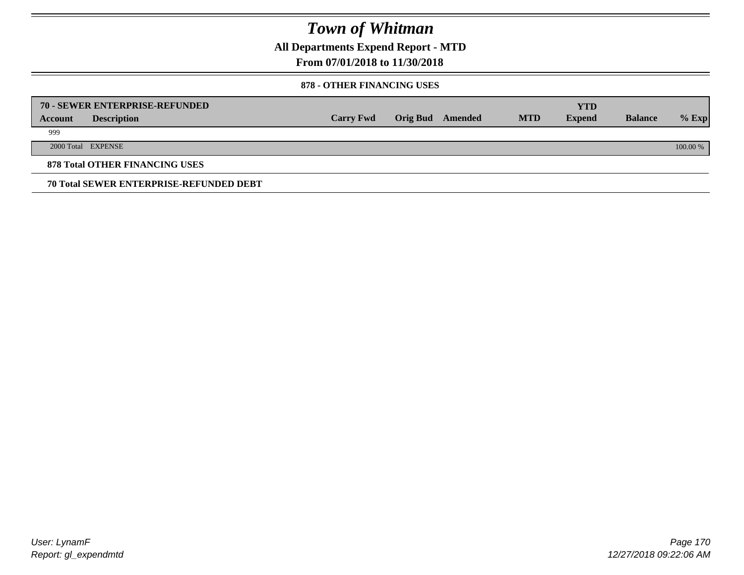# Town of Whitman

## All Departments Expend Report - MTD

## From 07/01/2018 to 11/30/2018

### 878 - OTHER FINANCING USES

| 70 - SEWER ENTERPRISE-REFUNDED Account | Description | Carry Fwd | Orig Bud | Amended | MTD | YTD Expend | Balance | % Exp |
|---|---|---|---|---|---|---|---|---|
| 999 | | | | | | | | |
| 2000 Total | EXPENSE | | | | | | | 100.00 % |

**878 Total OTHER FINANCING USES**

**70 Total SEWER ENTERPRISE-REFUNDED DEBT**

User: LynamF
Report: gl_expendmtd

12/27/2018 09:22:06 AM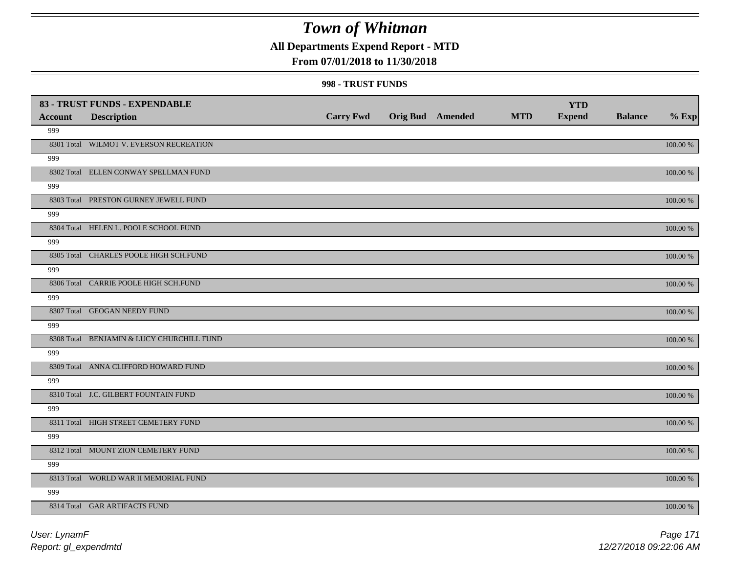# Town of Whitman

**All Departments Expend Report - MTD**

**From 07/01/2018 to 11/30/2018**

**998 - TRUST FUNDS**

| 83 - TRUST FUNDS - EXPENDABLE<br>Account | Description | Carry Fwd | Orig Bud | Amended | MTD | YTD<br>Expend | Balance | % Exp |
|---|---|---|---|---|---|---|---|---|
| 999 | | | | | | | | |
| 8301 Total | WILMOT V. EVERSON RECREATION | | | | | | | 100.00 % |
| 999 | | | | | | | | |
| 8302 Total | ELLEN CONWAY SPELLMAN FUND | | | | | | | 100.00 % |
| 999 | | | | | | | | |
| 8303 Total | PRESTON GURNEY JEWELL FUND | | | | | | | 100.00 % |
| 999 | | | | | | | | |
| 8304 Total | HELEN L. POOLE SCHOOL FUND | | | | | | | 100.00 % |
| 999 | | | | | | | | |
| 8305 Total | CHARLES POOLE HIGH SCH.FUND | | | | | | | 100.00 % |
| 999 | | | | | | | | |
| 8306 Total | CARRIE POOLE HIGH SCH.FUND | | | | | | | 100.00 % |
| 999 | | | | | | | | |
| 8307 Total | GEOGAN NEEDY FUND | | | | | | | 100.00 % |
| 999 | | | | | | | | |
| 8308 Total | BENJAMIN & LUCY CHURCHILL FUND | | | | | | | 100.00 % |
| 999 | | | | | | | | |
| 8309 Total | ANNA CLIFFORD HOWARD FUND | | | | | | | 100.00 % |
| 999 | | | | | | | | |
| 8310 Total | J.C. GILBERT FOUNTAIN FUND | | | | | | | 100.00 % |
| 999 | | | | | | | | |
| 8311 Total | HIGH STREET CEMETERY FUND | | | | | | | 100.00 % |
| 999 | | | | | | | | |
| 8312 Total | MOUNT ZION CEMETERY FUND | | | | | | | 100.00 % |
| 999 | | | | | | | | |
| 8313 Total | WORLD WAR II MEMORIAL FUND | | | | | | | 100.00 % |
| 999 | | | | | | | | |
| 8314 Total | GAR ARTIFACTS FUND | | | | | | | 100.00 % |

*User: LynamF*
*Report: gl_expendmtd*
*12/27/2018 09:22:06 AM*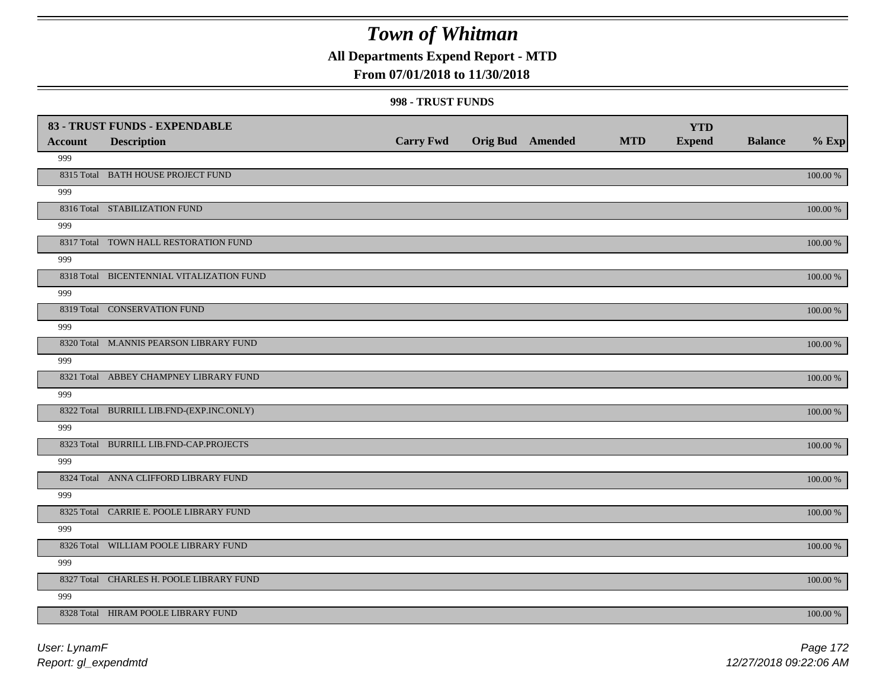# Town of Whitman

## All Departments Expend Report - MTD

## From 07/01/2018 to 11/30/2018

### 998 - TRUST FUNDS

| 83 - TRUST FUNDS - EXPENDABLE | | | | | | | | |
|---|---|---|---|---|---|---|---|---|
| **Account** | **Description** | **Carry Fwd** | **Orig Bud** | **Amended** | **MTD** | **YTD Expend** | **Balance** | **% Exp** |
| 999 | | | | | | | | |
| 8315 Total | BATH HOUSE PROJECT FUND | | | | | | | 100.00 % |
| 999 | | | | | | | | |
| 8316 Total | STABILIZATION FUND | | | | | | | 100.00 % |
| 999 | | | | | | | | |
| 8317 Total | TOWN HALL RESTORATION FUND | | | | | | | 100.00 % |
| 999 | | | | | | | | |
| 8318 Total | BICENTENNIAL VITALIZATION FUND | | | | | | | 100.00 % |
| 999 | | | | | | | | |
| 8319 Total | CONSERVATION FUND | | | | | | | 100.00 % |
| 999 | | | | | | | | |
| 8320 Total | M.ANNIS PEARSON LIBRARY FUND | | | | | | | 100.00 % |
| 999 | | | | | | | | |
| 8321 Total | ABBEY CHAMPNEY LIBRARY FUND | | | | | | | 100.00 % |
| 999 | | | | | | | | |
| 8322 Total | BURRILL LIB.FND-(EXP.INC.ONLY) | | | | | | | 100.00 % |
| 999 | | | | | | | | |
| 8323 Total | BURRILL LIB.FND-CAP.PROJECTS | | | | | | | 100.00 % |
| 999 | | | | | | | | |
| 8324 Total | ANNA CLIFFORD LIBRARY FUND | | | | | | | 100.00 % |
| 999 | | | | | | | | |
| 8325 Total | CARRIE E. POOLE LIBRARY FUND | | | | | | | 100.00 % |
| 999 | | | | | | | | |
| 8326 Total | WILLIAM POOLE LIBRARY FUND | | | | | | | 100.00 % |
| 999 | | | | | | | | |
| 8327 Total | CHARLES H. POOLE LIBRARY FUND | | | | | | | 100.00 % |
| 999 | | | | | | | | |
| 8328 Total | HIRAM POOLE LIBRARY FUND | | | | | | | 100.00 % |

User: LynamF
Report: gl_expendmtd

12/27/2018 09:22:06 AM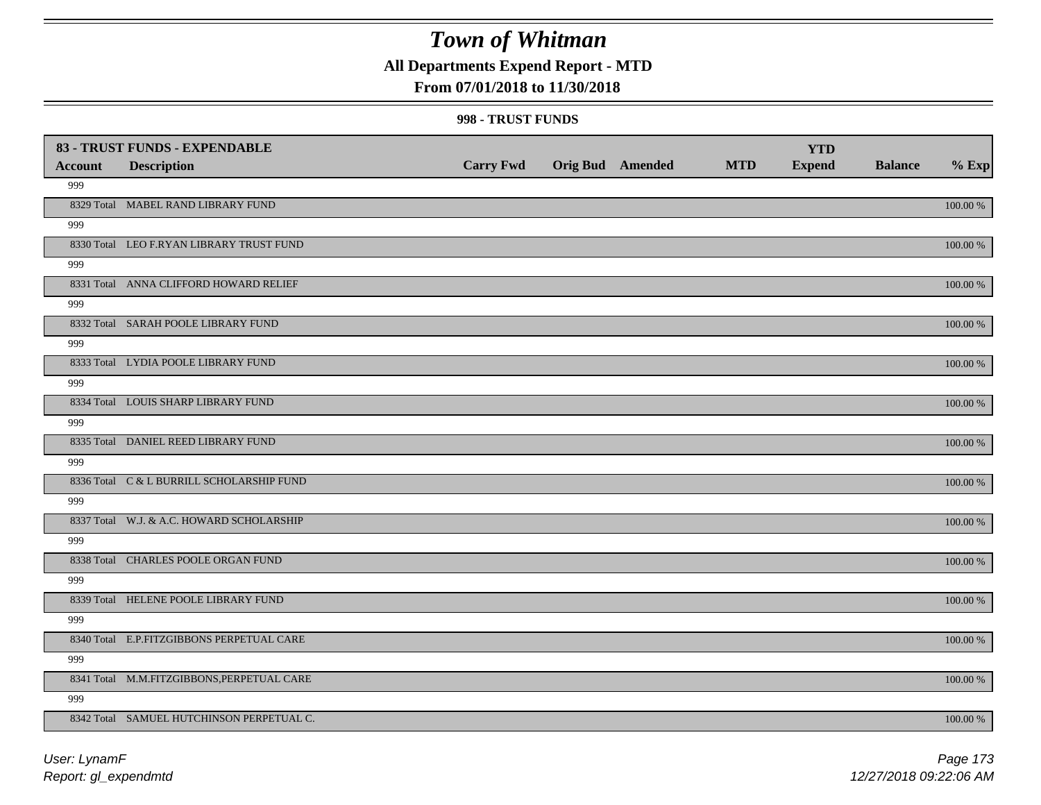# Town of Whitman

## All Departments Expend Report - MTD

### From 07/01/2018 to 11/30/2018

#### 998 - TRUST FUNDS

| 83 - TRUST FUNDS - EXPENDABLE | | | | | | YTD | | |
|---|---|---|---|---|---|---|---|---|
| **Account** | **Description** | **Carry Fwd** | **Orig Bud** | **Amended** | **MTD** | **Expend** | **Balance** | **% Exp** |
| 999 | | | | | | | | |
| 8329 Total | MABEL RAND LIBRARY FUND | | | | | | | 100.00 % |
| 999 | | | | | | | | |
| 8330 Total | LEO F.RYAN LIBRARY TRUST FUND | | | | | | | 100.00 % |
| 999 | | | | | | | | |
| 8331 Total | ANNA CLIFFORD HOWARD RELIEF | | | | | | | 100.00 % |
| 999 | | | | | | | | |
| 8332 Total | SARAH POOLE LIBRARY FUND | | | | | | | 100.00 % |
| 999 | | | | | | | | |
| 8333 Total | LYDIA POOLE LIBRARY FUND | | | | | | | 100.00 % |
| 999 | | | | | | | | |
| 8334 Total | LOUIS SHARP LIBRARY FUND | | | | | | | 100.00 % |
| 999 | | | | | | | | |
| 8335 Total | DANIEL REED LIBRARY FUND | | | | | | | 100.00 % |
| 999 | | | | | | | | |
| 8336 Total | C & L BURRILL SCHOLARSHIP FUND | | | | | | | 100.00 % |
| 999 | | | | | | | | |
| 8337 Total | W.J. & A.C. HOWARD SCHOLARSHIP | | | | | | | 100.00 % |
| 999 | | | | | | | | |
| 8338 Total | CHARLES POOLE ORGAN FUND | | | | | | | 100.00 % |
| 999 | | | | | | | | |
| 8339 Total | HELENE POOLE LIBRARY FUND | | | | | | | 100.00 % |
| 999 | | | | | | | | |
| 8340 Total | E.P.FITZGIBBONS PERPETUAL CARE | | | | | | | 100.00 % |
| 999 | | | | | | | | |
| 8341 Total | M.M.FITZGIBBONS,PERPETUAL CARE | | | | | | | 100.00 % |
| 999 | | | | | | | | |
| 8342 Total | SAMUEL HUTCHINSON PERPETUAL C. | | | | | | | 100.00 % |

*User: LynamF*
*Report: gl_expendmtd*

*12/27/2018 09:22:06 AM*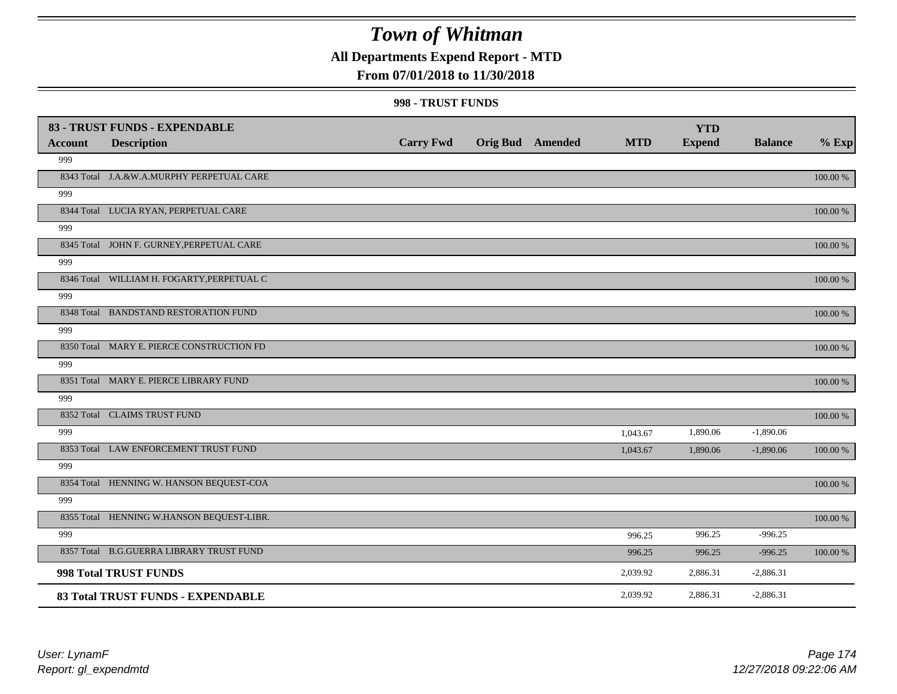# Town of Whitman

**All Departments Expend Report - MTD**

**From 07/01/2018 to 11/30/2018**

**998 - TRUST FUNDS**

| 83 - TRUST FUNDS - EXPENDABLE | | | | | | YTD | | |
|---|---|---|---|---|---|---|---|---|
| **Account** | **Description** | **Carry Fwd** | **Orig Bud** | **Amended** | **MTD** | **Expend** | **Balance** | **% Exp** |
| 999 | | | | | | | | |
| 8343 Total | J.A.&W.A.MURPHY PERPETUAL CARE | | | | | | | 100.00 % |
| 999 | | | | | | | | |
| 8344 Total | LUCIA RYAN, PERPETUAL CARE | | | | | | | 100.00 % |
| 999 | | | | | | | | |
| 8345 Total | JOHN F. GURNEY,PERPETUAL CARE | | | | | | | 100.00 % |
| 999 | | | | | | | | |
| 8346 Total | WILLIAM H. FOGARTY,PERPETUAL C | | | | | | | 100.00 % |
| 999 | | | | | | | | |
| 8348 Total | BANDSTAND RESTORATION FUND | | | | | | | 100.00 % |
| 999 | | | | | | | | |
| 8350 Total | MARY E. PIERCE CONSTRUCTION FD | | | | | | | 100.00 % |
| 999 | | | | | | | | |
| 8351 Total | MARY E. PIERCE LIBRARY FUND | | | | | | | 100.00 % |
| 999 | | | | | | | | |
| 8352 Total | CLAIMS TRUST FUND | | | | | | | 100.00 % |
| 999 | | | | | 1,043.67 | 1,890.06 | -1,890.06 | |
| 8353 Total | LAW ENFORCEMENT TRUST FUND | | | | 1,043.67 | 1,890.06 | -1,890.06 | 100.00 % |
| 999 | | | | | | | | |
| 8354 Total | HENNING W. HANSON BEQUEST-COA | | | | | | | 100.00 % |
| 999 | | | | | | | | |
| 8355 Total | HENNING W.HANSON BEQUEST-LIBR. | | | | | | | 100.00 % |
| 999 | | | | | 996.25 | 996.25 | -996.25 | |
| 8357 Total | B.G.GUERRA LIBRARY TRUST FUND | | | | 996.25 | 996.25 | -996.25 | 100.00 % |
| **998 Total TRUST FUNDS** | | | | | 2,039.92 | 2,886.31 | -2,886.31 | |
| **83 Total TRUST FUNDS - EXPENDABLE** | | | | | 2,039.92 | 2,886.31 | -2,886.31 | |

*User: LynamF*
*Report: gl_expendmtd*
*12/27/2018 09:22:06 AM*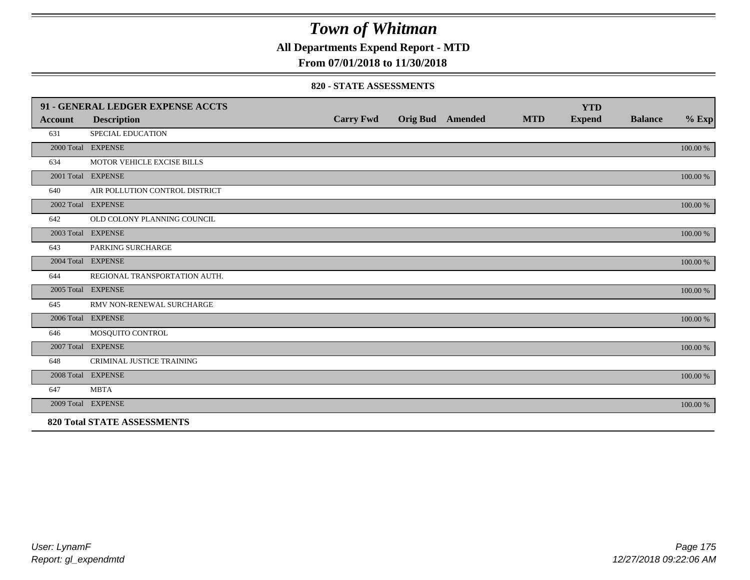# Town of Whitman

## All Departments Expend Report - MTD

## From 07/01/2018 to 11/30/2018

### 820 - STATE ASSESSMENTS

| 91 - GENERAL LEDGER EXPENSE ACCTS | | | | | | YTD | | |
|---|---|---|---|---|---|---|---|---|
| **Account** | **Description** | **Carry Fwd** | **Orig Bud** | **Amended** | **MTD** | **Expend** | **Balance** | **% Exp** |
| 631 | SPECIAL EDUCATION | | | | | | | |
| 2000 Total | EXPENSE | | | | | | | 100.00 % |
| 634 | MOTOR VEHICLE EXCISE BILLS | | | | | | | |
| 2001 Total | EXPENSE | | | | | | | 100.00 % |
| 640 | AIR POLLUTION CONTROL DISTRICT | | | | | | | |
| 2002 Total | EXPENSE | | | | | | | 100.00 % |
| 642 | OLD COLONY PLANNING COUNCIL | | | | | | | |
| 2003 Total | EXPENSE | | | | | | | 100.00 % |
| 643 | PARKING SURCHARGE | | | | | | | |
| 2004 Total | EXPENSE | | | | | | | 100.00 % |
| 644 | REGIONAL TRANSPORTATION AUTH. | | | | | | | |
| 2005 Total | EXPENSE | | | | | | | 100.00 % |
| 645 | RMV NON-RENEWAL SURCHARGE | | | | | | | |
| 2006 Total | EXPENSE | | | | | | | 100.00 % |
| 646 | MOSQUITO CONTROL | | | | | | | |
| 2007 Total | EXPENSE | | | | | | | 100.00 % |
| 648 | CRIMINAL JUSTICE TRAINING | | | | | | | |
| 2008 Total | EXPENSE | | | | | | | 100.00 % |
| 647 | MBTA | | | | | | | |
| 2009 Total | EXPENSE | | | | | | | 100.00 % |
| **820 Total STATE ASSESSMENTS** | | | | | | | | |

*User: LynamF*
*Report: gl_expendmtd*

*12/27/2018 09:22:06 AM*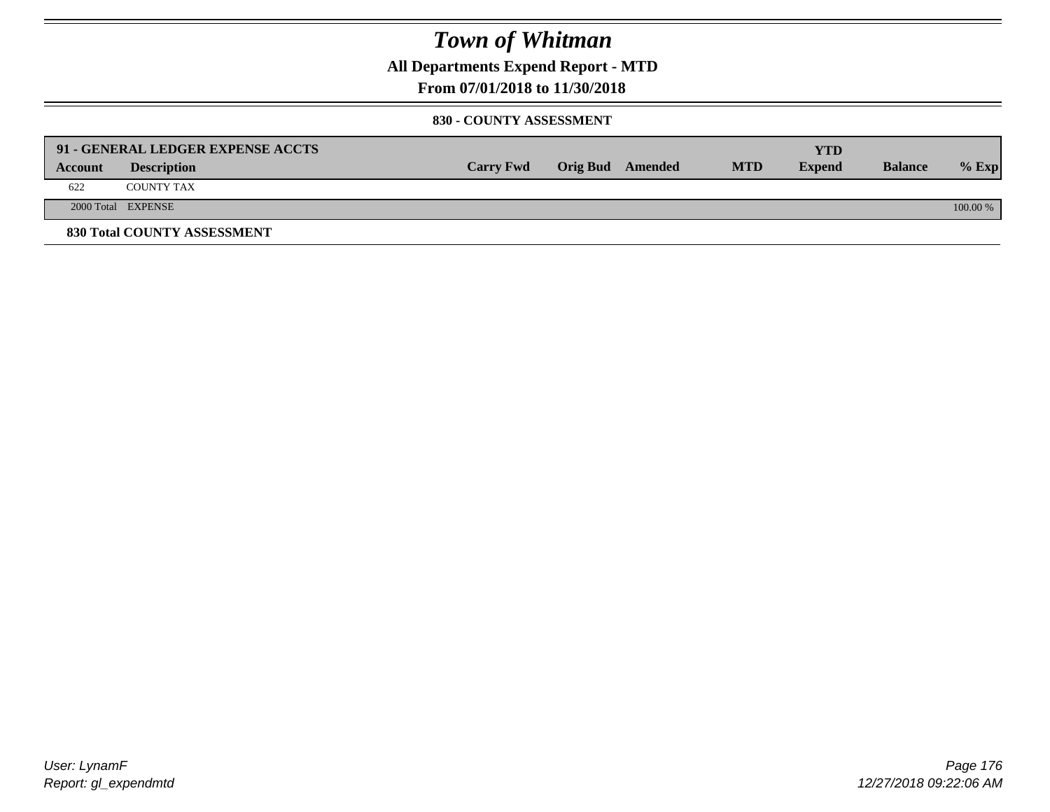# *Town of Whitman*

**All Departments Expend Report - MTD**

**From 07/01/2018 to 11/30/2018**

**830 - COUNTY ASSESSMENT**

| **91 - GENERAL LEDGER EXPENSE ACCTS** | | | | | | | | |
|---|---|---|---|---|---|---|---|---|
| **Account** | **Description** | **Carry Fwd** | **Orig Bud** | **Amended** | **MTD** | **YTD Expend** | **Balance** | **% Exp** |
| 622 | COUNTY TAX | | | | | | | |
| 2000 Total | EXPENSE | | | | | | | 100.00 % |

**830 Total COUNTY ASSESSMENT**

*User: LynamF*
*Report: gl_expendmtd*

*12/27/2018 09:22:06 AM*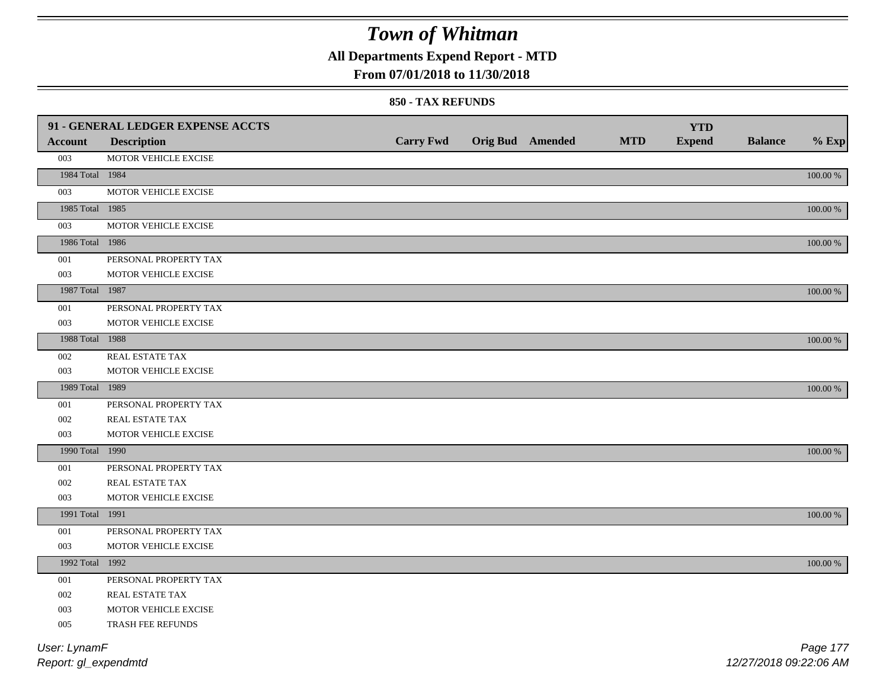# Town of Whitman

**All Departments Expend Report - MTD**

**From 07/01/2018 to 11/30/2018**

**850 - TAX REFUNDS**

| 91 - GENERAL LEDGER EXPENSE ACCTS | | | | | | | | |
|---|---|---|---|---|---|---|---|---|
| **Account** | **Description** | **Carry Fwd** | **Orig Bud** | **Amended** | **MTD** | **YTD Expend** | **Balance** | **% Exp** |
| 003 | MOTOR VEHICLE EXCISE | | | | | | | |
| 1984 Total | 1984 | | | | | | | 100.00 % |
| 003 | MOTOR VEHICLE EXCISE | | | | | | | |
| 1985 Total | 1985 | | | | | | | 100.00 % |
| 003 | MOTOR VEHICLE EXCISE | | | | | | | |
| 1986 Total | 1986 | | | | | | | 100.00 % |
| 001 | PERSONAL PROPERTY TAX | | | | | | | |
| 003 | MOTOR VEHICLE EXCISE | | | | | | | |
| 1987 Total | 1987 | | | | | | | 100.00 % |
| 001 | PERSONAL PROPERTY TAX | | | | | | | |
| 003 | MOTOR VEHICLE EXCISE | | | | | | | |
| 1988 Total | 1988 | | | | | | | 100.00 % |
| 002 | REAL ESTATE TAX | | | | | | | |
| 003 | MOTOR VEHICLE EXCISE | | | | | | | |
| 1989 Total | 1989 | | | | | | | 100.00 % |
| 001 | PERSONAL PROPERTY TAX | | | | | | | |
| 002 | REAL ESTATE TAX | | | | | | | |
| 003 | MOTOR VEHICLE EXCISE | | | | | | | |
| 1990 Total | 1990 | | | | | | | 100.00 % |
| 001 | PERSONAL PROPERTY TAX | | | | | | | |
| 002 | REAL ESTATE TAX | | | | | | | |
| 003 | MOTOR VEHICLE EXCISE | | | | | | | |
| 1991 Total | 1991 | | | | | | | 100.00 % |
| 001 | PERSONAL PROPERTY TAX | | | | | | | |
| 003 | MOTOR VEHICLE EXCISE | | | | | | | |
| 1992 Total | 1992 | | | | | | | 100.00 % |
| 001 | PERSONAL PROPERTY TAX | | | | | | | |
| 002 | REAL ESTATE TAX | | | | | | | |
| 003 | MOTOR VEHICLE EXCISE | | | | | | | |
| 005 | TRASH FEE REFUNDS | | | | | | | |

User: LynamF

Report: gl_expendmtd

12/27/2018 09:22:06 AM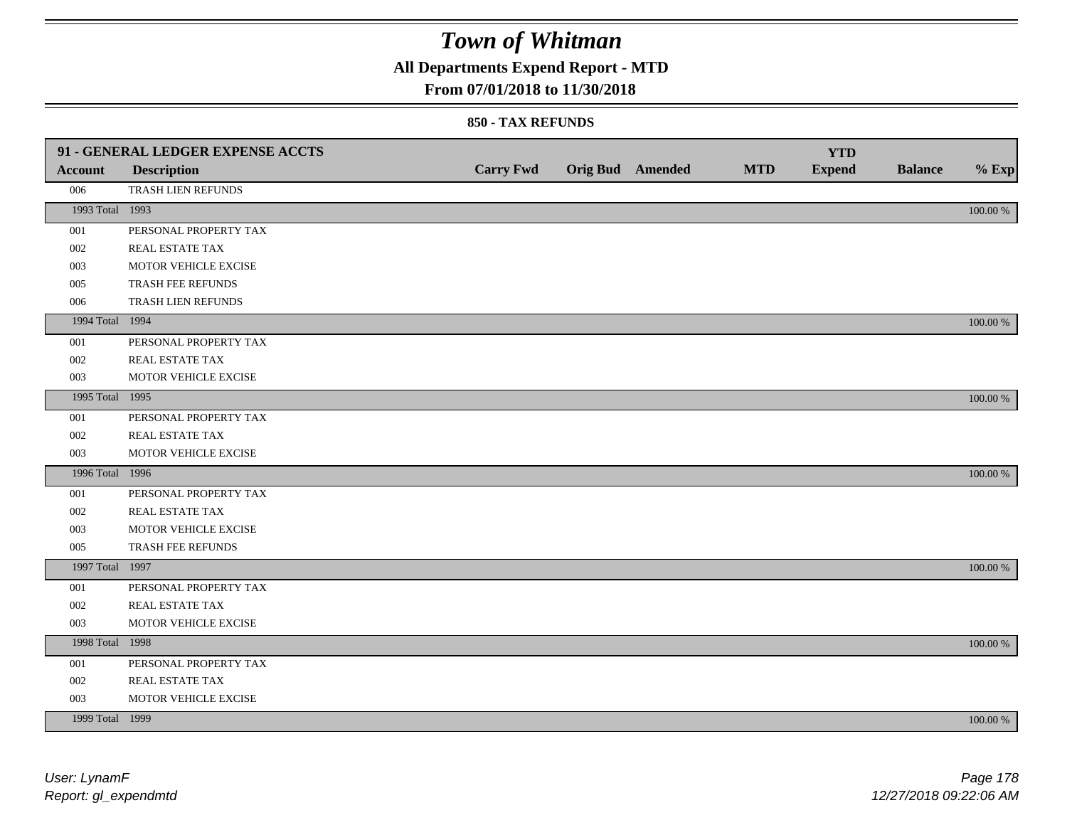# Town of Whitman

## All Departments Expend Report - MTD

### From 07/01/2018 to 11/30/2018

#### 850 - TAX REFUNDS

| 91 - GENERAL LEDGER EXPENSE ACCTS | | | | | | YTD | | |
|---|---|---|---|---|---|---|---|---|
| Account | Description | Carry Fwd | Orig Bud | Amended | MTD | Expend | Balance | % Exp |
| 006 | TRASH LIEN REFUNDS | | | | | | | |
| 1993 Total | 1993 | | | | | | | 100.00 % |
| 001 | PERSONAL PROPERTY TAX | | | | | | | |
| 002 | REAL ESTATE TAX | | | | | | | |
| 003 | MOTOR VEHICLE EXCISE | | | | | | | |
| 005 | TRASH FEE REFUNDS | | | | | | | |
| 006 | TRASH LIEN REFUNDS | | | | | | | |
| 1994 Total | 1994 | | | | | | | 100.00 % |
| 001 | PERSONAL PROPERTY TAX | | | | | | | |
| 002 | REAL ESTATE TAX | | | | | | | |
| 003 | MOTOR VEHICLE EXCISE | | | | | | | |
| 1995 Total | 1995 | | | | | | | 100.00 % |
| 001 | PERSONAL PROPERTY TAX | | | | | | | |
| 002 | REAL ESTATE TAX | | | | | | | |
| 003 | MOTOR VEHICLE EXCISE | | | | | | | |
| 1996 Total | 1996 | | | | | | | 100.00 % |
| 001 | PERSONAL PROPERTY TAX | | | | | | | |
| 002 | REAL ESTATE TAX | | | | | | | |
| 003 | MOTOR VEHICLE EXCISE | | | | | | | |
| 005 | TRASH FEE REFUNDS | | | | | | | |
| 1997 Total | 1997 | | | | | | | 100.00 % |
| 001 | PERSONAL PROPERTY TAX | | | | | | | |
| 002 | REAL ESTATE TAX | | | | | | | |
| 003 | MOTOR VEHICLE EXCISE | | | | | | | |
| 1998 Total | 1998 | | | | | | | 100.00 % |
| 001 | PERSONAL PROPERTY TAX | | | | | | | |
| 002 | REAL ESTATE TAX | | | | | | | |
| 003 | MOTOR VEHICLE EXCISE | | | | | | | |
| 1999 Total | 1999 | | | | | | | 100.00 % |

*User: LynamF*
*Report: gl_expendmtd*

*12/27/2018 09:22:06 AM*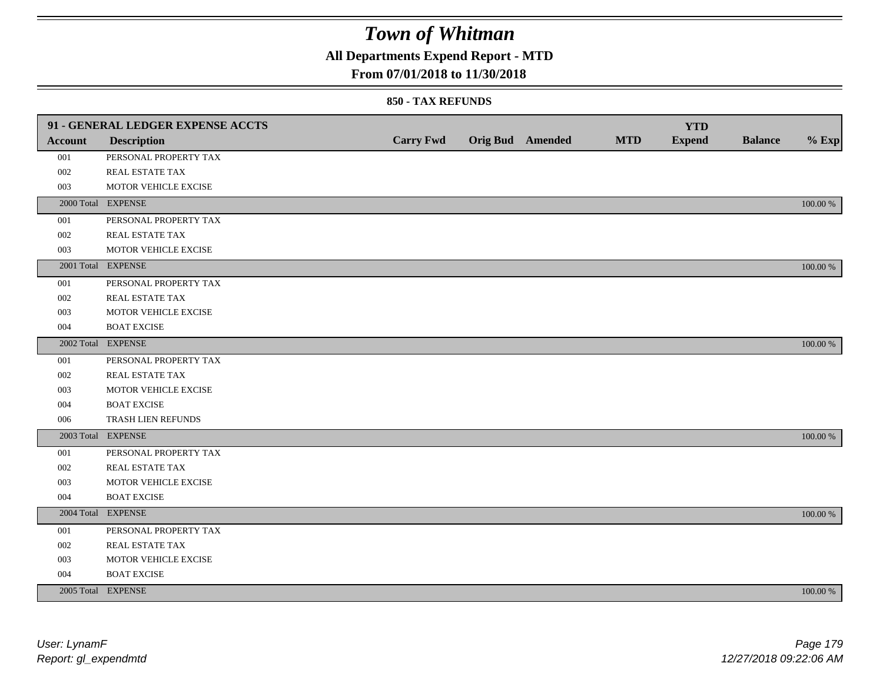# Town of Whitman

## All Departments Expend Report - MTD

### From 07/01/2018 to 11/30/2018

#### 850 - TAX REFUNDS

| Account | Description | Carry Fwd | Orig Bud | Amended | MTD | YTD Expend | Balance | % Exp |
|---|---|---|---|---|---|---|---|---|
| **91 - GENERAL LEDGER EXPENSE ACCTS** | | | | | | | | |
| 001 | PERSONAL PROPERTY TAX | | | | | | | |
| 002 | REAL ESTATE TAX | | | | | | | |
| 003 | MOTOR VEHICLE EXCISE | | | | | | | |
| 2000 Total | EXPENSE | | | | | | | 100.00 % |
| 001 | PERSONAL PROPERTY TAX | | | | | | | |
| 002 | REAL ESTATE TAX | | | | | | | |
| 003 | MOTOR VEHICLE EXCISE | | | | | | | |
| 2001 Total | EXPENSE | | | | | | | 100.00 % |
| 001 | PERSONAL PROPERTY TAX | | | | | | | |
| 002 | REAL ESTATE TAX | | | | | | | |
| 003 | MOTOR VEHICLE EXCISE | | | | | | | |
| 004 | BOAT EXCISE | | | | | | | |
| 2002 Total | EXPENSE | | | | | | | 100.00 % |
| 001 | PERSONAL PROPERTY TAX | | | | | | | |
| 002 | REAL ESTATE TAX | | | | | | | |
| 003 | MOTOR VEHICLE EXCISE | | | | | | | |
| 004 | BOAT EXCISE | | | | | | | |
| 006 | TRASH LIEN REFUNDS | | | | | | | |
| 2003 Total | EXPENSE | | | | | | | 100.00 % |
| 001 | PERSONAL PROPERTY TAX | | | | | | | |
| 002 | REAL ESTATE TAX | | | | | | | |
| 003 | MOTOR VEHICLE EXCISE | | | | | | | |
| 004 | BOAT EXCISE | | | | | | | |
| 2004 Total | EXPENSE | | | | | | | 100.00 % |
| 001 | PERSONAL PROPERTY TAX | | | | | | | |
| 002 | REAL ESTATE TAX | | | | | | | |
| 003 | MOTOR VEHICLE EXCISE | | | | | | | |
| 004 | BOAT EXCISE | | | | | | | |
| 2005 Total | EXPENSE | | | | | | | 100.00 % |

*User: LynamF*
*Report: gl_expendmtd*
*12/27/2018 09:22:06 AM*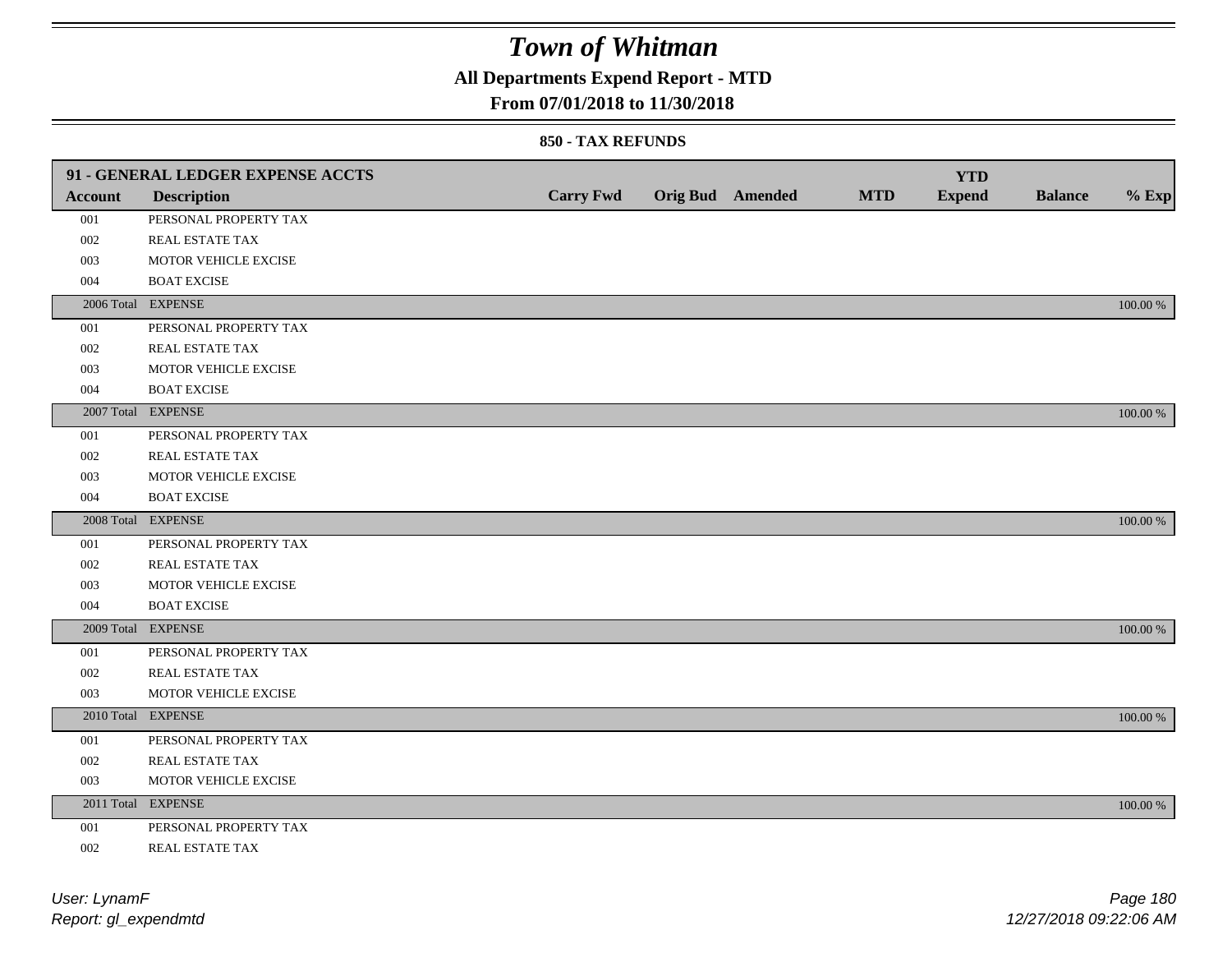# Town of Whitman

## All Departments Expend Report - MTD

### From 07/01/2018 to 11/30/2018

#### 850 - TAX REFUNDS

| 91 - GENERAL LEDGER EXPENSE ACCTS | | | | | | | | |
|---|---|---|---|---|---|---|---|---|
| **Account** | **Description** | **Carry Fwd** | **Orig Bud** | **Amended** | **MTD** | **YTD Expend** | **Balance** | **% Exp** |
| 001 | PERSONAL PROPERTY TAX | | | | | | | |
| 002 | REAL ESTATE TAX | | | | | | | |
| 003 | MOTOR VEHICLE EXCISE | | | | | | | |
| 004 | BOAT EXCISE | | | | | | | |
| 2006 Total | EXPENSE | | | | | | | 100.00 % |
| 001 | PERSONAL PROPERTY TAX | | | | | | | |
| 002 | REAL ESTATE TAX | | | | | | | |
| 003 | MOTOR VEHICLE EXCISE | | | | | | | |
| 004 | BOAT EXCISE | | | | | | | |
| 2007 Total | EXPENSE | | | | | | | 100.00 % |
| 001 | PERSONAL PROPERTY TAX | | | | | | | |
| 002 | REAL ESTATE TAX | | | | | | | |
| 003 | MOTOR VEHICLE EXCISE | | | | | | | |
| 004 | BOAT EXCISE | | | | | | | |
| 2008 Total | EXPENSE | | | | | | | 100.00 % |
| 001 | PERSONAL PROPERTY TAX | | | | | | | |
| 002 | REAL ESTATE TAX | | | | | | | |
| 003 | MOTOR VEHICLE EXCISE | | | | | | | |
| 004 | BOAT EXCISE | | | | | | | |
| 2009 Total | EXPENSE | | | | | | | 100.00 % |
| 001 | PERSONAL PROPERTY TAX | | | | | | | |
| 002 | REAL ESTATE TAX | | | | | | | |
| 003 | MOTOR VEHICLE EXCISE | | | | | | | |
| 2010 Total | EXPENSE | | | | | | | 100.00 % |
| 001 | PERSONAL PROPERTY TAX | | | | | | | |
| 002 | REAL ESTATE TAX | | | | | | | |
| 003 | MOTOR VEHICLE EXCISE | | | | | | | |
| 2011 Total | EXPENSE | | | | | | | 100.00 % |
| 001 | PERSONAL PROPERTY TAX | | | | | | | |
| 002 | REAL ESTATE TAX | | | | | | | |

*User: LynamF*
*Report: gl_expendmtd*

*12/27/2018 09:22:06 AM*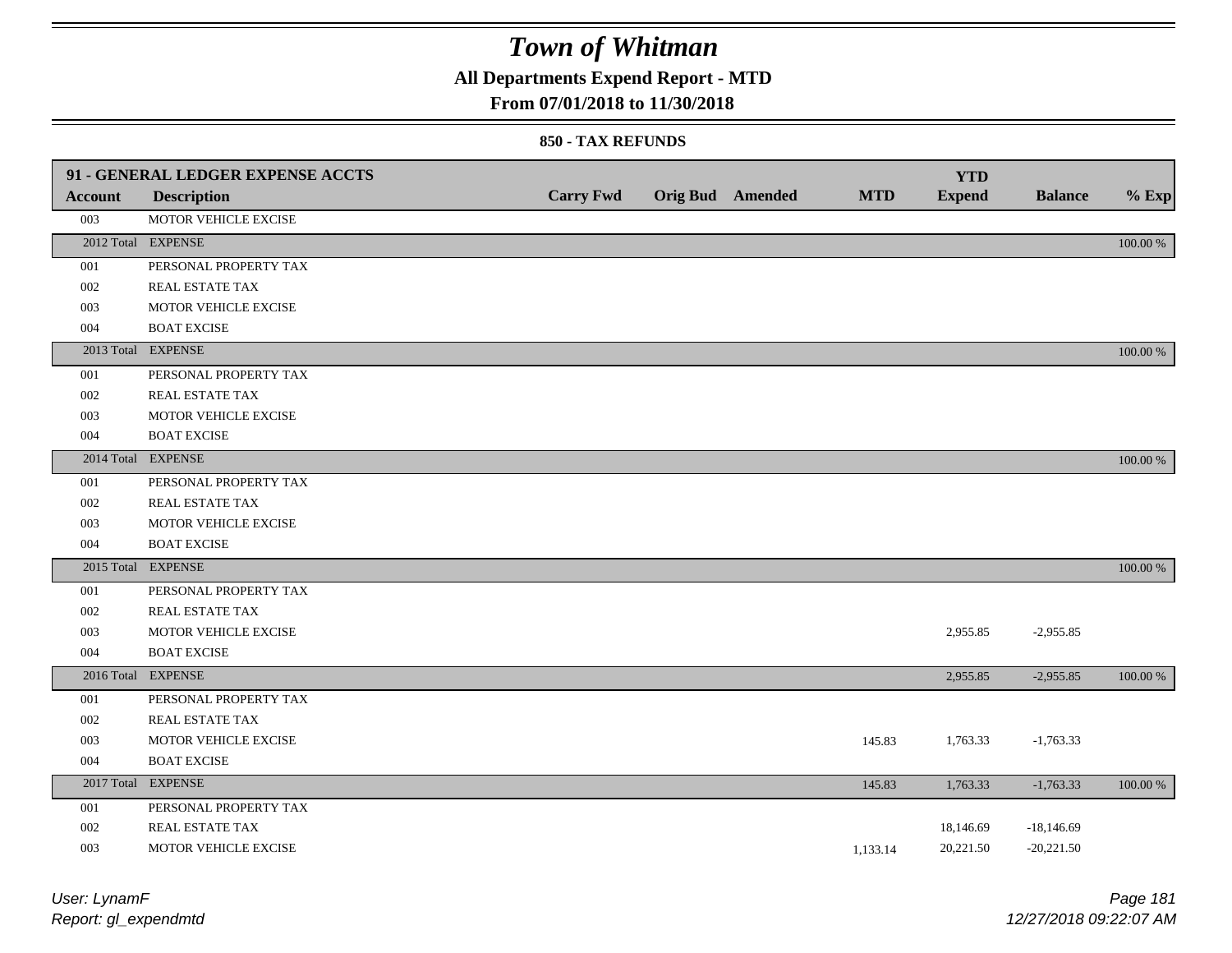# Town of Whitman

**All Departments Expend Report - MTD**

**From 07/01/2018 to 11/30/2018**

**850 - TAX REFUNDS**

| 91 - GENERAL LEDGER EXPENSE ACCTS | | | | | | | | |
|---|---|---|---|---|---|---|---|---|
| **Account** | **Description** | **Carry Fwd** | **Orig Bud** | **Amended** | **MTD** | **YTD Expend** | **Balance** | **% Exp** |
| 003 | MOTOR VEHICLE EXCISE | | | | | | | |
| 2012 Total | EXPENSE | | | | | | | 100.00 % |
| 001 | PERSONAL PROPERTY TAX | | | | | | | |
| 002 | REAL ESTATE TAX | | | | | | | |
| 003 | MOTOR VEHICLE EXCISE | | | | | | | |
| 004 | BOAT EXCISE | | | | | | | |
| 2013 Total | EXPENSE | | | | | | | 100.00 % |
| 001 | PERSONAL PROPERTY TAX | | | | | | | |
| 002 | REAL ESTATE TAX | | | | | | | |
| 003 | MOTOR VEHICLE EXCISE | | | | | | | |
| 004 | BOAT EXCISE | | | | | | | |
| 2014 Total | EXPENSE | | | | | | | 100.00 % |
| 001 | PERSONAL PROPERTY TAX | | | | | | | |
| 002 | REAL ESTATE TAX | | | | | | | |
| 003 | MOTOR VEHICLE EXCISE | | | | | | | |
| 004 | BOAT EXCISE | | | | | | | |
| 2015 Total | EXPENSE | | | | | | | 100.00 % |
| 001 | PERSONAL PROPERTY TAX | | | | | | | |
| 002 | REAL ESTATE TAX | | | | | | | |
| 003 | MOTOR VEHICLE EXCISE | | | | | 2,955.85 | -2,955.85 | |
| 004 | BOAT EXCISE | | | | | | | |
| 2016 Total | EXPENSE | | | | | 2,955.85 | -2,955.85 | 100.00 % |
| 001 | PERSONAL PROPERTY TAX | | | | | | | |
| 002 | REAL ESTATE TAX | | | | | | | |
| 003 | MOTOR VEHICLE EXCISE | | | | 145.83 | 1,763.33 | -1,763.33 | |
| 004 | BOAT EXCISE | | | | | | | |
| 2017 Total | EXPENSE | | | | 145.83 | 1,763.33 | -1,763.33 | 100.00 % |
| 001 | PERSONAL PROPERTY TAX | | | | | | | |
| 002 | REAL ESTATE TAX | | | | | 18,146.69 | -18,146.69 | |
| 003 | MOTOR VEHICLE EXCISE | | | | 1,133.14 | 20,221.50 | -20,221.50 | |

*User: LynamF*
*Report: gl_expendmtd*

*12/27/2018 09:22:07 AM*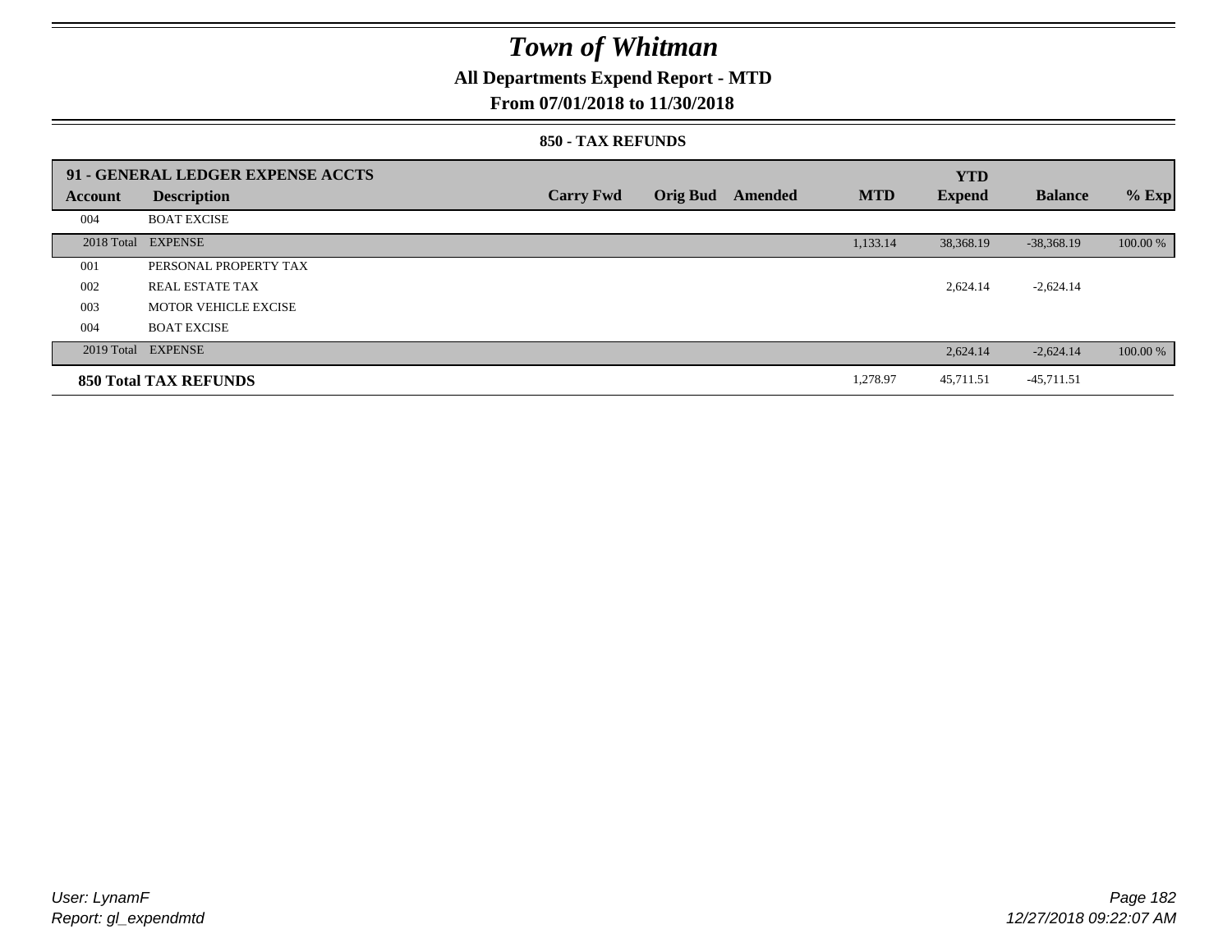# Town of Whitman

## All Departments Expend Report - MTD

### From 07/01/2018 to 11/30/2018

#### 850 - TAX REFUNDS

| 91 - GENERAL LEDGER EXPENSE ACCTS | | | | | | YTD | | |
|---|---|---|---|---|---|---|---|---|
| **Account** | **Description** | **Carry Fwd** | **Orig Bud** | **Amended** | **MTD** | **Expend** | **Balance** | **% Exp** |
| 004 | BOAT EXCISE | | | | | | | |
| 2018 Total | EXPENSE | | | | 1,133.14 | 38,368.19 | -38,368.19 | 100.00 % |
| 001 | PERSONAL PROPERTY TAX | | | | | | | |
| 002 | REAL ESTATE TAX | | | | | 2,624.14 | -2,624.14 | |
| 003 | MOTOR VEHICLE EXCISE | | | | | | | |
| 004 | BOAT EXCISE | | | | | | | |
| 2019 Total | EXPENSE | | | | | 2,624.14 | -2,624.14 | 100.00 % |
| **850 Total TAX REFUNDS** | | | | | 1,278.97 | 45,711.51 | -45,711.51 | |

*User: LynamF*
*Report: gl_expendmtd*

*12/27/2018 09:22:07 AM*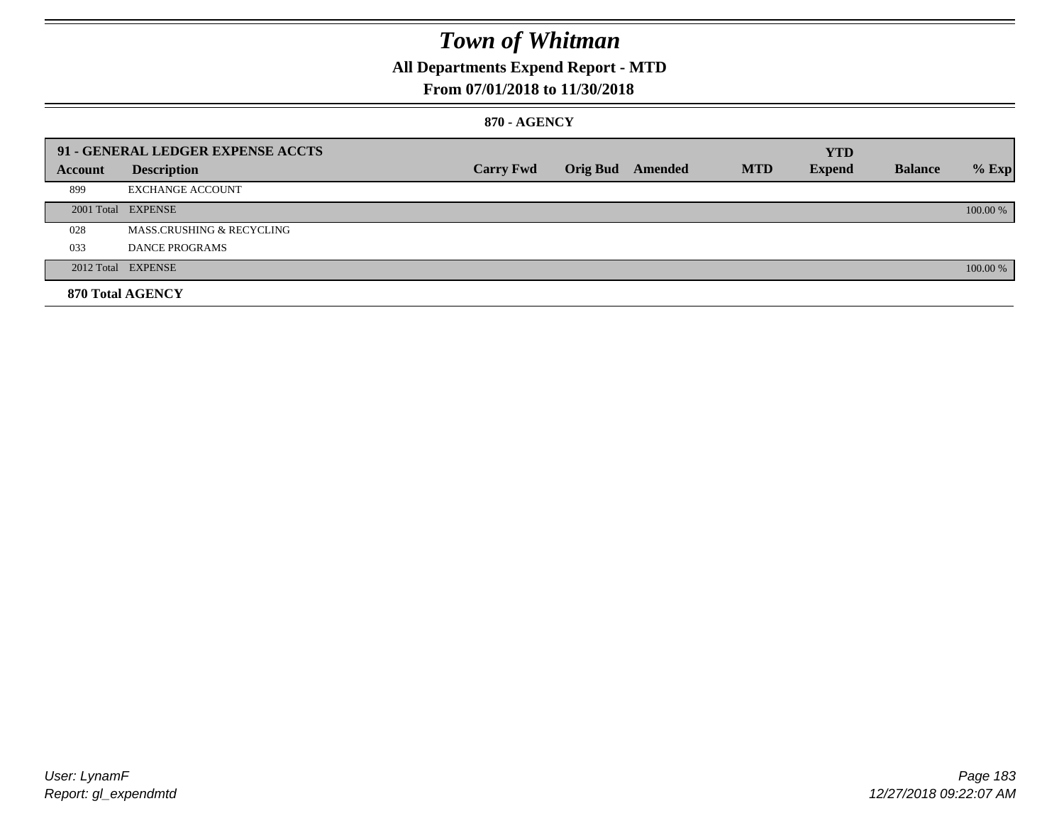# *Town of Whitman*

**All Departments Expend Report - MTD**

**From 07/01/2018 to 11/30/2018**

**870 - AGENCY**

| 91 - GENERAL LEDGER EXPENSE ACCTS | | | | | | YTD | | |
|---|---|---|---|---|---|---|---|---|
| **Account** | **Description** | **Carry Fwd** | **Orig Bud** | **Amended** | **MTD** | **Expend** | **Balance** | **% Exp** |
| 899 | EXCHANGE ACCOUNT | | | | | | | |
| 2001 Total | EXPENSE | | | | | | | 100.00 % |
| 028 | MASS.CRUSHING & RECYCLING | | | | | | | |
| 033 | DANCE PROGRAMS | | | | | | | |
| 2012 Total | EXPENSE | | | | | | | 100.00 % |
| **870 Total AGENCY** | | | | | | | | |

*User: LynamF*
*Report: gl_expendmtd*

*12/27/2018 09:22:07 AM*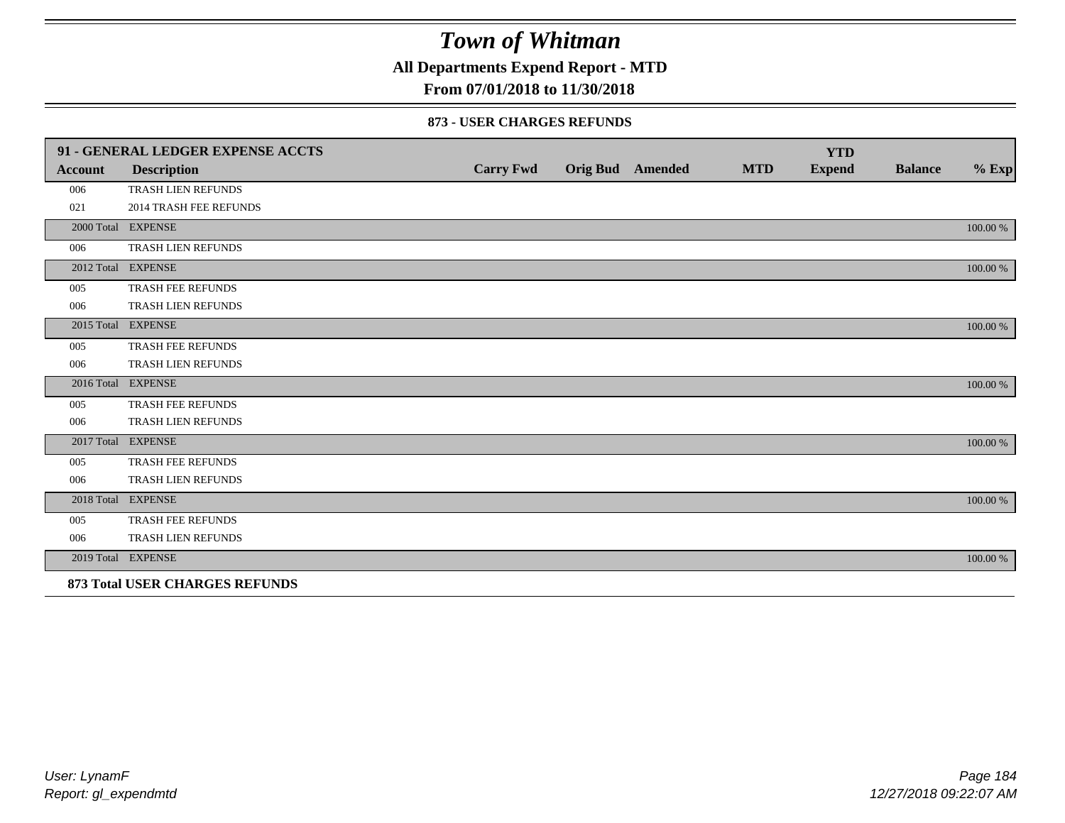# Town of Whitman

**All Departments Expend Report - MTD**

**From 07/01/2018 to 11/30/2018**

### 873 - USER CHARGES REFUNDS

| 91 - GENERAL LEDGER EXPENSE ACCTS | | | | | | YTD | | |
|---|---|---|---|---|---|---|---|---|
| **Account** | **Description** | **Carry Fwd** | **Orig Bud** | **Amended** | **MTD** | **Expend** | **Balance** | **% Exp** |
| 006 | TRASH LIEN REFUNDS | | | | | | | |
| 021 | 2014 TRASH FEE REFUNDS | | | | | | | |
| 2000 Total | EXPENSE | | | | | | | 100.00 % |
| 006 | TRASH LIEN REFUNDS | | | | | | | |
| 2012 Total | EXPENSE | | | | | | | 100.00 % |
| 005 | TRASH FEE REFUNDS | | | | | | | |
| 006 | TRASH LIEN REFUNDS | | | | | | | |
| 2015 Total | EXPENSE | | | | | | | 100.00 % |
| 005 | TRASH FEE REFUNDS | | | | | | | |
| 006 | TRASH LIEN REFUNDS | | | | | | | |
| 2016 Total | EXPENSE | | | | | | | 100.00 % |
| 005 | TRASH FEE REFUNDS | | | | | | | |
| 006 | TRASH LIEN REFUNDS | | | | | | | |
| 2017 Total | EXPENSE | | | | | | | 100.00 % |
| 005 | TRASH FEE REFUNDS | | | | | | | |
| 006 | TRASH LIEN REFUNDS | | | | | | | |
| 2018 Total | EXPENSE | | | | | | | 100.00 % |
| 005 | TRASH FEE REFUNDS | | | | | | | |
| 006 | TRASH LIEN REFUNDS | | | | | | | |
| 2019 Total | EXPENSE | | | | | | | 100.00 % |
| **873 Total USER CHARGES REFUNDS** | | | | | | | | |

*User: LynamF*
*Report: gl_expendmtd*

*12/27/2018 09:22:07 AM*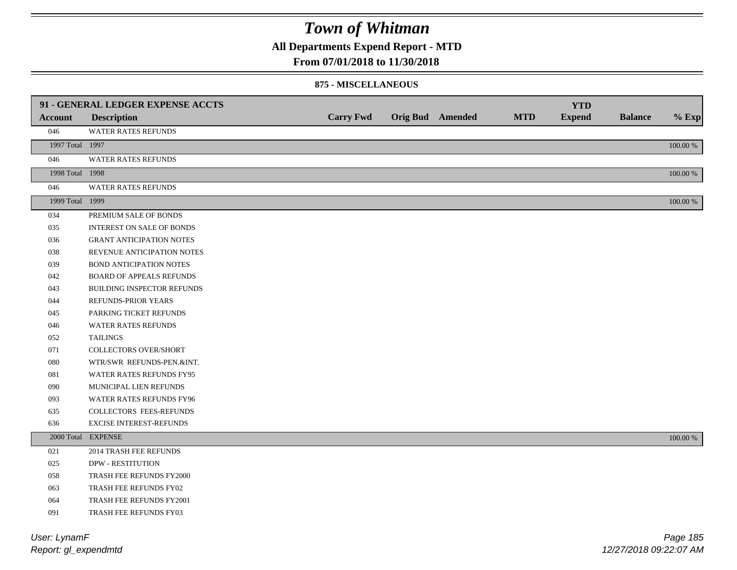# Town of Whitman

## All Departments Expend Report - MTD

## From 07/01/2018 to 11/30/2018

### 875 - MISCELLANEOUS

| 91 - GENERAL LEDGER EXPENSE ACCTS | | | | | | YTD | | |
|---|---|---|---|---|---|---|---|---|
| **Account** | **Description** | **Carry Fwd** | **Orig Bud** | **Amended** | **MTD** | **Expend** | **Balance** | **% Exp** |
| 046 | WATER RATES REFUNDS | | | | | | | |
| 1997 Total | 1997 | | | | | | | 100.00 % |
| 046 | WATER RATES REFUNDS | | | | | | | |
| 1998 Total | 1998 | | | | | | | 100.00 % |
| 046 | WATER RATES REFUNDS | | | | | | | |
| 1999 Total | 1999 | | | | | | | 100.00 % |
| 034 | PREMIUM SALE OF BONDS | | | | | | | |
| 035 | INTEREST ON SALE OF BONDS | | | | | | | |
| 036 | GRANT ANTICIPATION NOTES | | | | | | | |
| 038 | REVENUE ANTICIPATION NOTES | | | | | | | |
| 039 | BOND ANTICIPATION NOTES | | | | | | | |
| 042 | BOARD OF APPEALS REFUNDS | | | | | | | |
| 043 | BUILDING INSPECTOR REFUNDS | | | | | | | |
| 044 | REFUNDS-PRIOR YEARS | | | | | | | |
| 045 | PARKING TICKET REFUNDS | | | | | | | |
| 046 | WATER RATES REFUNDS | | | | | | | |
| 052 | TAILINGS | | | | | | | |
| 071 | COLLECTORS OVER/SHORT | | | | | | | |
| 080 | WTR/SWR REFUNDS-PEN.&INT. | | | | | | | |
| 081 | WATER RATES REFUNDS FY95 | | | | | | | |
| 090 | MUNICIPAL LIEN REFUNDS | | | | | | | |
| 093 | WATER RATES REFUNDS FY96 | | | | | | | |
| 635 | COLLECTORS FEES-REFUNDS | | | | | | | |
| 636 | EXCISE INTEREST-REFUNDS | | | | | | | |
| 2000 Total | EXPENSE | | | | | | | 100.00 % |
| 021 | 2014 TRASH FEE REFUNDS | | | | | | | |
| 025 | DPW - RESTITUTION | | | | | | | |
| 058 | TRASH FEE REFUNDS FY2000 | | | | | | | |
| 063 | TRASH FEE REFUNDS FY02 | | | | | | | |
| 064 | TRASH FEE REFUNDS FY2001 | | | | | | | |
| 091 | TRASH FEE REFUNDS FY03 | | | | | | | |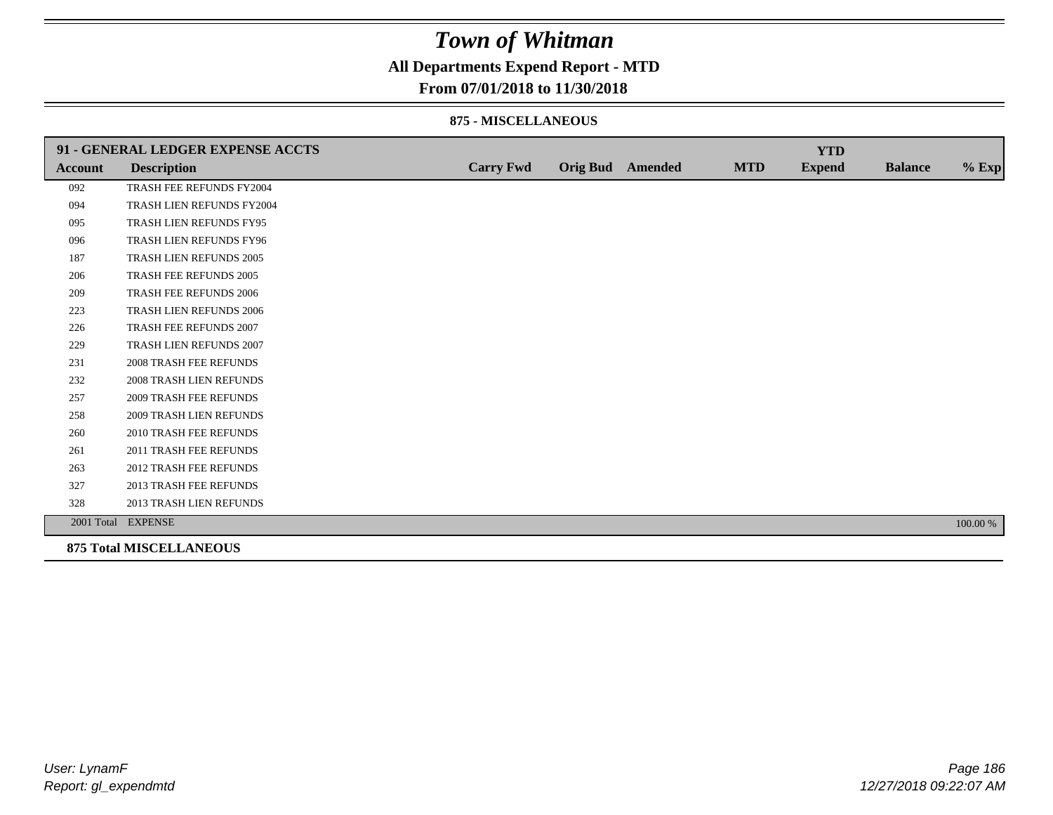# Town of Whitman

## All Departments Expend Report - MTD

## From 07/01/2018 to 11/30/2018

### 875 - MISCELLANEOUS

| 91 - GENERAL LEDGER EXPENSE ACCTS | | | | | | YTD | | |
|---|---|---|---|---|---|---|---|---|
| **Account** | **Description** | **Carry Fwd** | **Orig Bud** | **Amended** | **MTD** | **Expend** | **Balance** | **% Exp** |
| 092 | TRASH FEE REFUNDS FY2004 | | | | | | | |
| 094 | TRASH LIEN REFUNDS FY2004 | | | | | | | |
| 095 | TRASH LIEN REFUNDS FY95 | | | | | | | |
| 096 | TRASH LIEN REFUNDS FY96 | | | | | | | |
| 187 | TRASH LIEN REFUNDS 2005 | | | | | | | |
| 206 | TRASH FEE REFUNDS 2005 | | | | | | | |
| 209 | TRASH FEE REFUNDS 2006 | | | | | | | |
| 223 | TRASH LIEN REFUNDS 2006 | | | | | | | |
| 226 | TRASH FEE REFUNDS 2007 | | | | | | | |
| 229 | TRASH LIEN REFUNDS 2007 | | | | | | | |
| 231 | 2008 TRASH FEE REFUNDS | | | | | | | |
| 232 | 2008 TRASH LIEN REFUNDS | | | | | | | |
| 257 | 2009 TRASH FEE REFUNDS | | | | | | | |
| 258 | 2009 TRASH LIEN REFUNDS | | | | | | | |
| 260 | 2010 TRASH FEE REFUNDS | | | | | | | |
| 261 | 2011 TRASH FEE REFUNDS | | | | | | | |
| 263 | 2012 TRASH FEE REFUNDS | | | | | | | |
| 327 | 2013 TRASH FEE REFUNDS | | | | | | | |
| 328 | 2013 TRASH LIEN REFUNDS | | | | | | | |
| 2001 Total | EXPENSE | | | | | | | 100.00 % |

**875 Total MISCELLANEOUS**

User: LynamF
Report: gl_expendmtd

12/27/2018 09:22:07 AM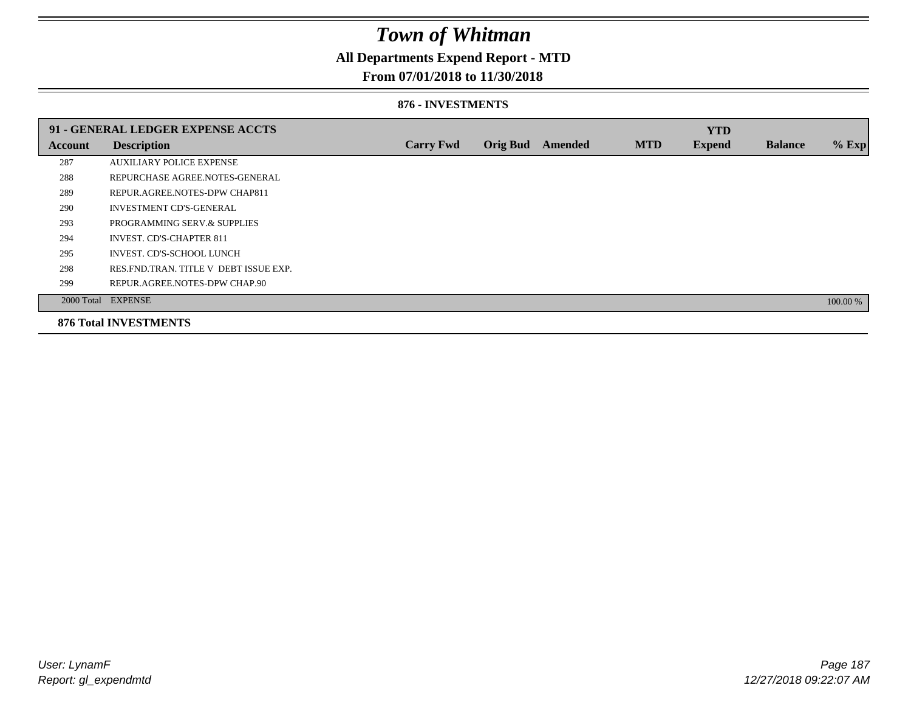# *Town of Whitman*

## All Departments Expend Report - MTD

## From 07/01/2018 to 11/30/2018

### 876 - INVESTMENTS

| 91 - GENERAL LEDGER EXPENSE ACCTS | | | | | | YTD | | |
|---|---|---|---|---|---|---|---|---|
| **Account** | **Description** | **Carry Fwd** | **Orig Bud** | **Amended** | **MTD** | **Expend** | **Balance** | **% Exp** |
| 287 | AUXILIARY POLICE EXPENSE | | | | | | | |
| 288 | REPURCHASE AGREE.NOTES-GENERAL | | | | | | | |
| 289 | REPUR.AGREE.NOTES-DPW CHAP811 | | | | | | | |
| 290 | INVESTMENT CD'S-GENERAL | | | | | | | |
| 293 | PROGRAMMING SERV.& SUPPLIES | | | | | | | |
| 294 | INVEST. CD'S-CHAPTER 811 | | | | | | | |
| 295 | INVEST. CD'S-SCHOOL LUNCH | | | | | | | |
| 298 | RES.FND.TRAN. TITLE V DEBT ISSUE EXP. | | | | | | | |
| 299 | REPUR.AGREE.NOTES-DPW CHAP.90 | | | | | | | |
| 2000 Total | EXPENSE | | | | | | | 100.00 % |

**876 Total INVESTMENTS**

*User: LynamF*
*Report: gl_expendmtd*

*12/27/2018 09:22:07 AM*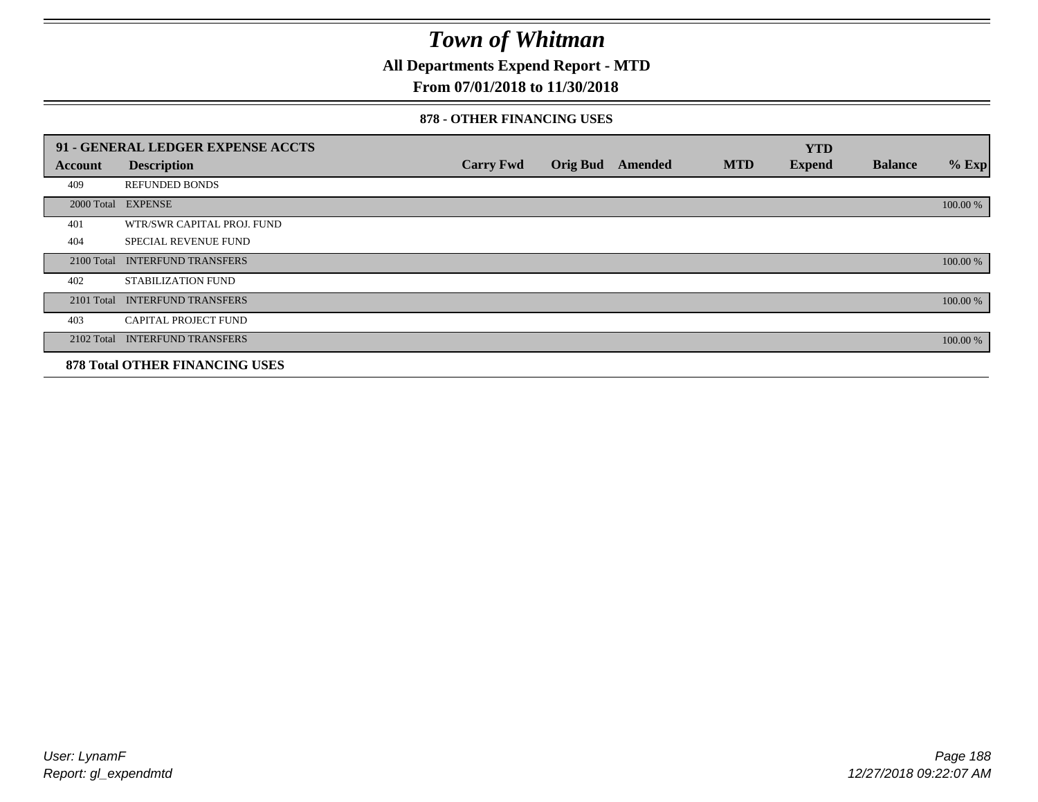# Town of Whitman

## All Departments Expend Report - MTD

### From 07/01/2018 to 11/30/2018

#### 878 - OTHER FINANCING USES

| 91 - GENERAL LEDGER EXPENSE ACCTS | | | | | | YTD | | |
|---|---|---|---|---|---|---|---|---|
| **Account** | **Description** | **Carry Fwd** | **Orig Bud** | **Amended** | **MTD** | **Expend** | **Balance** | **% Exp** |
| 409 | REFUNDED BONDS | | | | | | | |
| 2000 Total | EXPENSE | | | | | | | 100.00 % |
| 401 | WTR/SWR CAPITAL PROJ. FUND | | | | | | | |
| 404 | SPECIAL REVENUE FUND | | | | | | | |
| 2100 Total | INTERFUND TRANSFERS | | | | | | | 100.00 % |
| 402 | STABILIZATION FUND | | | | | | | |
| 2101 Total | INTERFUND TRANSFERS | | | | | | | 100.00 % |
| 403 | CAPITAL PROJECT FUND | | | | | | | |
| 2102 Total | INTERFUND TRANSFERS | | | | | | | 100.00 % |

**878 Total OTHER FINANCING USES**

User: LynamF
Report: gl_expendmtd

12/27/2018 09:22:07 AM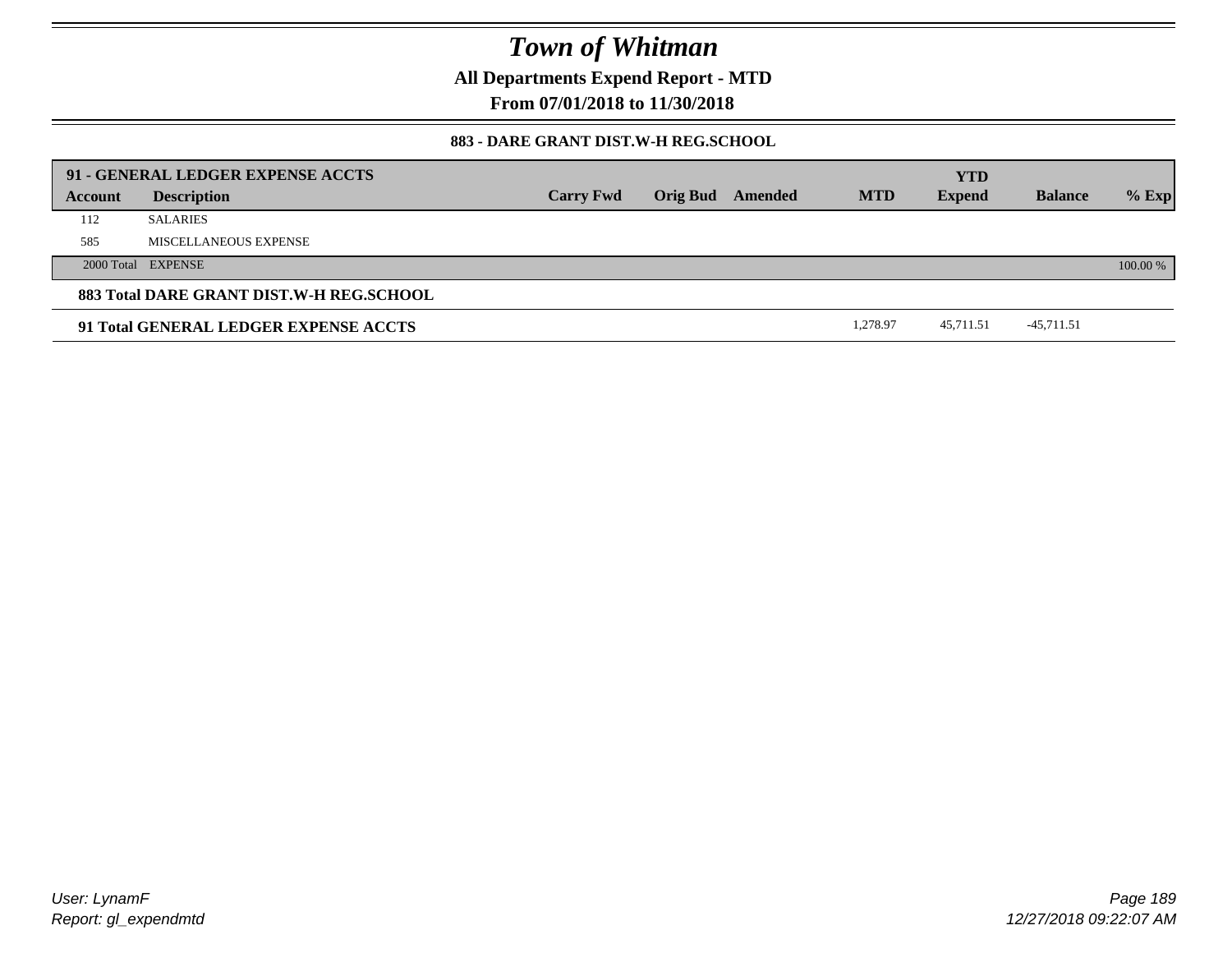# Town of Whitman

**All Departments Expend Report - MTD**

**From 07/01/2018 to 11/30/2018**

**883 - DARE GRANT DIST.W-H REG.SCHOOL**

| 91 - GENERAL LEDGER EXPENSE ACCTS | | | | | | | | |
|---|---|---|---|---|---|---|---|---|
| **Account** | **Description** | **Carry Fwd** | **Orig Bud** | **Amended** | **MTD** | **YTD Expend** | **Balance** | **% Exp** |
| 112 | SALARIES | | | | | | | |
| 585 | MISCELLANEOUS EXPENSE | | | | | | | |
| 2000 Total | EXPENSE | | | | | | | 100.00 % |
| **883 Total DARE GRANT DIST.W-H REG.SCHOOL** | | | | | | | | |
| **91 Total GENERAL LEDGER EXPENSE ACCTS** | | | | | 1,278.97 | 45,711.51 | -45,711.51 | |

User: LynamF
Report: gl_expendmtd

12/27/2018 09:22:07 AM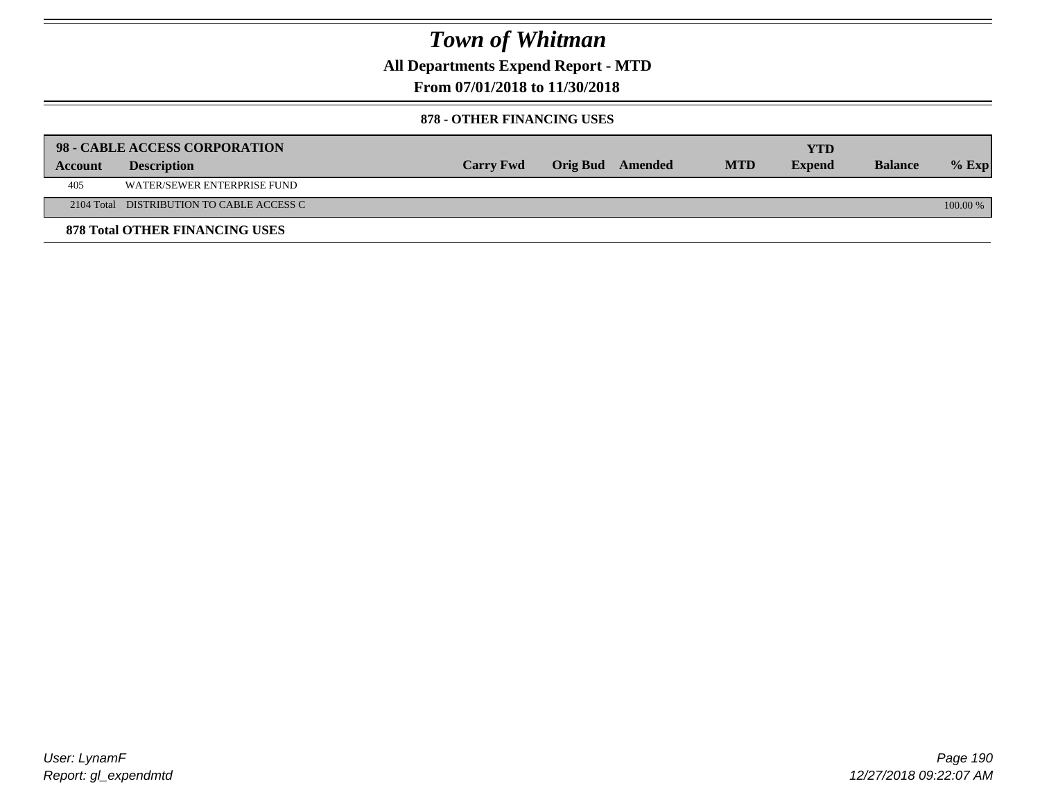# Town of Whitman

## All Departments Expend Report - MTD

## From 07/01/2018 to 11/30/2018

### 878 - OTHER FINANCING USES

| 98 - CABLE ACCESS CORPORATION | | | | | | | YTD | | |
|---|---|---|---|---|---|---|---|---|---|
| **Account** | **Description** | **Carry Fwd** | **Orig Bud** | **Amended** | **MTD** | **Expend** | | **Balance** | **% Exp** |
| 405 | WATER/SEWER ENTERPRISE FUND | | | | | | | | |
| 2104 Total | DISTRIBUTION TO CABLE ACCESS C | | | | | | | | 100.00 % |

**878 Total OTHER FINANCING USES**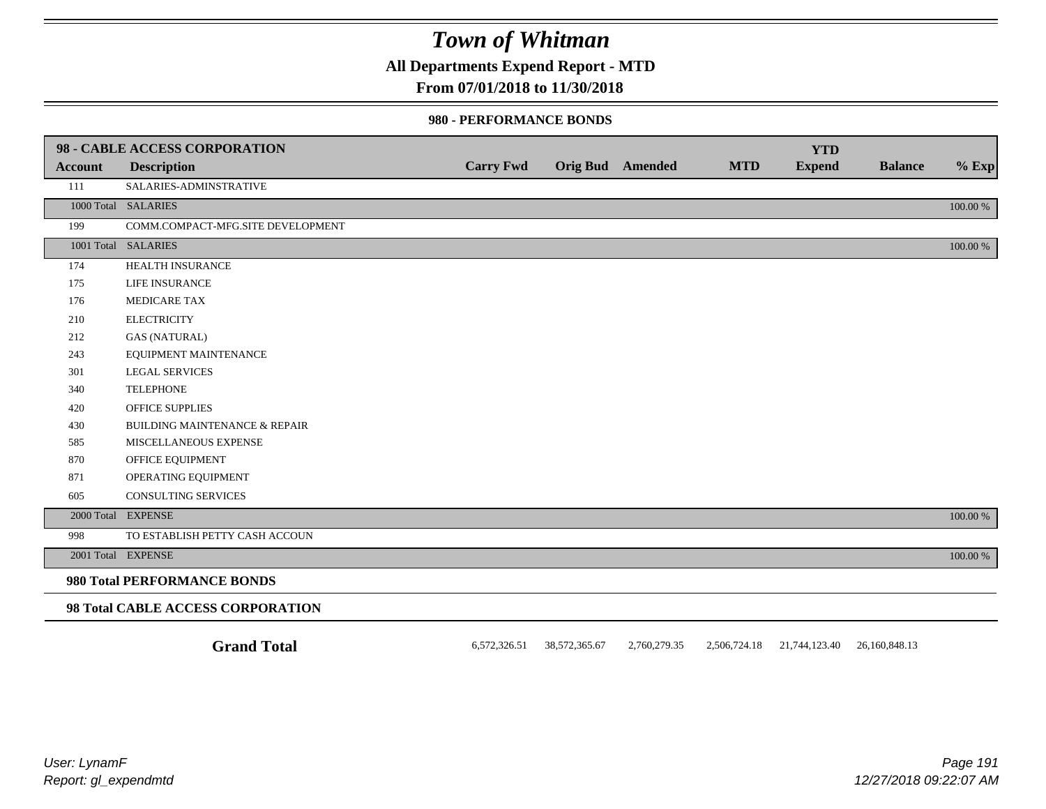# Town of Whitman

**All Departments Expend Report - MTD**

**From 07/01/2018 to 11/30/2018**

**980 - PERFORMANCE BONDS**

| 98 - CABLE ACCESS CORPORATION Account | Description | Carry Fwd | Orig Bud | Amended | MTD | YTD Expend | Balance | % Exp |
|---|---|---|---|---|---|---|---|---|
| 111 | SALARIES-ADMINSTRATIVE | | | | | | | |
| 1000 Total | SALARIES | | | | | | | 100.00 % |
| 199 | COMM.COMPACT-MFG.SITE DEVELOPMENT | | | | | | | |
| 1001 Total | SALARIES | | | | | | | 100.00 % |
| 174 | HEALTH INSURANCE | | | | | | | |
| 175 | LIFE INSURANCE | | | | | | | |
| 176 | MEDICARE TAX | | | | | | | |
| 210 | ELECTRICITY | | | | | | | |
| 212 | GAS (NATURAL) | | | | | | | |
| 243 | EQUIPMENT MAINTENANCE | | | | | | | |
| 301 | LEGAL SERVICES | | | | | | | |
| 340 | TELEPHONE | | | | | | | |
| 420 | OFFICE SUPPLIES | | | | | | | |
| 430 | BUILDING MAINTENANCE & REPAIR | | | | | | | |
| 585 | MISCELLANEOUS EXPENSE | | | | | | | |
| 870 | OFFICE EQUIPMENT | | | | | | | |
| 871 | OPERATING EQUIPMENT | | | | | | | |
| 605 | CONSULTING SERVICES | | | | | | | |
| 2000 Total | EXPENSE | | | | | | | 100.00 % |
| 998 | TO ESTABLISH PETTY CASH ACCOUN | | | | | | | |
| 2001 Total | EXPENSE | | | | | | | 100.00 % |
| **980 Total PERFORMANCE BONDS** | | | | | | | | |
| **98 Total CABLE ACCESS CORPORATION** | | | | | | | | |
| | **Grand Total** | 6,572,326.51 | 38,572,365.67 | 2,760,279.35 | 2,506,724.18 | 21,744,123.40 | 26,160,848.13 | |

*User: LynamF*
*Report: gl_expendmtd*
*12/27/2018 09:22:07 AM*